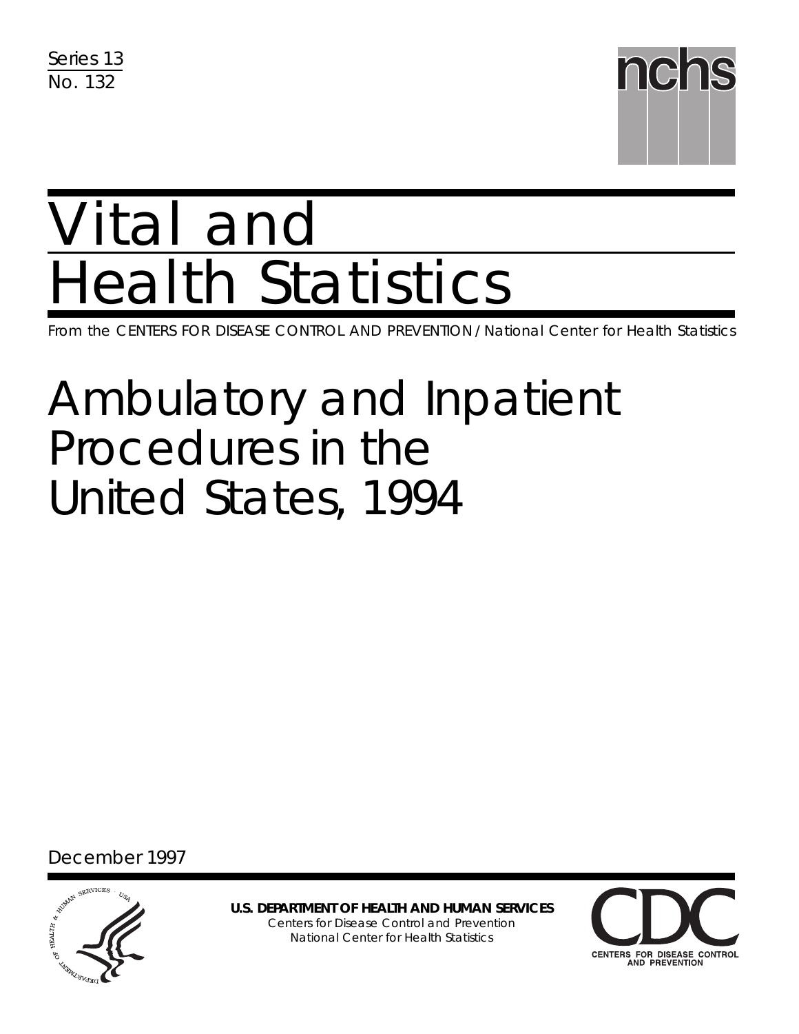Series 13
No. 132

nchs

# Vital and Health Statistics

From the CENTERS FOR DISEASE CONTROL AND PREVENTION / National Center for Health Statistics

# Ambulatory and Inpatient Procedures in the United States, 1994

December 1997

**U.S. DEPARTMENT OF HEALTH AND HUMAN SERVICES**
Centers for Disease Control and Prevention
National Center for Health Statistics

CDC
CENTERS FOR DISEASE CONTROL AND PREVENTION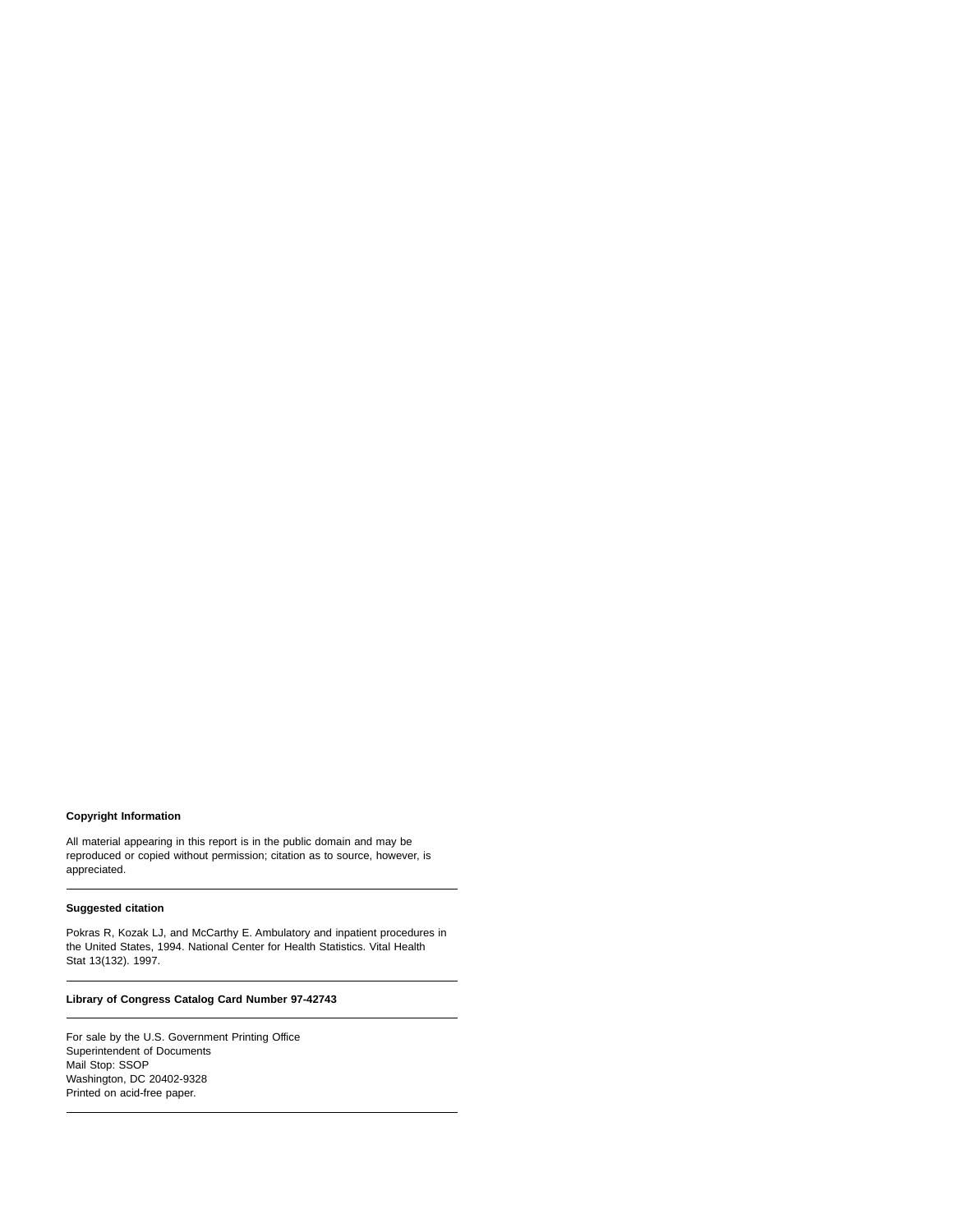**Copyright Information**

All material appearing in this report is in the public domain and may be reproduced or copied without permission; citation as to source, however, is appreciated.

---

**Suggested citation**

Pokras R, Kozak LJ, and McCarthy E. Ambulatory and inpatient procedures in the United States, 1994. National Center for Health Statistics. Vital Health Stat 13(132). 1997.

---

**Library of Congress Catalog Card Number 97-42743**

---

For sale by the U.S. Government Printing Office
Superintendent of Documents
Mail Stop: SSOP
Washington, DC 20402-9328
Printed on acid-free paper.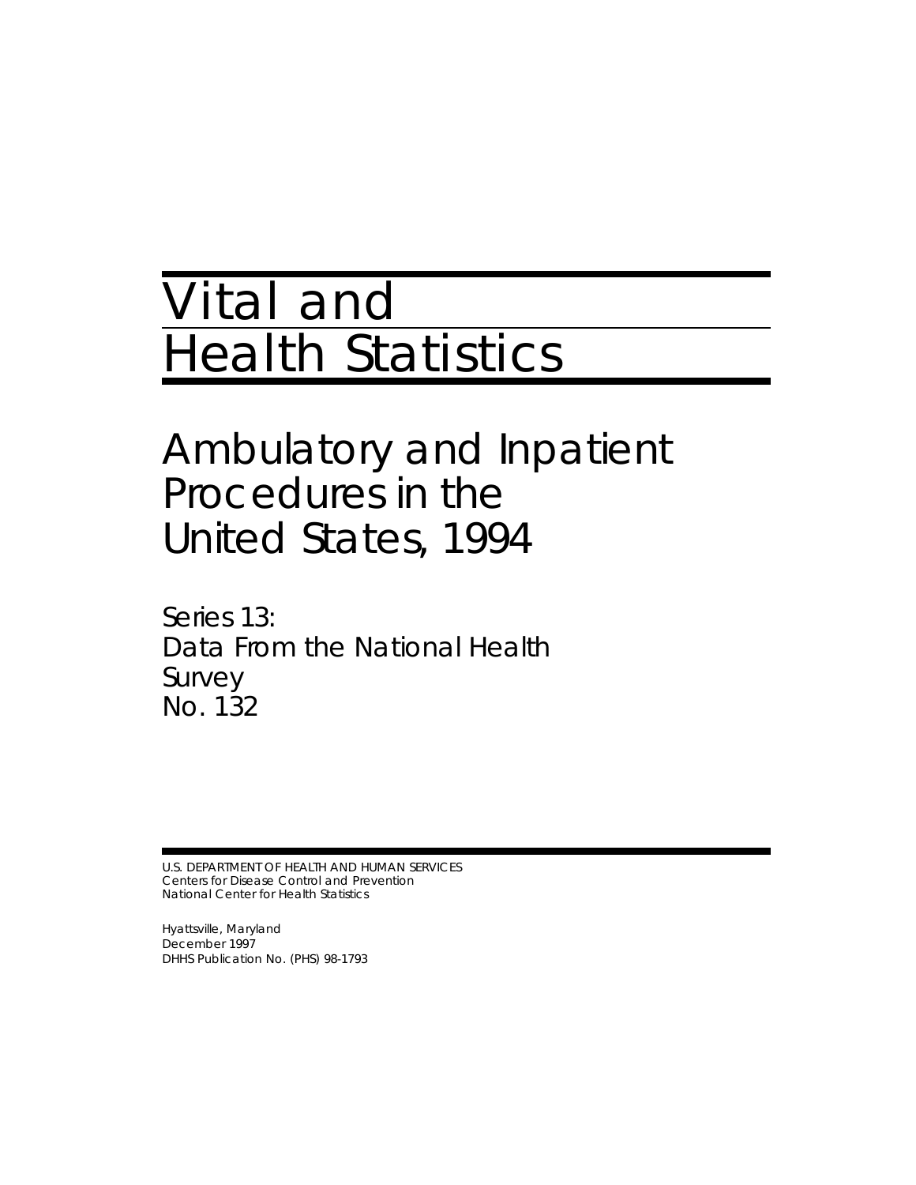# Vital and Health Statistics

## Ambulatory and Inpatient Procedures in the United States, 1994

Series 13:
Data From the National Health Survey
No. 132

U.S. DEPARTMENT OF HEALTH AND HUMAN SERVICES
Centers for Disease Control and Prevention
National Center for Health Statistics

Hyattsville, Maryland
December 1997
DHHS Publication No. (PHS) 98-1793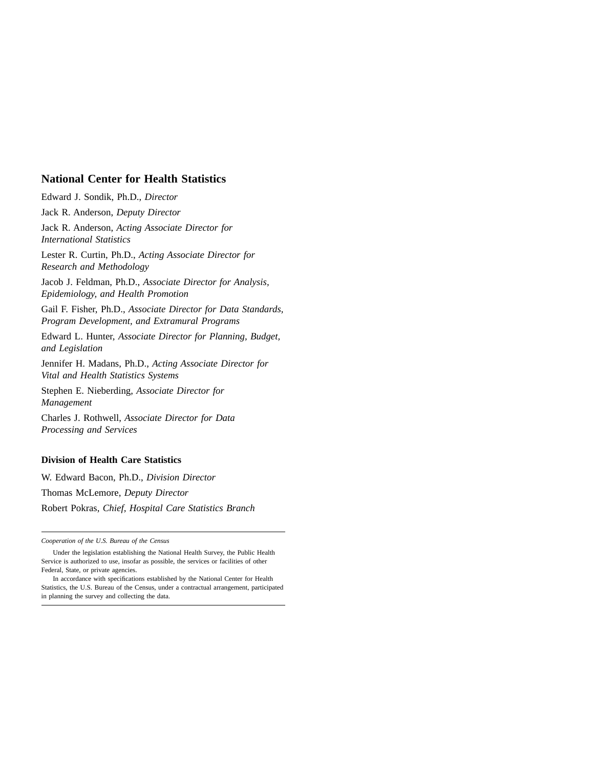## National Center for Health Statistics

Edward J. Sondik, Ph.D., *Director*

Jack R. Anderson, *Deputy Director*

Jack R. Anderson, *Acting Associate Director for International Statistics*

Lester R. Curtin, Ph.D., *Acting Associate Director for Research and Methodology*

Jacob J. Feldman, Ph.D., *Associate Director for Analysis, Epidemiology, and Health Promotion*

Gail F. Fisher, Ph.D., *Associate Director for Data Standards, Program Development, and Extramural Programs*

Edward L. Hunter, *Associate Director for Planning, Budget, and Legislation*

Jennifer H. Madans, Ph.D., *Acting Associate Director for Vital and Health Statistics Systems*

Stephen E. Nieberding, *Associate Director for Management*

Charles J. Rothwell, *Associate Director for Data Processing and Services*

### Division of Health Care Statistics

W. Edward Bacon, Ph.D., *Division Director*

Thomas McLemore, *Deputy Director*

Robert Pokras, *Chief, Hospital Care Statistics Branch*

---

*Cooperation of the U.S. Bureau of the Census*

Under the legislation establishing the National Health Survey, the Public Health Service is authorized to use, insofar as possible, the services or facilities of other Federal, State, or private agencies.

In accordance with specifications established by the National Center for Health Statistics, the U.S. Bureau of the Census, under a contractual arrangement, participated in planning the survey and collecting the data.

---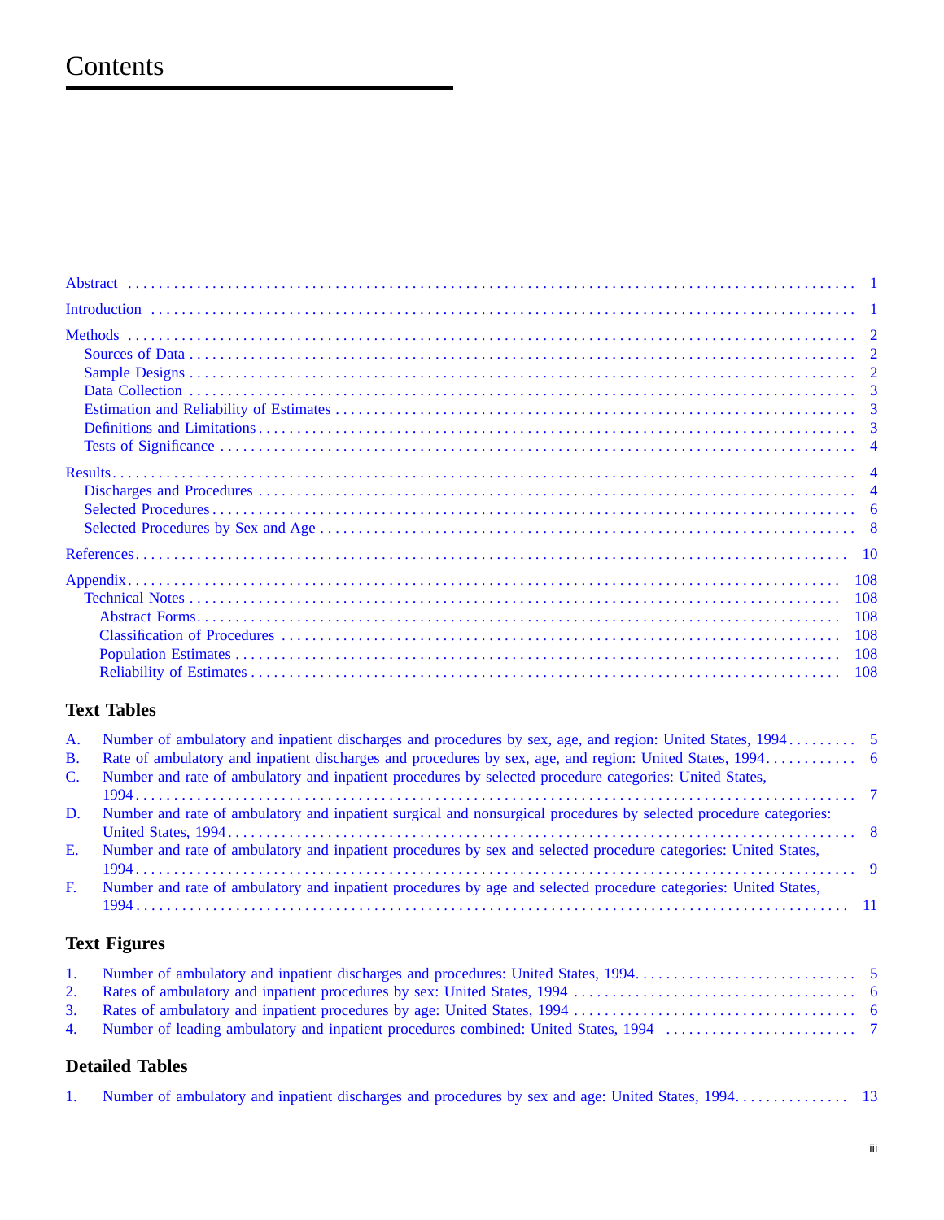# Contents

Abstract ... 1

Introduction ... 1

Methods ... 2
- Sources of Data ... 2
- Sample Designs ... 2
- Data Collection ... 3
- Estimation and Reliability of Estimates ... 3
- Definitions and Limitations ... 3
- Tests of Significance ... 4

Results ... 4
- Discharges and Procedures ... 4
- Selected Procedures ... 6
- Selected Procedures by Sex and Age ... 8

References ... 10

Appendix ... 108
- Technical Notes ... 108
  - Abstract Forms ... 108
  - Classification of Procedures ... 108
  - Population Estimates ... 108
  - Reliability of Estimates ... 108

## Text Tables

A. Number of ambulatory and inpatient discharges and procedures by sex, age, and region: United States, 1994 ... 5

B. Rate of ambulatory and inpatient discharges and procedures by sex, age, and region: United States, 1994 ... 6

C. Number and rate of ambulatory and inpatient procedures by selected procedure categories: United States, 1994 ... 7

D. Number and rate of ambulatory and inpatient surgical and nonsurgical procedures by selected procedure categories: United States, 1994 ... 8

E. Number and rate of ambulatory and inpatient procedures by sex and selected procedure categories: United States, 1994 ... 9

F. Number and rate of ambulatory and inpatient procedures by age and selected procedure categories: United States, 1994 ... 11

## Text Figures

1. Number of ambulatory and inpatient discharges and procedures: United States, 1994 ... 5
2. Rates of ambulatory and inpatient procedures by sex: United States, 1994 ... 6
3. Rates of ambulatory and inpatient procedures by age: United States, 1994 ... 6
4. Number of leading ambulatory and inpatient procedures combined: United States, 1994 ... 7

## Detailed Tables

1. Number of ambulatory and inpatient discharges and procedures by sex and age: United States, 1994 ... 13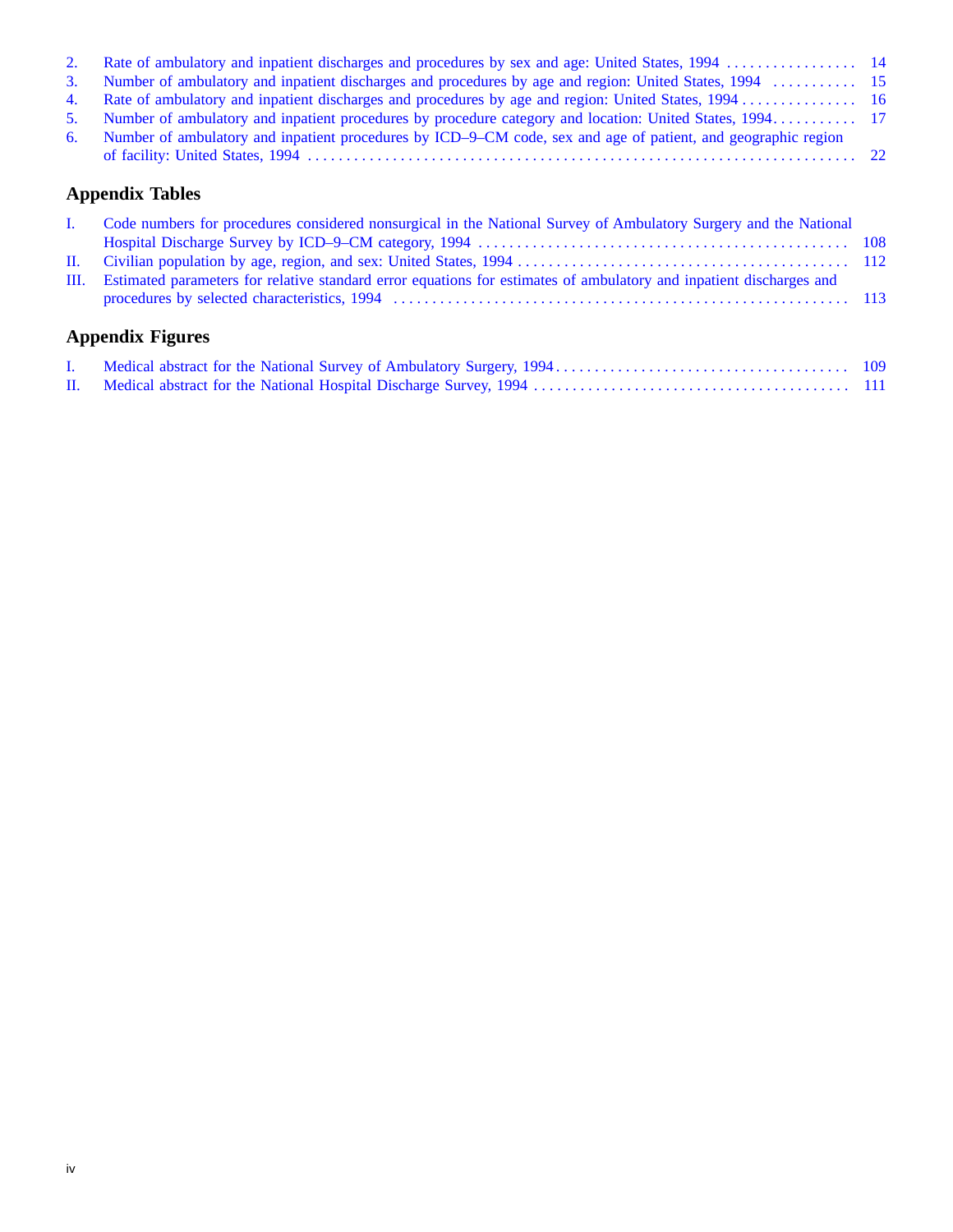2. Rate of ambulatory and inpatient discharges and procedures by sex and age: United States, 1994 . . . . . . . . . . . . . . . . . 14
3. Number of ambulatory and inpatient discharges and procedures by age and region: United States, 1994 . . . . . . . . . . . 15
4. Rate of ambulatory and inpatient discharges and procedures by age and region: United States, 1994 . . . . . . . . . . . . . . . 16
5. Number of ambulatory and inpatient procedures by procedure category and location: United States, 1994. . . . . . . . . . . 17
6. Number of ambulatory and inpatient procedures by ICD–9–CM code, sex and age of patient, and geographic region of facility: United States, 1994 . . . . . . . . . . . . . . . . . . . . . . . . . . . . . . . . . . . . . . . . . . . . . . . . . . . . . . . . . . . . . . . . . . . . . 22

## Appendix Tables

I. Code numbers for procedures considered nonsurgical in the National Survey of Ambulatory Surgery and the National Hospital Discharge Survey by ICD–9–CM category, 1994 . . . . . . . . . . . . . . . . . . . . . . . . . . . . . . . . . . . . . . . . . . . . . . . 108
II. Civilian population by age, region, and sex: United States, 1994 . . . . . . . . . . . . . . . . . . . . . . . . . . . . . . . . . . . . . . . . . . 112
III. Estimated parameters for relative standard error equations for estimates of ambulatory and inpatient discharges and procedures by selected characteristics, 1994 . . . . . . . . . . . . . . . . . . . . . . . . . . . . . . . . . . . . . . . . . . . . . . . . . . . . . . . . . . 113

## Appendix Figures

I. Medical abstract for the National Survey of Ambulatory Surgery, 1994 . . . . . . . . . . . . . . . . . . . . . . . . . . . . . . . . . . . . . . 109
II. Medical abstract for the National Hospital Discharge Survey, 1994 . . . . . . . . . . . . . . . . . . . . . . . . . . . . . . . . . . . . . . . . . 111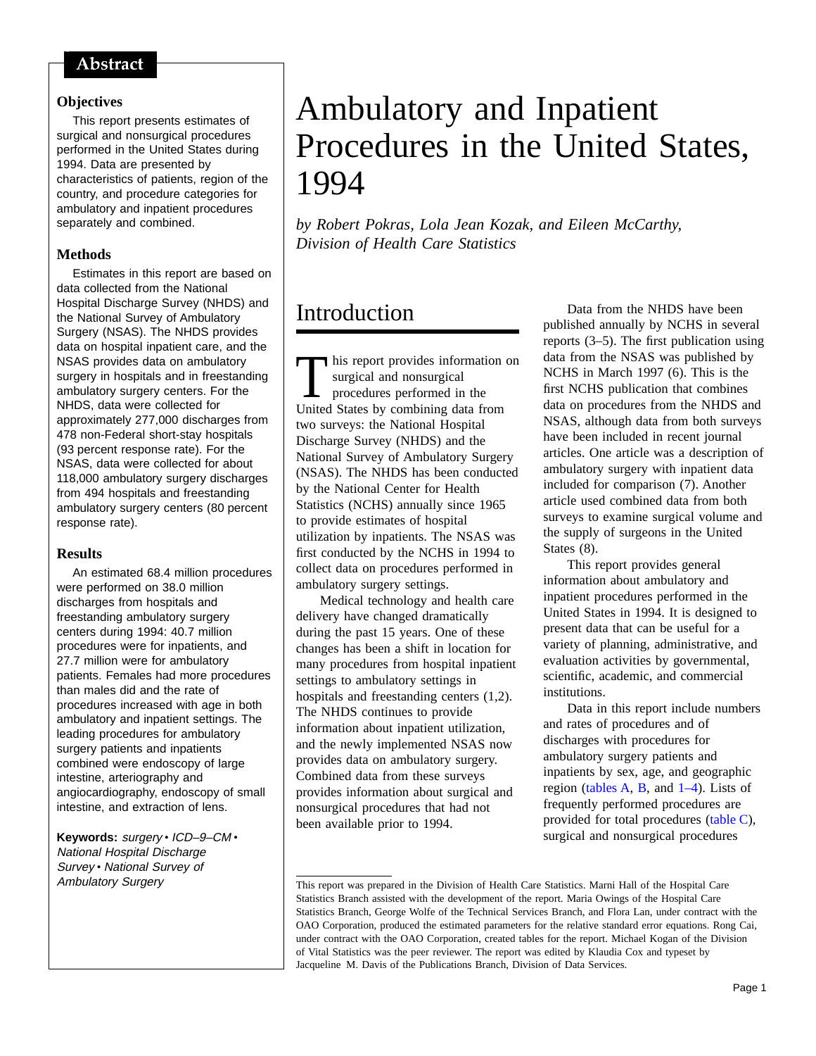# Ambulatory and Inpatient Procedures in the United States, 1994

*by Robert Pokras, Lola Jean Kozak, and Eileen McCarthy, Division of Health Care Statistics*

## Abstract

### Objectives

This report presents estimates of surgical and nonsurgical procedures performed in the United States during 1994. Data are presented by characteristics of patients, region of the country, and procedure categories for ambulatory and inpatient procedures separately and combined.

### Methods

Estimates in this report are based on data collected from the National Hospital Discharge Survey (NHDS) and the National Survey of Ambulatory Surgery (NSAS). The NHDS provides data on hospital inpatient care, and the NSAS provides data on ambulatory surgery in hospitals and in freestanding ambulatory surgery centers. For the NHDS, data were collected for approximately 277,000 discharges from 478 non-Federal short-stay hospitals (93 percent response rate). For the NSAS, data were collected for about 118,000 ambulatory surgery discharges from 494 hospitals and freestanding ambulatory surgery centers (80 percent response rate).

### Results

An estimated 68.4 million procedures were performed on 38.0 million discharges from hospitals and freestanding ambulatory surgery centers during 1994: 40.7 million procedures were for inpatients, and 27.7 million were for ambulatory patients. Females had more procedures than males did and the rate of procedures increased with age in both ambulatory and inpatient settings. The leading procedures for ambulatory surgery patients and inpatients combined were endoscopy of large intestine, arteriography and angiocardiography, endoscopy of small intestine, and extraction of lens.

**Keywords:** *surgery • ICD–9–CM • National Hospital Discharge Survey • National Survey of Ambulatory Surgery*

## Introduction

This report provides information on surgical and nonsurgical procedures performed in the United States by combining data from two surveys: the National Hospital Discharge Survey (NHDS) and the National Survey of Ambulatory Surgery (NSAS). The NHDS has been conducted by the National Center for Health Statistics (NCHS) annually since 1965 to provide estimates of hospital utilization by inpatients. The NSAS was first conducted by the NCHS in 1994 to collect data on procedures performed in ambulatory surgery settings.

Medical technology and health care delivery have changed dramatically during the past 15 years. One of these changes has been a shift in location for many procedures from hospital inpatient settings to ambulatory settings in hospitals and freestanding centers (1,2). The NHDS continues to provide information about inpatient utilization, and the newly implemented NSAS now provides data on ambulatory surgery. Combined data from these surveys provides information about surgical and nonsurgical procedures that had not been available prior to 1994.

Data from the NHDS have been published annually by NCHS in several reports (3–5). The first publication using data from the NSAS was published by NCHS in March 1997 (6). This is the first NCHS publication that combines data on procedures from the NHDS and NSAS, although data from both surveys have been included in recent journal articles. One article was a description of ambulatory surgery with inpatient data included for comparison (7). Another article used combined data from both surveys to examine surgical volume and the supply of surgeons in the United States (8).

This report provides general information about ambulatory and inpatient procedures performed in the United States in 1994. It is designed to present data that can be useful for a variety of planning, administrative, and evaluation activities by governmental, scientific, academic, and commercial institutions.

Data in this report include numbers and rates of procedures and of discharges with procedures for ambulatory surgery patients and inpatients by sex, age, and geographic region (tables A, B, and 1–4). Lists of frequently performed procedures are provided for total procedures (table C), surgical and nonsurgical procedures

---

This report was prepared in the Division of Health Care Statistics. Marni Hall of the Hospital Care Statistics Branch assisted with the development of the report. Maria Owings of the Hospital Care Statistics Branch, George Wolfe of the Technical Services Branch, and Flora Lan, under contract with the OAO Corporation, produced the estimated parameters for the relative standard error equations. Rong Cai, under contract with the OAO Corporation, created tables for the report. Michael Kogan of the Division of Vital Statistics was the peer reviewer. The report was edited by Klaudia Cox and typeset by Jacqueline M. Davis of the Publications Branch, Division of Data Services.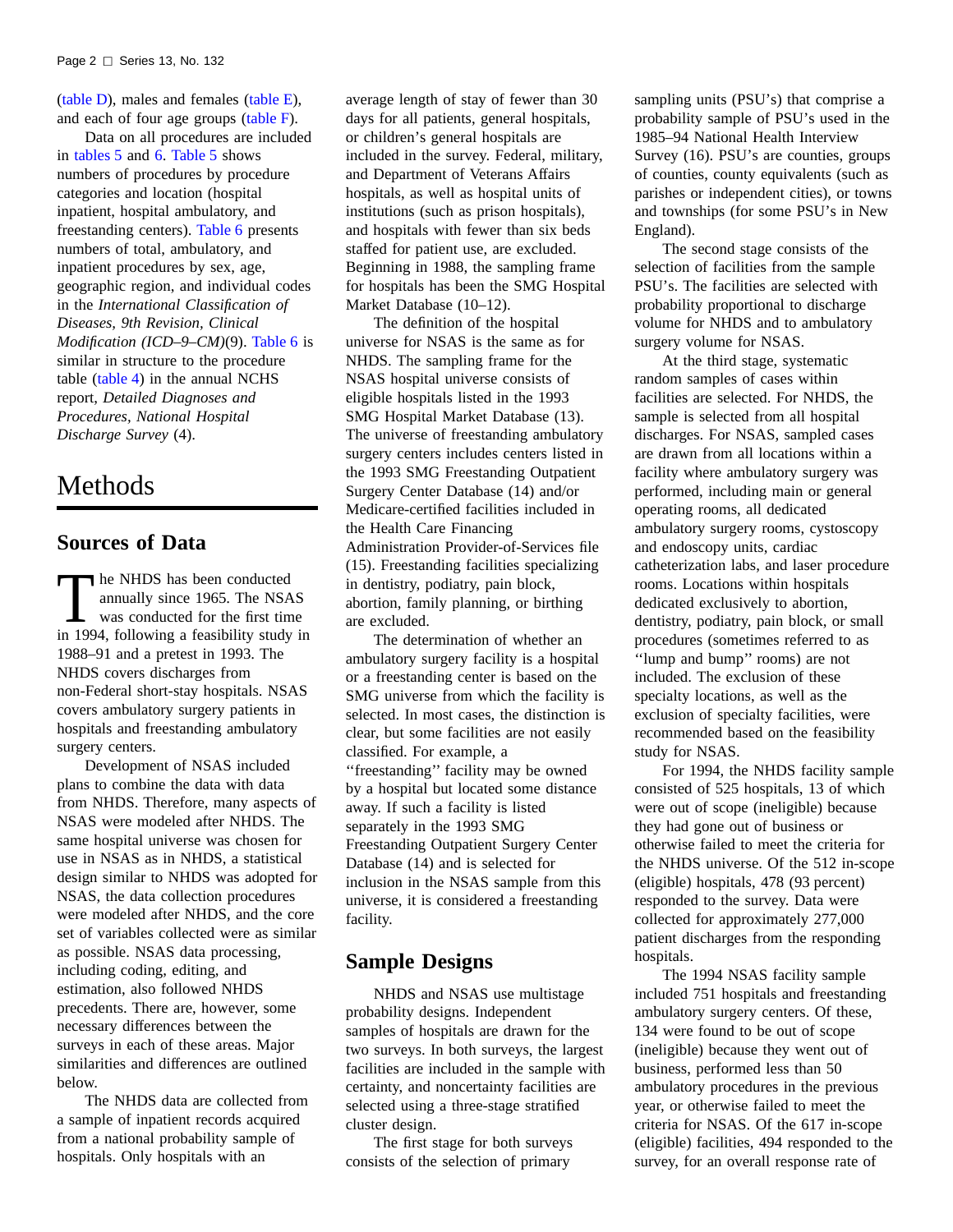(table D), males and females (table E), and each of four age groups (table F).

Data on all procedures are included in tables 5 and 6. Table 5 shows numbers of procedures by procedure categories and location (hospital inpatient, hospital ambulatory, and freestanding centers). Table 6 presents numbers of total, ambulatory, and inpatient procedures by sex, age, geographic region, and individual codes in the *International Classification of Diseases, 9th Revision, Clinical Modification (ICD–9–CM)*(9). Table 6 is similar in structure to the procedure table (table 4) in the annual NCHS report, *Detailed Diagnoses and Procedures, National Hospital Discharge Survey* (4).

# Methods

## Sources of Data

The NHDS has been conducted annually since 1965. The NSAS was conducted for the first time in 1994, following a feasibility study in 1988–91 and a pretest in 1993. The NHDS covers discharges from non-Federal short-stay hospitals. NSAS covers ambulatory surgery patients in hospitals and freestanding ambulatory surgery centers.

Development of NSAS included plans to combine the data with data from NHDS. Therefore, many aspects of NSAS were modeled after NHDS. The same hospital universe was chosen for use in NSAS as in NHDS, a statistical design similar to NHDS was adopted for NSAS, the data collection procedures were modeled after NHDS, and the core set of variables collected were as similar as possible. NSAS data processing, including coding, editing, and estimation, also followed NHDS precedents. There are, however, some necessary differences between the surveys in each of these areas. Major similarities and differences are outlined below.

The NHDS data are collected from a sample of inpatient records acquired from a national probability sample of hospitals. Only hospitals with an average length of stay of fewer than 30 days for all patients, general hospitals, or children's general hospitals are included in the survey. Federal, military, and Department of Veterans Affairs hospitals, as well as hospital units of institutions (such as prison hospitals), and hospitals with fewer than six beds staffed for patient use, are excluded. Beginning in 1988, the sampling frame for hospitals has been the SMG Hospital Market Database (10–12).

The definition of the hospital universe for NSAS is the same as for NHDS. The sampling frame for the NSAS hospital universe consists of eligible hospitals listed in the 1993 SMG Hospital Market Database (13). The universe of freestanding ambulatory surgery centers includes centers listed in the 1993 SMG Freestanding Outpatient Surgery Center Database (14) and/or Medicare-certified facilities included in the Health Care Financing Administration Provider-of-Services file (15). Freestanding facilities specializing in dentistry, podiatry, pain block, abortion, family planning, or birthing are excluded.

The determination of whether an ambulatory surgery facility is a hospital or a freestanding center is based on the SMG universe from which the facility is selected. In most cases, the distinction is clear, but some facilities are not easily classified. For example, a ''freestanding'' facility may be owned by a hospital but located some distance away. If such a facility is listed separately in the 1993 SMG Freestanding Outpatient Surgery Center Database (14) and is selected for inclusion in the NSAS sample from this universe, it is considered a freestanding facility.

## Sample Designs

NHDS and NSAS use multistage probability designs. Independent samples of hospitals are drawn for the two surveys. In both surveys, the largest facilities are included in the sample with certainty, and noncertainty facilities are selected using a three-stage stratified cluster design.

The first stage for both surveys consists of the selection of primary sampling units (PSU's) that comprise a probability sample of PSU's used in the 1985–94 National Health Interview Survey (16). PSU's are counties, groups of counties, county equivalents (such as parishes or independent cities), or towns and townships (for some PSU's in New England).

The second stage consists of the selection of facilities from the sample PSU's. The facilities are selected with probability proportional to discharge volume for NHDS and to ambulatory surgery volume for NSAS.

At the third stage, systematic random samples of cases within facilities are selected. For NHDS, the sample is selected from all hospital discharges. For NSAS, sampled cases are drawn from all locations within a facility where ambulatory surgery was performed, including main or general operating rooms, all dedicated ambulatory surgery rooms, cystoscopy and endoscopy units, cardiac catheterization labs, and laser procedure rooms. Locations within hospitals dedicated exclusively to abortion, dentistry, podiatry, pain block, or small procedures (sometimes referred to as ''lump and bump'' rooms) are not included. The exclusion of these specialty locations, as well as the exclusion of specialty facilities, were recommended based on the feasibility study for NSAS.

For 1994, the NHDS facility sample consisted of 525 hospitals, 13 of which were out of scope (ineligible) because they had gone out of business or otherwise failed to meet the criteria for the NHDS universe. Of the 512 in-scope (eligible) hospitals, 478 (93 percent) responded to the survey. Data were collected for approximately 277,000 patient discharges from the responding hospitals.

The 1994 NSAS facility sample included 751 hospitals and freestanding ambulatory surgery centers. Of these, 134 were found to be out of scope (ineligible) because they went out of business, performed less than 50 ambulatory procedures in the previous year, or otherwise failed to meet the criteria for NSAS. Of the 617 in-scope (eligible) facilities, 494 responded to the survey, for an overall response rate of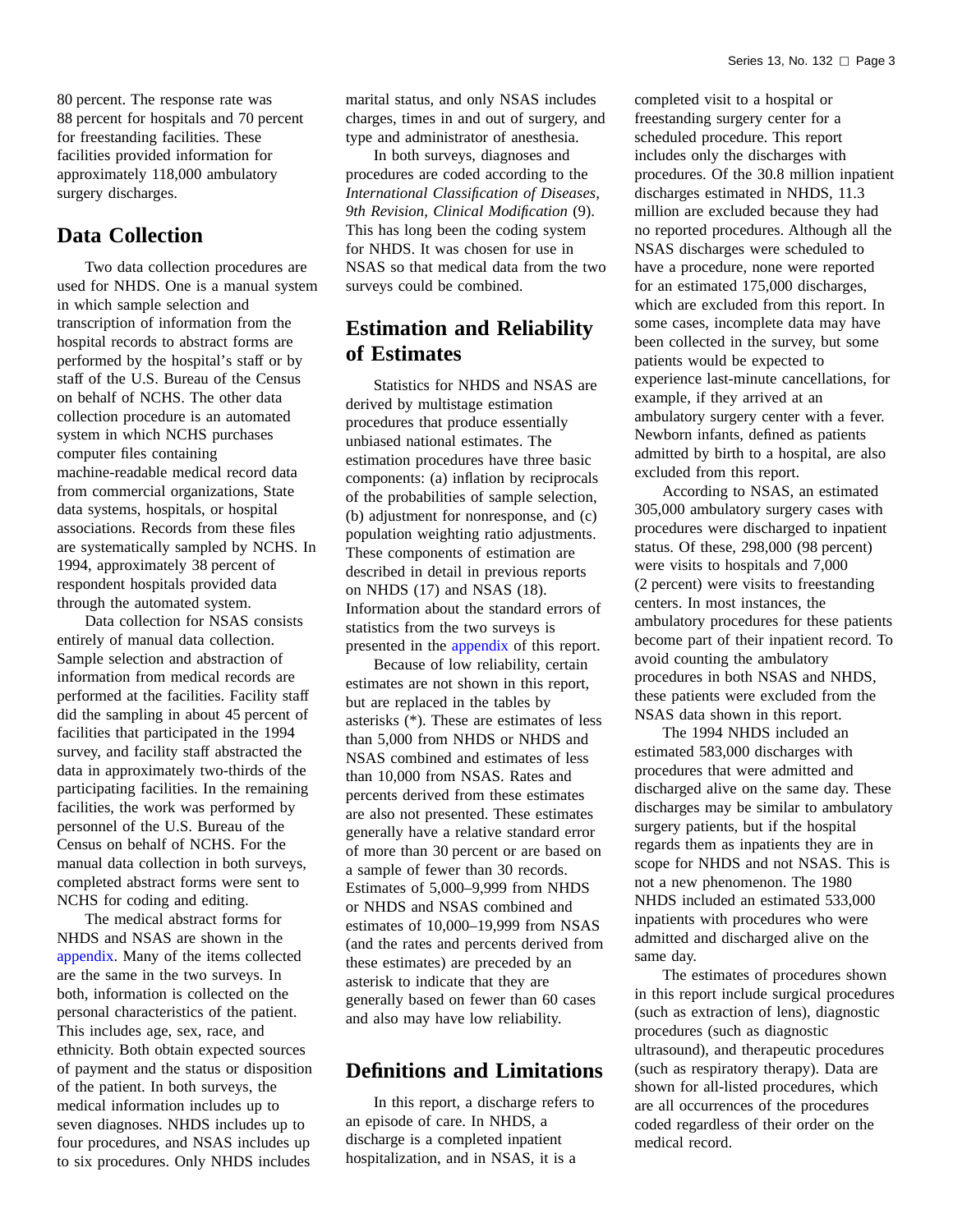80 percent. The response rate was 88 percent for hospitals and 70 percent for freestanding facilities. These facilities provided information for approximately 118,000 ambulatory surgery discharges.

## Data Collection

Two data collection procedures are used for NHDS. One is a manual system in which sample selection and transcription of information from the hospital records to abstract forms are performed by the hospital's staff or by staff of the U.S. Bureau of the Census on behalf of NCHS. The other data collection procedure is an automated system in which NCHS purchases computer files containing machine-readable medical record data from commercial organizations, State data systems, hospitals, or hospital associations. Records from these files are systematically sampled by NCHS. In 1994, approximately 38 percent of respondent hospitals provided data through the automated system.

Data collection for NSAS consists entirely of manual data collection. Sample selection and abstraction of information from medical records are performed at the facilities. Facility staff did the sampling in about 45 percent of facilities that participated in the 1994 survey, and facility staff abstracted the data in approximately two-thirds of the participating facilities. In the remaining facilities, the work was performed by personnel of the U.S. Bureau of the Census on behalf of NCHS. For the manual data collection in both surveys, completed abstract forms were sent to NCHS for coding and editing.

The medical abstract forms for NHDS and NSAS are shown in the appendix. Many of the items collected are the same in the two surveys. In both, information is collected on the personal characteristics of the patient. This includes age, sex, race, and ethnicity. Both obtain expected sources of payment and the status or disposition of the patient. In both surveys, the medical information includes up to seven diagnoses. NHDS includes up to four procedures, and NSAS includes up to six procedures. Only NHDS includes marital status, and only NSAS includes charges, times in and out of surgery, and type and administrator of anesthesia.

In both surveys, diagnoses and procedures are coded according to the *International Classification of Diseases, 9th Revision, Clinical Modification* (9). This has long been the coding system for NHDS. It was chosen for use in NSAS so that medical data from the two surveys could be combined.

## Estimation and Reliability of Estimates

Statistics for NHDS and NSAS are derived by multistage estimation procedures that produce essentially unbiased national estimates. The estimation procedures have three basic components: (a) inflation by reciprocals of the probabilities of sample selection, (b) adjustment for nonresponse, and (c) population weighting ratio adjustments. These components of estimation are described in detail in previous reports on NHDS (17) and NSAS (18). Information about the standard errors of statistics from the two surveys is presented in the appendix of this report.

Because of low reliability, certain estimates are not shown in this report, but are replaced in the tables by asterisks (*). These are estimates of less than 5,000 from NHDS or NHDS and NSAS combined and estimates of less than 10,000 from NSAS. Rates and percents derived from these estimates are also not presented. These estimates generally have a relative standard error of more than 30 percent or are based on a sample of fewer than 30 records. Estimates of 5,000–9,999 from NHDS or NHDS and NSAS combined and estimates of 10,000–19,999 from NSAS (and the rates and percents derived from these estimates) are preceded by an asterisk to indicate that they are generally based on fewer than 60 cases and also may have low reliability.

## Definitions and Limitations

In this report, a discharge refers to an episode of care. In NHDS, a discharge is a completed inpatient hospitalization, and in NSAS, it is a completed visit to a hospital or freestanding surgery center for a scheduled procedure. This report includes only the discharges with procedures. Of the 30.8 million inpatient discharges estimated in NHDS, 11.3 million are excluded because they had no reported procedures. Although all the NSAS discharges were scheduled to have a procedure, none were reported for an estimated 175,000 discharges, which are excluded from this report. In some cases, incomplete data may have been collected in the survey, but some patients would be expected to experience last-minute cancellations, for example, if they arrived at an ambulatory surgery center with a fever. Newborn infants, defined as patients admitted by birth to a hospital, are also excluded from this report.

According to NSAS, an estimated 305,000 ambulatory surgery cases with procedures were discharged to inpatient status. Of these, 298,000 (98 percent) were visits to hospitals and 7,000 (2 percent) were visits to freestanding centers. In most instances, the ambulatory procedures for these patients become part of their inpatient record. To avoid counting the ambulatory procedures in both NSAS and NHDS, these patients were excluded from the NSAS data shown in this report.

The 1994 NHDS included an estimated 583,000 discharges with procedures that were admitted and discharged alive on the same day. These discharges may be similar to ambulatory surgery patients, but if the hospital regards them as inpatients they are in scope for NHDS and not NSAS. This is not a new phenomenon. The 1980 NHDS included an estimated 533,000 inpatients with procedures who were admitted and discharged alive on the same day.

The estimates of procedures shown in this report include surgical procedures (such as extraction of lens), diagnostic procedures (such as diagnostic ultrasound), and therapeutic procedures (such as respiratory therapy). Data are shown for all-listed procedures, which are all occurrences of the procedures coded regardless of their order on the medical record.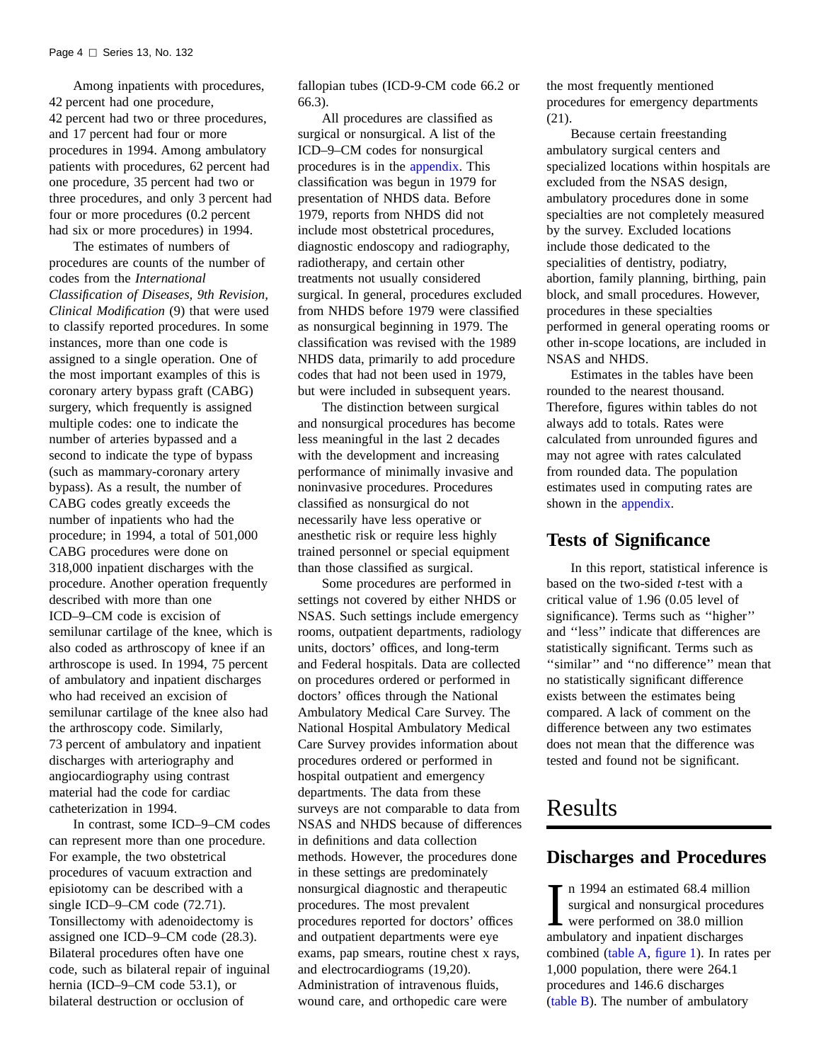Among inpatients with procedures, 42 percent had one procedure, 42 percent had two or three procedures, and 17 percent had four or more procedures in 1994. Among ambulatory patients with procedures, 62 percent had one procedure, 35 percent had two or three procedures, and only 3 percent had four or more procedures (0.2 percent had six or more procedures) in 1994.

The estimates of numbers of procedures are counts of the number of codes from the *International Classification of Diseases, 9th Revision, Clinical Modification* (9) that were used to classify reported procedures. In some instances, more than one code is assigned to a single operation. One of the most important examples of this is coronary artery bypass graft (CABG) surgery, which frequently is assigned multiple codes: one to indicate the number of arteries bypassed and a second to indicate the type of bypass (such as mammary-coronary artery bypass). As a result, the number of CABG codes greatly exceeds the number of inpatients who had the procedure; in 1994, a total of 501,000 CABG procedures were done on 318,000 inpatient discharges with the procedure. Another operation frequently described with more than one ICD–9–CM code is excision of semilunar cartilage of the knee, which is also coded as arthroscopy of knee if an arthroscope is used. In 1994, 75 percent of ambulatory and inpatient discharges who had received an excision of semilunar cartilage of the knee also had the arthroscopy code. Similarly, 73 percent of ambulatory and inpatient discharges with arteriography and angiocardiography using contrast material had the code for cardiac catheterization in 1994.

In contrast, some ICD–9–CM codes can represent more than one procedure. For example, the two obstetrical procedures of vacuum extraction and episiotomy can be described with a single ICD–9–CM code (72.71). Tonsillectomy with adenoidectomy is assigned one ICD–9–CM code (28.3). Bilateral procedures often have one code, such as bilateral repair of inguinal hernia (ICD–9–CM code 53.1), or bilateral destruction or occlusion of fallopian tubes (ICD-9-CM code 66.2 or 66.3).

All procedures are classified as surgical or nonsurgical. A list of the ICD–9–CM codes for nonsurgical procedures is in the appendix. This classification was begun in 1979 for presentation of NHDS data. Before 1979, reports from NHDS did not include most obstetrical procedures, diagnostic endoscopy and radiography, radiotherapy, and certain other treatments not usually considered surgical. In general, procedures excluded from NHDS before 1979 were classified as nonsurgical beginning in 1979. The classification was revised with the 1989 NHDS data, primarily to add procedure codes that had not been used in 1979, but were included in subsequent years.

The distinction between surgical and nonsurgical procedures has become less meaningful in the last 2 decades with the development and increasing performance of minimally invasive and noninvasive procedures. Procedures classified as nonsurgical do not necessarily have less operative or anesthetic risk or require less highly trained personnel or special equipment than those classified as surgical.

Some procedures are performed in settings not covered by either NHDS or NSAS. Such settings include emergency rooms, outpatient departments, radiology units, doctors' offices, and long-term and Federal hospitals. Data are collected on procedures ordered or performed in doctors' offices through the National Ambulatory Medical Care Survey. The National Hospital Ambulatory Medical Care Survey provides information about procedures ordered or performed in hospital outpatient and emergency departments. The data from these surveys are not comparable to data from NSAS and NHDS because of differences in definitions and data collection methods. However, the procedures done in these settings are predominately nonsurgical diagnostic and therapeutic procedures. The most prevalent procedures reported for doctors' offices and outpatient departments were eye exams, pap smears, routine chest x rays, and electrocardiograms (19,20). Administration of intravenous fluids, wound care, and orthopedic care were the most frequently mentioned procedures for emergency departments (21).

Because certain freestanding ambulatory surgical centers and specialized locations within hospitals are excluded from the NSAS design, ambulatory procedures done in some specialties are not completely measured by the survey. Excluded locations include those dedicated to the specialities of dentistry, podiatry, abortion, family planning, birthing, pain block, and small procedures. However, procedures in these specialties performed in general operating rooms or other in-scope locations, are included in NSAS and NHDS.

Estimates in the tables have been rounded to the nearest thousand. Therefore, figures within tables do not always add to totals. Rates were calculated from unrounded figures and may not agree with rates calculated from rounded data. The population estimates used in computing rates are shown in the appendix.

## Tests of Significance

In this report, statistical inference is based on the two-sided *t*-test with a critical value of 1.96 (0.05 level of significance). Terms such as ''higher'' and ''less'' indicate that differences are statistically significant. Terms such as ''similar'' and ''no difference'' mean that no statistically significant difference exists between the estimates being compared. A lack of comment on the difference between any two estimates does not mean that the difference was tested and found not be significant.

# Results

## Discharges and Procedures

In 1994 an estimated 68.4 million surgical and nonsurgical procedures were performed on 38.0 million ambulatory and inpatient discharges combined (table A, figure 1). In rates per 1,000 population, there were 264.1 procedures and 146.6 discharges (table B). The number of ambulatory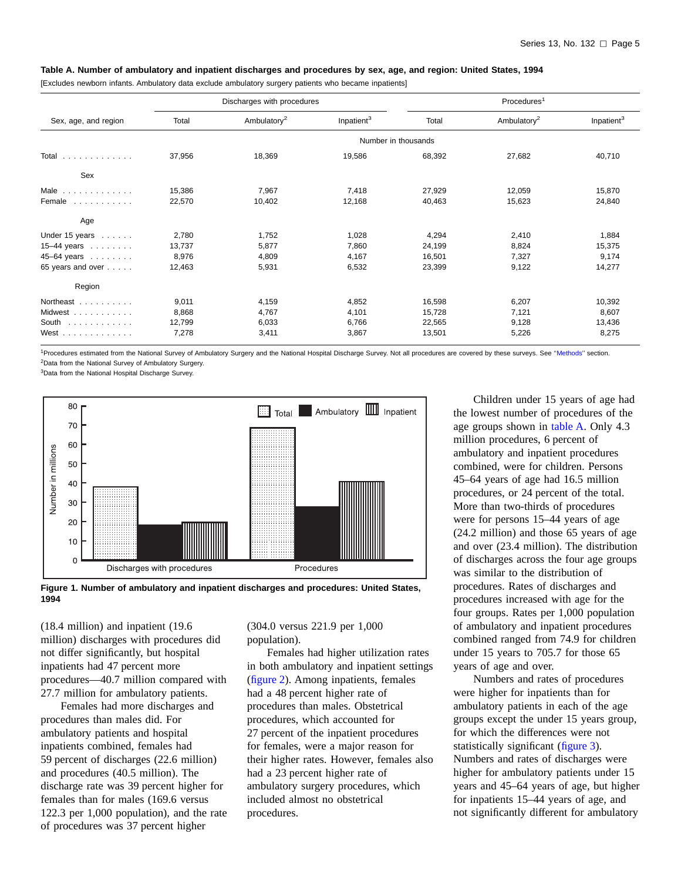**Table A. Number of ambulatory and inpatient discharges and procedures by sex, age, and region: United States, 1994**

[Excludes newborn infants. Ambulatory data exclude ambulatory surgery patients who became inpatients]

| Sex, age, and region | Discharges with procedures | | | Procedures[1] | | |
|---|---|---|---|---|---|---|
| | Total | Ambulatory[2] | Inpatient[3] | Total | Ambulatory[2] | Inpatient[3] |
| | Number in thousands | | | | | |
| Total | 37,956 | 18,369 | 19,586 | 68,392 | 27,682 | 40,710 |
| **Sex** | | | | | | |
| Male | 15,386 | 7,967 | 7,418 | 27,929 | 12,059 | 15,870 |
| Female | 22,570 | 10,402 | 12,168 | 40,463 | 15,623 | 24,840 |
| **Age** | | | | | | |
| Under 15 years | 2,780 | 1,752 | 1,028 | 4,294 | 2,410 | 1,884 |
| 15–44 years | 13,737 | 5,877 | 7,860 | 24,199 | 8,824 | 15,375 |
| 45–64 years | 8,976 | 4,809 | 4,167 | 16,501 | 7,327 | 9,174 |
| 65 years and over | 12,463 | 5,931 | 6,532 | 23,399 | 9,122 | 14,277 |
| **Region** | | | | | | |
| Northeast | 9,011 | 4,159 | 4,852 | 16,598 | 6,207 | 10,392 |
| Midwest | 8,868 | 4,767 | 4,101 | 15,728 | 7,121 | 8,607 |
| South | 12,799 | 6,033 | 6,766 | 22,565 | 9,128 | 13,436 |
| West | 7,278 | 3,411 | 3,867 | 13,501 | 5,226 | 8,275 |

[1]Procedures estimated from the National Survey of Ambulatory Surgery and the National Hospital Discharge Survey. Not all procedures are covered by these surveys. See "Methods" section.
[2]Data from the National Survey of Ambulatory Surgery.
[3]Data from the National Hospital Discharge Survey.

**Figure 1. Number of ambulatory and inpatient discharges and procedures: United States, 1994**

(18.4 million) and inpatient (19.6 million) discharges with procedures did not differ significantly, but hospital inpatients had 47 percent more procedures—40.7 million compared with 27.7 million for ambulatory patients.

Females had more discharges and procedures than males did. For ambulatory patients and hospital inpatients combined, females had 59 percent of discharges (22.6 million) and procedures (40.5 million). The discharge rate was 39 percent higher for females than for males (169.6 versus 122.3 per 1,000 population), and the rate of procedures was 37 percent higher (304.0 versus 221.9 per 1,000 population).

Females had higher utilization rates in both ambulatory and inpatient settings (figure 2). Among inpatients, females had a 48 percent higher rate of procedures than males. Obstetrical procedures, which accounted for 27 percent of the inpatient procedures for females, were a major reason for their higher rates. However, females also had a 23 percent higher rate of ambulatory surgery procedures, which included almost no obstetrical procedures.

Children under 15 years of age had the lowest number of procedures of the age groups shown in table A. Only 4.3 million procedures, 6 percent of ambulatory and inpatient procedures combined, were for children. Persons 45–64 years of age had 16.5 million procedures, or 24 percent of the total. More than two-thirds of procedures were for persons 15–44 years of age (24.2 million) and those 65 years of age and over (23.4 million). The distribution of discharges across the four age groups was similar to the distribution of procedures. Rates of discharges and procedures increased with age for the four groups. Rates per 1,000 population of ambulatory and inpatient procedures combined ranged from 74.9 for children under 15 years to 705.7 for those 65 years of age and over.

Numbers and rates of procedures were higher for inpatients than for ambulatory patients in each of the age groups except the under 15 years group, for which the differences were not statistically significant (figure 3). Numbers and rates of discharges were higher for ambulatory patients under 15 years and 45–64 years of age, but higher for inpatients 15–44 years of age, and not significantly different for ambulatory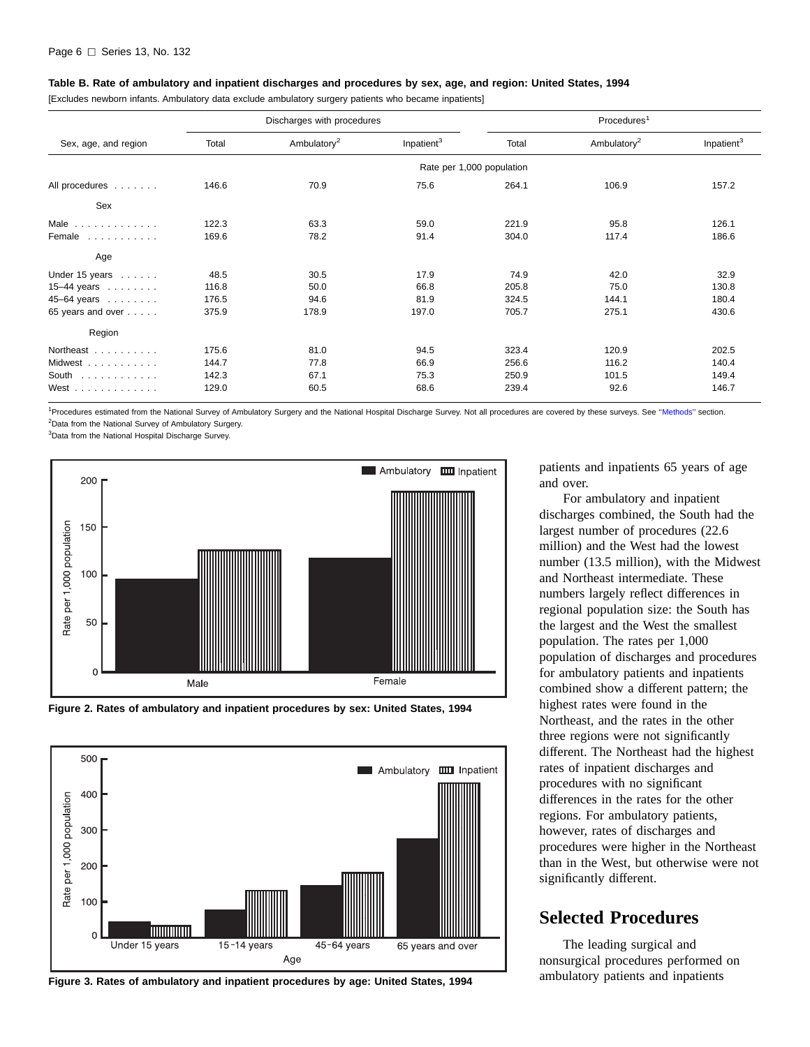**Table B. Rate of ambulatory and inpatient discharges and procedures by sex, age, and region: United States, 1994**

[Excludes newborn infants. Ambulatory data exclude ambulatory surgery patients who became inpatients]

| Sex, age, and region | Discharges with procedures | | | Procedures[1] | | |
|---|---|---|---|---|---|---|
| | Total | Ambulatory[2] | Inpatient[3] | Total | Ambulatory[2] | Inpatient[3] |
| | Rate per 1,000 population | | | | | |
| All procedures | 146.6 | 70.9 | 75.6 | 264.1 | 106.9 | 157.2 |
| **Sex** | | | | | | |
| Male | 122.3 | 63.3 | 59.0 | 221.9 | 95.8 | 126.1 |
| Female | 169.6 | 78.2 | 91.4 | 304.0 | 117.4 | 186.6 |
| **Age** | | | | | | |
| Under 15 years | 48.5 | 30.5 | 17.9 | 74.9 | 42.0 | 32.9 |
| 15–44 years | 116.8 | 50.0 | 66.8 | 205.8 | 75.0 | 130.8 |
| 45–64 years | 176.5 | 94.6 | 81.9 | 324.5 | 144.1 | 180.4 |
| 65 years and over | 375.9 | 178.9 | 197.0 | 705.7 | 275.1 | 430.6 |
| **Region** | | | | | | |
| Northeast | 175.6 | 81.0 | 94.5 | 323.4 | 120.9 | 202.5 |
| Midwest | 144.7 | 77.8 | 66.9 | 256.6 | 116.2 | 140.4 |
| South | 142.3 | 67.1 | 75.3 | 250.9 | 101.5 | 149.4 |
| West | 129.0 | 60.5 | 68.6 | 239.4 | 92.6 | 146.7 |

[1]Procedures estimated from the National Survey of Ambulatory Surgery and the National Hospital Discharge Survey. Not all procedures are covered by these surveys. See "Methods" section.

[2]Data from the National Survey of Ambulatory Surgery.

[3]Data from the National Hospital Discharge Survey.

**Figure 2. Rates of ambulatory and inpatient procedures by sex: United States, 1994**

**Figure 3. Rates of ambulatory and inpatient procedures by age: United States, 1994**

patients and inpatients 65 years of age and over.

For ambulatory and inpatient discharges combined, the South had the largest number of procedures (22.6 million) and the West had the lowest number (13.5 million), with the Midwest and Northeast intermediate. These numbers largely reflect differences in regional population size: the South has the largest and the West the smallest population. The rates per 1,000 population of discharges and procedures for ambulatory patients and inpatients combined show a different pattern; the highest rates were found in the Northeast, and the rates in the other three regions were not significantly different. The Northeast had the highest rates of inpatient discharges and procedures with no significant differences in the rates for the other regions. For ambulatory patients, however, rates of discharges and procedures were higher in the Northeast than in the West, but otherwise were not significantly different.

## Selected Procedures

The leading surgical and nonsurgical procedures performed on ambulatory patients and inpatients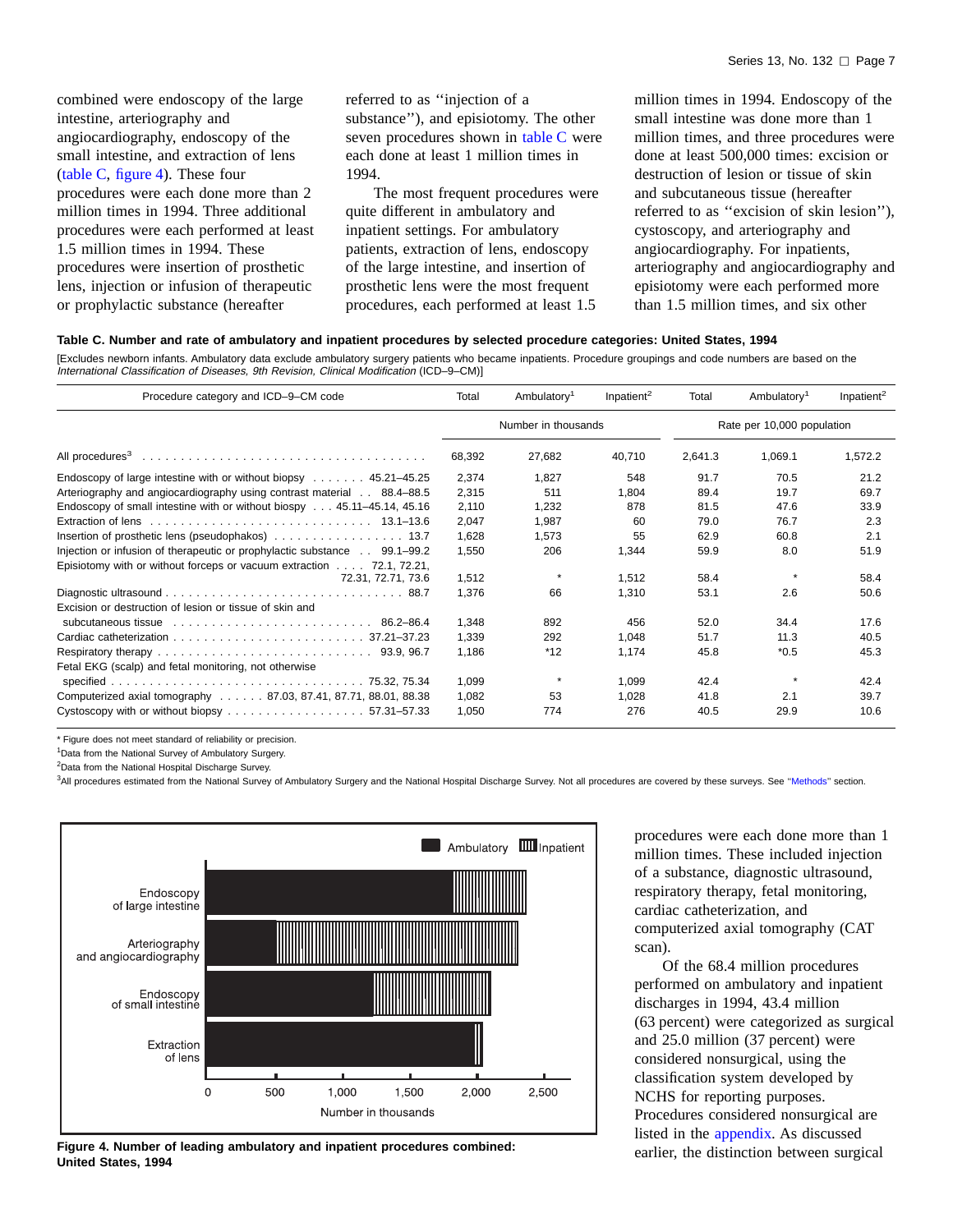combined were endoscopy of the large intestine, arteriography and angiocardiography, endoscopy of the small intestine, and extraction of lens (table C, figure 4). These four procedures were each done more than 2 million times in 1994. Three additional procedures were each performed at least 1.5 million times in 1994. These procedures were insertion of prosthetic lens, injection or infusion of therapeutic or prophylactic substance (hereafter referred to as ''injection of a substance''), and episiotomy. The other seven procedures shown in table C were each done at least 1 million times in 1994.

The most frequent procedures were quite different in ambulatory and inpatient settings. For ambulatory patients, extraction of lens, endoscopy of the large intestine, and insertion of prosthetic lens were the most frequent procedures, each performed at least 1.5 million times in 1994. Endoscopy of the small intestine was done more than 1 million times, and three procedures were done at least 500,000 times: excision or destruction of lesion or tissue of skin and subcutaneous tissue (hereafter referred to as ''excision of skin lesion''), cystoscopy, and arteriography and angiocardiography. For inpatients, arteriography and angiocardiography and episiotomy were each performed more than 1.5 million times, and six other procedures were each done more than 1 million times. These included injection of a substance, diagnostic ultrasound, respiratory therapy, fetal monitoring, cardiac catheterization, and computerized axial tomography (CAT scan).

**Table C. Number and rate of ambulatory and inpatient procedures by selected procedure categories: United States, 1994**

[Excludes newborn infants. Ambulatory data exclude ambulatory surgery patients who became inpatients. Procedure groupings and code numbers are based on the *International Classification of Diseases, 9th Revision, Clinical Modification* (ICD–9–CM)]

| Procedure category and ICD–9–CM code | Total | Ambulatory[1] | Inpatient[2] | Total | Ambulatory[1] | Inpatient[2] |
|---|---|---|---|---|---|---|
| | Number in thousands | | | Rate per 10,000 population | | |
| All procedures[3] | 68,392 | 27,682 | 40,710 | 2,641.3 | 1,069.1 | 1,572.2 |
| Endoscopy of large intestine with or without biopsy . . . 45.21–45.25 | 2,374 | 1,827 | 548 | 91.7 | 70.5 | 21.2 |
| Arteriography and angiocardiography using contrast material . . 88.4–88.5 | 2,315 | 511 | 1,804 | 89.4 | 19.7 | 69.7 |
| Endoscopy of small intestine with or without biopsy . . . 45.11–45.14, 45.16 | 2,110 | 1,232 | 878 | 81.5 | 47.6 | 33.9 |
| Extraction of lens . . . 13.1–13.6 | 2,047 | 1,987 | 60 | 79.0 | 76.7 | 2.3 |
| Insertion of prosthetic lens (pseudophakos) . . . 13.7 | 1,628 | 1,573 | 55 | 62.9 | 60.8 | 2.1 |
| Injection or infusion of therapeutic or prophylactic substance . . 99.1–99.2 | 1,550 | 206 | 1,344 | 59.9 | 8.0 | 51.9 |
| Episiotomy with or without forceps or vacuum extraction . . . 72.1, 72.21, 72.31, 72.71, 73.6 | 1,512 | * | 1,512 | 58.4 | * | 58.4 |
| Diagnostic ultrasound . . . 88.7 | 1,376 | 66 | 1,310 | 53.1 | 2.6 | 50.6 |
| Excision or destruction of lesion or tissue of skin and subcutaneous tissue . . . 86.2–86.4 | 1,348 | 892 | 456 | 52.0 | 34.4 | 17.6 |
| Cardiac catheterization . . . 37.21–37.23 | 1,339 | 292 | 1,048 | 51.7 | 11.3 | 40.5 |
| Respiratory therapy . . . 93.9, 96.7 | 1,186 | *12 | 1,174 | 45.8 | *0.5 | 45.3 |
| Fetal EKG (scalp) and fetal monitoring, not otherwise specified . . . 75.32, 75.34 | 1,099 | * | 1,099 | 42.4 | * | 42.4 |
| Computerized axial tomography . . . 87.03, 87.41, 87.71, 88.01, 88.38 | 1,082 | 53 | 1,028 | 41.8 | 2.1 | 39.7 |
| Cystoscopy with or without biopsy . . . 57.31–57.33 | 1,050 | 774 | 276 | 40.5 | 29.9 | 10.6 |

\* Figure does not meet standard of reliability or precision.

[1]Data from the National Survey of Ambulatory Surgery.

[2]Data from the National Hospital Discharge Survey.

[3]All procedures estimated from the National Survey of Ambulatory Surgery and the National Hospital Discharge Survey. Not all procedures are covered by these surveys. See ''Methods'' section.

**Figure 4. Number of leading ambulatory and inpatient procedures combined: United States, 1994**

Of the 68.4 million procedures performed on ambulatory and inpatient discharges in 1994, 43.4 million (63 percent) were categorized as surgical and 25.0 million (37 percent) were considered nonsurgical, using the classification system developed by NCHS for reporting purposes. Procedures considered nonsurgical are listed in the appendix. As discussed earlier, the distinction between surgical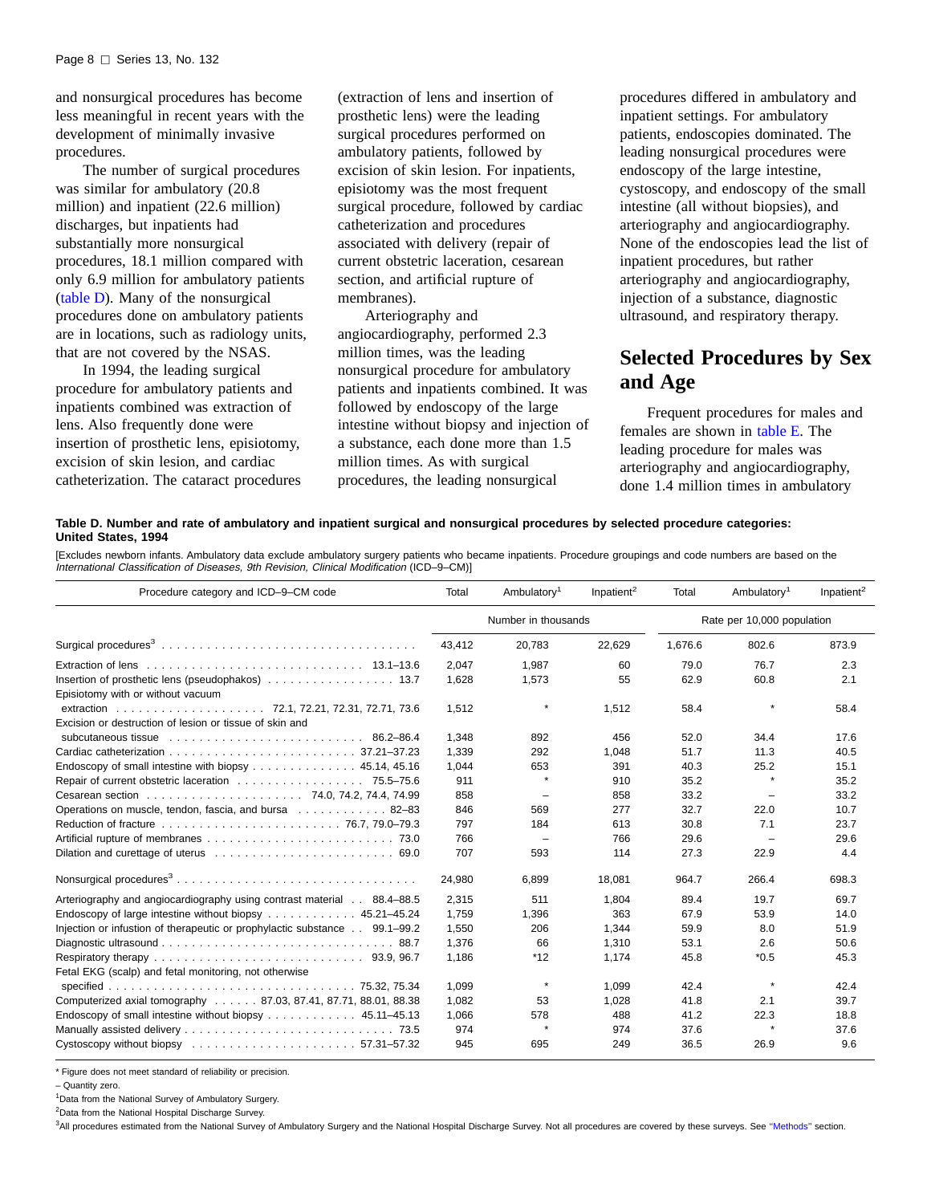and nonsurgical procedures has become less meaningful in recent years with the development of minimally invasive procedures.

The number of surgical procedures was similar for ambulatory (20.8 million) and inpatient (22.6 million) discharges, but inpatients had substantially more nonsurgical procedures, 18.1 million compared with only 6.9 million for ambulatory patients (table D). Many of the nonsurgical procedures done on ambulatory patients are in locations, such as radiology units, that are not covered by the NSAS.

In 1994, the leading surgical procedure for ambulatory patients and inpatients combined was extraction of lens. Also frequently done were insertion of prosthetic lens, episiotomy, excision of skin lesion, and cardiac catheterization. The cataract procedures (extraction of lens and insertion of prosthetic lens) were the leading surgical procedures performed on ambulatory patients, followed by excision of skin lesion. For inpatients, episiotomy was the most frequent surgical procedure, followed by cardiac catheterization and procedures associated with delivery (repair of current obstetric laceration, cesarean section, and artificial rupture of membranes).

Arteriography and angiocardiography, performed 2.3 million times, was the leading nonsurgical procedure for ambulatory patients and inpatients combined. It was followed by endoscopy of the large intestine without biopsy and injection of a substance, each done more than 1.5 million times. As with surgical procedures, the leading nonsurgical procedures differed in ambulatory and inpatient settings. For ambulatory patients, endoscopies dominated. The leading nonsurgical procedures were endoscopy of the large intestine, cystoscopy, and endoscopy of the small intestine (all without biopsies), and arteriography and angiocardiography. None of the endoscopies lead the list of inpatient procedures, but rather arteriography and angiocardiography, injection of a substance, diagnostic ultrasound, and respiratory therapy.

## Selected Procedures by Sex and Age

Frequent procedures for males and females are shown in table E. The leading procedure for males was arteriography and angiocardiography, done 1.4 million times in ambulatory

**Table D. Number and rate of ambulatory and inpatient surgical and nonsurgical procedures by selected procedure categories: United States, 1994**

[Excludes newborn infants. Ambulatory data exclude ambulatory surgery patients who became inpatients. Procedure groupings and code numbers are based on the *International Classification of Diseases, 9th Revision, Clinical Modification* (ICD–9–CM)]

| Procedure category and ICD–9–CM code | Total | Ambulatory[1] | Inpatient[2] | Total | Ambulatory[1] | Inpatient[2] |
|---|---|---|---|---|---|---|
| | Number in thousands | | | Rate per 10,000 population | | |
| Surgical procedures[3] | 43,412 | 20,783 | 22,629 | 1,676.6 | 802.6 | 873.9 |
| Extraction of lens 13.1–13.6 | 2,047 | 1,987 | 60 | 79.0 | 76.7 | 2.3 |
| Insertion of prosthetic lens (pseudophakos) 13.7 | 1,628 | 1,573 | 55 | 62.9 | 60.8 | 2.1 |
| Episiotomy with or without vacuum extraction 72.1, 72.21, 72.31, 72.71, 73.6 | 1,512 | * | 1,512 | 58.4 | * | 58.4 |
| Excision or destruction of lesion or tissue of skin and subcutaneous tissue 86.2–86.4 | 1,348 | 892 | 456 | 52.0 | 34.4 | 17.6 |
| Cardiac catheterization 37.21–37.23 | 1,339 | 292 | 1,048 | 51.7 | 11.3 | 40.5 |
| Endoscopy of small intestine with biopsy 45.14, 45.16 | 1,044 | 653 | 391 | 40.3 | 25.2 | 15.1 |
| Repair of current obstetric laceration 75.5–75.6 | 911 | * | 910 | 35.2 | * | 35.2 |
| Cesarean section 74.0, 74.2, 74.4, 74.99 | 858 | – | 858 | 33.2 | – | 33.2 |
| Operations on muscle, tendon, fascia, and bursa 82–83 | 846 | 569 | 277 | 32.7 | 22.0 | 10.7 |
| Reduction of fracture 76.7, 79.0–79.3 | 797 | 184 | 613 | 30.8 | 7.1 | 23.7 |
| Artificial rupture of membranes 73.0 | 766 | – | 766 | 29.6 | – | 29.6 |
| Dilation and curettage of uterus 69.0 | 707 | 593 | 114 | 27.3 | 22.9 | 4.4 |
| Nonsurgical procedures[3] | 24,980 | 6,899 | 18,081 | 964.7 | 266.4 | 698.3 |
| Arteriography and angiocardiography using contrast material 88.4–88.5 | 2,315 | 511 | 1,804 | 89.4 | 19.7 | 69.7 |
| Endoscopy of large intestine without biopsy 45.21–45.24 | 1,759 | 1,396 | 363 | 67.9 | 53.9 | 14.0 |
| Injection or infusion of therapeutic or prophylactic substance 99.1–99.2 | 1,550 | 206 | 1,344 | 59.9 | 8.0 | 51.9 |
| Diagnostic ultrasound 88.7 | 1,376 | 66 | 1,310 | 53.1 | 2.6 | 50.6 |
| Respiratory therapy 93.9, 96.7 | 1,186 | *12 | 1,174 | 45.8 | *0.5 | 45.3 |
| Fetal EKG (scalp) and fetal monitoring, not otherwise specified 75.32, 75.34 | 1,099 | * | 1,099 | 42.4 | * | 42.4 |
| Computerized axial tomography 87.03, 87.41, 87.71, 88.01, 88.38 | 1,082 | 53 | 1,028 | 41.8 | 2.1 | 39.7 |
| Endoscopy of small intestine without biopsy 45.11–45.13 | 1,066 | 578 | 488 | 41.2 | 22.3 | 18.8 |
| Manually assisted delivery 73.5 | 974 | * | 974 | 37.6 | * | 37.6 |
| Cystoscopy without biopsy 57.31–57.32 | 945 | 695 | 249 | 36.5 | 26.9 | 9.6 |

\* Figure does not meet standard of reliability or precision.

– Quantity zero.

[1]Data from the National Survey of Ambulatory Surgery.

[2]Data from the National Hospital Discharge Survey.

[3]All procedures estimated from the National Survey of Ambulatory Surgery and the National Hospital Discharge Survey. Not all procedures are covered by these surveys. See "Methods" section.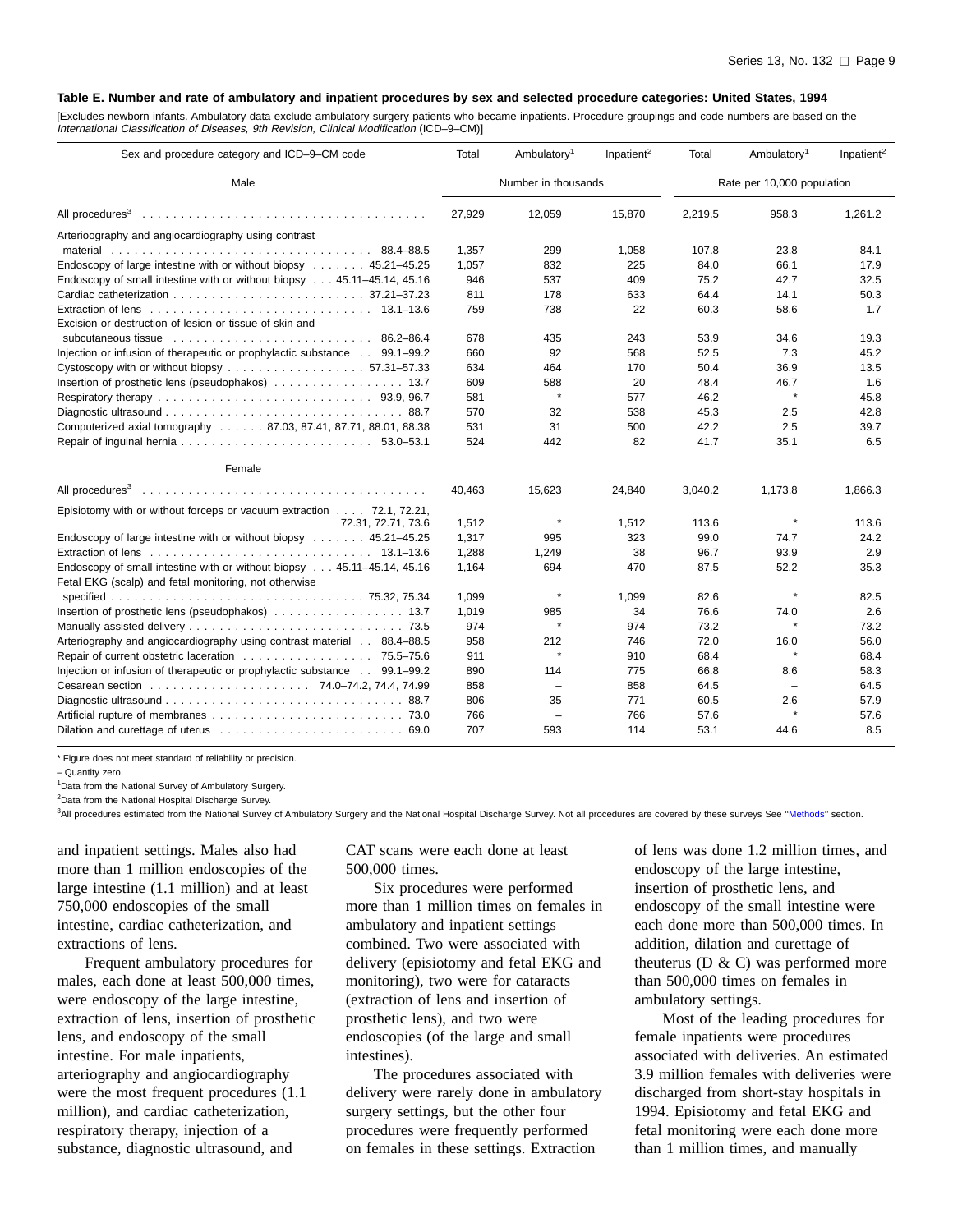**Table E. Number and rate of ambulatory and inpatient procedures by sex and selected procedure categories: United States, 1994**

[Excludes newborn infants. Ambulatory data exclude ambulatory surgery patients who became inpatients. Procedure groupings and code numbers are based on the *International Classification of Diseases, 9th Revision, Clinical Modification* (ICD–9–CM)]

| Sex and procedure category and ICD–9–CM code | Total | Ambulatory[1] | Inpatient[2] | Total | Ambulatory[1] | Inpatient[2] |
|---|---|---|---|---|---|---|
| Male | Number in thousands | | | Rate per 10,000 population | | |
| All procedures[3] | 27,929 | 12,059 | 15,870 | 2,219.5 | 958.3 | 1,261.2 |
| Arterioography and angiocardiography using contrast material . . . 88.4–88.5 | 1,357 | 299 | 1,058 | 107.8 | 23.8 | 84.1 |
| Endoscopy of large intestine with or without biopsy . . . 45.21–45.25 | 1,057 | 832 | 225 | 84.0 | 66.1 | 17.9 |
| Endoscopy of small intestine with or without biopsy . . . 45.11–45.14, 45.16 | 946 | 537 | 409 | 75.2 | 42.7 | 32.5 |
| Cardiac catheterization . . . 37.21–37.23 | 811 | 178 | 633 | 64.4 | 14.1 | 50.3 |
| Extraction of lens . . . 13.1–13.6 | 759 | 738 | 22 | 60.3 | 58.6 | 1.7 |
| Excision or destruction of lesion or tissue of skin and subcutaneous tissue . . . 86.2–86.4 | 678 | 435 | 243 | 53.9 | 34.6 | 19.3 |
| Injection or infusion of therapeutic or prophylactic substance . . . 99.1–99.2 | 660 | 92 | 568 | 52.5 | 7.3 | 45.2 |
| Cystoscopy with or without biopsy . . . 57.31–57.33 | 634 | 464 | 170 | 50.4 | 36.9 | 13.5 |
| Insertion of prosthetic lens (pseudophakos) . . . 13.7 | 609 | 588 | 20 | 48.4 | 46.7 | 1.6 |
| Respiratory therapy . . . 93.9, 96.7 | 581 | * | 577 | 46.2 | * | 45.8 |
| Diagnostic ultrasound . . . 88.7 | 570 | 32 | 538 | 45.3 | 2.5 | 42.8 |
| Computerized axial tomography . . . 87.03, 87.41, 87.71, 88.01, 88.38 | 531 | 31 | 500 | 42.2 | 2.5 | 39.7 |
| Repair of inguinal hernia . . . 53.0–53.1 | 524 | 442 | 82 | 41.7 | 35.1 | 6.5 |
| Female | | | | | | |
| All procedures[3] | 40,463 | 15,623 | 24,840 | 3,040.2 | 1,173.8 | 1,866.3 |
| Episiotomy with or without forceps or vacuum extraction . . . 72.1, 72.21, 72.31, 72.71, 73.6 | 1,512 | * | 1,512 | 113.6 | * | 113.6 |
| Endoscopy of large intestine with or without biopsy . . . 45.21–45.25 | 1,317 | 995 | 323 | 99.0 | 74.7 | 24.2 |
| Extraction of lens . . . 13.1–13.6 | 1,288 | 1,249 | 38 | 96.7 | 93.9 | 2.9 |
| Endoscopy of small intestine with or without biopsy . . . 45.11–45.14, 45.16 | 1,164 | 694 | 470 | 87.5 | 52.2 | 35.3 |
| Fetal EKG (scalp) and fetal monitoring, not otherwise specified . . . 75.32, 75.34 | 1,099 | * | 1,099 | 82.6 | * | 82.5 |
| Insertion of prosthetic lens (pseudophakos) . . . 13.7 | 1,019 | 985 | 34 | 76.6 | 74.0 | 2.6 |
| Manually assisted delivery . . . 73.5 | 974 | * | 974 | 73.2 | * | 73.2 |
| Arteriography and angiocardiography using contrast material . . . 88.4–88.5 | 958 | 212 | 746 | 72.0 | 16.0 | 56.0 |
| Repair of current obstetric laceration . . . 75.5–75.6 | 911 | * | 910 | 68.4 | * | 68.4 |
| Injection or infusion of therapeutic or prophylactic substance . . . 99.1–99.2 | 890 | 114 | 775 | 66.8 | 8.6 | 58.3 |
| Cesarean section . . . 74.0–74.2, 74.4, 74.99 | 858 | – | 858 | 64.5 | – | 64.5 |
| Diagnostic ultrasound . . . 88.7 | 806 | 35 | 771 | 60.5 | 2.6 | 57.9 |
| Artificial rupture of membranes . . . 73.0 | 766 | – | 766 | 57.6 | * | 57.6 |
| Dilation and curettage of uterus . . . 69.0 | 707 | 593 | 114 | 53.1 | 44.6 | 8.5 |

\* Figure does not meet standard of reliability or precision.

– Quantity zero.

[1]Data from the National Survey of Ambulatory Surgery.

[2]Data from the National Hospital Discharge Survey.

[3]All procedures estimated from the National Survey of Ambulatory Surgery and the National Hospital Discharge Survey. Not all procedures are covered by these surveys See "Methods" section.

and inpatient settings. Males also had more than 1 million endoscopies of the large intestine (1.1 million) and at least 750,000 endoscopies of the small intestine, cardiac catheterization, and extractions of lens.

Frequent ambulatory procedures for males, each done at least 500,000 times, were endoscopy of the large intestine, extraction of lens, insertion of prosthetic lens, and endoscopy of the small intestine. For male inpatients, arteriography and angiocardiography were the most frequent procedures (1.1 million), and cardiac catheterization, respiratory therapy, injection of a substance, diagnostic ultrasound, and CAT scans were each done at least 500,000 times.

Six procedures were performed more than 1 million times on females in ambulatory and inpatient settings combined. Two were associated with delivery (episiotomy and fetal EKG and monitoring), two were for cataracts (extraction of lens and insertion of prosthetic lens), and two were endoscopies (of the large and small intestines).

The procedures associated with delivery were rarely done in ambulatory surgery settings, but the other four procedures were frequently performed on females in these settings. Extraction of lens was done 1.2 million times, and endoscopy of the large intestine, insertion of prosthetic lens, and endoscopy of the small intestine were each done more than 500,000 times. In addition, dilation and curettage of theuterus (D & C) was performed more than 500,000 times on females in ambulatory settings.

Most of the leading procedures for female inpatients were procedures associated with deliveries. An estimated 3.9 million females with deliveries were discharged from short-stay hospitals in 1994. Episiotomy and fetal EKG and fetal monitoring were each done more than 1 million times, and manually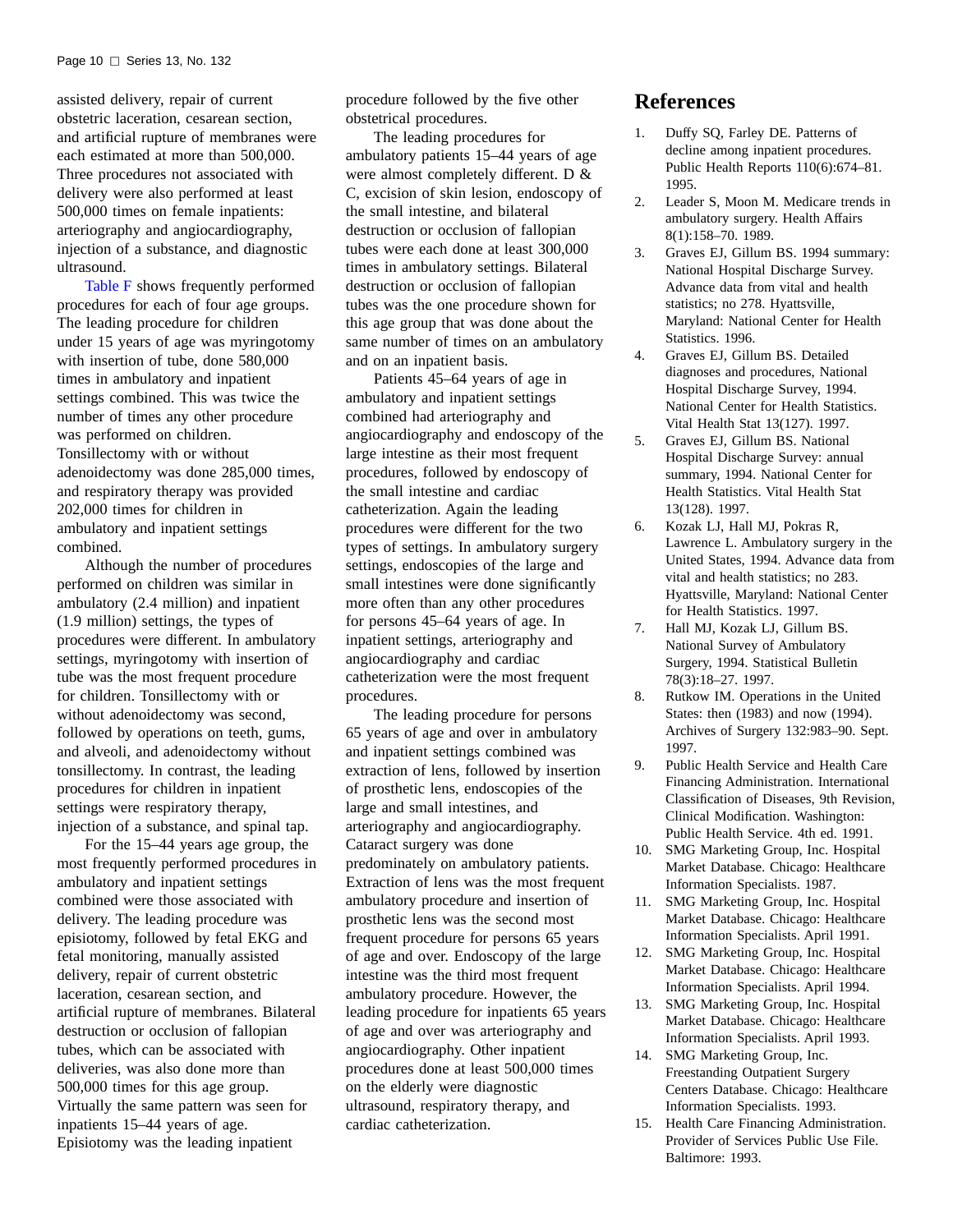assisted delivery, repair of current obstetric laceration, cesarean section, and artificial rupture of membranes were each estimated at more than 500,000. Three procedures not associated with delivery were also performed at least 500,000 times on female inpatients: arteriography and angiocardiography, injection of a substance, and diagnostic ultrasound.

Table F shows frequently performed procedures for each of four age groups. The leading procedure for children under 15 years of age was myringotomy with insertion of tube, done 580,000 times in ambulatory and inpatient settings combined. This was twice the number of times any other procedure was performed on children. Tonsillectomy with or without adenoidectomy was done 285,000 times, and respiratory therapy was provided 202,000 times for children in ambulatory and inpatient settings combined.

Although the number of procedures performed on children was similar in ambulatory (2.4 million) and inpatient (1.9 million) settings, the types of procedures were different. In ambulatory settings, myringotomy with insertion of tube was the most frequent procedure for children. Tonsillectomy with or without adenoidectomy was second, followed by operations on teeth, gums, and alveoli, and adenoidectomy without tonsillectomy. In contrast, the leading procedures for children in inpatient settings were respiratory therapy, injection of a substance, and spinal tap.

For the 15–44 years age group, the most frequently performed procedures in ambulatory and inpatient settings combined were those associated with delivery. The leading procedure was episiotomy, followed by fetal EKG and fetal monitoring, manually assisted delivery, repair of current obstetric laceration, cesarean section, and artificial rupture of membranes. Bilateral destruction or occlusion of fallopian tubes, which can be associated with deliveries, was also done more than 500,000 times for this age group. Virtually the same pattern was seen for inpatients 15–44 years of age. Episiotomy was the leading inpatient procedure followed by the five other obstetrical procedures.

The leading procedures for ambulatory patients 15–44 years of age were almost completely different. D & C, excision of skin lesion, endoscopy of the small intestine, and bilateral destruction or occlusion of fallopian tubes were each done at least 300,000 times in ambulatory settings. Bilateral destruction or occlusion of fallopian tubes was the one procedure shown for this age group that was done about the same number of times on an ambulatory and on an inpatient basis.

Patients 45–64 years of age in ambulatory and inpatient settings combined had arteriography and angiocardiography and endoscopy of the large intestine as their most frequent procedures, followed by endoscopy of the small intestine and cardiac catheterization. Again the leading procedures were different for the two types of settings. In ambulatory surgery settings, endoscopies of the large and small intestines were done significantly more often than any other procedures for persons 45–64 years of age. In inpatient settings, arteriography and angiocardiography and cardiac catheterization were the most frequent procedures.

The leading procedure for persons 65 years of age and over in ambulatory and inpatient settings combined was extraction of lens, followed by insertion of prosthetic lens, endoscopies of the large and small intestines, and arteriography and angiocardiography. Cataract surgery was done predominately on ambulatory patients. Extraction of lens was the most frequent ambulatory procedure and insertion of prosthetic lens was the second most frequent procedure for persons 65 years of age and over. Endoscopy of the large intestine was the third most frequent ambulatory procedure. However, the leading procedure for inpatients 65 years of age and over was arteriography and angiocardiography. Other inpatient procedures done at least 500,000 times on the elderly were diagnostic ultrasound, respiratory therapy, and cardiac catheterization.

# References

1. Duffy SQ, Farley DE. Patterns of decline among inpatient procedures. Public Health Reports 110(6):674–81. 1995.
2. Leader S, Moon M. Medicare trends in ambulatory surgery. Health Affairs 8(1):158–70. 1989.
3. Graves EJ, Gillum BS. 1994 summary: National Hospital Discharge Survey. Advance data from vital and health statistics; no 278. Hyattsville, Maryland: National Center for Health Statistics. 1996.
4. Graves EJ, Gillum BS. Detailed diagnoses and procedures, National Hospital Discharge Survey, 1994. National Center for Health Statistics. Vital Health Stat 13(127). 1997.
5. Graves EJ, Gillum BS. National Hospital Discharge Survey: annual summary, 1994. National Center for Health Statistics. Vital Health Stat 13(128). 1997.
6. Kozak LJ, Hall MJ, Pokras R, Lawrence L. Ambulatory surgery in the United States, 1994. Advance data from vital and health statistics; no 283. Hyattsville, Maryland: National Center for Health Statistics. 1997.
7. Hall MJ, Kozak LJ, Gillum BS. National Survey of Ambulatory Surgery, 1994. Statistical Bulletin 78(3):18–27. 1997.
8. Rutkow IM. Operations in the United States: then (1983) and now (1994). Archives of Surgery 132:983–90. Sept. 1997.
9. Public Health Service and Health Care Financing Administration. International Classification of Diseases, 9th Revision, Clinical Modification. Washington: Public Health Service. 4th ed. 1991.
10. SMG Marketing Group, Inc. Hospital Market Database. Chicago: Healthcare Information Specialists. 1987.
11. SMG Marketing Group, Inc. Hospital Market Database. Chicago: Healthcare Information Specialists. April 1991.
12. SMG Marketing Group, Inc. Hospital Market Database. Chicago: Healthcare Information Specialists. April 1994.
13. SMG Marketing Group, Inc. Hospital Market Database. Chicago: Healthcare Information Specialists. April 1993.
14. SMG Marketing Group, Inc. Freestanding Outpatient Surgery Centers Database. Chicago: Healthcare Information Specialists. 1993.
15. Health Care Financing Administration. Provider of Services Public Use File. Baltimore: 1993.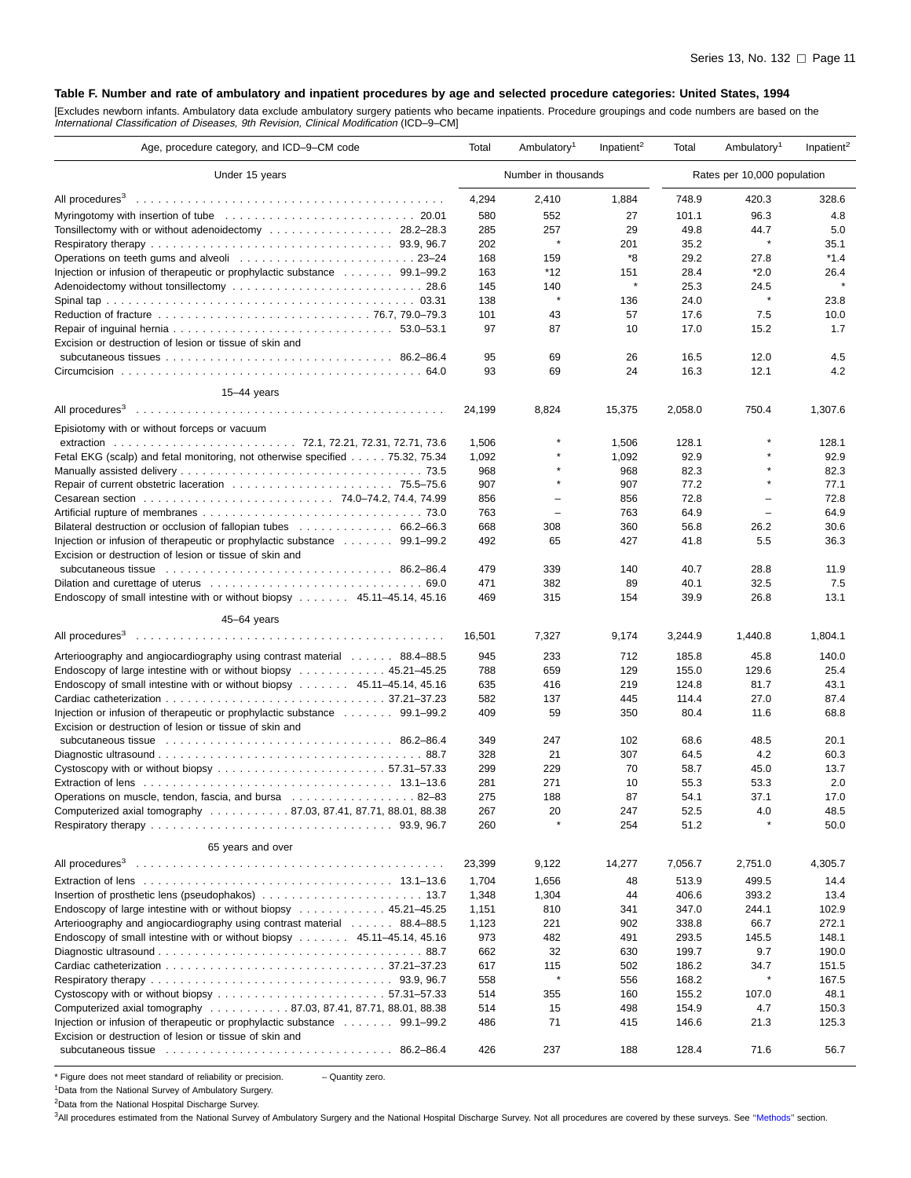**Table F. Number and rate of ambulatory and inpatient procedures by age and selected procedure categories: United States, 1994**

[Excludes newborn infants. Ambulatory data exclude ambulatory surgery patients who became inpatients. Procedure groupings and code numbers are based on the *International Classification of Diseases, 9th Revision, Clinical Modification* (ICD–9–CM)]

| Age, procedure category, and ICD–9–CM code | Total | Ambulatory[1] | Inpatient[2] | Total | Ambulatory[1] | Inpatient[2] |
|---|---|---|---|---|---|---|
| | Number in thousands | | | Rates per 10,000 population | | |
| **Under 15 years** | | | | | | |
| All procedures[3] | 4,294 | 2,410 | 1,884 | 748.9 | 420.3 | 328.6 |
| Myringotomy with insertion of tube . . . 20.01 | 580 | 552 | 27 | 101.1 | 96.3 | 4.8 |
| Tonsillectomy with or without adenoidectomy . . . 28.2–28.3 | 285 | 257 | 29 | 49.8 | 44.7 | 5.0 |
| Respiratory therapy . . . 93.9, 96.7 | 202 | * | 201 | 35.2 | * | 35.1 |
| Operations on teeth gums and alveoli . . . 23–24 | 168 | 159 | *8 | 29.2 | 27.8 | *1.4 |
| Injection or infusion of therapeutic or prophylactic substance . . . 99.1–99.2 | 163 | *12 | 151 | 28.4 | *2.0 | 26.4 |
| Adenoidectomy without tonsillectomy . . . 28.6 | 145 | 140 | * | 25.3 | 24.5 | * |
| Spinal tap . . . 03.31 | 138 | * | 136 | 24.0 | * | 23.8 |
| Reduction of fracture . . . 76.7, 79.0–79.3 | 101 | 43 | 57 | 17.6 | 7.5 | 10.0 |
| Repair of inguinal hernia . . . 53.0–53.1 | 97 | 87 | 10 | 17.0 | 15.2 | 1.7 |
| Excision or destruction of lesion or tissue of skin and subcutaneous tissues . . . 86.2–86.4 | 95 | 69 | 26 | 16.5 | 12.0 | 4.5 |
| Circumcision . . . 64.0 | 93 | 69 | 24 | 16.3 | 12.1 | 4.2 |
| **15–44 years** | | | | | | |
| All procedures[3] | 24,199 | 8,824 | 15,375 | 2,058.0 | 750.4 | 1,307.6 |
| Episiotomy with or without forceps or vacuum extraction . . . 72.1, 72.21, 72.31, 72.71, 73.6 | 1,506 | * | 1,506 | 128.1 | * | 128.1 |
| Fetal EKG (scalp) and fetal monitoring, not otherwise specified . . . 75.32, 75.34 | 1,092 | * | 1,092 | 92.9 | * | 92.9 |
| Manually assisted delivery . . . 73.5 | 968 | * | 968 | 82.3 | * | 82.3 |
| Repair of current obstetric laceration . . . 75.5–75.6 | 907 | * | 907 | 77.2 | * | 77.1 |
| Cesarean section . . . 74.0–74.2, 74.4, 74.99 | 856 | – | 856 | 72.8 | – | 72.8 |
| Artificial rupture of membranes . . . 73.0 | 763 | – | 763 | 64.9 | – | 64.9 |
| Bilateral destruction or occlusion of fallopian tubes . . . 66.2–66.3 | 668 | 308 | 360 | 56.8 | 26.2 | 30.6 |
| Injection or infusion of therapeutic or prophylactic substance . . . 99.1–99.2 | 492 | 65 | 427 | 41.8 | 5.5 | 36.3 |
| Excision or destruction of lesion or tissue of skin and subcutaneous tissue . . . 86.2–86.4 | 479 | 339 | 140 | 40.7 | 28.8 | 11.9 |
| Dilation and curettage of uterus . . . 69.0 | 471 | 382 | 89 | 40.1 | 32.5 | 7.5 |
| Endoscopy of small intestine with or without biopsy . . . 45.11–45.14, 45.16 | 469 | 315 | 154 | 39.9 | 26.8 | 13.1 |
| **45–64 years** | | | | | | |
| All procedures[3] | 16,501 | 7,327 | 9,174 | 3,244.9 | 1,440.8 | 1,804.1 |
| Arterioography and angiocardiography using contrast material . . . 88.4–88.5 | 945 | 233 | 712 | 185.8 | 45.8 | 140.0 |
| Endoscopy of large intestine with or without biopsy . . . 45.21–45.25 | 788 | 659 | 129 | 155.0 | 129.6 | 25.4 |
| Endoscopy of small intestine with or without biopsy . . . 45.11–45.14, 45.16 | 635 | 416 | 219 | 124.8 | 81.7 | 43.1 |
| Cardiac catheterization . . . 37.21–37.23 | 582 | 137 | 445 | 114.4 | 27.0 | 87.4 |
| Injection or infusion of therapeutic or prophylactic substance . . . 99.1–99.2 | 409 | 59 | 350 | 80.4 | 11.6 | 68.8 |
| Excision or destruction of lesion or tissue of skin and subcutaneous tissue . . . 86.2–86.4 | 349 | 247 | 102 | 68.6 | 48.5 | 20.1 |
| Diagnostic ultrasound . . . 88.7 | 328 | 21 | 307 | 64.5 | 4.2 | 60.3 |
| Cystoscopy with or without biopsy . . . 57.31–57.33 | 299 | 229 | 70 | 58.7 | 45.0 | 13.7 |
| Extraction of lens . . . 13.1–13.6 | 281 | 271 | 10 | 55.3 | 53.3 | 2.0 |
| Operations on muscle, tendon, fascia, and bursa . . . 82–83 | 275 | 188 | 87 | 54.1 | 37.1 | 17.0 |
| Computerized axial tomography . . . 87.03, 87.41, 87.71, 88.01, 88.38 | 267 | 20 | 247 | 52.5 | 4.0 | 48.5 |
| Respiratory therapy . . . 93.9, 96.7 | 260 | * | 254 | 51.2 | * | 50.0 |
| **65 years and over** | | | | | | |
| All procedures[3] | 23,399 | 9,122 | 14,277 | 7,056.7 | 2,751.0 | 4,305.7 |
| Extraction of lens . . . 13.1–13.6 | 1,704 | 1,656 | 48 | 513.9 | 499.5 | 14.4 |
| Insertion of prosthetic lens (pseudophakos) . . . 13.7 | 1,348 | 1,304 | 44 | 406.6 | 393.2 | 13.4 |
| Endoscopy of large intestine with or without biopsy . . . 45.21–45.25 | 1,151 | 810 | 341 | 347.0 | 244.1 | 102.9 |
| Arterioography and angiocardiography using contrast material . . . 88.4–88.5 | 1,123 | 221 | 902 | 338.8 | 66.7 | 272.1 |
| Endoscopy of small intestine with or without biopsy . . . 45.11–45.14, 45.16 | 973 | 482 | 491 | 293.5 | 145.5 | 148.1 |
| Diagnostic ultrasound . . . 88.7 | 662 | 32 | 630 | 199.7 | 9.7 | 190.0 |
| Cardiac catheterization . . . 37.21–37.23 | 617 | 115 | 502 | 186.2 | 34.7 | 151.5 |
| Respiratory therapy . . . 93.9, 96.7 | 558 | * | 556 | 168.2 | * | 167.5 |
| Cystoscopy with or without biopsy . . . 57.31–57.33 | 514 | 355 | 160 | 155.2 | 107.0 | 48.1 |
| Computerized axial tomography . . . 87.03, 87.41, 87.71, 88.01, 88.38 | 514 | 15 | 498 | 154.9 | 4.7 | 150.3 |
| Injection or infusion of therapeutic or prophylactic substance . . . 99.1–99.2 | 486 | 71 | 415 | 146.6 | 21.3 | 125.3 |
| Excision or destruction of lesion or tissue of skin and subcutaneous tissue . . . 86.2–86.4 | 426 | 237 | 188 | 128.4 | 71.6 | 56.7 |

\* Figure does not meet standard of reliability or precision. – Quantity zero.

[1]Data from the National Survey of Ambulatory Surgery.

[2]Data from the National Hospital Discharge Survey.

[3]All procedures estimated from the National Survey of Ambulatory Surgery and the National Hospital Discharge Survey. Not all procedures are covered by these surveys. See "Methods" section.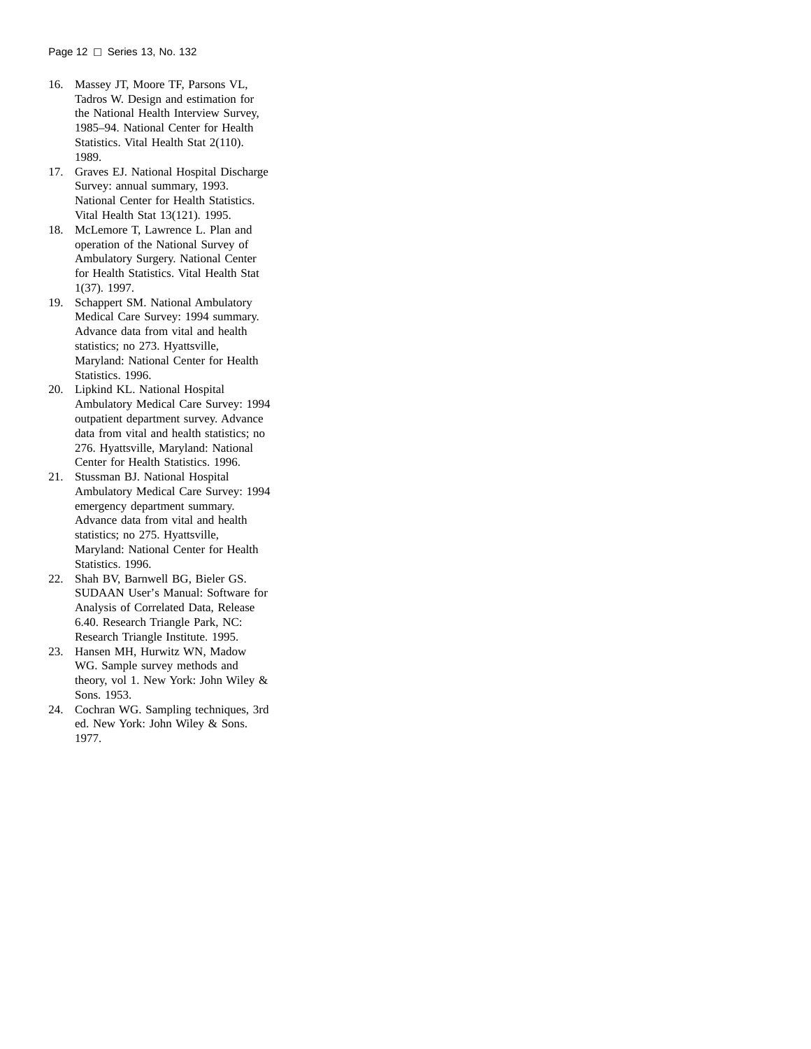16. Massey JT, Moore TF, Parsons VL, Tadros W. Design and estimation for the National Health Interview Survey, 1985–94. National Center for Health Statistics. Vital Health Stat 2(110). 1989.
17. Graves EJ. National Hospital Discharge Survey: annual summary, 1993. National Center for Health Statistics. Vital Health Stat 13(121). 1995.
18. McLemore T, Lawrence L. Plan and operation of the National Survey of Ambulatory Surgery. National Center for Health Statistics. Vital Health Stat 1(37). 1997.
19. Schappert SM. National Ambulatory Medical Care Survey: 1994 summary. Advance data from vital and health statistics; no 273. Hyattsville, Maryland: National Center for Health Statistics. 1996.
20. Lipkind KL. National Hospital Ambulatory Medical Care Survey: 1994 outpatient department survey. Advance data from vital and health statistics; no 276. Hyattsville, Maryland: National Center for Health Statistics. 1996.
21. Stussman BJ. National Hospital Ambulatory Medical Care Survey: 1994 emergency department summary. Advance data from vital and health statistics; no 275. Hyattsville, Maryland: National Center for Health Statistics. 1996.
22. Shah BV, Barnwell BG, Bieler GS. SUDAAN User's Manual: Software for Analysis of Correlated Data, Release 6.40. Research Triangle Park, NC: Research Triangle Institute. 1995.
23. Hansen MH, Hurwitz WN, Madow WG. Sample survey methods and theory, vol 1. New York: John Wiley & Sons. 1953.
24. Cochran WG. Sampling techniques, 3rd ed. New York: John Wiley & Sons. 1977.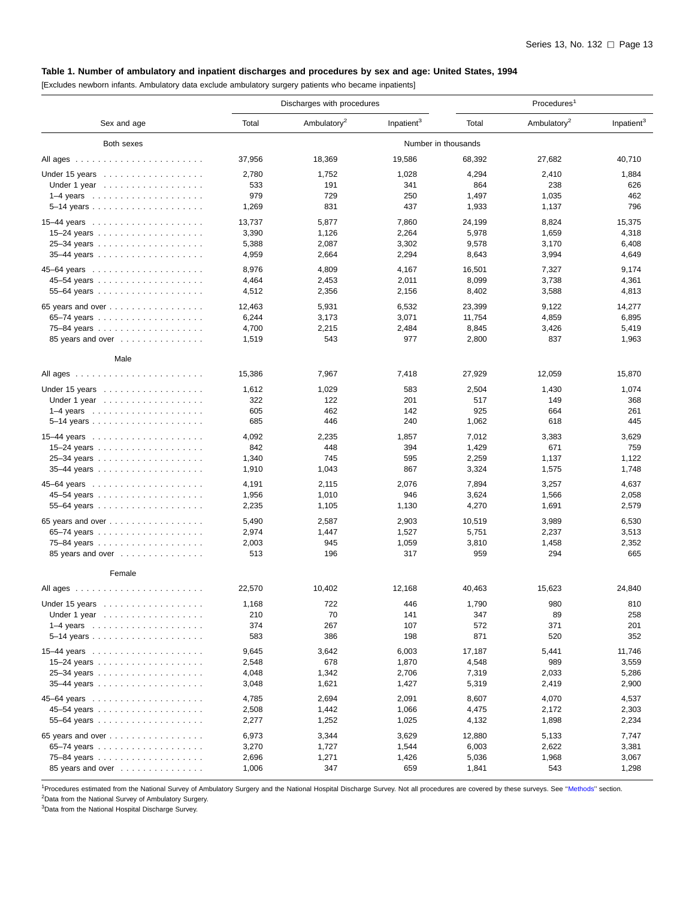**Table 1. Number of ambulatory and inpatient discharges and procedures by sex and age: United States, 1994**

[Excludes newborn infants. Ambulatory data exclude ambulatory surgery patients who became inpatients]

| Sex and age | Discharges with procedures | | | Procedures[1] | | |
|---|---|---|---|---|---|---|
| | Total | Ambulatory[2] | Inpatient[3] | Total | Ambulatory[2] | Inpatient[3] |
| **Both sexes** | Number in thousands | | | | | |
| All ages | 37,956 | 18,369 | 19,586 | 68,392 | 27,682 | 40,710 |
| Under 15 years | 2,780 | 1,752 | 1,028 | 4,294 | 2,410 | 1,884 |
| Under 1 year | 533 | 191 | 341 | 864 | 238 | 626 |
| 1–4 years | 979 | 729 | 250 | 1,497 | 1,035 | 462 |
| 5–14 years | 1,269 | 831 | 437 | 1,933 | 1,137 | 796 |
| 15–44 years | 13,737 | 5,877 | 7,860 | 24,199 | 8,824 | 15,375 |
| 15–24 years | 3,390 | 1,126 | 2,264 | 5,978 | 1,659 | 4,318 |
| 25–34 years | 5,388 | 2,087 | 3,302 | 9,578 | 3,170 | 6,408 |
| 35–44 years | 4,959 | 2,664 | 2,294 | 8,643 | 3,994 | 4,649 |
| 45–64 years | 8,976 | 4,809 | 4,167 | 16,501 | 7,327 | 9,174 |
| 45–54 years | 4,464 | 2,453 | 2,011 | 8,099 | 3,738 | 4,361 |
| 55–64 years | 4,512 | 2,356 | 2,156 | 8,402 | 3,588 | 4,813 |
| 65 years and over | 12,463 | 5,931 | 6,532 | 23,399 | 9,122 | 14,277 |
| 65–74 years | 6,244 | 3,173 | 3,071 | 11,754 | 4,859 | 6,895 |
| 75–84 years | 4,700 | 2,215 | 2,484 | 8,845 | 3,426 | 5,419 |
| 85 years and over | 1,519 | 543 | 977 | 2,800 | 837 | 1,963 |
| **Male** | | | | | | |
| All ages | 15,386 | 7,967 | 7,418 | 27,929 | 12,059 | 15,870 |
| Under 15 years | 1,612 | 1,029 | 583 | 2,504 | 1,430 | 1,074 |
| Under 1 year | 322 | 122 | 201 | 517 | 149 | 368 |
| 1–4 years | 605 | 462 | 142 | 925 | 664 | 261 |
| 5–14 years | 685 | 446 | 240 | 1,062 | 618 | 445 |
| 15–44 years | 4,092 | 2,235 | 1,857 | 7,012 | 3,383 | 3,629 |
| 15–24 years | 842 | 448 | 394 | 1,429 | 671 | 759 |
| 25–34 years | 1,340 | 745 | 595 | 2,259 | 1,137 | 1,122 |
| 35–44 years | 1,910 | 1,043 | 867 | 3,324 | 1,575 | 1,748 |
| 45–64 years | 4,191 | 2,115 | 2,076 | 7,894 | 3,257 | 4,637 |
| 45–54 years | 1,956 | 1,010 | 946 | 3,624 | 1,566 | 2,058 |
| 55–64 years | 2,235 | 1,105 | 1,130 | 4,270 | 1,691 | 2,579 |
| 65 years and over | 5,490 | 2,587 | 2,903 | 10,519 | 3,989 | 6,530 |
| 65–74 years | 2,974 | 1,447 | 1,527 | 5,751 | 2,237 | 3,513 |
| 75–84 years | 2,003 | 945 | 1,059 | 3,810 | 1,458 | 2,352 |
| 85 years and over | 513 | 196 | 317 | 959 | 294 | 665 |
| **Female** | | | | | | |
| All ages | 22,570 | 10,402 | 12,168 | 40,463 | 15,623 | 24,840 |
| Under 15 years | 1,168 | 722 | 446 | 1,790 | 980 | 810 |
| Under 1 year | 210 | 70 | 141 | 347 | 89 | 258 |
| 1–4 years | 374 | 267 | 107 | 572 | 371 | 201 |
| 5–14 years | 583 | 386 | 198 | 871 | 520 | 352 |
| 15–44 years | 9,645 | 3,642 | 6,003 | 17,187 | 5,441 | 11,746 |
| 15–24 years | 2,548 | 678 | 1,870 | 4,548 | 989 | 3,559 |
| 25–34 years | 4,048 | 1,342 | 2,706 | 7,319 | 2,033 | 5,286 |
| 35–44 years | 3,048 | 1,621 | 1,427 | 5,319 | 2,419 | 2,900 |
| 45–64 years | 4,785 | 2,694 | 2,091 | 8,607 | 4,070 | 4,537 |
| 45–54 years | 2,508 | 1,442 | 1,066 | 4,475 | 2,172 | 2,303 |
| 55–64 years | 2,277 | 1,252 | 1,025 | 4,132 | 1,898 | 2,234 |
| 65 years and over | 6,973 | 3,344 | 3,629 | 12,880 | 5,133 | 7,747 |
| 65–74 years | 3,270 | 1,727 | 1,544 | 6,003 | 2,622 | 3,381 |
| 75–84 years | 2,696 | 1,271 | 1,426 | 5,036 | 1,968 | 3,067 |
| 85 years and over | 1,006 | 347 | 659 | 1,841 | 543 | 1,298 |

[1]Procedures estimated from the National Survey of Ambulatory Surgery and the National Hospital Discharge Survey. Not all procedures are covered by these surveys. See "Methods" section.

[2]Data from the National Survey of Ambulatory Surgery.

[3]Data from the National Hospital Discharge Survey.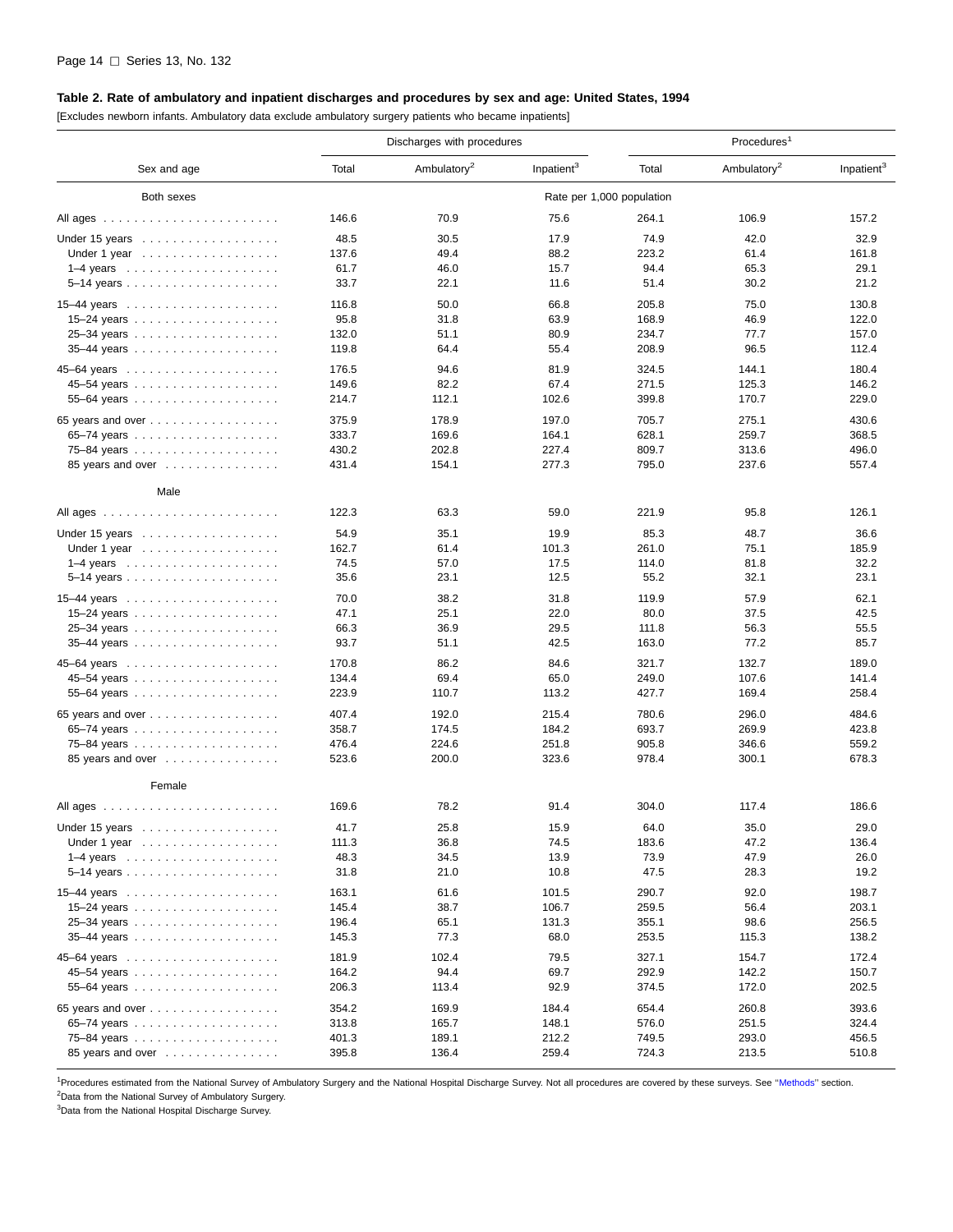**Table 2. Rate of ambulatory and inpatient discharges and procedures by sex and age: United States, 1994**

[Excludes newborn infants. Ambulatory data exclude ambulatory surgery patients who became inpatients]

| Sex and age | Discharges with procedures | | | Procedures[1] | | |
|---|---|---|---|---|---|---|
| | Total | Ambulatory[2] | Inpatient[3] | Total | Ambulatory[2] | Inpatient[3] |
| **Both sexes** | Rate per 1,000 population | | | | | |
| All ages | 146.6 | 70.9 | 75.6 | 264.1 | 106.9 | 157.2 |
| Under 15 years | 48.5 | 30.5 | 17.9 | 74.9 | 42.0 | 32.9 |
| Under 1 year | 137.6 | 49.4 | 88.2 | 223.2 | 61.4 | 161.8 |
| 1–4 years | 61.7 | 46.0 | 15.7 | 94.4 | 65.3 | 29.1 |
| 5–14 years | 33.7 | 22.1 | 11.6 | 51.4 | 30.2 | 21.2 |
| 15–44 years | 116.8 | 50.0 | 66.8 | 205.8 | 75.0 | 130.8 |
| 15–24 years | 95.8 | 31.8 | 63.9 | 168.9 | 46.9 | 122.0 |
| 25–34 years | 132.0 | 51.1 | 80.9 | 234.7 | 77.7 | 157.0 |
| 35–44 years | 119.8 | 64.4 | 55.4 | 208.9 | 96.5 | 112.4 |
| 45–64 years | 176.5 | 94.6 | 81.9 | 324.5 | 144.1 | 180.4 |
| 45–54 years | 149.6 | 82.2 | 67.4 | 271.5 | 125.3 | 146.2 |
| 55–64 years | 214.7 | 112.1 | 102.6 | 399.8 | 170.7 | 229.0 |
| 65 years and over | 375.9 | 178.9 | 197.0 | 705.7 | 275.1 | 430.6 |
| 65–74 years | 333.7 | 169.6 | 164.1 | 628.1 | 259.7 | 368.5 |
| 75–84 years | 430.2 | 202.8 | 227.4 | 809.7 | 313.6 | 496.0 |
| 85 years and over | 431.4 | 154.1 | 277.3 | 795.0 | 237.6 | 557.4 |
| **Male** | | | | | | |
| All ages | 122.3 | 63.3 | 59.0 | 221.9 | 95.8 | 126.1 |
| Under 15 years | 54.9 | 35.1 | 19.9 | 85.3 | 48.7 | 36.6 |
| Under 1 year | 162.7 | 61.4 | 101.3 | 261.0 | 75.1 | 185.9 |
| 1–4 years | 74.5 | 57.0 | 17.5 | 114.0 | 81.8 | 32.2 |
| 5–14 years | 35.6 | 23.1 | 12.5 | 55.2 | 32.1 | 23.1 |
| 15–44 years | 70.0 | 38.2 | 31.8 | 119.9 | 57.9 | 62.1 |
| 15–24 years | 47.1 | 25.1 | 22.0 | 80.0 | 37.5 | 42.5 |
| 25–34 years | 66.3 | 36.9 | 29.5 | 111.8 | 56.3 | 55.5 |
| 35–44 years | 93.7 | 51.1 | 42.5 | 163.0 | 77.2 | 85.7 |
| 45–64 years | 170.8 | 86.2 | 84.6 | 321.7 | 132.7 | 189.0 |
| 45–54 years | 134.4 | 69.4 | 65.0 | 249.0 | 107.6 | 141.4 |
| 55–64 years | 223.9 | 110.7 | 113.2 | 427.7 | 169.4 | 258.4 |
| 65 years and over | 407.4 | 192.0 | 215.4 | 780.6 | 296.0 | 484.6 |
| 65–74 years | 358.7 | 174.5 | 184.2 | 693.7 | 269.9 | 423.8 |
| 75–84 years | 476.4 | 224.6 | 251.8 | 905.8 | 346.6 | 559.2 |
| 85 years and over | 523.6 | 200.0 | 323.6 | 978.4 | 300.1 | 678.3 |
| **Female** | | | | | | |
| All ages | 169.6 | 78.2 | 91.4 | 304.0 | 117.4 | 186.6 |
| Under 15 years | 41.7 | 25.8 | 15.9 | 64.0 | 35.0 | 29.0 |
| Under 1 year | 111.3 | 36.8 | 74.5 | 183.6 | 47.2 | 136.4 |
| 1–4 years | 48.3 | 34.5 | 13.9 | 73.9 | 47.9 | 26.0 |
| 5–14 years | 31.8 | 21.0 | 10.8 | 47.5 | 28.3 | 19.2 |
| 15–44 years | 163.1 | 61.6 | 101.5 | 290.7 | 92.0 | 198.7 |
| 15–24 years | 145.4 | 38.7 | 106.7 | 259.5 | 56.4 | 203.1 |
| 25–34 years | 196.4 | 65.1 | 131.3 | 355.1 | 98.6 | 256.5 |
| 35–44 years | 145.3 | 77.3 | 68.0 | 253.5 | 115.3 | 138.2 |
| 45–64 years | 181.9 | 102.4 | 79.5 | 327.1 | 154.7 | 172.4 |
| 45–54 years | 164.2 | 94.4 | 69.7 | 292.9 | 142.2 | 150.7 |
| 55–64 years | 206.3 | 113.4 | 92.9 | 374.5 | 172.0 | 202.5 |
| 65 years and over | 354.2 | 169.9 | 184.4 | 654.4 | 260.8 | 393.6 |
| 65–74 years | 313.8 | 165.7 | 148.1 | 576.0 | 251.5 | 324.4 |
| 75–84 years | 401.3 | 189.1 | 212.2 | 749.5 | 293.0 | 456.5 |
| 85 years and over | 395.8 | 136.4 | 259.4 | 724.3 | 213.5 | 510.8 |

[1]Procedures estimated from the National Survey of Ambulatory Surgery and the National Hospital Discharge Survey. Not all procedures are covered by these surveys. See "Methods" section.

[2]Data from the National Survey of Ambulatory Surgery.

[3]Data from the National Hospital Discharge Survey.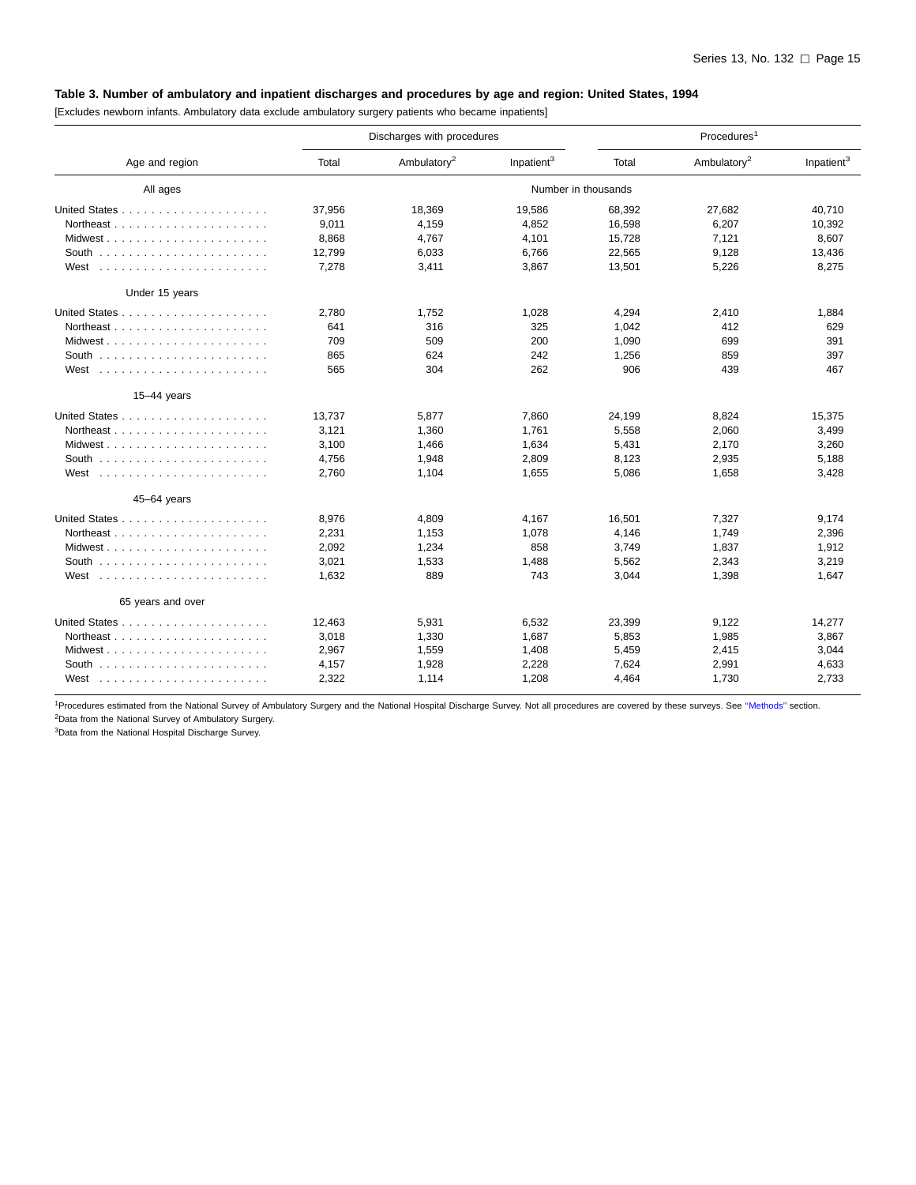**Table 3. Number of ambulatory and inpatient discharges and procedures by age and region: United States, 1994**

[Excludes newborn infants. Ambulatory data exclude ambulatory surgery patients who became inpatients]

| Age and region | Discharges with procedures | | | Procedures[1] | | |
|---|---|---|---|---|---|---|
| | Total | Ambulatory[2] | Inpatient[3] | Total | Ambulatory[2] | Inpatient[3] |
| **All ages** | Number in thousands | | | | | |
| United States | 37,956 | 18,369 | 19,586 | 68,392 | 27,682 | 40,710 |
| Northeast | 9,011 | 4,159 | 4,852 | 16,598 | 6,207 | 10,392 |
| Midwest | 8,868 | 4,767 | 4,101 | 15,728 | 7,121 | 8,607 |
| South | 12,799 | 6,033 | 6,766 | 22,565 | 9,128 | 13,436 |
| West | 7,278 | 3,411 | 3,867 | 13,501 | 5,226 | 8,275 |
| **Under 15 years** | | | | | | |
| United States | 2,780 | 1,752 | 1,028 | 4,294 | 2,410 | 1,884 |
| Northeast | 641 | 316 | 325 | 1,042 | 412 | 629 |
| Midwest | 709 | 509 | 200 | 1,090 | 699 | 391 |
| South | 865 | 624 | 242 | 1,256 | 859 | 397 |
| West | 565 | 304 | 262 | 906 | 439 | 467 |
| **15–44 years** | | | | | | |
| United States | 13,737 | 5,877 | 7,860 | 24,199 | 8,824 | 15,375 |
| Northeast | 3,121 | 1,360 | 1,761 | 5,558 | 2,060 | 3,499 |
| Midwest | 3,100 | 1,466 | 1,634 | 5,431 | 2,170 | 3,260 |
| South | 4,756 | 1,948 | 2,809 | 8,123 | 2,935 | 5,188 |
| West | 2,760 | 1,104 | 1,655 | 5,086 | 1,658 | 3,428 |
| **45–64 years** | | | | | | |
| United States | 8,976 | 4,809 | 4,167 | 16,501 | 7,327 | 9,174 |
| Northeast | 2,231 | 1,153 | 1,078 | 4,146 | 1,749 | 2,396 |
| Midwest | 2,092 | 1,234 | 858 | 3,749 | 1,837 | 1,912 |
| South | 3,021 | 1,533 | 1,488 | 5,562 | 2,343 | 3,219 |
| West | 1,632 | 889 | 743 | 3,044 | 1,398 | 1,647 |
| **65 years and over** | | | | | | |
| United States | 12,463 | 5,931 | 6,532 | 23,399 | 9,122 | 14,277 |
| Northeast | 3,018 | 1,330 | 1,687 | 5,853 | 1,985 | 3,867 |
| Midwest | 2,967 | 1,559 | 1,408 | 5,459 | 2,415 | 3,044 |
| South | 4,157 | 1,928 | 2,228 | 7,624 | 2,991 | 4,633 |
| West | 2,322 | 1,114 | 1,208 | 4,464 | 1,730 | 2,733 |

[1]Procedures estimated from the National Survey of Ambulatory Surgery and the National Hospital Discharge Survey. Not all procedures are covered by these surveys. See "Methods" section.

[2]Data from the National Survey of Ambulatory Surgery.

[3]Data from the National Hospital Discharge Survey.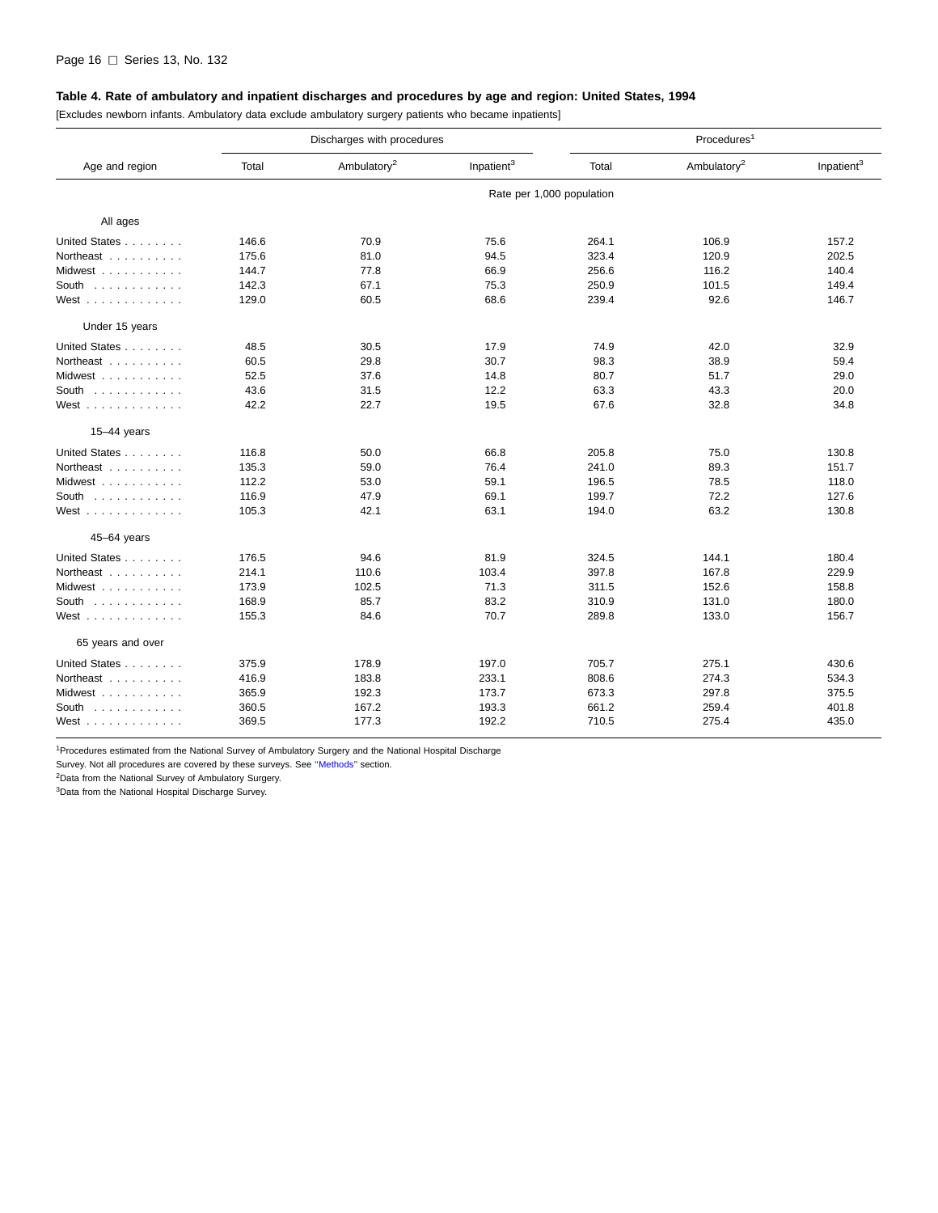**Table 4. Rate of ambulatory and inpatient discharges and procedures by age and region: United States, 1994**

[Excludes newborn infants. Ambulatory data exclude ambulatory surgery patients who became inpatients]

| Age and region | Discharges with procedures | | | Procedures[1] | | |
|---|---|---|---|---|---|---|
| | Total | Ambulatory[2] | Inpatient[3] | Total | Ambulatory[2] | Inpatient[3] |
| | Rate per 1,000 population | | | | | |
| **All ages** | | | | | | |
| United States | 146.6 | 70.9 | 75.6 | 264.1 | 106.9 | 157.2 |
| Northeast | 175.6 | 81.0 | 94.5 | 323.4 | 120.9 | 202.5 |
| Midwest | 144.7 | 77.8 | 66.9 | 256.6 | 116.2 | 140.4 |
| South | 142.3 | 67.1 | 75.3 | 250.9 | 101.5 | 149.4 |
| West | 129.0 | 60.5 | 68.6 | 239.4 | 92.6 | 146.7 |
| **Under 15 years** | | | | | | |
| United States | 48.5 | 30.5 | 17.9 | 74.9 | 42.0 | 32.9 |
| Northeast | 60.5 | 29.8 | 30.7 | 98.3 | 38.9 | 59.4 |
| Midwest | 52.5 | 37.6 | 14.8 | 80.7 | 51.7 | 29.0 |
| South | 43.6 | 31.5 | 12.2 | 63.3 | 43.3 | 20.0 |
| West | 42.2 | 22.7 | 19.5 | 67.6 | 32.8 | 34.8 |
| **15–44 years** | | | | | | |
| United States | 116.8 | 50.0 | 66.8 | 205.8 | 75.0 | 130.8 |
| Northeast | 135.3 | 59.0 | 76.4 | 241.0 | 89.3 | 151.7 |
| Midwest | 112.2 | 53.0 | 59.1 | 196.5 | 78.5 | 118.0 |
| South | 116.9 | 47.9 | 69.1 | 199.7 | 72.2 | 127.6 |
| West | 105.3 | 42.1 | 63.1 | 194.0 | 63.2 | 130.8 |
| **45–64 years** | | | | | | |
| United States | 176.5 | 94.6 | 81.9 | 324.5 | 144.1 | 180.4 |
| Northeast | 214.1 | 110.6 | 103.4 | 397.8 | 167.8 | 229.9 |
| Midwest | 173.9 | 102.5 | 71.3 | 311.5 | 152.6 | 158.8 |
| South | 168.9 | 85.7 | 83.2 | 310.9 | 131.0 | 180.0 |
| West | 155.3 | 84.6 | 70.7 | 289.8 | 133.0 | 156.7 |
| **65 years and over** | | | | | | |
| United States | 375.9 | 178.9 | 197.0 | 705.7 | 275.1 | 430.6 |
| Northeast | 416.9 | 183.8 | 233.1 | 808.6 | 274.3 | 534.3 |
| Midwest | 365.9 | 192.3 | 173.7 | 673.3 | 297.8 | 375.5 |
| South | 360.5 | 167.2 | 193.3 | 661.2 | 259.4 | 401.8 |
| West | 369.5 | 177.3 | 192.2 | 710.5 | 275.4 | 435.0 |

[1]Procedures estimated from the National Survey of Ambulatory Surgery and the National Hospital Discharge Survey. Not all procedures are covered by these surveys. See "Methods" section.

[2]Data from the National Survey of Ambulatory Surgery.

[3]Data from the National Hospital Discharge Survey.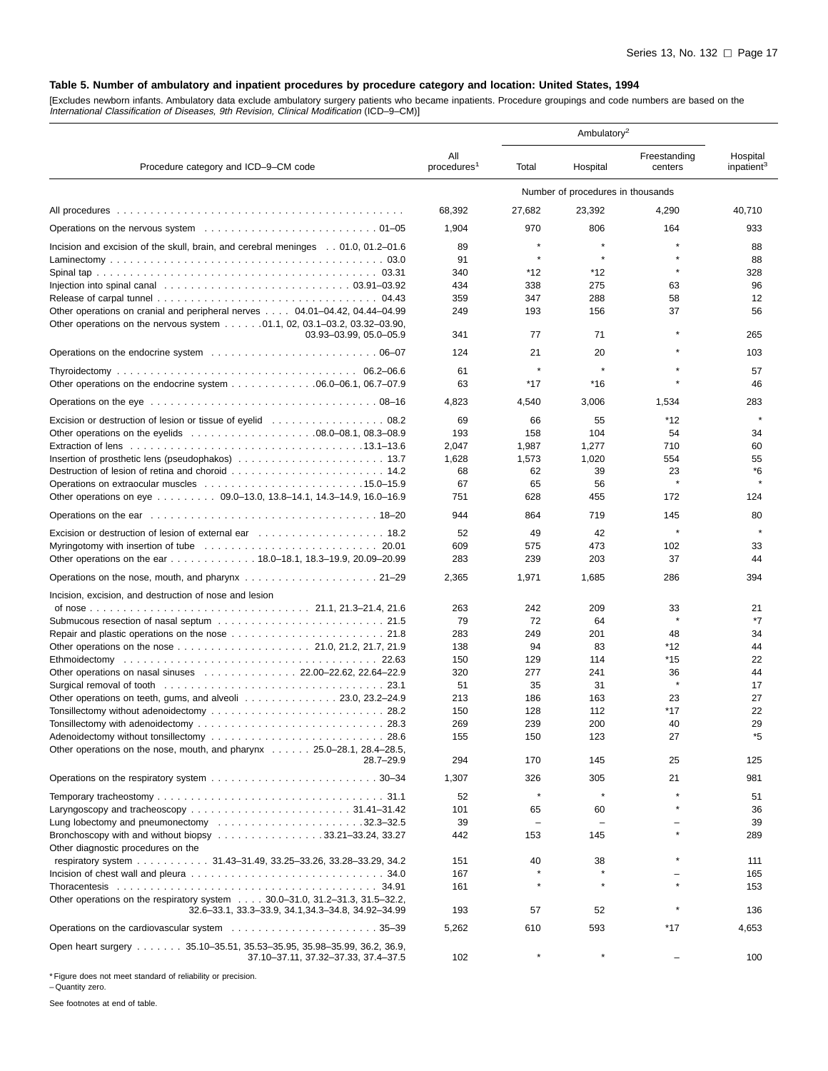**Table 5. Number of ambulatory and inpatient procedures by procedure category and location: United States, 1994**

[Excludes newborn infants. Ambulatory data exclude ambulatory surgery patients who became inpatients. Procedure groupings and code numbers are based on the *International Classification of Diseases, 9th Revision, Clinical Modification* (ICD–9–CM)]

| Procedure category and ICD–9–CM code | All procedures[1] | Ambulatory[2] | | | Hospital inpatient[3] |
|---|---|---|---|---|---|
| | | Total | Hospital | Freestanding centers | |
| | Number of procedures in thousands | | | | |
| All procedures | 68,392 | 27,682 | 23,392 | 4,290 | 40,710 |
| Operations on the nervous system . . . 01–05 | 1,904 | 970 | 806 | 164 | 933 |
| Incision and excision of the skull, brain, and cerebral meninges . . 01.0, 01.2–01.6 | 89 | * | * | * | 88 |
| Laminectomy . . . 03.0 | 91 | * | * | * | 88 |
| Spinal tap . . . 03.31 | 340 | *12 | *12 | * | 328 |
| Injection into spinal canal . . . 03.91–03.92 | 434 | 338 | 275 | 63 | 96 |
| Release of carpal tunnel . . . 04.43 | 359 | 347 | 288 | 58 | 12 |
| Other operations on cranial and peripheral nerves . . . 04.01–04.42, 04.44–04.99 | 249 | 193 | 156 | 37 | 56 |
| Other operations on the nervous system . . . 01.1, 02, 03.1–03.2, 03.32–03.90, 03.93–03.99, 05.0–05.9 | 341 | 77 | 71 | * | 265 |
| Operations on the endocrine system . . . 06–07 | 124 | 21 | 20 | * | 103 |
| Thyroidectomy . . . 06.2–06.6 | 61 | * | * | * | 57 |
| Other operations on the endocrine system . . . 06.0–06.1, 06.7–07.9 | 63 | *17 | *16 | * | 46 |
| Operations on the eye . . . 08–16 | 4,823 | 4,540 | 3,006 | 1,534 | 283 |
| Excision or destruction of lesion or tissue of eyelid . . . 08.2 | 69 | 66 | 55 | *12 | * |
| Other operations on the eyelids . . . 08.0–08.1, 08.3–08.9 | 193 | 158 | 104 | 54 | 34 |
| Extraction of lens . . . 13.1–13.6 | 2,047 | 1,987 | 1,277 | 710 | 60 |
| Insertion of prosthetic lens (pseudophakos) . . . 13.7 | 1,628 | 1,573 | 1,020 | 554 | 55 |
| Destruction of lesion of retina and choroid . . . 14.2 | 68 | 62 | 39 | 23 | *6 |
| Operations on extraocular muscles . . . 15.0–15.9 | 67 | 65 | 56 | * | * |
| Other operations on eye . . . 09.0–13.0, 13.8–14.1, 14.3–14.9, 16.0–16.9 | 751 | 628 | 455 | 172 | 124 |
| Operations on the ear . . . 18–20 | 944 | 864 | 719 | 145 | 80 |
| Excision or destruction of lesion of external ear . . . 18.2 | 52 | 49 | 42 | * | * |
| Myringotomy with insertion of tube . . . 20.01 | 609 | 575 | 473 | 102 | 33 |
| Other operations on the ear . . . 18.0–18.1, 18.3–19.9, 20.09–20.99 | 283 | 239 | 203 | 37 | 44 |
| Operations on the nose, mouth, and pharynx . . . 21–29 | 2,365 | 1,971 | 1,685 | 286 | 394 |
| Incision, excision, and destruction of nose and lesion of nose . . . 21.1, 21.3–21.4, 21.6 | 263 | 242 | 209 | 33 | 21 |
| Submucous resection of nasal septum . . . 21.5 | 79 | 72 | 64 | * | *7 |
| Repair and plastic operations on the nose . . . 21.8 | 283 | 249 | 201 | 48 | 34 |
| Other operations on the nose . . . 21.0, 21.2, 21.7, 21.9 | 138 | 94 | 83 | *12 | 44 |
| Ethmoidectomy . . . 22.63 | 150 | 129 | 114 | *15 | 22 |
| Other operations on nasal sinuses . . . 22.00–22.62, 22.64–22.9 | 320 | 277 | 241 | 36 | 44 |
| Surgical removal of tooth . . . 23.1 | 51 | 35 | 31 | * | 17 |
| Other operations on teeth, gums, and alveoli . . . 23.0, 23.2–24.9 | 213 | 186 | 163 | 23 | 27 |
| Tonsillectomy without adenoidectomy . . . 28.2 | 150 | 128 | 112 | *17 | 22 |
| Tonsillectomy with adenoidectomy . . . 28.3 | 269 | 239 | 200 | 40 | 29 |
| Adenoidectomy without tonsillectomy . . . 28.6 | 155 | 150 | 123 | 27 | *5 |
| Other operations on the nose, mouth, and pharynx . . . 25.0–28.1, 28.4–28.5, 28.7–29.9 | 294 | 170 | 145 | 25 | 125 |
| Operations on the respiratory system . . . 30–34 | 1,307 | 326 | 305 | 21 | 981 |
| Temporary tracheostomy . . . 31.1 | 52 | * | * | * | 51 |
| Laryngoscopy and tracheoscopy . . . 31.41–31.42 | 101 | 65 | 60 | * | 36 |
| Lung lobectomy and pneumonectomy . . . 32.3–32.5 | 39 | – | – | – | 39 |
| Bronchoscopy with and without biopsy . . . 33.21–33.24, 33.27 | 442 | 153 | 145 | * | 289 |
| Other diagnostic procedures on the respiratory system . . . 31.43–31.49, 33.25–33.26, 33.28–33.29, 34.2 | 151 | 40 | 38 | * | 111 |
| Incision of chest wall and pleura . . . 34.0 | 167 | * | * | – | 165 |
| Thoracentesis . . . 34.91 | 161 | * | * | * | 153 |
| Other operations on the respiratory system . . . 30.0–31.0, 31.2–31.3, 31.5–32.2, 32.6–33.1, 33.3–33.9, 34.1,34.3–34.8, 34.92–34.99 | 193 | 57 | 52 | * | 136 |
| Operations on the cardiovascular system . . . 35–39 | 5,262 | 610 | 593 | *17 | 4,653 |
| Open heart surgery . . . 35.10–35.51, 35.53–35.95, 35.98–35.99, 36.2, 36.9, 37.10–37.11, 37.32–37.33, 37.4–37.5 | 102 | * | * | – | 100 |

* Figure does not meet standard of reliability or precision.
– Quantity zero.

See footnotes at end of table.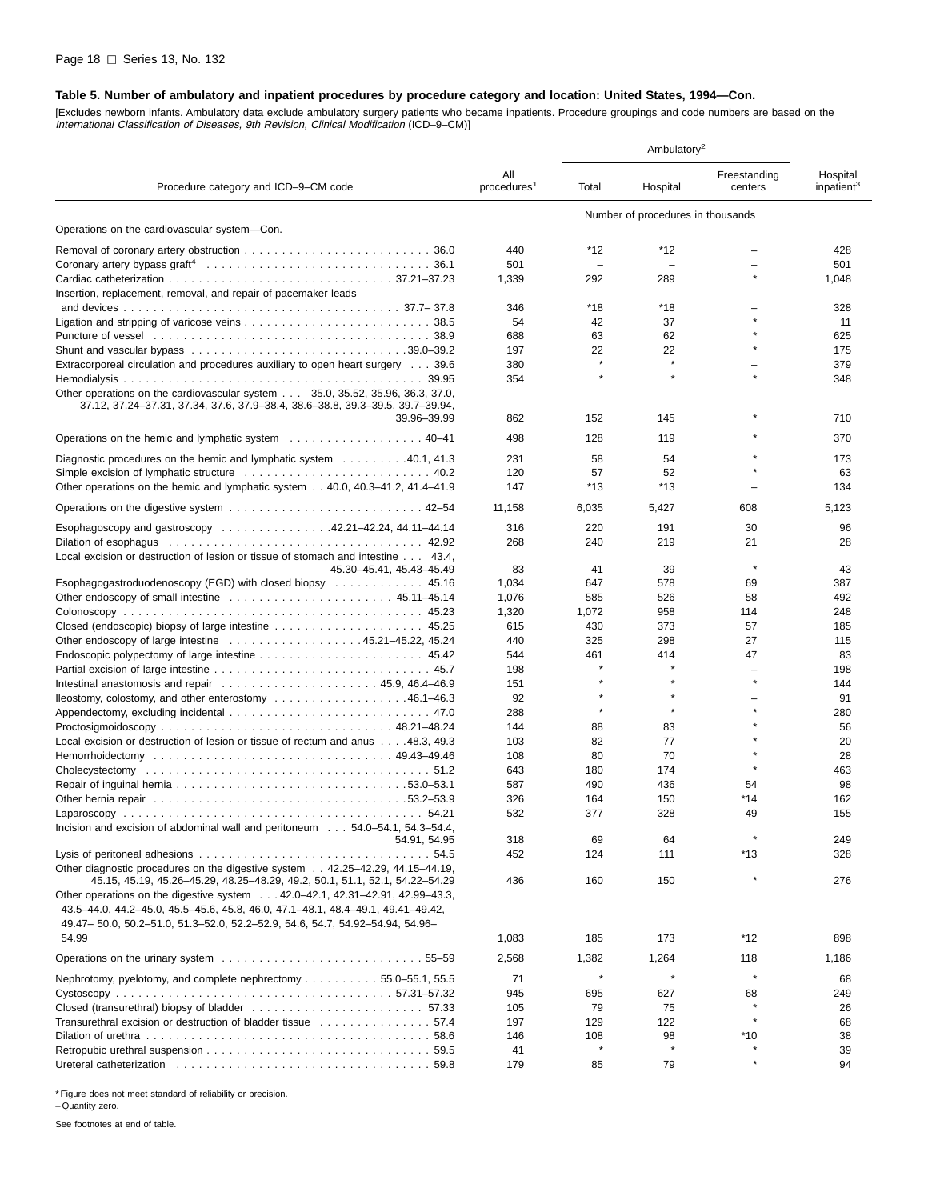**Table 5. Number of ambulatory and inpatient procedures by procedure category and location: United States, 1994—Con.**

[Excludes newborn infants. Ambulatory data exclude ambulatory surgery patients who became inpatients. Procedure groupings and code numbers are based on the *International Classification of Diseases, 9th Revision, Clinical Modification* (ICD–9–CM)]

| Procedure category and ICD–9–CM code | All procedures[1] | Ambulatory[2] Total | Hospital | Freestanding centers | Hospital inpatient[3] |
|---|---|---|---|---|---|
| | Number of procedures in thousands | | | | |
| Operations on the cardiovascular system—Con. | | | | | |
| Removal of coronary artery obstruction . . . 36.0 | 440 | *12 | *12 | – | 428 |
| Coronary artery bypass graft[4] . . . 36.1 | 501 | – | – | – | 501 |
| Cardiac catheterization . . . 37.21–37.23 | 1,339 | 292 | 289 | * | 1,048 |
| Insertion, replacement, removal, and repair of pacemaker leads and devices . . . 37.7– 37.8 | 346 | *18 | *18 | – | 328 |
| Ligation and stripping of varicose veins . . . 38.5 | 54 | 42 | 37 | * | 11 |
| Puncture of vessel . . . 38.9 | 688 | 63 | 62 | * | 625 |
| Shunt and vascular bypass . . . 39.0–39.2 | 197 | 22 | 22 | * | 175 |
| Extracorporeal circulation and procedures auxiliary to open heart surgery . . . 39.6 | 380 | * | * | – | 379 |
| Hemodialysis . . . 39.95 | 354 | * | * | * | 348 |
| Other operations on the cardiovascular system . . . 35.0, 35.52, 35.96, 36.3, 37.0, 37.12, 37.24–37.31, 37.34, 37.6, 37.9–38.4, 38.6–38.8, 39.3–39.5, 39.7–39.94, 39.96–39.99 | 862 | 152 | 145 | * | 710 |
| Operations on the hemic and lymphatic system . . . 40–41 | 498 | 128 | 119 | * | 370 |
| Diagnostic procedures on the hemic and lymphatic system . . . 40.1, 41.3 | 231 | 58 | 54 | * | 173 |
| Simple excision of lymphatic structure . . . 40.2 | 120 | 57 | 52 | * | 63 |
| Other operations on the hemic and lymphatic system . . 40.0, 40.3–41.2, 41.4–41.9 | 147 | *13 | *13 | – | 134 |
| Operations on the digestive system . . . 42–54 | 11,158 | 6,035 | 5,427 | 608 | 5,123 |
| Esophagoscopy and gastroscopy . . . 42.21–42.24, 44.11–44.14 | 316 | 220 | 191 | 30 | 96 |
| Dilation of esophagus . . . 42.92 | 268 | 240 | 219 | 21 | 28 |
| Local excision or destruction of lesion or tissue of stomach and intestine . . . 43.4, 45.30–45.41, 45.43–45.49 | 83 | 41 | 39 | * | 43 |
| Esophagogastroduodenoscopy (EGD) with closed biopsy . . . 45.16 | 1,034 | 647 | 578 | 69 | 387 |
| Other endoscopy of small intestine . . . 45.11–45.14 | 1,076 | 585 | 526 | 58 | 492 |
| Colonoscopy . . . 45.23 | 1,320 | 1,072 | 958 | 114 | 248 |
| Closed (endoscopic) biopsy of large intestine . . . 45.25 | 615 | 430 | 373 | 57 | 185 |
| Other endoscopy of large intestine . . . 45.21–45.22, 45.24 | 440 | 325 | 298 | 27 | 115 |
| Endoscopic polypectomy of large intestine . . . 45.42 | 544 | 461 | 414 | 47 | 83 |
| Partial excision of large intestine . . . 45.7 | 198 | * | * | – | 198 |
| Intestinal anastomosis and repair . . . 45.9, 46.4–46.9 | 151 | * | * | * | 144 |
| Ileostomy, colostomy, and other enterostomy . . . 46.1–46.3 | 92 | * | * | – | 91 |
| Appendectomy, excluding incidental . . . 47.0 | 288 | * | * | * | 280 |
| Proctosigmoidoscopy . . . 48.21–48.24 | 144 | 88 | 83 | * | 56 |
| Local excision or destruction of lesion or tissue of rectum and anus . . . 48.3, 49.3 | 103 | 82 | 77 | * | 20 |
| Hemorrhoidectomy . . . 49.43–49.46 | 108 | 80 | 70 | * | 28 |
| Cholecystectomy . . . 51.2 | 643 | 180 | 174 | * | 463 |
| Repair of inguinal hernia . . . 53.0–53.1 | 587 | 490 | 436 | 54 | 98 |
| Other hernia repair . . . 53.2–53.9 | 326 | 164 | 150 | *14 | 162 |
| Laparoscopy . . . 54.21 | 532 | 377 | 328 | 49 | 155 |
| Incision and excision of abdominal wall and peritoneum . . . 54.0–54.1, 54.3–54.4, 54.91, 54.95 | 318 | 69 | 64 | * | 249 |
| Lysis of peritoneal adhesions . . . 54.5 | 452 | 124 | 111 | *13 | 328 |
| Other diagnostic procedures on the digestive system . . 42.25–42.29, 44.15–44.19, 45.15, 45.19, 45.26–45.29, 48.25–48.29, 49.2, 50.1, 51.1, 52.1, 54.22–54.29 | 436 | 160 | 150 | * | 276 |
| Other operations on the digestive system . . . 42.0–42.1, 42.31–42.91, 42.99–43.3, 43.5–44.0, 44.2–45.0, 45.5–45.6, 45.8, 46.0, 47.1–48.1, 48.4–49.1, 49.41–49.42, 49.47– 50.0, 50.2–51.0, 51.3–52.0, 52.2–52.9, 54.6, 54.7, 54.92–54.94, 54.96–54.99 | 1,083 | 185 | 173 | *12 | 898 |
| Operations on the urinary system . . . 55–59 | 2,568 | 1,382 | 1,264 | 118 | 1,186 |
| Nephrotomy, pyelotomy, and complete nephrectomy . . . 55.0–55.1, 55.5 | 71 | * | * | * | 68 |
| Cystoscopy . . . 57.31–57.32 | 945 | 695 | 627 | 68 | 249 |
| Closed (transurethral) biopsy of bladder . . . 57.33 | 105 | 79 | 75 | * | 26 |
| Transurethral excision or destruction of bladder tissue . . . 57.4 | 197 | 129 | 122 | * | 68 |
| Dilation of urethra . . . 58.6 | 146 | 108 | 98 | *10 | 38 |
| Retropubic urethral suspension . . . 59.5 | 41 | * | * | * | 39 |
| Ureteral catheterization . . . 59.8 | 179 | 85 | 79 | * | 94 |

* Figure does not meet standard of reliability or precision.
– Quantity zero.

See footnotes at end of table.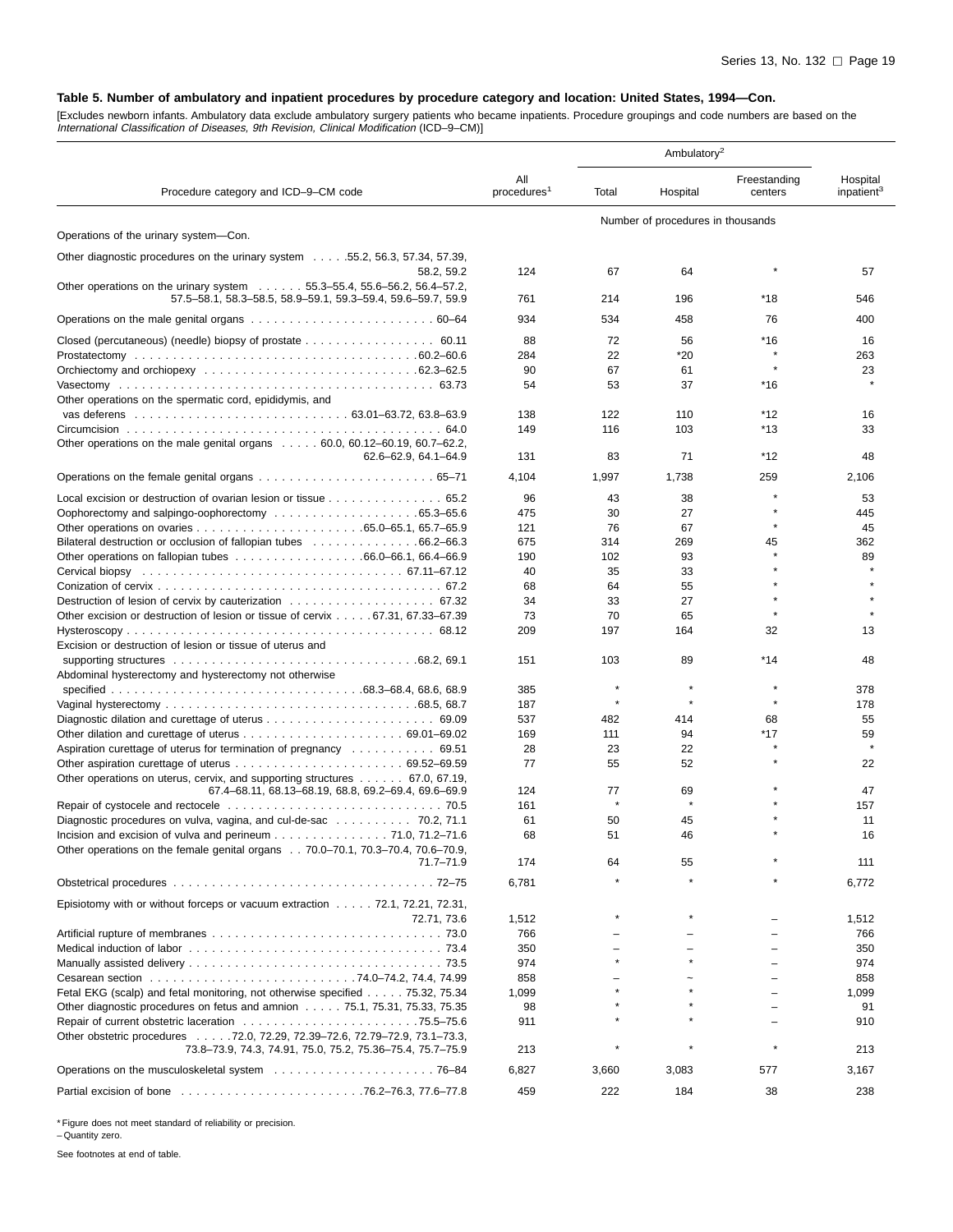### Table 5. Number of ambulatory and inpatient procedures by procedure category and location: United States, 1994—Con.

[Excludes newborn infants. Ambulatory data exclude ambulatory surgery patients who became inpatients. Procedure groupings and code numbers are based on the *International Classification of Diseases, 9th Revision, Clinical Modification* (ICD–9–CM)]

| Procedure category and ICD–9–CM code | All procedures[1] | Ambulatory[2] | | | Hospital inpatient[3] |
|---|---|---|---|---|---|
| | | Total | Hospital | Freestanding centers | |
| | Number of procedures in thousands | | | | |
| Operations of the urinary system—Con. | | | | | |
| Other diagnostic procedures on the urinary system . . . . .55.2, 56.3, 57.34, 57.39, 58.2, 59.2 | 124 | 67 | 64 | * | 57 |
| Other operations on the urinary system . . . . . . 55.3–55.4, 55.6–56.2, 56.4–57.2, 57.5–58.1, 58.3–58.5, 58.9–59.1, 59.3–59.4, 59.6–59.7, 59.9 | 761 | 214 | 196 | *18 | 546 |
| Operations on the male genital organs . . . . . . . . . . . . . . . . . . . . . . . . 60–64 | 934 | 534 | 458 | 76 | 400 |
| Closed (percutaneous) (needle) biopsy of prostate . . . . . . . . . . . . . . . . . 60.11 | 88 | 72 | 56 | *16 | 16 |
| Prostatectomy . . . . . . . . . . . . . . . . . . . . . . . . . . . . . . . . . . . . .60.2–60.6 | 284 | 22 | *20 | * | 263 |
| Orchiectomy and orchiopexy . . . . . . . . . . . . . . . . . . . . . . . . . . . .62.3–62.5 | 90 | 67 | 61 | * | 23 |
| Vasectomy . . . . . . . . . . . . . . . . . . . . . . . . . . . . . . . . . . . . . . . . . 63.73 | 54 | 53 | 37 | *16 | * |
| Other operations on the spermatic cord, epididymis, and vas deferens . . . . . . . . . . . . . . . . . . . . . . . . . . . 63.01–63.72, 63.8–63.9 | 138 | 122 | 110 | *12 | 16 |
| Circumcision . . . . . . . . . . . . . . . . . . . . . . . . . . . . . . . . . . . . . . . . . 64.0 | 149 | 116 | 103 | *13 | 33 |
| Other operations on the male genital organs . . . . . 60.0, 60.12–60.19, 60.7–62.2, 62.6–62.9, 64.1–64.9 | 131 | 83 | 71 | *12 | 48 |
| Operations on the female genital organs . . . . . . . . . . . . . . . . . . . . . . . 65–71 | 4,104 | 1,997 | 1,738 | 259 | 2,106 |
| Local excision or destruction of ovarian lesion or tissue . . . . . . . . . . . . . . . 65.2 | 96 | 43 | 38 | * | 53 |
| Oophorectomy and salpingo-oophorectomy . . . . . . . . . . . . . . . . . . .65.3–65.6 | 475 | 30 | 27 | * | 445 |
| Other operations on ovaries . . . . . . . . . . . . . . . . . . . . . .65.0–65.1, 65.7–65.9 | 121 | 76 | 67 | * | 45 |
| Bilateral destruction or occlusion of fallopian tubes . . . . . . . . . . . . . .66.2–66.3 | 675 | 314 | 269 | 45 | 362 |
| Other operations on fallopian tubes . . . . . . . . . . . . . . . . .66.0–66.1, 66.4–66.9 | 190 | 102 | 93 | * | 89 |
| Cervical biopsy . . . . . . . . . . . . . . . . . . . . . . . . . . . . . . . . . 67.11–67.12 | 40 | 35 | 33 | * | * |
| Conization of cervix . . . . . . . . . . . . . . . . . . . . . . . . . . . . . . . . . . . . . 67.2 | 68 | 64 | 55 | * | * |
| Destruction of lesion of cervix by cauterization . . . . . . . . . . . . . . . . . . . 67.32 | 34 | 33 | 27 | * | * |
| Other excision or destruction of lesion or tissue of cervix . . . . .67.31, 67.33–67.39 | 73 | 70 | 65 | * | * |
| Hysteroscopy . . . . . . . . . . . . . . . . . . . . . . . . . . . . . . . . . . . . . . . . 68.12 | 209 | 197 | 164 | 32 | 13 |
| Excision or destruction of lesion or tissue of uterus and supporting structures . . . . . . . . . . . . . . . . . . . . . . . . . . . . . . . .68.2, 69.1 | 151 | 103 | 89 | *14 | 48 |
| Abdominal hysterectomy and hysterectomy not otherwise specified . . . . . . . . . . . . . . . . . . . . . . . . . . . . . . . .68.3–68.4, 68.6, 68.9 | 385 | * | * | * | 378 |
| Vaginal hysterectomy . . . . . . . . . . . . . . . . . . . . . . . . . . . . . . . .68.5, 68.7 | 187 | * | * | * | 178 |
| Diagnostic dilation and curettage of uterus . . . . . . . . . . . . . . . . . . . . . . 69.09 | 537 | 482 | 414 | 68 | 55 |
| Other dilation and curettage of uterus . . . . . . . . . . . . . . . . . . . . . 69.01–69.02 | 169 | 111 | 94 | *17 | 59 |
| Aspiration curettage of uterus for termination of pregnancy . . . . . . . . . . . 69.51 | 28 | 23 | 22 | * | * |
| Other aspiration curettage of uterus . . . . . . . . . . . . . . . . . . . . . . 69.52–69.59 | 77 | 55 | 52 | * | 22 |
| Other operations on uterus, cervix, and supporting structures . . . . . . 67.0, 67.19, 67.4–68.11, 68.13–68.19, 68.8, 69.2–69.4, 69.6–69.9 | 124 | 77 | 69 | * | 47 |
| Repair of cystocele and rectocele . . . . . . . . . . . . . . . . . . . . . . . . . . . . 70.5 | 161 | * | * | * | 157 |
| Diagnostic procedures on vulva, vagina, and cul-de-sac . . . . . . . . . . 70.2, 71.1 | 61 | 50 | 45 | * | 11 |
| Incision and excision of vulva and perineum . . . . . . . . . . . . . . . 71.0, 71.2–71.6 | 68 | 51 | 46 | * | 16 |
| Other operations on the female genital organs . . 70.0–70.1, 70.3–70.4, 70.6–70.9, 71.7–71.9 | 174 | 64 | 55 | * | 111 |
| Obstetrical procedures . . . . . . . . . . . . . . . . . . . . . . . . . . . . . . . . . . 72–75 | 6,781 | * | * | * | 6,772 |
| Episiotomy with or without forceps or vacuum extraction . . . . . 72.1, 72.21, 72.31, 72.71, 73.6 | 1,512 | * | * | – | 1,512 |
| Artificial rupture of membranes . . . . . . . . . . . . . . . . . . . . . . . . . . . . . . 73.0 | 766 | – | – | – | 766 |
| Medical induction of labor . . . . . . . . . . . . . . . . . . . . . . . . . . . . . . . . . 73.4 | 350 | – | – | – | 350 |
| Manually assisted delivery . . . . . . . . . . . . . . . . . . . . . . . . . . . . . . . . . 73.5 | 974 | * | * | – | 974 |
| Cesarean section . . . . . . . . . . . . . . . . . . . . . . . . . . .74.0–74.2, 74.4, 74.99 | 858 | – | – | – | 858 |
| Fetal EKG (scalp) and fetal monitoring, not otherwise specified . . . . . 75.32, 75.34 | 1,099 | * | * | – | 1,099 |
| Other diagnostic procedures on fetus and amnion . . . . . 75.1, 75.31, 75.33, 75.35 | 98 | * | * | – | 91 |
| Repair of current obstetric laceration . . . . . . . . . . . . . . . . . . . . . . . .75.5–75.6 | 911 | * | * | – | 910 |
| Other obstetric procedures . . . . .72.0, 72.29, 72.39–72.6, 72.79–72.9, 73.1–73.3, 73.8–73.9, 74.3, 74.91, 75.0, 75.2, 75.36–75.4, 75.7–75.9 | 213 | * | * | * | 213 |
| Operations on the musculoskeletal system . . . . . . . . . . . . . . . . . . . . . 76–84 | 6,827 | 3,660 | 3,083 | 577 | 3,167 |
| Partial excision of bone . . . . . . . . . . . . . . . . . . . . . . . .76.2–76.3, 77.6–77.8 | 459 | 222 | 184 | 38 | 238 |

* Figure does not meet standard of reliability or precision.
– Quantity zero.

See footnotes at end of table.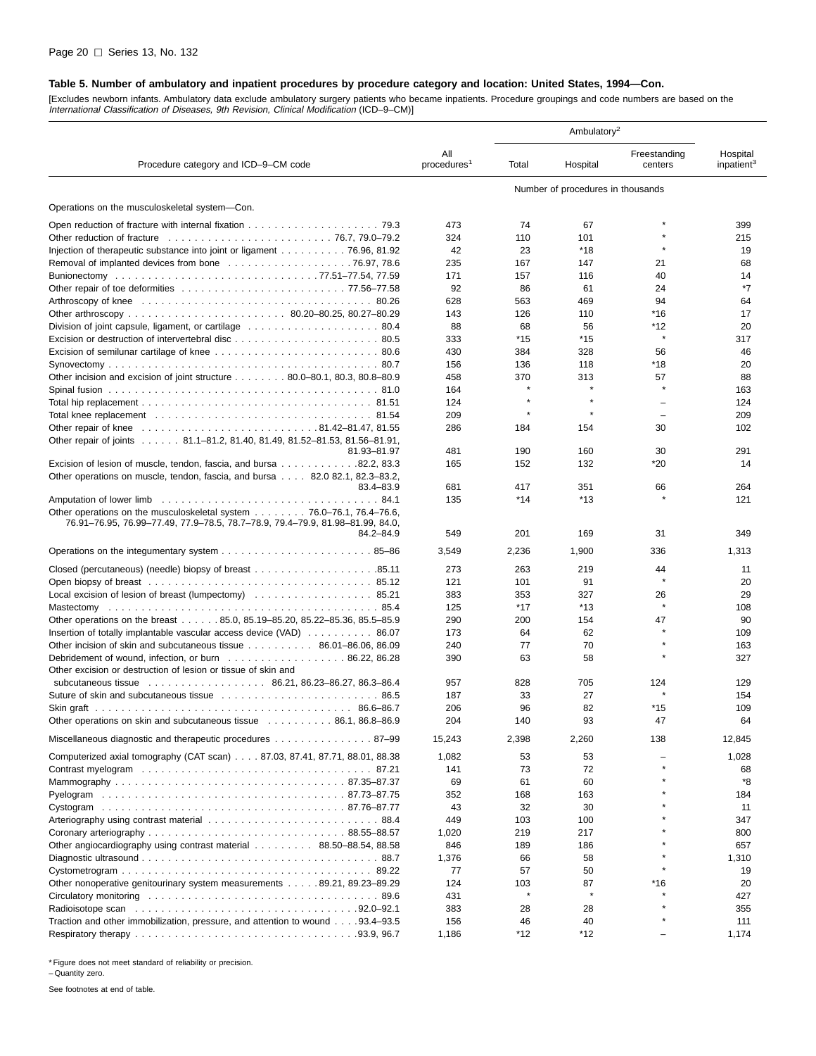**Table 5. Number of ambulatory and inpatient procedures by procedure category and location: United States, 1994—Con.**

[Excludes newborn infants. Ambulatory data exclude ambulatory surgery patients who became inpatients. Procedure groupings and code numbers are based on the *International Classification of Diseases, 9th Revision, Clinical Modification* (ICD–9–CM)]

| Procedure category and ICD–9–CM code | All procedures[1] | Ambulatory[2] | | | Hospital inpatient[3] |
|---|---|---|---|---|---|
| | | Total | Hospital | Freestanding centers | |
| | Number of procedures in thousands | | | | |
| Operations on the musculoskeletal system—Con. | | | | | |
| Open reduction of fracture with internal fixation . . . 79.3 | 473 | 74 | 67 | * | 399 |
| Other reduction of fracture . . . 76.7, 79.0–79.2 | 324 | 110 | 101 | * | 215 |
| Injection of therapeutic substance into joint or ligament . . . 76.96, 81.92 | 42 | 23 | *18 | * | 19 |
| Removal of implanted devices from bone . . . 76.97, 78.6 | 235 | 167 | 147 | 21 | 68 |
| Bunionectomy . . . 77.51–77.54, 77.59 | 171 | 157 | 116 | 40 | 14 |
| Other repair of toe deformities . . . 77.56–77.58 | 92 | 86 | 61 | 24 | *7 |
| Arthroscopy of knee . . . 80.26 | 628 | 563 | 469 | 94 | 64 |
| Other arthroscopy . . . 80.20–80.25, 80.27–80.29 | 143 | 126 | 110 | *16 | 17 |
| Division of joint capsule, ligament, or cartilage . . . 80.4 | 88 | 68 | 56 | *12 | 20 |
| Excision or destruction of intervertebral disc . . . 80.5 | 333 | *15 | *15 | * | 317 |
| Excision of semilunar cartilage of knee . . . 80.6 | 430 | 384 | 328 | 56 | 46 |
| Synovectomy . . . 80.7 | 156 | 136 | 118 | *18 | 20 |
| Other incision and excision of joint structure . . . 80.0–80.1, 80.3, 80.8–80.9 | 458 | 370 | 313 | 57 | 88 |
| Spinal fusion . . . 81.0 | 164 | * | * | * | 163 |
| Total hip replacement . . . 81.51 | 124 | * | * | – | 124 |
| Total knee replacement . . . 81.54 | 209 | * | * | – | 209 |
| Other repair of knee . . . 81.42–81.47, 81.55 | 286 | 184 | 154 | 30 | 102 |
| Other repair of joints . . . 81.1–81.2, 81.40, 81.49, 81.52–81.53, 81.56–81.91, 81.93–81.97 | 481 | 190 | 160 | 30 | 291 |
| Excision of lesion of muscle, tendon, fascia, and bursa . . . 82.2, 83.3 | 165 | 152 | 132 | *20 | 14 |
| Other operations on muscle, tendon, fascia, and bursa . . . 82.0 82.1, 82.3–83.2, 83.4–83.9 | 681 | 417 | 351 | 66 | 264 |
| Amputation of lower limb . . . 84.1 | 135 | *14 | *13 | * | 121 |
| Other operations on the musculoskeletal system . . . 76.0–76.1, 76.4–76.6, 76.91–76.95, 76.99–77.49, 77.9–78.5, 78.7–78.9, 79.4–79.9, 81.98–81.99, 84.0, 84.2–84.9 | 549 | 201 | 169 | 31 | 349 |
| Operations on the integumentary system . . . 85–86 | 3,549 | 2,236 | 1,900 | 336 | 1,313 |
| Closed (percutaneous) (needle) biopsy of breast . . . 85.11 | 273 | 263 | 219 | 44 | 11 |
| Open biopsy of breast . . . 85.12 | 121 | 101 | 91 | * | 20 |
| Local excision of lesion of breast (lumpectomy) . . . 85.21 | 383 | 353 | 327 | 26 | 29 |
| Mastectomy . . . 85.4 | 125 | *17 | *13 | * | 108 |
| Other operations on the breast . . . 85.0, 85.19–85.20, 85.22–85.36, 85.5–85.9 | 290 | 200 | 154 | 47 | 90 |
| Insertion of totally implantable vascular access device (VAD) . . . 86.07 | 173 | 64 | 62 | * | 109 |
| Other incision of skin and subcutaneous tissue . . . 86.01–86.06, 86.09 | 240 | 77 | 70 | * | 163 |
| Debridement of wound, infection, or burn . . . 86.22, 86.28 | 390 | 63 | 58 | * | 327 |
| Other excision or destruction of lesion or tissue of skin and subcutaneous tissue . . . 86.21, 86.23–86.27, 86.3–86.4 | 957 | 828 | 705 | 124 | 129 |
| Suture of skin and subcutaneous tissue . . . 86.5 | 187 | 33 | 27 | * | 154 |
| Skin graft . . . 86.6–86.7 | 206 | 96 | 82 | *15 | 109 |
| Other operations on skin and subcutaneous tissue . . . 86.1, 86.8–86.9 | 204 | 140 | 93 | 47 | 64 |
| Miscellaneous diagnostic and therapeutic procedures . . . 87–99 | 15,243 | 2,398 | 2,260 | 138 | 12,845 |
| Computerized axial tomography (CAT scan) . . . 87.03, 87.41, 87.71, 88.01, 88.38 | 1,082 | 53 | 53 | – | 1,028 |
| Contrast myelogram . . . 87.21 | 141 | 73 | 72 | * | 68 |
| Mammography . . . 87.35–87.37 | 69 | 61 | 60 | * | *8 |
| Pyelogram . . . 87.73–87.75 | 352 | 168 | 163 | * | 184 |
| Cystogram . . . 87.76–87.77 | 43 | 32 | 30 | * | 11 |
| Arteriography using contrast material . . . 88.4 | 449 | 103 | 100 | * | 347 |
| Coronary arteriography . . . 88.55–88.57 | 1,020 | 219 | 217 | * | 800 |
| Other angiocardiography using contrast material . . . 88.50–88.54, 88.58 | 846 | 189 | 186 | * | 657 |
| Diagnostic ultrasound . . . 88.7 | 1,376 | 66 | 58 | * | 1,310 |
| Cystometrogram . . . 89.22 | 77 | 57 | 50 | * | 19 |
| Other nonoperative genitourinary system measurements . . . 89.21, 89.23–89.29 | 124 | 103 | 87 | *16 | 20 |
| Circulatory monitoring . . . 89.6 | 431 | * | * | * | 427 |
| Radioisotope scan . . . 92.0–92.1 | 383 | 28 | 28 | * | 355 |
| Traction and other immobilization, pressure, and attention to wound . . . 93.4–93.5 | 156 | 46 | 40 | * | 111 |
| Respiratory therapy . . . 93.9, 96.7 | 1,186 | *12 | *12 | – | 1,174 |

* Figure does not meet standard of reliability or precision.
– Quantity zero.

See footnotes at end of table.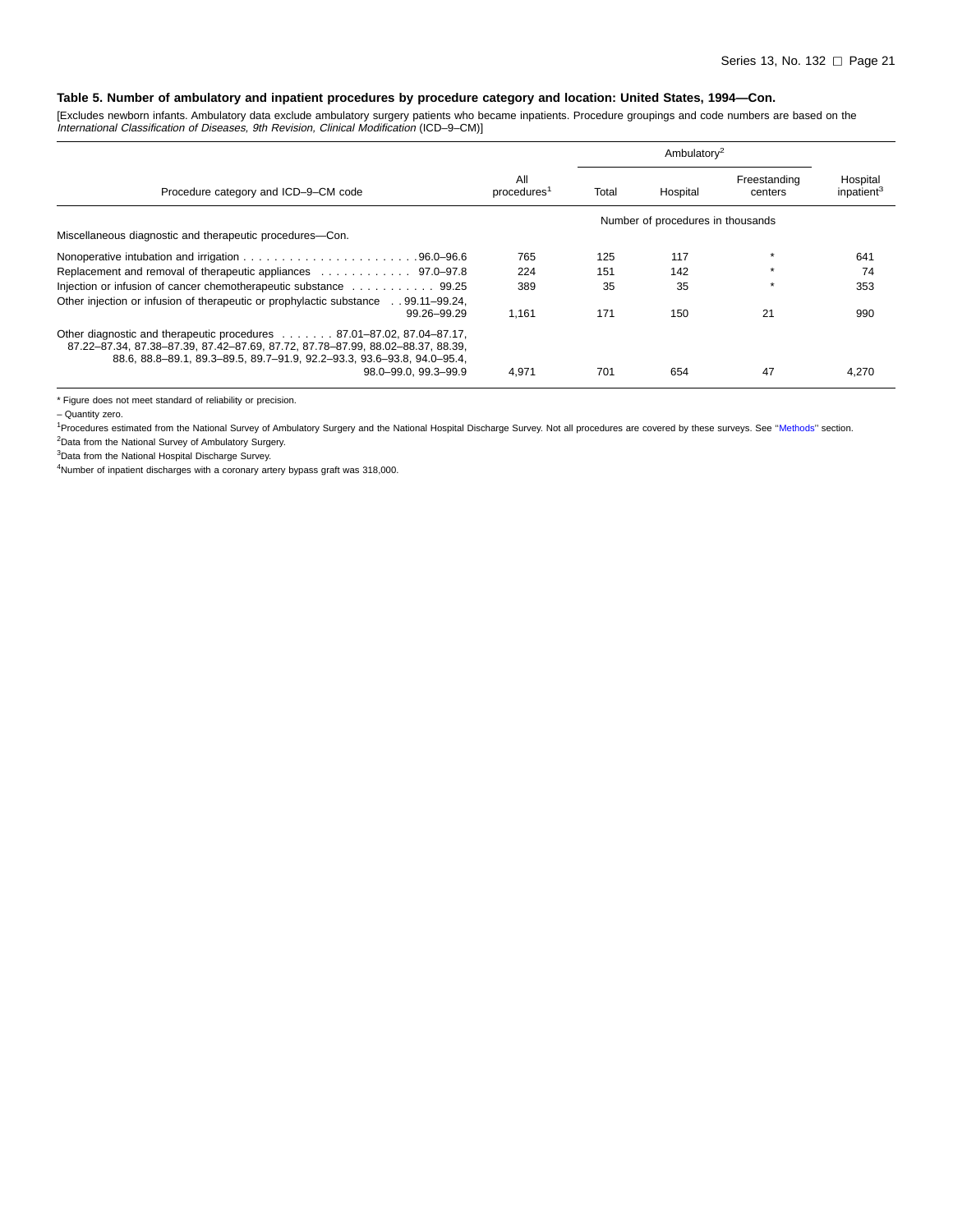**Table 5. Number of ambulatory and inpatient procedures by procedure category and location: United States, 1994—Con.**

[Excludes newborn infants. Ambulatory data exclude ambulatory surgery patients who became inpatients. Procedure groupings and code numbers are based on the *International Classification of Diseases, 9th Revision, Clinical Modification* (ICD–9–CM)]

| Procedure category and ICD–9–CM code | All procedures[1] | Ambulatory[2] | | | Hospital inpatient[3] |
|---|---|---|---|---|---|
| | | Total | Hospital | Freestanding centers | |
| | Number of procedures in thousands | | | | |
| Miscellaneous diagnostic and therapeutic procedures—Con. | | | | | |
| Nonoperative intubation and irrigation . . . . . . . . . . . . . . . . . . . . . . .96.0–96.6 | 765 | 125 | 117 | * | 641 |
| Replacement and removal of therapeutic appliances . . . . . . . . . . . . 97.0–97.8 | 224 | 151 | 142 | * | 74 |
| Injection or infusion of cancer chemotherapeutic substance . . . . . . . . . . . 99.25 | 389 | 35 | 35 | * | 353 |
| Other injection or infusion of therapeutic or prophylactic substance . . 99.11–99.24, 99.26–99.29 | 1,161 | 171 | 150 | 21 | 990 |
| Other diagnostic and therapeutic procedures . . . . . . . 87.01–87.02, 87.04–87.17, 87.22–87.34, 87.38–87.39, 87.42–87.69, 87.72, 87.78–87.99, 88.02–88.37, 88.39, 88.6, 88.8–89.1, 89.3–89.5, 89.7–91.9, 92.2–93.3, 93.6–93.8, 94.0–95.4, 98.0–99.0, 99.3–99.9 | 4,971 | 701 | 654 | 47 | 4,270 |

* Figure does not meet standard of reliability or precision.

– Quantity zero.

[1]Procedures estimated from the National Survey of Ambulatory Surgery and the National Hospital Discharge Survey. Not all procedures are covered by these surveys. See ''Methods'' section.

[2]Data from the National Survey of Ambulatory Surgery.

[3]Data from the National Hospital Discharge Survey.

[4]Number of inpatient discharges with a coronary artery bypass graft was 318,000.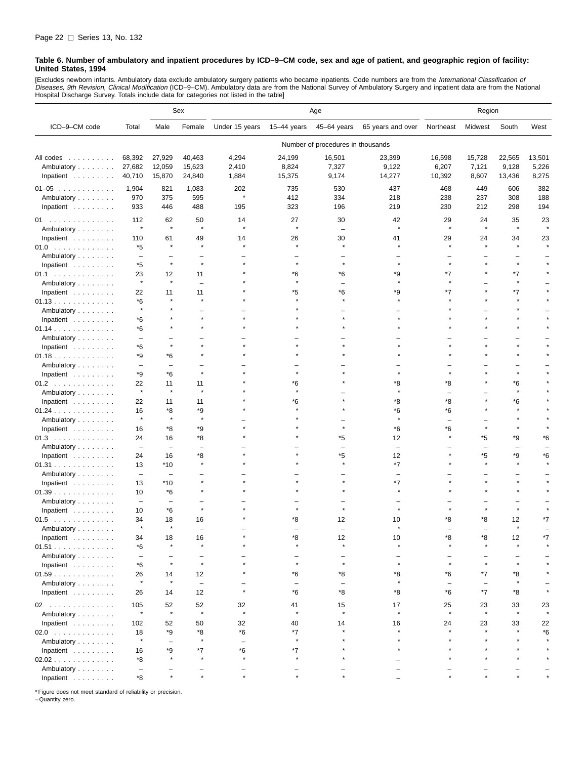**Table 6. Number of ambulatory and inpatient procedures by ICD–9–CM code, sex and age of patient, and geographic region of facility: United States, 1994**

[Excludes newborn infants. Ambulatory data exclude ambulatory surgery patients who became inpatients. Code numbers are from the *International Classification of Diseases, 9th Revision, Clinical Modification* (ICD–9–CM). Ambulatory data are from the National Survey of Ambulatory Surgery and inpatient data are from the National Hospital Discharge Survey. Totals include data for categories not listed in the table]

| ICD–9–CM code | Total | Sex | | Age | | | | Region | | | |
|---|---|---|---|---|---|---|---|---|---|---|---|
| | | Male | Female | Under 15 years | 15–44 years | 45–64 years | 65 years and over | Northeast | Midwest | South | West |
| | Number of procedures in thousands | | | | | | | | | | |
| All codes | 68,392 | 27,929 | 40,463 | 4,294 | 24,199 | 16,501 | 23,399 | 16,598 | 15,728 | 22,565 | 13,501 |
| Ambulatory | 27,682 | 12,059 | 15,623 | 2,410 | 8,824 | 7,327 | 9,122 | 6,207 | 7,121 | 9,128 | 5,226 |
| Inpatient | 40,710 | 15,870 | 24,840 | 1,884 | 15,375 | 9,174 | 14,277 | 10,392 | 8,607 | 13,436 | 8,275 |
| 01–05 | 1,904 | 821 | 1,083 | 202 | 735 | 530 | 437 | 468 | 449 | 606 | 382 |
| Ambulatory | 970 | 375 | 595 | * | 412 | 334 | 218 | 238 | 237 | 308 | 188 |
| Inpatient | 933 | 446 | 488 | 195 | 323 | 196 | 219 | 230 | 212 | 298 | 194 |
| 01 | 112 | 62 | 50 | 14 | 27 | 30 | 42 | 29 | 24 | 35 | 23 |
| Ambulatory | * | * | * | * | * | – | * | * | * | * | * |
| Inpatient | 110 | 61 | 49 | 14 | 26 | 30 | 41 | 29 | 24 | 34 | 23 |
| 01.0 | *5 | * | * | * | * | * | * | * | * | * | * |
| Ambulatory | – | – | – | – | – | – | – | – | – | – | – |
| Inpatient | *5 | * | * | * | * | * | * | * | * | * | * |
| 01.1 | 23 | 12 | 11 | * | *6 | *6 | *9 | *7 | * | *7 | * |
| Ambulatory | * | * | – | * | * | – | * | * | – | * | – |
| Inpatient | 22 | 11 | 11 | * | *5 | *6 | *9 | *7 | * | *7 | * |
| 01.13 | *6 | * | * | * | * | * | * | * | * | * | * |
| Ambulatory | * | * | – | – | * | – | – | * | – | * | – |
| Inpatient | *6 | * | * | * | * | * | * | * | * | * | * |
| 01.14 | *6 | * | * | * | * | * | * | * | * | * | * |
| Ambulatory | – | – | – | – | – | – | – | – | – | – | – |
| Inpatient | *6 | * | * | * | * | * | * | * | * | * | * |
| 01.18 | *9 | *6 | * | * | * | * | * | * | * | * | * |
| Ambulatory | – | – | – | – | – | – | – | – | – | – | – |
| Inpatient | *9 | *6 | * | * | * | * | * | * | * | * | * |
| 01.2 | 22 | 11 | 11 | * | *6 | * | *8 | *8 | * | *6 | * |
| Ambulatory | * | * | * | * | * | – | * | – | – | * | * |
| Inpatient | 22 | 11 | 11 | * | *6 | * | *8 | *8 | * | *6 | * |
| 01.24 | 16 | *8 | *9 | * | * | * | *6 | *6 | * | * | * |
| Ambulatory | * | * | * | – | * | – | * | – | – | * | * |
| Inpatient | 16 | *8 | *9 | * | * | * | *6 | *6 | * | * | * |
| 01.3 | 24 | 16 | *8 | * | * | *5 | 12 | * | *5 | *9 | *6 |
| Ambulatory | – | – | – | – | – | – | – | – | – | – | – |
| Inpatient | 24 | 16 | *8 | * | * | *5 | 12 | * | *5 | *9 | *6 |
| 01.31 | 13 | *10 | * | * | * | * | *7 | * | * | * | * |
| Ambulatory | – | – | – | – | – | – | – | – | – | – | – |
| Inpatient | 13 | *10 | * | * | * | * | *7 | * | * | * | * |
| 01.39 | 10 | *6 | * | * | * | * | * | * | * | * | * |
| Ambulatory | – | – | – | – | – | – | – | – | – | – | – |
| Inpatient | 10 | *6 | * | * | * | * | * | * | * | * | * |
| 01.5 | 34 | 18 | 16 | * | *8 | 12 | 10 | *8 | *8 | 12 | *7 |
| Ambulatory | * | * | – | – | – | – | * | – | – | * | – |
| Inpatient | 34 | 18 | 16 | * | *8 | 12 | 10 | *8 | *8 | 12 | *7 |
| 01.51 | *6 | * | * | * | * | * | * | * | * | * | * |
| Ambulatory | – | – | – | – | – | – | – | – | – | – | – |
| Inpatient | *6 | * | * | * | * | * | * | * | * | * | * |
| 01.59 | 26 | 14 | 12 | * | *6 | *8 | *8 | *6 | *7 | *8 | * |
| Ambulatory | * | * | – | – | – | – | * | – | – | * | – |
| Inpatient | 26 | 14 | 12 | * | *6 | *8 | *8 | *6 | *7 | *8 | * |
| 02 | 105 | 52 | 52 | 32 | 41 | 15 | 17 | 25 | 23 | 33 | 23 |
| Ambulatory | * | * | * | * | * | * | * | * | * | * | * |
| Inpatient | 102 | 52 | 50 | 32 | 40 | 14 | 16 | 24 | 23 | 33 | 22 |
| 02.0 | 18 | *9 | *8 | *6 | *7 | * | * | * | * | * | *6 |
| Ambulatory | * | – | * | – | * | * | * | * | * | * | * |
| Inpatient | 16 | *9 | *7 | *6 | *7 | * | * | * | * | * | * |
| 02.02 | *8 | * | * | * | * | * | – | * | * | * | * |
| Ambulatory | – | – | – | – | – | – | – | – | – | – | – |
| Inpatient | *8 | * | * | * | * | * | – | * | * | * | * |

\* Figure does not meet standard of reliability or precision.
– Quantity zero.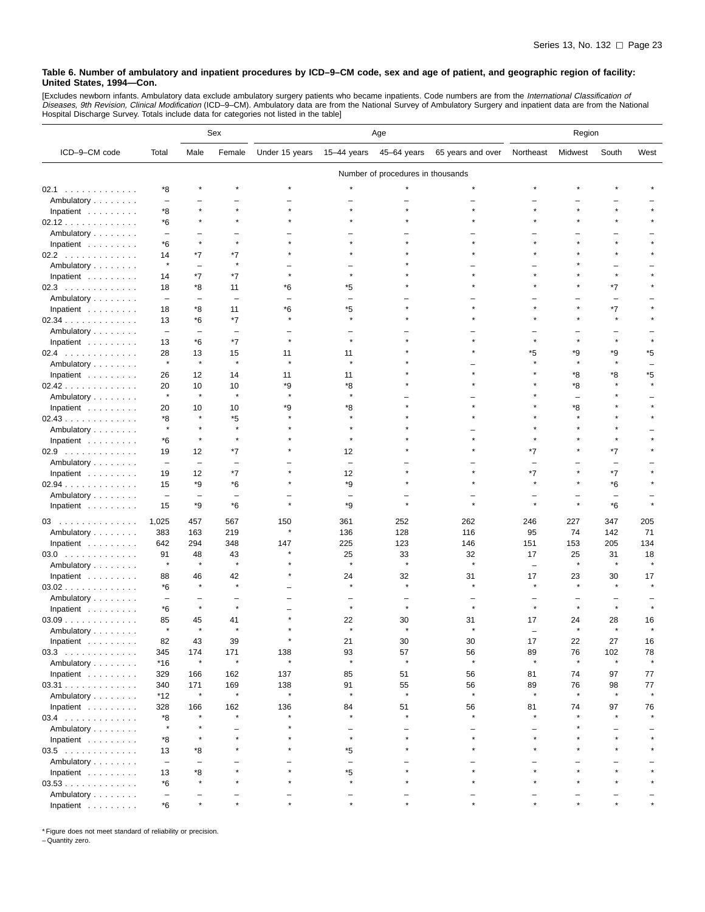**Table 6. Number of ambulatory and inpatient procedures by ICD–9–CM code, sex and age of patient, and geographic region of facility: United States, 1994—Con.**

[Excludes newborn infants. Ambulatory data exclude ambulatory surgery patients who became inpatients. Code numbers are from the *International Classification of Diseases, 9th Revision, Clinical Modification* (ICD–9–CM). Ambulatory data are from the National Survey of Ambulatory Surgery and inpatient data are from the National Hospital Discharge Survey. Totals include data for categories not listed in the table]

| ICD–9–CM code | Total | Sex | | Age | | | | Region | | | |
|---|---|---|---|---|---|---|---|---|---|---|---|
| | | Male | Female | Under 15 years | 15–44 years | 45–64 years | 65 years and over | Northeast | Midwest | South | West |
| | Number of procedures in thousands | | | | | | | | | | |
| 02.1 | *8 | * | * | * | * | * | * | * | * | * | * |
| Ambulatory | – | – | – | – | – | – | – | – | – | – | – |
| Inpatient | *8 | * | * | * | * | * | * | * | * | * | * |
| 02.12 | *6 | * | * | * | * | * | * | * | * | * | * |
| Ambulatory | – | – | – | – | – | – | – | – | – | – | – |
| Inpatient | *6 | * | * | * | * | * | * | * | * | * | * |
| 02.2 | 14 | *7 | *7 | * | * | * | * | * | * | * | * |
| Ambulatory | * | – | * | – | – | * | – | – | * | – | – |
| Inpatient | 14 | *7 | *7 | * | * | * | * | * | * | * | * |
| 02.3 | 18 | *8 | 11 | *6 | *5 | * | * | * | * | *7 | * |
| Ambulatory | – | – | – | – | – | – | – | – | – | – | – |
| Inpatient | 18 | *8 | 11 | *6 | *5 | * | * | * | * | *7 | * |
| 02.34 | 13 | *6 | *7 | * | * | * | * | * | * | * | * |
| Ambulatory | – | – | – | – | – | – | – | – | – | – | – |
| Inpatient | 13 | *6 | *7 | * | * | * | * | * | * | * | * |
| 02.4 | 28 | 13 | 15 | 11 | 11 | * | * | *5 | *9 | *9 | *5 |
| Ambulatory | * | * | * | * | * | * | – | * | * | * | – |
| Inpatient | 26 | 12 | 14 | 11 | 11 | * | * | * | *8 | *8 | *5 |
| 02.42 | 20 | 10 | 10 | *9 | *8 | * | * | * | *8 | * | * |
| Ambulatory | * | * | * | * | * | – | – | * | – | * | – |
| Inpatient | 20 | 10 | 10 | *9 | *8 | * | * | * | *8 | * | * |
| 02.43 | *8 | * | *5 | * | * | * | * | * | * | * | * |
| Ambulatory | * | * | * | * | * | * | – | * | * | * | – |
| Inpatient | *6 | * | * | * | * | * | * | * | * | * | * |
| 02.9 | 19 | 12 | *7 | * | 12 | * | * | *7 | * | *7 | * |
| Ambulatory | – | – | – | – | – | – | – | – | – | – | – |
| Inpatient | 19 | 12 | *7 | * | 12 | * | * | *7 | * | *7 | * |
| 02.94 | 15 | *9 | *6 | * | *9 | * | * | * | * | *6 | * |
| Ambulatory | – | – | – | – | – | – | – | – | – | – | – |
| Inpatient | 15 | *9 | *6 | * | *9 | * | * | * | * | *6 | * |
| 03 | 1,025 | 457 | 567 | 150 | 361 | 252 | 262 | 246 | 227 | 347 | 205 |
| Ambulatory | 383 | 163 | 219 | * | 136 | 128 | 116 | 95 | 74 | 142 | 71 |
| Inpatient | 642 | 294 | 348 | 147 | 225 | 123 | 146 | 151 | 153 | 205 | 134 |
| 03.0 | 91 | 48 | 43 | * | 25 | 33 | 32 | 17 | 25 | 31 | 18 |
| Ambulatory | * | * | * | * | * | * | * | – | * | * | * |
| Inpatient | 88 | 46 | 42 | * | 24 | 32 | 31 | 17 | 23 | 30 | 17 |
| 03.02 | *6 | * | * | – | * | * | * | * | * | * | * |
| Ambulatory | – | – | – | – | – | – | – | – | – | – | – |
| Inpatient | *6 | * | * | – | * | * | * | * | * | * | * |
| 03.09 | 85 | 45 | 41 | * | 22 | 30 | 31 | 17 | 24 | 28 | 16 |
| Ambulatory | * | * | * | * | * | * | * | – | * | * | * |
| Inpatient | 82 | 43 | 39 | * | 21 | 30 | 30 | 17 | 22 | 27 | 16 |
| 03.3 | 345 | 174 | 171 | 138 | 93 | 57 | 56 | 89 | 76 | 102 | 78 |
| Ambulatory | *16 | * | * | * | * | * | * | * | * | * | * |
| Inpatient | 329 | 166 | 162 | 137 | 85 | 51 | 56 | 81 | 74 | 97 | 77 |
| 03.31 | 340 | 171 | 169 | 138 | 91 | 55 | 56 | 89 | 76 | 98 | 77 |
| Ambulatory | *12 | * | * | * | * | * | * | * | * | * | * |
| Inpatient | 328 | 166 | 162 | 136 | 84 | 51 | 56 | 81 | 74 | 97 | 76 |
| 03.4 | *8 | * | * | * | * | * | * | * | * | * | * |
| Ambulatory | * | * | – | * | – | – | – | – | * | – | – |
| Inpatient | *8 | * | * | * | * | * | * | * | * | * | * |
| 03.5 | 13 | *8 | * | * | *5 | * | * | * | * | * | * |
| Ambulatory | – | – | – | – | – | – | – | – | – | – | – |
| Inpatient | 13 | *8 | * | * | *5 | * | * | * | * | * | * |
| 03.53 | *6 | * | * | * | * | * | * | * | * | * | * |
| Ambulatory | – | – | – | – | – | – | – | – | – | – | – |
| Inpatient | *6 | * | * | * | * | * | * | * | * | * | * |

* Figure does not meet standard of reliability or precision.
– Quantity zero.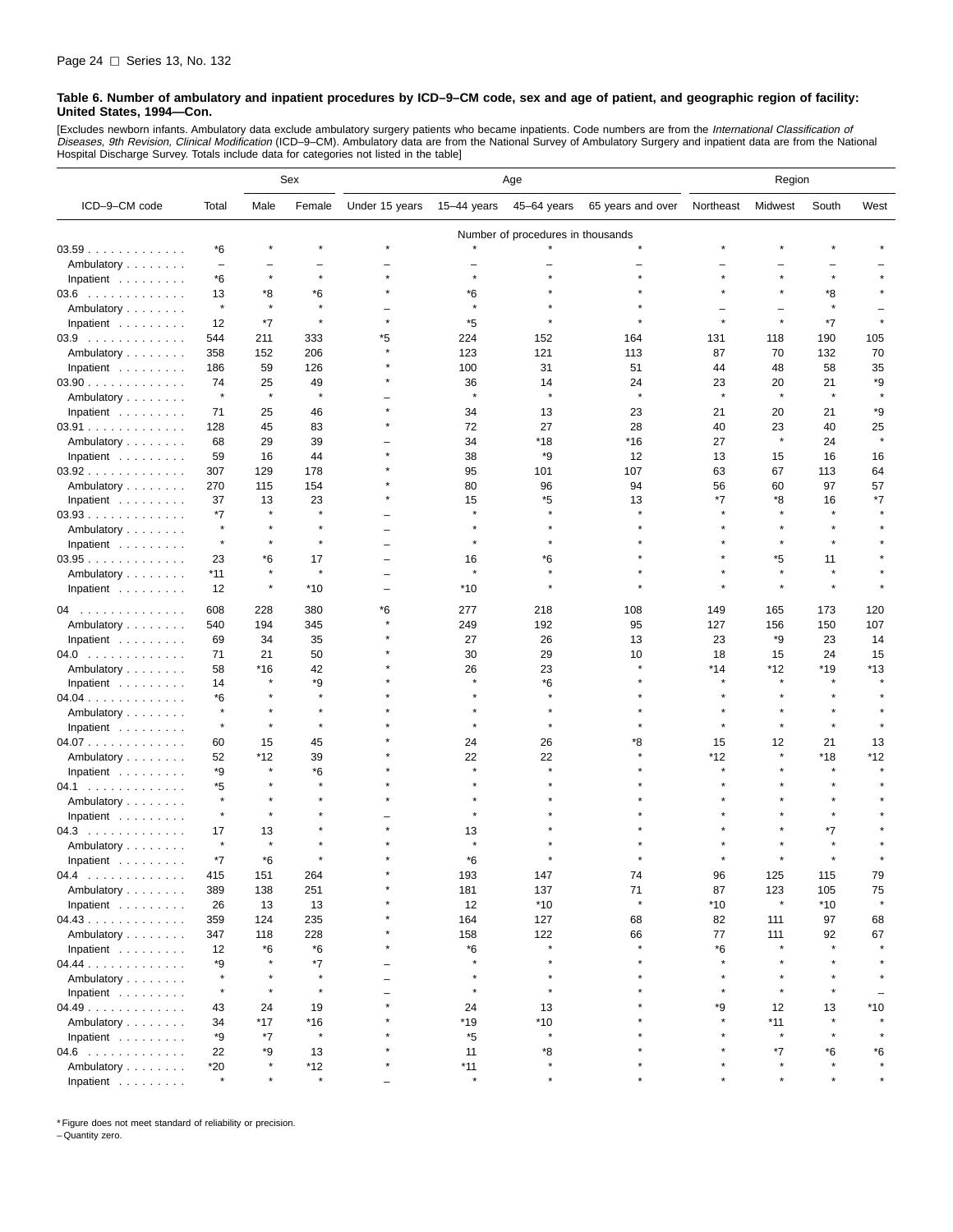**Table 6. Number of ambulatory and inpatient procedures by ICD–9–CM code, sex and age of patient, and geographic region of facility: United States, 1994—Con.**

[Excludes newborn infants. Ambulatory data exclude ambulatory surgery patients who became inpatients. Code numbers are from the *International Classification of Diseases, 9th Revision, Clinical Modification* (ICD–9–CM). Ambulatory data are from the National Survey of Ambulatory Surgery and inpatient data are from the National Hospital Discharge Survey. Totals include data for categories not listed in the table]

| ICD–9–CM code | Total | Sex | | Age | | | | Region | | | |
|---|---|---|---|---|---|---|---|---|---|---|---|
| | | Male | Female | Under 15 years | 15–44 years | 45–64 years | 65 years and over | Northeast | Midwest | South | West |
| | Number of procedures in thousands | | | | | | | | | | |
| 03.59 | *6 | * | * | * | * | * | * | * | * | * | * |
| Ambulatory | – | – | – | – | – | – | – | – | – | – | – |
| Inpatient | *6 | * | * | * | * | * | * | * | * | * | * |
| 03.6 | 13 | *8 | *6 | * | *6 | * | * | * | * | *8 | * |
| Ambulatory | * | * | * | – | * | * | * | – | – | * | – |
| Inpatient | 12 | *7 | * | * | *5 | * | * | * | * | *7 | * |
| 03.9 | 544 | 211 | 333 | *5 | 224 | 152 | 164 | 131 | 118 | 190 | 105 |
| Ambulatory | 358 | 152 | 206 | * | 123 | 121 | 113 | 87 | 70 | 132 | 70 |
| Inpatient | 186 | 59 | 126 | * | 100 | 31 | 51 | 44 | 48 | 58 | 35 |
| 03.90 | 74 | 25 | 49 | * | 36 | 14 | 24 | 23 | 20 | 21 | *9 |
| Ambulatory | * | * | * | – | * | * | * | * | * | * | * |
| Inpatient | 71 | 25 | 46 | * | 34 | 13 | 23 | 21 | 20 | 21 | *9 |
| 03.91 | 128 | 45 | 83 | * | 72 | 27 | 28 | 40 | 23 | 40 | 25 |
| Ambulatory | 68 | 29 | 39 | – | 34 | *18 | *16 | 27 | * | 24 | * |
| Inpatient | 59 | 16 | 44 | * | 38 | *9 | 12 | 13 | 15 | 16 | 16 |
| 03.92 | 307 | 129 | 178 | * | 95 | 101 | 107 | 63 | 67 | 113 | 64 |
| Ambulatory | 270 | 115 | 154 | * | 80 | 96 | 94 | 56 | 60 | 97 | 57 |
| Inpatient | 37 | 13 | 23 | * | 15 | *5 | 13 | *7 | *8 | 16 | *7 |
| 03.93 | *7 | * | * | – | * | * | * | * | * | * | * |
| Ambulatory | * | * | * | – | * | * | * | * | * | * | * |
| Inpatient | * | * | * | – | * | * | * | * | * | * | * |
| 03.95 | 23 | *6 | 17 | – | 16 | *6 | * | * | *5 | 11 | * |
| Ambulatory | *11 | * | * | – | * | * | * | * | * | * | * |
| Inpatient | 12 | * | *10 | – | *10 | * | * | * | * | * | * |
| 04 | 608 | 228 | 380 | *6 | 277 | 218 | 108 | 149 | 165 | 173 | 120 |
| Ambulatory | 540 | 194 | 345 | * | 249 | 192 | 95 | 127 | 156 | 150 | 107 |
| Inpatient | 69 | 34 | 35 | * | 27 | 26 | 13 | 23 | *9 | 23 | 14 |
| 04.0 | 71 | 21 | 50 | * | 30 | 29 | 10 | 18 | 15 | 24 | 15 |
| Ambulatory | 58 | *16 | 42 | * | 26 | 23 | * | *14 | *12 | *19 | *13 |
| Inpatient | 14 | * | *9 | * | * | *6 | * | * | * | * | * |
| 04.04 | *6 | * | * | * | * | * | * | * | * | * | * |
| Ambulatory | * | * | * | * | * | * | * | * | * | * | * |
| Inpatient | * | * | * | * | * | * | * | * | * | * | * |
| 04.07 | 60 | 15 | 45 | * | 24 | 26 | *8 | 15 | 12 | 21 | 13 |
| Ambulatory | 52 | *12 | 39 | * | 22 | 22 | * | *12 | * | *18 | *12 |
| Inpatient | *9 | * | *6 | * | * | * | * | * | * | * | * |
| 04.1 | *5 | * | * | * | * | * | * | * | * | * | * |
| Ambulatory | * | * | * | * | * | * | * | * | * | * | * |
| Inpatient | * | * | * | – | * | * | * | * | * | * | * |
| 04.3 | 17 | 13 | * | * | 13 | * | * | * | * | *7 | * |
| Ambulatory | * | * | * | * | * | * | * | * | * | * | * |
| Inpatient | *7 | *6 | * | * | *6 | * | * | * | * | * | * |
| 04.4 | 415 | 151 | 264 | * | 193 | 147 | 74 | 96 | 125 | 115 | 79 |
| Ambulatory | 389 | 138 | 251 | * | 181 | 137 | 71 | 87 | 123 | 105 | 75 |
| Inpatient | 26 | 13 | 13 | * | 12 | *10 | * | *10 | * | *10 | * |
| 04.43 | 359 | 124 | 235 | * | 164 | 127 | 68 | 82 | 111 | 97 | 68 |
| Ambulatory | 347 | 118 | 228 | * | 158 | 122 | 66 | 77 | 111 | 92 | 67 |
| Inpatient | 12 | *6 | *6 | * | *6 | * | * | *6 | * | * | * |
| 04.44 | *9 | * | *7 | – | * | * | * | * | * | * | * |
| Ambulatory | * | * | * | – | * | * | * | * | * | * | * |
| Inpatient | * | * | * | – | * | * | * | * | * | * | – |
| 04.49 | 43 | 24 | 19 | * | 24 | 13 | * | *9 | 12 | 13 | *10 |
| Ambulatory | 34 | *17 | *16 | * | *19 | *10 | * | * | *11 | * | * |
| Inpatient | *9 | *7 | * | * | *5 | * | * | * | * | * | * |
| 04.6 | 22 | *9 | 13 | * | 11 | *8 | * | * | *7 | *6 | *6 |
| Ambulatory | *20 | * | *12 | * | *11 | * | * | * | * | * | * |
| Inpatient | * | * | * | – | * | * | * | * | * | * | * |

* Figure does not meet standard of reliability or precision.
– Quantity zero.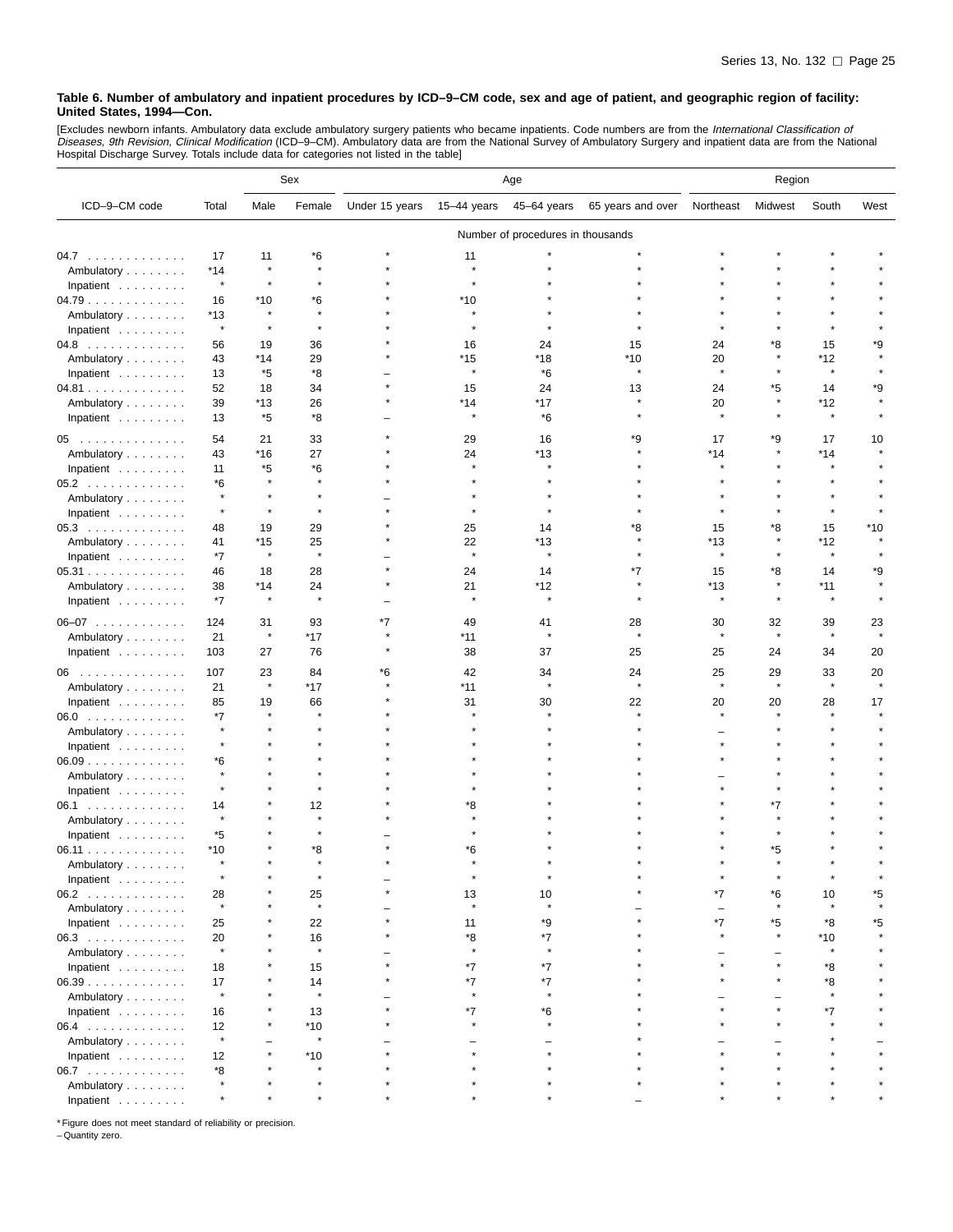**Table 6. Number of ambulatory and inpatient procedures by ICD–9–CM code, sex and age of patient, and geographic region of facility: United States, 1994—Con.**

[Excludes newborn infants. Ambulatory data exclude ambulatory surgery patients who became inpatients. Code numbers are from the *International Classification of Diseases, 9th Revision, Clinical Modification* (ICD–9–CM). Ambulatory data are from the National Survey of Ambulatory Surgery and inpatient data are from the National Hospital Discharge Survey. Totals include data for categories not listed in the table]

| ICD–9–CM code | Total | Sex | | Age | | | | Region | | | |
|---|---|---|---|---|---|---|---|---|---|---|---|
| | | Male | Female | Under 15 years | 15–44 years | 45–64 years | 65 years and over | Northeast | Midwest | South | West |
| | Number of procedures in thousands | | | | | | | | | | |
| 04.7 | 17 | 11 | *6 | * | 11 | * | * | * | * | * | * |
| Ambulatory | *14 | * | * | * | * | * | * | * | * | * | * |
| Inpatient | * | * | * | * | * | * | * | * | * | * | * |
| 04.79 | 16 | *10 | *6 | * | *10 | * | * | * | * | * | * |
| Ambulatory | *13 | * | * | * | * | * | * | * | * | * | * |
| Inpatient | * | * | * | * | * | * | * | * | * | * | * |
| 04.8 | 56 | 19 | 36 | * | 16 | 24 | 15 | 24 | *8 | 15 | *9 |
| Ambulatory | 43 | *14 | 29 | * | *15 | *18 | *10 | 20 | * | *12 | * |
| Inpatient | 13 | *5 | *8 | – | * | *6 | * | * | * | * | * |
| 04.81 | 52 | 18 | 34 | * | 15 | 24 | 13 | 24 | *5 | 14 | *9 |
| Ambulatory | 39 | *13 | 26 | * | *14 | *17 | * | 20 | * | *12 | * |
| Inpatient | 13 | *5 | *8 | – | * | *6 | * | * | * | * | * |
| 05 | 54 | 21 | 33 | * | 29 | 16 | *9 | 17 | *9 | 17 | 10 |
| Ambulatory | 43 | *16 | 27 | * | 24 | *13 | * | *14 | * | *14 | * |
| Inpatient | 11 | *5 | *6 | * | * | * | * | * | * | * | * |
| 05.2 | *6 | * | * | * | * | * | * | * | * | * | * |
| Ambulatory | * | * | * | – | * | * | * | * | * | * | * |
| Inpatient | * | * | * | * | * | * | * | * | * | * | * |
| 05.3 | 48 | 19 | 29 | * | 25 | 14 | *8 | 15 | *8 | 15 | *10 |
| Ambulatory | 41 | *15 | 25 | * | 22 | *13 | * | *13 | * | *12 | * |
| Inpatient | *7 | * | * | – | * | * | * | * | * | * | * |
| 05.31 | 46 | 18 | 28 | * | 24 | 14 | *7 | 15 | *8 | 14 | *9 |
| Ambulatory | 38 | *14 | 24 | * | 21 | *12 | * | *13 | * | *11 | * |
| Inpatient | *7 | * | * | – | * | * | * | * | * | * | * |
| 06–07 | 124 | 31 | 93 | *7 | 49 | 41 | 28 | 30 | 32 | 39 | 23 |
| Ambulatory | 21 | * | *17 | * | *11 | * | * | * | * | * | * |
| Inpatient | 103 | 27 | 76 | * | 38 | 37 | 25 | 25 | 24 | 34 | 20 |
| 06 | 107 | 23 | 84 | *6 | 42 | 34 | 24 | 25 | 29 | 33 | 20 |
| Ambulatory | 21 | * | *17 | * | *11 | * | * | * | * | * | * |
| Inpatient | 85 | 19 | 66 | * | 31 | 30 | 22 | 20 | 20 | 28 | 17 |
| 06.0 | *7 | * | * | * | * | * | * | * | * | * | * |
| Ambulatory | * | * | * | * | * | * | * | – | * | * | * |
| Inpatient | * | * | * | * | * | * | * | * | * | * | * |
| 06.09 | *6 | * | * | * | * | * | * | * | * | * | * |
| Ambulatory | * | * | * | * | * | * | * | – | * | * | * |
| Inpatient | * | * | * | * | * | * | * | * | * | * | * |
| 06.1 | 14 | * | 12 | * | *8 | * | * | * | *7 | * | * |
| Ambulatory | * | * | * | * | * | * | * | * | * | * | * |
| Inpatient | *5 | * | * | – | * | * | * | * | * | * | * |
| 06.11 | *10 | * | *8 | * | *6 | * | * | * | *5 | * | * |
| Ambulatory | * | * | * | * | * | * | * | * | * | * | * |
| Inpatient | * | * | * | – | * | * | * | * | * | * | * |
| 06.2 | 28 | * | 25 | * | 13 | 10 | * | *7 | *6 | 10 | *5 |
| Ambulatory | * | * | * | – | * | * | – | – | * | * | * |
| Inpatient | 25 | * | 22 | * | 11 | *9 | * | *7 | *5 | *8 | *5 |
| 06.3 | 20 | * | 16 | * | *8 | *7 | * | * | * | *10 | * |
| Ambulatory | * | * | * | – | * | * | * | – | – | * | * |
| Inpatient | 18 | * | 15 | * | *7 | *7 | * | * | * | *8 | * |
| 06.39 | 17 | * | 14 | * | *7 | *7 | * | * | * | *8 | * |
| Ambulatory | * | * | * | – | * | * | * | – | – | * | * |
| Inpatient | 16 | * | 13 | * | *7 | *6 | * | * | * | *7 | * |
| 06.4 | 12 | * | *10 | * | * | * | * | * | * | * | * |
| Ambulatory | * | – | * | – | – | – | * | – | – | * | – |
| Inpatient | 12 | * | *10 | * | * | * | * | * | * | * | * |
| 06.7 | *8 | * | * | * | * | * | * | * | * | * | * |
| Ambulatory | * | * | * | * | * | * | * | * | * | * | * |
| Inpatient | * | * | * | * | * | * | – | * | * | * | * |

* Figure does not meet standard of reliability or precision.
– Quantity zero.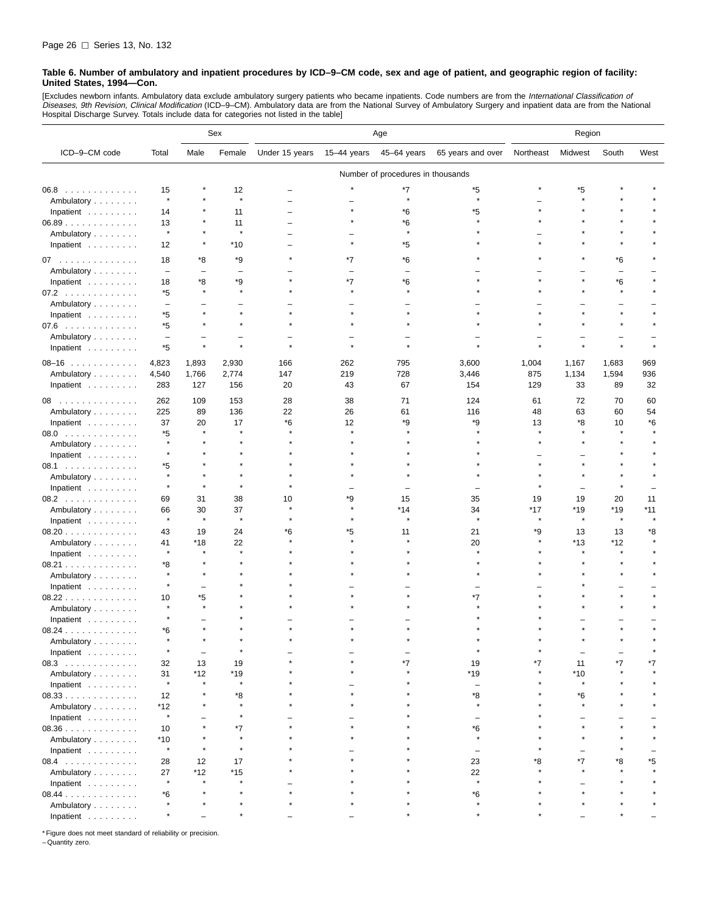**Table 6. Number of ambulatory and inpatient procedures by ICD–9–CM code, sex and age of patient, and geographic region of facility: United States, 1994—Con.**

[Excludes newborn infants. Ambulatory data exclude ambulatory surgery patients who became inpatients. Code numbers are from the *International Classification of Diseases, 9th Revision, Clinical Modification* (ICD–9–CM). Ambulatory data are from the National Survey of Ambulatory Surgery and inpatient data are from the National Hospital Discharge Survey. Totals include data for categories not listed in the table]

| ICD–9–CM code | Total | Sex | | Age | | | | Region | | | |
|---|---|---|---|---|---|---|---|---|---|---|---|
| | | Male | Female | Under 15 years | 15–44 years | 45–64 years | 65 years and over | Northeast | Midwest | South | West |
| | Number of procedures in thousands | | | | | | | | | | |
| 06.8 | 15 | * | 12 | – | * | *7 | *5 | * | *5 | * | * |
| Ambulatory | * | * | * | – | – | * | * | – | * | * | * |
| Inpatient | 14 | * | 11 | – | * | *6 | *5 | * | * | * | * |
| 06.89 | 13 | * | 11 | – | * | *6 | * | * | * | * | * |
| Ambulatory | * | * | * | – | – | * | * | – | * | * | * |
| Inpatient | 12 | * | *10 | – | * | *5 | * | * | * | * | * |
| 07 | 18 | *8 | *9 | * | *7 | *6 | * | * | * | *6 | * |
| Ambulatory | – | – | – | – | – | – | – | – | – | – | – |
| Inpatient | 18 | *8 | *9 | * | *7 | *6 | * | * | * | *6 | * |
| 07.2 | *5 | * | * | * | * | * | * | * | * | * | * |
| Ambulatory | – | – | – | – | – | – | – | – | – | – | – |
| Inpatient | *5 | * | * | * | * | * | * | * | * | * | * |
| 07.6 | *5 | * | * | * | * | * | * | * | * | * | * |
| Ambulatory | – | – | – | – | – | – | – | – | – | – | – |
| Inpatient | *5 | * | * | * | * | * | * | * | * | * | * |
| 08–16 | 4,823 | 1,893 | 2,930 | 166 | 262 | 795 | 3,600 | 1,004 | 1,167 | 1,683 | 969 |
| Ambulatory | 4,540 | 1,766 | 2,774 | 147 | 219 | 728 | 3,446 | 875 | 1,134 | 1,594 | 936 |
| Inpatient | 283 | 127 | 156 | 20 | 43 | 67 | 154 | 129 | 33 | 89 | 32 |
| 08 | 262 | 109 | 153 | 28 | 38 | 71 | 124 | 61 | 72 | 70 | 60 |
| Ambulatory | 225 | 89 | 136 | 22 | 26 | 61 | 116 | 48 | 63 | 60 | 54 |
| Inpatient | 37 | 20 | 17 | *6 | 12 | *9 | *9 | 13 | *8 | 10 | *6 |
| 08.0 | *5 | * | * | * | * | * | * | * | * | * | * |
| Ambulatory | * | * | * | * | * | * | * | * | * | * | * |
| Inpatient | * | * | * | * | * | * | * | – | – | * | * |
| 08.1 | *5 | * | * | * | * | * | * | * | * | * | * |
| Ambulatory | * | * | * | * | * | * | * | * | * | * | * |
| Inpatient | * | * | * | * | – | – | – | * | – | * | – |
| 08.2 | 69 | 31 | 38 | 10 | *9 | 15 | 35 | 19 | 19 | 20 | 11 |
| Ambulatory | 66 | 30 | 37 | * | * | *14 | 34 | *17 | *19 | *19 | *11 |
| Inpatient | * | * | * | * | * | * | * | * | * | * | * |
| 08.20 | 43 | 19 | 24 | *6 | *5 | 11 | 21 | *9 | 13 | 13 | *8 |
| Ambulatory | 41 | *18 | 22 | * | * | * | 20 | * | *13 | *12 | * |
| Inpatient | * | * | * | * | * | * | * | * | * | * | * |
| 08.21 | *8 | * | * | * | * | * | * | * | * | * | * |
| Ambulatory | * | * | * | * | * | * | * | * | * | * | * |
| Inpatient | * | – | * | * | – | – | – | – | * | – | – |
| 08.22 | 10 | *5 | * | * | * | * | *7 | * | * | * | * |
| Ambulatory | * | * | * | * | * | * | * | * | * | * | * |
| Inpatient | * | – | * | – | – | – | * | * | – | – | – |
| 08.24 | *6 | * | * | * | * | * | * | * | * | * | * |
| Ambulatory | * | * | * | * | * | * | * | * | * | * | * |
| Inpatient | * | – | * | – | – | – | * | * | – | – | * |
| 08.3 | 32 | 13 | 19 | * | * | *7 | 19 | *7 | 11 | *7 | *7 |
| Ambulatory | 31 | *12 | *19 | * | * | * | *19 | * | *10 | * | * |
| Inpatient | * | * | * | * | – | * | – | * | * | * | * |
| 08.33 | 12 | * | *8 | * | * | * | *8 | * | *6 | * | * |
| Ambulatory | *12 | * | * | * | * | * | * | * | * | * | * |
| Inpatient | * | – | * | – | – | * | – | * | – | – | – |
| 08.36 | 10 | * | *7 | * | * | * | *6 | * | * | * | * |
| Ambulatory | *10 | * | * | * | * | * | * | * | * | * | * |
| Inpatient | * | * | * | * | – | * | – | * | – | * | – |
| 08.4 | 28 | 12 | 17 | * | * | * | 23 | *8 | *7 | *8 | *5 |
| Ambulatory | 27 | *12 | *15 | * | * | * | 22 | * | * | * | * |
| Inpatient | * | * | * | – | * | * | * | * | – | * | * |
| 08.44 | *6 | * | * | * | * | * | *6 | * | * | * | * |
| Ambulatory | * | * | * | * | * | * | * | * | * | * | * |
| Inpatient | * | – | * | – | – | * | * | * | – | * | – |

* Figure does not meet standard of reliability or precision.
– Quantity zero.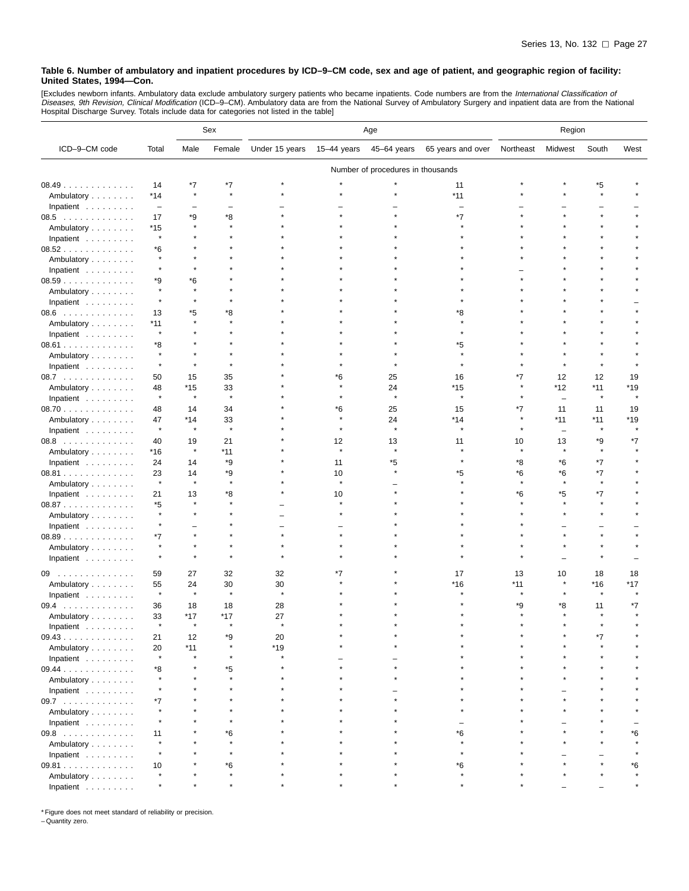**Table 6. Number of ambulatory and inpatient procedures by ICD–9–CM code, sex and age of patient, and geographic region of facility: United States, 1994—Con.**

[Excludes newborn infants. Ambulatory data exclude ambulatory surgery patients who became inpatients. Code numbers are from the *International Classification of Diseases, 9th Revision, Clinical Modification* (ICD–9–CM). Ambulatory data are from the National Survey of Ambulatory Surgery and inpatient data are from the National Hospital Discharge Survey. Totals include data for categories not listed in the table]

| ICD–9–CM code | Total | Sex | | Age | | | | Region | | | |
|---|---|---|---|---|---|---|---|---|---|---|---|
| | | Male | Female | Under 15 years | 15–44 years | 45–64 years | 65 years and over | Northeast | Midwest | South | West |
| | Number of procedures in thousands | | | | | | | | | | |
| 08.49 | 14 | *7 | *7 | * | * | * | 11 | * | * | *5 | * |
| Ambulatory | *14 | * | * | * | * | * | *11 | * | * | * | * |
| Inpatient | – | – | – | – | – | – | – | – | – | – | – |
| 08.5 | 17 | *9 | *8 | * | * | * | *7 | * | * | * | * |
| Ambulatory | *15 | * | * | * | * | * | * | * | * | * | * |
| Inpatient | * | * | * | * | * | * | * | * | * | * | * |
| 08.52 | *6 | * | * | * | * | * | * | * | * | * | * |
| Ambulatory | * | * | * | * | * | * | * | * | * | * | * |
| Inpatient | * | * | * | * | * | * | * | – | * | * | * |
| 08.59 | *9 | *6 | * | * | * | * | * | * | * | * | * |
| Ambulatory | * | * | * | * | * | * | * | * | * | * | * |
| Inpatient | * | * | * | * | * | * | * | * | * | * | – |
| 08.6 | 13 | *5 | *8 | * | * | * | *8 | * | * | * | * |
| Ambulatory | *11 | * | * | * | * | * | * | * | * | * | * |
| Inpatient | * | * | * | * | * | * | * | * | * | * | * |
| 08.61 | *8 | * | * | * | * | * | *5 | * | * | * | * |
| Ambulatory | * | * | * | * | * | * | * | * | * | * | * |
| Inpatient | * | * | * | * | * | * | * | * | * | * | * |
| 08.7 | 50 | 15 | 35 | * | *6 | 25 | 16 | *7 | 12 | 12 | 19 |
| Ambulatory | 48 | *15 | 33 | * | * | 24 | *15 | * | *12 | *11 | *19 |
| Inpatient | * | * | * | * | * | * | * | * | – | * | * |
| 08.70 | 48 | 14 | 34 | * | *6 | 25 | 15 | *7 | 11 | 11 | 19 |
| Ambulatory | 47 | *14 | 33 | * | * | 24 | *14 | * | *11 | *11 | *19 |
| Inpatient | * | * | * | * | * | * | * | * | – | * | * |
| 08.8 | 40 | 19 | 21 | * | 12 | 13 | 11 | 10 | 13 | *9 | *7 |
| Ambulatory | *16 | * | *11 | * | * | * | * | * | * | * | * |
| Inpatient | 24 | 14 | *9 | * | 11 | *5 | * | *8 | *6 | *7 | * |
| 08.81 | 23 | 14 | *9 | * | 10 | * | *5 | *6 | *6 | *7 | * |
| Ambulatory | * | * | * | * | * | – | * | * | * | * | * |
| Inpatient | 21 | 13 | *8 | * | 10 | * | * | *6 | *5 | *7 | * |
| 08.87 | *5 | * | * | – | * | * | * | * | * | * | * |
| Ambulatory | * | * | * | – | * | * | * | * | * | * | * |
| Inpatient | * | – | * | – | – | * | * | * | – | – | – |
| 08.89 | *7 | * | * | * | * | * | * | * | * | * | * |
| Ambulatory | * | * | * | * | * | * | * | * | * | * | * |
| Inpatient | * | * | * | * | * | * | * | * | – | * | – |
| 09 | 59 | 27 | 32 | 32 | *7 | * | 17 | 13 | 10 | 18 | 18 |
| Ambulatory | 55 | 24 | 30 | 30 | * | * | *16 | *11 | * | *16 | *17 |
| Inpatient | * | * | * | * | * | * | * | * | * | * | * |
| 09.4 | 36 | 18 | 18 | 28 | * | * | * | *9 | *8 | 11 | *7 |
| Ambulatory | 33 | *17 | *17 | 27 | * | * | * | * | * | * | * |
| Inpatient | * | * | * | * | * | * | * | * | * | * | * |
| 09.43 | 21 | 12 | *9 | 20 | * | * | * | * | * | *7 | * |
| Ambulatory | 20 | *11 | * | *19 | * | * | * | * | * | * | * |
| Inpatient | * | * | * | * | – | – | * | * | * | * | * |
| 09.44 | *8 | * | *5 | * | * | * | * | * | * | * | * |
| Ambulatory | * | * | * | * | * | * | * | * | * | * | * |
| Inpatient | * | * | * | * | * | – | * | * | – | * | * |
| 09.7 | *7 | * | * | * | * | * | * | * | * | * | * |
| Ambulatory | * | * | * | * | * | * | * | * | * | * | * |
| Inpatient | * | * | * | * | * | * | – | * | – | * | – |
| 09.8 | 11 | * | *6 | * | * | * | *6 | * | * | * | *6 |
| Ambulatory | * | * | * | * | * | * | * | * | * | * | * |
| Inpatient | * | * | * | * | * | * | * | * | – | – | * |
| 09.81 | 10 | * | *6 | * | * | * | *6 | * | * | * | *6 |
| Ambulatory | * | * | * | * | * | * | * | * | * | * | * |
| Inpatient | * | * | * | * | * | * | * | * | – | – | * |

* Figure does not meet standard of reliability or precision.
– Quantity zero.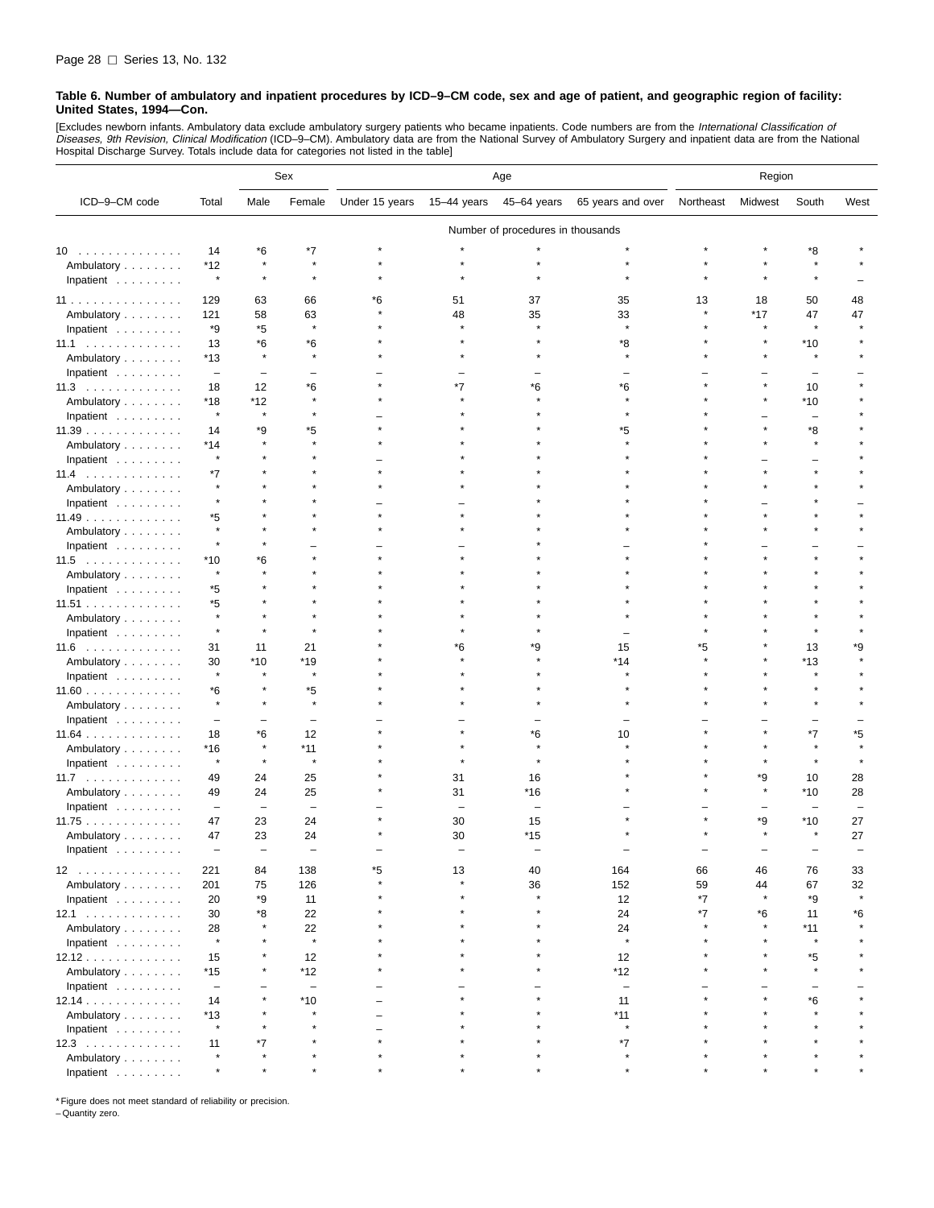**Table 6. Number of ambulatory and inpatient procedures by ICD–9–CM code, sex and age of patient, and geographic region of facility: United States, 1994—Con.**

[Excludes newborn infants. Ambulatory data exclude ambulatory surgery patients who became inpatients. Code numbers are from the *International Classification of Diseases, 9th Revision, Clinical Modification* (ICD–9–CM). Ambulatory data are from the National Survey of Ambulatory Surgery and inpatient data are from the National Hospital Discharge Survey. Totals include data for categories not listed in the table]

| ICD–9–CM code | Total | Sex | | Age | | | | Region | | | |
|---|---|---|---|---|---|---|---|---|---|---|---|
| | | Male | Female | Under 15 years | 15–44 years | 45–64 years | 65 years and over | Northeast | Midwest | South | West |
| | Number of procedures in thousands | | | | | | | | | | |
| 10 | 14 | *6 | *7 | * | * | * | * | * | * | *8 | * |
| Ambulatory | *12 | * | * | * | * | * | * | * | * | * | * |
| Inpatient | * | * | * | * | * | * | * | * | * | * | – |
| 11 | 129 | 63 | 66 | *6 | 51 | 37 | 35 | 13 | 18 | 50 | 48 |
| Ambulatory | 121 | 58 | 63 | * | 48 | 35 | 33 | * | *17 | 47 | 47 |
| Inpatient | *9 | *5 | * | * | * | * | * | * | * | * | * |
| 11.1 | 13 | *6 | *6 | * | * | * | *8 | * | * | *10 | * |
| Ambulatory | *13 | * | * | * | * | * | * | * | * | * | * |
| Inpatient | – | – | – | – | – | – | – | – | – | – | – |
| 11.3 | 18 | 12 | *6 | * | *7 | *6 | *6 | * | * | 10 | * |
| Ambulatory | *18 | *12 | * | * | * | * | * | * | * | *10 | * |
| Inpatient | * | * | * | – | * | * | * | * | – | – | * |
| 11.39 | 14 | *9 | *5 | * | * | * | *5 | * | * | *8 | * |
| Ambulatory | *14 | * | * | * | * | * | * | * | * | * | * |
| Inpatient | * | * | * | – | * | * | * | * | – | – | * |
| 11.4 | *7 | * | * | * | * | * | * | * | * | * | * |
| Ambulatory | * | * | * | * | * | * | * | * | * | * | * |
| Inpatient | * | * | * | – | – | * | * | * | – | * | – |
| 11.49 | *5 | * | * | * | * | * | * | * | * | * | * |
| Ambulatory | * | * | * | * | * | * | * | * | * | * | * |
| Inpatient | * | * | – | – | – | * | – | * | – | – | – |
| 11.5 | *10 | *6 | * | * | * | * | * | * | * | * | * |
| Ambulatory | * | * | * | * | * | * | * | * | * | * | * |
| Inpatient | *5 | * | * | * | * | * | * | * | * | * | * |
| 11.51 | *5 | * | * | * | * | * | * | * | * | * | * |
| Ambulatory | * | * | * | * | * | * | * | * | * | * | * |
| Inpatient | * | * | * | * | * | * | – | * | * | * | * |
| 11.6 | 31 | 11 | 21 | * | *6 | *9 | 15 | *5 | * | 13 | *9 |
| Ambulatory | 30 | *10 | *19 | * | * | * | *14 | * | * | *13 | * |
| Inpatient | * | * | * | * | * | * | * | * | * | * | * |
| 11.60 | *6 | * | *5 | * | * | * | * | * | * | * | * |
| Ambulatory | * | * | * | * | * | * | * | * | * | * | * |
| Inpatient | – | – | – | – | – | – | – | – | – | – | – |
| 11.64 | 18 | *6 | 12 | * | * | *6 | 10 | * | * | *7 | *5 |
| Ambulatory | *16 | * | *11 | * | * | * | * | * | * | * | * |
| Inpatient | * | * | * | * | * | * | * | * | * | * | * |
| 11.7 | 49 | 24 | 25 | * | 31 | 16 | * | * | *9 | 10 | 28 |
| Ambulatory | 49 | 24 | 25 | * | 31 | *16 | * | * | * | *10 | 28 |
| Inpatient | – | – | – | – | – | – | – | – | – | – | – |
| 11.75 | 47 | 23 | 24 | * | 30 | 15 | * | * | *9 | *10 | 27 |
| Ambulatory | 47 | 23 | 24 | * | 30 | *15 | * | * | * | * | 27 |
| Inpatient | – | – | – | – | – | – | – | – | – | – | – |
| 12 | 221 | 84 | 138 | *5 | 13 | 40 | 164 | 66 | 46 | 76 | 33 |
| Ambulatory | 201 | 75 | 126 | * | * | 36 | 152 | 59 | 44 | 67 | 32 |
| Inpatient | 20 | *9 | 11 | * | * | * | 12 | *7 | * | *9 | * |
| 12.1 | 30 | *8 | 22 | * | * | * | 24 | *7 | *6 | 11 | *6 |
| Ambulatory | 28 | * | 22 | * | * | * | 24 | * | * | *11 | * |
| Inpatient | * | * | * | * | * | * | * | * | * | * | * |
| 12.12 | 15 | * | 12 | * | * | * | 12 | * | * | *5 | * |
| Ambulatory | *15 | * | *12 | * | * | * | *12 | * | * | * | * |
| Inpatient | – | – | – | – | – | – | – | – | – | – | – |
| 12.14 | 14 | * | *10 | – | * | * | 11 | * | * | *6 | * |
| Ambulatory | *13 | * | * | – | * | * | *11 | * | * | * | * |
| Inpatient | * | * | * | – | * | * | * | * | * | * | * |
| 12.3 | 11 | *7 | * | * | * | * | *7 | * | * | * | * |
| Ambulatory | * | * | * | * | * | * | * | * | * | * | * |
| Inpatient | * | * | * | * | * | * | * | * | * | * | * |

* Figure does not meet standard of reliability or precision.
– Quantity zero.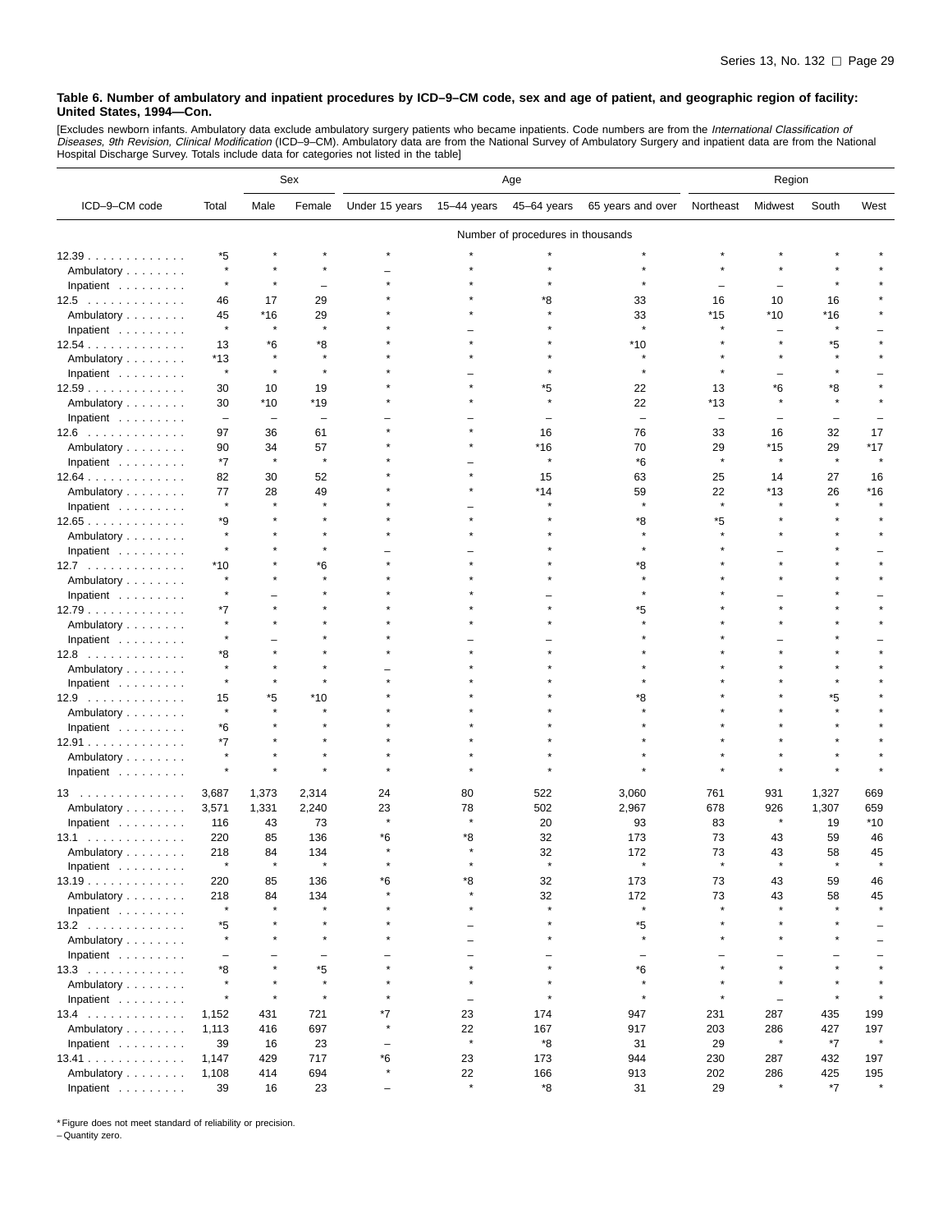**Table 6. Number of ambulatory and inpatient procedures by ICD–9–CM code, sex and age of patient, and geographic region of facility: United States, 1994—Con.**

[Excludes newborn infants. Ambulatory data exclude ambulatory surgery patients who became inpatients. Code numbers are from the *International Classification of Diseases, 9th Revision, Clinical Modification* (ICD–9–CM). Ambulatory data are from the National Survey of Ambulatory Surgery and inpatient data are from the National Hospital Discharge Survey. Totals include data for categories not listed in the table]

| ICD–9–CM code | Total | Sex | | Age | | | | Region | | | |
|---|---|---|---|---|---|---|---|---|---|---|---|
| | | Male | Female | Under 15 years | 15–44 years | 45–64 years | 65 years and over | Northeast | Midwest | South | West |
| | Number of procedures in thousands | | | | | | | | | | |
| 12.39 | *5 | * | * | * | * | * | * | * | * | * | * |
| Ambulatory | * | * | * | – | * | * | * | * | * | * | * |
| Inpatient | * | * | – | * | * | * | * | – | – | * | * |
| 12.5 | 46 | 17 | 29 | * | * | *8 | 33 | 16 | 10 | 16 | * |
| Ambulatory | 45 | *16 | 29 | * | * | * | 33 | *15 | *10 | *16 | * |
| Inpatient | * | * | * | * | – | * | * | * | – | * | – |
| 12.54 | 13 | *6 | *8 | * | * | * | *10 | * | * | *5 | * |
| Ambulatory | *13 | * | * | * | * | * | * | * | * | * | * |
| Inpatient | * | * | * | * | – | * | * | * | – | * | – |
| 12.59 | 30 | 10 | 19 | * | * | *5 | 22 | 13 | *6 | *8 | * |
| Ambulatory | 30 | *10 | *19 | * | * | * | 22 | *13 | * | * | * |
| Inpatient | – | – | – | – | – | – | – | – | – | – | – |
| 12.6 | 97 | 36 | 61 | * | * | 16 | 76 | 33 | 16 | 32 | 17 |
| Ambulatory | 90 | 34 | 57 | * | * | *16 | 70 | 29 | *15 | 29 | *17 |
| Inpatient | *7 | * | * | * | – | * | *6 | * | * | * | * |
| 12.64 | 82 | 30 | 52 | * | * | 15 | 63 | 25 | 14 | 27 | 16 |
| Ambulatory | 77 | 28 | 49 | * | * | *14 | 59 | 22 | *13 | 26 | *16 |
| Inpatient | * | * | * | * | – | * | * | * | * | * | * |
| 12.65 | *9 | * | * | * | * | * | *8 | *5 | * | * | * |
| Ambulatory | * | * | * | * | * | * | * | * | * | * | * |
| Inpatient | * | * | * | – | – | * | * | * | – | * | – |
| 12.7 | *10 | * | *6 | * | * | * | *8 | * | * | * | * |
| Ambulatory | * | * | * | * | * | * | * | * | * | * | * |
| Inpatient | * | – | * | * | * | – | * | * | – | * | – |
| 12.79 | *7 | * | * | * | * | * | *5 | * | * | * | * |
| Ambulatory | * | * | * | * | * | * | * | * | * | * | * |
| Inpatient | * | – | * | * | – | – | * | * | – | * | – |
| 12.8 | *8 | * | * | * | * | * | * | * | * | * | * |
| Ambulatory | * | * | * | – | * | * | * | * | * | * | * |
| Inpatient | * | * | * | * | * | * | * | * | * | * | * |
| 12.9 | 15 | *5 | *10 | * | * | * | *8 | * | * | *5 | * |
| Ambulatory | * | * | * | * | * | * | * | * | * | * | * |
| Inpatient | *6 | * | * | * | * | * | * | * | * | * | * |
| 12.91 | *7 | * | * | * | * | * | * | * | * | * | * |
| Ambulatory | * | * | * | * | * | * | * | * | * | * | * |
| Inpatient | * | * | * | * | * | * | * | * | * | * | * |
| 13 | 3,687 | 1,373 | 2,314 | 24 | 80 | 522 | 3,060 | 761 | 931 | 1,327 | 669 |
| Ambulatory | 3,571 | 1,331 | 2,240 | 23 | 78 | 502 | 2,967 | 678 | 926 | 1,307 | 659 |
| Inpatient | 116 | 43 | 73 | * | * | 20 | 93 | 83 | * | 19 | *10 |
| 13.1 | 220 | 85 | 136 | *6 | *8 | 32 | 173 | 73 | 43 | 59 | 46 |
| Ambulatory | 218 | 84 | 134 | * | * | 32 | 172 | 73 | 43 | 58 | 45 |
| Inpatient | * | * | * | * | * | * | * | * | * | * | * |
| 13.19 | 220 | 85 | 136 | *6 | *8 | 32 | 173 | 73 | 43 | 59 | 46 |
| Ambulatory | 218 | 84 | 134 | * | * | 32 | 172 | 73 | 43 | 58 | 45 |
| Inpatient | * | * | * | * | * | * | * | * | * | * | * |
| 13.2 | *5 | * | * | * | – | * | *5 | * | * | * | – |
| Ambulatory | * | * | * | * | – | * | * | * | * | * | – |
| Inpatient | – | – | – | – | – | – | – | – | – | – | – |
| 13.3 | *8 | * | *5 | * | * | * | *6 | * | * | * | * |
| Ambulatory | * | * | * | * | * | * | * | * | * | * | * |
| Inpatient | * | * | * | * | – | * | * | * | – | * | * |
| 13.4 | 1,152 | 431 | 721 | *7 | 23 | 174 | 947 | 231 | 287 | 435 | 199 |
| Ambulatory | 1,113 | 416 | 697 | * | 22 | 167 | 917 | 203 | 286 | 427 | 197 |
| Inpatient | 39 | 16 | 23 | – | * | *8 | 31 | 29 | * | *7 | * |
| 13.41 | 1,147 | 429 | 717 | *6 | 23 | 173 | 944 | 230 | 287 | 432 | 197 |
| Ambulatory | 1,108 | 414 | 694 | * | 22 | 166 | 913 | 202 | 286 | 425 | 195 |
| Inpatient | 39 | 16 | 23 | – | * | *8 | 31 | 29 | * | *7 | * |

* Figure does not meet standard of reliability or precision.
– Quantity zero.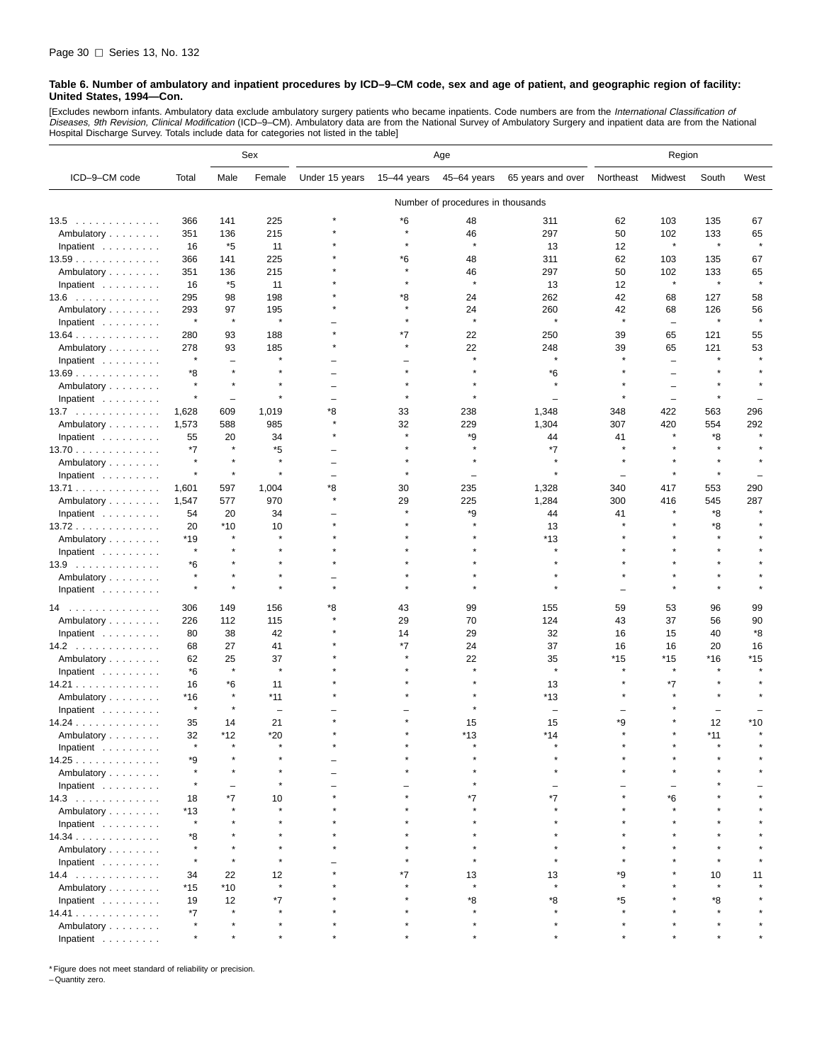**Table 6. Number of ambulatory and inpatient procedures by ICD–9–CM code, sex and age of patient, and geographic region of facility: United States, 1994—Con.**

[Excludes newborn infants. Ambulatory data exclude ambulatory surgery patients who became inpatients. Code numbers are from the *International Classification of Diseases, 9th Revision, Clinical Modification* (ICD–9–CM). Ambulatory data are from the National Survey of Ambulatory Surgery and inpatient data are from the National Hospital Discharge Survey. Totals include data for categories not listed in the table]

| ICD–9–CM code | Total | Sex | | Age | | | | Region | | | |
|---|---|---|---|---|---|---|---|---|---|---|---|
| | | Male | Female | Under 15 years | 15–44 years | 45–64 years | 65 years and over | Northeast | Midwest | South | West |
| | Number of procedures in thousands | | | | | | | | | | |
| 13.5 | 366 | 141 | 225 | * | *6 | 48 | 311 | 62 | 103 | 135 | 67 |
| Ambulatory | 351 | 136 | 215 | * | * | 46 | 297 | 50 | 102 | 133 | 65 |
| Inpatient | 16 | *5 | 11 | * | * | * | 13 | 12 | * | * | * |
| 13.59 | 366 | 141 | 225 | * | *6 | 48 | 311 | 62 | 103 | 135 | 67 |
| Ambulatory | 351 | 136 | 215 | * | * | 46 | 297 | 50 | 102 | 133 | 65 |
| Inpatient | 16 | *5 | 11 | * | * | * | 13 | 12 | * | * | * |
| 13.6 | 295 | 98 | 198 | * | *8 | 24 | 262 | 42 | 68 | 127 | 58 |
| Ambulatory | 293 | 97 | 195 | * | * | 24 | 260 | 42 | 68 | 126 | 56 |
| Inpatient | * | * | * | – | * | * | * | * | – | * | * |
| 13.64 | 280 | 93 | 188 | * | *7 | 22 | 250 | 39 | 65 | 121 | 55 |
| Ambulatory | 278 | 93 | 185 | * | * | 22 | 248 | 39 | 65 | 121 | 53 |
| Inpatient | * | – | * | – | – | * | * | * | – | * | * |
| 13.69 | *8 | * | * | – | * | * | *6 | * | – | * | * |
| Ambulatory | * | * | * | – | * | * | * | * | – | * | * |
| Inpatient | * | – | * | – | * | * | – | * | – | * | – |
| 13.7 | 1,628 | 609 | 1,019 | *8 | 33 | 238 | 1,348 | 348 | 422 | 563 | 296 |
| Ambulatory | 1,573 | 588 | 985 | * | 32 | 229 | 1,304 | 307 | 420 | 554 | 292 |
| Inpatient | 55 | 20 | 34 | * | * | *9 | 44 | 41 | * | *8 | * |
| 13.70 | *7 | * | *5 | – | * | * | *7 | * | * | * | * |
| Ambulatory | * | * | * | – | * | * | * | * | * | * | * |
| Inpatient | * | * | * | – | * | – | * | – | * | * | – |
| 13.71 | 1,601 | 597 | 1,004 | *8 | 30 | 235 | 1,328 | 340 | 417 | 553 | 290 |
| Ambulatory | 1,547 | 577 | 970 | * | 29 | 225 | 1,284 | 300 | 416 | 545 | 287 |
| Inpatient | 54 | 20 | 34 | – | * | *9 | 44 | 41 | * | *8 | * |
| 13.72 | 20 | *10 | 10 | * | * | * | 13 | * | * | *8 | * |
| Ambulatory | *19 | * | * | * | * | * | *13 | * | * | * | * |
| Inpatient | * | * | * | * | * | * | * | * | * | * | * |
| 13.9 | *6 | * | * | * | * | * | * | * | * | * | * |
| Ambulatory | * | * | * | – | * | * | * | * | * | * | * |
| Inpatient | * | * | * | * | * | * | * | – | * | * | * |
| 14 | 306 | 149 | 156 | *8 | 43 | 99 | 155 | 59 | 53 | 96 | 99 |
| Ambulatory | 226 | 112 | 115 | * | 29 | 70 | 124 | 43 | 37 | 56 | 90 |
| Inpatient | 80 | 38 | 42 | * | 14 | 29 | 32 | 16 | 15 | 40 | *8 |
| 14.2 | 68 | 27 | 41 | * | *7 | 24 | 37 | 16 | 16 | 20 | 16 |
| Ambulatory | 62 | 25 | 37 | * | * | 22 | 35 | *15 | *15 | *16 | *15 |
| Inpatient | *6 | * | * | * | * | * | * | * | * | * | * |
| 14.21 | 16 | *6 | 11 | * | * | * | 13 | * | *7 | * | * |
| Ambulatory | *16 | * | *11 | * | * | * | *13 | * | * | * | * |
| Inpatient | * | * | – | – | – | * | – | – | * | – | – |
| 14.24 | 35 | 14 | 21 | * | * | 15 | 15 | *9 | * | 12 | *10 |
| Ambulatory | 32 | *12 | *20 | * | * | *13 | *14 | * | * | *11 | * |
| Inpatient | * | * | * | * | * | * | * | * | * | * | * |
| 14.25 | *9 | * | * | – | * | * | * | * | * | * | * |
| Ambulatory | * | * | * | – | * | * | * | * | * | * | * |
| Inpatient | * | – | * | – | – | * | – | – | – | * | – |
| 14.3 | 18 | *7 | 10 | * | * | *7 | *7 | * | *6 | * | * |
| Ambulatory | *13 | * | * | * | * | * | * | * | * | * | * |
| Inpatient | * | * | * | * | * | * | * | * | * | * | * |
| 14.34 | *8 | * | * | * | * | * | * | * | * | * | * |
| Ambulatory | * | * | * | * | * | * | * | * | * | * | * |
| Inpatient | * | * | * | – | * | * | * | * | * | * | * |
| 14.4 | 34 | 22 | 12 | * | *7 | 13 | 13 | *9 | * | 10 | 11 |
| Ambulatory | *15 | *10 | * | * | * | * | * | * | * | * | * |
| Inpatient | 19 | 12 | *7 | * | * | *8 | *8 | *5 | * | *8 | * |
| 14.41 | *7 | * | * | * | * | * | * | * | * | * | * |
| Ambulatory | * | * | * | * | * | * | * | * | * | * | * |
| Inpatient | * | * | * | * | * | * | * | * | * | * | * |

* Figure does not meet standard of reliability or precision.
– Quantity zero.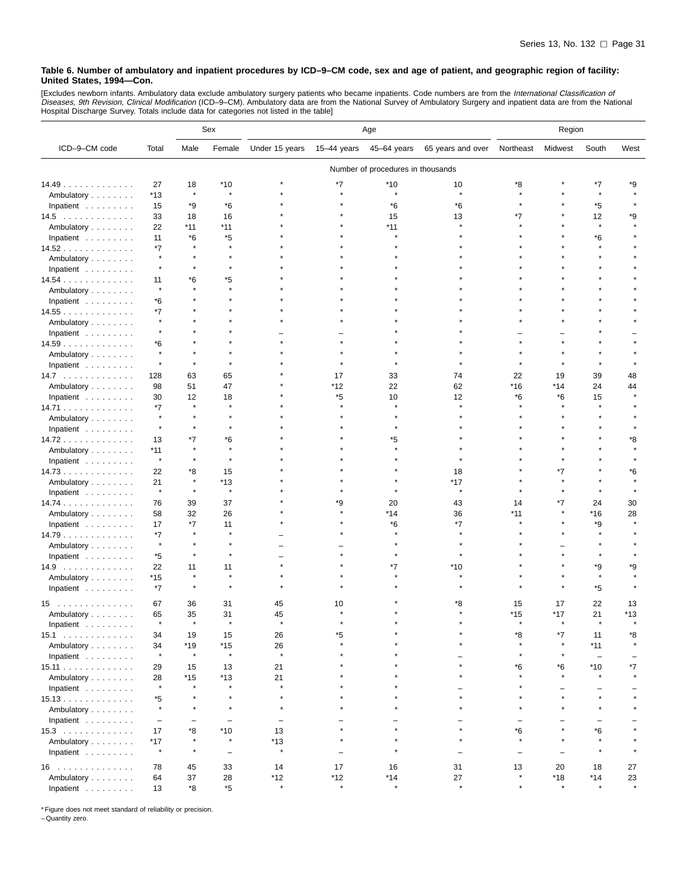**Table 6. Number of ambulatory and inpatient procedures by ICD–9–CM code, sex and age of patient, and geographic region of facility: United States, 1994—Con.**

[Excludes newborn infants. Ambulatory data exclude ambulatory surgery patients who became inpatients. Code numbers are from the *International Classification of Diseases, 9th Revision, Clinical Modification* (ICD–9–CM). Ambulatory data are from the National Survey of Ambulatory Surgery and inpatient data are from the National Hospital Discharge Survey. Totals include data for categories not listed in the table]

| ICD–9–CM code | Total | Sex | | Age | | | | Region | | | |
|---|---|---|---|---|---|---|---|---|---|---|---|
| | | Male | Female | Under 15 years | 15–44 years | 45–64 years | 65 years and over | Northeast | Midwest | South | West |
| | Number of procedures in thousands | | | | | | | | | | |
| 14.49 | 27 | 18 | *10 | * | *7 | *10 | 10 | *8 | * | *7 | *9 |
| Ambulatory | *13 | * | * | * | * | * | * | * | * | * | * |
| Inpatient | 15 | *9 | *6 | * | * | *6 | *6 | * | * | *5 | * |
| 14.5 | 33 | 18 | 16 | * | * | 15 | 13 | *7 | * | 12 | *9 |
| Ambulatory | 22 | *11 | *11 | * | * | *11 | * | * | * | * | * |
| Inpatient | 11 | *6 | *5 | * | * | * | * | * | * | *6 | * |
| 14.52 | *7 | * | * | * | * | * | * | * | * | * | * |
| Ambulatory | * | * | * | * | * | * | * | * | * | * | * |
| Inpatient | * | * | * | * | * | * | * | * | * | * | * |
| 14.54 | 11 | *6 | *5 | * | * | * | * | * | * | * | * |
| Ambulatory | * | * | * | * | * | * | * | * | * | * | * |
| Inpatient | *6 | * | * | * | * | * | * | * | * | * | * |
| 14.55 | *7 | * | * | * | * | * | * | * | * | * | * |
| Ambulatory | * | * | * | * | * | * | * | * | * | * | * |
| Inpatient | * | * | * | – | – | * | * | – | – | * | – |
| 14.59 | *6 | * | * | * | * | * | * | * | * | * | * |
| Ambulatory | * | * | * | * | * | * | * | * | * | * | * |
| Inpatient | * | * | * | * | * | * | * | * | * | * | * |
| 14.7 | 128 | 63 | 65 | * | 17 | 33 | 74 | 22 | 19 | 39 | 48 |
| Ambulatory | 98 | 51 | 47 | * | *12 | 22 | 62 | *16 | *14 | 24 | 44 |
| Inpatient | 30 | 12 | 18 | * | *5 | 10 | 12 | *6 | *6 | 15 | * |
| 14.71 | *7 | * | * | * | * | * | * | * | * | * | * |
| Ambulatory | * | * | * | * | * | * | * | * | * | * | * |
| Inpatient | * | * | * | * | * | * | * | * | * | * | * |
| 14.72 | 13 | *7 | *6 | * | * | *5 | * | * | * | * | *8 |
| Ambulatory | *11 | * | * | * | * | * | * | * | * | * | * |
| Inpatient | * | * | * | * | * | * | * | * | * | * | * |
| 14.73 | 22 | *8 | 15 | * | * | * | 18 | * | *7 | * | *6 |
| Ambulatory | 21 | * | *13 | * | * | * | *17 | * | * | * | * |
| Inpatient | * | * | * | * | * | * | * | * | * | * | * |
| 14.74 | 76 | 39 | 37 | * | *9 | 20 | 43 | 14 | *7 | 24 | 30 |
| Ambulatory | 58 | 32 | 26 | * | * | *14 | 36 | *11 | * | *16 | 28 |
| Inpatient | 17 | *7 | 11 | * | * | *6 | *7 | * | * | *9 | * |
| 14.79 | *7 | * | * | – | * | * | * | * | * | * | * |
| Ambulatory | * | * | * | – | – | * | * | * | – | * | * |
| Inpatient | *5 | * | * | – | * | * | * | * | * | * | * |
| 14.9 | 22 | 11 | 11 | * | * | *7 | *10 | * | * | *9 | *9 |
| Ambulatory | *15 | * | * | * | * | * | * | * | * | * | * |
| Inpatient | *7 | * | * | * | * | * | * | * | * | *5 | * |
| 15 | 67 | 36 | 31 | 45 | 10 | * | *8 | 15 | 17 | 22 | 13 |
| Ambulatory | 65 | 35 | 31 | 45 | * | * | * | *15 | *17 | 21 | *13 |
| Inpatient | * | * | * | * | * | * | * | * | * | * | * |
| 15.1 | 34 | 19 | 15 | 26 | *5 | * | * | *8 | *7 | 11 | *8 |
| Ambulatory | 34 | *19 | *15 | 26 | * | * | * | * | * | *11 | * |
| Inpatient | * | * | * | * | * | * | – | * | * | – | – |
| 15.11 | 29 | 15 | 13 | 21 | * | * | * | *6 | *6 | *10 | *7 |
| Ambulatory | 28 | *15 | *13 | 21 | * | * | * | * | * | * | * |
| Inpatient | * | * | * | * | * | * | – | * | – | – | – |
| 15.13 | *5 | * | * | * | * | * | * | * | * | * | * |
| Ambulatory | * | * | * | * | * | * | * | * | * | * | * |
| Inpatient | – | – | – | – | – | – | – | – | – | – | – |
| 15.3 | 17 | *8 | *10 | 13 | * | * | * | *6 | * | *6 | * |
| Ambulatory | *17 | * | * | *13 | * | * | * | * | * | * | * |
| Inpatient | * | * | – | * | – | * | – | – | – | * | * |
| 16 | 78 | 45 | 33 | 14 | 17 | 16 | 31 | 13 | 20 | 18 | 27 |
| Ambulatory | 64 | 37 | 28 | *12 | *12 | *14 | 27 | * | *18 | *14 | 23 |
| Inpatient | 13 | *8 | *5 | * | * | * | * | * | * | * | * |

* Figure does not meet standard of reliability or precision.
– Quantity zero.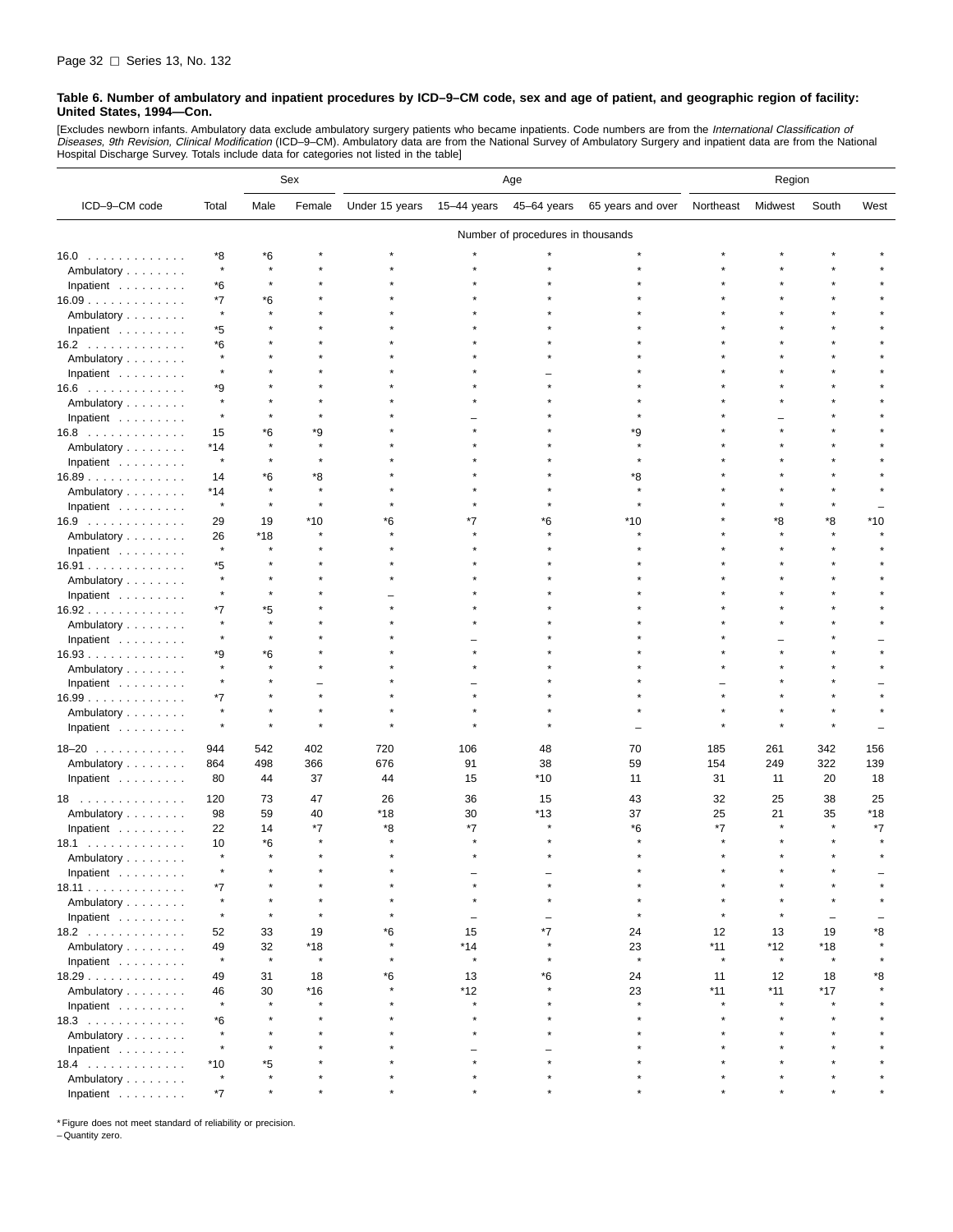**Table 6. Number of ambulatory and inpatient procedures by ICD–9–CM code, sex and age of patient, and geographic region of facility: United States, 1994—Con.**

[Excludes newborn infants. Ambulatory data exclude ambulatory surgery patients who became inpatients. Code numbers are from the *International Classification of Diseases, 9th Revision, Clinical Modification* (ICD–9–CM). Ambulatory data are from the National Survey of Ambulatory Surgery and inpatient data are from the National Hospital Discharge Survey. Totals include data for categories not listed in the table]

| ICD–9–CM code | Total | Sex | | Age | | | | Region | | | |
|---|---|---|---|---|---|---|---|---|---|---|---|
| | | Male | Female | Under 15 years | 15–44 years | 45–64 years | 65 years and over | Northeast | Midwest | South | West |
| | Number of procedures in thousands | | | | | | | | | | |
| 16.0 | *8 | *6 | * | * | * | * | * | * | * | * | * |
| Ambulatory | * | * | * | * | * | * | * | * | * | * | * |
| Inpatient | *6 | * | * | * | * | * | * | * | * | * | * |
| 16.09 | *7 | *6 | * | * | * | * | * | * | * | * | * |
| Ambulatory | * | * | * | * | * | * | * | * | * | * | * |
| Inpatient | *5 | * | * | * | * | * | * | * | * | * | * |
| 16.2 | *6 | * | * | * | * | * | * | * | * | * | * |
| Ambulatory | * | * | * | * | * | * | * | * | * | * | * |
| Inpatient | * | * | * | * | * | – | * | * | * | * | * |
| 16.6 | *9 | * | * | * | * | * | * | * | * | * | * |
| Ambulatory | * | * | * | * | * | * | * | * | * | * | * |
| Inpatient | * | * | * | * | – | * | * | * | – | * | * |
| 16.8 | 15 | *6 | *9 | * | * | * | *9 | * | * | * | * |
| Ambulatory | *14 | * | * | * | * | * | * | * | * | * | * |
| Inpatient | * | * | * | * | * | * | * | * | * | * | * |
| 16.89 | 14 | *6 | *8 | * | * | * | *8 | * | * | * | * |
| Ambulatory | *14 | * | * | * | * | * | * | * | * | * | * |
| Inpatient | * | * | * | * | * | * | * | * | * | * | – |
| 16.9 | 29 | 19 | *10 | *6 | *7 | *6 | *10 | * | *8 | *8 | *10 |
| Ambulatory | 26 | *18 | * | * | * | * | * | * | * | * | * |
| Inpatient | * | * | * | * | * | * | * | * | * | * | * |
| 16.91 | *5 | * | * | * | * | * | * | * | * | * | * |
| Ambulatory | * | * | * | * | * | * | * | * | * | * | * |
| Inpatient | * | * | * | – | * | * | * | * | * | * | * |
| 16.92 | *7 | *5 | * | * | * | * | * | * | * | * | * |
| Ambulatory | * | * | * | * | * | * | * | * | * | * | * |
| Inpatient | * | * | * | * | – | * | * | * | – | * | – |
| 16.93 | *9 | *6 | * | * | * | * | * | * | * | * | * |
| Ambulatory | * | * | * | * | * | * | * | * | * | * | * |
| Inpatient | * | * | – | * | – | * | * | – | * | * | – |
| 16.99 | *7 | * | * | * | * | * | * | * | * | * | * |
| Ambulatory | * | * | * | * | * | * | * | * | * | * | * |
| Inpatient | * | * | * | * | * | * | – | * | * | * | – |
| 18–20 | 944 | 542 | 402 | 720 | 106 | 48 | 70 | 185 | 261 | 342 | 156 |
| Ambulatory | 864 | 498 | 366 | 676 | 91 | 38 | 59 | 154 | 249 | 322 | 139 |
| Inpatient | 80 | 44 | 37 | 44 | 15 | *10 | 11 | 31 | 11 | 20 | 18 |
| 18 | 120 | 73 | 47 | 26 | 36 | 15 | 43 | 32 | 25 | 38 | 25 |
| Ambulatory | 98 | 59 | 40 | *18 | 30 | *13 | 37 | 25 | 21 | 35 | *18 |
| Inpatient | 22 | 14 | *7 | *8 | *7 | * | *6 | *7 | * | * | *7 |
| 18.1 | 10 | *6 | * | * | * | * | * | * | * | * | * |
| Ambulatory | * | * | * | * | * | * | * | * | * | * | * |
| Inpatient | * | * | * | * | – | – | * | * | * | * | – |
| 18.11 | *7 | * | * | * | * | * | * | * | * | * | * |
| Ambulatory | * | * | * | * | * | * | * | * | * | * | * |
| Inpatient | * | * | * | * | – | – | * | * | * | – | – |
| 18.2 | 52 | 33 | 19 | *6 | 15 | *7 | 24 | 12 | 13 | 19 | *8 |
| Ambulatory | 49 | 32 | *18 | * | *14 | * | 23 | *11 | *12 | *18 | * |
| Inpatient | * | * | * | * | * | * | * | * | * | * | * |
| 18.29 | 49 | 31 | 18 | *6 | 13 | *6 | 24 | 11 | 12 | 18 | *8 |
| Ambulatory | 46 | 30 | *16 | * | *12 | * | 23 | *11 | *11 | *17 | * |
| Inpatient | * | * | * | * | * | * | * | * | * | * | * |
| 18.3 | *6 | * | * | * | * | * | * | * | * | * | * |
| Ambulatory | * | * | * | * | * | * | * | * | * | * | * |
| Inpatient | * | * | * | * | – | – | * | * | * | * | * |
| 18.4 | *10 | *5 | * | * | * | * | * | * | * | * | * |
| Ambulatory | * | * | * | * | * | * | * | * | * | * | * |
| Inpatient | *7 | * | * | * | * | * | * | * | * | * | * |

* Figure does not meet standard of reliability or precision.
– Quantity zero.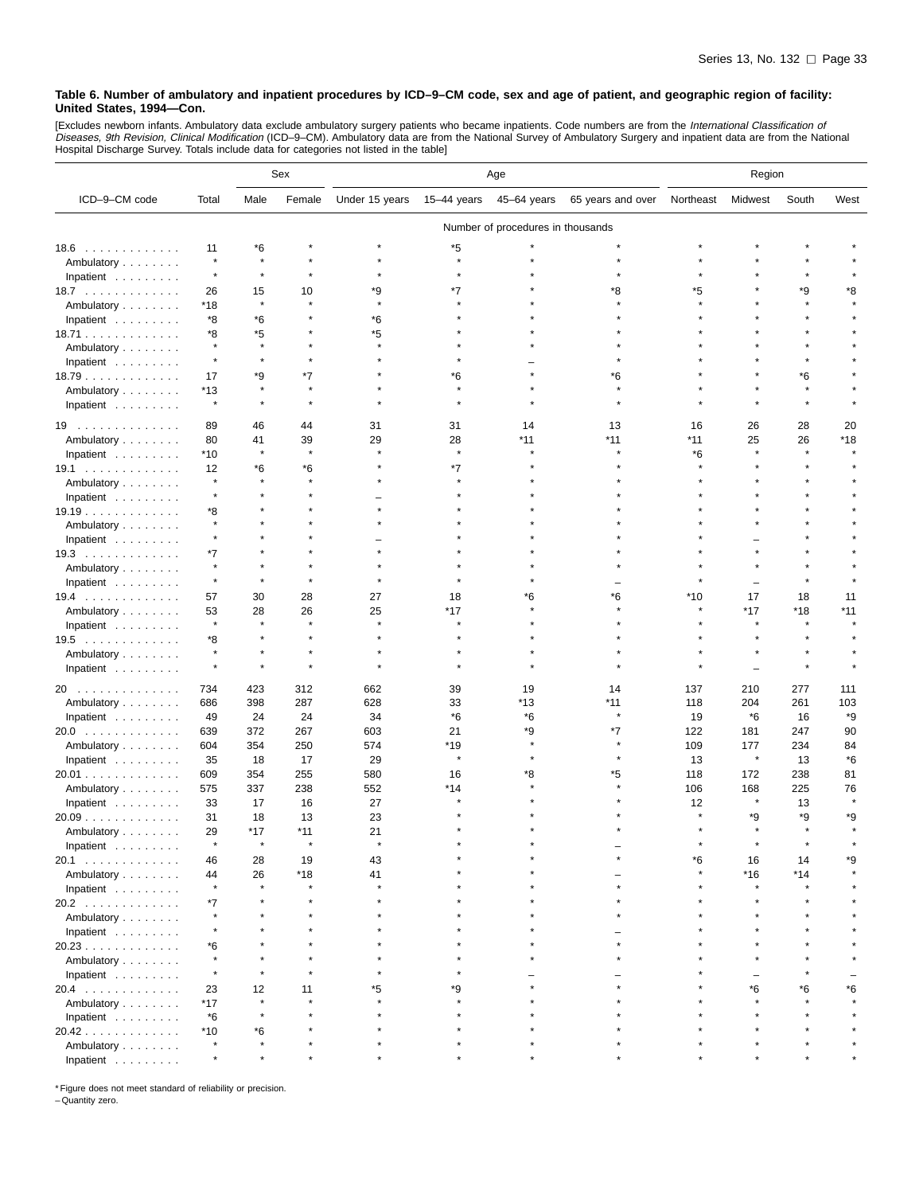**Table 6. Number of ambulatory and inpatient procedures by ICD–9–CM code, sex and age of patient, and geographic region of facility: United States, 1994—Con.**

[Excludes newborn infants. Ambulatory data exclude ambulatory surgery patients who became inpatients. Code numbers are from the *International Classification of Diseases, 9th Revision, Clinical Modification* (ICD–9–CM). Ambulatory data are from the National Survey of Ambulatory Surgery and inpatient data are from the National Hospital Discharge Survey. Totals include data for categories not listed in the table]

| ICD–9–CM code | Total | Sex | | Age | | | | Region | | | |
|---|---|---|---|---|---|---|---|---|---|---|---|
| | | Male | Female | Under 15 years | 15–44 years | 45–64 years | 65 years and over | Northeast | Midwest | South | West |
| | Number of procedures in thousands | | | | | | | | | | |
| 18.6 | 11 | *6 | * | * | *5 | * | * | * | * | * | * |
| Ambulatory | * | * | * | * | * | * | * | * | * | * | * |
| Inpatient | * | * | * | * | * | * | * | * | * | * | * |
| 18.7 | 26 | 15 | 10 | *9 | *7 | * | *8 | *5 | * | *9 | *8 |
| Ambulatory | *18 | * | * | * | * | * | * | * | * | * | * |
| Inpatient | *8 | *6 | * | *6 | * | * | * | * | * | * | * |
| 18.71 | *8 | *5 | * | *5 | * | * | * | * | * | * | * |
| Ambulatory | * | * | * | * | * | * | * | * | * | * | * |
| Inpatient | * | * | * | * | * | – | * | * | * | * | * |
| 18.79 | 17 | *9 | *7 | * | *6 | * | *6 | * | * | *6 | * |
| Ambulatory | *13 | * | * | * | * | * | * | * | * | * | * |
| Inpatient | * | * | * | * | * | * | * | * | * | * | * |
| 19 | 89 | 46 | 44 | 31 | 31 | 14 | 13 | 16 | 26 | 28 | 20 |
| Ambulatory | 80 | 41 | 39 | 29 | 28 | *11 | *11 | *11 | 25 | 26 | *18 |
| Inpatient | *10 | * | * | * | * | * | * | *6 | * | * | * |
| 19.1 | 12 | *6 | *6 | * | *7 | * | * | * | * | * | * |
| Ambulatory | * | * | * | * | * | * | * | * | * | * | * |
| Inpatient | * | * | * | – | * | * | * | * | * | * | * |
| 19.19 | *8 | * | * | * | * | * | * | * | * | * | * |
| Ambulatory | * | * | * | * | * | * | * | * | * | * | * |
| Inpatient | * | * | * | – | * | * | * | * | – | * | * |
| 19.3 | *7 | * | * | * | * | * | * | * | * | * | * |
| Ambulatory | * | * | * | * | * | * | * | * | * | * | * |
| Inpatient | * | * | * | * | * | * | – | * | – | * | * |
| 19.4 | 57 | 30 | 28 | 27 | 18 | *6 | *6 | *10 | 17 | 18 | 11 |
| Ambulatory | 53 | 28 | 26 | 25 | *17 | * | * | * | *17 | *18 | *11 |
| Inpatient | * | * | * | * | * | * | * | * | * | * | * |
| 19.5 | *8 | * | * | * | * | * | * | * | * | * | * |
| Ambulatory | * | * | * | * | * | * | * | * | * | * | * |
| Inpatient | * | * | * | * | * | * | * | * | – | * | * |
| 20 | 734 | 423 | 312 | 662 | 39 | 19 | 14 | 137 | 210 | 277 | 111 |
| Ambulatory | 686 | 398 | 287 | 628 | 33 | *13 | *11 | 118 | 204 | 261 | 103 |
| Inpatient | 49 | 24 | 24 | 34 | *6 | *6 | * | 19 | *6 | 16 | *9 |
| 20.0 | 639 | 372 | 267 | 603 | 21 | *9 | *7 | 122 | 181 | 247 | 90 |
| Ambulatory | 604 | 354 | 250 | 574 | *19 | * | * | 109 | 177 | 234 | 84 |
| Inpatient | 35 | 18 | 17 | 29 | * | * | * | 13 | * | 13 | *6 |
| 20.01 | 609 | 354 | 255 | 580 | 16 | *8 | *5 | 118 | 172 | 238 | 81 |
| Ambulatory | 575 | 337 | 238 | 552 | *14 | * | * | 106 | 168 | 225 | 76 |
| Inpatient | 33 | 17 | 16 | 27 | * | * | * | 12 | * | 13 | * |
| 20.09 | 31 | 18 | 13 | 23 | * | * | * | * | *9 | *9 | *9 |
| Ambulatory | 29 | *17 | *11 | 21 | * | * | * | * | * | * | * |
| Inpatient | * | * | * | * | * | * | – | * | * | * | * |
| 20.1 | 46 | 28 | 19 | 43 | * | * | * | *6 | 16 | 14 | *9 |
| Ambulatory | 44 | 26 | *18 | 41 | * | * | – | * | *16 | *14 | * |
| Inpatient | * | * | * | * | * | * | * | * | * | * | * |
| 20.2 | *7 | * | * | * | * | * | * | * | * | * | * |
| Ambulatory | * | * | * | * | * | * | * | * | * | * | * |
| Inpatient | * | * | * | * | * | * | – | * | * | * | * |
| 20.23 | *6 | * | * | * | * | * | * | * | * | * | * |
| Ambulatory | * | * | * | * | * | * | * | * | * | * | * |
| Inpatient | * | * | * | * | * | – | – | * | – | * | – |
| 20.4 | 23 | 12 | 11 | *5 | *9 | * | * | * | *6 | *6 | *6 |
| Ambulatory | *17 | * | * | * | * | * | * | * | * | * | * |
| Inpatient | *6 | * | * | * | * | * | * | * | * | * | * |
| 20.42 | *10 | *6 | * | * | * | * | * | * | * | * | * |
| Ambulatory | * | * | * | * | * | * | * | * | * | * | * |
| Inpatient | * | * | * | * | * | * | * | * | * | * | * |

* Figure does not meet standard of reliability or precision.
– Quantity zero.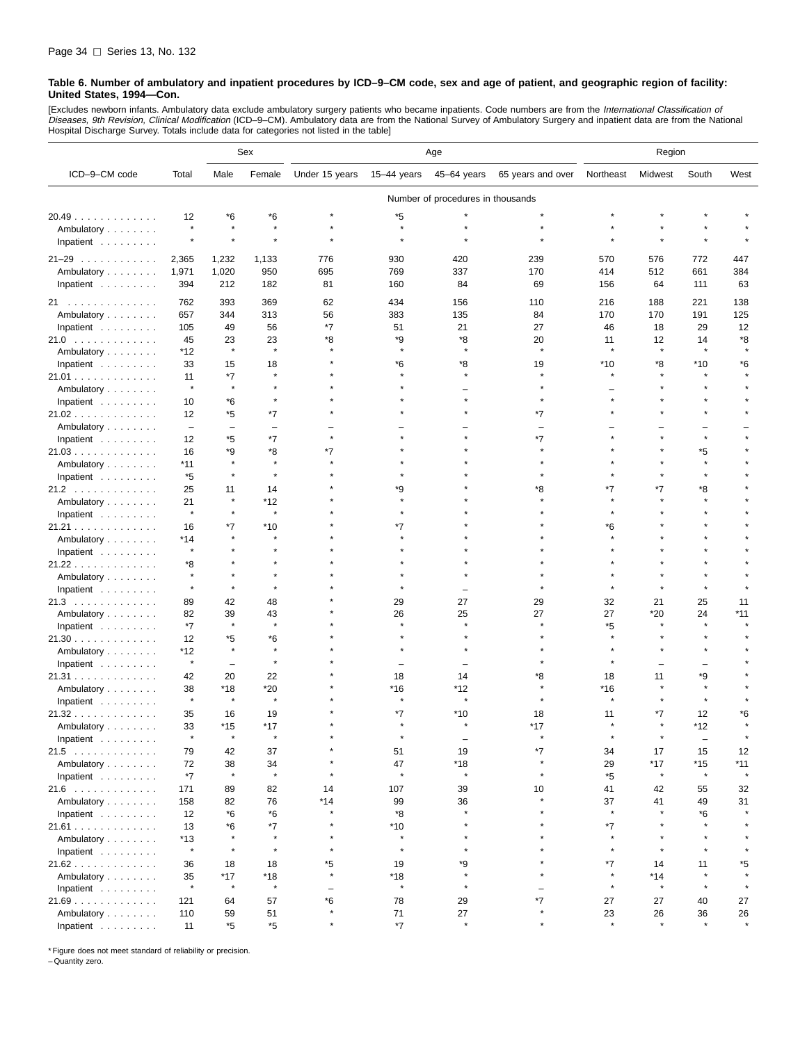**Table 6. Number of ambulatory and inpatient procedures by ICD–9–CM code, sex and age of patient, and geographic region of facility: United States, 1994—Con.**

[Excludes newborn infants. Ambulatory data exclude ambulatory surgery patients who became inpatients. Code numbers are from the *International Classification of Diseases, 9th Revision, Clinical Modification* (ICD–9–CM). Ambulatory data are from the National Survey of Ambulatory Surgery and inpatient data are from the National Hospital Discharge Survey. Totals include data for categories not listed in the table]

| ICD–9–CM code | Total | Sex | | Age | | | | Region | | | |
|---|---|---|---|---|---|---|---|---|---|---|---|
| | | Male | Female | Under 15 years | 15–44 years | 45–64 years | 65 years and over | Northeast | Midwest | South | West |
| | Number of procedures in thousands | | | | | | | | | | |
| 20.49 | 12 | *6 | *6 | * | *5 | * | * | * | * | * | * |
| Ambulatory | * | * | * | * | * | * | * | * | * | * | * |
| Inpatient | * | * | * | * | * | * | * | * | * | * | * |
| 21–29 | 2,365 | 1,232 | 1,133 | 776 | 930 | 420 | 239 | 570 | 576 | 772 | 447 |
| Ambulatory | 1,971 | 1,020 | 950 | 695 | 769 | 337 | 170 | 414 | 512 | 661 | 384 |
| Inpatient | 394 | 212 | 182 | 81 | 160 | 84 | 69 | 156 | 64 | 111 | 63 |
| 21 | 762 | 393 | 369 | 62 | 434 | 156 | 110 | 216 | 188 | 221 | 138 |
| Ambulatory | 657 | 344 | 313 | 56 | 383 | 135 | 84 | 170 | 170 | 191 | 125 |
| Inpatient | 105 | 49 | 56 | *7 | 51 | 21 | 27 | 46 | 18 | 29 | 12 |
| 21.0 | 45 | 23 | 23 | *8 | *9 | *8 | 20 | 11 | 12 | 14 | *8 |
| Ambulatory | *12 | * | * | * | * | * | * | * | * | * | * |
| Inpatient | 33 | 15 | 18 | * | *6 | *8 | 19 | *10 | *8 | *10 | *6 |
| 21.01 | 11 | *7 | * | * | * | * | * | * | * | * | * |
| Ambulatory | * | * | * | * | * | – | * | – | * | * | * |
| Inpatient | 10 | *6 | * | * | * | * | * | * | * | * | * |
| 21.02 | 12 | *5 | *7 | * | * | * | *7 | * | * | * | * |
| Ambulatory | – | – | – | – | – | – | – | – | – | – | – |
| Inpatient | 12 | *5 | *7 | * | * | * | *7 | * | * | * | * |
| 21.03 | 16 | *9 | *8 | *7 | * | * | * | * | * | *5 | * |
| Ambulatory | *11 | * | * | * | * | * | * | * | * | * | * |
| Inpatient | *5 | * | * | * | * | * | * | * | * | * | * |
| 21.2 | 25 | 11 | 14 | * | *9 | * | *8 | *7 | *7 | *8 | * |
| Ambulatory | 21 | * | *12 | * | * | * | * | * | * | * | * |
| Inpatient | * | * | * | * | * | * | * | * | * | * | * |
| 21.21 | 16 | *7 | *10 | * | *7 | * | * | *6 | * | * | * |
| Ambulatory | *14 | * | * | * | * | * | * | * | * | * | * |
| Inpatient | * | * | * | * | * | * | * | * | * | * | * |
| 21.22 | *8 | * | * | * | * | * | * | * | * | * | * |
| Ambulatory | * | * | * | * | * | * | * | * | * | * | * |
| Inpatient | * | * | * | * | * | – | * | * | * | * | * |
| 21.3 | 89 | 42 | 48 | * | 29 | 27 | 29 | 32 | 21 | 25 | 11 |
| Ambulatory | 82 | 39 | 43 | * | 26 | 25 | 27 | 27 | *20 | 24 | *11 |
| Inpatient | *7 | * | * | * | * | * | * | *5 | * | * | * |
| 21.30 | 12 | *5 | *6 | * | * | * | * | * | * | * | * |
| Ambulatory | *12 | * | * | * | * | * | * | * | * | * | * |
| Inpatient | * | – | * | * | – | – | * | * | – | – | * |
| 21.31 | 42 | 20 | 22 | * | 18 | 14 | *8 | 18 | 11 | *9 | * |
| Ambulatory | 38 | *18 | *20 | * | *16 | *12 | * | *16 | * | * | * |
| Inpatient | * | * | * | * | * | * | * | * | * | * | * |
| 21.32 | 35 | 16 | 19 | * | *7 | *10 | 18 | 11 | *7 | 12 | *6 |
| Ambulatory | 33 | *15 | *17 | * | * | * | *17 | * | * | *12 | * |
| Inpatient | * | * | * | * | * | – | * | * | * | – | * |
| 21.5 | 79 | 42 | 37 | * | 51 | 19 | *7 | 34 | 17 | 15 | 12 |
| Ambulatory | 72 | 38 | 34 | * | 47 | *18 | * | 29 | *17 | *15 | *11 |
| Inpatient | *7 | * | * | * | * | * | * | *5 | * | * | * |
| 21.6 | 171 | 89 | 82 | 14 | 107 | 39 | 10 | 41 | 42 | 55 | 32 |
| Ambulatory | 158 | 82 | 76 | *14 | 99 | 36 | * | 37 | 41 | 49 | 31 |
| Inpatient | 12 | *6 | *6 | * | *8 | * | * | * | * | *6 | * |
| 21.61 | 13 | *6 | *7 | * | *10 | * | * | *7 | * | * | * |
| Ambulatory | *13 | * | * | * | * | * | * | * | * | * | * |
| Inpatient | * | * | * | * | * | * | * | * | * | * | * |
| 21.62 | 36 | 18 | 18 | *5 | 19 | *9 | * | *7 | 14 | 11 | *5 |
| Ambulatory | 35 | *17 | *18 | * | *18 | * | * | * | *14 | * | * |
| Inpatient | * | * | * | – | * | * | – | * | * | * | * |
| 21.69 | 121 | 64 | 57 | *6 | 78 | 29 | *7 | 27 | 27 | 40 | 27 |
| Ambulatory | 110 | 59 | 51 | * | 71 | 27 | * | 23 | 26 | 36 | 26 |
| Inpatient | 11 | *5 | *5 | * | *7 | * | * | * | * | * | * |

\* Figure does not meet standard of reliability or precision.
– Quantity zero.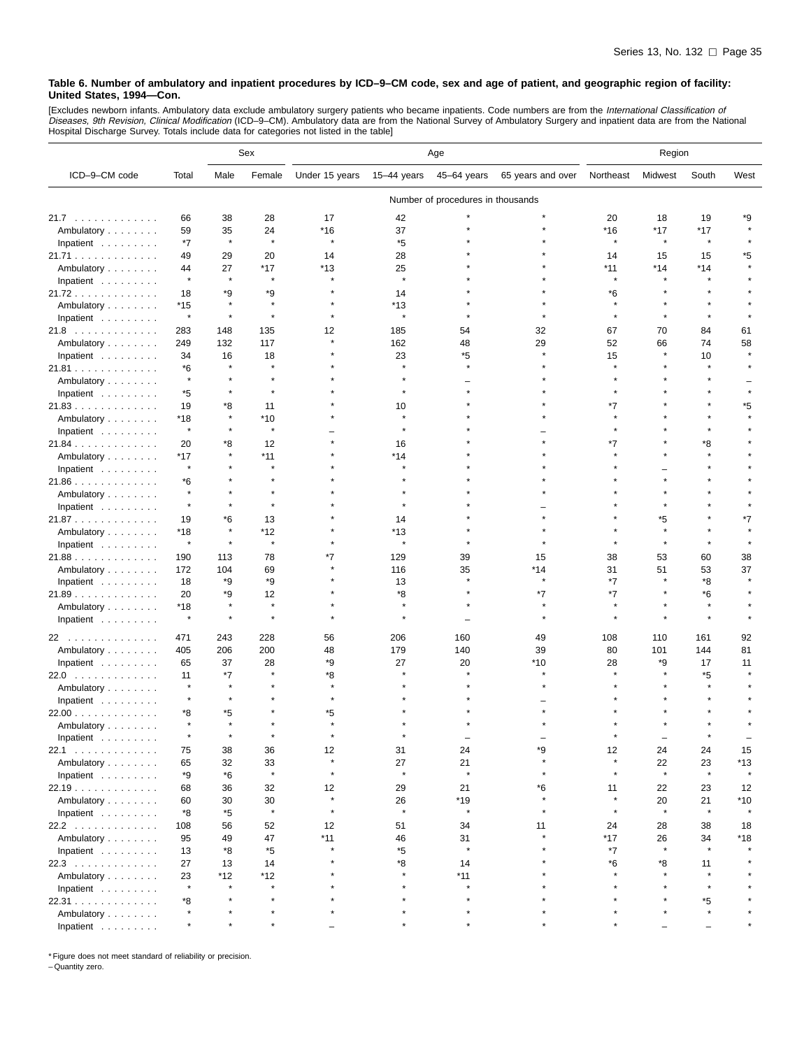**Table 6. Number of ambulatory and inpatient procedures by ICD–9–CM code, sex and age of patient, and geographic region of facility: United States, 1994—Con.**

[Excludes newborn infants. Ambulatory data exclude ambulatory surgery patients who became inpatients. Code numbers are from the *International Classification of Diseases, 9th Revision, Clinical Modification* (ICD–9–CM). Ambulatory data are from the National Survey of Ambulatory Surgery and inpatient data are from the National Hospital Discharge Survey. Totals include data for categories not listed in the table]

| ICD–9–CM code | Total | Sex | | Age | | | | Region | | | |
|---|---|---|---|---|---|---|---|---|---|---|---|
| | | Male | Female | Under 15 years | 15–44 years | 45–64 years | 65 years and over | Northeast | Midwest | South | West |
| | Number of procedures in thousands | | | | | | | | | | |
| 21.7 | 66 | 38 | 28 | 17 | 42 | * | * | 20 | 18 | 19 | *9 |
| Ambulatory | 59 | 35 | 24 | *16 | 37 | * | * | *16 | *17 | *17 | * |
| Inpatient | *7 | * | * | * | *5 | * | * | * | * | * | * |
| 21.71 | 49 | 29 | 20 | 14 | 28 | * | * | 14 | 15 | 15 | *5 |
| Ambulatory | 44 | 27 | *17 | *13 | 25 | * | * | *11 | *14 | *14 | * |
| Inpatient | * | * | * | * | * | * | * | * | * | * | * |
| 21.72 | 18 | *9 | *9 | * | 14 | * | * | *6 | * | * | * |
| Ambulatory | *15 | * | * | * | *13 | * | * | * | * | * | * |
| Inpatient | * | * | * | * | * | * | * | * | * | * | * |
| 21.8 | 283 | 148 | 135 | 12 | 185 | 54 | 32 | 67 | 70 | 84 | 61 |
| Ambulatory | 249 | 132 | 117 | * | 162 | 48 | 29 | 52 | 66 | 74 | 58 |
| Inpatient | 34 | 16 | 18 | * | 23 | *5 | * | 15 | * | 10 | * |
| 21.81 | *6 | * | * | * | * | * | * | * | * | * | * |
| Ambulatory | * | * | * | * | * | – | * | * | * | * | – |
| Inpatient | *5 | * | * | * | * | * | * | * | * | * | * |
| 21.83 | 19 | *8 | 11 | * | 10 | * | * | *7 | * | * | *5 |
| Ambulatory | *18 | * | *10 | * | * | * | * | * | * | * | * |
| Inpatient | * | * | * | – | * | * | – | * | * | * | * |
| 21.84 | 20 | *8 | 12 | * | 16 | * | * | *7 | * | *8 | * |
| Ambulatory | *17 | * | *11 | * | *14 | * | * | * | * | * | * |
| Inpatient | * | * | * | * | * | * | * | * | – | * | * |
| 21.86 | *6 | * | * | * | * | * | * | * | * | * | * |
| Ambulatory | * | * | * | * | * | * | * | * | * | * | * |
| Inpatient | * | * | * | * | * | * | – | * | * | * | * |
| 21.87 | 19 | *6 | 13 | * | 14 | * | * | * | *5 | * | *7 |
| Ambulatory | *18 | * | *12 | * | *13 | * | * | * | * | * | * |
| Inpatient | * | * | * | * | * | * | * | * | * | * | * |
| 21.88 | 190 | 113 | 78 | *7 | 129 | 39 | 15 | 38 | 53 | 60 | 38 |
| Ambulatory | 172 | 104 | 69 | * | 116 | 35 | *14 | 31 | 51 | 53 | 37 |
| Inpatient | 18 | *9 | *9 | * | 13 | * | * | *7 | * | *8 | * |
| 21.89 | 20 | *9 | 12 | * | *8 | * | *7 | *7 | * | *6 | * |
| Ambulatory | *18 | * | * | * | * | * | * | * | * | * | * |
| Inpatient | * | * | * | * | * | – | * | * | * | * | * |
| 22 | 471 | 243 | 228 | 56 | 206 | 160 | 49 | 108 | 110 | 161 | 92 |
| Ambulatory | 405 | 206 | 200 | 48 | 179 | 140 | 39 | 80 | 101 | 144 | 81 |
| Inpatient | 65 | 37 | 28 | *9 | 27 | 20 | *10 | 28 | *9 | 17 | 11 |
| 22.0 | 11 | *7 | * | *8 | * | * | * | * | * | *5 | * |
| Ambulatory | * | * | * | * | * | * | * | * | * | * | * |
| Inpatient | * | * | * | * | * | * | – | * | * | * | * |
| 22.00 | *8 | *5 | * | *5 | * | * | * | * | * | * | * |
| Ambulatory | * | * | * | * | * | * | * | * | * | * | * |
| Inpatient | * | * | * | * | * | – | – | * | – | * | – |
| 22.1 | 75 | 38 | 36 | 12 | 31 | 24 | *9 | 12 | 24 | 24 | 15 |
| Ambulatory | 65 | 32 | 33 | * | 27 | 21 | * | * | 22 | 23 | *13 |
| Inpatient | *9 | *6 | * | * | * | * | * | * | * | * | * |
| 22.19 | 68 | 36 | 32 | 12 | 29 | 21 | *6 | 11 | 22 | 23 | 12 |
| Ambulatory | 60 | 30 | 30 | * | 26 | *19 | * | * | 20 | 21 | *10 |
| Inpatient | *8 | *5 | * | * | * | * | * | * | * | * | * |
| 22.2 | 108 | 56 | 52 | 12 | 51 | 34 | 11 | 24 | 28 | 38 | 18 |
| Ambulatory | 95 | 49 | 47 | *11 | 46 | 31 | * | *17 | 26 | 34 | *18 |
| Inpatient | 13 | *8 | *5 | * | *5 | * | * | *7 | * | * | * |
| 22.3 | 27 | 13 | 14 | * | *8 | 14 | * | *6 | *8 | 11 | * |
| Ambulatory | 23 | *12 | *12 | * | * | *11 | * | * | * | * | * |
| Inpatient | * | * | * | * | * | * | * | * | * | * | * |
| 22.31 | *8 | * | * | * | * | * | * | * | * | *5 | * |
| Ambulatory | * | * | * | * | * | * | * | * | * | * | * |
| Inpatient | * | * | * | – | * | * | * | * | – | – | * |

* Figure does not meet standard of reliability or precision.
– Quantity zero.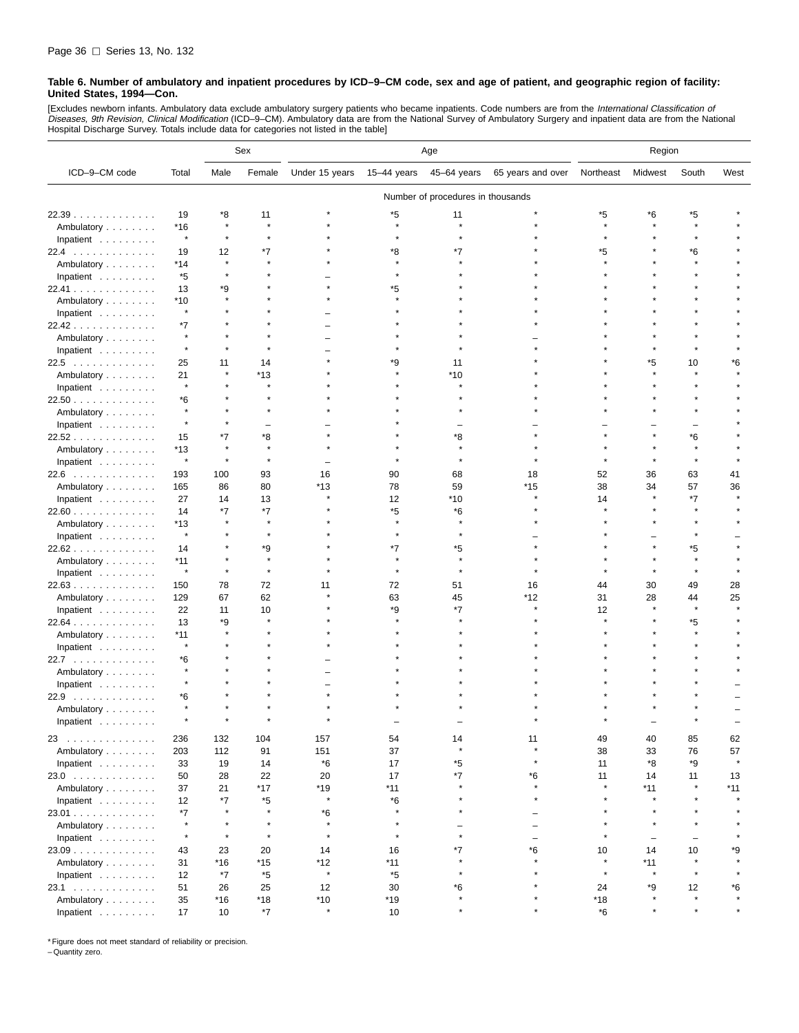**Table 6. Number of ambulatory and inpatient procedures by ICD–9–CM code, sex and age of patient, and geographic region of facility: United States, 1994—Con.**

[Excludes newborn infants. Ambulatory data exclude ambulatory surgery patients who became inpatients. Code numbers are from the *International Classification of Diseases, 9th Revision, Clinical Modification* (ICD–9–CM). Ambulatory data are from the National Survey of Ambulatory Surgery and inpatient data are from the National Hospital Discharge Survey. Totals include data for categories not listed in the table]

| ICD–9–CM code | Total | Sex | | Age | | | | Region | | | |
|---|---|---|---|---|---|---|---|---|---|---|---|
| | | Male | Female | Under 15 years | 15–44 years | 45–64 years | 65 years and over | Northeast | Midwest | South | West |
| | Number of procedures in thousands | | | | | | | | | | |
| 22.39 | 19 | *8 | 11 | * | *5 | 11 | * | *5 | *6 | *5 | * |
| Ambulatory | *16 | * | * | * | * | * | * | * | * | * | * |
| Inpatient | * | * | * | * | * | * | * | * | * | * | * |
| 22.4 | 19 | 12 | *7 | * | *8 | *7 | * | *5 | * | *6 | * |
| Ambulatory | *14 | * | * | * | * | * | * | * | * | * | * |
| Inpatient | *5 | * | * | – | * | * | * | * | * | * | * |
| 22.41 | 13 | *9 | * | * | *5 | * | * | * | * | * | * |
| Ambulatory | *10 | * | * | * | * | * | * | * | * | * | * |
| Inpatient | * | * | * | – | * | * | * | * | * | * | * |
| 22.42 | *7 | * | * | – | * | * | * | * | * | * | * |
| Ambulatory | * | * | * | – | * | * | – | * | * | * | * |
| Inpatient | * | * | * | – | * | * | * | * | * | * | * |
| 22.5 | 25 | 11 | 14 | * | *9 | 11 | * | * | *5 | 10 | *6 |
| Ambulatory | 21 | * | *13 | * | * | *10 | * | * | * | * | * |
| Inpatient | * | * | * | * | * | * | * | * | * | * | * |
| 22.50 | *6 | * | * | * | * | * | * | * | * | * | * |
| Ambulatory | * | * | * | * | * | * | * | * | * | * | * |
| Inpatient | * | * | – | – | * | – | – | – | – | – | * |
| 22.52 | 15 | *7 | *8 | * | * | *8 | * | * | * | *6 | * |
| Ambulatory | *13 | * | * | * | * | * | * | * | * | * | * |
| Inpatient | * | * | * | – | * | * | * | * | * | * | * |
| 22.6 | 193 | 100 | 93 | 16 | 90 | 68 | 18 | 52 | 36 | 63 | 41 |
| Ambulatory | 165 | 86 | 80 | *13 | 78 | 59 | *15 | 38 | 34 | 57 | 36 |
| Inpatient | 27 | 14 | 13 | * | 12 | *10 | * | 14 | * | *7 | * |
| 22.60 | 14 | *7 | *7 | * | *5 | *6 | * | * | * | * | * |
| Ambulatory | *13 | * | * | * | * | * | * | * | * | * | * |
| Inpatient | * | * | * | * | * | * | – | * | – | * | – |
| 22.62 | 14 | * | *9 | * | *7 | *5 | * | * | * | *5 | * |
| Ambulatory | *11 | * | * | * | * | * | * | * | * | * | * |
| Inpatient | * | * | * | * | * | * | * | * | * | * | * |
| 22.63 | 150 | 78 | 72 | 11 | 72 | 51 | 16 | 44 | 30 | 49 | 28 |
| Ambulatory | 129 | 67 | 62 | * | 63 | 45 | *12 | 31 | 28 | 44 | 25 |
| Inpatient | 22 | 11 | 10 | * | *9 | *7 | * | 12 | * | * | * |
| 22.64 | 13 | *9 | * | * | * | * | * | * | * | *5 | * |
| Ambulatory | *11 | * | * | * | * | * | * | * | * | * | * |
| Inpatient | * | * | * | * | * | * | * | * | * | * | * |
| 22.7 | *6 | * | * | – | * | * | * | * | * | * | * |
| Ambulatory | * | * | * | – | * | * | * | * | * | * | * |
| Inpatient | * | * | * | – | * | * | * | * | * | * | – |
| 22.9 | *6 | * | * | * | * | * | * | * | * | * | – |
| Ambulatory | * | * | * | * | * | * | * | * | * | * | – |
| Inpatient | * | * | * | * | – | – | * | * | – | * | – |
| 23 | 236 | 132 | 104 | 157 | 54 | 14 | 11 | 49 | 40 | 85 | 62 |
| Ambulatory | 203 | 112 | 91 | 151 | 37 | * | * | 38 | 33 | 76 | 57 |
| Inpatient | 33 | 19 | 14 | *6 | 17 | *5 | * | 11 | *8 | *9 | * |
| 23.0 | 50 | 28 | 22 | 20 | 17 | *7 | *6 | 11 | 14 | 11 | 13 |
| Ambulatory | 37 | 21 | *17 | *19 | *11 | * | * | * | *11 | * | *11 |
| Inpatient | 12 | *7 | *5 | * | *6 | * | * | * | * | * | * |
| 23.01 | *7 | * | * | *6 | * | * | – | * | * | * | * |
| Ambulatory | * | * | * | * | * | – | – | * | * | * | * |
| Inpatient | * | * | * | * | * | * | – | * | – | – | * |
| 23.09 | 43 | 23 | 20 | 14 | 16 | *7 | *6 | 10 | 14 | 10 | *9 |
| Ambulatory | 31 | *16 | *15 | *12 | *11 | * | * | * | *11 | * | * |
| Inpatient | 12 | *7 | *5 | * | *5 | * | * | * | * | * | * |
| 23.1 | 51 | 26 | 25 | 12 | 30 | *6 | * | 24 | *9 | 12 | *6 |
| Ambulatory | 35 | *16 | *18 | *10 | *19 | * | * | *18 | * | * | * |
| Inpatient | 17 | 10 | *7 | * | 10 | * | * | *6 | * | * | * |

* Figure does not meet standard of reliability or precision.
– Quantity zero.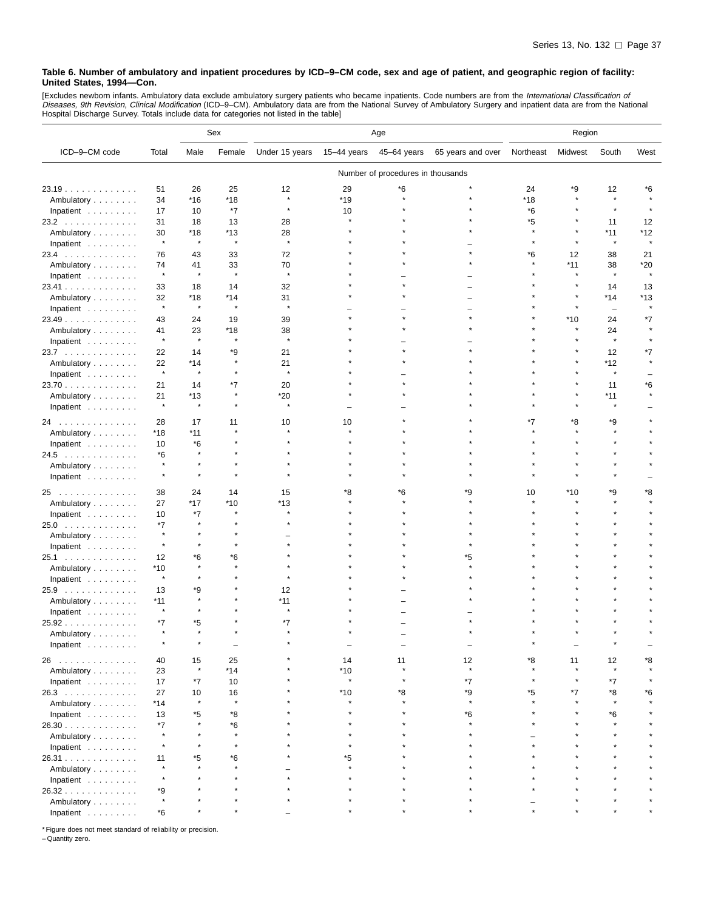**Table 6. Number of ambulatory and inpatient procedures by ICD–9–CM code, sex and age of patient, and geographic region of facility: United States, 1994—Con.**

[Excludes newborn infants. Ambulatory data exclude ambulatory surgery patients who became inpatients. Code numbers are from the *International Classification of Diseases, 9th Revision, Clinical Modification* (ICD–9–CM). Ambulatory data are from the National Survey of Ambulatory Surgery and inpatient data are from the National Hospital Discharge Survey. Totals include data for categories not listed in the table]

| ICD–9–CM code | Total | Sex | | Age | | | | Region | | | |
|---|---|---|---|---|---|---|---|---|---|---|---|
| | | Male | Female | Under 15 years | 15–44 years | 45–64 years | 65 years and over | Northeast | Midwest | South | West |
| | Number of procedures in thousands | | | | | | | | | | |
| 23.19 | 51 | 26 | 25 | 12 | 29 | *6 | * | 24 | *9 | 12 | *6 |
| Ambulatory | 34 | *16 | *18 | * | *19 | * | * | *18 | * | * | * |
| Inpatient | 17 | 10 | *7 | * | 10 | * | * | *6 | * | * | * |
| 23.2 | 31 | 18 | 13 | 28 | * | * | * | *5 | * | 11 | 12 |
| Ambulatory | 30 | *18 | *13 | 28 | * | * | * | * | * | *11 | *12 |
| Inpatient | * | * | * | * | * | * | – | * | * | * | * |
| 23.4 | 76 | 43 | 33 | 72 | * | * | * | *6 | 12 | 38 | 21 |
| Ambulatory | 74 | 41 | 33 | 70 | * | * | * | * | *11 | 38 | *20 |
| Inpatient | * | * | * | * | * | – | – | * | * | * | * |
| 23.41 | 33 | 18 | 14 | 32 | * | * | – | * | * | 14 | 13 |
| Ambulatory | 32 | *18 | *14 | 31 | * | * | – | * | * | *14 | *13 |
| Inpatient | * | * | * | * | – | – | – | * | * | – | * |
| 23.49 | 43 | 24 | 19 | 39 | * | * | * | * | *10 | 24 | *7 |
| Ambulatory | 41 | 23 | *18 | 38 | * | * | * | * | * | 24 | * |
| Inpatient | * | * | * | * | * | – | – | * | * | * | * |
| 23.7 | 22 | 14 | *9 | 21 | * | * | * | * | * | 12 | *7 |
| Ambulatory | 22 | *14 | * | 21 | * | * | * | * | * | *12 | * |
| Inpatient | * | * | * | * | * | – | * | * | * | * | – |
| 23.70 | 21 | 14 | *7 | 20 | * | * | * | * | * | 11 | *6 |
| Ambulatory | 21 | *13 | * | *20 | * | * | * | * | * | *11 | * |
| Inpatient | * | * | * | * | – | – | * | * | * | * | – |
| 24 | 28 | 17 | 11 | 10 | 10 | * | * | *7 | *8 | *9 | * |
| Ambulatory | *18 | *11 | * | * | * | * | * | * | * | * | * |
| Inpatient | 10 | *6 | * | * | * | * | * | * | * | * | * |
| 24.5 | *6 | * | * | * | * | * | * | * | * | * | * |
| Ambulatory | * | * | * | * | * | * | * | * | * | * | * |
| Inpatient | * | * | * | * | * | * | * | * | * | * | – |
| 25 | 38 | 24 | 14 | 15 | *8 | *6 | *9 | 10 | *10 | *9 | *8 |
| Ambulatory | 27 | *17 | *10 | *13 | * | * | * | * | * | * | * |
| Inpatient | 10 | *7 | * | * | * | * | * | * | * | * | * |
| 25.0 | *7 | * | * | * | * | * | * | * | * | * | * |
| Ambulatory | * | * | * | – | * | * | * | * | * | * | * |
| Inpatient | * | * | * | * | * | * | * | * | * | * | * |
| 25.1 | 12 | *6 | *6 | * | * | * | *5 | * | * | * | * |
| Ambulatory | *10 | * | * | * | * | * | * | * | * | * | * |
| Inpatient | * | * | * | * | * | * | * | * | * | * | * |
| 25.9 | 13 | *9 | * | 12 | * | – | * | * | * | * | * |
| Ambulatory | *11 | * | * | *11 | * | – | * | * | * | * | * |
| Inpatient | * | * | * | * | * | – | – | * | * | * | * |
| 25.92 | *7 | *5 | * | *7 | * | – | * | * | * | * | * |
| Ambulatory | * | * | * | * | * | – | * | * | * | * | * |
| Inpatient | * | * | – | * | – | – | – | * | – | * | – |
| 26 | 40 | 15 | 25 | * | 14 | 11 | 12 | *8 | 11 | 12 | *8 |
| Ambulatory | 23 | * | *14 | * | *10 | * | * | * | * | * | * |
| Inpatient | 17 | *7 | 10 | * | * | * | *7 | * | * | *7 | * |
| 26.3 | 27 | 10 | 16 | * | *10 | *8 | *9 | *5 | *7 | *8 | *6 |
| Ambulatory | *14 | * | * | * | * | * | * | * | * | * | * |
| Inpatient | 13 | *5 | *8 | * | * | * | *6 | * | * | *6 | * |
| 26.30 | *7 | * | *6 | * | * | * | * | * | * | * | * |
| Ambulatory | * | * | * | * | * | * | * | – | * | * | * |
| Inpatient | * | * | * | * | * | * | * | * | * | * | * |
| 26.31 | 11 | *5 | *6 | * | *5 | * | * | * | * | * | * |
| Ambulatory | * | * | * | – | * | * | * | * | * | * | * |
| Inpatient | * | * | * | * | * | * | * | * | * | * | * |
| 26.32 | *9 | * | * | * | * | * | * | * | * | * | * |
| Ambulatory | * | * | * | * | * | * | * | – | * | * | * |
| Inpatient | *6 | * | * | – | * | * | * | * | * | * | * |

* Figure does not meet standard of reliability or precision.
– Quantity zero.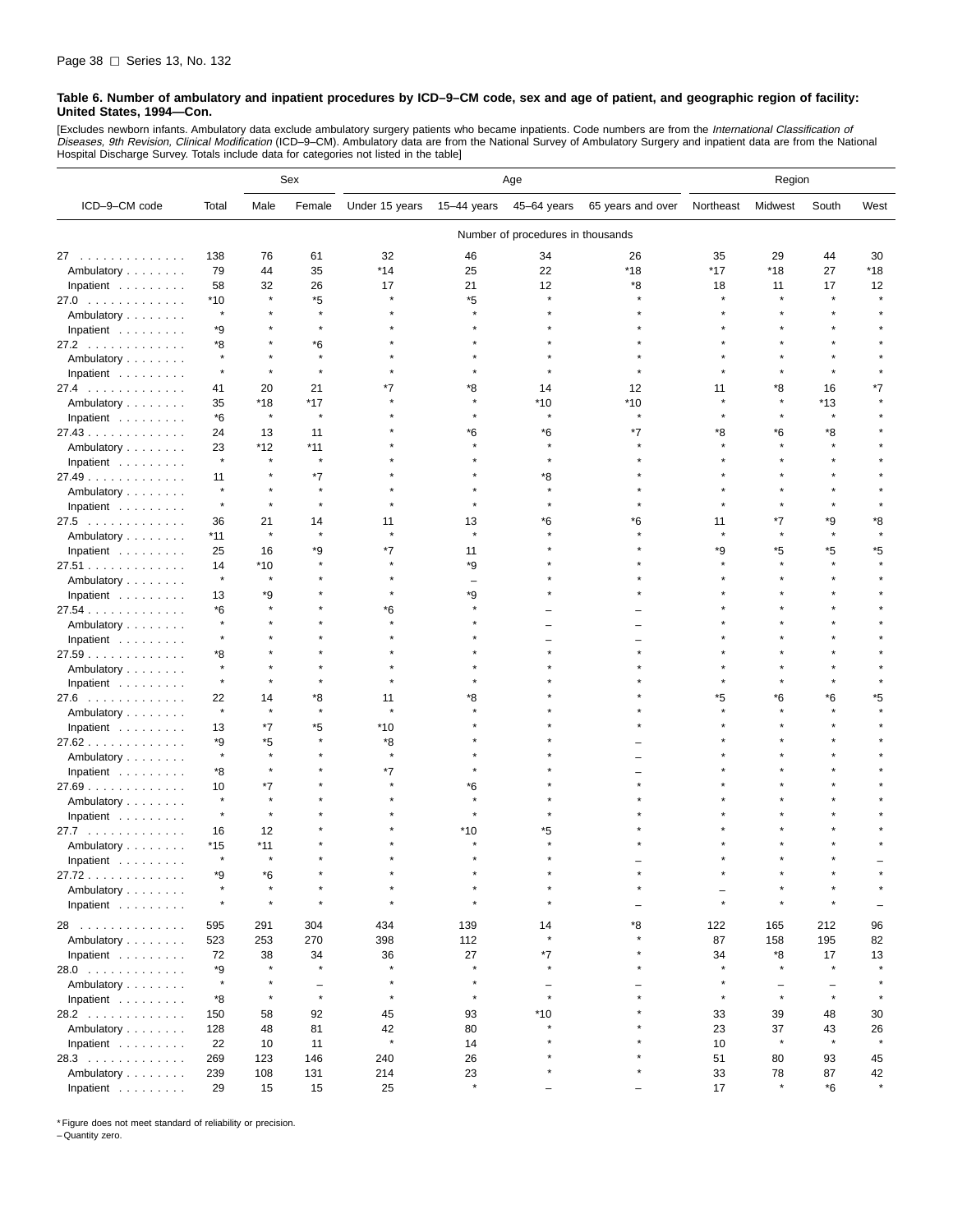**Table 6. Number of ambulatory and inpatient procedures by ICD–9–CM code, sex and age of patient, and geographic region of facility: United States, 1994—Con.**

[Excludes newborn infants. Ambulatory data exclude ambulatory surgery patients who became inpatients. Code numbers are from the *International Classification of Diseases, 9th Revision, Clinical Modification* (ICD–9–CM). Ambulatory data are from the National Survey of Ambulatory Surgery and inpatient data are from the National Hospital Discharge Survey. Totals include data for categories not listed in the table]

| ICD–9–CM code | Total | Sex | | Age | | | | Region | | | |
|---|---|---|---|---|---|---|---|---|---|---|---|
| | | Male | Female | Under 15 years | 15–44 years | 45–64 years | 65 years and over | Northeast | Midwest | South | West |
| | Number of procedures in thousands | | | | | | | | | | |
| 27 | 138 | 76 | 61 | 32 | 46 | 34 | 26 | 35 | 29 | 44 | 30 |
| Ambulatory | 79 | 44 | 35 | *14 | 25 | 22 | *18 | *17 | *18 | 27 | *18 |
| Inpatient | 58 | 32 | 26 | 17 | 21 | 12 | *8 | 18 | 11 | 17 | 12 |
| 27.0 | *10 | * | *5 | * | *5 | * | * | * | * | * | * |
| Ambulatory | * | * | * | * | * | * | * | * | * | * | * |
| Inpatient | *9 | * | * | * | * | * | * | * | * | * | * |
| 27.2 | *8 | * | *6 | * | * | * | * | * | * | * | * |
| Ambulatory | * | * | * | * | * | * | * | * | * | * | * |
| Inpatient | * | * | * | * | * | * | * | * | * | * | * |
| 27.4 | 41 | 20 | 21 | *7 | *8 | 14 | 12 | 11 | *8 | 16 | *7 |
| Ambulatory | 35 | *18 | *17 | * | * | *10 | *10 | * | * | *13 | * |
| Inpatient | *6 | * | * | * | * | * | * | * | * | * | * |
| 27.43 | 24 | 13 | 11 | * | *6 | *6 | *7 | *8 | *6 | *8 | * |
| Ambulatory | 23 | *12 | *11 | * | * | * | * | * | * | * | * |
| Inpatient | * | * | * | * | * | * | * | * | * | * | * |
| 27.49 | 11 | * | *7 | * | * | *8 | * | * | * | * | * |
| Ambulatory | * | * | * | * | * | * | * | * | * | * | * |
| Inpatient | * | * | * | * | * | * | * | * | * | * | * |
| 27.5 | 36 | 21 | 14 | 11 | 13 | *6 | *6 | 11 | *7 | *9 | *8 |
| Ambulatory | *11 | * | * | * | * | * | * | * | * | * | * |
| Inpatient | 25 | 16 | *9 | *7 | 11 | * | * | *9 | *5 | *5 | *5 |
| 27.51 | 14 | *10 | * | * | *9 | * | * | * | * | * | * |
| Ambulatory | * | * | * | * | – | * | * | * | * | * | * |
| Inpatient | 13 | *9 | * | * | *9 | * | * | * | * | * | * |
| 27.54 | *6 | * | * | *6 | * | – | – | * | * | * | * |
| Ambulatory | * | * | * | * | * | – | – | * | * | * | * |
| Inpatient | * | * | * | * | * | – | – | * | * | * | * |
| 27.59 | *8 | * | * | * | * | * | * | * | * | * | * |
| Ambulatory | * | * | * | * | * | * | * | * | * | * | * |
| Inpatient | * | * | * | * | * | * | * | * | * | * | * |
| 27.6 | 22 | 14 | *8 | 11 | *8 | * | * | *5 | *6 | *6 | *5 |
| Ambulatory | * | * | * | * | * | * | * | * | * | * | * |
| Inpatient | 13 | *7 | *5 | *10 | * | * | * | * | * | * | * |
| 27.62 | *9 | *5 | * | *8 | * | * | – | * | * | * | * |
| Ambulatory | * | * | * | * | * | * | – | * | * | * | * |
| Inpatient | *8 | * | * | *7 | * | * | – | * | * | * | * |
| 27.69 | 10 | *7 | * | * | *6 | * | * | * | * | * | * |
| Ambulatory | * | * | * | * | * | * | * | * | * | * | * |
| Inpatient | * | * | * | * | * | * | * | * | * | * | * |
| 27.7 | 16 | 12 | * | * | *10 | *5 | * | * | * | * | * |
| Ambulatory | *15 | *11 | * | * | * | * | * | * | * | * | * |
| Inpatient | * | * | * | * | * | * | – | * | * | * | – |
| 27.72 | *9 | *6 | * | * | * | * | * | * | * | * | * |
| Ambulatory | * | * | * | * | * | * | * | – | * | * | * |
| Inpatient | * | * | * | * | * | * | – | * | * | * | – |
| 28 | 595 | 291 | 304 | 434 | 139 | 14 | *8 | 122 | 165 | 212 | 96 |
| Ambulatory | 523 | 253 | 270 | 398 | 112 | * | * | 87 | 158 | 195 | 82 |
| Inpatient | 72 | 38 | 34 | 36 | 27 | *7 | * | 34 | *8 | 17 | 13 |
| 28.0 | *9 | * | * | * | * | * | * | * | * | * | * |
| Ambulatory | * | * | – | * | * | – | – | * | – | – | * |
| Inpatient | *8 | * | * | * | * | * | * | * | * | * | * |
| 28.2 | 150 | 58 | 92 | 45 | 93 | *10 | * | 33 | 39 | 48 | 30 |
| Ambulatory | 128 | 48 | 81 | 42 | 80 | * | * | 23 | 37 | 43 | 26 |
| Inpatient | 22 | 10 | 11 | * | 14 | * | * | 10 | * | * | * |
| 28.3 | 269 | 123 | 146 | 240 | 26 | * | * | 51 | 80 | 93 | 45 |
| Ambulatory | 239 | 108 | 131 | 214 | 23 | * | * | 33 | 78 | 87 | 42 |
| Inpatient | 29 | 15 | 15 | 25 | * | – | – | 17 | * | *6 | * |

* Figure does not meet standard of reliability or precision.
– Quantity zero.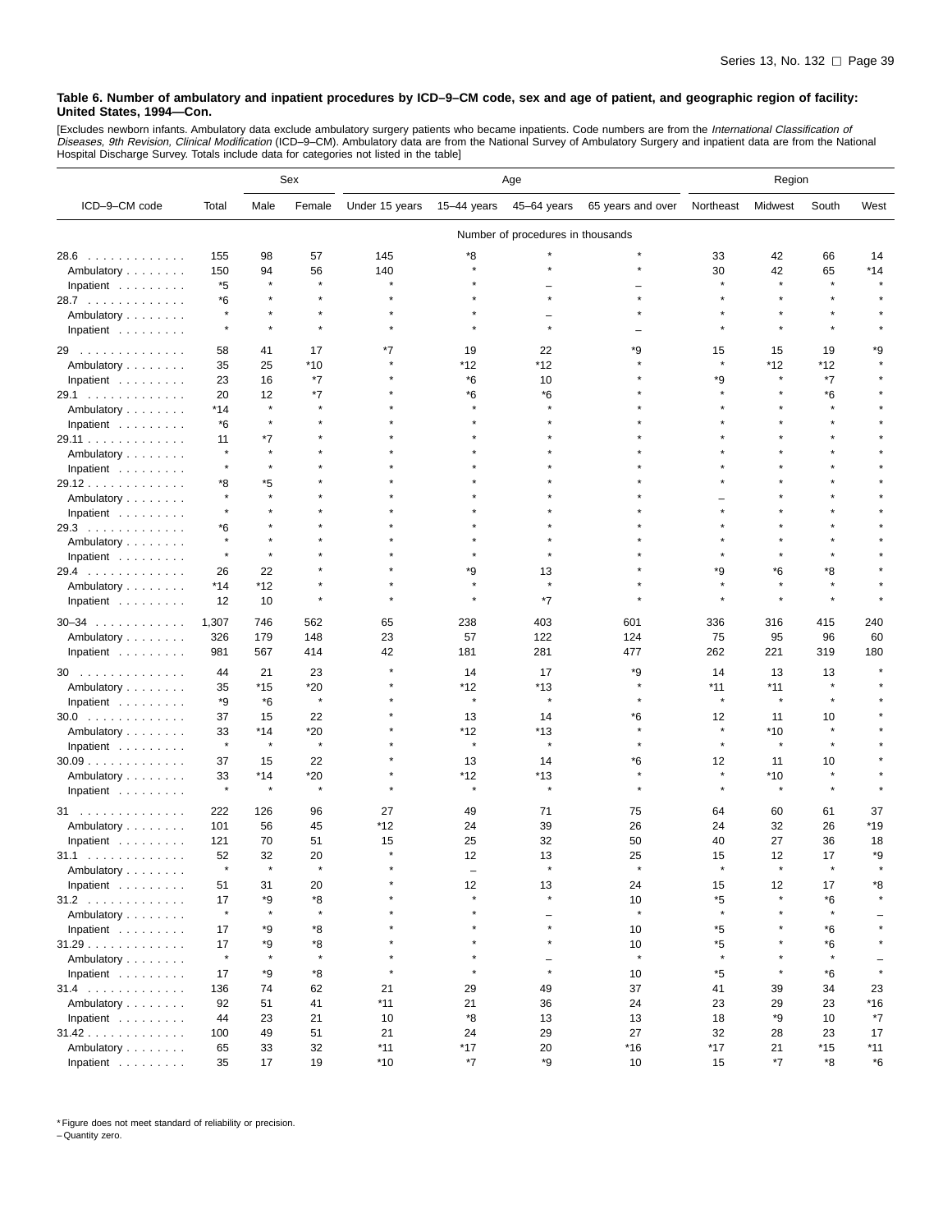**Table 6. Number of ambulatory and inpatient procedures by ICD–9–CM code, sex and age of patient, and geographic region of facility: United States, 1994—Con.**

[Excludes newborn infants. Ambulatory data exclude ambulatory surgery patients who became inpatients. Code numbers are from the *International Classification of Diseases, 9th Revision, Clinical Modification* (ICD–9–CM). Ambulatory data are from the National Survey of Ambulatory Surgery and inpatient data are from the National Hospital Discharge Survey. Totals include data for categories not listed in the table]

| ICD–9–CM code | Total | Sex | | Age | | | | Region | | | |
|---|---|---|---|---|---|---|---|---|---|---|---|
| | | Male | Female | Under 15 years | 15–44 years | 45–64 years | 65 years and over | Northeast | Midwest | South | West |
| | Number of procedures in thousands | | | | | | | | | | |
| 28.6 | 155 | 98 | 57 | 145 | *8 | * | * | 33 | 42 | 66 | 14 |
| Ambulatory | 150 | 94 | 56 | 140 | * | * | * | 30 | 42 | 65 | *14 |
| Inpatient | *5 | * | * | * | * | – | – | * | * | * | * |
| 28.7 | *6 | * | * | * | * | * | * | * | * | * | * |
| Ambulatory | * | * | * | * | * | – | * | * | * | * | * |
| Inpatient | * | * | * | * | * | * | – | * | * | * | * |
| 29 | 58 | 41 | 17 | *7 | 19 | 22 | *9 | 15 | 15 | 19 | *9 |
| Ambulatory | 35 | 25 | *10 | * | *12 | *12 | * | * | *12 | *12 | * |
| Inpatient | 23 | 16 | *7 | * | *6 | 10 | * | *9 | * | *7 | * |
| 29.1 | 20 | 12 | *7 | * | *6 | *6 | * | * | * | *6 | * |
| Ambulatory | *14 | * | * | * | * | * | * | * | * | * | * |
| Inpatient | *6 | * | * | * | * | * | * | * | * | * | * |
| 29.11 | 11 | *7 | * | * | * | * | * | * | * | * | * |
| Ambulatory | * | * | * | * | * | * | * | * | * | * | * |
| Inpatient | * | * | * | * | * | * | * | * | * | * | * |
| 29.12 | *8 | *5 | * | * | * | * | * | * | * | * | * |
| Ambulatory | * | * | * | * | * | * | * | – | * | * | * |
| Inpatient | * | * | * | * | * | * | * | * | * | * | * |
| 29.3 | *6 | * | * | * | * | * | * | * | * | * | * |
| Ambulatory | * | * | * | * | * | * | * | * | * | * | * |
| Inpatient | * | * | * | * | * | * | * | * | * | * | * |
| 29.4 | 26 | 22 | * | * | *9 | 13 | * | *9 | *6 | *8 | * |
| Ambulatory | *14 | *12 | * | * | * | * | * | * | * | * | * |
| Inpatient | 12 | 10 | * | * | * | *7 | * | * | * | * | * |
| 30–34 | 1,307 | 746 | 562 | 65 | 238 | 403 | 601 | 336 | 316 | 415 | 240 |
| Ambulatory | 326 | 179 | 148 | 23 | 57 | 122 | 124 | 75 | 95 | 96 | 60 |
| Inpatient | 981 | 567 | 414 | 42 | 181 | 281 | 477 | 262 | 221 | 319 | 180 |
| 30 | 44 | 21 | 23 | * | 14 | 17 | *9 | 14 | 13 | 13 | * |
| Ambulatory | 35 | *15 | *20 | * | *12 | *13 | * | *11 | *11 | * | * |
| Inpatient | *9 | *6 | * | * | * | * | * | * | * | * | * |
| 30.0 | 37 | 15 | 22 | * | 13 | 14 | *6 | 12 | 11 | 10 | * |
| Ambulatory | 33 | *14 | *20 | * | *12 | *13 | * | * | *10 | * | * |
| Inpatient | * | * | * | * | * | * | * | * | * | * | * |
| 30.09 | 37 | 15 | 22 | * | 13 | 14 | *6 | 12 | 11 | 10 | * |
| Ambulatory | 33 | *14 | *20 | * | *12 | *13 | * | * | *10 | * | * |
| Inpatient | * | * | * | * | * | * | * | * | * | * | * |
| 31 | 222 | 126 | 96 | 27 | 49 | 71 | 75 | 64 | 60 | 61 | 37 |
| Ambulatory | 101 | 56 | 45 | *12 | 24 | 39 | 26 | 24 | 32 | 26 | *19 |
| Inpatient | 121 | 70 | 51 | 15 | 25 | 32 | 50 | 40 | 27 | 36 | 18 |
| 31.1 | 52 | 32 | 20 | * | 12 | 13 | 25 | 15 | 12 | 17 | *9 |
| Ambulatory | * | * | * | * | – | * | * | * | * | * | * |
| Inpatient | 51 | 31 | 20 | * | 12 | 13 | 24 | 15 | 12 | 17 | *8 |
| 31.2 | 17 | *9 | *8 | * | * | * | 10 | *5 | * | *6 | * |
| Ambulatory | * | * | * | * | * | – | * | * | * | * | – |
| Inpatient | 17 | *9 | *8 | * | * | * | 10 | *5 | * | *6 | * |
| 31.29 | 17 | *9 | *8 | * | * | * | 10 | *5 | * | *6 | * |
| Ambulatory | * | * | * | * | * | – | * | * | * | * | – |
| Inpatient | 17 | *9 | *8 | * | * | * | 10 | *5 | * | *6 | * |
| 31.4 | 136 | 74 | 62 | 21 | 29 | 49 | 37 | 41 | 39 | 34 | 23 |
| Ambulatory | 92 | 51 | 41 | *11 | 21 | 36 | 24 | 23 | 29 | 23 | *16 |
| Inpatient | 44 | 23 | 21 | 10 | *8 | 13 | 13 | 18 | *9 | 10 | *7 |
| 31.42 | 100 | 49 | 51 | 21 | 24 | 29 | 27 | 32 | 28 | 23 | 17 |
| Ambulatory | 65 | 33 | 32 | *11 | *17 | 20 | *16 | *17 | 21 | *15 | *11 |
| Inpatient | 35 | 17 | 19 | *10 | *7 | *9 | 10 | 15 | *7 | *8 | *6 |

* Figure does not meet standard of reliability or precision.
– Quantity zero.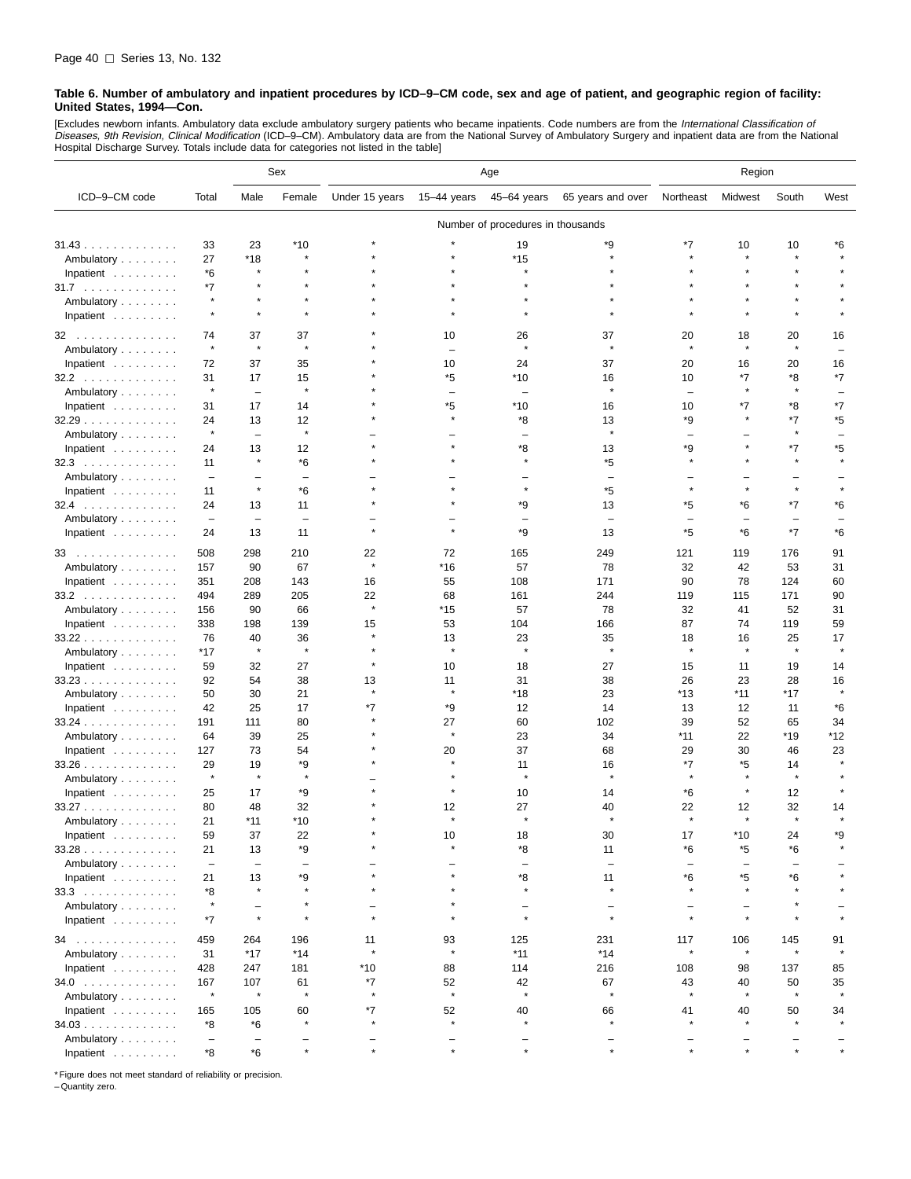**Table 6. Number of ambulatory and inpatient procedures by ICD–9–CM code, sex and age of patient, and geographic region of facility: United States, 1994—Con.**

[Excludes newborn infants. Ambulatory data exclude ambulatory surgery patients who became inpatients. Code numbers are from the *International Classification of Diseases, 9th Revision, Clinical Modification* (ICD–9–CM). Ambulatory data are from the National Survey of Ambulatory Surgery and inpatient data are from the National Hospital Discharge Survey. Totals include data for categories not listed in the table]

| ICD–9–CM code | Total | Sex | | Age | | | | Region | | | |
|---|---|---|---|---|---|---|---|---|---|---|---|
| | | Male | Female | Under 15 years | 15–44 years | 45–64 years | 65 years and over | Northeast | Midwest | South | West |
| | Number of procedures in thousands | | | | | | | | | | |
| 31.43 | 33 | 23 | *10 | * | * | 19 | *9 | *7 | 10 | 10 | *6 |
| Ambulatory | 27 | *18 | * | * | * | *15 | * | * | * | * | * |
| Inpatient | *6 | * | * | * | * | * | * | * | * | * | * |
| 31.7 | *7 | * | * | * | * | * | * | * | * | * | * |
| Ambulatory | * | * | * | * | * | * | * | * | * | * | * |
| Inpatient | * | * | * | * | * | * | * | * | * | * | * |
| 32 | 74 | 37 | 37 | * | 10 | 26 | 37 | 20 | 18 | 20 | 16 |
| Ambulatory | * | * | * | * | – | * | * | * | * | * | – |
| Inpatient | 72 | 37 | 35 | * | 10 | 24 | 37 | 20 | 16 | 20 | 16 |
| 32.2 | 31 | 17 | 15 | * | *5 | *10 | 16 | 10 | *7 | *8 | *7 |
| Ambulatory | * | – | * | * | – | – | * | – | * | * | – |
| Inpatient | 31 | 17 | 14 | * | *5 | *10 | 16 | 10 | *7 | *8 | *7 |
| 32.29 | 24 | 13 | 12 | * | * | *8 | 13 | *9 | * | *7 | *5 |
| Ambulatory | * | – | * | – | – | – | * | – | – | * | – |
| Inpatient | 24 | 13 | 12 | * | * | *8 | 13 | *9 | * | *7 | *5 |
| 32.3 | 11 | * | *6 | * | * | * | *5 | * | * | * | * |
| Ambulatory | – | – | – | – | – | – | – | – | – | – | – |
| Inpatient | 11 | * | *6 | * | * | * | *5 | * | * | * | * |
| 32.4 | 24 | 13 | 11 | * | * | *9 | 13 | *5 | *6 | *7 | *6 |
| Ambulatory | – | – | – | – | – | – | – | – | – | – | – |
| Inpatient | 24 | 13 | 11 | * | * | *9 | 13 | *5 | *6 | *7 | *6 |
| 33 | 508 | 298 | 210 | 22 | 72 | 165 | 249 | 121 | 119 | 176 | 91 |
| Ambulatory | 157 | 90 | 67 | * | *16 | 57 | 78 | 32 | 42 | 53 | 31 |
| Inpatient | 351 | 208 | 143 | 16 | 55 | 108 | 171 | 90 | 78 | 124 | 60 |
| 33.2 | 494 | 289 | 205 | 22 | 68 | 161 | 244 | 119 | 115 | 171 | 90 |
| Ambulatory | 156 | 90 | 66 | * | *15 | 57 | 78 | 32 | 41 | 52 | 31 |
| Inpatient | 338 | 198 | 139 | 15 | 53 | 104 | 166 | 87 | 74 | 119 | 59 |
| 33.22 | 76 | 40 | 36 | * | 13 | 23 | 35 | 18 | 16 | 25 | 17 |
| Ambulatory | *17 | * | * | * | * | * | * | * | * | * | * |
| Inpatient | 59 | 32 | 27 | * | 10 | 18 | 27 | 15 | 11 | 19 | 14 |
| 33.23 | 92 | 54 | 38 | 13 | 11 | 31 | 38 | 26 | 23 | 28 | 16 |
| Ambulatory | 50 | 30 | 21 | * | * | *18 | 23 | *13 | *11 | *17 | * |
| Inpatient | 42 | 25 | 17 | *7 | *9 | 12 | 14 | 13 | 12 | 11 | *6 |
| 33.24 | 191 | 111 | 80 | * | 27 | 60 | 102 | 39 | 52 | 65 | 34 |
| Ambulatory | 64 | 39 | 25 | * | * | 23 | 34 | *11 | 22 | *19 | *12 |
| Inpatient | 127 | 73 | 54 | * | 20 | 37 | 68 | 29 | 30 | 46 | 23 |
| 33.26 | 29 | 19 | *9 | * | * | 11 | 16 | *7 | *5 | 14 | * |
| Ambulatory | * | * | * | – | * | * | * | * | * | * | * |
| Inpatient | 25 | 17 | *9 | * | * | 10 | 14 | *6 | * | 12 | * |
| 33.27 | 80 | 48 | 32 | * | 12 | 27 | 40 | 22 | 12 | 32 | 14 |
| Ambulatory | 21 | *11 | *10 | * | * | * | * | * | * | * | * |
| Inpatient | 59 | 37 | 22 | * | 10 | 18 | 30 | 17 | *10 | 24 | *9 |
| 33.28 | 21 | 13 | *9 | * | * | *8 | 11 | *6 | *5 | *6 | * |
| Ambulatory | – | – | – | – | – | – | – | – | – | – | – |
| Inpatient | 21 | 13 | *9 | * | * | *8 | 11 | *6 | *5 | *6 | * |
| 33.3 | *8 | * | * | * | * | * | * | * | * | * | * |
| Ambulatory | * | – | * | – | * | – | – | – | – | * | – |
| Inpatient | *7 | * | * | * | * | * | * | * | * | * | * |
| 34 | 459 | 264 | 196 | 11 | 93 | 125 | 231 | 117 | 106 | 145 | 91 |
| Ambulatory | 31 | *17 | *14 | * | * | *11 | *14 | * | * | * | * |
| Inpatient | 428 | 247 | 181 | *10 | 88 | 114 | 216 | 108 | 98 | 137 | 85 |
| 34.0 | 167 | 107 | 61 | *7 | 52 | 42 | 67 | 43 | 40 | 50 | 35 |
| Ambulatory | * | * | * | * | * | * | * | * | * | * | * |
| Inpatient | 165 | 105 | 60 | *7 | 52 | 40 | 66 | 41 | 40 | 50 | 34 |
| 34.03 | *8 | *6 | * | * | * | * | * | * | * | * | * |
| Ambulatory | – | – | – | – | – | – | – | – | – | – | – |
| Inpatient | *8 | *6 | * | * | * | * | * | * | * | * | * |

* Figure does not meet standard of reliability or precision.
– Quantity zero.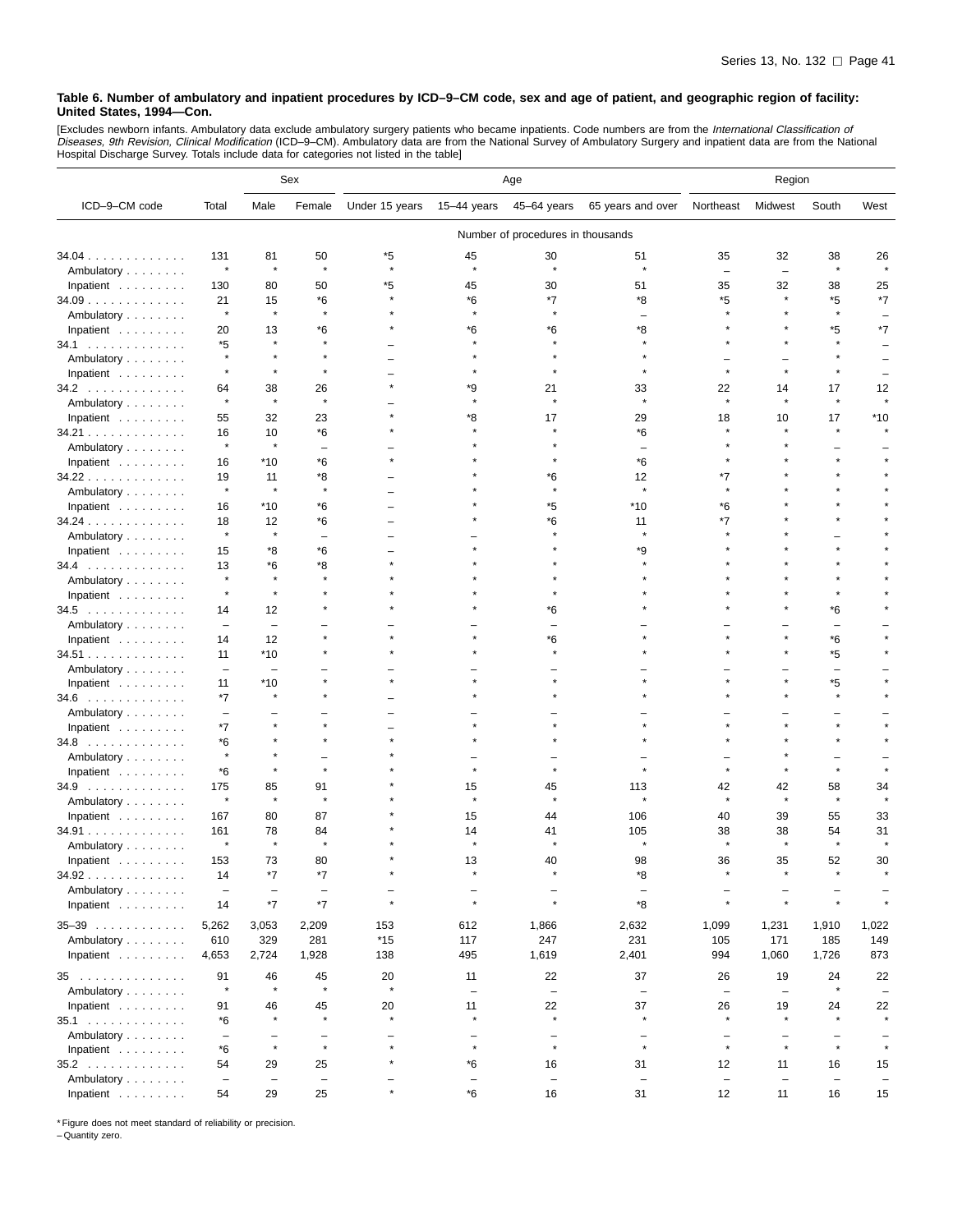**Table 6. Number of ambulatory and inpatient procedures by ICD–9–CM code, sex and age of patient, and geographic region of facility: United States, 1994—Con.**

[Excludes newborn infants. Ambulatory data exclude ambulatory surgery patients who became inpatients. Code numbers are from the *International Classification of Diseases, 9th Revision, Clinical Modification* (ICD–9–CM). Ambulatory data are from the National Survey of Ambulatory Surgery and inpatient data are from the National Hospital Discharge Survey. Totals include data for categories not listed in the table]

| ICD–9–CM code | Total | Sex | | Age | | | | Region | | | |
|---|---|---|---|---|---|---|---|---|---|---|---|
| | | Male | Female | Under 15 years | 15–44 years | 45–64 years | 65 years and over | Northeast | Midwest | South | West |
| | Number of procedures in thousands | | | | | | | | | | |
| 34.04 | 131 | 81 | 50 | *5 | 45 | 30 | 51 | 35 | 32 | 38 | 26 |
| Ambulatory | * | * | * | * | * | * | * | – | – | * | * |
| Inpatient | 130 | 80 | 50 | *5 | 45 | 30 | 51 | 35 | 32 | 38 | 25 |
| 34.09 | 21 | 15 | *6 | * | *6 | *7 | *8 | *5 | * | *5 | *7 |
| Ambulatory | * | * | * | * | * | * | – | * | * | * | – |
| Inpatient | 20 | 13 | *6 | * | *6 | *6 | *8 | * | * | *5 | *7 |
| 34.1 | *5 | * | * | – | * | * | * | * | * | * | – |
| Ambulatory | * | * | * | – | * | * | * | – | – | * | – |
| Inpatient | * | * | * | – | * | * | * | * | * | * | – |
| 34.2 | 64 | 38 | 26 | * | *9 | 21 | 33 | 22 | 14 | 17 | 12 |
| Ambulatory | * | * | * | – | * | * | * | * | * | * | * |
| Inpatient | 55 | 32 | 23 | * | *8 | 17 | 29 | 18 | 10 | 17 | *10 |
| 34.21 | 16 | 10 | *6 | * | * | * | *6 | * | * | * | * |
| Ambulatory | * | * | – | – | * | * | – | * | * | – | – |
| Inpatient | 16 | *10 | *6 | * | * | * | *6 | * | * | * | * |
| 34.22 | 19 | 11 | *8 | – | * | *6 | 12 | *7 | * | * | * |
| Ambulatory | * | * | * | – | * | * | * | * | * | * | * |
| Inpatient | 16 | *10 | *6 | – | * | *5 | *10 | *6 | * | * | * |
| 34.24 | 18 | 12 | *6 | – | * | *6 | 11 | *7 | * | * | * |
| Ambulatory | * | * | – | – | – | * | * | * | * | – | * |
| Inpatient | 15 | *8 | *6 | – | * | * | *9 | * | * | * | * |
| 34.4 | 13 | *6 | *8 | * | * | * | * | * | * | * | * |
| Ambulatory | * | * | * | * | * | * | * | * | * | * | * |
| Inpatient | * | * | * | * | * | * | * | * | * | * | * |
| 34.5 | 14 | 12 | * | * | * | *6 | * | * | * | *6 | * |
| Ambulatory | – | – | – | – | – | – | – | – | – | – | – |
| Inpatient | 14 | 12 | * | * | * | *6 | * | * | * | *6 | * |
| 34.51 | 11 | *10 | * | * | * | * | * | * | * | *5 | * |
| Ambulatory | – | – | – | – | – | – | – | – | – | – | – |
| Inpatient | 11 | *10 | * | * | * | * | * | * | * | *5 | * |
| 34.6 | *7 | * | * | – | * | * | * | * | * | * | * |
| Ambulatory | – | – | – | – | – | – | – | – | – | – | – |
| Inpatient | *7 | * | * | – | * | * | * | * | * | * | * |
| 34.8 | *6 | * | * | * | * | * | * | * | * | * | * |
| Ambulatory | * | * | – | * | – | – | – | – | * | – | – |
| Inpatient | *6 | * | * | * | * | * | * | * | * | * | * |
| 34.9 | 175 | 85 | 91 | * | 15 | 45 | 113 | 42 | 42 | 58 | 34 |
| Ambulatory | * | * | * | * | * | * | * | * | * | * | * |
| Inpatient | 167 | 80 | 87 | * | 15 | 44 | 106 | 40 | 39 | 55 | 33 |
| 34.91 | 161 | 78 | 84 | * | 14 | 41 | 105 | 38 | 38 | 54 | 31 |
| Ambulatory | * | * | * | * | * | * | * | * | * | * | * |
| Inpatient | 153 | 73 | 80 | * | 13 | 40 | 98 | 36 | 35 | 52 | 30 |
| 34.92 | 14 | *7 | *7 | * | * | * | *8 | * | * | * | * |
| Ambulatory | – | – | – | – | – | – | – | – | – | – | – |
| Inpatient | 14 | *7 | *7 | * | * | * | *8 | * | * | * | * |
| 35–39 | 5,262 | 3,053 | 2,209 | 153 | 612 | 1,866 | 2,632 | 1,099 | 1,231 | 1,910 | 1,022 |
| Ambulatory | 610 | 329 | 281 | *15 | 117 | 247 | 231 | 105 | 171 | 185 | 149 |
| Inpatient | 4,653 | 2,724 | 1,928 | 138 | 495 | 1,619 | 2,401 | 994 | 1,060 | 1,726 | 873 |
| 35 | 91 | 46 | 45 | 20 | 11 | 22 | 37 | 26 | 19 | 24 | 22 |
| Ambulatory | * | * | * | * | – | – | – | – | – | * | – |
| Inpatient | 91 | 46 | 45 | 20 | 11 | 22 | 37 | 26 | 19 | 24 | 22 |
| 35.1 | *6 | * | * | * | * | * | * | * | * | * | * |
| Ambulatory | – | – | – | – | – | – | – | – | – | – | – |
| Inpatient | *6 | * | * | * | * | * | * | * | * | * | * |
| 35.2 | 54 | 29 | 25 | * | *6 | 16 | 31 | 12 | 11 | 16 | 15 |
| Ambulatory | – | – | – | – | – | – | – | – | – | – | – |
| Inpatient | 54 | 29 | 25 | * | *6 | 16 | 31 | 12 | 11 | 16 | 15 |

* Figure does not meet standard of reliability or precision.
– Quantity zero.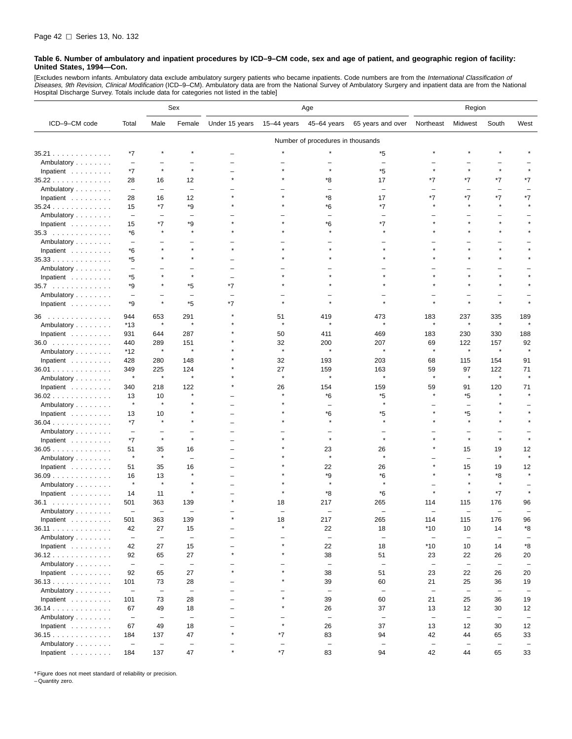**Table 6. Number of ambulatory and inpatient procedures by ICD–9–CM code, sex and age of patient, and geographic region of facility: United States, 1994—Con.**

[Excludes newborn infants. Ambulatory data exclude ambulatory surgery patients who became inpatients. Code numbers are from the *International Classification of Diseases, 9th Revision, Clinical Modification* (ICD–9–CM). Ambulatory data are from the National Survey of Ambulatory Surgery and inpatient data are from the National Hospital Discharge Survey. Totals include data for categories not listed in the table]

| ICD–9–CM code | Total | Sex | | Age | | | | Region | | | |
|---|---|---|---|---|---|---|---|---|---|---|---|
| | | Male | Female | Under 15 years | 15–44 years | 45–64 years | 65 years and over | Northeast | Midwest | South | West |
| | Number of procedures in thousands | | | | | | | | | | |
| 35.21 | *7 | * | * | – | * | * | *5 | * | * | * | * |
| Ambulatory | – | – | – | – | – | – | – | – | – | – | – |
| Inpatient | *7 | * | * | – | * | * | *5 | * | * | * | * |
| 35.22 | 28 | 16 | 12 | * | * | *8 | 17 | *7 | *7 | *7 | *7 |
| Ambulatory | – | – | – | – | – | – | – | – | – | – | – |
| Inpatient | 28 | 16 | 12 | * | * | *8 | 17 | *7 | *7 | *7 | *7 |
| 35.24 | 15 | *7 | *9 | * | * | *6 | *7 | * | * | * | * |
| Ambulatory | – | – | – | – | – | – | – | – | – | – | – |
| Inpatient | 15 | *7 | *9 | * | * | *6 | *7 | * | * | * | * |
| 35.3 | *6 | * | * | * | * | * | * | * | * | * | * |
| Ambulatory | – | – | – | – | – | – | – | – | – | – | – |
| Inpatient | *6 | * | * | * | * | * | * | * | * | * | * |
| 35.33 | *5 | * | * | – | * | * | * | * | * | * | * |
| Ambulatory | – | – | – | – | – | – | – | – | – | – | – |
| Inpatient | *5 | * | * | – | * | * | * | * | * | * | * |
| 35.7 | *9 | * | *5 | *7 | * | * | * | * | * | * | * |
| Ambulatory | – | – | – | – | – | – | – | – | – | – | – |
| Inpatient | *9 | * | *5 | *7 | * | * | * | * | * | * | * |
| 36 | 944 | 653 | 291 | * | 51 | 419 | 473 | 183 | 237 | 335 | 189 |
| Ambulatory | *13 | * | * | * | * | * | * | * | * | * | * |
| Inpatient | 931 | 644 | 287 | * | 50 | 411 | 469 | 183 | 230 | 330 | 188 |
| 36.0 | 440 | 289 | 151 | * | 32 | 200 | 207 | 69 | 122 | 157 | 92 |
| Ambulatory | *12 | * | * | * | * | * | * | * | * | * | * |
| Inpatient | 428 | 280 | 148 | * | 32 | 193 | 203 | 68 | 115 | 154 | 91 |
| 36.01 | 349 | 225 | 124 | * | 27 | 159 | 163 | 59 | 97 | 122 | 71 |
| Ambulatory | * | * | * | * | * | * | * | * | * | * | * |
| Inpatient | 340 | 218 | 122 | * | 26 | 154 | 159 | 59 | 91 | 120 | 71 |
| 36.02 | 13 | 10 | * | – | * | *6 | *5 | * | *5 | * | * |
| Ambulatory | * | * | * | – | * | – | * | – | – | * | – |
| Inpatient | 13 | 10 | * | – | * | *6 | *5 | * | *5 | * | * |
| 36.04 | *7 | * | * | – | * | * | * | * | * | * | * |
| Ambulatory | – | – | – | – | – | – | – | – | – | – | – |
| Inpatient | *7 | * | * | – | * | * | * | * | * | * | * |
| 36.05 | 51 | 35 | 16 | – | * | 23 | 26 | * | 15 | 19 | 12 |
| Ambulatory | * | * | – | – | * | * | * | – | – | * | * |
| Inpatient | 51 | 35 | 16 | – | * | 22 | 26 | * | 15 | 19 | 12 |
| 36.09 | 16 | 13 | * | – | * | *9 | *6 | * | * | *8 | * |
| Ambulatory | * | * | * | – | * | * | * | – | * | * | – |
| Inpatient | 14 | 11 | * | – | * | *8 | *6 | * | * | *7 | * |
| 36.1 | 501 | 363 | 139 | * | 18 | 217 | 265 | 114 | 115 | 176 | 96 |
| Ambulatory | – | – | – | – | – | – | – | – | – | – | – |
| Inpatient | 501 | 363 | 139 | * | 18 | 217 | 265 | 114 | 115 | 176 | 96 |
| 36.11 | 42 | 27 | 15 | – | * | 22 | 18 | *10 | 10 | 14 | *8 |
| Ambulatory | – | – | – | – | – | – | – | – | – | – | – |
| Inpatient | 42 | 27 | 15 | – | * | 22 | 18 | *10 | 10 | 14 | *8 |
| 36.12 | 92 | 65 | 27 | * | * | 38 | 51 | 23 | 22 | 26 | 20 |
| Ambulatory | – | – | – | – | – | – | – | – | – | – | – |
| Inpatient | 92 | 65 | 27 | * | * | 38 | 51 | 23 | 22 | 26 | 20 |
| 36.13 | 101 | 73 | 28 | – | * | 39 | 60 | 21 | 25 | 36 | 19 |
| Ambulatory | – | – | – | – | – | – | – | – | – | – | – |
| Inpatient | 101 | 73 | 28 | – | * | 39 | 60 | 21 | 25 | 36 | 19 |
| 36.14 | 67 | 49 | 18 | – | * | 26 | 37 | 13 | 12 | 30 | 12 |
| Ambulatory | – | – | – | – | – | – | – | – | – | – | – |
| Inpatient | 67 | 49 | 18 | – | * | 26 | 37 | 13 | 12 | 30 | 12 |
| 36.15 | 184 | 137 | 47 | * | *7 | 83 | 94 | 42 | 44 | 65 | 33 |
| Ambulatory | – | – | – | – | – | – | – | – | – | – | – |
| Inpatient | 184 | 137 | 47 | * | *7 | 83 | 94 | 42 | 44 | 65 | 33 |

* Figure does not meet standard of reliability or precision.
– Quantity zero.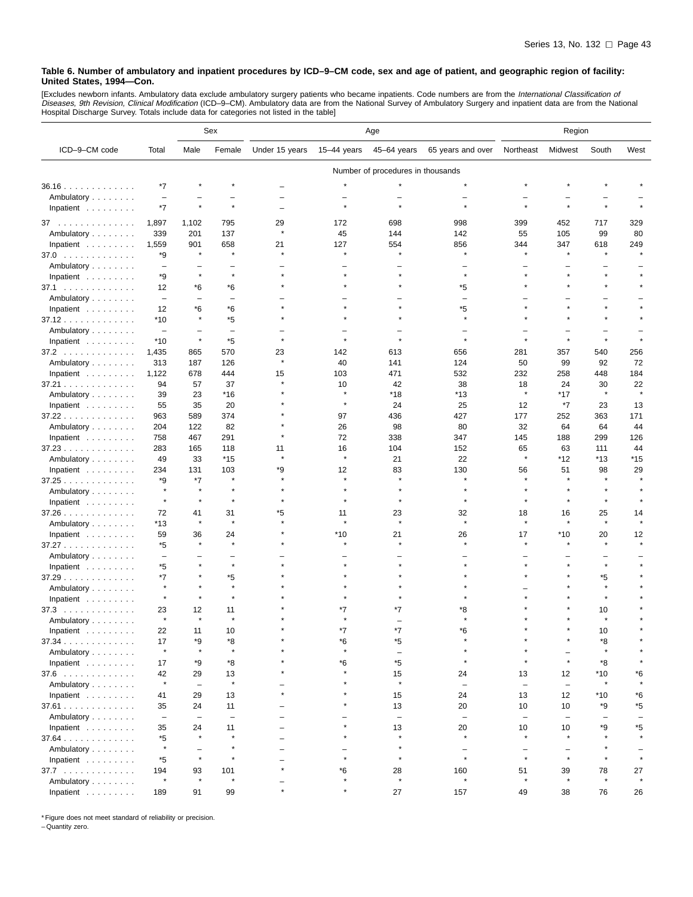**Table 6. Number of ambulatory and inpatient procedures by ICD–9–CM code, sex and age of patient, and geographic region of facility: United States, 1994—Con.**

[Excludes newborn infants. Ambulatory data exclude ambulatory surgery patients who became inpatients. Code numbers are from the *International Classification of Diseases, 9th Revision, Clinical Modification* (ICD–9–CM). Ambulatory data are from the National Survey of Ambulatory Surgery and inpatient data are from the National Hospital Discharge Survey. Totals include data for categories not listed in the table]

| ICD–9–CM code | Total | Sex | | Age | | | | Region | | | |
|---|---|---|---|---|---|---|---|---|---|---|---|
| | | Male | Female | Under 15 years | 15–44 years | 45–64 years | 65 years and over | Northeast | Midwest | South | West |
| | Number of procedures in thousands | | | | | | | | | | |
| 36.16 | *7 | * | * | – | * | * | * | * | * | * | * |
| Ambulatory | – | – | – | – | – | – | – | – | – | – | – |
| Inpatient | *7 | * | * | – | * | * | * | * | * | * | * |
| 37 | 1,897 | 1,102 | 795 | 29 | 172 | 698 | 998 | 399 | 452 | 717 | 329 |
| Ambulatory | 339 | 201 | 137 | * | 45 | 144 | 142 | 55 | 105 | 99 | 80 |
| Inpatient | 1,559 | 901 | 658 | 21 | 127 | 554 | 856 | 344 | 347 | 618 | 249 |
| 37.0 | *9 | * | * | * | * | * | * | * | * | * | * |
| Ambulatory | – | – | – | – | – | – | – | – | – | – | – |
| Inpatient | *9 | * | * | * | * | * | * | * | * | * | * |
| 37.1 | 12 | *6 | *6 | * | * | * | *5 | * | * | * | * |
| Ambulatory | – | – | – | – | – | – | – | – | – | – | – |
| Inpatient | 12 | *6 | *6 | * | * | * | *5 | * | * | * | * |
| 37.12 | *10 | * | *5 | * | * | * | * | * | * | * | * |
| Ambulatory | – | – | – | – | – | – | – | – | – | – | – |
| Inpatient | *10 | * | *5 | * | * | * | * | * | * | * | * |
| 37.2 | 1,435 | 865 | 570 | 23 | 142 | 613 | 656 | 281 | 357 | 540 | 256 |
| Ambulatory | 313 | 187 | 126 | * | 40 | 141 | 124 | 50 | 99 | 92 | 72 |
| Inpatient | 1,122 | 678 | 444 | 15 | 103 | 471 | 532 | 232 | 258 | 448 | 184 |
| 37.21 | 94 | 57 | 37 | * | 10 | 42 | 38 | 18 | 24 | 30 | 22 |
| Ambulatory | 39 | 23 | *16 | * | * | *18 | *13 | * | *17 | * | * |
| Inpatient | 55 | 35 | 20 | * | * | 24 | 25 | 12 | *7 | 23 | 13 |
| 37.22 | 963 | 589 | 374 | * | 97 | 436 | 427 | 177 | 252 | 363 | 171 |
| Ambulatory | 204 | 122 | 82 | * | 26 | 98 | 80 | 32 | 64 | 64 | 44 |
| Inpatient | 758 | 467 | 291 | * | 72 | 338 | 347 | 145 | 188 | 299 | 126 |
| 37.23 | 283 | 165 | 118 | 11 | 16 | 104 | 152 | 65 | 63 | 111 | 44 |
| Ambulatory | 49 | 33 | *15 | * | * | 21 | 22 | * | *12 | *13 | *15 |
| Inpatient | 234 | 131 | 103 | *9 | 12 | 83 | 130 | 56 | 51 | 98 | 29 |
| 37.25 | *9 | *7 | * | * | * | * | * | * | * | * | * |
| Ambulatory | * | * | * | * | * | * | * | * | * | * | * |
| Inpatient | * | * | * | * | * | * | * | * | * | * | * |
| 37.26 | 72 | 41 | 31 | *5 | 11 | 23 | 32 | 18 | 16 | 25 | 14 |
| Ambulatory | *13 | * | * | * | * | * | * | * | * | * | * |
| Inpatient | 59 | 36 | 24 | * | *10 | 21 | 26 | 17 | *10 | 20 | 12 |
| 37.27 | *5 | * | * | * | * | * | * | * | * | * | * |
| Ambulatory | – | – | – | – | – | – | – | – | – | – | – |
| Inpatient | *5 | * | * | * | * | * | * | * | * | * | * |
| 37.29 | *7 | * | *5 | * | * | * | * | * | * | *5 | * |
| Ambulatory | * | * | * | * | * | * | * | – | * | * | * |
| Inpatient | * | * | * | * | * | * | * | * | * | * | * |
| 37.3 | 23 | 12 | 11 | * | *7 | *7 | *8 | * | * | 10 | * |
| Ambulatory | * | * | * | * | * | – | * | * | * | * | * |
| Inpatient | 22 | 11 | 10 | * | *7 | *7 | *6 | * | * | 10 | * |
| 37.34 | 17 | *9 | *8 | * | *6 | *5 | * | * | * | *8 | * |
| Ambulatory | * | * | * | * | * | – | * | * | – | * | * |
| Inpatient | 17 | *9 | *8 | * | *6 | *5 | * | * | * | *8 | * |
| 37.6 | 42 | 29 | 13 | * | * | 15 | 24 | 13 | 12 | *10 | *6 |
| Ambulatory | * | – | * | – | * | * | – | – | – | * | * |
| Inpatient | 41 | 29 | 13 | * | * | 15 | 24 | 13 | 12 | *10 | *6 |
| 37.61 | 35 | 24 | 11 | – | * | 13 | 20 | 10 | 10 | *9 | *5 |
| Ambulatory | – | – | – | – | – | – | – | – | – | – | – |
| Inpatient | 35 | 24 | 11 | – | * | 13 | 20 | 10 | 10 | *9 | *5 |
| 37.64 | *5 | * | * | – | * | * | * | * | * | * | * |
| Ambulatory | * | – | * | – | – | * | – | – | – | * | – |
| Inpatient | *5 | * | * | – | * | * | * | * | * | * | * |
| 37.7 | 194 | 93 | 101 | * | *6 | 28 | 160 | 51 | 39 | 78 | 27 |
| Ambulatory | * | * | * | – | * | * | * | * | * | * | * |
| Inpatient | 189 | 91 | 99 | * | * | 27 | 157 | 49 | 38 | 76 | 26 |

* Figure does not meet standard of reliability or precision.
– Quantity zero.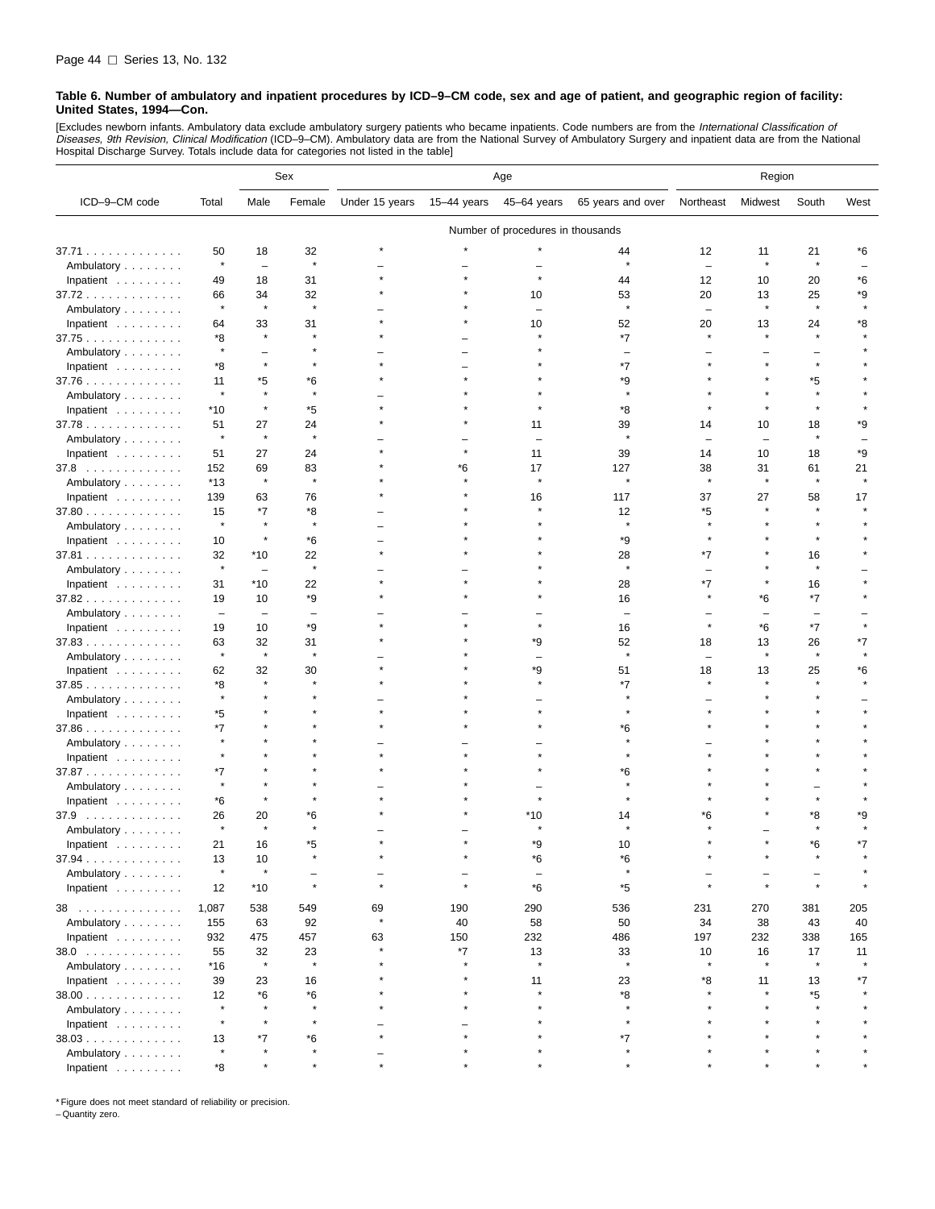**Table 6. Number of ambulatory and inpatient procedures by ICD–9–CM code, sex and age of patient, and geographic region of facility: United States, 1994—Con.**

[Excludes newborn infants. Ambulatory data exclude ambulatory surgery patients who became inpatients. Code numbers are from the *International Classification of Diseases, 9th Revision, Clinical Modification* (ICD–9–CM). Ambulatory data are from the National Survey of Ambulatory Surgery and inpatient data are from the National Hospital Discharge Survey. Totals include data for categories not listed in the table]

| ICD–9–CM code | Total | Sex | | Age | | | | Region | | | |
|---|---|---|---|---|---|---|---|---|---|---|---|
| | | Male | Female | Under 15 years | 15–44 years | 45–64 years | 65 years and over | Northeast | Midwest | South | West |
| | Number of procedures in thousands | | | | | | | | | | |
| 37.71 | 50 | 18 | 32 | * | * | * | 44 | 12 | 11 | 21 | *6 |
| Ambulatory | * | – | * | – | – | – | * | – | * | * | – |
| Inpatient | 49 | 18 | 31 | * | * | * | 44 | 12 | 10 | 20 | *6 |
| 37.72 | 66 | 34 | 32 | * | * | 10 | 53 | 20 | 13 | 25 | *9 |
| Ambulatory | * | * | * | – | * | – | * | – | * | * | * |
| Inpatient | 64 | 33 | 31 | * | * | 10 | 52 | 20 | 13 | 24 | *8 |
| 37.75 | *8 | * | * | * | – | * | *7 | * | * | * | * |
| Ambulatory | * | – | * | – | – | * | – | – | – | – | * |
| Inpatient | *8 | * | * | * | – | * | *7 | * | * | * | * |
| 37.76 | 11 | *5 | *6 | * | * | * | *9 | * | * | *5 | * |
| Ambulatory | * | * | * | – | * | * | * | * | * | * | * |
| Inpatient | *10 | * | *5 | * | * | * | *8 | * | * | * | * |
| 37.78 | 51 | 27 | 24 | * | * | 11 | 39 | 14 | 10 | 18 | *9 |
| Ambulatory | * | * | * | – | – | – | * | – | – | * | – |
| Inpatient | 51 | 27 | 24 | * | * | 11 | 39 | 14 | 10 | 18 | *9 |
| 37.8 | 152 | 69 | 83 | * | *6 | 17 | 127 | 38 | 31 | 61 | 21 |
| Ambulatory | *13 | * | * | * | * | * | * | * | * | * | * |
| Inpatient | 139 | 63 | 76 | * | * | 16 | 117 | 37 | 27 | 58 | 17 |
| 37.80 | 15 | *7 | *8 | – | * | * | 12 | *5 | * | * | * |
| Ambulatory | * | * | * | – | * | * | * | * | * | * | * |
| Inpatient | 10 | * | *6 | – | * | * | *9 | * | * | * | * |
| 37.81 | 32 | *10 | 22 | * | * | * | 28 | *7 | * | 16 | * |
| Ambulatory | * | – | * | – | – | * | * | – | * | * | – |
| Inpatient | 31 | *10 | 22 | * | * | * | 28 | *7 | * | 16 | * |
| 37.82 | 19 | 10 | *9 | * | * | * | 16 | * | *6 | *7 | * |
| Ambulatory | – | – | – | – | – | – | – | – | – | – | – |
| Inpatient | 19 | 10 | *9 | * | * | * | 16 | * | *6 | *7 | * |
| 37.83 | 63 | 32 | 31 | * | * | *9 | 52 | 18 | 13 | 26 | *7 |
| Ambulatory | * | * | * | – | * | – | * | – | * | * | * |
| Inpatient | 62 | 32 | 30 | * | * | *9 | 51 | 18 | 13 | 25 | *6 |
| 37.85 | *8 | * | * | * | * | * | *7 | * | * | * | * |
| Ambulatory | * | * | * | – | * | – | * | – | * | * | – |
| Inpatient | *5 | * | * | * | * | * | * | * | * | * | * |
| 37.86 | *7 | * | * | * | * | * | *6 | * | * | * | * |
| Ambulatory | * | * | * | – | – | – | * | – | * | * | * |
| Inpatient | * | * | * | * | * | * | * | * | * | * | * |
| 37.87 | *7 | * | * | * | * | * | *6 | * | * | * | * |
| Ambulatory | * | * | * | – | * | – | * | * | * | – | * |
| Inpatient | *6 | * | * | * | * | * | * | * | * | * | * |
| 37.9 | 26 | 20 | *6 | * | * | *10 | 14 | *6 | * | *8 | *9 |
| Ambulatory | * | * | * | – | – | * | * | * | – | * | * |
| Inpatient | 21 | 16 | *5 | * | * | *9 | 10 | * | * | *6 | *7 |
| 37.94 | 13 | 10 | * | * | * | *6 | *6 | * | * | * | * |
| Ambulatory | * | * | – | – | – | – | * | – | – | – | * |
| Inpatient | 12 | *10 | * | * | * | *6 | *5 | * | * | * | * |
| 38 | 1,087 | 538 | 549 | 69 | 190 | 290 | 536 | 231 | 270 | 381 | 205 |
| Ambulatory | 155 | 63 | 92 | * | 40 | 58 | 50 | 34 | 38 | 43 | 40 |
| Inpatient | 932 | 475 | 457 | 63 | 150 | 232 | 486 | 197 | 232 | 338 | 165 |
| 38.0 | 55 | 32 | 23 | * | *7 | 13 | 33 | 10 | 16 | 17 | 11 |
| Ambulatory | *16 | * | * | * | * | * | * | * | * | * | * |
| Inpatient | 39 | 23 | 16 | * | * | 11 | 23 | *8 | 11 | 13 | *7 |
| 38.00 | 12 | *6 | *6 | * | * | * | *8 | * | * | *5 | * |
| Ambulatory | * | * | * | * | * | * | * | * | * | * | * |
| Inpatient | * | * | * | – | – | * | * | * | * | * | * |
| 38.03 | 13 | *7 | *6 | * | * | * | *7 | * | * | * | * |
| Ambulatory | * | * | * | – | * | * | * | * | * | * | * |
| Inpatient | *8 | * | * | * | * | * | * | * | * | * | * |

* Figure does not meet standard of reliability or precision.
– Quantity zero.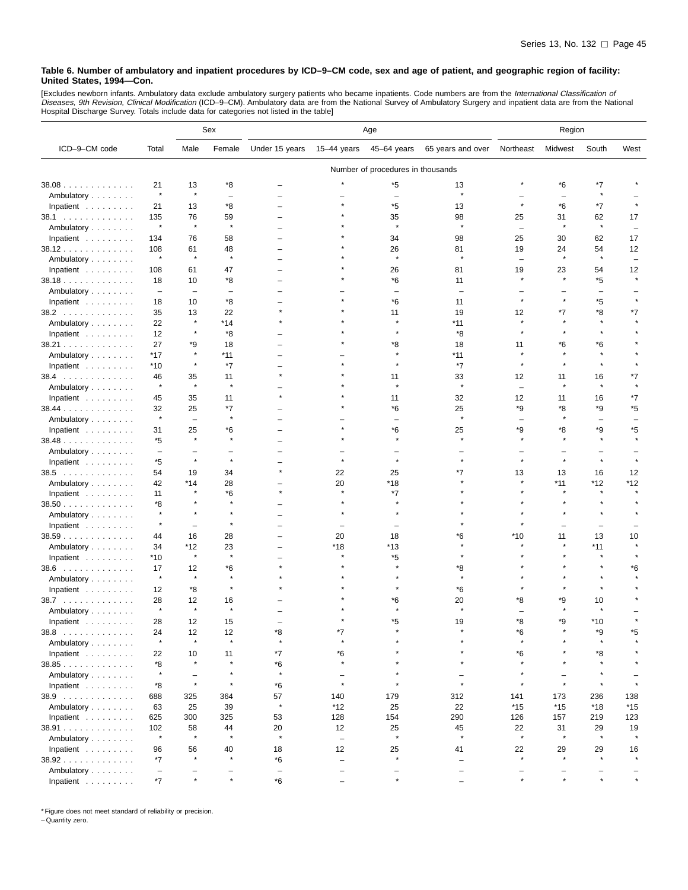**Table 6. Number of ambulatory and inpatient procedures by ICD–9–CM code, sex and age of patient, and geographic region of facility: United States, 1994—Con.**

[Excludes newborn infants. Ambulatory data exclude ambulatory surgery patients who became inpatients. Code numbers are from the *International Classification of Diseases, 9th Revision, Clinical Modification* (ICD–9–CM). Ambulatory data are from the National Survey of Ambulatory Surgery and inpatient data are from the National Hospital Discharge Survey. Totals include data for categories not listed in the table]

| ICD–9–CM code | Total | Sex | | Age | | | | Region | | | |
|---|---|---|---|---|---|---|---|---|---|---|---|
| | | Male | Female | Under 15 years | 15–44 years | 45–64 years | 65 years and over | Northeast | Midwest | South | West |
| | Number of procedures in thousands | | | | | | | | | | |
| 38.08 | 21 | 13 | *8 | – | * | *5 | 13 | * | *6 | *7 | * |
| Ambulatory | * | * | – | – | – | – | * | – | – | * | – |
| Inpatient | 21 | 13 | *8 | – | * | *5 | 13 | * | *6 | *7 | * |
| 38.1 | 135 | 76 | 59 | – | * | 35 | 98 | 25 | 31 | 62 | 17 |
| Ambulatory | * | * | * | – | * | * | * | – | * | * | – |
| Inpatient | 134 | 76 | 58 | – | * | 34 | 98 | 25 | 30 | 62 | 17 |
| 38.12 | 108 | 61 | 48 | – | * | 26 | 81 | 19 | 24 | 54 | 12 |
| Ambulatory | * | * | * | – | * | * | * | – | * | * | – |
| Inpatient | 108 | 61 | 47 | – | * | 26 | 81 | 19 | 23 | 54 | 12 |
| 38.18 | 18 | 10 | *8 | – | * | *6 | 11 | * | * | *5 | * |
| Ambulatory | – | – | – | – | – | – | – | – | – | – | – |
| Inpatient | 18 | 10 | *8 | – | * | *6 | 11 | * | * | *5 | * |
| 38.2 | 35 | 13 | 22 | * | * | 11 | 19 | 12 | *7 | *8 | *7 |
| Ambulatory | 22 | * | *14 | * | * | * | *11 | * | * | * | * |
| Inpatient | 12 | * | *8 | – | * | * | *8 | * | * | * | * |
| 38.21 | 27 | *9 | 18 | – | * | *8 | 18 | 11 | *6 | *6 | * |
| Ambulatory | *17 | * | *11 | – | – | * | *11 | * | * | * | * |
| Inpatient | *10 | * | *7 | – | * | * | *7 | * | * | * | * |
| 38.4 | 46 | 35 | 11 | * | * | 11 | 33 | 12 | 11 | 16 | *7 |
| Ambulatory | * | * | * | – | * | * | * | – | * | * | * |
| Inpatient | 45 | 35 | 11 | * | * | 11 | 32 | 12 | 11 | 16 | *7 |
| 38.44 | 32 | 25 | *7 | – | * | *6 | 25 | *9 | *8 | *9 | *5 |
| Ambulatory | * | – | * | – | – | – | * | – | * | – | – |
| Inpatient | 31 | 25 | *6 | – | * | *6 | 25 | *9 | *8 | *9 | *5 |
| 38.48 | *5 | * | * | – | * | * | * | * | * | * | * |
| Ambulatory | – | – | – | – | – | – | – | – | – | – | – |
| Inpatient | *5 | * | * | – | * | * | * | * | * | * | * |
| 38.5 | 54 | 19 | 34 | * | 22 | 25 | *7 | 13 | 13 | 16 | 12 |
| Ambulatory | 42 | *14 | 28 | – | 20 | *18 | * | * | *11 | *12 | *12 |
| Inpatient | 11 | * | *6 | * | * | *7 | * | * | * | * | * |
| 38.50 | *8 | * | * | – | * | * | * | * | * | * | * |
| Ambulatory | * | * | * | – | * | * | * | * | * | * | * |
| Inpatient | * | – | * | – | – | – | * | * | – | – | – |
| 38.59 | 44 | 16 | 28 | – | 20 | 18 | *6 | *10 | 11 | 13 | 10 |
| Ambulatory | 34 | *12 | 23 | – | *18 | *13 | * | * | * | *11 | * |
| Inpatient | *10 | * | * | – | * | *5 | * | * | * | * | * |
| 38.6 | 17 | 12 | *6 | * | * | * | *8 | * | * | * | *6 |
| Ambulatory | * | * | * | * | * | * | * | * | * | * | * |
| Inpatient | 12 | *8 | * | * | * | * | *6 | * | * | * | * |
| 38.7 | 28 | 12 | 16 | – | * | *6 | 20 | *8 | *9 | 10 | * |
| Ambulatory | * | * | * | – | * | * | * | – | * | * | – |
| Inpatient | 28 | 12 | 15 | – | * | *5 | 19 | *8 | *9 | *10 | * |
| 38.8 | 24 | 12 | 12 | *8 | *7 | * | * | *6 | * | *9 | *5 |
| Ambulatory | * | * | * | * | * | * | * | * | * | * | * |
| Inpatient | 22 | 10 | 11 | *7 | *6 | * | * | *6 | * | *8 | * |
| 38.85 | *8 | * | * | *6 | * | * | * | * | * | * | * |
| Ambulatory | * | – | * | * | – | * | – | * | – | * | – |
| Inpatient | *8 | * | * | *6 | * | * | * | * | * | * | * |
| 38.9 | 688 | 325 | 364 | 57 | 140 | 179 | 312 | 141 | 173 | 236 | 138 |
| Ambulatory | 63 | 25 | 39 | * | *12 | 25 | 22 | *15 | *15 | *18 | *15 |
| Inpatient | 625 | 300 | 325 | 53 | 128 | 154 | 290 | 126 | 157 | 219 | 123 |
| 38.91 | 102 | 58 | 44 | 20 | 12 | 25 | 45 | 22 | 31 | 29 | 19 |
| Ambulatory | * | * | * | * | – | * | * | * | * | * | * |
| Inpatient | 96 | 56 | 40 | 18 | 12 | 25 | 41 | 22 | 29 | 29 | 16 |
| 38.92 | *7 | * | * | *6 | – | * | – | * | * | * | * |
| Ambulatory | – | – | – | – | – | – | – | – | – | – | – |
| Inpatient | *7 | * | * | *6 | – | * | – | * | * | * | * |

* Figure does not meet standard of reliability or precision.
– Quantity zero.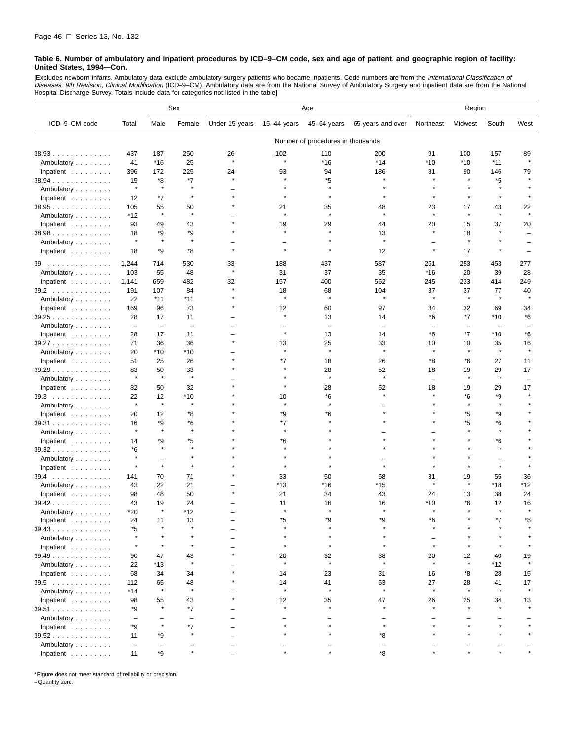**Table 6. Number of ambulatory and inpatient procedures by ICD–9–CM code, sex and age of patient, and geographic region of facility: United States, 1994—Con.**

[Excludes newborn infants. Ambulatory data exclude ambulatory surgery patients who became inpatients. Code numbers are from the *International Classification of Diseases, 9th Revision, Clinical Modification* (ICD–9–CM). Ambulatory data are from the National Survey of Ambulatory Surgery and inpatient data are from the National Hospital Discharge Survey. Totals include data for categories not listed in the table]

| ICD–9–CM code | Total | Sex | | Age | | | | Region | | | |
|---|---|---|---|---|---|---|---|---|---|---|---|
| | | Male | Female | Under 15 years | 15–44 years | 45–64 years | 65 years and over | Northeast | Midwest | South | West |
| | Number of procedures in thousands | | | | | | | | | | |
| 38.93 | 437 | 187 | 250 | 26 | 102 | 110 | 200 | 91 | 100 | 157 | 89 |
| Ambulatory | 41 | *16 | 25 | * | * | *16 | *14 | *10 | *10 | *11 | * |
| Inpatient | 396 | 172 | 225 | 24 | 93 | 94 | 186 | 81 | 90 | 146 | 79 |
| 38.94 | 15 | *8 | *7 | * | * | *5 | * | * | * | *5 | * |
| Ambulatory | * | * | * | – | * | * | * | * | * | * | * |
| Inpatient | 12 | *7 | * | * | * | * | * | * | * | * | * |
| 38.95 | 105 | 55 | 50 | * | 21 | 35 | 48 | 23 | 17 | 43 | 22 |
| Ambulatory | *12 | * | * | – | * | * | * | * | * | * | * |
| Inpatient | 93 | 49 | 43 | * | 19 | 29 | 44 | 20 | 15 | 37 | 20 |
| 38.98 | 18 | *9 | *9 | * | * | * | 13 | * | 18 | * | – |
| Ambulatory | * | * | * | – | – | * | * | – | * | * | – |
| Inpatient | 18 | *9 | *8 | * | * | * | 12 | * | 17 | * | – |
| 39 | 1,244 | 714 | 530 | 33 | 188 | 437 | 587 | 261 | 253 | 453 | 277 |
| Ambulatory | 103 | 55 | 48 | * | 31 | 37 | 35 | *16 | 20 | 39 | 28 |
| Inpatient | 1,141 | 659 | 482 | 32 | 157 | 400 | 552 | 245 | 233 | 414 | 249 |
| 39.2 | 191 | 107 | 84 | * | 18 | 68 | 104 | 37 | 37 | 77 | 40 |
| Ambulatory | 22 | *11 | *11 | * | * | * | * | * | * | * | * |
| Inpatient | 169 | 96 | 73 | * | 12 | 60 | 97 | 34 | 32 | 69 | 34 |
| 39.25 | 28 | 17 | 11 | – | * | 13 | 14 | *6 | *7 | *10 | *6 |
| Ambulatory | – | – | – | – | – | – | – | – | – | – | – |
| Inpatient | 28 | 17 | 11 | – | * | 13 | 14 | *6 | *7 | *10 | *6 |
| 39.27 | 71 | 36 | 36 | * | 13 | 25 | 33 | 10 | 10 | 35 | 16 |
| Ambulatory | 20 | *10 | *10 | – | * | * | * | * | * | * | * |
| Inpatient | 51 | 25 | 26 | * | *7 | 18 | 26 | *8 | *6 | 27 | 11 |
| 39.29 | 83 | 50 | 33 | * | * | 28 | 52 | 18 | 19 | 29 | 17 |
| Ambulatory | * | * | * | – | * | * | * | – | * | * | – |
| Inpatient | 82 | 50 | 32 | * | * | 28 | 52 | 18 | 19 | 29 | 17 |
| 39.3 | 22 | 12 | *10 | * | 10 | *6 | * | * | *6 | *9 | * |
| Ambulatory | * | * | * | * | * | * | – | * | * | * | * |
| Inpatient | 20 | 12 | *8 | * | *9 | *6 | * | * | *5 | *9 | * |
| 39.31 | 16 | *9 | *6 | * | *7 | * | * | * | *5 | *6 | * |
| Ambulatory | * | * | * | * | * | * | – | – | * | * | * |
| Inpatient | 14 | *9 | *5 | * | *6 | * | * | * | * | *6 | * |
| 39.32 | *6 | * | * | * | * | * | * | * | * | * | * |
| Ambulatory | * | – | * | * | * | * | – | * | * | – | * |
| Inpatient | * | * | * | * | * | * | * | * | * | * | * |
| 39.4 | 141 | 70 | 71 | * | 33 | 50 | 58 | 31 | 19 | 55 | 36 |
| Ambulatory | 43 | 22 | 21 | – | *13 | *16 | *15 | * | * | *18 | *12 |
| Inpatient | 98 | 48 | 50 | * | 21 | 34 | 43 | 24 | 13 | 38 | 24 |
| 39.42 | 43 | 19 | 24 | – | 11 | 16 | 16 | *10 | *6 | 12 | 16 |
| Ambulatory | *20 | * | *12 | – | * | * | * | * | * | * | * |
| Inpatient | 24 | 11 | 13 | – | *5 | *9 | *9 | *6 | * | *7 | *8 |
| 39.43 | *5 | * | * | – | * | * | * | * | * | * | * |
| Ambulatory | * | * | * | – | * | * | * | – | * | * | * |
| Inpatient | * | * | * | – | * | * | * | * | * | * | * |
| 39.49 | 90 | 47 | 43 | * | 20 | 32 | 38 | 20 | 12 | 40 | 19 |
| Ambulatory | 22 | *13 | * | – | * | * | * | * | * | *12 | * |
| Inpatient | 68 | 34 | 34 | * | 14 | 23 | 31 | 16 | *8 | 28 | 15 |
| 39.5 | 112 | 65 | 48 | * | 14 | 41 | 53 | 27 | 28 | 41 | 17 |
| Ambulatory | *14 | * | * | – | * | * | * | * | * | * | * |
| Inpatient | 98 | 55 | 43 | * | 12 | 35 | 47 | 26 | 25 | 34 | 13 |
| 39.51 | *9 | * | *7 | – | * | * | * | * | * | * | * |
| Ambulatory | – | – | – | – | – | – | – | – | – | – | – |
| Inpatient | *9 | * | *7 | – | * | * | * | * | * | * | * |
| 39.52 | 11 | *9 | * | – | * | * | *8 | * | * | * | * |
| Ambulatory | – | – | – | – | – | – | – | – | – | – | – |
| Inpatient | 11 | *9 | * | – | * | * | *8 | * | * | * | * |

* Figure does not meet standard of reliability or precision.
– Quantity zero.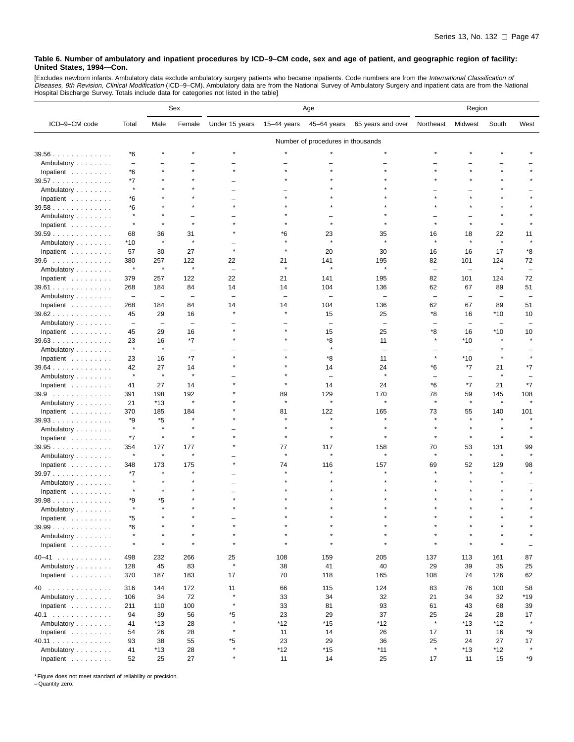**Table 6. Number of ambulatory and inpatient procedures by ICD–9–CM code, sex and age of patient, and geographic region of facility: United States, 1994—Con.**

[Excludes newborn infants. Ambulatory data exclude ambulatory surgery patients who became inpatients. Code numbers are from the *International Classification of Diseases, 9th Revision, Clinical Modification* (ICD–9–CM). Ambulatory data are from the National Survey of Ambulatory Surgery and inpatient data are from the National Hospital Discharge Survey. Totals include data for categories not listed in the table]

| ICD–9–CM code | Total | Sex | | Age | | | | Region | | | |
|---|---|---|---|---|---|---|---|---|---|---|---|
| | | Male | Female | Under 15 years | 15–44 years | 45–64 years | 65 years and over | Northeast | Midwest | South | West |
| | Number of procedures in thousands | | | | | | | | | | |
| 39.56 | *6 | * | * | * | * | * | * | * | * | * | * |
| Ambulatory | – | – | – | – | – | – | – | – | – | – | – |
| Inpatient | *6 | * | * | * | * | * | * | * | * | * | * |
| 39.57 | *7 | * | * | – | * | * | * | * | * | * | * |
| Ambulatory | * | * | * | – | – | * | * | – | – | * | – |
| Inpatient | *6 | * | * | – | * | * | * | * | * | * | * |
| 39.58 | *6 | * | * | * | * | * | * | * | * | * | * |
| Ambulatory | * | * | – | – | * | – | * | – | – | * | * |
| Inpatient | * | * | * | * | * | * | * | * | * | * | * |
| 39.59 | 68 | 36 | 31 | * | *6 | 23 | 35 | 16 | 18 | 22 | 11 |
| Ambulatory | *10 | * | * | – | * | * | * | * | * | * | * |
| Inpatient | 57 | 30 | 27 | * | * | 20 | 30 | 16 | 16 | 17 | *8 |
| 39.6 | 380 | 257 | 122 | 22 | 21 | 141 | 195 | 82 | 101 | 124 | 72 |
| Ambulatory | * | * | * | – | * | * | * | – | – | * | – |
| Inpatient | 379 | 257 | 122 | 22 | 21 | 141 | 195 | 82 | 101 | 124 | 72 |
| 39.61 | 268 | 184 | 84 | 14 | 14 | 104 | 136 | 62 | 67 | 89 | 51 |
| Ambulatory | – | – | – | – | – | – | – | – | – | – | – |
| Inpatient | 268 | 184 | 84 | 14 | 14 | 104 | 136 | 62 | 67 | 89 | 51 |
| 39.62 | 45 | 29 | 16 | * | * | 15 | 25 | *8 | 16 | *10 | 10 |
| Ambulatory | – | – | – | – | – | – | – | – | – | – | – |
| Inpatient | 45 | 29 | 16 | * | * | 15 | 25 | *8 | 16 | *10 | 10 |
| 39.63 | 23 | 16 | *7 | * | * | *8 | 11 | * | *10 | * | * |
| Ambulatory | * | * | – | – | – | * | – | – | – | * | – |
| Inpatient | 23 | 16 | *7 | * | * | *8 | 11 | * | *10 | * | * |
| 39.64 | 42 | 27 | 14 | * | * | 14 | 24 | *6 | *7 | 21 | *7 |
| Ambulatory | * | * | * | – | * | – | * | – | – | * | – |
| Inpatient | 41 | 27 | 14 | * | * | 14 | 24 | *6 | *7 | 21 | *7 |
| 39.9 | 391 | 198 | 192 | * | 89 | 129 | 170 | 78 | 59 | 145 | 108 |
| Ambulatory | 21 | *13 | * | * | * | * | * | * | * | * | * |
| Inpatient | 370 | 185 | 184 | * | 81 | 122 | 165 | 73 | 55 | 140 | 101 |
| 39.93 | *9 | *5 | * | * | * | * | * | * | * | * | * |
| Ambulatory | * | * | * | – | * | * | * | * | * | * | * |
| Inpatient | *7 | * | * | * | * | * | * | * | * | * | * |
| 39.95 | 354 | 177 | 177 | * | 77 | 117 | 158 | 70 | 53 | 131 | 99 |
| Ambulatory | * | * | * | – | * | * | * | * | * | * | * |
| Inpatient | 348 | 173 | 175 | * | 74 | 116 | 157 | 69 | 52 | 129 | 98 |
| 39.97 | *7 | * | * | – | * | * | * | * | * | * | * |
| Ambulatory | * | * | * | – | * | * | * | * | * | * | – |
| Inpatient | * | * | * | – | * | * | * | * | * | * | * |
| 39.98 | *9 | *5 | * | * | * | * | * | * | * | * | * |
| Ambulatory | * | * | * | * | * | * | * | * | * | * | * |
| Inpatient | *5 | * | * | – | * | * | * | * | * | * | * |
| 39.99 | *6 | * | * | * | * | * | * | * | * | * | * |
| Ambulatory | * | * | * | * | * | * | * | * | * | * | * |
| Inpatient | * | * | * | * | * | * | * | * | * | * | – |
| 40–41 | 498 | 232 | 266 | 25 | 108 | 159 | 205 | 137 | 113 | 161 | 87 |
| Ambulatory | 128 | 45 | 83 | * | 38 | 41 | 40 | 29 | 39 | 35 | 25 |
| Inpatient | 370 | 187 | 183 | 17 | 70 | 118 | 165 | 108 | 74 | 126 | 62 |
| 40 | 316 | 144 | 172 | 11 | 66 | 115 | 124 | 83 | 76 | 100 | 58 |
| Ambulatory | 106 | 34 | 72 | * | 33 | 34 | 32 | 21 | 34 | 32 | *19 |
| Inpatient | 211 | 110 | 100 | * | 33 | 81 | 93 | 61 | 43 | 68 | 39 |
| 40.1 | 94 | 39 | 56 | *5 | 23 | 29 | 37 | 25 | 24 | 28 | 17 |
| Ambulatory | 41 | *13 | 28 | * | *12 | *15 | *12 | * | *13 | *12 | * |
| Inpatient | 54 | 26 | 28 | * | 11 | 14 | 26 | 17 | 11 | 16 | *9 |
| 40.11 | 93 | 38 | 55 | *5 | 23 | 29 | 36 | 25 | 24 | 27 | 17 |
| Ambulatory | 41 | *13 | 28 | * | *12 | *15 | *11 | * | *13 | *12 | * |
| Inpatient | 52 | 25 | 27 | * | 11 | 14 | 25 | 17 | 11 | 15 | *9 |

* Figure does not meet standard of reliability or precision.
– Quantity zero.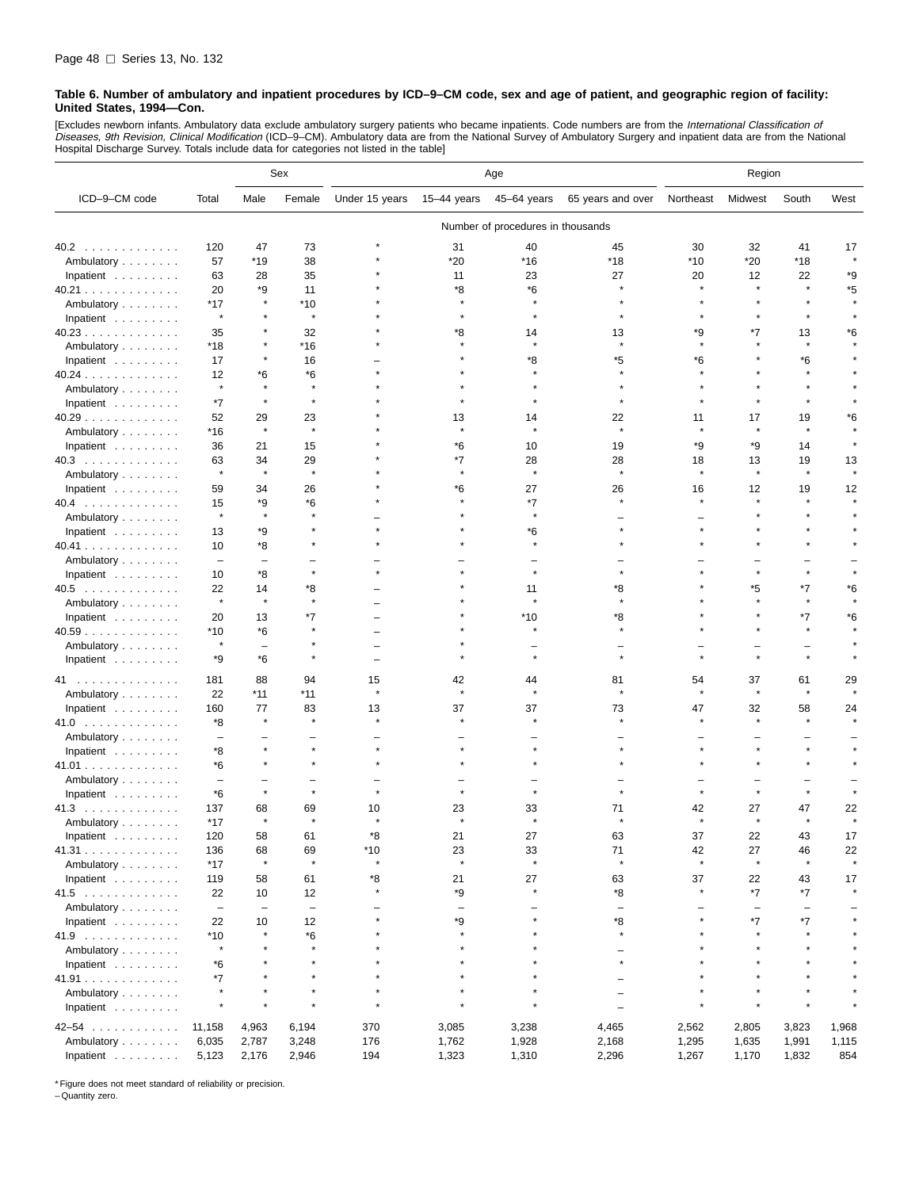**Table 6. Number of ambulatory and inpatient procedures by ICD–9–CM code, sex and age of patient, and geographic region of facility: United States, 1994—Con.**

[Excludes newborn infants. Ambulatory data exclude ambulatory surgery patients who became inpatients. Code numbers are from the *International Classification of Diseases, 9th Revision, Clinical Modification* (ICD–9–CM). Ambulatory data are from the National Survey of Ambulatory Surgery and inpatient data are from the National Hospital Discharge Survey. Totals include data for categories not listed in the table]

| ICD–9–CM code | Total | Sex | | Age | | | | Region | | | |
|---|---|---|---|---|---|---|---|---|---|---|---|
| | | Male | Female | Under 15 years | 15–44 years | 45–64 years | 65 years and over | Northeast | Midwest | South | West |
| | Number of procedures in thousands | | | | | | | | | | |
| 40.2 | 120 | 47 | 73 | * | 31 | 40 | 45 | 30 | 32 | 41 | 17 |
| Ambulatory | 57 | *19 | 38 | * | *20 | *16 | *18 | *10 | *20 | *18 | * |
| Inpatient | 63 | 28 | 35 | * | 11 | 23 | 27 | 20 | 12 | 22 | *9 |
| 40.21 | 20 | *9 | 11 | * | *8 | *6 | * | * | * | * | *5 |
| Ambulatory | *17 | * | *10 | * | * | * | * | * | * | * | * |
| Inpatient | * | * | * | * | * | * | * | * | * | * | * |
| 40.23 | 35 | * | 32 | * | *8 | 14 | 13 | *9 | *7 | 13 | *6 |
| Ambulatory | *18 | * | *16 | * | * | * | * | * | * | * | * |
| Inpatient | 17 | * | 16 | – | * | *8 | *5 | *6 | * | *6 | * |
| 40.24 | 12 | *6 | *6 | * | * | * | * | * | * | * | * |
| Ambulatory | * | * | * | * | * | * | * | * | * | * | * |
| Inpatient | *7 | * | * | * | * | * | * | * | * | * | * |
| 40.29 | 52 | 29 | 23 | * | 13 | 14 | 22 | 11 | 17 | 19 | *6 |
| Ambulatory | *16 | * | * | * | * | * | * | * | * | * | * |
| Inpatient | 36 | 21 | 15 | * | *6 | 10 | 19 | *9 | *9 | 14 | * |
| 40.3 | 63 | 34 | 29 | * | *7 | 28 | 28 | 18 | 13 | 19 | 13 |
| Ambulatory | * | * | * | * | * | * | * | * | * | * | * |
| Inpatient | 59 | 34 | 26 | * | *6 | 27 | 26 | 16 | 12 | 19 | 12 |
| 40.4 | 15 | *9 | *6 | * | * | *7 | * | * | * | * | * |
| Ambulatory | * | * | * | – | * | * | – | – | * | * | * |
| Inpatient | 13 | *9 | * | * | * | *6 | * | * | * | * | * |
| 40.41 | 10 | *8 | * | * | * | * | * | * | * | * | * |
| Ambulatory | – | – | – | – | – | – | – | – | – | – | – |
| Inpatient | 10 | *8 | * | * | * | * | * | * | * | * | * |
| 40.5 | 22 | 14 | *8 | – | * | 11 | *8 | * | *5 | *7 | *6 |
| Ambulatory | * | * | * | – | * | * | * | * | * | * | * |
| Inpatient | 20 | 13 | *7 | – | * | *10 | *8 | * | * | *7 | *6 |
| 40.59 | *10 | *6 | * | – | * | * | * | * | * | * | * |
| Ambulatory | * | – | * | – | * | – | – | – | – | – | * |
| Inpatient | *9 | *6 | * | – | * | * | * | * | * | * | * |
| 41 | 181 | 88 | 94 | 15 | 42 | 44 | 81 | 54 | 37 | 61 | 29 |
| Ambulatory | 22 | *11 | *11 | * | * | * | * | * | * | * | * |
| Inpatient | 160 | 77 | 83 | 13 | 37 | 37 | 73 | 47 | 32 | 58 | 24 |
| 41.0 | *8 | * | * | * | * | * | * | * | * | * | * |
| Ambulatory | – | – | – | – | – | – | – | – | – | – | – |
| Inpatient | *8 | * | * | * | * | * | * | * | * | * | * |
| 41.01 | *6 | * | * | * | * | * | * | * | * | * | * |
| Ambulatory | – | – | – | – | – | – | – | – | – | – | – |
| Inpatient | *6 | * | * | * | * | * | * | * | * | * | * |
| 41.3 | 137 | 68 | 69 | 10 | 23 | 33 | 71 | 42 | 27 | 47 | 22 |
| Ambulatory | *17 | * | * | * | * | * | * | * | * | * | * |
| Inpatient | 120 | 58 | 61 | *8 | 21 | 27 | 63 | 37 | 22 | 43 | 17 |
| 41.31 | 136 | 68 | 69 | *10 | 23 | 33 | 71 | 42 | 27 | 46 | 22 |
| Ambulatory | *17 | * | * | * | * | * | * | * | * | * | * |
| Inpatient | 119 | 58 | 61 | *8 | 21 | 27 | 63 | 37 | 22 | 43 | 17 |
| 41.5 | 22 | 10 | 12 | * | *9 | * | *8 | * | *7 | *7 | * |
| Ambulatory | – | – | – | – | – | – | – | – | – | – | – |
| Inpatient | 22 | 10 | 12 | * | *9 | * | *8 | * | *7 | *7 | * |
| 41.9 | *10 | * | *6 | * | * | * | * | * | * | * | * |
| Ambulatory | * | * | * | * | * | * | – | * | * | * | * |
| Inpatient | *6 | * | * | * | * | * | * | * | * | * | * |
| 41.91 | *7 | * | * | * | * | * | – | * | * | * | * |
| Ambulatory | * | * | * | * | * | * | – | * | * | * | * |
| Inpatient | * | * | * | * | * | * | – | * | * | * | * |
| 42–54 | 11,158 | 4,963 | 6,194 | 370 | 3,085 | 3,238 | 4,465 | 2,562 | 2,805 | 3,823 | 1,968 |
| Ambulatory | 6,035 | 2,787 | 3,248 | 176 | 1,762 | 1,928 | 2,168 | 1,295 | 1,635 | 1,991 | 1,115 |
| Inpatient | 5,123 | 2,176 | 2,946 | 194 | 1,323 | 1,310 | 2,296 | 1,267 | 1,170 | 1,832 | 854 |

* Figure does not meet standard of reliability or precision.
– Quantity zero.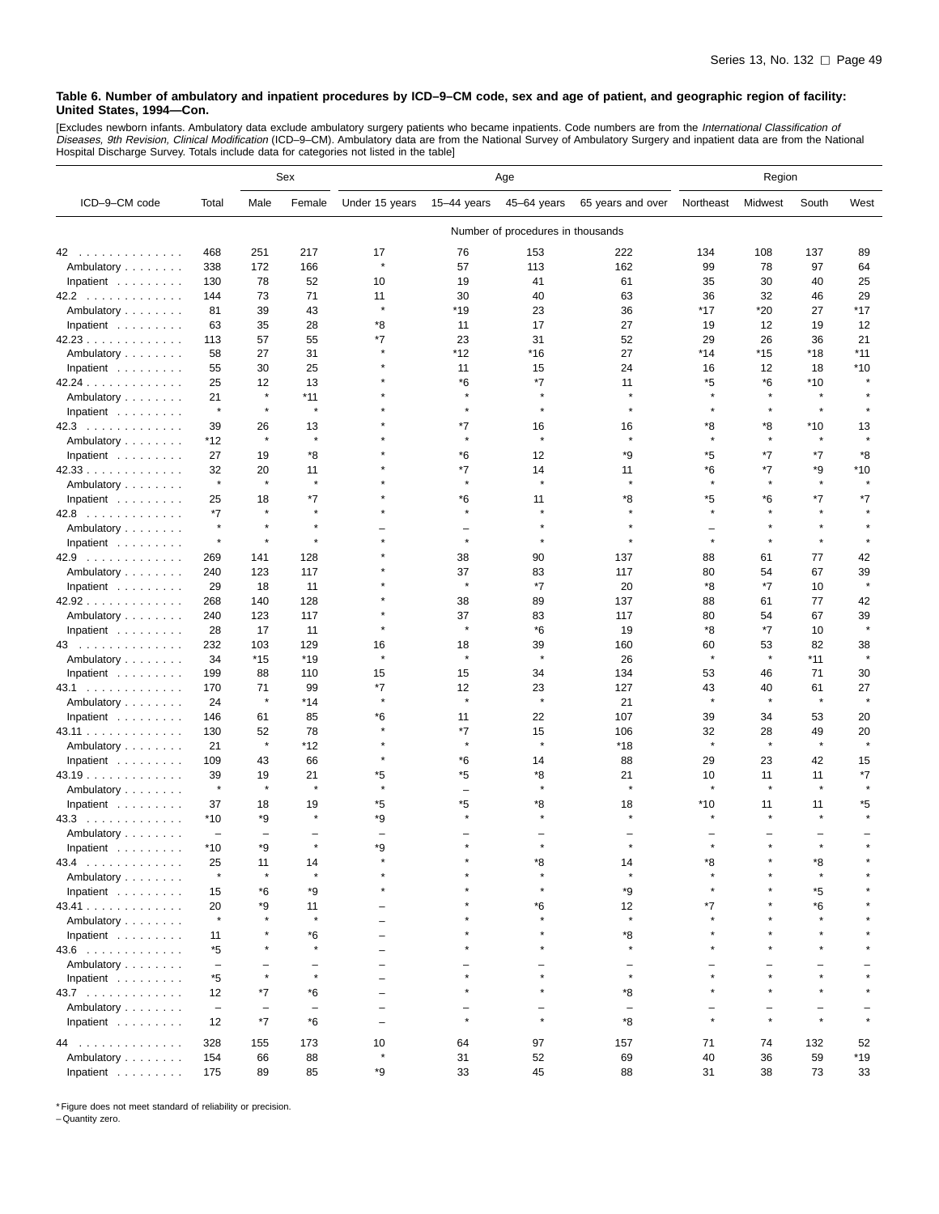**Table 6. Number of ambulatory and inpatient procedures by ICD–9–CM code, sex and age of patient, and geographic region of facility: United States, 1994—Con.**

[Excludes newborn infants. Ambulatory data exclude ambulatory surgery patients who became inpatients. Code numbers are from the *International Classification of Diseases, 9th Revision, Clinical Modification* (ICD–9–CM). Ambulatory data are from the National Survey of Ambulatory Surgery and inpatient data are from the National Hospital Discharge Survey. Totals include data for categories not listed in the table]

| ICD–9–CM code | Total | Sex | | Age | | | | Region | | | |
|---|---|---|---|---|---|---|---|---|---|---|---|
| | | Male | Female | Under 15 years | 15–44 years | 45–64 years | 65 years and over | Northeast | Midwest | South | West |
| | Number of procedures in thousands | | | | | | | | | | |
| 42 | 468 | 251 | 217 | 17 | 76 | 153 | 222 | 134 | 108 | 137 | 89 |
| Ambulatory | 338 | 172 | 166 | * | 57 | 113 | 162 | 99 | 78 | 97 | 64 |
| Inpatient | 130 | 78 | 52 | 10 | 19 | 41 | 61 | 35 | 30 | 40 | 25 |
| 42.2 | 144 | 73 | 71 | 11 | 30 | 40 | 63 | 36 | 32 | 46 | 29 |
| Ambulatory | 81 | 39 | 43 | * | *19 | 23 | 36 | *17 | *20 | 27 | *17 |
| Inpatient | 63 | 35 | 28 | *8 | 11 | 17 | 27 | 19 | 12 | 19 | 12 |
| 42.23 | 113 | 57 | 55 | *7 | 23 | 31 | 52 | 29 | 26 | 36 | 21 |
| Ambulatory | 58 | 27 | 31 | * | *12 | *16 | 27 | *14 | *15 | *18 | *11 |
| Inpatient | 55 | 30 | 25 | * | 11 | 15 | 24 | 16 | 12 | 18 | *10 |
| 42.24 | 25 | 12 | 13 | * | *6 | *7 | 11 | *5 | *6 | *10 | * |
| Ambulatory | 21 | * | *11 | * | * | * | * | * | * | * | * |
| Inpatient | * | * | * | * | * | * | * | * | * | * | * |
| 42.3 | 39 | 26 | 13 | * | *7 | 16 | 16 | *8 | *8 | *10 | 13 |
| Ambulatory | *12 | * | * | * | * | * | * | * | * | * | * |
| Inpatient | 27 | 19 | *8 | * | *6 | 12 | *9 | *5 | *7 | *7 | *8 |
| 42.33 | 32 | 20 | 11 | * | *7 | 14 | 11 | *6 | *7 | *9 | *10 |
| Ambulatory | * | * | * | * | * | * | * | * | * | * | * |
| Inpatient | 25 | 18 | *7 | * | *6 | 11 | *8 | *5 | *6 | *7 | *7 |
| 42.8 | *7 | * | * | * | * | * | * | * | * | * | * |
| Ambulatory | * | * | * | – | – | * | * | – | * | * | * |
| Inpatient | * | * | * | * | * | * | * | * | * | * | * |
| 42.9 | 269 | 141 | 128 | * | 38 | 90 | 137 | 88 | 61 | 77 | 42 |
| Ambulatory | 240 | 123 | 117 | * | 37 | 83 | 117 | 80 | 54 | 67 | 39 |
| Inpatient | 29 | 18 | 11 | * | * | *7 | 20 | *8 | *7 | 10 | * |
| 42.92 | 268 | 140 | 128 | * | 38 | 89 | 137 | 88 | 61 | 77 | 42 |
| Ambulatory | 240 | 123 | 117 | * | 37 | 83 | 117 | 80 | 54 | 67 | 39 |
| Inpatient | 28 | 17 | 11 | * | * | *6 | 19 | *8 | *7 | 10 | * |
| 43 | 232 | 103 | 129 | 16 | 18 | 39 | 160 | 60 | 53 | 82 | 38 |
| Ambulatory | 34 | *15 | *19 | * | * | * | 26 | * | * | *11 | * |
| Inpatient | 199 | 88 | 110 | 15 | 15 | 34 | 134 | 53 | 46 | 71 | 30 |
| 43.1 | 170 | 71 | 99 | *7 | 12 | 23 | 127 | 43 | 40 | 61 | 27 |
| Ambulatory | 24 | * | *14 | * | * | * | 21 | * | * | * | * |
| Inpatient | 146 | 61 | 85 | *6 | 11 | 22 | 107 | 39 | 34 | 53 | 20 |
| 43.11 | 130 | 52 | 78 | * | *7 | 15 | 106 | 32 | 28 | 49 | 20 |
| Ambulatory | 21 | * | *12 | * | * | * | *18 | * | * | * | * |
| Inpatient | 109 | 43 | 66 | * | *6 | 14 | 88 | 29 | 23 | 42 | 15 |
| 43.19 | 39 | 19 | 21 | *5 | *5 | *8 | 21 | 10 | 11 | 11 | *7 |
| Ambulatory | * | * | * | * | – | * | * | * | * | * | * |
| Inpatient | 37 | 18 | 19 | *5 | *5 | *8 | 18 | *10 | 11 | 11 | *5 |
| 43.3 | *10 | *9 | * | *9 | * | * | * | * | * | * | * |
| Ambulatory | – | – | – | – | – | – | – | – | – | – | – |
| Inpatient | *10 | *9 | * | *9 | * | * | * | * | * | * | * |
| 43.4 | 25 | 11 | 14 | * | * | *8 | 14 | *8 | * | *8 | * |
| Ambulatory | * | * | * | * | * | * | * | * | * | * | * |
| Inpatient | 15 | *6 | *9 | * | * | * | *9 | * | * | *5 | * |
| 43.41 | 20 | *9 | 11 | – | * | *6 | 12 | *7 | * | *6 | * |
| Ambulatory | * | * | * | – | * | * | * | * | * | * | * |
| Inpatient | 11 | * | *6 | – | * | * | *8 | * | * | * | * |
| 43.6 | *5 | * | * | – | * | * | * | * | * | * | * |
| Ambulatory | – | – | – | – | – | – | – | – | – | – | – |
| Inpatient | *5 | * | * | – | * | * | * | * | * | * | * |
| 43.7 | 12 | *7 | *6 | – | * | * | *8 | * | * | * | * |
| Ambulatory | – | – | – | – | – | – | – | – | – | – | – |
| Inpatient | 12 | *7 | *6 | – | * | * | *8 | * | * | * | * |
| 44 | 328 | 155 | 173 | 10 | 64 | 97 | 157 | 71 | 74 | 132 | 52 |
| Ambulatory | 154 | 66 | 88 | * | 31 | 52 | 69 | 40 | 36 | 59 | *19 |
| Inpatient | 175 | 89 | 85 | *9 | 33 | 45 | 88 | 31 | 38 | 73 | 33 |

* Figure does not meet standard of reliability or precision.
– Quantity zero.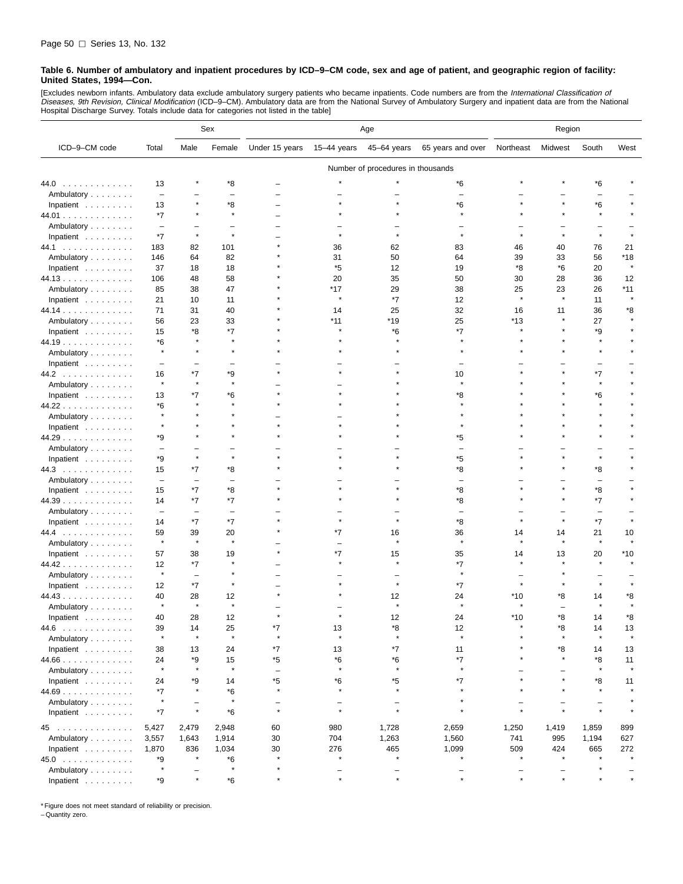**Table 6. Number of ambulatory and inpatient procedures by ICD–9–CM code, sex and age of patient, and geographic region of facility: United States, 1994—Con.**

[Excludes newborn infants. Ambulatory data exclude ambulatory surgery patients who became inpatients. Code numbers are from the *International Classification of Diseases, 9th Revision, Clinical Modification* (ICD–9–CM). Ambulatory data are from the National Survey of Ambulatory Surgery and inpatient data are from the National Hospital Discharge Survey. Totals include data for categories not listed in the table]

| ICD–9–CM code | Total | Sex | | Age | | | | Region | | | |
|---|---|---|---|---|---|---|---|---|---|---|---|
| | | Male | Female | Under 15 years | 15–44 years | 45–64 years | 65 years and over | Northeast | Midwest | South | West |
| | Number of procedures in thousands | | | | | | | | | | |
| 44.0 | 13 | * | *8 | – | * | * | *6 | * | * | *6 | * |
| Ambulatory | – | – | – | – | – | – | – | – | – | – | – |
| Inpatient | 13 | * | *8 | – | * | * | *6 | * | * | *6 | * |
| 44.01 | *7 | * | * | – | * | * | * | * | * | * | * |
| Ambulatory | – | – | – | – | – | – | – | – | – | – | – |
| Inpatient | *7 | * | * | – | * | * | * | * | * | * | * |
| 44.1 | 183 | 82 | 101 | * | 36 | 62 | 83 | 46 | 40 | 76 | 21 |
| Ambulatory | 146 | 64 | 82 | * | 31 | 50 | 64 | 39 | 33 | 56 | *18 |
| Inpatient | 37 | 18 | 18 | * | *5 | 12 | 19 | *8 | *6 | 20 | * |
| 44.13 | 106 | 48 | 58 | * | 20 | 35 | 50 | 30 | 28 | 36 | 12 |
| Ambulatory | 85 | 38 | 47 | * | *17 | 29 | 38 | 25 | 23 | 26 | *11 |
| Inpatient | 21 | 10 | 11 | * | * | *7 | 12 | * | * | 11 | * |
| 44.14 | 71 | 31 | 40 | * | 14 | 25 | 32 | 16 | 11 | 36 | *8 |
| Ambulatory | 56 | 23 | 33 | * | *11 | *19 | 25 | *13 | * | 27 | * |
| Inpatient | 15 | *8 | *7 | * | * | *6 | *7 | * | * | *9 | * |
| 44.19 | *6 | * | * | * | * | * | * | * | * | * | * |
| Ambulatory | * | * | * | * | * | * | * | * | * | * | * |
| Inpatient | – | – | – | – | – | – | – | – | – | – | – |
| 44.2 | 16 | *7 | *9 | * | * | * | 10 | * | * | *7 | * |
| Ambulatory | * | * | * | – | – | * | * | * | * | * | * |
| Inpatient | 13 | *7 | *6 | * | * | * | *8 | * | * | *6 | * |
| 44.22 | *6 | * | * | * | * | * | * | * | * | * | * |
| Ambulatory | * | * | * | – | – | * | * | * | * | * | * |
| Inpatient | * | * | * | * | * | * | * | * | * | * | * |
| 44.29 | *9 | * | * | * | * | * | *5 | * | * | * | * |
| Ambulatory | – | – | – | – | – | – | – | – | – | – | – |
| Inpatient | *9 | * | * | * | * | * | *5 | * | * | * | * |
| 44.3 | 15 | *7 | *8 | * | * | * | *8 | * | * | *8 | * |
| Ambulatory | – | – | – | – | – | – | – | – | – | – | – |
| Inpatient | 15 | *7 | *8 | * | * | * | *8 | * | * | *8 | * |
| 44.39 | 14 | *7 | *7 | * | * | * | *8 | * | * | *7 | * |
| Ambulatory | – | – | – | – | – | – | – | – | – | – | – |
| Inpatient | 14 | *7 | *7 | * | * | * | *8 | * | * | *7 | * |
| 44.4 | 59 | 39 | 20 | * | *7 | 16 | 36 | 14 | 14 | 21 | 10 |
| Ambulatory | * | * | * | – | – | * | * | * | * | * | * |
| Inpatient | 57 | 38 | 19 | * | *7 | 15 | 35 | 14 | 13 | 20 | *10 |
| 44.42 | 12 | *7 | * | – | * | * | *7 | * | * | * | * |
| Ambulatory | * | – | * | – | – | – | * | – | * | – | – |
| Inpatient | 12 | *7 | * | – | * | * | *7 | * | * | * | * |
| 44.43 | 40 | 28 | 12 | * | * | 12 | 24 | *10 | *8 | 14 | *8 |
| Ambulatory | * | * | * | – | – | * | * | * | – | * | * |
| Inpatient | 40 | 28 | 12 | * | * | 12 | 24 | *10 | *8 | 14 | *8 |
| 44.6 | 39 | 14 | 25 | *7 | 13 | *8 | 12 | * | *8 | 14 | 13 |
| Ambulatory | * | * | * | * | * | * | * | * | * | * | * |
| Inpatient | 38 | 13 | 24 | *7 | 13 | *7 | 11 | * | *8 | 14 | 13 |
| 44.66 | 24 | *9 | 15 | *5 | *6 | *6 | *7 | * | * | *8 | 11 |
| Ambulatory | * | * | * | – | * | * | * | – | – | * | * |
| Inpatient | 24 | *9 | 14 | *5 | *6 | *5 | *7 | * | * | *8 | 11 |
| 44.69 | *7 | * | *6 | * | * | * | * | * | * | * | * |
| Ambulatory | * | – | * | – | – | – | * | – | – | – | * |
| Inpatient | *7 | * | *6 | * | * | * | * | * | * | * | * |
| 45 | 5,427 | 2,479 | 2,948 | 60 | 980 | 1,728 | 2,659 | 1,250 | 1,419 | 1,859 | 899 |
| Ambulatory | 3,557 | 1,643 | 1,914 | 30 | 704 | 1,263 | 1,560 | 741 | 995 | 1,194 | 627 |
| Inpatient | 1,870 | 836 | 1,034 | 30 | 276 | 465 | 1,099 | 509 | 424 | 665 | 272 |
| 45.0 | *9 | * | *6 | * | * | * | * | * | * | * | * |
| Ambulatory | * | – | * | * | – | – | – | – | – | * | – |
| Inpatient | *9 | * | *6 | * | * | * | * | * | * | * | * |

* Figure does not meet standard of reliability or precision.
– Quantity zero.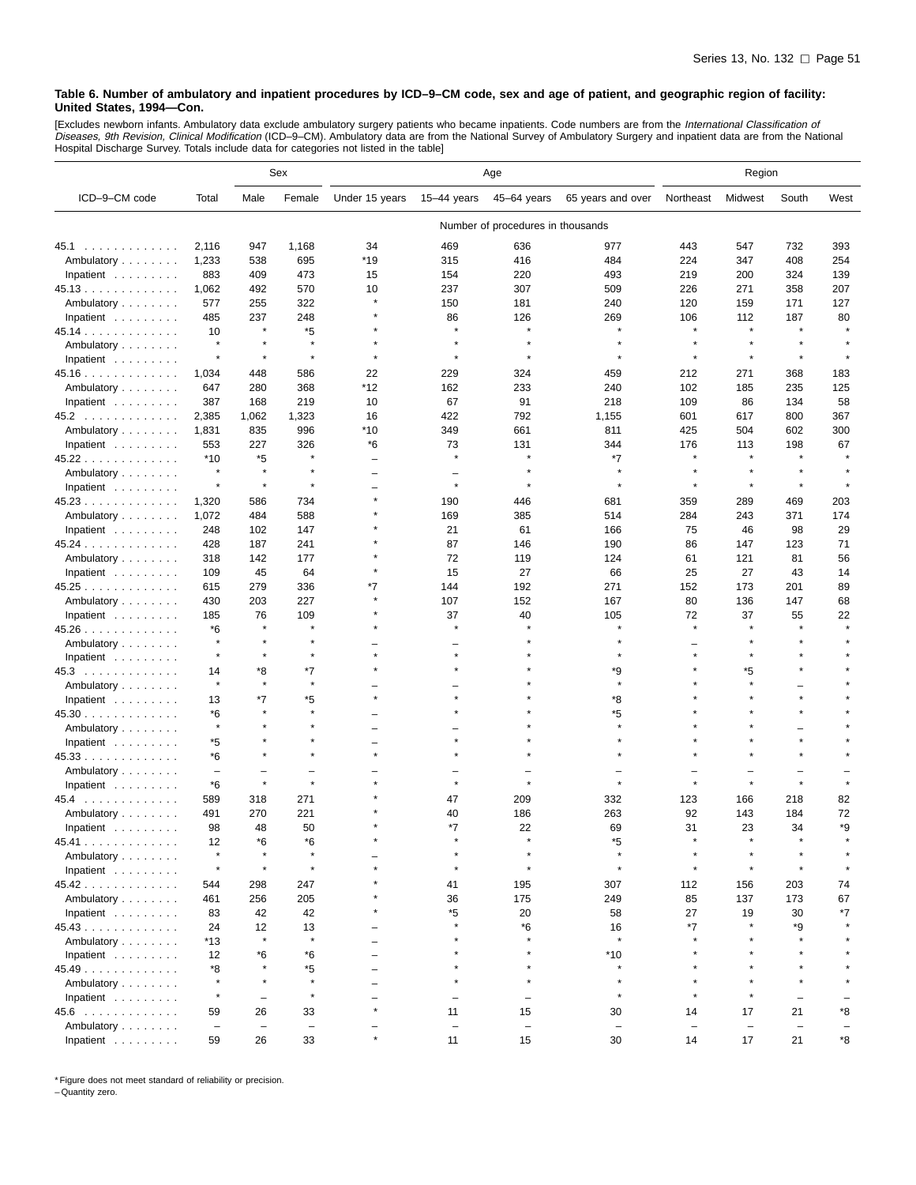**Table 6. Number of ambulatory and inpatient procedures by ICD–9–CM code, sex and age of patient, and geographic region of facility: United States, 1994—Con.**

[Excludes newborn infants. Ambulatory data exclude ambulatory surgery patients who became inpatients. Code numbers are from the *International Classification of Diseases, 9th Revision, Clinical Modification* (ICD–9–CM). Ambulatory data are from the National Survey of Ambulatory Surgery and inpatient data are from the National Hospital Discharge Survey. Totals include data for categories not listed in the table]

| ICD–9–CM code | Total | Sex | | Age | | | | Region | | | |
|---|---|---|---|---|---|---|---|---|---|---|---|
| | | Male | Female | Under 15 years | 15–44 years | 45–64 years | 65 years and over | Northeast | Midwest | South | West |
| | Number of procedures in thousands | | | | | | | | | | |
| 45.1 | 2,116 | 947 | 1,168 | 34 | 469 | 636 | 977 | 443 | 547 | 732 | 393 |
| Ambulatory | 1,233 | 538 | 695 | *19 | 315 | 416 | 484 | 224 | 347 | 408 | 254 |
| Inpatient | 883 | 409 | 473 | 15 | 154 | 220 | 493 | 219 | 200 | 324 | 139 |
| 45.13 | 1,062 | 492 | 570 | 10 | 237 | 307 | 509 | 226 | 271 | 358 | 207 |
| Ambulatory | 577 | 255 | 322 | * | 150 | 181 | 240 | 120 | 159 | 171 | 127 |
| Inpatient | 485 | 237 | 248 | * | 86 | 126 | 269 | 106 | 112 | 187 | 80 |
| 45.14 | 10 | * | *5 | * | * | * | * | * | * | * | * |
| Ambulatory | * | * | * | * | * | * | * | * | * | * | * |
| Inpatient | * | * | * | * | * | * | * | * | * | * | * |
| 45.16 | 1,034 | 448 | 586 | 22 | 229 | 324 | 459 | 212 | 271 | 368 | 183 |
| Ambulatory | 647 | 280 | 368 | *12 | 162 | 233 | 240 | 102 | 185 | 235 | 125 |
| Inpatient | 387 | 168 | 219 | 10 | 67 | 91 | 218 | 109 | 86 | 134 | 58 |
| 45.2 | 2,385 | 1,062 | 1,323 | 16 | 422 | 792 | 1,155 | 601 | 617 | 800 | 367 |
| Ambulatory | 1,831 | 835 | 996 | *10 | 349 | 661 | 811 | 425 | 504 | 602 | 300 |
| Inpatient | 553 | 227 | 326 | *6 | 73 | 131 | 344 | 176 | 113 | 198 | 67 |
| 45.22 | *10 | *5 | * | – | * | * | *7 | * | * | * | * |
| Ambulatory | * | * | * | – | – | * | * | * | * | * | * |
| Inpatient | * | * | * | – | * | * | * | * | * | * | * |
| 45.23 | 1,320 | 586 | 734 | * | 190 | 446 | 681 | 359 | 289 | 469 | 203 |
| Ambulatory | 1,072 | 484 | 588 | * | 169 | 385 | 514 | 284 | 243 | 371 | 174 |
| Inpatient | 248 | 102 | 147 | * | 21 | 61 | 166 | 75 | 46 | 98 | 29 |
| 45.24 | 428 | 187 | 241 | * | 87 | 146 | 190 | 86 | 147 | 123 | 71 |
| Ambulatory | 318 | 142 | 177 | * | 72 | 119 | 124 | 61 | 121 | 81 | 56 |
| Inpatient | 109 | 45 | 64 | * | 15 | 27 | 66 | 25 | 27 | 43 | 14 |
| 45.25 | 615 | 279 | 336 | *7 | 144 | 192 | 271 | 152 | 173 | 201 | 89 |
| Ambulatory | 430 | 203 | 227 | * | 107 | 152 | 167 | 80 | 136 | 147 | 68 |
| Inpatient | 185 | 76 | 109 | * | 37 | 40 | 105 | 72 | 37 | 55 | 22 |
| 45.26 | *6 | * | * | * | * | * | * | * | * | * | * |
| Ambulatory | * | * | * | – | – | * | * | – | * | * | * |
| Inpatient | * | * | * | * | * | * | * | * | * | * | * |
| 45.3 | 14 | *8 | *7 | * | * | * | *9 | * | *5 | * | * |
| Ambulatory | * | * | * | – | – | * | * | * | * | – | * |
| Inpatient | 13 | *7 | *5 | * | * | * | *8 | * | * | * | * |
| 45.30 | *6 | * | * | – | * | * | *5 | * | * | * | * |
| Ambulatory | * | * | * | – | – | * | * | * | * | – | * |
| Inpatient | *5 | * | * | – | * | * | * | * | * | * | * |
| 45.33 | *6 | * | * | * | * | * | * | * | * | * | * |
| Ambulatory | – | – | – | – | – | – | – | – | – | – | – |
| Inpatient | *6 | * | * | * | * | * | * | * | * | * | * |
| 45.4 | 589 | 318 | 271 | * | 47 | 209 | 332 | 123 | 166 | 218 | 82 |
| Ambulatory | 491 | 270 | 221 | * | 40 | 186 | 263 | 92 | 143 | 184 | 72 |
| Inpatient | 98 | 48 | 50 | * | *7 | 22 | 69 | 31 | 23 | 34 | *9 |
| 45.41 | 12 | *6 | *6 | * | * | * | *5 | * | * | * | * |
| Ambulatory | * | * | * | – | * | * | * | * | * | * | * |
| Inpatient | * | * | * | * | * | * | * | * | * | * | * |
| 45.42 | 544 | 298 | 247 | * | 41 | 195 | 307 | 112 | 156 | 203 | 74 |
| Ambulatory | 461 | 256 | 205 | * | 36 | 175 | 249 | 85 | 137 | 173 | 67 |
| Inpatient | 83 | 42 | 42 | * | *5 | 20 | 58 | 27 | 19 | 30 | *7 |
| 45.43 | 24 | 12 | 13 | – | * | *6 | 16 | *7 | * | *9 | * |
| Ambulatory | *13 | * | * | – | * | * | * | * | * | * | * |
| Inpatient | 12 | *6 | *6 | – | * | * | *10 | * | * | * | * |
| 45.49 | *8 | * | *5 | – | * | * | * | * | * | * | * |
| Ambulatory | * | * | * | – | * | * | * | * | * | * | * |
| Inpatient | * | – | * | – | – | – | * | * | * | – | – |
| 45.6 | 59 | 26 | 33 | * | 11 | 15 | 30 | 14 | 17 | 21 | *8 |
| Ambulatory | – | – | – | – | – | – | – | – | – | – | – |
| Inpatient | 59 | 26 | 33 | * | 11 | 15 | 30 | 14 | 17 | 21 | *8 |

* Figure does not meet standard of reliability or precision.
– Quantity zero.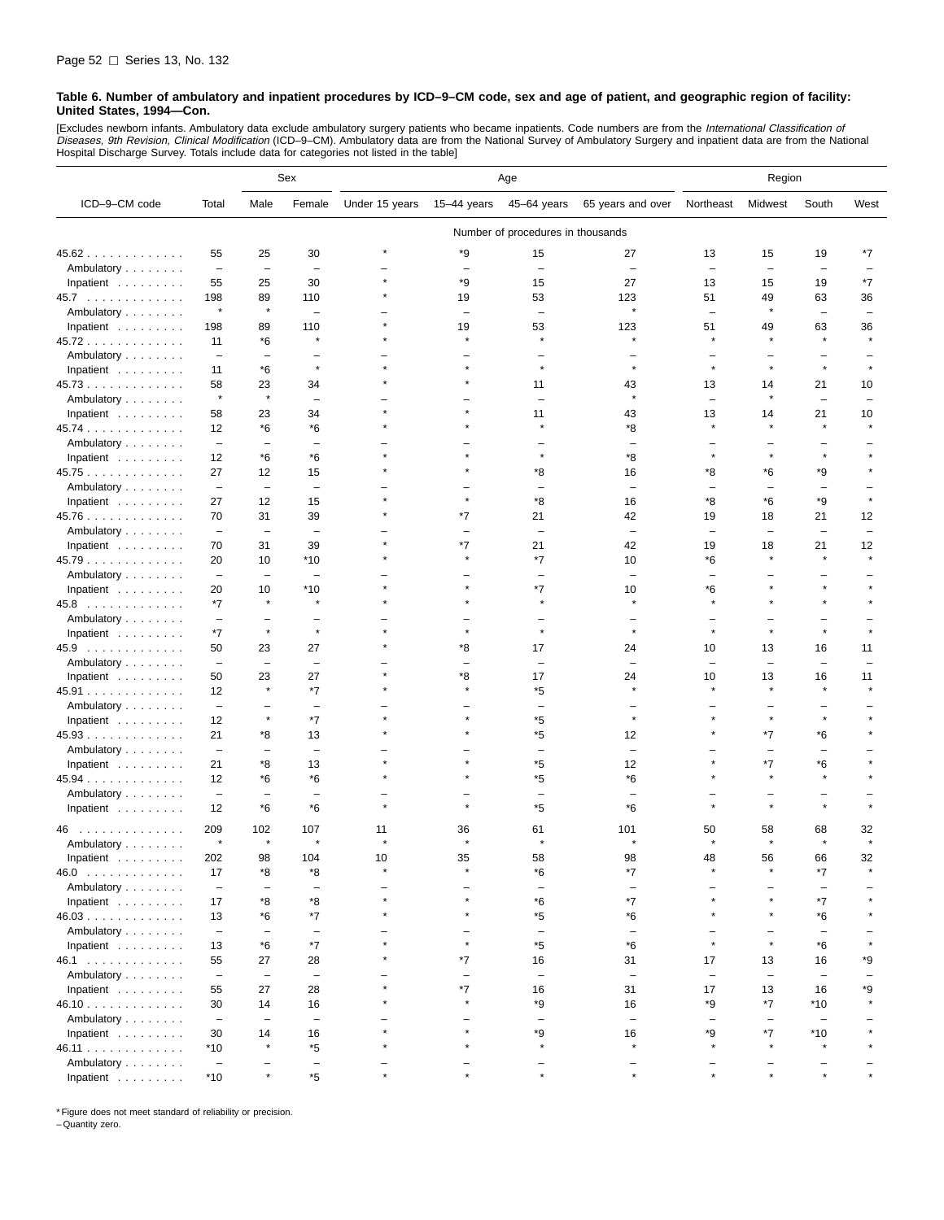**Table 6. Number of ambulatory and inpatient procedures by ICD–9–CM code, sex and age of patient, and geographic region of facility: United States, 1994—Con.**

[Excludes newborn infants. Ambulatory data exclude ambulatory surgery patients who became inpatients. Code numbers are from the *International Classification of Diseases, 9th Revision, Clinical Modification* (ICD–9–CM). Ambulatory data are from the National Survey of Ambulatory Surgery and inpatient data are from the National Hospital Discharge Survey. Totals include data for categories not listed in the table]

| ICD–9–CM code | Total | Sex | | Age | | | | Region | | | |
|---|---|---|---|---|---|---|---|---|---|---|---|
| | | Male | Female | Under 15 years | 15–44 years | 45–64 years | 65 years and over | Northeast | Midwest | South | West |
| | Number of procedures in thousands | | | | | | | | | | |
| 45.62 | 55 | 25 | 30 | * | *9 | 15 | 27 | 13 | 15 | 19 | *7 |
| Ambulatory | – | – | – | – | – | – | – | – | – | – | – |
| Inpatient | 55 | 25 | 30 | * | *9 | 15 | 27 | 13 | 15 | 19 | *7 |
| 45.7 | 198 | 89 | 110 | * | 19 | 53 | 123 | 51 | 49 | 63 | 36 |
| Ambulatory | * | * | – | – | – | – | * | – | * | – | – |
| Inpatient | 198 | 89 | 110 | * | 19 | 53 | 123 | 51 | 49 | 63 | 36 |
| 45.72 | 11 | *6 | * | * | * | * | * | * | * | * | * |
| Ambulatory | – | – | – | – | – | – | – | – | – | – | – |
| Inpatient | 11 | *6 | * | * | * | * | * | * | * | * | * |
| 45.73 | 58 | 23 | 34 | * | * | 11 | 43 | 13 | 14 | 21 | 10 |
| Ambulatory | * | * | – | – | – | – | * | – | * | – | – |
| Inpatient | 58 | 23 | 34 | * | * | 11 | 43 | 13 | 14 | 21 | 10 |
| 45.74 | 12 | *6 | *6 | * | * | * | *8 | * | * | * | * |
| Ambulatory | – | – | – | – | – | – | – | – | – | – | – |
| Inpatient | 12 | *6 | *6 | * | * | * | *8 | * | * | * | * |
| 45.75 | 27 | 12 | 15 | * | * | *8 | 16 | *8 | *6 | *9 | * |
| Ambulatory | – | – | – | – | – | – | – | – | – | – | – |
| Inpatient | 27 | 12 | 15 | * | * | *8 | 16 | *8 | *6 | *9 | * |
| 45.76 | 70 | 31 | 39 | * | *7 | 21 | 42 | 19 | 18 | 21 | 12 |
| Ambulatory | – | – | – | – | – | – | – | – | – | – | – |
| Inpatient | 70 | 31 | 39 | * | *7 | 21 | 42 | 19 | 18 | 21 | 12 |
| 45.79 | 20 | 10 | *10 | * | * | *7 | 10 | *6 | * | * | * |
| Ambulatory | – | – | – | – | – | – | – | – | – | – | – |
| Inpatient | 20 | 10 | *10 | * | * | *7 | 10 | *6 | * | * | * |
| 45.8 | *7 | * | * | * | * | * | * | * | * | * | * |
| Ambulatory | – | – | – | – | – | – | – | – | – | – | – |
| Inpatient | *7 | * | * | * | * | * | * | * | * | * | * |
| 45.9 | 50 | 23 | 27 | * | *8 | 17 | 24 | 10 | 13 | 16 | 11 |
| Ambulatory | – | – | – | – | – | – | – | – | – | – | – |
| Inpatient | 50 | 23 | 27 | * | *8 | 17 | 24 | 10 | 13 | 16 | 11 |
| 45.91 | 12 | * | *7 | * | * | *5 | * | * | * | * | * |
| Ambulatory | – | – | – | – | – | – | – | – | – | – | – |
| Inpatient | 12 | * | *7 | * | * | *5 | * | * | * | * | * |
| 45.93 | 21 | *8 | 13 | * | * | *5 | 12 | * | *7 | *6 | * |
| Ambulatory | – | – | – | – | – | – | – | – | – | – | – |
| Inpatient | 21 | *8 | 13 | * | * | *5 | 12 | * | *7 | *6 | * |
| 45.94 | 12 | *6 | *6 | * | * | *5 | *6 | * | * | * | * |
| Ambulatory | – | – | – | – | – | – | – | – | – | – | – |
| Inpatient | 12 | *6 | *6 | * | * | *5 | *6 | * | * | * | * |
| 46 | 209 | 102 | 107 | 11 | 36 | 61 | 101 | 50 | 58 | 68 | 32 |
| Ambulatory | * | * | * | * | * | * | * | * | * | * | * |
| Inpatient | 202 | 98 | 104 | 10 | 35 | 58 | 98 | 48 | 56 | 66 | 32 |
| 46.0 | 17 | *8 | *8 | * | * | *6 | *7 | * | * | *7 | * |
| Ambulatory | – | – | – | – | – | – | – | – | – | – | – |
| Inpatient | 17 | *8 | *8 | * | * | *6 | *7 | * | * | *7 | * |
| 46.03 | 13 | *6 | *7 | * | * | *5 | *6 | * | * | *6 | * |
| Ambulatory | – | – | – | – | – | – | – | – | – | – | – |
| Inpatient | 13 | *6 | *7 | * | * | *5 | *6 | * | * | *6 | * |
| 46.1 | 55 | 27 | 28 | * | *7 | 16 | 31 | 17 | 13 | 16 | *9 |
| Ambulatory | – | – | – | – | – | – | – | – | – | – | – |
| Inpatient | 55 | 27 | 28 | * | *7 | 16 | 31 | 17 | 13 | 16 | *9 |
| 46.10 | 30 | 14 | 16 | * | * | *9 | 16 | *9 | *7 | *10 | * |
| Ambulatory | – | – | – | – | – | – | – | – | – | – | – |
| Inpatient | 30 | 14 | 16 | * | * | *9 | 16 | *9 | *7 | *10 | * |
| 46.11 | *10 | * | *5 | * | * | * | * | * | * | * | * |
| Ambulatory | – | – | – | – | – | – | – | – | – | – | – |
| Inpatient | *10 | * | *5 | * | * | * | * | * | * | * | * |

* Figure does not meet standard of reliability or precision.
– Quantity zero.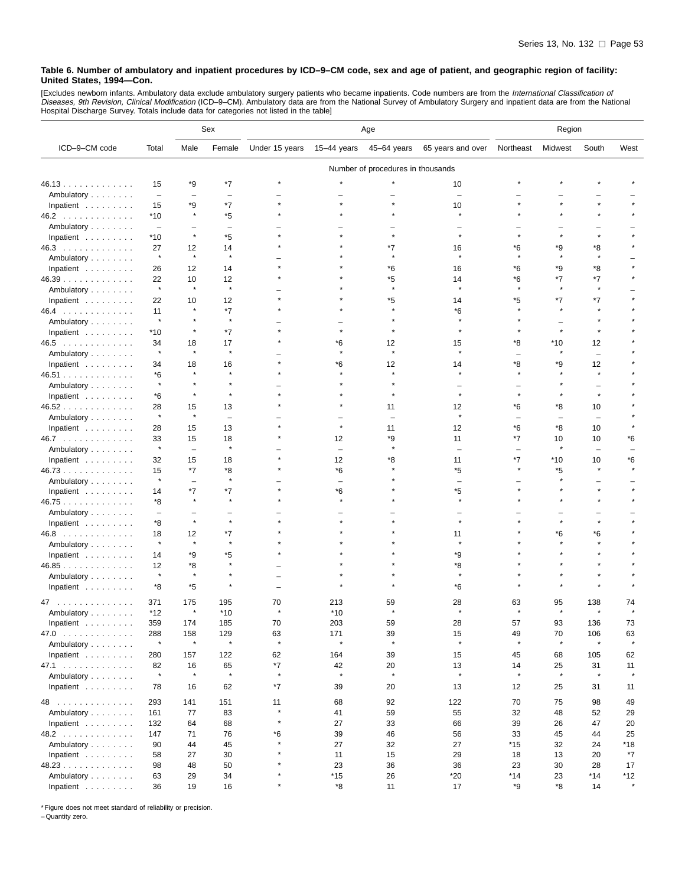**Table 6. Number of ambulatory and inpatient procedures by ICD–9–CM code, sex and age of patient, and geographic region of facility: United States, 1994—Con.**

[Excludes newborn infants. Ambulatory data exclude ambulatory surgery patients who became inpatients. Code numbers are from the *International Classification of Diseases, 9th Revision, Clinical Modification* (ICD–9–CM). Ambulatory data are from the National Survey of Ambulatory Surgery and inpatient data are from the National Hospital Discharge Survey. Totals include data for categories not listed in the table]

| ICD–9–CM code | Total | Sex | | Age | | | | Region | | | |
|---|---|---|---|---|---|---|---|---|---|---|---|
| | | Male | Female | Under 15 years | 15–44 years | 45–64 years | 65 years and over | Northeast | Midwest | South | West |
| | Number of procedures in thousands | | | | | | | | | | |
| 46.13 | 15 | *9 | *7 | * | * | * | 10 | * | * | * | * |
| Ambulatory | – | – | – | – | – | – | – | – | – | – | – |
| Inpatient | 15 | *9 | *7 | * | * | * | 10 | * | * | * | * |
| 46.2 | *10 | * | *5 | * | * | * | * | * | * | * | * |
| Ambulatory | – | – | – | – | – | – | – | – | – | – | – |
| Inpatient | *10 | * | *5 | * | * | * | * | * | * | * | * |
| 46.3 | 27 | 12 | 14 | * | * | *7 | 16 | *6 | *9 | *8 | * |
| Ambulatory | * | * | * | – | * | * | * | * | * | * | – |
| Inpatient | 26 | 12 | 14 | * | * | *6 | 16 | *6 | *9 | *8 | * |
| 46.39 | 22 | 10 | 12 | * | * | *5 | 14 | *6 | *7 | *7 | * |
| Ambulatory | * | * | * | – | * | * | * | * | * | * | – |
| Inpatient | 22 | 10 | 12 | * | * | *5 | 14 | *5 | *7 | *7 | * |
| 46.4 | 11 | * | *7 | * | * | * | *6 | * | * | * | * |
| Ambulatory | * | * | * | – | – | * | * | * | – | * | * |
| Inpatient | *10 | * | *7 | * | * | * | * | * | * | * | * |
| 46.5 | 34 | 18 | 17 | * | *6 | 12 | 15 | *8 | *10 | 12 | * |
| Ambulatory | * | * | * | – | * | * | * | – | * | – | * |
| Inpatient | 34 | 18 | 16 | * | *6 | 12 | 14 | *8 | *9 | 12 | * |
| 46.51 | *6 | * | * | * | * | * | * | * | * | * | * |
| Ambulatory | * | * | * | – | * | * | – | – | * | – | * |
| Inpatient | *6 | * | * | * | * | * | * | * | * | * | * |
| 46.52 | 28 | 15 | 13 | * | * | 11 | 12 | *6 | *8 | 10 | * |
| Ambulatory | * | * | – | – | – | – | * | – | – | – | * |
| Inpatient | 28 | 15 | 13 | * | * | 11 | 12 | *6 | *8 | 10 | * |
| 46.7 | 33 | 15 | 18 | * | 12 | *9 | 11 | *7 | 10 | 10 | *6 |
| Ambulatory | * | – | * | – | – | * | – | – | * | – | – |
| Inpatient | 32 | 15 | 18 | * | 12 | *8 | 11 | *7 | *10 | 10 | *6 |
| 46.73 | 15 | *7 | *8 | * | *6 | * | *5 | * | *5 | * | * |
| Ambulatory | * | – | * | – | – | * | – | – | * | – | – |
| Inpatient | 14 | *7 | *7 | * | *6 | * | *5 | * | * | * | * |
| 46.75 | *8 | * | * | * | * | * | * | * | * | * | * |
| Ambulatory | – | – | – | – | – | – | – | – | – | – | – |
| Inpatient | *8 | * | * | * | * | * | * | * | * | * | * |
| 46.8 | 18 | 12 | *7 | * | * | * | 11 | * | *6 | *6 | * |
| Ambulatory | * | * | * | * | * | * | * | * | * | * | * |
| Inpatient | 14 | *9 | *5 | * | * | * | *9 | * | * | * | * |
| 46.85 | 12 | *8 | * | – | * | * | *8 | * | * | * | * |
| Ambulatory | * | * | * | – | * | * | * | * | * | * | * |
| Inpatient | *8 | *5 | * | – | * | * | *6 | * | * | * | * |
| 47 | 371 | 175 | 195 | 70 | 213 | 59 | 28 | 63 | 95 | 138 | 74 |
| Ambulatory | *12 | * | *10 | * | *10 | * | * | * | * | * | * |
| Inpatient | 359 | 174 | 185 | 70 | 203 | 59 | 28 | 57 | 93 | 136 | 73 |
| 47.0 | 288 | 158 | 129 | 63 | 171 | 39 | 15 | 49 | 70 | 106 | 63 |
| Ambulatory | * | * | * | * | * | * | * | * | * | * | * |
| Inpatient | 280 | 157 | 122 | 62 | 164 | 39 | 15 | 45 | 68 | 105 | 62 |
| 47.1 | 82 | 16 | 65 | *7 | 42 | 20 | 13 | 14 | 25 | 31 | 11 |
| Ambulatory | * | * | * | * | * | * | * | * | * | * | * |
| Inpatient | 78 | 16 | 62 | *7 | 39 | 20 | 13 | 12 | 25 | 31 | 11 |
| 48 | 293 | 141 | 151 | 11 | 68 | 92 | 122 | 70 | 75 | 98 | 49 |
| Ambulatory | 161 | 77 | 83 | * | 41 | 59 | 55 | 32 | 48 | 52 | 29 |
| Inpatient | 132 | 64 | 68 | * | 27 | 33 | 66 | 39 | 26 | 47 | 20 |
| 48.2 | 147 | 71 | 76 | *6 | 39 | 46 | 56 | 33 | 45 | 44 | 25 |
| Ambulatory | 90 | 44 | 45 | * | 27 | 32 | 27 | *15 | 32 | 24 | *18 |
| Inpatient | 58 | 27 | 30 | * | 11 | 15 | 29 | 18 | 13 | 20 | *7 |
| 48.23 | 98 | 48 | 50 | * | 23 | 36 | 36 | 23 | 30 | 28 | 17 |
| Ambulatory | 63 | 29 | 34 | * | *15 | 26 | *20 | *14 | 23 | *14 | *12 |
| Inpatient | 36 | 19 | 16 | * | *8 | 11 | 17 | *9 | *8 | 14 | * |

* Figure does not meet standard of reliability or precision.
– Quantity zero.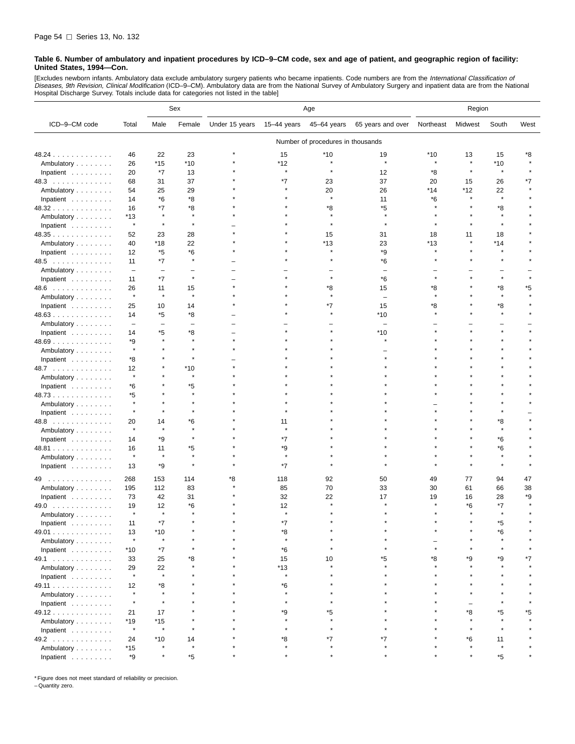**Table 6. Number of ambulatory and inpatient procedures by ICD–9–CM code, sex and age of patient, and geographic region of facility: United States, 1994—Con.**

[Excludes newborn infants. Ambulatory data exclude ambulatory surgery patients who became inpatients. Code numbers are from the *International Classification of Diseases, 9th Revision, Clinical Modification* (ICD–9–CM). Ambulatory data are from the National Survey of Ambulatory Surgery and inpatient data are from the National Hospital Discharge Survey. Totals include data for categories not listed in the table]

| ICD–9–CM code | Total | Sex | | Age | | | | Region | | | |
|---|---|---|---|---|---|---|---|---|---|---|---|
| | | Male | Female | Under 15 years | 15–44 years | 45–64 years | 65 years and over | Northeast | Midwest | South | West |
| | Number of procedures in thousands | | | | | | | | | | |
| 48.24 | 46 | 22 | 23 | * | 15 | *10 | 19 | *10 | 13 | 15 | *8 |
| Ambulatory | 26 | *15 | *10 | * | *12 | * | * | * | * | *10 | * |
| Inpatient | 20 | *7 | 13 | * | * | * | 12 | *8 | * | * | * |
| 48.3 | 68 | 31 | 37 | * | *7 | 23 | 37 | 20 | 15 | 26 | *7 |
| Ambulatory | 54 | 25 | 29 | * | * | 20 | 26 | *14 | *12 | 22 | * |
| Inpatient | 14 | *6 | *8 | * | * | * | 11 | *6 | * | * | * |
| 48.32 | 16 | *7 | *8 | * | * | *8 | *5 | * | * | *8 | * |
| Ambulatory | *13 | * | * | * | * | * | * | * | * | * | * |
| Inpatient | * | * | * | – | * | * | * | * | * | * | * |
| 48.35 | 52 | 23 | 28 | * | * | 15 | 31 | 18 | 11 | 18 | * |
| Ambulatory | 40 | *18 | 22 | * | * | *13 | 23 | *13 | * | *14 | * |
| Inpatient | 12 | *5 | *6 | * | * | * | *9 | * | * | * | * |
| 48.5 | 11 | *7 | * | – | * | * | *6 | * | * | * | * |
| Ambulatory | – | – | – | – | – | – | – | – | – | – | – |
| Inpatient | 11 | *7 | * | – | * | * | *6 | * | * | * | * |
| 48.6 | 26 | 11 | 15 | * | * | *8 | 15 | *8 | * | *8 | *5 |
| Ambulatory | * | * | * | * | * | * | – | * | * | * | * |
| Inpatient | 25 | 10 | 14 | * | * | *7 | 15 | *8 | * | *8 | * |
| 48.63 | 14 | *5 | *8 | – | * | * | *10 | * | * | * | * |
| Ambulatory | – | – | – | – | – | – | – | – | – | – | – |
| Inpatient | 14 | *5 | *8 | – | * | * | *10 | * | * | * | * |
| 48.69 | *9 | * | * | * | * | * | * | * | * | * | * |
| Ambulatory | * | * | * | * | * | * | – | * | * | * | * |
| Inpatient | *8 | * | * | – | * | * | * | * | * | * | * |
| 48.7 | 12 | * | *10 | * | * | * | * | * | * | * | * |
| Ambulatory | * | * | * | * | * | * | * | * | * | * | * |
| Inpatient | *6 | * | *5 | * | * | * | * | * | * | * | * |
| 48.73 | *5 | * | * | * | * | * | * | * | * | * | * |
| Ambulatory | * | * | * | * | * | * | * | – | * | * | * |
| Inpatient | * | * | * | * | * | * | * | * | * | * | – |
| 48.8 | 20 | 14 | *6 | * | 11 | * | * | * | * | *8 | * |
| Ambulatory | * | * | * | * | * | * | * | * | * | * | * |
| Inpatient | 14 | *9 | * | * | *7 | * | * | * | * | *6 | * |
| 48.81 | 16 | 11 | *5 | * | *9 | * | * | * | * | *6 | * |
| Ambulatory | * | * | * | * | * | * | * | * | * | * | * |
| Inpatient | 13 | *9 | * | * | *7 | * | * | * | * | * | * |
| 49 | 268 | 153 | 114 | *8 | 118 | 92 | 50 | 49 | 77 | 94 | 47 |
| Ambulatory | 195 | 112 | 83 | * | 85 | 70 | 33 | 30 | 61 | 66 | 38 |
| Inpatient | 73 | 42 | 31 | * | 32 | 22 | 17 | 19 | 16 | 28 | *9 |
| 49.0 | 19 | 12 | *6 | * | 12 | * | * | * | *6 | *7 | * |
| Ambulatory | * | * | * | * | * | * | * | * | * | * | * |
| Inpatient | 11 | *7 | * | * | *7 | * | * | * | * | *5 | * |
| 49.01 | 13 | *10 | * | * | *8 | * | * | * | * | *6 | * |
| Ambulatory | * | * | * | * | * | * | * | – | * | * | * |
| Inpatient | *10 | *7 | * | * | *6 | * | * | * | * | * | * |
| 49.1 | 33 | 25 | *8 | * | 15 | 10 | *5 | *8 | *9 | *9 | *7 |
| Ambulatory | 29 | 22 | * | * | *13 | * | * | * | * | * | * |
| Inpatient | * | * | * | * | * | * | * | * | * | * | * |
| 49.11 | 12 | *8 | * | * | *6 | * | * | * | * | * | * |
| Ambulatory | * | * | * | * | * | * | * | * | * | * | * |
| Inpatient | * | * | * | * | * | * | * | * | – | * | * |
| 49.12 | 21 | 17 | * | * | *9 | *5 | * | * | *8 | *5 | *5 |
| Ambulatory | *19 | *15 | * | * | * | * | * | * | * | * | * |
| Inpatient | * | * | * | * | * | * | * | * | * | * | * |
| 49.2 | 24 | *10 | 14 | * | *8 | *7 | *7 | * | *6 | 11 | * |
| Ambulatory | *15 | * | * | * | * | * | * | * | * | * | * |
| Inpatient | *9 | * | *5 | * | * | * | * | * | * | *5 | * |

* Figure does not meet standard of reliability or precision.
– Quantity zero.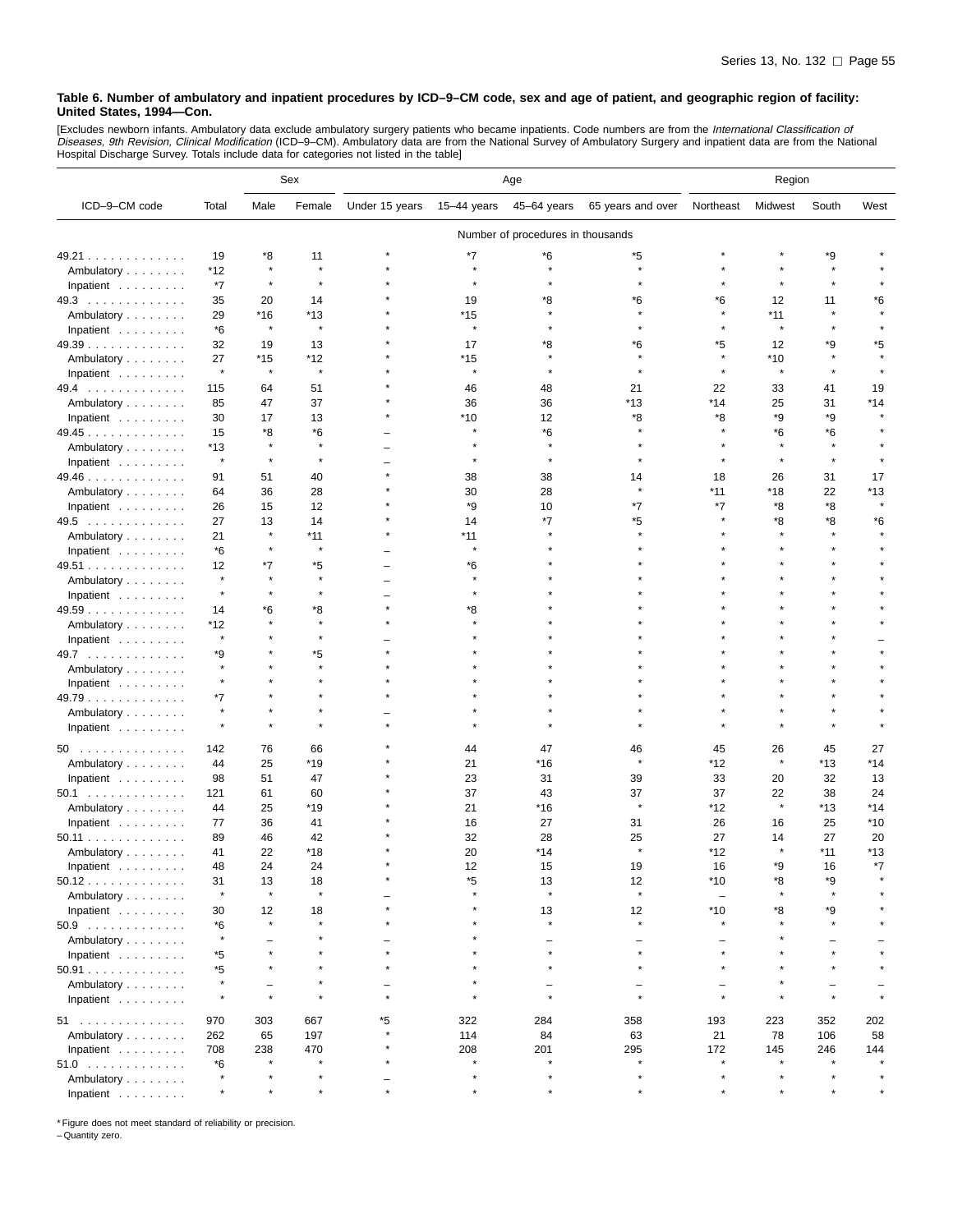**Table 6. Number of ambulatory and inpatient procedures by ICD–9–CM code, sex and age of patient, and geographic region of facility: United States, 1994—Con.**

[Excludes newborn infants. Ambulatory data exclude ambulatory surgery patients who became inpatients. Code numbers are from the *International Classification of Diseases, 9th Revision, Clinical Modification* (ICD–9–CM). Ambulatory data are from the National Survey of Ambulatory Surgery and inpatient data are from the National Hospital Discharge Survey. Totals include data for categories not listed in the table]

| ICD–9–CM code | Total | Sex | | Age | | | | Region | | | |
|---|---|---|---|---|---|---|---|---|---|---|---|
| | | Male | Female | Under 15 years | 15–44 years | 45–64 years | 65 years and over | Northeast | Midwest | South | West |
| | Number of procedures in thousands | | | | | | | | | | |
| 49.21 | 19 | *8 | 11 | * | *7 | *6 | *5 | * | * | *9 | * |
| Ambulatory | *12 | * | * | * | * | * | * | * | * | * | * |
| Inpatient | *7 | * | * | * | * | * | * | * | * | * | * |
| 49.3 | 35 | 20 | 14 | * | 19 | *8 | *6 | *6 | 12 | 11 | *6 |
| Ambulatory | 29 | *16 | *13 | * | *15 | * | * | * | *11 | * | * |
| Inpatient | *6 | * | * | * | * | * | * | * | * | * | * |
| 49.39 | 32 | 19 | 13 | * | 17 | *8 | *6 | *5 | 12 | *9 | *5 |
| Ambulatory | 27 | *15 | *12 | * | *15 | * | * | * | *10 | * | * |
| Inpatient | * | * | * | * | * | * | * | * | * | * | * |
| 49.4 | 115 | 64 | 51 | * | 46 | 48 | 21 | 22 | 33 | 41 | 19 |
| Ambulatory | 85 | 47 | 37 | * | 36 | 36 | *13 | *14 | 25 | 31 | *14 |
| Inpatient | 30 | 17 | 13 | * | *10 | 12 | *8 | *8 | *9 | *9 | * |
| 49.45 | 15 | *8 | *6 | – | * | *6 | * | * | *6 | *6 | * |
| Ambulatory | *13 | * | * | – | * | * | * | * | * | * | * |
| Inpatient | * | * | * | – | * | * | * | * | * | * | * |
| 49.46 | 91 | 51 | 40 | * | 38 | 38 | 14 | 18 | 26 | 31 | 17 |
| Ambulatory | 64 | 36 | 28 | * | 30 | 28 | * | *11 | *18 | 22 | *13 |
| Inpatient | 26 | 15 | 12 | * | *9 | 10 | *7 | *7 | *8 | *8 | * |
| 49.5 | 27 | 13 | 14 | * | 14 | *7 | *5 | * | *8 | *8 | *6 |
| Ambulatory | 21 | * | *11 | * | *11 | * | * | * | * | * | * |
| Inpatient | *6 | * | * | – | * | * | * | * | * | * | * |
| 49.51 | 12 | *7 | *5 | – | *6 | * | * | * | * | * | * |
| Ambulatory | * | * | * | – | * | * | * | * | * | * | * |
| Inpatient | * | * | * | – | * | * | * | * | * | * | * |
| 49.59 | 14 | *6 | *8 | * | *8 | * | * | * | * | * | * |
| Ambulatory | *12 | * | * | * | * | * | * | * | * | * | * |
| Inpatient | * | * | * | – | * | * | * | * | * | * | – |
| 49.7 | *9 | * | *5 | * | * | * | * | * | * | * | * |
| Ambulatory | * | * | * | * | * | * | * | * | * | * | * |
| Inpatient | * | * | * | * | * | * | * | * | * | * | * |
| 49.79 | *7 | * | * | * | * | * | * | * | * | * | * |
| Ambulatory | * | * | * | – | * | * | * | * | * | * | * |
| Inpatient | * | * | * | * | * | * | * | * | * | * | * |
| 50 | 142 | 76 | 66 | * | 44 | 47 | 46 | 45 | 26 | 45 | 27 |
| Ambulatory | 44 | 25 | *19 | * | 21 | *16 | * | *12 | * | *13 | *14 |
| Inpatient | 98 | 51 | 47 | * | 23 | 31 | 39 | 33 | 20 | 32 | 13 |
| 50.1 | 121 | 61 | 60 | * | 37 | 43 | 37 | 37 | 22 | 38 | 24 |
| Ambulatory | 44 | 25 | *19 | * | 21 | *16 | * | *12 | * | *13 | *14 |
| Inpatient | 77 | 36 | 41 | * | 16 | 27 | 31 | 26 | 16 | 25 | *10 |
| 50.11 | 89 | 46 | 42 | * | 32 | 28 | 25 | 27 | 14 | 27 | 20 |
| Ambulatory | 41 | 22 | *18 | * | 20 | *14 | * | *12 | * | *11 | *13 |
| Inpatient | 48 | 24 | 24 | * | 12 | 15 | 19 | 16 | *9 | 16 | *7 |
| 50.12 | 31 | 13 | 18 | * | *5 | 13 | 12 | *10 | *8 | *9 | * |
| Ambulatory | * | * | * | – | * | * | * | – | * | * | * |
| Inpatient | 30 | 12 | 18 | * | * | 13 | 12 | *10 | *8 | *9 | * |
| 50.9 | *6 | * | * | * | * | * | * | * | * | * | * |
| Ambulatory | * | – | * | – | * | – | – | – | * | – | – |
| Inpatient | *5 | * | * | * | * | * | * | * | * | * | * |
| 50.91 | *5 | * | * | * | * | * | * | * | * | * | * |
| Ambulatory | * | – | * | – | * | – | – | – | * | – | – |
| Inpatient | * | * | * | * | * | * | * | * | * | * | * |
| 51 | 970 | 303 | 667 | *5 | 322 | 284 | 358 | 193 | 223 | 352 | 202 |
| Ambulatory | 262 | 65 | 197 | * | 114 | 84 | 63 | 21 | 78 | 106 | 58 |
| Inpatient | 708 | 238 | 470 | * | 208 | 201 | 295 | 172 | 145 | 246 | 144 |
| 51.0 | *6 | * | * | * | * | * | * | * | * | * | * |
| Ambulatory | * | * | * | – | * | * | * | * | * | * | * |
| Inpatient | * | * | * | * | * | * | * | * | * | * | * |

* Figure does not meet standard of reliability or precision.
– Quantity zero.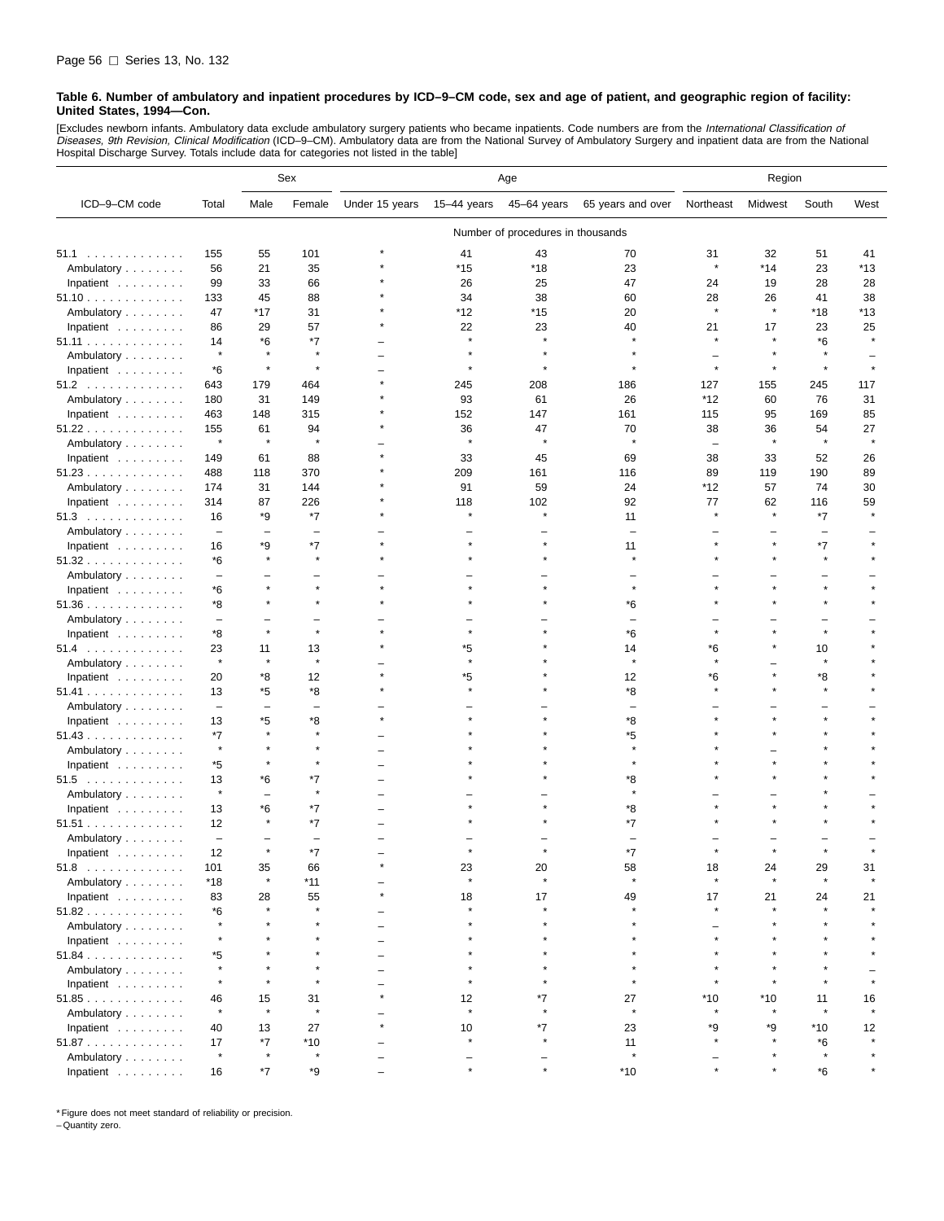**Table 6. Number of ambulatory and inpatient procedures by ICD–9–CM code, sex and age of patient, and geographic region of facility: United States, 1994—Con.**

[Excludes newborn infants. Ambulatory data exclude ambulatory surgery patients who became inpatients. Code numbers are from the *International Classification of Diseases, 9th Revision, Clinical Modification* (ICD–9–CM). Ambulatory data are from the National Survey of Ambulatory Surgery and inpatient data are from the National Hospital Discharge Survey. Totals include data for categories not listed in the table]

| ICD–9–CM code | Total | Sex | | Age | | | | Region | | | |
|---|---|---|---|---|---|---|---|---|---|---|---|
| | | Male | Female | Under 15 years | 15–44 years | 45–64 years | 65 years and over | Northeast | Midwest | South | West |
| | Number of procedures in thousands | | | | | | | | | | |
| 51.1 | 155 | 55 | 101 | * | 41 | 43 | 70 | 31 | 32 | 51 | 41 |
| Ambulatory | 56 | 21 | 35 | * | *15 | *18 | 23 | * | *14 | 23 | *13 |
| Inpatient | 99 | 33 | 66 | * | 26 | 25 | 47 | 24 | 19 | 28 | 28 |
| 51.10 | 133 | 45 | 88 | * | 34 | 38 | 60 | 28 | 26 | 41 | 38 |
| Ambulatory | 47 | *17 | 31 | * | *12 | *15 | 20 | * | * | *18 | *13 |
| Inpatient | 86 | 29 | 57 | * | 22 | 23 | 40 | 21 | 17 | 23 | 25 |
| 51.11 | 14 | *6 | *7 | – | * | * | * | * | * | *6 | * |
| Ambulatory | * | * | * | – | * | * | * | – | * | * | – |
| Inpatient | *6 | * | * | – | * | * | * | * | * | * | * |
| 51.2 | 643 | 179 | 464 | * | 245 | 208 | 186 | 127 | 155 | 245 | 117 |
| Ambulatory | 180 | 31 | 149 | * | 93 | 61 | 26 | *12 | 60 | 76 | 31 |
| Inpatient | 463 | 148 | 315 | * | 152 | 147 | 161 | 115 | 95 | 169 | 85 |
| 51.22 | 155 | 61 | 94 | * | 36 | 47 | 70 | 38 | 36 | 54 | 27 |
| Ambulatory | * | * | * | – | * | * | * | – | * | * | * |
| Inpatient | 149 | 61 | 88 | * | 33 | 45 | 69 | 38 | 33 | 52 | 26 |
| 51.23 | 488 | 118 | 370 | * | 209 | 161 | 116 | 89 | 119 | 190 | 89 |
| Ambulatory | 174 | 31 | 144 | * | 91 | 59 | 24 | *12 | 57 | 74 | 30 |
| Inpatient | 314 | 87 | 226 | * | 118 | 102 | 92 | 77 | 62 | 116 | 59 |
| 51.3 | 16 | *9 | *7 | * | * | * | 11 | * | * | *7 | * |
| Ambulatory | – | – | – | – | – | – | – | – | – | – | – |
| Inpatient | 16 | *9 | *7 | * | * | * | 11 | * | * | *7 | * |
| 51.32 | *6 | * | * | * | * | * | * | * | * | * | * |
| Ambulatory | – | – | – | – | – | – | – | – | – | – | – |
| Inpatient | *6 | * | * | * | * | * | * | * | * | * | * |
| 51.36 | *8 | * | * | * | * | * | *6 | * | * | * | * |
| Ambulatory | – | – | – | – | – | – | – | – | – | – | – |
| Inpatient | *8 | * | * | * | * | * | *6 | * | * | * | * |
| 51.4 | 23 | 11 | 13 | * | *5 | * | 14 | *6 | * | 10 | * |
| Ambulatory | * | * | * | – | * | * | * | * | – | * | * |
| Inpatient | 20 | *8 | 12 | * | *5 | * | 12 | *6 | * | *8 | * |
| 51.41 | 13 | *5 | *8 | * | * | * | *8 | * | * | * | * |
| Ambulatory | – | – | – | – | – | – | – | – | – | – | – |
| Inpatient | 13 | *5 | *8 | * | * | * | *8 | * | * | * | * |
| 51.43 | *7 | * | * | – | * | * | *5 | * | * | * | * |
| Ambulatory | * | * | * | – | * | * | * | * | – | * | * |
| Inpatient | *5 | * | * | – | * | * | * | * | * | * | * |
| 51.5 | 13 | *6 | *7 | – | * | * | *8 | * | * | * | * |
| Ambulatory | * | – | * | – | – | – | * | – | – | * | – |
| Inpatient | 13 | *6 | *7 | – | * | * | *8 | * | * | * | * |
| 51.51 | 12 | * | *7 | – | * | * | *7 | * | * | * | * |
| Ambulatory | – | – | – | – | – | – | – | – | – | – | – |
| Inpatient | 12 | * | *7 | – | * | * | *7 | * | * | * | * |
| 51.8 | 101 | 35 | 66 | * | 23 | 20 | 58 | 18 | 24 | 29 | 31 |
| Ambulatory | *18 | * | *11 | – | * | * | * | * | * | * | * |
| Inpatient | 83 | 28 | 55 | * | 18 | 17 | 49 | 17 | 21 | 24 | 21 |
| 51.82 | *6 | * | * | – | * | * | * | * | * | * | * |
| Ambulatory | * | * | * | – | * | * | * | – | * | * | * |
| Inpatient | * | * | * | – | * | * | * | * | * | * | * |
| 51.84 | *5 | * | * | – | * | * | * | * | * | * | * |
| Ambulatory | * | * | * | – | * | * | * | * | * | * | – |
| Inpatient | * | * | * | – | * | * | * | * | * | * | * |
| 51.85 | 46 | 15 | 31 | * | 12 | *7 | 27 | *10 | *10 | 11 | 16 |
| Ambulatory | * | * | * | – | * | * | * | * | * | * | * |
| Inpatient | 40 | 13 | 27 | * | 10 | *7 | 23 | *9 | *9 | *10 | 12 |
| 51.87 | 17 | *7 | *10 | – | * | * | 11 | * | * | *6 | * |
| Ambulatory | * | * | * | – | – | – | * | – | * | * | * |
| Inpatient | 16 | *7 | *9 | – | * | * | *10 | * | * | *6 | * |

* Figure does not meet standard of reliability or precision.
– Quantity zero.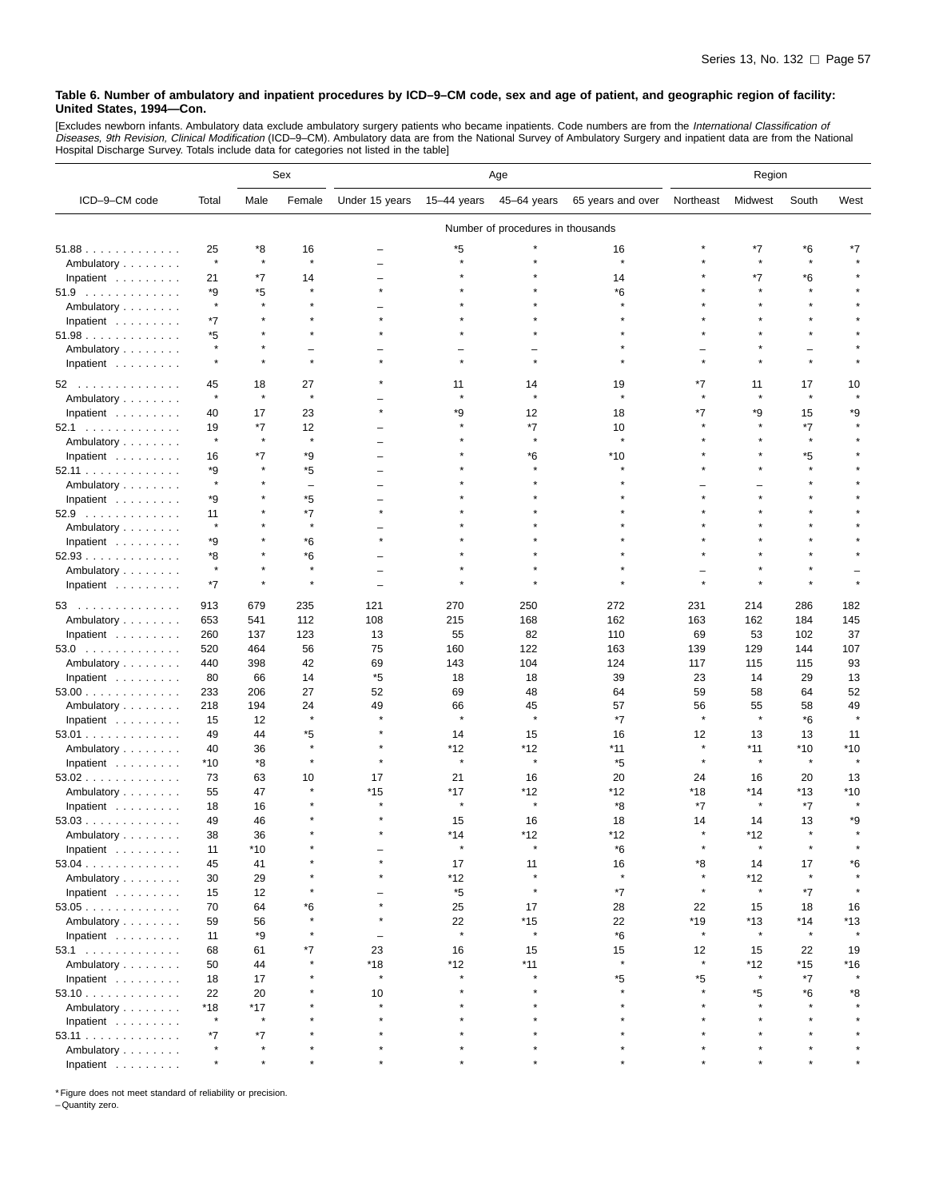**Table 6. Number of ambulatory and inpatient procedures by ICD–9–CM code, sex and age of patient, and geographic region of facility: United States, 1994—Con.**

[Excludes newborn infants. Ambulatory data exclude ambulatory surgery patients who became inpatients. Code numbers are from the *International Classification of Diseases, 9th Revision, Clinical Modification* (ICD–9–CM). Ambulatory data are from the National Survey of Ambulatory Surgery and inpatient data are from the National Hospital Discharge Survey. Totals include data for categories not listed in the table]

| ICD–9–CM code | Total | Sex | | Age | | | | Region | | | |
|---|---|---|---|---|---|---|---|---|---|---|---|
| | | Male | Female | Under 15 years | 15–44 years | 45–64 years | 65 years and over | Northeast | Midwest | South | West |
| | Number of procedures in thousands | | | | | | | | | | |
| 51.88 | 25 | *8 | 16 | – | *5 | * | 16 | * | *7 | *6 | *7 |
| Ambulatory | * | * | * | – | * | * | * | * | * | * | * |
| Inpatient | 21 | *7 | 14 | – | * | * | 14 | * | *7 | *6 | * |
| 51.9 | *9 | *5 | * | * | * | * | *6 | * | * | * | * |
| Ambulatory | * | * | * | – | * | * | * | * | * | * | * |
| Inpatient | *7 | * | * | * | * | * | * | * | * | * | * |
| 51.98 | *5 | * | * | * | * | * | * | * | * | * | * |
| Ambulatory | * | * | – | – | – | – | * | – | * | – | * |
| Inpatient | * | * | * | * | * | * | * | * | * | * | * |
| 52 | 45 | 18 | 27 | * | 11 | 14 | 19 | *7 | 11 | 17 | 10 |
| Ambulatory | * | * | * | – | * | * | * | * | * | * | * |
| Inpatient | 40 | 17 | 23 | * | *9 | 12 | 18 | *7 | *9 | 15 | *9 |
| 52.1 | 19 | *7 | 12 | – | * | *7 | 10 | * | * | *7 | * |
| Ambulatory | * | * | * | – | * | * | * | * | * | * | * |
| Inpatient | 16 | *7 | *9 | – | * | *6 | *10 | * | * | *5 | * |
| 52.11 | *9 | * | *5 | – | * | * | * | * | * | * | * |
| Ambulatory | * | * | – | – | * | * | * | – | – | * | * |
| Inpatient | *9 | * | *5 | – | * | * | * | * | * | * | * |
| 52.9 | 11 | * | *7 | * | * | * | * | * | * | * | * |
| Ambulatory | * | * | * | – | * | * | * | * | * | * | * |
| Inpatient | *9 | * | *6 | * | * | * | * | * | * | * | * |
| 52.93 | *8 | * | *6 | – | * | * | * | * | * | * | * |
| Ambulatory | * | * | * | – | * | * | * | – | * | * | – |
| Inpatient | *7 | * | * | – | * | * | * | * | * | * | * |
| 53 | 913 | 679 | 235 | 121 | 270 | 250 | 272 | 231 | 214 | 286 | 182 |
| Ambulatory | 653 | 541 | 112 | 108 | 215 | 168 | 162 | 163 | 162 | 184 | 145 |
| Inpatient | 260 | 137 | 123 | 13 | 55 | 82 | 110 | 69 | 53 | 102 | 37 |
| 53.0 | 520 | 464 | 56 | 75 | 160 | 122 | 163 | 139 | 129 | 144 | 107 |
| Ambulatory | 440 | 398 | 42 | 69 | 143 | 104 | 124 | 117 | 115 | 115 | 93 |
| Inpatient | 80 | 66 | 14 | *5 | 18 | 18 | 39 | 23 | 14 | 29 | 13 |
| 53.00 | 233 | 206 | 27 | 52 | 69 | 48 | 64 | 59 | 58 | 64 | 52 |
| Ambulatory | 218 | 194 | 24 | 49 | 66 | 45 | 57 | 56 | 55 | 58 | 49 |
| Inpatient | 15 | 12 | * | * | * | * | *7 | * | * | *6 | * |
| 53.01 | 49 | 44 | *5 | * | 14 | 15 | 16 | 12 | 13 | 13 | 11 |
| Ambulatory | 40 | 36 | * | * | *12 | *12 | *11 | * | *11 | *10 | *10 |
| Inpatient | *10 | *8 | * | * | * | * | *5 | * | * | * | * |
| 53.02 | 73 | 63 | 10 | 17 | 21 | 16 | 20 | 24 | 16 | 20 | 13 |
| Ambulatory | 55 | 47 | * | *15 | *17 | *12 | *12 | *18 | *14 | *13 | *10 |
| Inpatient | 18 | 16 | * | * | * | * | *8 | *7 | * | *7 | * |
| 53.03 | 49 | 46 | * | * | 15 | 16 | 18 | 14 | 14 | 13 | *9 |
| Ambulatory | 38 | 36 | * | * | *14 | *12 | *12 | * | *12 | * | * |
| Inpatient | 11 | *10 | * | – | * | * | *6 | * | * | * | * |
| 53.04 | 45 | 41 | * | * | 17 | 11 | 16 | *8 | 14 | 17 | *6 |
| Ambulatory | 30 | 29 | * | * | *12 | * | * | * | *12 | * | * |
| Inpatient | 15 | 12 | * | – | *5 | * | *7 | * | * | *7 | * |
| 53.05 | 70 | 64 | *6 | * | 25 | 17 | 28 | 22 | 15 | 18 | 16 |
| Ambulatory | 59 | 56 | * | * | 22 | *15 | 22 | *19 | *13 | *14 | *13 |
| Inpatient | 11 | *9 | * | – | * | * | *6 | * | * | * | * |
| 53.1 | 68 | 61 | *7 | 23 | 16 | 15 | 15 | 12 | 15 | 22 | 19 |
| Ambulatory | 50 | 44 | * | *18 | *12 | *11 | * | * | *12 | *15 | *16 |
| Inpatient | 18 | 17 | * | * | * | * | *5 | *5 | * | *7 | * |
| 53.10 | 22 | 20 | * | 10 | * | * | * | * | *5 | *6 | *8 |
| Ambulatory | *18 | *17 | * | * | * | * | * | * | * | * | * |
| Inpatient | * | * | * | * | * | * | * | * | * | * | * |
| 53.11 | *7 | *7 | * | * | * | * | * | * | * | * | * |
| Ambulatory | * | * | * | * | * | * | * | * | * | * | * |
| Inpatient | * | * | * | * | * | * | * | * | * | * | * |

* Figure does not meet standard of reliability or precision.
– Quantity zero.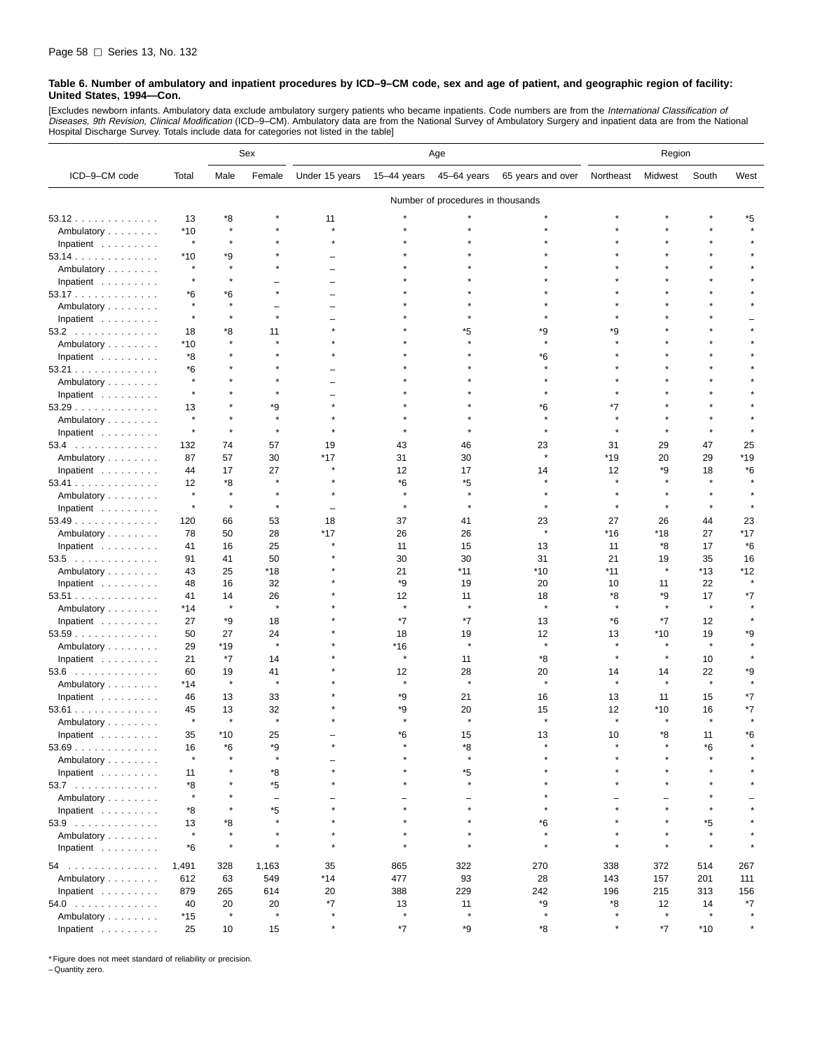**Table 6. Number of ambulatory and inpatient procedures by ICD–9–CM code, sex and age of patient, and geographic region of facility: United States, 1994—Con.**

[Excludes newborn infants. Ambulatory data exclude ambulatory surgery patients who became inpatients. Code numbers are from the *International Classification of Diseases, 9th Revision, Clinical Modification* (ICD–9–CM). Ambulatory data are from the National Survey of Ambulatory Surgery and inpatient data are from the National Hospital Discharge Survey. Totals include data for categories not listed in the table]

| ICD–9–CM code | Total | Sex | | Age | | | | Region | | | |
|---|---|---|---|---|---|---|---|---|---|---|---|
| | | Male | Female | Under 15 years | 15–44 years | 45–64 years | 65 years and over | Northeast | Midwest | South | West |
| | Number of procedures in thousands | | | | | | | | | | |
| 53.12 | 13 | *8 | * | 11 | * | * | * | * | * | * | *5 |
| Ambulatory | *10 | * | * | * | * | * | * | * | * | * | * |
| Inpatient | * | * | * | * | * | * | * | * | * | * | * |
| 53.14 | *10 | *9 | * | – | * | * | * | * | * | * | * |
| Ambulatory | * | * | * | – | * | * | * | * | * | * | * |
| Inpatient | * | * | – | – | * | * | * | * | * | * | * |
| 53.17 | *6 | *6 | * | – | * | * | * | * | * | * | * |
| Ambulatory | * | * | – | – | * | * | * | * | * | * | * |
| Inpatient | * | * | * | – | * | * | * | * | * | * | – |
| 53.2 | 18 | *8 | 11 | * | * | *5 | *9 | *9 | * | * | * |
| Ambulatory | *10 | * | * | * | * | * | * | * | * | * | * |
| Inpatient | *8 | * | * | * | * | * | *6 | * | * | * | * |
| 53.21 | *6 | * | * | – | * | * | * | * | * | * | * |
| Ambulatory | * | * | * | – | * | * | * | * | * | * | * |
| Inpatient | * | * | * | – | * | * | * | * | * | * | * |
| 53.29 | 13 | * | *9 | * | * | * | *6 | *7 | * | * | * |
| Ambulatory | * | * | * | * | * | * | * | * | * | * | * |
| Inpatient | * | * | * | * | * | * | * | * | * | * | * |
| 53.4 | 132 | 74 | 57 | 19 | 43 | 46 | 23 | 31 | 29 | 47 | 25 |
| Ambulatory | 87 | 57 | 30 | *17 | 31 | 30 | * | *19 | 20 | 29 | *19 |
| Inpatient | 44 | 17 | 27 | * | 12 | 17 | 14 | 12 | *9 | 18 | *6 |
| 53.41 | 12 | *8 | * | * | *6 | *5 | * | * | * | * | * |
| Ambulatory | * | * | * | * | * | * | * | * | * | * | * |
| Inpatient | * | * | * | – | * | * | * | * | * | * | * |
| 53.49 | 120 | 66 | 53 | 18 | 37 | 41 | 23 | 27 | 26 | 44 | 23 |
| Ambulatory | 78 | 50 | 28 | *17 | 26 | 26 | * | *16 | *18 | 27 | *17 |
| Inpatient | 41 | 16 | 25 | * | 11 | 15 | 13 | 11 | *8 | 17 | *6 |
| 53.5 | 91 | 41 | 50 | * | 30 | 30 | 31 | 21 | 19 | 35 | 16 |
| Ambulatory | 43 | 25 | *18 | * | 21 | *11 | *10 | *11 | * | *13 | *12 |
| Inpatient | 48 | 16 | 32 | * | *9 | 19 | 20 | 10 | 11 | 22 | * |
| 53.51 | 41 | 14 | 26 | * | 12 | 11 | 18 | *8 | *9 | 17 | *7 |
| Ambulatory | *14 | * | * | * | * | * | * | * | * | * | * |
| Inpatient | 27 | *9 | 18 | * | *7 | *7 | 13 | *6 | *7 | 12 | * |
| 53.59 | 50 | 27 | 24 | * | 18 | 19 | 12 | 13 | *10 | 19 | *9 |
| Ambulatory | 29 | *19 | * | * | *16 | * | * | * | * | * | * |
| Inpatient | 21 | *7 | 14 | * | * | 11 | *8 | * | * | 10 | * |
| 53.6 | 60 | 19 | 41 | * | 12 | 28 | 20 | 14 | 14 | 22 | *9 |
| Ambulatory | *14 | * | * | * | * | * | * | * | * | * | * |
| Inpatient | 46 | 13 | 33 | * | *9 | 21 | 16 | 13 | 11 | 15 | *7 |
| 53.61 | 45 | 13 | 32 | * | *9 | 20 | 15 | 12 | *10 | 16 | *7 |
| Ambulatory | * | * | * | * | * | * | * | * | * | * | * |
| Inpatient | 35 | *10 | 25 | – | *6 | 15 | 13 | 10 | *8 | 11 | *6 |
| 53.69 | 16 | *6 | *9 | * | * | *8 | * | * | * | *6 | * |
| Ambulatory | * | * | * | – | * | * | * | * | * | * | * |
| Inpatient | 11 | * | *8 | * | * | *5 | * | * | * | * | * |
| 53.7 | *8 | * | *5 | * | * | * | * | * | * | * | * |
| Ambulatory | * | * | – | – | – | – | * | – | – | * | – |
| Inpatient | *8 | * | *5 | * | * | * | * | * | * | * | * |
| 53.9 | 13 | *8 | * | * | * | * | *6 | * | * | *5 | * |
| Ambulatory | * | * | * | * | * | * | * | * | * | * | * |
| Inpatient | *6 | * | * | * | * | * | * | * | * | * | * |
| 54 | 1,491 | 328 | 1,163 | 35 | 865 | 322 | 270 | 338 | 372 | 514 | 267 |
| Ambulatory | 612 | 63 | 549 | *14 | 477 | 93 | 28 | 143 | 157 | 201 | 111 |
| Inpatient | 879 | 265 | 614 | 20 | 388 | 229 | 242 | 196 | 215 | 313 | 156 |
| 54.0 | 40 | 20 | 20 | *7 | 13 | 11 | *9 | *8 | 12 | 14 | *7 |
| Ambulatory | *15 | * | * | * | * | * | * | * | * | * | * |
| Inpatient | 25 | 10 | 15 | * | *7 | *9 | *8 | * | *7 | *10 | * |

* Figure does not meet standard of reliability or precision.
– Quantity zero.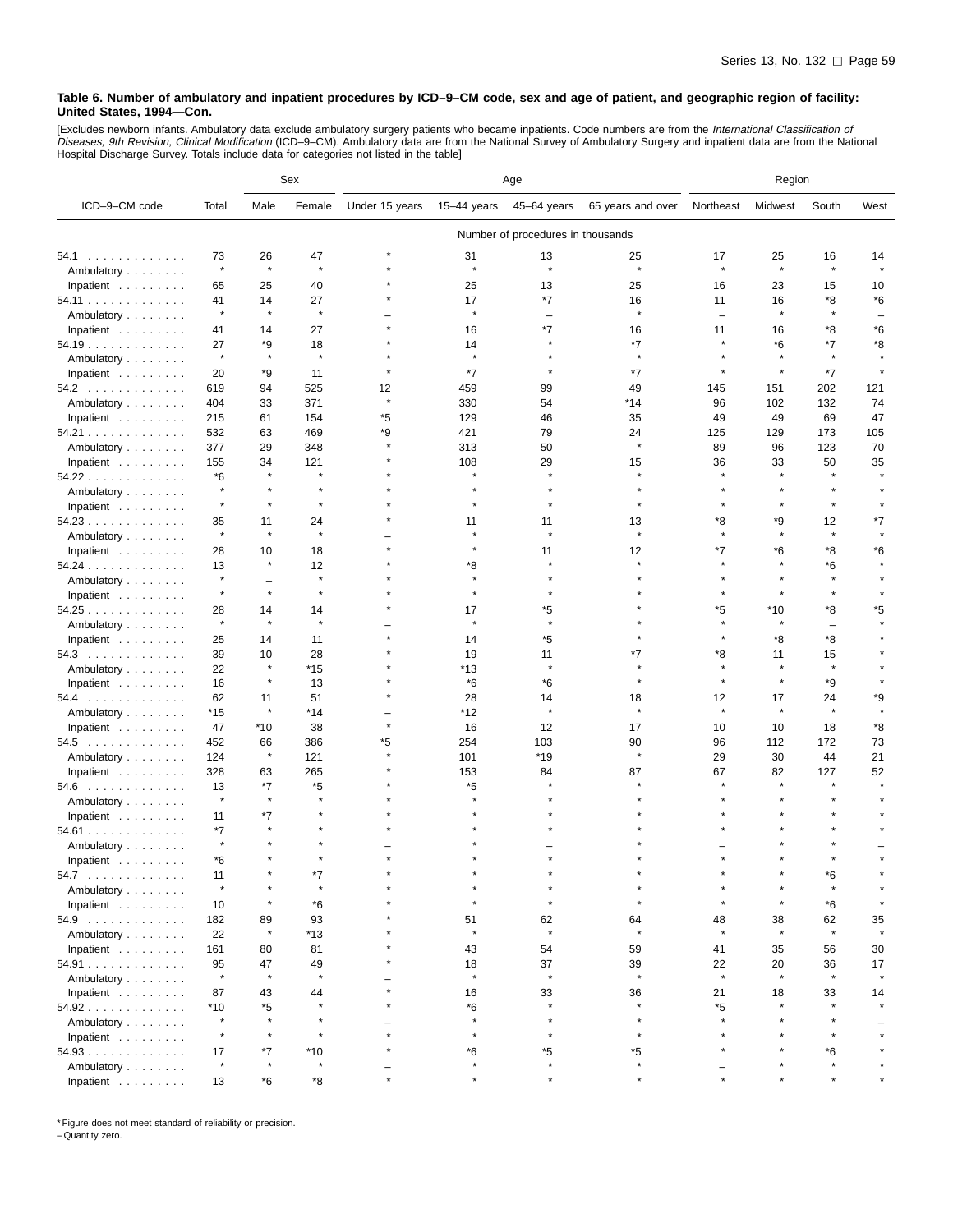**Table 6. Number of ambulatory and inpatient procedures by ICD–9–CM code, sex and age of patient, and geographic region of facility: United States, 1994—Con.**

[Excludes newborn infants. Ambulatory data exclude ambulatory surgery patients who became inpatients. Code numbers are from the *International Classification of Diseases, 9th Revision, Clinical Modification* (ICD–9–CM). Ambulatory data are from the National Survey of Ambulatory Surgery and inpatient data are from the National Hospital Discharge Survey. Totals include data for categories not listed in the table]

| ICD–9–CM code | Total | Sex | | Age | | | | Region | | | |
|---|---|---|---|---|---|---|---|---|---|---|---|
| | | Male | Female | Under 15 years | 15–44 years | 45–64 years | 65 years and over | Northeast | Midwest | South | West |
| | Number of procedures in thousands | | | | | | | | | | |
| 54.1 | 73 | 26 | 47 | * | 31 | 13 | 25 | 17 | 25 | 16 | 14 |
| Ambulatory | * | * | * | * | * | * | * | * | * | * | * |
| Inpatient | 65 | 25 | 40 | * | 25 | 13 | 25 | 16 | 23 | 15 | 10 |
| 54.11 | 41 | 14 | 27 | * | 17 | *7 | 16 | 11 | 16 | *8 | *6 |
| Ambulatory | * | * | * | – | * | – | * | – | * | * | – |
| Inpatient | 41 | 14 | 27 | * | 16 | *7 | 16 | 11 | 16 | *8 | *6 |
| 54.19 | 27 | *9 | 18 | * | 14 | * | *7 | * | *6 | *7 | *8 |
| Ambulatory | * | * | * | * | * | * | * | * | * | * | * |
| Inpatient | 20 | *9 | 11 | * | *7 | * | *7 | * | * | *7 | * |
| 54.2 | 619 | 94 | 525 | 12 | 459 | 99 | 49 | 145 | 151 | 202 | 121 |
| Ambulatory | 404 | 33 | 371 | * | 330 | 54 | *14 | 96 | 102 | 132 | 74 |
| Inpatient | 215 | 61 | 154 | *5 | 129 | 46 | 35 | 49 | 49 | 69 | 47 |
| 54.21 | 532 | 63 | 469 | *9 | 421 | 79 | 24 | 125 | 129 | 173 | 105 |
| Ambulatory | 377 | 29 | 348 | * | 313 | 50 | * | 89 | 96 | 123 | 70 |
| Inpatient | 155 | 34 | 121 | * | 108 | 29 | 15 | 36 | 33 | 50 | 35 |
| 54.22 | *6 | * | * | * | * | * | * | * | * | * | * |
| Ambulatory | * | * | * | * | * | * | * | * | * | * | * |
| Inpatient | * | * | * | * | * | * | * | * | * | * | * |
| 54.23 | 35 | 11 | 24 | * | 11 | 11 | 13 | *8 | *9 | 12 | *7 |
| Ambulatory | * | * | * | – | * | * | * | * | * | * | * |
| Inpatient | 28 | 10 | 18 | * | * | 11 | 12 | *7 | *6 | *8 | *6 |
| 54.24 | 13 | * | 12 | * | *8 | * | * | * | * | *6 | * |
| Ambulatory | * | – | * | * | * | * | * | * | * | * | * |
| Inpatient | * | * | * | * | * | * | * | * | * | * | * |
| 54.25 | 28 | 14 | 14 | * | 17 | *5 | * | *5 | *10 | *8 | *5 |
| Ambulatory | * | * | * | – | * | * | * | * | * | – | * |
| Inpatient | 25 | 14 | 11 | * | 14 | *5 | * | * | *8 | *8 | * |
| 54.3 | 39 | 10 | 28 | * | 19 | 11 | *7 | *8 | 11 | 15 | * |
| Ambulatory | 22 | * | *15 | * | *13 | * | * | * | * | * | * |
| Inpatient | 16 | * | 13 | * | *6 | *6 | * | * | * | *9 | * |
| 54.4 | 62 | 11 | 51 | * | 28 | 14 | 18 | 12 | 17 | 24 | *9 |
| Ambulatory | *15 | * | *14 | – | *12 | * | * | * | * | * | * |
| Inpatient | 47 | *10 | 38 | * | 16 | 12 | 17 | 10 | 10 | 18 | *8 |
| 54.5 | 452 | 66 | 386 | *5 | 254 | 103 | 90 | 96 | 112 | 172 | 73 |
| Ambulatory | 124 | * | 121 | * | 101 | *19 | * | 29 | 30 | 44 | 21 |
| Inpatient | 328 | 63 | 265 | * | 153 | 84 | 87 | 67 | 82 | 127 | 52 |
| 54.6 | 13 | *7 | *5 | * | *5 | * | * | * | * | * | * |
| Ambulatory | * | * | * | * | * | * | * | * | * | * | * |
| Inpatient | 11 | *7 | * | * | * | * | * | * | * | * | * |
| 54.61 | *7 | * | * | * | * | * | * | * | * | * | * |
| Ambulatory | * | * | * | – | * | – | * | – | * | * | – |
| Inpatient | *6 | * | * | * | * | * | * | * | * | * | * |
| 54.7 | 11 | * | *7 | * | * | * | * | * | * | *6 | * |
| Ambulatory | * | * | * | * | * | * | * | * | * | * | * |
| Inpatient | 10 | * | *6 | * | * | * | * | * | * | *6 | * |
| 54.9 | 182 | 89 | 93 | * | 51 | 62 | 64 | 48 | 38 | 62 | 35 |
| Ambulatory | 22 | * | *13 | * | * | * | * | * | * | * | * |
| Inpatient | 161 | 80 | 81 | * | 43 | 54 | 59 | 41 | 35 | 56 | 30 |
| 54.91 | 95 | 47 | 49 | * | 18 | 37 | 39 | 22 | 20 | 36 | 17 |
| Ambulatory | * | * | * | – | * | * | * | * | * | * | * |
| Inpatient | 87 | 43 | 44 | * | 16 | 33 | 36 | 21 | 18 | 33 | 14 |
| 54.92 | *10 | *5 | * | * | *6 | * | * | *5 | * | * | * |
| Ambulatory | * | * | * | – | * | * | * | * | * | * | – |
| Inpatient | * | * | * | * | * | * | * | * | * | * | * |
| 54.93 | 17 | *7 | *10 | * | *6 | *5 | *5 | * | * | *6 | * |
| Ambulatory | * | * | * | – | * | * | * | – | * | * | * |
| Inpatient | 13 | *6 | *8 | * | * | * | * | * | * | * | * |

* Figure does not meet standard of reliability or precision.
– Quantity zero.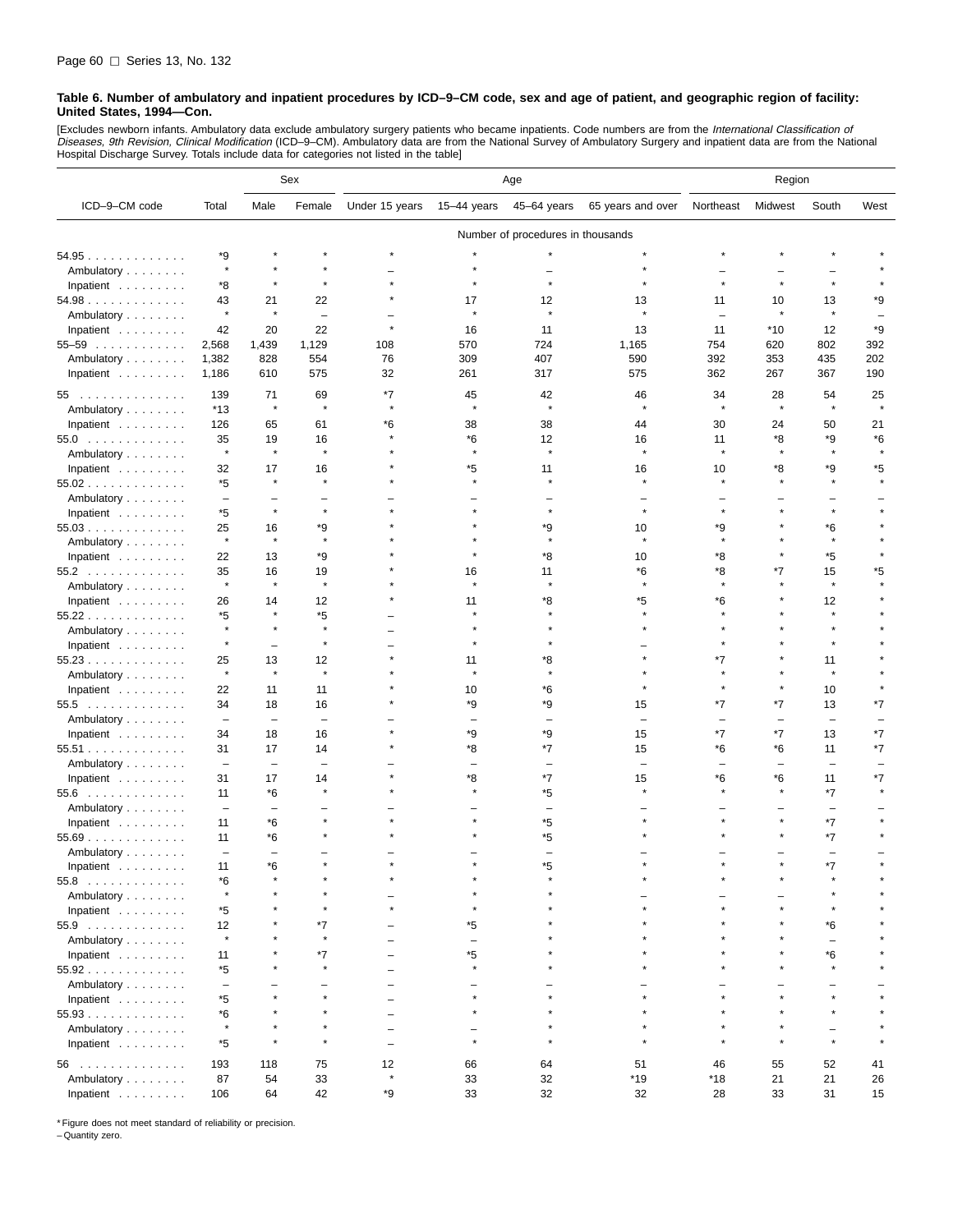**Table 6. Number of ambulatory and inpatient procedures by ICD–9–CM code, sex and age of patient, and geographic region of facility: United States, 1994—Con.**

[Excludes newborn infants. Ambulatory data exclude ambulatory surgery patients who became inpatients. Code numbers are from the *International Classification of Diseases, 9th Revision, Clinical Modification* (ICD–9–CM). Ambulatory data are from the National Survey of Ambulatory Surgery and inpatient data are from the National Hospital Discharge Survey. Totals include data for categories not listed in the table]

| ICD–9–CM code | Total | Sex | | Age | | | | Region | | | |
|---|---|---|---|---|---|---|---|---|---|---|---|
| | | Male | Female | Under 15 years | 15–44 years | 45–64 years | 65 years and over | Northeast | Midwest | South | West |
| | Number of procedures in thousands | | | | | | | | | | |
| 54.95 | *9 | * | * | * | * | * | * | * | * | * | * |
| Ambulatory | * | * | * | – | * | – | * | – | – | – | * |
| Inpatient | *8 | * | * | * | * | * | * | * | * | * | * |
| 54.98 | 43 | 21 | 22 | * | 17 | 12 | 13 | 11 | 10 | 13 | *9 |
| Ambulatory | * | * | – | – | * | * | * | – | * | * | – |
| Inpatient | 42 | 20 | 22 | * | 16 | 11 | 13 | 11 | *10 | 12 | *9 |
| 55–59 | 2,568 | 1,439 | 1,129 | 108 | 570 | 724 | 1,165 | 754 | 620 | 802 | 392 |
| Ambulatory | 1,382 | 828 | 554 | 76 | 309 | 407 | 590 | 392 | 353 | 435 | 202 |
| Inpatient | 1,186 | 610 | 575 | 32 | 261 | 317 | 575 | 362 | 267 | 367 | 190 |
| 55 | 139 | 71 | 69 | *7 | 45 | 42 | 46 | 34 | 28 | 54 | 25 |
| Ambulatory | *13 | * | * | * | * | * | * | * | * | * | * |
| Inpatient | 126 | 65 | 61 | *6 | 38 | 38 | 44 | 30 | 24 | 50 | 21 |
| 55.0 | 35 | 19 | 16 | * | *6 | 12 | 16 | 11 | *8 | *9 | *6 |
| Ambulatory | * | * | * | * | * | * | * | * | * | * | * |
| Inpatient | 32 | 17 | 16 | * | *5 | 11 | 16 | 10 | *8 | *9 | *5 |
| 55.02 | *5 | * | * | * | * | * | * | * | * | * | * |
| Ambulatory | – | – | – | – | – | – | – | – | – | – | – |
| Inpatient | *5 | * | * | * | * | * | * | * | * | * | * |
| 55.03 | 25 | 16 | *9 | * | * | *9 | 10 | *9 | * | *6 | * |
| Ambulatory | * | * | * | * | * | * | * | * | * | * | * |
| Inpatient | 22 | 13 | *9 | * | * | *8 | 10 | *8 | * | *5 | * |
| 55.2 | 35 | 16 | 19 | * | 16 | 11 | *6 | *8 | *7 | 15 | *5 |
| Ambulatory | * | * | * | * | * | * | * | * | * | * | * |
| Inpatient | 26 | 14 | 12 | * | 11 | *8 | *5 | *6 | * | 12 | * |
| 55.22 | *5 | * | *5 | – | * | * | * | * | * | * | * |
| Ambulatory | * | * | * | – | * | * | * | * | * | * | * |
| Inpatient | * | – | * | – | * | * | – | * | * | * | * |
| 55.23 | 25 | 13 | 12 | * | 11 | *8 | * | *7 | * | 11 | * |
| Ambulatory | * | * | * | * | * | * | * | * | * | * | * |
| Inpatient | 22 | 11 | 11 | * | 10 | *6 | * | * | * | 10 | * |
| 55.5 | 34 | 18 | 16 | * | *9 | *9 | 15 | *7 | *7 | 13 | *7 |
| Ambulatory | – | – | – | – | – | – | – | – | – | – | – |
| Inpatient | 34 | 18 | 16 | * | *9 | *9 | 15 | *7 | *7 | 13 | *7 |
| 55.51 | 31 | 17 | 14 | * | *8 | *7 | 15 | *6 | *6 | 11 | *7 |
| Ambulatory | – | – | – | – | – | – | – | – | – | – | – |
| Inpatient | 31 | 17 | 14 | * | *8 | *7 | 15 | *6 | *6 | 11 | *7 |
| 55.6 | 11 | *6 | * | * | * | *5 | * | * | * | *7 | * |
| Ambulatory | – | – | – | – | – | – | – | – | – | – | – |
| Inpatient | 11 | *6 | * | * | * | *5 | * | * | * | *7 | * |
| 55.69 | 11 | *6 | * | * | * | *5 | * | * | * | *7 | * |
| Ambulatory | – | – | – | – | – | – | – | – | – | – | – |
| Inpatient | 11 | *6 | * | * | * | *5 | * | * | * | *7 | * |
| 55.8 | *6 | * | * | * | * | * | * | * | * | * | * |
| Ambulatory | * | * | * | – | * | * | – | – | – | * | * |
| Inpatient | *5 | * | * | * | * | * | * | * | * | * | * |
| 55.9 | 12 | * | *7 | – | *5 | * | * | * | * | *6 | * |
| Ambulatory | * | * | * | – | – | * | * | * | * | – | * |
| Inpatient | 11 | * | *7 | – | *5 | * | * | * | * | *6 | * |
| 55.92 | *5 | * | * | – | * | * | * | * | * | * | * |
| Ambulatory | – | – | – | – | – | – | – | – | – | – | – |
| Inpatient | *5 | * | * | – | * | * | * | * | * | * | * |
| 55.93 | *6 | * | * | – | * | * | * | * | * | * | * |
| Ambulatory | * | * | * | – | – | * | * | * | * | – | * |
| Inpatient | *5 | * | * | – | * | * | * | * | * | * | * |
| 56 | 193 | 118 | 75 | 12 | 66 | 64 | 51 | 46 | 55 | 52 | 41 |
| Ambulatory | 87 | 54 | 33 | * | 33 | 32 | *19 | *18 | 21 | 21 | 26 |
| Inpatient | 106 | 64 | 42 | *9 | 33 | 32 | 32 | 28 | 33 | 31 | 15 |

* Figure does not meet standard of reliability or precision.
– Quantity zero.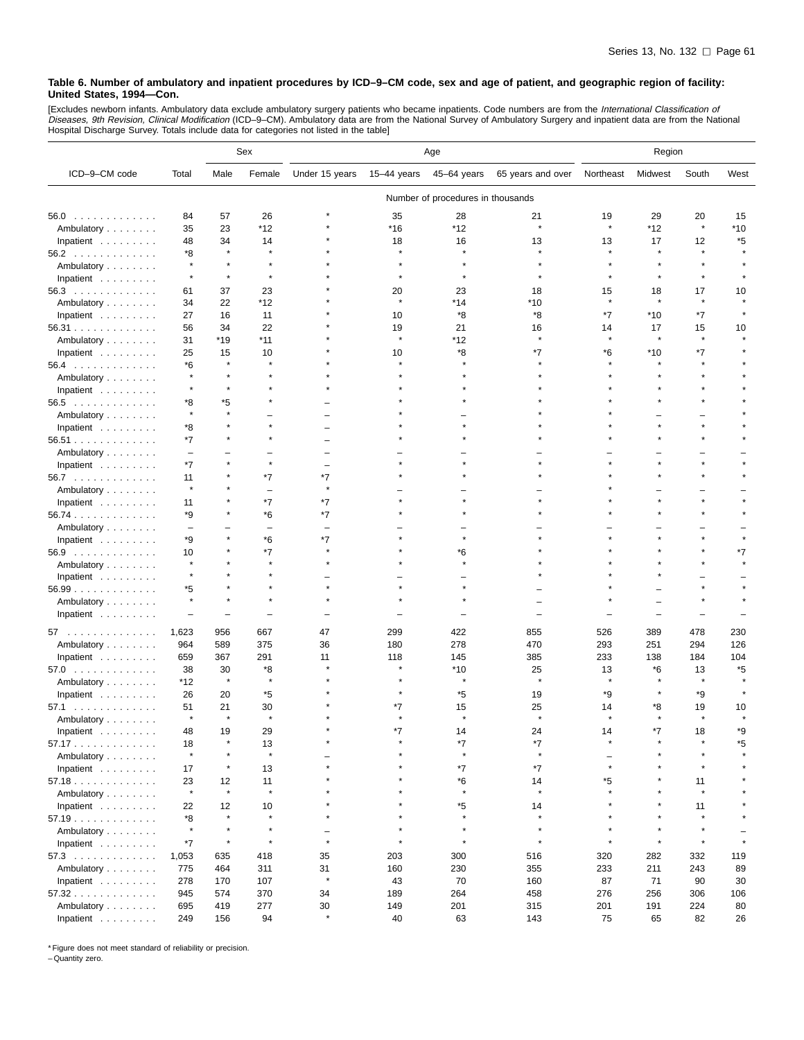**Table 6. Number of ambulatory and inpatient procedures by ICD–9–CM code, sex and age of patient, and geographic region of facility: United States, 1994—Con.**

[Excludes newborn infants. Ambulatory data exclude ambulatory surgery patients who became inpatients. Code numbers are from the *International Classification of Diseases, 9th Revision, Clinical Modification* (ICD–9–CM). Ambulatory data are from the National Survey of Ambulatory Surgery and inpatient data are from the National Hospital Discharge Survey. Totals include data for categories not listed in the table]

| ICD–9–CM code | Total | Sex | | Age | | | | Region | | | |
|---|---|---|---|---|---|---|---|---|---|---|---|
| | | Male | Female | Under 15 years | 15–44 years | 45–64 years | 65 years and over | Northeast | Midwest | South | West |
| | Number of procedures in thousands | | | | | | | | | | |
| 56.0 | 84 | 57 | 26 | * | 35 | 28 | 21 | 19 | 29 | 20 | 15 |
| Ambulatory | 35 | 23 | *12 | * | *16 | *12 | * | * | *12 | * | *10 |
| Inpatient | 48 | 34 | 14 | * | 18 | 16 | 13 | 13 | 17 | 12 | *5 |
| 56.2 | *8 | * | * | * | * | * | * | * | * | * | * |
| Ambulatory | * | * | * | * | * | * | * | * | * | * | * |
| Inpatient | * | * | * | * | * | * | * | * | * | * | * |
| 56.3 | 61 | 37 | 23 | * | 20 | 23 | 18 | 15 | 18 | 17 | 10 |
| Ambulatory | 34 | 22 | *12 | * | * | *14 | *10 | * | * | * | * |
| Inpatient | 27 | 16 | 11 | * | 10 | *8 | *8 | *7 | *10 | *7 | * |
| 56.31 | 56 | 34 | 22 | * | 19 | 21 | 16 | 14 | 17 | 15 | 10 |
| Ambulatory | 31 | *19 | *11 | * | * | *12 | * | * | * | * | * |
| Inpatient | 25 | 15 | 10 | * | 10 | *8 | *7 | *6 | *10 | *7 | * |
| 56.4 | *6 | * | * | * | * | * | * | * | * | * | * |
| Ambulatory | * | * | * | * | * | * | * | * | * | * | * |
| Inpatient | * | * | * | * | * | * | * | * | * | * | * |
| 56.5 | *8 | *5 | * | – | * | * | * | * | * | * | * |
| Ambulatory | * | * | – | – | * | – | * | * | – | – | * |
| Inpatient | *8 | * | * | – | * | * | * | * | * | * | * |
| 56.51 | *7 | * | * | – | * | * | * | * | * | * | * |
| Ambulatory | – | – | – | – | – | – | – | – | – | – | – |
| Inpatient | *7 | * | * | – | * | * | * | * | * | * | * |
| 56.7 | 11 | * | *7 | *7 | * | * | * | * | * | * | * |
| Ambulatory | * | * | – | * | – | – | – | * | – | – | – |
| Inpatient | 11 | * | *7 | *7 | * | * | * | * | * | * | * |
| 56.74 | *9 | * | *6 | *7 | * | * | * | * | * | * | * |
| Ambulatory | – | – | – | – | – | – | – | – | – | – | – |
| Inpatient | *9 | * | *6 | *7 | * | * | * | * | * | * | * |
| 56.9 | 10 | * | *7 | * | * | *6 | * | * | * | * | *7 |
| Ambulatory | * | * | * | * | * | * | * | * | * | * | * |
| Inpatient | * | * | * | – | – | – | * | * | * | – | – |
| 56.99 | *5 | * | * | * | * | * | – | * | – | * | * |
| Ambulatory | * | * | * | * | * | * | – | * | – | * | * |
| Inpatient | – | – | – | – | – | – | – | – | – | – | – |
| 57 | 1,623 | 956 | 667 | 47 | 299 | 422 | 855 | 526 | 389 | 478 | 230 |
| Ambulatory | 964 | 589 | 375 | 36 | 180 | 278 | 470 | 293 | 251 | 294 | 126 |
| Inpatient | 659 | 367 | 291 | 11 | 118 | 145 | 385 | 233 | 138 | 184 | 104 |
| 57.0 | 38 | 30 | *8 | * | * | *10 | 25 | 13 | *6 | 13 | *5 |
| Ambulatory | *12 | * | * | * | * | * | * | * | * | * | * |
| Inpatient | 26 | 20 | *5 | * | * | *5 | 19 | *9 | * | *9 | * |
| 57.1 | 51 | 21 | 30 | * | *7 | 15 | 25 | 14 | *8 | 19 | 10 |
| Ambulatory | * | * | * | * | * | * | * | * | * | * | * |
| Inpatient | 48 | 19 | 29 | * | *7 | 14 | 24 | 14 | *7 | 18 | *9 |
| 57.17 | 18 | * | 13 | * | * | *7 | *7 | * | * | * | *5 |
| Ambulatory | * | * | * | – | * | * | * | – | * | * | * |
| Inpatient | 17 | * | 13 | * | * | *7 | *7 | * | * | * | * |
| 57.18 | 23 | 12 | 11 | * | * | *6 | 14 | *5 | * | 11 | * |
| Ambulatory | * | * | * | * | * | * | * | * | * | * | * |
| Inpatient | 22 | 12 | 10 | * | * | *5 | 14 | * | * | 11 | * |
| 57.19 | *8 | * | * | * | * | * | * | * | * | * | * |
| Ambulatory | * | * | * | – | * | * | * | * | * | * | – |
| Inpatient | *7 | * | * | * | * | * | * | * | * | * | * |
| 57.3 | 1,053 | 635 | 418 | 35 | 203 | 300 | 516 | 320 | 282 | 332 | 119 |
| Ambulatory | 775 | 464 | 311 | 31 | 160 | 230 | 355 | 233 | 211 | 243 | 89 |
| Inpatient | 278 | 170 | 107 | * | 43 | 70 | 160 | 87 | 71 | 90 | 30 |
| 57.32 | 945 | 574 | 370 | 34 | 189 | 264 | 458 | 276 | 256 | 306 | 106 |
| Ambulatory | 695 | 419 | 277 | 30 | 149 | 201 | 315 | 201 | 191 | 224 | 80 |
| Inpatient | 249 | 156 | 94 | * | 40 | 63 | 143 | 75 | 65 | 82 | 26 |

* Figure does not meet standard of reliability or precision.
– Quantity zero.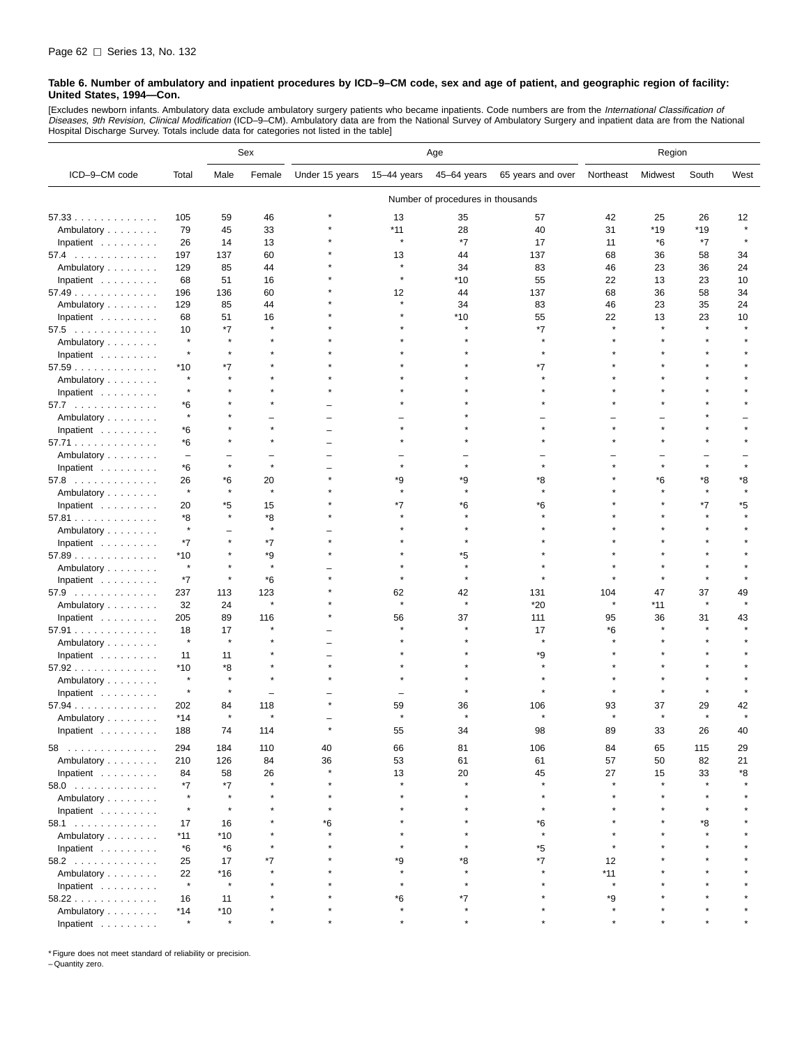**Table 6. Number of ambulatory and inpatient procedures by ICD–9–CM code, sex and age of patient, and geographic region of facility: United States, 1994—Con.**

[Excludes newborn infants. Ambulatory data exclude ambulatory surgery patients who became inpatients. Code numbers are from the *International Classification of Diseases, 9th Revision, Clinical Modification* (ICD–9–CM). Ambulatory data are from the National Survey of Ambulatory Surgery and inpatient data are from the National Hospital Discharge Survey. Totals include data for categories not listed in the table]

| ICD–9–CM code | Total | Sex | | Age | | | | Region | | | |
|---|---|---|---|---|---|---|---|---|---|---|---|
| | | Male | Female | Under 15 years | 15–44 years | 45–64 years | 65 years and over | Northeast | Midwest | South | West |
| | Number of procedures in thousands | | | | | | | | | | |
| 57.33 | 105 | 59 | 46 | * | 13 | 35 | 57 | 42 | 25 | 26 | 12 |
| Ambulatory | 79 | 45 | 33 | * | *11 | 28 | 40 | 31 | *19 | *19 | * |
| Inpatient | 26 | 14 | 13 | * | * | *7 | 17 | 11 | *6 | *7 | * |
| 57.4 | 197 | 137 | 60 | * | 13 | 44 | 137 | 68 | 36 | 58 | 34 |
| Ambulatory | 129 | 85 | 44 | * | * | 34 | 83 | 46 | 23 | 36 | 24 |
| Inpatient | 68 | 51 | 16 | * | * | *10 | 55 | 22 | 13 | 23 | 10 |
| 57.49 | 196 | 136 | 60 | * | 12 | 44 | 137 | 68 | 36 | 58 | 34 |
| Ambulatory | 129 | 85 | 44 | * | * | 34 | 83 | 46 | 23 | 35 | 24 |
| Inpatient | 68 | 51 | 16 | * | * | *10 | 55 | 22 | 13 | 23 | 10 |
| 57.5 | 10 | *7 | * | * | * | * | *7 | * | * | * | * |
| Ambulatory | * | * | * | * | * | * | * | * | * | * | * |
| Inpatient | * | * | * | * | * | * | * | * | * | * | * |
| 57.59 | *10 | *7 | * | * | * | * | *7 | * | * | * | * |
| Ambulatory | * | * | * | * | * | * | * | * | * | * | * |
| Inpatient | * | * | * | * | * | * | * | * | * | * | * |
| 57.7 | *6 | * | * | – | * | * | * | * | * | * | * |
| Ambulatory | * | * | – | – | – | * | – | – | – | * | – |
| Inpatient | *6 | * | * | – | * | * | * | * | * | * | * |
| 57.71 | *6 | * | * | – | * | * | * | * | * | * | * |
| Ambulatory | – | – | – | – | – | – | – | – | – | – | – |
| Inpatient | *6 | * | * | – | * | * | * | * | * | * | * |
| 57.8 | 26 | *6 | 20 | * | *9 | *9 | *8 | * | *6 | *8 | *8 |
| Ambulatory | * | * | * | * | * | * | * | * | * | * | * |
| Inpatient | 20 | *5 | 15 | * | *7 | *6 | *6 | * | * | *7 | *5 |
| 57.81 | *8 | * | *8 | * | * | * | * | * | * | * | * |
| Ambulatory | * | – | * | – | * | * | * | * | * | * | * |
| Inpatient | *7 | * | *7 | * | * | * | * | * | * | * | * |
| 57.89 | *10 | * | *9 | * | * | *5 | * | * | * | * | * |
| Ambulatory | * | * | * | – | * | * | * | * | * | * | * |
| Inpatient | *7 | * | *6 | * | * | * | * | * | * | * | * |
| 57.9 | 237 | 113 | 123 | * | 62 | 42 | 131 | 104 | 47 | 37 | 49 |
| Ambulatory | 32 | 24 | * | * | * | * | *20 | * | *11 | * | * |
| Inpatient | 205 | 89 | 116 | * | 56 | 37 | 111 | 95 | 36 | 31 | 43 |
| 57.91 | 18 | 17 | * | – | * | * | 17 | *6 | * | * | * |
| Ambulatory | * | * | * | – | * | * | * | * | * | * | * |
| Inpatient | 11 | 11 | * | – | * | * | *9 | * | * | * | * |
| 57.92 | *10 | *8 | * | * | * | * | * | * | * | * | * |
| Ambulatory | * | * | * | * | * | * | * | * | * | * | * |
| Inpatient | * | * | – | – | – | * | * | * | * | * | * |
| 57.94 | 202 | 84 | 118 | * | 59 | 36 | 106 | 93 | 37 | 29 | 42 |
| Ambulatory | *14 | * | * | – | * | * | * | * | * | * | * |
| Inpatient | 188 | 74 | 114 | * | 55 | 34 | 98 | 89 | 33 | 26 | 40 |
| 58 | 294 | 184 | 110 | 40 | 66 | 81 | 106 | 84 | 65 | 115 | 29 |
| Ambulatory | 210 | 126 | 84 | 36 | 53 | 61 | 61 | 57 | 50 | 82 | 21 |
| Inpatient | 84 | 58 | 26 | * | 13 | 20 | 45 | 27 | 15 | 33 | *8 |
| 58.0 | *7 | *7 | * | * | * | * | * | * | * | * | * |
| Ambulatory | * | * | * | * | * | * | * | * | * | * | * |
| Inpatient | * | * | * | * | * | * | * | * | * | * | * |
| 58.1 | 17 | 16 | * | *6 | * | * | *6 | * | * | *8 | * |
| Ambulatory | *11 | *10 | * | * | * | * | * | * | * | * | * |
| Inpatient | *6 | *6 | * | * | * | * | *5 | * | * | * | * |
| 58.2 | 25 | 17 | *7 | * | *9 | *8 | *7 | 12 | * | * | * |
| Ambulatory | 22 | *16 | * | * | * | * | * | *11 | * | * | * |
| Inpatient | * | * | * | * | * | * | * | * | * | * | * |
| 58.22 | 16 | 11 | * | * | *6 | *7 | * | *9 | * | * | * |
| Ambulatory | *14 | *10 | * | * | * | * | * | * | * | * | * |
| Inpatient | * | * | * | * | * | * | * | * | * | * | * |

* Figure does not meet standard of reliability or precision.
– Quantity zero.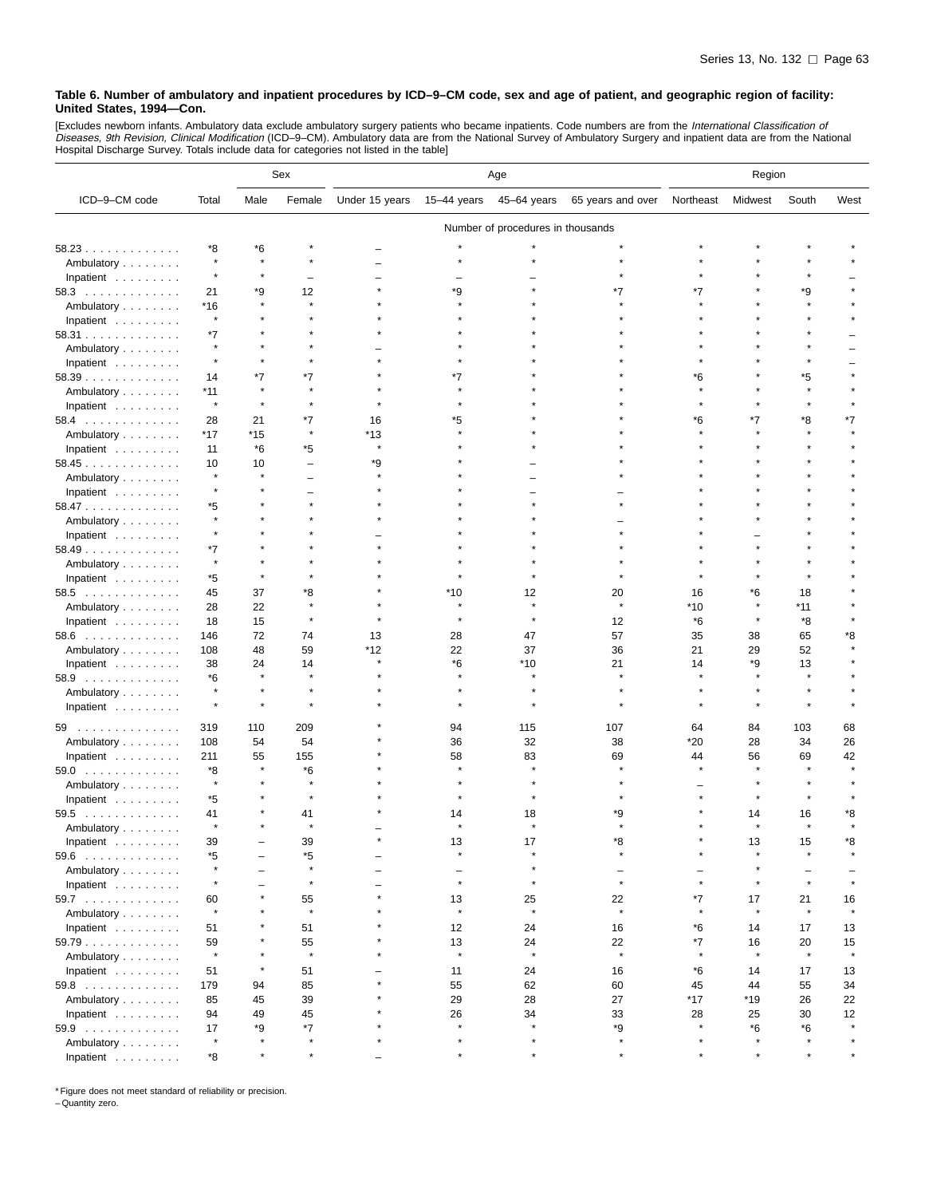**Table 6. Number of ambulatory and inpatient procedures by ICD–9–CM code, sex and age of patient, and geographic region of facility: United States, 1994—Con.**

[Excludes newborn infants. Ambulatory data exclude ambulatory surgery patients who became inpatients. Code numbers are from the *International Classification of Diseases, 9th Revision, Clinical Modification* (ICD–9–CM). Ambulatory data are from the National Survey of Ambulatory Surgery and inpatient data are from the National Hospital Discharge Survey. Totals include data for categories not listed in the table]

| ICD–9–CM code | Total | Sex | | Age | | | | Region | | | |
|---|---|---|---|---|---|---|---|---|---|---|---|
| | | Male | Female | Under 15 years | 15–44 years | 45–64 years | 65 years and over | Northeast | Midwest | South | West |
| | Number of procedures in thousands | | | | | | | | | | |
| 58.23 | *8 | *6 | * | – | * | * | * | * | * | * | * |
| Ambulatory | * | * | * | – | * | * | * | * | * | * | * |
| Inpatient | * | * | – | – | – | – | * | * | * | * | – |
| 58.3 | 21 | *9 | 12 | * | *9 | * | *7 | *7 | * | *9 | * |
| Ambulatory | *16 | * | * | * | * | * | * | * | * | * | * |
| Inpatient | * | * | * | * | * | * | * | * | * | * | * |
| 58.31 | *7 | * | * | * | * | * | * | * | * | * | – |
| Ambulatory | * | * | * | – | * | * | * | * | * | * | – |
| Inpatient | * | * | * | * | * | * | * | * | * | * | – |
| 58.39 | 14 | *7 | *7 | * | *7 | * | * | *6 | * | *5 | * |
| Ambulatory | *11 | * | * | * | * | * | * | * | * | * | * |
| Inpatient | * | * | * | * | * | * | * | * | * | * | * |
| 58.4 | 28 | 21 | *7 | 16 | *5 | * | * | *6 | *7 | *8 | *7 |
| Ambulatory | *17 | *15 | * | *13 | * | * | * | * | * | * | * |
| Inpatient | 11 | *6 | *5 | * | * | * | * | * | * | * | * |
| 58.45 | 10 | 10 | – | *9 | * | – | * | * | * | * | * |
| Ambulatory | * | * | – | * | * | – | * | * | * | * | * |
| Inpatient | * | * | – | * | * | – | – | * | * | * | * |
| 58.47 | *5 | * | * | * | * | * | * | * | * | * | * |
| Ambulatory | * | * | * | * | * | * | – | * | * | * | * |
| Inpatient | * | * | * | – | * | * | * | * | – | * | * |
| 58.49 | *7 | * | * | * | * | * | * | * | * | * | * |
| Ambulatory | * | * | * | * | * | * | * | * | * | * | * |
| Inpatient | *5 | * | * | * | * | * | * | * | * | * | * |
| 58.5 | 45 | 37 | *8 | * | *10 | 12 | 20 | 16 | *6 | 18 | * |
| Ambulatory | 28 | 22 | * | * | * | * | * | *10 | * | *11 | * |
| Inpatient | 18 | 15 | * | * | * | * | 12 | *6 | * | *8 | * |
| 58.6 | 146 | 72 | 74 | 13 | 28 | 47 | 57 | 35 | 38 | 65 | *8 |
| Ambulatory | 108 | 48 | 59 | *12 | 22 | 37 | 36 | 21 | 29 | 52 | * |
| Inpatient | 38 | 24 | 14 | * | *6 | *10 | 21 | 14 | *9 | 13 | * |
| 58.9 | *6 | * | * | * | * | * | * | * | * | * | * |
| Ambulatory | * | * | * | * | * | * | * | * | * | * | * |
| Inpatient | * | * | * | * | * | * | * | * | * | * | * |
| 59 | 319 | 110 | 209 | * | 94 | 115 | 107 | 64 | 84 | 103 | 68 |
| Ambulatory | 108 | 54 | 54 | * | 36 | 32 | 38 | *20 | 28 | 34 | 26 |
| Inpatient | 211 | 55 | 155 | * | 58 | 83 | 69 | 44 | 56 | 69 | 42 |
| 59.0 | *8 | * | *6 | * | * | * | * | * | * | * | * |
| Ambulatory | * | * | * | * | * | * | * | – | * | * | * |
| Inpatient | *5 | * | * | * | * | * | * | * | * | * | * |
| 59.5 | 41 | * | 41 | * | 14 | 18 | *9 | * | 14 | 16 | *8 |
| Ambulatory | * | * | * | – | * | * | * | * | * | * | * |
| Inpatient | 39 | – | 39 | * | 13 | 17 | *8 | * | 13 | 15 | *8 |
| 59.6 | *5 | – | *5 | – | * | * | * | * | * | * | * |
| Ambulatory | * | – | * | – | – | * | – | – | * | – | – |
| Inpatient | * | – | * | – | * | * | * | * | * | * | * |
| 59.7 | 60 | * | 55 | * | 13 | 25 | 22 | *7 | 17 | 21 | 16 |
| Ambulatory | * | * | * | * | * | * | * | * | * | * | * |
| Inpatient | 51 | * | 51 | * | 12 | 24 | 16 | *6 | 14 | 17 | 13 |
| 59.79 | 59 | * | 55 | * | 13 | 24 | 22 | *7 | 16 | 20 | 15 |
| Ambulatory | * | * | * | * | * | * | * | * | * | * | * |
| Inpatient | 51 | * | 51 | – | 11 | 24 | 16 | *6 | 14 | 17 | 13 |
| 59.8 | 179 | 94 | 85 | * | 55 | 62 | 60 | 45 | 44 | 55 | 34 |
| Ambulatory | 85 | 45 | 39 | * | 29 | 28 | 27 | *17 | *19 | 26 | 22 |
| Inpatient | 94 | 49 | 45 | * | 26 | 34 | 33 | 28 | 25 | 30 | 12 |
| 59.9 | 17 | *9 | *7 | * | * | * | *9 | * | *6 | *6 | * |
| Ambulatory | * | * | * | * | * | * | * | * | * | * | * |
| Inpatient | *8 | * | * | – | * | * | * | * | * | * | * |

* Figure does not meet standard of reliability or precision.
– Quantity zero.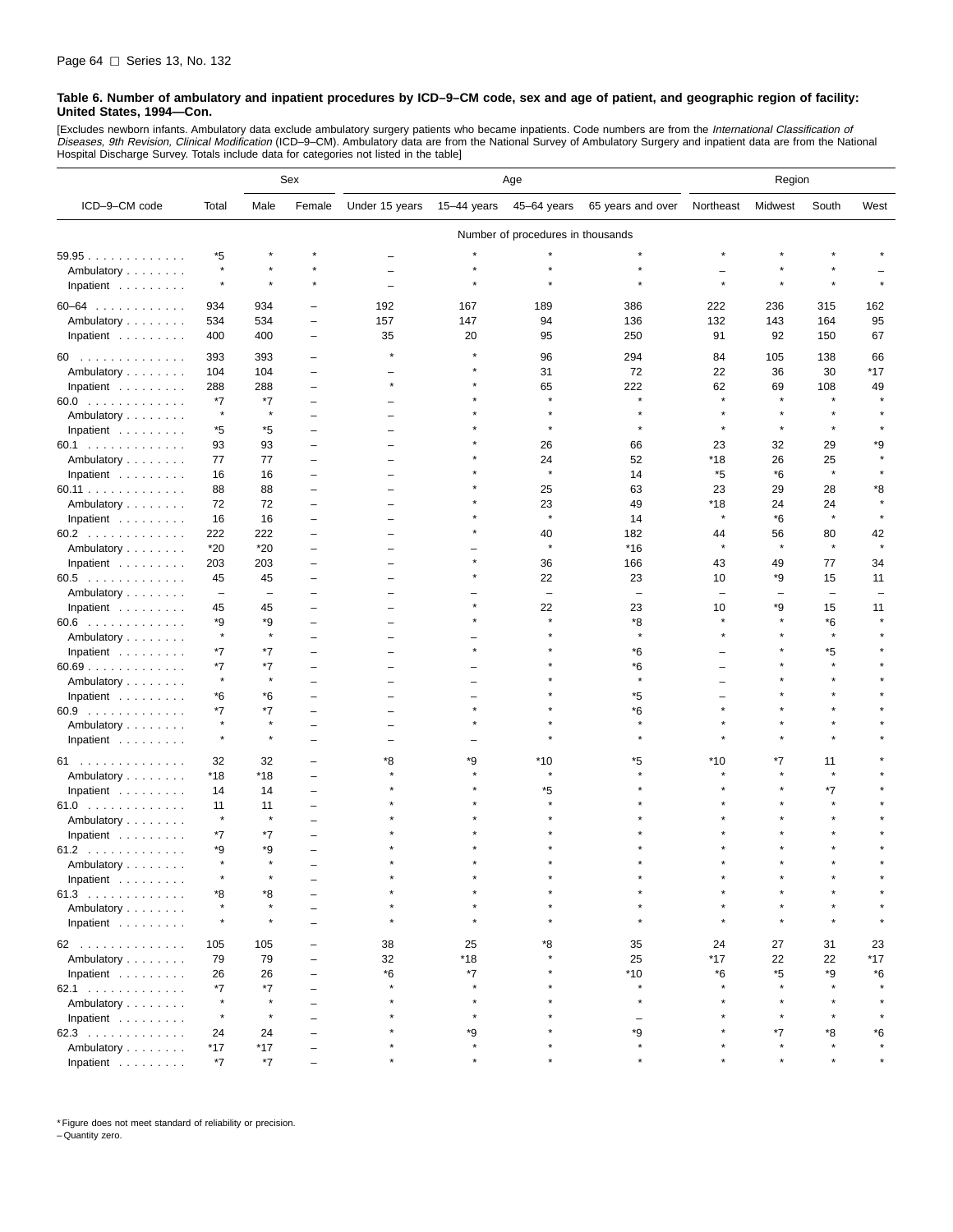**Table 6. Number of ambulatory and inpatient procedures by ICD–9–CM code, sex and age of patient, and geographic region of facility: United States, 1994—Con.**

[Excludes newborn infants. Ambulatory data exclude ambulatory surgery patients who became inpatients. Code numbers are from the *International Classification of Diseases, 9th Revision, Clinical Modification* (ICD–9–CM). Ambulatory data are from the National Survey of Ambulatory Surgery and inpatient data are from the National Hospital Discharge Survey. Totals include data for categories not listed in the table]

| ICD–9–CM code | Total | Sex | | Age | | | | Region | | | |
|---|---|---|---|---|---|---|---|---|---|---|---|
| | | Male | Female | Under 15 years | 15–44 years | 45–64 years | 65 years and over | Northeast | Midwest | South | West |
| | Number of procedures in thousands | | | | | | | | | | |
| 59.95 | *5 | * | * | – | * | * | * | * | * | * | * |
| Ambulatory | * | * | * | – | * | * | * | – | * | * | – |
| Inpatient | * | * | * | – | * | * | * | * | * | * | * |
| 60–64 | 934 | 934 | – | 192 | 167 | 189 | 386 | 222 | 236 | 315 | 162 |
| Ambulatory | 534 | 534 | – | 157 | 147 | 94 | 136 | 132 | 143 | 164 | 95 |
| Inpatient | 400 | 400 | – | 35 | 20 | 95 | 250 | 91 | 92 | 150 | 67 |
| 60 | 393 | 393 | – | * | * | 96 | 294 | 84 | 105 | 138 | 66 |
| Ambulatory | 104 | 104 | – | – | * | 31 | 72 | 22 | 36 | 30 | *17 |
| Inpatient | 288 | 288 | – | * | * | 65 | 222 | 62 | 69 | 108 | 49 |
| 60.0 | *7 | *7 | – | – | * | * | * | * | * | * | * |
| Ambulatory | * | * | – | – | * | * | * | * | * | * | * |
| Inpatient | *5 | *5 | – | – | * | * | * | * | * | * | * |
| 60.1 | 93 | 93 | – | – | * | 26 | 66 | 23 | 32 | 29 | *9 |
| Ambulatory | 77 | 77 | – | – | * | 24 | 52 | *18 | 26 | 25 | * |
| Inpatient | 16 | 16 | – | – | * | * | 14 | *5 | *6 | * | * |
| 60.11 | 88 | 88 | – | – | * | 25 | 63 | 23 | 29 | 28 | *8 |
| Ambulatory | 72 | 72 | – | – | * | 23 | 49 | *18 | 24 | 24 | * |
| Inpatient | 16 | 16 | – | – | * | * | 14 | * | *6 | * | * |
| 60.2 | 222 | 222 | – | – | * | 40 | 182 | 44 | 56 | 80 | 42 |
| Ambulatory | *20 | *20 | – | – | – | * | *16 | * | * | * | * |
| Inpatient | 203 | 203 | – | – | * | 36 | 166 | 43 | 49 | 77 | 34 |
| 60.5 | 45 | 45 | – | – | * | 22 | 23 | 10 | *9 | 15 | 11 |
| Ambulatory | – | – | – | – | – | – | – | – | – | – | – |
| Inpatient | 45 | 45 | – | – | * | 22 | 23 | 10 | *9 | 15 | 11 |
| 60.6 | *9 | *9 | – | – | * | * | *8 | * | * | *6 | * |
| Ambulatory | * | * | – | – | – | * | * | * | * | * | * |
| Inpatient | *7 | *7 | – | – | * | * | *6 | – | * | *5 | * |
| 60.69 | *7 | *7 | – | – | – | * | *6 | – | * | * | * |
| Ambulatory | * | * | – | – | – | * | * | – | * | * | * |
| Inpatient | *6 | *6 | – | – | – | * | *5 | – | * | * | * |
| 60.9 | *7 | *7 | – | – | * | * | *6 | * | * | * | * |
| Ambulatory | * | * | – | – | * | * | * | * | * | * | * |
| Inpatient | * | * | – | – | – | * | * | * | * | * | * |
| 61 | 32 | 32 | – | *8 | *9 | *10 | *5 | *10 | *7 | 11 | * |
| Ambulatory | *18 | *18 | – | * | * | * | * | * | * | * | * |
| Inpatient | 14 | 14 | – | * | * | *5 | * | * | * | *7 | * |
| 61.0 | 11 | 11 | – | * | * | * | * | * | * | * | * |
| Ambulatory | * | * | – | * | * | * | * | * | * | * | * |
| Inpatient | *7 | *7 | – | * | * | * | * | * | * | * | * |
| 61.2 | *9 | *9 | – | * | * | * | * | * | * | * | * |
| Ambulatory | * | * | – | * | * | * | * | * | * | * | * |
| Inpatient | * | * | – | * | * | * | * | * | * | * | * |
| 61.3 | *8 | *8 | – | * | * | * | * | * | * | * | * |
| Ambulatory | * | * | – | * | * | * | * | * | * | * | * |
| Inpatient | * | * | – | * | * | * | * | * | * | * | * |
| 62 | 105 | 105 | – | 38 | 25 | *8 | 35 | 24 | 27 | 31 | 23 |
| Ambulatory | 79 | 79 | – | 32 | *18 | * | 25 | *17 | 22 | 22 | *17 |
| Inpatient | 26 | 26 | – | *6 | *7 | * | *10 | *6 | *5 | *9 | *6 |
| 62.1 | *7 | *7 | – | * | * | * | * | * | * | * | * |
| Ambulatory | * | * | – | * | * | * | * | * | * | * | * |
| Inpatient | * | * | – | * | * | * | – | * | * | * | * |
| 62.3 | 24 | 24 | – | * | *9 | * | *9 | * | *7 | *8 | *6 |
| Ambulatory | *17 | *17 | – | * | * | * | * | * | * | * | * |
| Inpatient | *7 | *7 | – | * | * | * | * | * | * | * | * |

* Figure does not meet standard of reliability or precision.
– Quantity zero.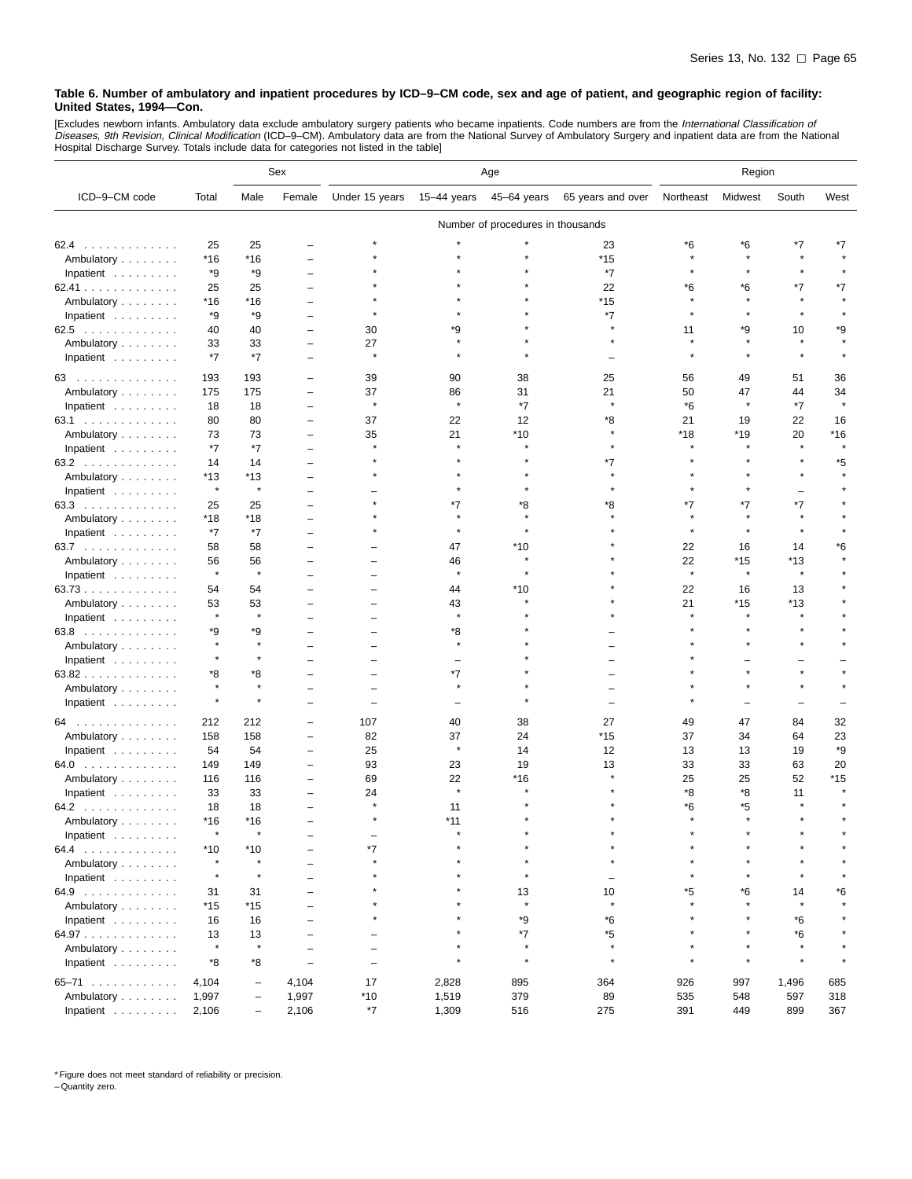**Table 6. Number of ambulatory and inpatient procedures by ICD–9–CM code, sex and age of patient, and geographic region of facility: United States, 1994—Con.**

[Excludes newborn infants. Ambulatory data exclude ambulatory surgery patients who became inpatients. Code numbers are from the *International Classification of Diseases, 9th Revision, Clinical Modification* (ICD–9–CM). Ambulatory data are from the National Survey of Ambulatory Surgery and inpatient data are from the National Hospital Discharge Survey. Totals include data for categories not listed in the table]

| ICD–9–CM code | Total | Sex | | Age | | | | Region | | | |
|---|---|---|---|---|---|---|---|---|---|---|---|
| | | Male | Female | Under 15 years | 15–44 years | 45–64 years | 65 years and over | Northeast | Midwest | South | West |
| | Number of procedures in thousands | | | | | | | | | | |
| 62.4 | 25 | 25 | – | * | * | * | 23 | *6 | *6 | *7 | *7 |
| Ambulatory | *16 | *16 | – | * | * | * | *15 | * | * | * | * |
| Inpatient | *9 | *9 | – | * | * | * | *7 | * | * | * | * |
| 62.41 | 25 | 25 | – | * | * | * | 22 | *6 | *6 | *7 | *7 |
| Ambulatory | *16 | *16 | – | * | * | * | *15 | * | * | * | * |
| Inpatient | *9 | *9 | – | * | * | * | *7 | * | * | * | * |
| 62.5 | 40 | 40 | – | 30 | *9 | * | * | 11 | *9 | 10 | *9 |
| Ambulatory | 33 | 33 | – | 27 | * | * | * | * | * | * | * |
| Inpatient | *7 | *7 | – | * | * | * | – | * | * | * | * |
| 63 | 193 | 193 | – | 39 | 90 | 38 | 25 | 56 | 49 | 51 | 36 |
| Ambulatory | 175 | 175 | – | 37 | 86 | 31 | 21 | 50 | 47 | 44 | 34 |
| Inpatient | 18 | 18 | – | * | * | *7 | * | *6 | * | *7 | * |
| 63.1 | 80 | 80 | – | 37 | 22 | 12 | *8 | 21 | 19 | 22 | 16 |
| Ambulatory | 73 | 73 | – | 35 | 21 | *10 | * | *18 | *19 | 20 | *16 |
| Inpatient | *7 | *7 | – | * | * | * | * | * | * | * | * |
| 63.2 | 14 | 14 | – | * | * | * | *7 | * | * | * | *5 |
| Ambulatory | *13 | *13 | – | * | * | * | * | * | * | * | * |
| Inpatient | * | * | – | – | * | * | * | * | * | – | * |
| 63.3 | 25 | 25 | – | * | *7 | *8 | *8 | *7 | *7 | *7 | * |
| Ambulatory | *18 | *18 | – | * | * | * | * | * | * | * | * |
| Inpatient | *7 | *7 | – | * | * | * | * | * | * | * | * |
| 63.7 | 58 | 58 | – | – | 47 | *10 | * | 22 | 16 | 14 | *6 |
| Ambulatory | 56 | 56 | – | – | 46 | * | * | 22 | *15 | *13 | * |
| Inpatient | * | * | – | – | * | * | * | * | * | * | * |
| 63.73 | 54 | 54 | – | – | 44 | *10 | * | 22 | 16 | 13 | * |
| Ambulatory | 53 | 53 | – | – | 43 | * | * | 21 | *15 | *13 | * |
| Inpatient | * | * | – | – | * | * | * | * | * | * | * |
| 63.8 | *9 | *9 | – | – | *8 | * | – | * | * | * | * |
| Ambulatory | * | * | – | – | * | * | – | * | * | * | * |
| Inpatient | * | * | – | – | – | * | – | * | – | – | – |
| 63.82 | *8 | *8 | – | – | *7 | * | – | * | * | * | * |
| Ambulatory | * | * | – | – | * | * | – | * | * | * | * |
| Inpatient | * | * | – | – | – | * | – | * | – | – | – |
| 64 | 212 | 212 | – | 107 | 40 | 38 | 27 | 49 | 47 | 84 | 32 |
| Ambulatory | 158 | 158 | – | 82 | 37 | 24 | *15 | 37 | 34 | 64 | 23 |
| Inpatient | 54 | 54 | – | 25 | * | 14 | 12 | 13 | 13 | 19 | *9 |
| 64.0 | 149 | 149 | – | 93 | 23 | 19 | 13 | 33 | 33 | 63 | 20 |
| Ambulatory | 116 | 116 | – | 69 | 22 | *16 | * | 25 | 25 | 52 | *15 |
| Inpatient | 33 | 33 | – | 24 | * | * | * | *8 | *8 | 11 | * |
| 64.2 | 18 | 18 | – | * | 11 | * | * | *6 | *5 | * | * |
| Ambulatory | *16 | *16 | – | * | *11 | * | * | * | * | * | * |
| Inpatient | * | * | – | – | * | * | * | * | * | * | * |
| 64.4 | *10 | *10 | – | *7 | * | * | * | * | * | * | * |
| Ambulatory | * | * | – | * | * | * | * | * | * | * | * |
| Inpatient | * | * | – | * | * | * | – | * | * | * | * |
| 64.9 | 31 | 31 | – | * | * | 13 | 10 | *5 | *6 | 14 | *6 |
| Ambulatory | *15 | *15 | – | * | * | * | * | * | * | * | * |
| Inpatient | 16 | 16 | – | * | * | *9 | *6 | * | * | *6 | * |
| 64.97 | 13 | 13 | – | – | * | *7 | *5 | * | * | *6 | * |
| Ambulatory | * | * | – | – | * | * | * | * | * | * | * |
| Inpatient | *8 | *8 | – | – | * | * | * | * | * | * | * |
| 65–71 | 4,104 | – | 4,104 | 17 | 2,828 | 895 | 364 | 926 | 997 | 1,496 | 685 |
| Ambulatory | 1,997 | – | 1,997 | *10 | 1,519 | 379 | 89 | 535 | 548 | 597 | 318 |
| Inpatient | 2,106 | – | 2,106 | *7 | 1,309 | 516 | 275 | 391 | 449 | 899 | 367 |

* Figure does not meet standard of reliability or precision.
– Quantity zero.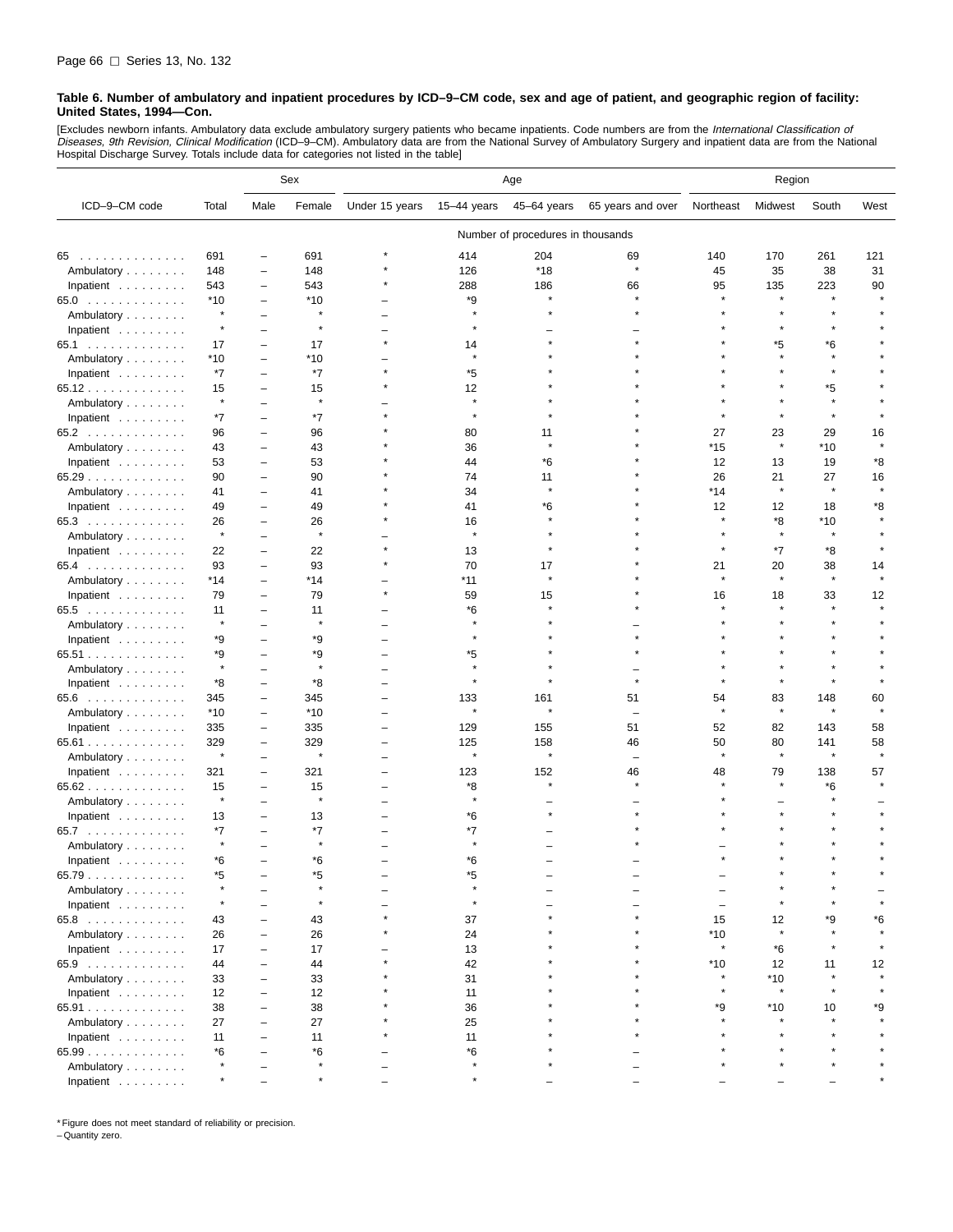**Table 6. Number of ambulatory and inpatient procedures by ICD–9–CM code, sex and age of patient, and geographic region of facility: United States, 1994—Con.**

[Excludes newborn infants. Ambulatory data exclude ambulatory surgery patients who became inpatients. Code numbers are from the *International Classification of Diseases, 9th Revision, Clinical Modification* (ICD–9–CM). Ambulatory data are from the National Survey of Ambulatory Surgery and inpatient data are from the National Hospital Discharge Survey. Totals include data for categories not listed in the table]

| ICD–9–CM code | Total | Sex | | Age | | | | Region | | | |
|---|---|---|---|---|---|---|---|---|---|---|---|
| | | Male | Female | Under 15 years | 15–44 years | 45–64 years | 65 years and over | Northeast | Midwest | South | West |
| | Number of procedures in thousands | | | | | | | | | | |
| 65 | 691 | – | 691 | * | 414 | 204 | 69 | 140 | 170 | 261 | 121 |
| Ambulatory | 148 | – | 148 | * | 126 | *18 | * | 45 | 35 | 38 | 31 |
| Inpatient | 543 | – | 543 | * | 288 | 186 | 66 | 95 | 135 | 223 | 90 |
| 65.0 | *10 | – | *10 | – | *9 | * | * | * | * | * | * |
| Ambulatory | * | – | * | – | * | * | * | * | * | * | * |
| Inpatient | * | – | * | – | * | – | – | * | * | * | * |
| 65.1 | 17 | – | 17 | * | 14 | * | * | * | *5 | *6 | * |
| Ambulatory | *10 | – | *10 | – | * | * | * | * | * | * | * |
| Inpatient | *7 | – | *7 | * | *5 | * | * | * | * | * | * |
| 65.12 | 15 | – | 15 | * | 12 | * | * | * | * | *5 | * |
| Ambulatory | * | – | * | – | * | * | * | * | * | * | * |
| Inpatient | *7 | – | *7 | * | * | * | * | * | * | * | * |
| 65.2 | 96 | – | 96 | * | 80 | 11 | * | 27 | 23 | 29 | 16 |
| Ambulatory | 43 | – | 43 | * | 36 | * | * | *15 | * | *10 | * |
| Inpatient | 53 | – | 53 | * | 44 | *6 | * | 12 | 13 | 19 | *8 |
| 65.29 | 90 | – | 90 | * | 74 | 11 | * | 26 | 21 | 27 | 16 |
| Ambulatory | 41 | – | 41 | * | 34 | * | * | *14 | * | * | * |
| Inpatient | 49 | – | 49 | * | 41 | *6 | * | 12 | 12 | 18 | *8 |
| 65.3 | 26 | – | 26 | * | 16 | * | * | * | *8 | *10 | * |
| Ambulatory | * | – | * | – | * | * | * | * | * | * | * |
| Inpatient | 22 | – | 22 | * | 13 | * | * | * | *7 | *8 | * |
| 65.4 | 93 | – | 93 | * | 70 | 17 | * | 21 | 20 | 38 | 14 |
| Ambulatory | *14 | – | *14 | – | *11 | * | * | * | * | * | * |
| Inpatient | 79 | – | 79 | * | 59 | 15 | * | 16 | 18 | 33 | 12 |
| 65.5 | 11 | – | 11 | – | *6 | * | * | * | * | * | * |
| Ambulatory | * | – | * | – | * | * | – | * | * | * | * |
| Inpatient | *9 | – | *9 | – | * | * | * | * | * | * | * |
| 65.51 | *9 | – | *9 | – | *5 | * | * | * | * | * | * |
| Ambulatory | * | – | * | – | * | * | – | * | * | * | * |
| Inpatient | *8 | – | *8 | – | * | * | * | * | * | * | * |
| 65.6 | 345 | – | 345 | – | 133 | 161 | 51 | 54 | 83 | 148 | 60 |
| Ambulatory | *10 | – | *10 | – | * | * | – | * | * | * | * |
| Inpatient | 335 | – | 335 | – | 129 | 155 | 51 | 52 | 82 | 143 | 58 |
| 65.61 | 329 | – | 329 | – | 125 | 158 | 46 | 50 | 80 | 141 | 58 |
| Ambulatory | * | – | * | – | * | * | – | * | * | * | * |
| Inpatient | 321 | – | 321 | – | 123 | 152 | 46 | 48 | 79 | 138 | 57 |
| 65.62 | 15 | – | 15 | – | *8 | * | * | * | * | *6 | * |
| Ambulatory | * | – | * | – | * | – | – | * | – | * | – |
| Inpatient | 13 | – | 13 | – | *6 | * | * | * | * | * | * |
| 65.7 | *7 | – | *7 | – | *7 | – | * | * | * | * | * |
| Ambulatory | * | – | * | – | * | – | * | – | * | * | * |
| Inpatient | *6 | – | *6 | – | *6 | – | – | * | * | * | * |
| 65.79 | *5 | – | *5 | – | *5 | – | – | – | * | * | * |
| Ambulatory | * | – | * | – | * | – | – | – | * | * | – |
| Inpatient | * | – | * | – | * | – | – | – | * | * | * |
| 65.8 | 43 | – | 43 | * | 37 | * | * | 15 | 12 | *9 | *6 |
| Ambulatory | 26 | – | 26 | * | 24 | * | * | *10 | * | * | * |
| Inpatient | 17 | – | 17 | – | 13 | * | * | * | *6 | * | * |
| 65.9 | 44 | – | 44 | * | 42 | * | * | *10 | 12 | 11 | 12 |
| Ambulatory | 33 | – | 33 | * | 31 | * | * | * | *10 | * | * |
| Inpatient | 12 | – | 12 | * | 11 | * | * | * | * | * | * |
| 65.91 | 38 | – | 38 | * | 36 | * | * | *9 | *10 | 10 | *9 |
| Ambulatory | 27 | – | 27 | * | 25 | * | * | * | * | * | * |
| Inpatient | 11 | – | 11 | * | 11 | * | * | * | * | * | * |
| 65.99 | *6 | – | *6 | – | *6 | * | – | * | * | * | * |
| Ambulatory | * | – | * | – | * | * | – | * | * | * | * |
| Inpatient | * | – | * | – | * | – | – | – | – | – | * |

\* Figure does not meet standard of reliability or precision.
– Quantity zero.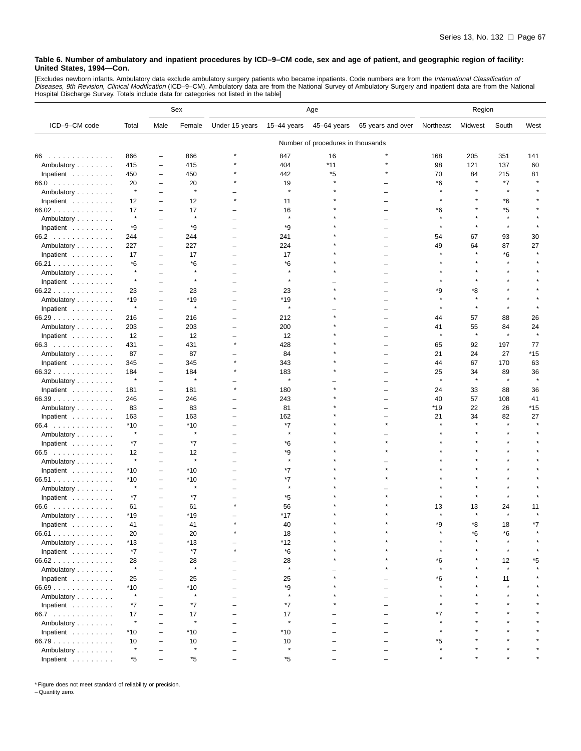**Table 6. Number of ambulatory and inpatient procedures by ICD–9–CM code, sex and age of patient, and geographic region of facility: United States, 1994—Con.**

[Excludes newborn infants. Ambulatory data exclude ambulatory surgery patients who became inpatients. Code numbers are from the *International Classification of Diseases, 9th Revision, Clinical Modification* (ICD–9–CM). Ambulatory data are from the National Survey of Ambulatory Surgery and inpatient data are from the National Hospital Discharge Survey. Totals include data for categories not listed in the table]

| ICD–9–CM code | Total | Sex | | Age | | | | Region | | | |
|---|---|---|---|---|---|---|---|---|---|---|---|
| | | Male | Female | Under 15 years | 15–44 years | 45–64 years | 65 years and over | Northeast | Midwest | South | West |
| | Number of procedures in thousands | | | | | | | | | | |
| 66 | 866 | – | 866 | * | 847 | 16 | * | 168 | 205 | 351 | 141 |
| Ambulatory | 415 | – | 415 | * | 404 | *11 | * | 98 | 121 | 137 | 60 |
| Inpatient | 450 | – | 450 | * | 442 | *5 | * | 70 | 84 | 215 | 81 |
| 66.0 | 20 | – | 20 | * | 19 | * | – | *6 | * | *7 | * |
| Ambulatory | * | – | * | – | * | * | – | * | * | * | * |
| Inpatient | 12 | – | 12 | * | 11 | * | – | * | * | *6 | * |
| 66.02 | 17 | – | 17 | – | 16 | * | – | *6 | * | *5 | * |
| Ambulatory | * | – | * | – | * | * | – | * | * | * | * |
| Inpatient | *9 | – | *9 | – | *9 | * | – | * | * | * | * |
| 66.2 | 244 | – | 244 | – | 241 | * | – | 54 | 67 | 93 | 30 |
| Ambulatory | 227 | – | 227 | – | 224 | * | – | 49 | 64 | 87 | 27 |
| Inpatient | 17 | – | 17 | – | 17 | * | – | * | * | *6 | * |
| 66.21 | *6 | – | *6 | – | *6 | * | – | * | * | * | * |
| Ambulatory | * | – | * | – | * | * | – | * | * | * | * |
| Inpatient | * | – | * | – | * | – | – | * | * | * | * |
| 66.22 | 23 | – | 23 | – | 23 | * | – | *9 | *8 | * | * |
| Ambulatory | *19 | – | *19 | – | *19 | * | – | * | * | * | * |
| Inpatient | * | – | * | – | * | – | – | * | * | * | * |
| 66.29 | 216 | – | 216 | – | 212 | * | – | 44 | 57 | 88 | 26 |
| Ambulatory | 203 | – | 203 | – | 200 | * | – | 41 | 55 | 84 | 24 |
| Inpatient | 12 | – | 12 | – | 12 | * | – | * | * | * | * |
| 66.3 | 431 | – | 431 | * | 428 | * | – | 65 | 92 | 197 | 77 |
| Ambulatory | 87 | – | 87 | – | 84 | * | – | 21 | 24 | 27 | *15 |
| Inpatient | 345 | – | 345 | * | 343 | * | – | 44 | 67 | 170 | 63 |
| 66.32 | 184 | – | 184 | * | 183 | * | – | 25 | 34 | 89 | 36 |
| Ambulatory | * | – | * | – | * | – | – | * | * | * | * |
| Inpatient | 181 | – | 181 | * | 180 | * | – | 24 | 33 | 88 | 36 |
| 66.39 | 246 | – | 246 | – | 243 | * | – | 40 | 57 | 108 | 41 |
| Ambulatory | 83 | – | 83 | – | 81 | * | – | *19 | 22 | 26 | *15 |
| Inpatient | 163 | – | 163 | – | 162 | * | – | 21 | 34 | 82 | 27 |
| 66.4 | *10 | – | *10 | – | *7 | * | * | * | * | * | * |
| Ambulatory | * | – | * | – | * | * | – | * | * | * | * |
| Inpatient | *7 | – | *7 | – | *6 | * | * | * | * | * | * |
| 66.5 | 12 | – | 12 | – | *9 | * | * | * | * | * | * |
| Ambulatory | * | – | * | – | * | * | – | * | * | * | * |
| Inpatient | *10 | – | *10 | – | *7 | * | * | * | * | * | * |
| 66.51 | *10 | – | *10 | – | *7 | * | * | * | * | * | * |
| Ambulatory | * | – | * | – | * | * | – | * | * | * | * |
| Inpatient | *7 | – | *7 | – | *5 | * | * | * | * | * | * |
| 66.6 | 61 | – | 61 | * | 56 | * | * | 13 | 13 | 24 | 11 |
| Ambulatory | *19 | – | *19 | – | *17 | * | * | * | * | * | * |
| Inpatient | 41 | – | 41 | * | 40 | * | * | *9 | *8 | 18 | *7 |
| 66.61 | 20 | – | 20 | * | 18 | * | * | * | *6 | *6 | * |
| Ambulatory | *13 | – | *13 | – | *12 | * | * | * | * | * | * |
| Inpatient | *7 | – | *7 | * | *6 | * | * | * | * | * | * |
| 66.62 | 28 | – | 28 | – | 28 | * | * | *6 | * | 12 | *5 |
| Ambulatory | * | – | * | – | * | – | * | * | * | * | * |
| Inpatient | 25 | – | 25 | – | 25 | * | – | *6 | * | 11 | * |
| 66.69 | *10 | – | *10 | – | *9 | * | – | * | * | * | * |
| Ambulatory | * | – | * | – | * | * | – | * | * | * | * |
| Inpatient | *7 | – | *7 | – | *7 | * | – | * | * | * | * |
| 66.7 | 17 | – | 17 | – | 17 | – | – | *7 | * | * | * |
| Ambulatory | * | – | * | – | * | – | – | * | * | * | * |
| Inpatient | *10 | – | *10 | – | *10 | – | – | * | * | * | * |
| 66.79 | 10 | – | 10 | – | 10 | – | – | *5 | * | * | * |
| Ambulatory | * | – | * | – | * | – | – | * | * | * | * |
| Inpatient | *5 | – | *5 | – | *5 | – | – | * | * | * | * |

* Figure does not meet standard of reliability or precision.
– Quantity zero.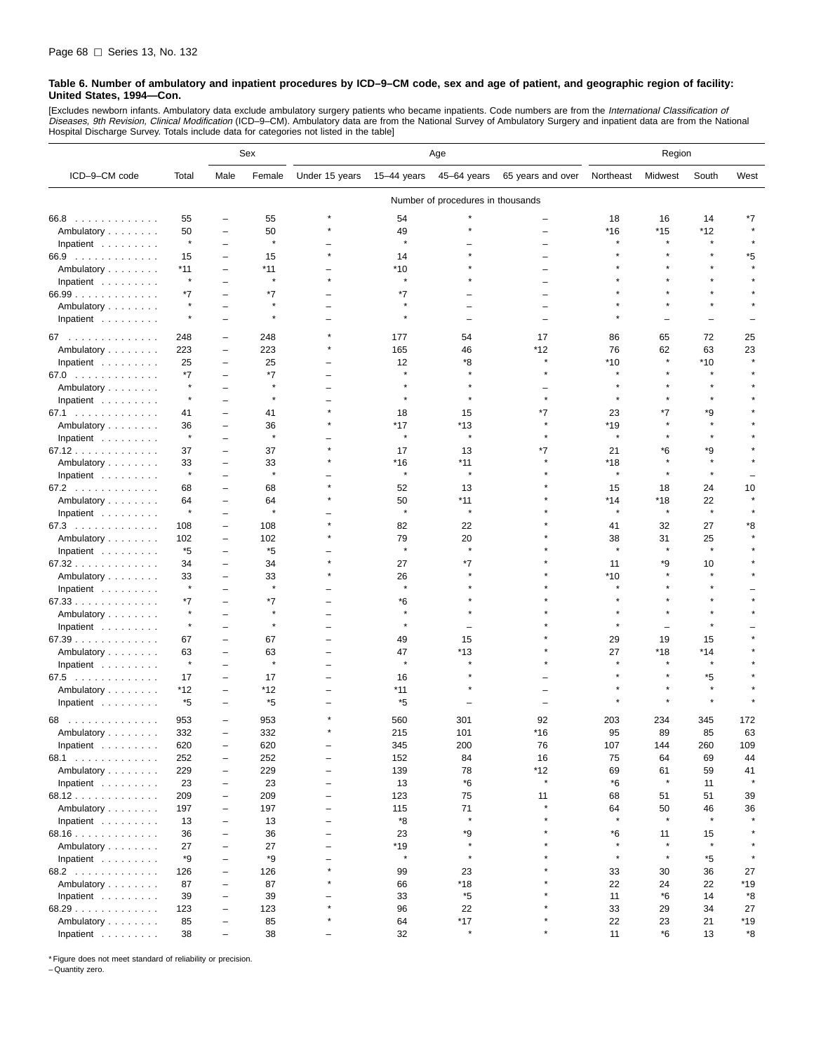**Table 6. Number of ambulatory and inpatient procedures by ICD–9–CM code, sex and age of patient, and geographic region of facility: United States, 1994—Con.**

[Excludes newborn infants. Ambulatory data exclude ambulatory surgery patients who became inpatients. Code numbers are from the *International Classification of Diseases, 9th Revision, Clinical Modification* (ICD–9–CM). Ambulatory data are from the National Survey of Ambulatory Surgery and inpatient data are from the National Hospital Discharge Survey. Totals include data for categories not listed in the table]

| ICD–9–CM code | Total | Sex | | Age | | | | Region | | | |
|---|---|---|---|---|---|---|---|---|---|---|---|
| | | Male | Female | Under 15 years | 15–44 years | 45–64 years | 65 years and over | Northeast | Midwest | South | West |
| | Number of procedures in thousands | | | | | | | | | | |
| 66.8 | 55 | – | 55 | * | 54 | * | – | 18 | 16 | 14 | *7 |
| Ambulatory | 50 | – | 50 | * | 49 | * | – | *16 | *15 | *12 | * |
| Inpatient | * | – | * | – | * | – | – | * | * | * | * |
| 66.9 | 15 | – | 15 | * | 14 | * | – | * | * | * | *5 |
| Ambulatory | *11 | – | *11 | – | *10 | * | – | * | * | * | * |
| Inpatient | * | – | * | * | * | * | – | * | * | * | * |
| 66.99 | *7 | – | *7 | – | *7 | – | – | * | * | * | * |
| Ambulatory | * | – | * | – | * | – | – | * | * | * | * |
| Inpatient | * | – | * | – | * | – | – | * | – | – | – |
| 67 | 248 | – | 248 | * | 177 | 54 | 17 | 86 | 65 | 72 | 25 |
| Ambulatory | 223 | – | 223 | * | 165 | 46 | *12 | 76 | 62 | 63 | 23 |
| Inpatient | 25 | – | 25 | – | 12 | *8 | * | *10 | * | *10 | * |
| 67.0 | *7 | – | *7 | – | * | * | * | * | * | * | * |
| Ambulatory | * | – | * | – | * | * | – | * | * | * | * |
| Inpatient | * | – | * | – | * | * | * | * | * | * | * |
| 67.1 | 41 | – | 41 | * | 18 | 15 | *7 | 23 | *7 | *9 | * |
| Ambulatory | 36 | – | 36 | * | *17 | *13 | * | *19 | * | * | * |
| Inpatient | * | – | * | – | * | * | * | * | * | * | * |
| 67.12 | 37 | – | 37 | * | 17 | 13 | *7 | 21 | *6 | *9 | * |
| Ambulatory | 33 | – | 33 | * | *16 | *11 | * | *18 | * | * | * |
| Inpatient | * | – | * | – | * | * | * | * | * | * | – |
| 67.2 | 68 | – | 68 | * | 52 | 13 | * | 15 | 18 | 24 | 10 |
| Ambulatory | 64 | – | 64 | * | 50 | *11 | * | *14 | *18 | 22 | * |
| Inpatient | * | – | * | – | * | * | * | * | * | * | * |
| 67.3 | 108 | – | 108 | * | 82 | 22 | * | 41 | 32 | 27 | *8 |
| Ambulatory | 102 | – | 102 | * | 79 | 20 | * | 38 | 31 | 25 | * |
| Inpatient | *5 | – | *5 | – | * | * | * | * | * | * | * |
| 67.32 | 34 | – | 34 | * | 27 | *7 | * | 11 | *9 | 10 | * |
| Ambulatory | 33 | – | 33 | * | 26 | * | * | *10 | * | * | * |
| Inpatient | * | – | * | – | * | * | * | * | * | * | – |
| 67.33 | *7 | – | *7 | – | *6 | * | * | * | * | * | * |
| Ambulatory | * | – | * | – | * | * | * | * | * | * | * |
| Inpatient | * | – | * | – | * | – | * | * | – | * | – |
| 67.39 | 67 | – | 67 | – | 49 | 15 | * | 29 | 19 | 15 | * |
| Ambulatory | 63 | – | 63 | – | 47 | *13 | * | 27 | *18 | *14 | * |
| Inpatient | * | – | * | – | * | * | * | * | * | * | * |
| 67.5 | 17 | – | 17 | – | 16 | * | – | * | * | *5 | * |
| Ambulatory | *12 | – | *12 | – | *11 | * | – | * | * | * | * |
| Inpatient | *5 | – | *5 | – | *5 | – | – | * | * | * | * |
| 68 | 953 | – | 953 | * | 560 | 301 | 92 | 203 | 234 | 345 | 172 |
| Ambulatory | 332 | – | 332 | * | 215 | 101 | *16 | 95 | 89 | 85 | 63 |
| Inpatient | 620 | – | 620 | – | 345 | 200 | 76 | 107 | 144 | 260 | 109 |
| 68.1 | 252 | – | 252 | – | 152 | 84 | 16 | 75 | 64 | 69 | 44 |
| Ambulatory | 229 | – | 229 | – | 139 | 78 | *12 | 69 | 61 | 59 | 41 |
| Inpatient | 23 | – | 23 | – | 13 | *6 | * | *6 | * | 11 | * |
| 68.12 | 209 | – | 209 | – | 123 | 75 | 11 | 68 | 51 | 51 | 39 |
| Ambulatory | 197 | – | 197 | – | 115 | 71 | * | 64 | 50 | 46 | 36 |
| Inpatient | 13 | – | 13 | – | *8 | * | * | * | * | * | * |
| 68.16 | 36 | – | 36 | – | 23 | *9 | * | *6 | 11 | 15 | * |
| Ambulatory | 27 | – | 27 | – | *19 | * | * | * | * | * | * |
| Inpatient | *9 | – | *9 | – | * | * | * | * | * | *5 | * |
| 68.2 | 126 | – | 126 | * | 99 | 23 | * | 33 | 30 | 36 | 27 |
| Ambulatory | 87 | – | 87 | * | 66 | *18 | * | 22 | 24 | 22 | *19 |
| Inpatient | 39 | – | 39 | – | 33 | *5 | * | 11 | *6 | 14 | *8 |
| 68.29 | 123 | – | 123 | * | 96 | 22 | * | 33 | 29 | 34 | 27 |
| Ambulatory | 85 | – | 85 | * | 64 | *17 | * | 22 | 23 | 21 | *19 |
| Inpatient | 38 | – | 38 | – | 32 | * | * | 11 | *6 | 13 | *8 |

* Figure does not meet standard of reliability or precision.
– Quantity zero.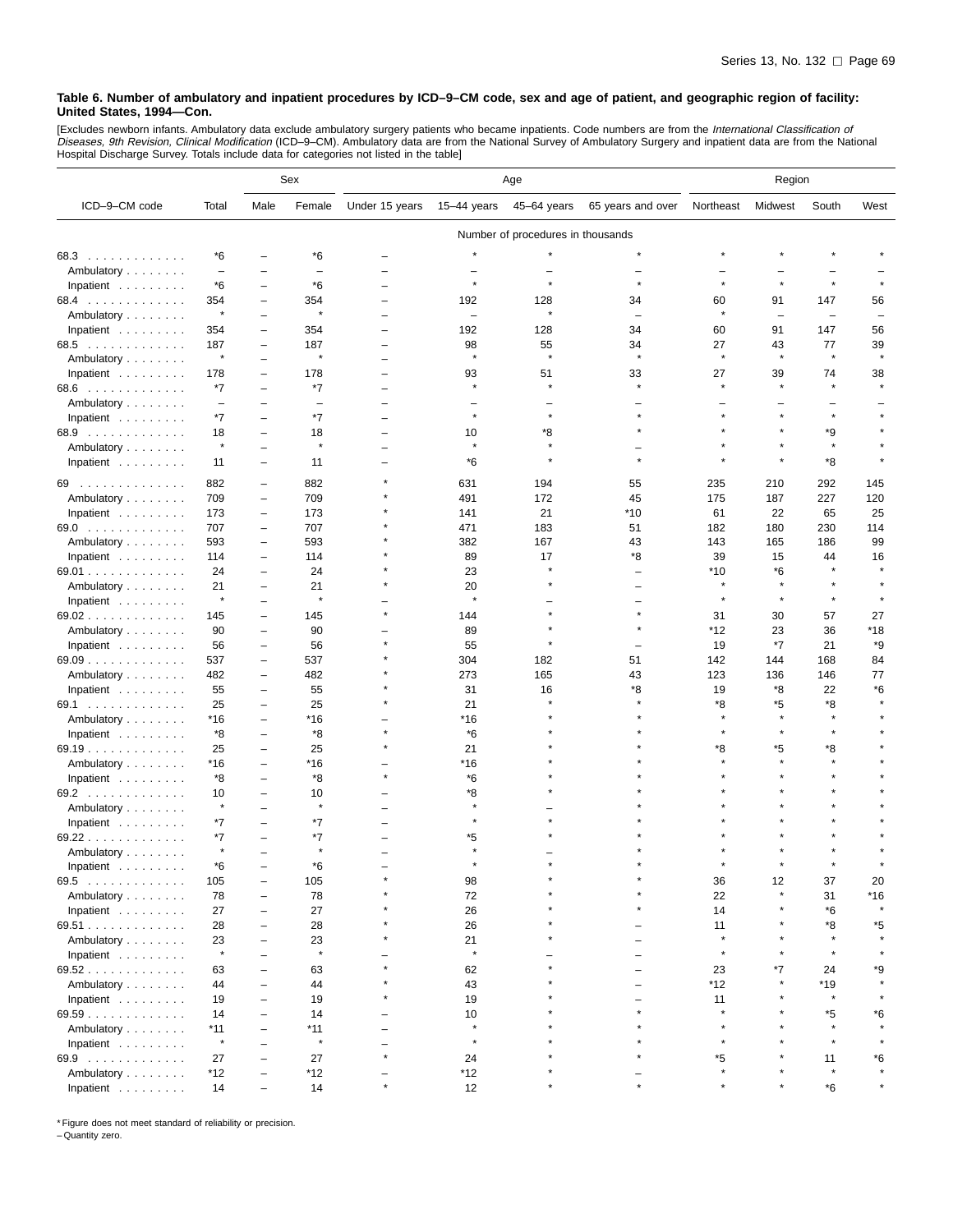**Table 6. Number of ambulatory and inpatient procedures by ICD–9–CM code, sex and age of patient, and geographic region of facility: United States, 1994—Con.**

[Excludes newborn infants. Ambulatory data exclude ambulatory surgery patients who became inpatients. Code numbers are from the *International Classification of Diseases, 9th Revision, Clinical Modification* (ICD–9–CM). Ambulatory data are from the National Survey of Ambulatory Surgery and inpatient data are from the National Hospital Discharge Survey. Totals include data for categories not listed in the table]

| ICD–9–CM code | Total | Sex | | Age | | | | Region | | | |
|---|---|---|---|---|---|---|---|---|---|---|---|
| | | Male | Female | Under 15 years | 15–44 years | 45–64 years | 65 years and over | Northeast | Midwest | South | West |
| | Number of procedures in thousands | | | | | | | | | | |
| 68.3 | *6 | – | *6 | – | * | * | * | * | * | * | * |
| Ambulatory | – | – | – | – | – | – | – | – | – | – | – |
| Inpatient | *6 | – | *6 | – | * | * | * | * | * | * | * |
| 68.4 | 354 | – | 354 | – | 192 | 128 | 34 | 60 | 91 | 147 | 56 |
| Ambulatory | * | – | * | – | – | * | – | * | – | – | – |
| Inpatient | 354 | – | 354 | – | 192 | 128 | 34 | 60 | 91 | 147 | 56 |
| 68.5 | 187 | – | 187 | – | 98 | 55 | 34 | 27 | 43 | 77 | 39 |
| Ambulatory | * | – | * | – | * | * | * | * | * | * | * |
| Inpatient | 178 | – | 178 | – | 93 | 51 | 33 | 27 | 39 | 74 | 38 |
| 68.6 | *7 | – | *7 | – | * | * | * | * | * | * | * |
| Ambulatory | – | – | – | – | – | – | – | – | – | – | – |
| Inpatient | *7 | – | *7 | – | * | * | * | * | * | * | * |
| 68.9 | 18 | – | 18 | – | 10 | *8 | * | * | * | *9 | * |
| Ambulatory | * | – | * | – | * | * | – | * | * | * | * |
| Inpatient | 11 | – | 11 | – | *6 | * | * | * | * | *8 | * |
| 69 | 882 | – | 882 | * | 631 | 194 | 55 | 235 | 210 | 292 | 145 |
| Ambulatory | 709 | – | 709 | * | 491 | 172 | 45 | 175 | 187 | 227 | 120 |
| Inpatient | 173 | – | 173 | * | 141 | 21 | *10 | 61 | 22 | 65 | 25 |
| 69.0 | 707 | – | 707 | * | 471 | 183 | 51 | 182 | 180 | 230 | 114 |
| Ambulatory | 593 | – | 593 | * | 382 | 167 | 43 | 143 | 165 | 186 | 99 |
| Inpatient | 114 | – | 114 | * | 89 | 17 | *8 | 39 | 15 | 44 | 16 |
| 69.01 | 24 | – | 24 | * | 23 | * | – | *10 | *6 | * | * |
| Ambulatory | 21 | – | 21 | * | 20 | * | – | * | * | * | * |
| Inpatient | * | – | * | – | * | – | – | * | * | * | * |
| 69.02 | 145 | – | 145 | * | 144 | * | * | 31 | 30 | 57 | 27 |
| Ambulatory | 90 | – | 90 | – | 89 | * | * | *12 | 23 | 36 | *18 |
| Inpatient | 56 | – | 56 | * | 55 | * | – | 19 | *7 | 21 | *9 |
| 69.09 | 537 | – | 537 | * | 304 | 182 | 51 | 142 | 144 | 168 | 84 |
| Ambulatory | 482 | – | 482 | * | 273 | 165 | 43 | 123 | 136 | 146 | 77 |
| Inpatient | 55 | – | 55 | * | 31 | 16 | *8 | 19 | *8 | 22 | *6 |
| 69.1 | 25 | – | 25 | * | 21 | * | * | *8 | *5 | *8 | * |
| Ambulatory | *16 | – | *16 | – | *16 | * | * | * | * | * | * |
| Inpatient | *8 | – | *8 | * | *6 | * | * | * | * | * | * |
| 69.19 | 25 | – | 25 | * | 21 | * | * | *8 | *5 | *8 | * |
| Ambulatory | *16 | – | *16 | – | *16 | * | * | * | * | * | * |
| Inpatient | *8 | – | *8 | * | *6 | * | * | * | * | * | * |
| 69.2 | 10 | – | 10 | – | *8 | * | * | * | * | * | * |
| Ambulatory | * | – | * | – | * | – | * | * | * | * | * |
| Inpatient | *7 | – | *7 | – | * | * | * | * | * | * | * |
| 69.22 | *7 | – | *7 | – | *5 | * | * | * | * | * | * |
| Ambulatory | * | – | * | – | * | – | * | * | * | * | * |
| Inpatient | *6 | – | *6 | – | * | * | * | * | * | * | * |
| 69.5 | 105 | – | 105 | * | 98 | * | * | 36 | 12 | 37 | 20 |
| Ambulatory | 78 | – | 78 | * | 72 | * | * | 22 | * | 31 | *16 |
| Inpatient | 27 | – | 27 | * | 26 | * | * | 14 | * | *6 | * |
| 69.51 | 28 | – | 28 | * | 26 | * | – | 11 | * | *8 | *5 |
| Ambulatory | 23 | – | 23 | * | 21 | * | – | * | * | * | * |
| Inpatient | * | – | * | – | * | – | – | * | * | * | * |
| 69.52 | 63 | – | 63 | * | 62 | * | – | 23 | *7 | 24 | *9 |
| Ambulatory | 44 | – | 44 | * | 43 | * | – | *12 | * | *19 | * |
| Inpatient | 19 | – | 19 | * | 19 | * | – | 11 | * | * | * |
| 69.59 | 14 | – | 14 | – | 10 | * | * | * | * | *5 | *6 |
| Ambulatory | *11 | – | *11 | – | * | * | * | * | * | * | * |
| Inpatient | * | – | * | – | * | * | * | * | * | * | * |
| 69.9 | 27 | – | 27 | * | 24 | * | * | *5 | * | 11 | *6 |
| Ambulatory | *12 | – | *12 | – | *12 | * | – | * | * | * | * |
| Inpatient | 14 | – | 14 | * | 12 | * | * | * | * | *6 | * |

* Figure does not meet standard of reliability or precision.
– Quantity zero.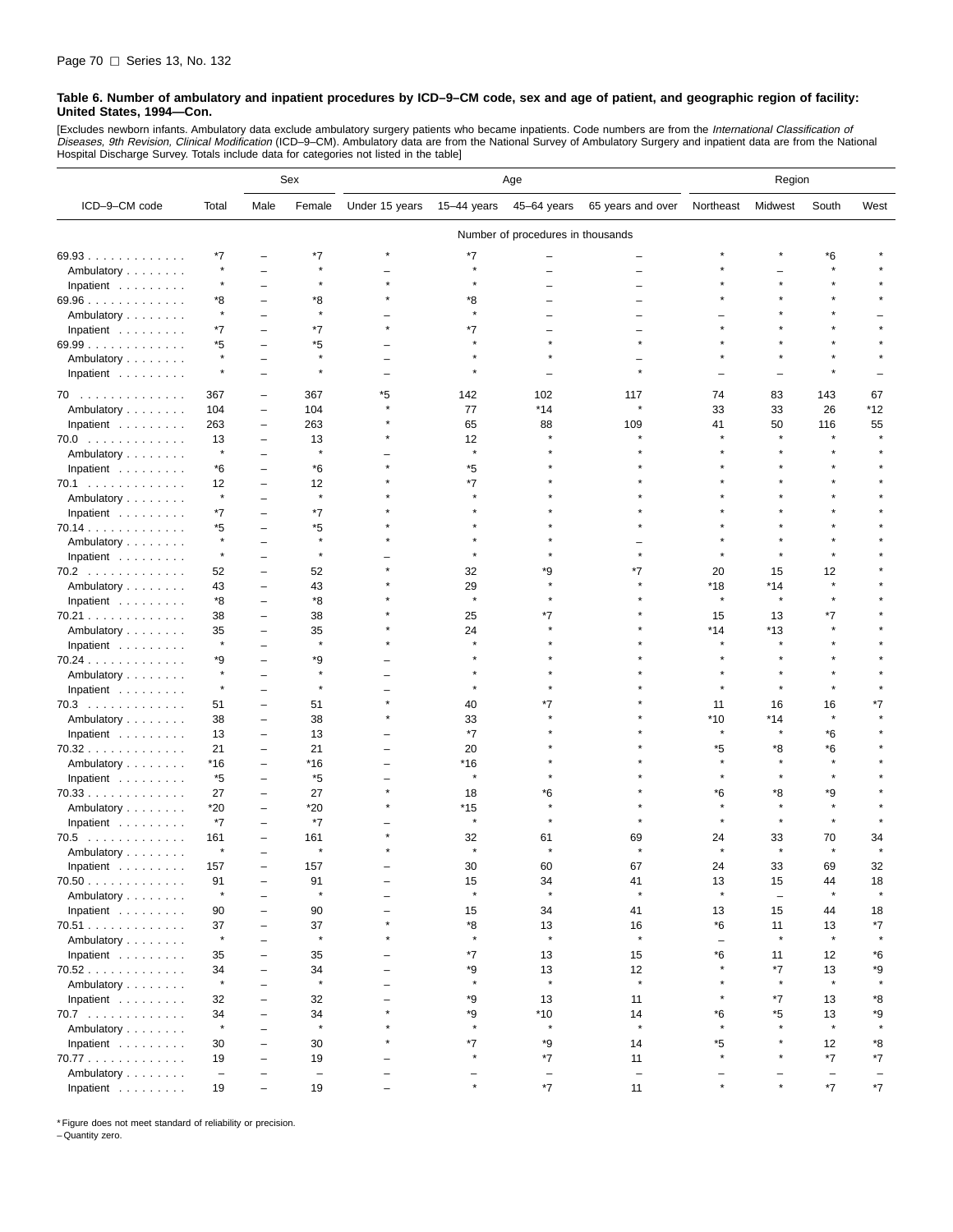**Table 6. Number of ambulatory and inpatient procedures by ICD–9–CM code, sex and age of patient, and geographic region of facility: United States, 1994—Con.**

[Excludes newborn infants. Ambulatory data exclude ambulatory surgery patients who became inpatients. Code numbers are from the *International Classification of Diseases, 9th Revision, Clinical Modification* (ICD–9–CM). Ambulatory data are from the National Survey of Ambulatory Surgery and inpatient data are from the National Hospital Discharge Survey. Totals include data for categories not listed in the table]

| ICD–9–CM code | Total | Sex | | Age | | | | Region | | | |
|---|---|---|---|---|---|---|---|---|---|---|---|
| | | Male | Female | Under 15 years | 15–44 years | 45–64 years | 65 years and over | Northeast | Midwest | South | West |
| | Number of procedures in thousands | | | | | | | | | | |
| 69.93 | *7 | – | *7 | * | *7 | – | – | * | * | *6 | * |
| Ambulatory | * | – | * | – | * | – | – | * | – | * | * |
| Inpatient | * | – | * | * | * | – | – | * | * | * | * |
| 69.96 | *8 | – | *8 | * | *8 | – | – | * | * | * | * |
| Ambulatory | * | – | * | – | * | – | – | – | * | * | – |
| Inpatient | *7 | – | *7 | * | *7 | – | – | * | * | * | * |
| 69.99 | *5 | – | *5 | – | * | * | * | * | * | * | * |
| Ambulatory | * | – | * | – | * | * | – | * | * | * | * |
| Inpatient | * | – | * | – | * | – | * | – | – | * | – |
| 70 | 367 | – | 367 | *5 | 142 | 102 | 117 | 74 | 83 | 143 | 67 |
| Ambulatory | 104 | – | 104 | * | 77 | *14 | * | 33 | 33 | 26 | *12 |
| Inpatient | 263 | – | 263 | * | 65 | 88 | 109 | 41 | 50 | 116 | 55 |
| 70.0 | 13 | – | 13 | * | 12 | * | * | * | * | * | * |
| Ambulatory | * | – | * | – | * | * | * | * | * | * | * |
| Inpatient | *6 | – | *6 | * | *5 | * | * | * | * | * | * |
| 70.1 | 12 | – | 12 | * | *7 | * | * | * | * | * | * |
| Ambulatory | * | – | * | * | * | * | * | * | * | * | * |
| Inpatient | *7 | – | *7 | * | * | * | * | * | * | * | * |
| 70.14 | *5 | – | *5 | * | * | * | * | * | * | * | * |
| Ambulatory | * | – | * | * | * | * | – | * | * | * | * |
| Inpatient | * | – | * | – | * | * | * | * | * | * | * |
| 70.2 | 52 | – | 52 | * | 32 | *9 | *7 | 20 | 15 | 12 | * |
| Ambulatory | 43 | – | 43 | * | 29 | * | * | *18 | *14 | * | * |
| Inpatient | *8 | – | *8 | * | * | * | * | * | * | * | * |
| 70.21 | 38 | – | 38 | * | 25 | *7 | * | 15 | 13 | *7 | * |
| Ambulatory | 35 | – | 35 | * | 24 | * | * | *14 | *13 | * | * |
| Inpatient | * | – | * | * | * | * | * | * | * | * | * |
| 70.24 | *9 | – | *9 | – | * | * | * | * | * | * | * |
| Ambulatory | * | – | * | – | * | * | * | * | * | * | * |
| Inpatient | * | – | * | – | * | * | * | * | * | * | * |
| 70.3 | 51 | – | 51 | * | 40 | *7 | * | 11 | 16 | 16 | *7 |
| Ambulatory | 38 | – | 38 | * | 33 | * | * | *10 | *14 | * | * |
| Inpatient | 13 | – | 13 | – | *7 | * | * | * | * | *6 | * |
| 70.32 | 21 | – | 21 | – | 20 | * | * | *5 | *8 | *6 | * |
| Ambulatory | *16 | – | *16 | – | *16 | * | * | * | * | * | * |
| Inpatient | *5 | – | *5 | – | * | * | * | * | * | * | * |
| 70.33 | 27 | – | 27 | * | 18 | *6 | * | *6 | *8 | *9 | * |
| Ambulatory | *20 | – | *20 | * | *15 | * | * | * | * | * | * |
| Inpatient | *7 | – | *7 | – | * | * | * | * | * | * | * |
| 70.5 | 161 | – | 161 | * | 32 | 61 | 69 | 24 | 33 | 70 | 34 |
| Ambulatory | * | – | * | * | * | * | * | * | * | * | * |
| Inpatient | 157 | – | 157 | – | 30 | 60 | 67 | 24 | 33 | 69 | 32 |
| 70.50 | 91 | – | 91 | – | 15 | 34 | 41 | 13 | 15 | 44 | 18 |
| Ambulatory | * | – | * | – | * | * | * | * | – | * | * |
| Inpatient | 90 | – | 90 | – | 15 | 34 | 41 | 13 | 15 | 44 | 18 |
| 70.51 | 37 | – | 37 | * | *8 | 13 | 16 | *6 | 11 | 13 | *7 |
| Ambulatory | * | – | * | * | * | * | * | – | * | * | * |
| Inpatient | 35 | – | 35 | – | *7 | 13 | 15 | *6 | 11 | 12 | *6 |
| 70.52 | 34 | – | 34 | – | *9 | 13 | 12 | * | *7 | 13 | *9 |
| Ambulatory | * | – | * | – | * | * | * | * | * | * | * |
| Inpatient | 32 | – | 32 | – | *9 | 13 | 11 | * | *7 | 13 | *8 |
| 70.7 | 34 | – | 34 | * | *9 | *10 | 14 | *6 | *5 | 13 | *9 |
| Ambulatory | * | – | * | * | * | * | * | * | * | * | * |
| Inpatient | 30 | – | 30 | * | *7 | *9 | 14 | *5 | * | 12 | *8 |
| 70.77 | 19 | – | 19 | – | * | *7 | 11 | * | * | *7 | *7 |
| Ambulatory | – | – | – | – | – | – | – | – | – | – | – |
| Inpatient | 19 | – | 19 | – | * | *7 | 11 | * | * | *7 | *7 |

* Figure does not meet standard of reliability or precision.
– Quantity zero.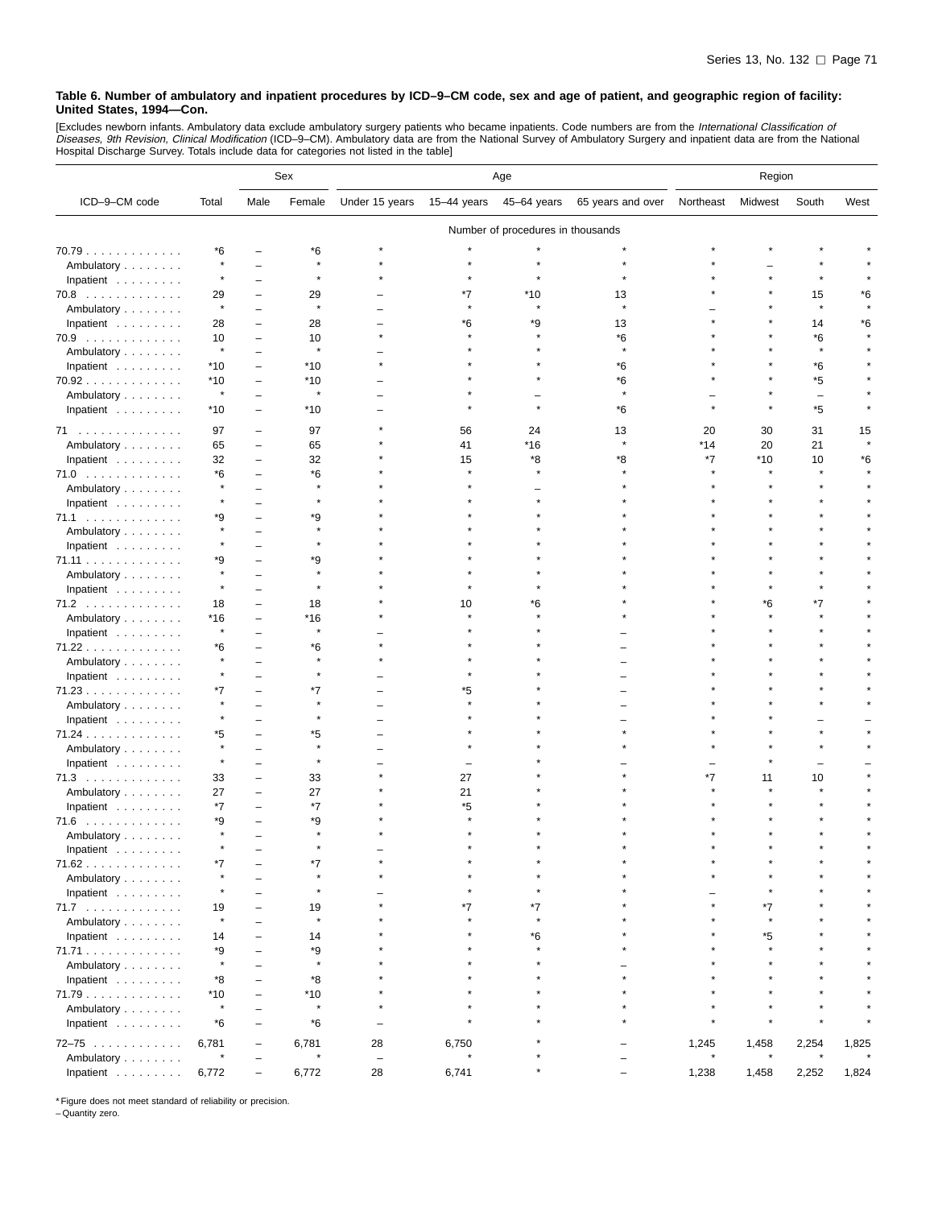**Table 6. Number of ambulatory and inpatient procedures by ICD–9–CM code, sex and age of patient, and geographic region of facility: United States, 1994—Con.**

[Excludes newborn infants. Ambulatory data exclude ambulatory surgery patients who became inpatients. Code numbers are from the *International Classification of Diseases, 9th Revision, Clinical Modification* (ICD–9–CM). Ambulatory data are from the National Survey of Ambulatory Surgery and inpatient data are from the National Hospital Discharge Survey. Totals include data for categories not listed in the table]

| ICD–9–CM code | Total | Sex | | Age | | | | Region | | | |
|---|---|---|---|---|---|---|---|---|---|---|---|
| | | Male | Female | Under 15 years | 15–44 years | 45–64 years | 65 years and over | Northeast | Midwest | South | West |
| | Number of procedures in thousands | | | | | | | | | | |
| 70.79 | *6 | – | *6 | * | * | * | * | * | * | * | * |
| Ambulatory | * | – | * | * | * | * | * | * | – | * | * |
| Inpatient | * | – | * | * | * | * | * | * | * | * | * |
| 70.8 | 29 | – | 29 | – | *7 | *10 | 13 | * | * | 15 | *6 |
| Ambulatory | * | – | * | – | * | * | * | – | * | * | * |
| Inpatient | 28 | – | 28 | – | *6 | *9 | 13 | * | * | 14 | *6 |
| 70.9 | 10 | – | 10 | * | * | * | *6 | * | * | *6 | * |
| Ambulatory | * | – | * | – | * | * | * | * | * | * | * |
| Inpatient | *10 | – | *10 | * | * | * | *6 | * | * | *6 | * |
| 70.92 | *10 | – | *10 | – | * | * | *6 | * | * | *5 | * |
| Ambulatory | * | – | * | – | * | – | * | – | * | – | * |
| Inpatient | *10 | – | *10 | – | * | * | *6 | * | * | *5 | * |
| 71 | 97 | – | 97 | * | 56 | 24 | 13 | 20 | 30 | 31 | 15 |
| Ambulatory | 65 | – | 65 | * | 41 | *16 | * | *14 | 20 | 21 | * |
| Inpatient | 32 | – | 32 | * | 15 | *8 | *8 | *7 | *10 | 10 | *6 |
| 71.0 | *6 | – | *6 | * | * | * | * | * | * | * | * |
| Ambulatory | * | – | * | * | * | – | * | * | * | * | * |
| Inpatient | * | – | * | * | * | * | * | * | * | * | * |
| 71.1 | *9 | – | *9 | * | * | * | * | * | * | * | * |
| Ambulatory | * | – | * | * | * | * | * | * | * | * | * |
| Inpatient | * | – | * | * | * | * | * | * | * | * | * |
| 71.11 | *9 | – | *9 | * | * | * | * | * | * | * | * |
| Ambulatory | * | – | * | * | * | * | * | * | * | * | * |
| Inpatient | * | – | * | * | * | * | * | * | * | * | * |
| 71.2 | 18 | – | 18 | * | 10 | *6 | * | * | *6 | *7 | * |
| Ambulatory | *16 | – | *16 | * | * | * | * | * | * | * | * |
| Inpatient | * | – | * | – | * | * | – | * | * | * | * |
| 71.22 | *6 | – | *6 | * | * | * | – | * | * | * | * |
| Ambulatory | * | – | * | * | * | * | – | * | * | * | * |
| Inpatient | * | – | * | – | * | * | – | * | * | * | * |
| 71.23 | *7 | – | *7 | – | *5 | * | – | * | * | * | * |
| Ambulatory | * | – | * | – | * | * | – | * | * | * | * |
| Inpatient | * | – | * | – | * | * | – | * | * | – | – |
| 71.24 | *5 | – | *5 | – | * | * | * | * | * | * | * |
| Ambulatory | * | – | * | – | * | * | * | * | * | * | * |
| Inpatient | * | – | * | – | – | * | – | – | * | – | – |
| 71.3 | 33 | – | 33 | * | 27 | * | * | *7 | 11 | 10 | * |
| Ambulatory | 27 | – | 27 | * | 21 | * | * | * | * | * | * |
| Inpatient | *7 | – | *7 | * | *5 | * | * | * | * | * | * |
| 71.6 | *9 | – | *9 | * | * | * | * | * | * | * | * |
| Ambulatory | * | – | * | * | * | * | * | * | * | * | * |
| Inpatient | * | – | * | – | * | * | * | * | * | * | * |
| 71.62 | *7 | – | *7 | * | * | * | * | * | * | * | * |
| Ambulatory | * | – | * | * | * | * | * | * | * | * | * |
| Inpatient | * | – | * | – | * | * | * | – | * | * | * |
| 71.7 | 19 | – | 19 | * | *7 | *7 | * | * | *7 | * | * |
| Ambulatory | * | – | * | * | * | * | * | * | * | * | * |
| Inpatient | 14 | – | 14 | * | * | *6 | * | * | *5 | * | * |
| 71.71 | *9 | – | *9 | * | * | * | * | * | * | * | * |
| Ambulatory | * | – | * | * | * | * | – | * | * | * | * |
| Inpatient | *8 | – | *8 | * | * | * | * | * | * | * | * |
| 71.79 | *10 | – | *10 | * | * | * | * | * | * | * | * |
| Ambulatory | * | – | * | * | * | * | * | * | * | * | * |
| Inpatient | *6 | – | *6 | – | * | * | * | * | * | * | * |
| 72–75 | 6,781 | – | 6,781 | 28 | 6,750 | * | – | 1,245 | 1,458 | 2,254 | 1,825 |
| Ambulatory | * | – | * | – | * | * | – | * | * | * | * |
| Inpatient | 6,772 | – | 6,772 | 28 | 6,741 | * | – | 1,238 | 1,458 | 2,252 | 1,824 |

* Figure does not meet standard of reliability or precision.
– Quantity zero.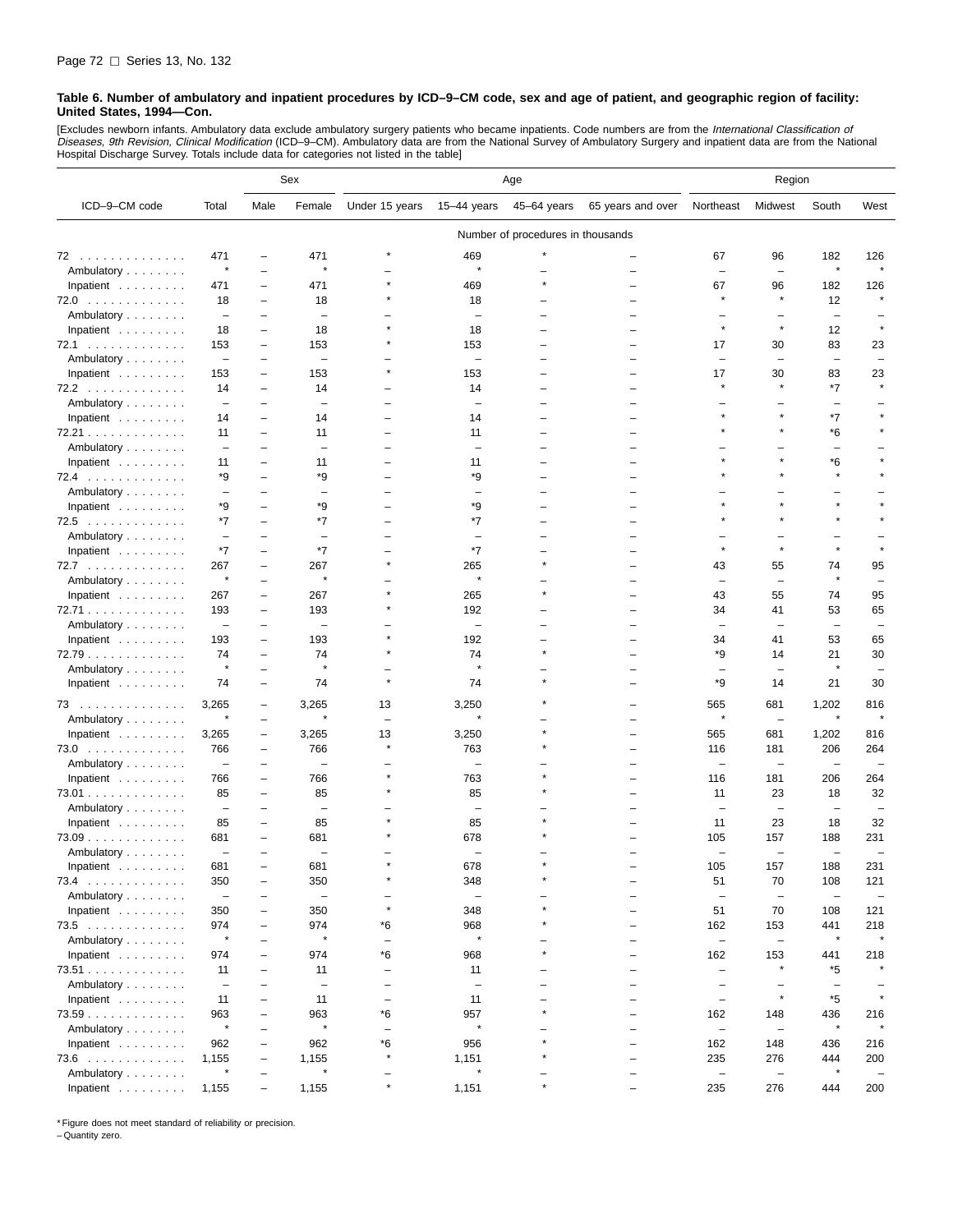**Table 6. Number of ambulatory and inpatient procedures by ICD–9–CM code, sex and age of patient, and geographic region of facility: United States, 1994—Con.**

[Excludes newborn infants. Ambulatory data exclude ambulatory surgery patients who became inpatients. Code numbers are from the *International Classification of Diseases, 9th Revision, Clinical Modification* (ICD–9–CM). Ambulatory data are from the National Survey of Ambulatory Surgery and inpatient data are from the National Hospital Discharge Survey. Totals include data for categories not listed in the table]

| ICD–9–CM code | Total | Sex | | Age | | | | Region | | | |
|---|---|---|---|---|---|---|---|---|---|---|---|
| | | Male | Female | Under 15 years | 15–44 years | 45–64 years | 65 years and over | Northeast | Midwest | South | West |
| | Number of procedures in thousands | | | | | | | | | | |
| 72 | 471 | – | 471 | * | 469 | * | – | 67 | 96 | 182 | 126 |
| Ambulatory | * | – | * | – | * | – | – | – | – | * | * |
| Inpatient | 471 | – | 471 | * | 469 | * | – | 67 | 96 | 182 | 126 |
| 72.0 | 18 | – | 18 | * | 18 | – | – | * | * | 12 | * |
| Ambulatory | – | – | – | – | – | – | – | – | – | – | – |
| Inpatient | 18 | – | 18 | * | 18 | – | – | * | * | 12 | * |
| 72.1 | 153 | – | 153 | * | 153 | – | – | 17 | 30 | 83 | 23 |
| Ambulatory | – | – | – | – | – | – | – | – | – | – | – |
| Inpatient | 153 | – | 153 | * | 153 | – | – | 17 | 30 | 83 | 23 |
| 72.2 | 14 | – | 14 | – | 14 | – | – | * | * | *7 | * |
| Ambulatory | – | – | – | – | – | – | – | – | – | – | – |
| Inpatient | 14 | – | 14 | – | 14 | – | – | * | * | *7 | * |
| 72.21 | 11 | – | 11 | – | 11 | – | – | * | * | *6 | * |
| Ambulatory | – | – | – | – | – | – | – | – | – | – | – |
| Inpatient | 11 | – | 11 | – | 11 | – | – | * | * | *6 | * |
| 72.4 | *9 | – | *9 | – | *9 | – | – | * | * | * | * |
| Ambulatory | – | – | – | – | – | – | – | – | – | – | – |
| Inpatient | *9 | – | *9 | – | *9 | – | – | * | * | * | * |
| 72.5 | *7 | – | *7 | – | *7 | – | – | * | * | * | * |
| Ambulatory | – | – | – | – | – | – | – | – | – | – | – |
| Inpatient | *7 | – | *7 | – | *7 | – | – | * | * | * | * |
| 72.7 | 267 | – | 267 | * | 265 | * | – | 43 | 55 | 74 | 95 |
| Ambulatory | * | – | * | – | * | – | – | – | – | * | – |
| Inpatient | 267 | – | 267 | * | 265 | * | – | 43 | 55 | 74 | 95 |
| 72.71 | 193 | – | 193 | * | 192 | – | – | 34 | 41 | 53 | 65 |
| Ambulatory | – | – | – | – | – | – | – | – | – | – | – |
| Inpatient | 193 | – | 193 | * | 192 | – | – | 34 | 41 | 53 | 65 |
| 72.79 | 74 | – | 74 | * | 74 | * | – | *9 | 14 | 21 | 30 |
| Ambulatory | * | – | * | – | * | – | – | – | – | * | – |
| Inpatient | 74 | – | 74 | * | 74 | * | – | *9 | 14 | 21 | 30 |
| 73 | 3,265 | – | 3,265 | 13 | 3,250 | * | – | 565 | 681 | 1,202 | 816 |
| Ambulatory | * | – | * | – | * | – | – | * | – | * | * |
| Inpatient | 3,265 | – | 3,265 | 13 | 3,250 | * | – | 565 | 681 | 1,202 | 816 |
| 73.0 | 766 | – | 766 | * | 763 | * | – | 116 | 181 | 206 | 264 |
| Ambulatory | – | – | – | – | – | – | – | – | – | – | – |
| Inpatient | 766 | – | 766 | * | 763 | * | – | 116 | 181 | 206 | 264 |
| 73.01 | 85 | – | 85 | * | 85 | * | – | 11 | 23 | 18 | 32 |
| Ambulatory | – | – | – | – | – | – | – | – | – | – | – |
| Inpatient | 85 | – | 85 | * | 85 | * | – | 11 | 23 | 18 | 32 |
| 73.09 | 681 | – | 681 | * | 678 | * | – | 105 | 157 | 188 | 231 |
| Ambulatory | – | – | – | – | – | – | – | – | – | – | – |
| Inpatient | 681 | – | 681 | * | 678 | * | – | 105 | 157 | 188 | 231 |
| 73.4 | 350 | – | 350 | * | 348 | * | – | 51 | 70 | 108 | 121 |
| Ambulatory | – | – | – | – | – | – | – | – | – | – | – |
| Inpatient | 350 | – | 350 | * | 348 | * | – | 51 | 70 | 108 | 121 |
| 73.5 | 974 | – | 974 | *6 | 968 | * | – | 162 | 153 | 441 | 218 |
| Ambulatory | * | – | * | – | * | – | – | – | – | * | * |
| Inpatient | 974 | – | 974 | *6 | 968 | * | – | 162 | 153 | 441 | 218 |
| 73.51 | 11 | – | 11 | – | 11 | – | – | – | * | *5 | * |
| Ambulatory | – | – | – | – | – | – | – | – | – | – | – |
| Inpatient | 11 | – | 11 | – | 11 | – | – | – | * | *5 | * |
| 73.59 | 963 | – | 963 | *6 | 957 | * | – | 162 | 148 | 436 | 216 |
| Ambulatory | * | – | * | – | * | – | – | – | – | * | * |
| Inpatient | 962 | – | 962 | *6 | 956 | * | – | 162 | 148 | 436 | 216 |
| 73.6 | 1,155 | – | 1,155 | * | 1,151 | * | – | 235 | 276 | 444 | 200 |
| Ambulatory | * | – | * | – | * | – | – | – | – | * | – |
| Inpatient | 1,155 | – | 1,155 | * | 1,151 | * | – | 235 | 276 | 444 | 200 |

\* Figure does not meet standard of reliability or precision.
– Quantity zero.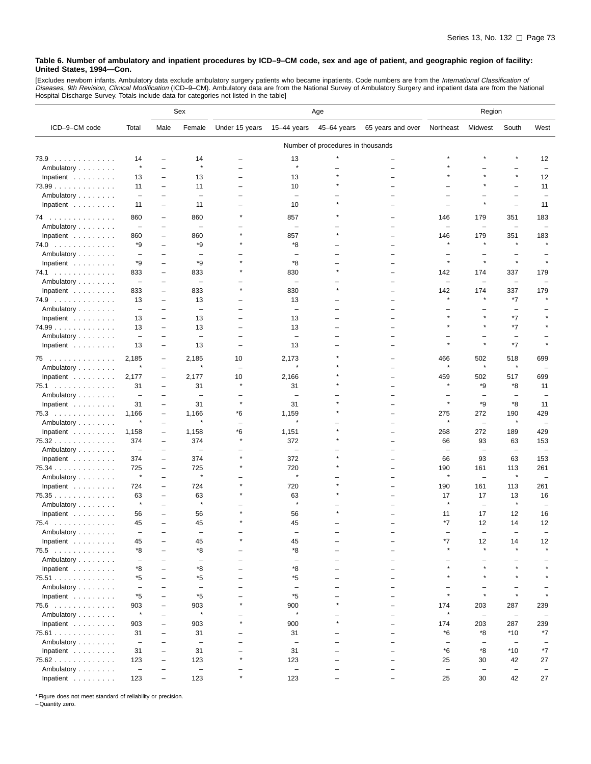**Table 6. Number of ambulatory and inpatient procedures by ICD–9–CM code, sex and age of patient, and geographic region of facility: United States, 1994—Con.**

[Excludes newborn infants. Ambulatory data exclude ambulatory surgery patients who became inpatients. Code numbers are from the *International Classification of Diseases, 9th Revision, Clinical Modification* (ICD–9–CM). Ambulatory data are from the National Survey of Ambulatory Surgery and inpatient data are from the National Hospital Discharge Survey. Totals include data for categories not listed in the table]

| ICD–9–CM code | Total | Sex | | Age | | | | Region | | | |
|---|---|---|---|---|---|---|---|---|---|---|---|
| | | Male | Female | Under 15 years | 15–44 years | 45–64 years | 65 years and over | Northeast | Midwest | South | West |
| | Number of procedures in thousands | | | | | | | | | | |
| 73.9 | 14 | – | 14 | – | 13 | * | – | * | * | * | 12 |
| Ambulatory | * | – | * | – | * | – | – | * | – | – | – |
| Inpatient | 13 | – | 13 | – | 13 | * | – | * | * | * | 12 |
| 73.99 | 11 | – | 11 | – | 10 | * | – | – | * | – | 11 |
| Ambulatory | – | – | – | – | – | – | – | – | – | – | – |
| Inpatient | 11 | – | 11 | – | 10 | * | – | – | * | – | 11 |
| 74 | 860 | – | 860 | * | 857 | * | – | 146 | 179 | 351 | 183 |
| Ambulatory | – | – | – | – | – | – | – | – | – | – | – |
| Inpatient | 860 | – | 860 | * | 857 | * | – | 146 | 179 | 351 | 183 |
| 74.0 | *9 | – | *9 | * | *8 | – | – | * | * | * | * |
| Ambulatory | – | – | – | – | – | – | – | – | – | – | – |
| Inpatient | *9 | – | *9 | * | *8 | – | – | * | * | * | * |
| 74.1 | 833 | – | 833 | * | 830 | * | – | 142 | 174 | 337 | 179 |
| Ambulatory | – | – | – | – | – | – | – | – | – | – | – |
| Inpatient | 833 | – | 833 | * | 830 | * | – | 142 | 174 | 337 | 179 |
| 74.9 | 13 | – | 13 | – | 13 | – | – | * | * | *7 | * |
| Ambulatory | – | – | – | – | – | – | – | – | – | – | – |
| Inpatient | 13 | – | 13 | – | 13 | – | – | * | * | *7 | * |
| 74.99 | 13 | – | 13 | – | 13 | – | – | * | * | *7 | * |
| Ambulatory | – | – | – | – | – | – | – | – | – | – | – |
| Inpatient | 13 | – | 13 | – | 13 | – | – | * | * | *7 | * |
| 75 | 2,185 | – | 2,185 | 10 | 2,173 | * | – | 466 | 502 | 518 | 699 |
| Ambulatory | * | – | * | – | * | * | – | * | * | * | – |
| Inpatient | 2,177 | – | 2,177 | 10 | 2,166 | * | – | 459 | 502 | 517 | 699 |
| 75.1 | 31 | – | 31 | * | 31 | * | – | * | *9 | *8 | 11 |
| Ambulatory | – | – | – | – | – | – | – | – | – | – | – |
| Inpatient | 31 | – | 31 | * | 31 | * | – | * | *9 | *8 | 11 |
| 75.3 | 1,166 | – | 1,166 | *6 | 1,159 | * | – | 275 | 272 | 190 | 429 |
| Ambulatory | * | – | * | – | * | – | – | * | – | * | – |
| Inpatient | 1,158 | – | 1,158 | *6 | 1,151 | * | – | 268 | 272 | 189 | 429 |
| 75.32 | 374 | – | 374 | * | 372 | * | – | 66 | 93 | 63 | 153 |
| Ambulatory | – | – | – | – | – | – | – | – | – | – | – |
| Inpatient | 374 | – | 374 | * | 372 | * | – | 66 | 93 | 63 | 153 |
| 75.34 | 725 | – | 725 | * | 720 | * | – | 190 | 161 | 113 | 261 |
| Ambulatory | * | – | * | – | * | – | – | * | – | * | – |
| Inpatient | 724 | – | 724 | * | 720 | * | – | 190 | 161 | 113 | 261 |
| 75.35 | 63 | – | 63 | * | 63 | * | – | 17 | 17 | 13 | 16 |
| Ambulatory | * | – | * | – | * | – | – | * | – | * | – |
| Inpatient | 56 | – | 56 | * | 56 | * | – | 11 | 17 | 12 | 16 |
| 75.4 | 45 | – | 45 | * | 45 | – | – | *7 | 12 | 14 | 12 |
| Ambulatory | – | – | – | – | – | – | – | – | – | – | – |
| Inpatient | 45 | – | 45 | * | 45 | – | – | *7 | 12 | 14 | 12 |
| 75.5 | *8 | – | *8 | – | *8 | – | – | * | * | * | * |
| Ambulatory | – | – | – | – | – | – | – | – | – | – | – |
| Inpatient | *8 | – | *8 | – | *8 | – | – | * | * | * | * |
| 75.51 | *5 | – | *5 | – | *5 | – | – | * | * | * | * |
| Ambulatory | – | – | – | – | – | – | – | – | – | – | – |
| Inpatient | *5 | – | *5 | – | *5 | – | – | * | * | * | * |
| 75.6 | 903 | – | 903 | * | 900 | * | – | 174 | 203 | 287 | 239 |
| Ambulatory | * | – | * | – | * | – | – | * | – | – | – |
| Inpatient | 903 | – | 903 | * | 900 | * | – | 174 | 203 | 287 | 239 |
| 75.61 | 31 | – | 31 | – | 31 | – | – | *6 | *8 | *10 | *7 |
| Ambulatory | – | – | – | – | – | – | – | – | – | – | – |
| Inpatient | 31 | – | 31 | – | 31 | – | – | *6 | *8 | *10 | *7 |
| 75.62 | 123 | – | 123 | * | 123 | – | – | 25 | 30 | 42 | 27 |
| Ambulatory | – | – | – | – | – | – | – | – | – | – | – |
| Inpatient | 123 | – | 123 | * | 123 | – | – | 25 | 30 | 42 | 27 |

* Figure does not meet standard of reliability or precision.
– Quantity zero.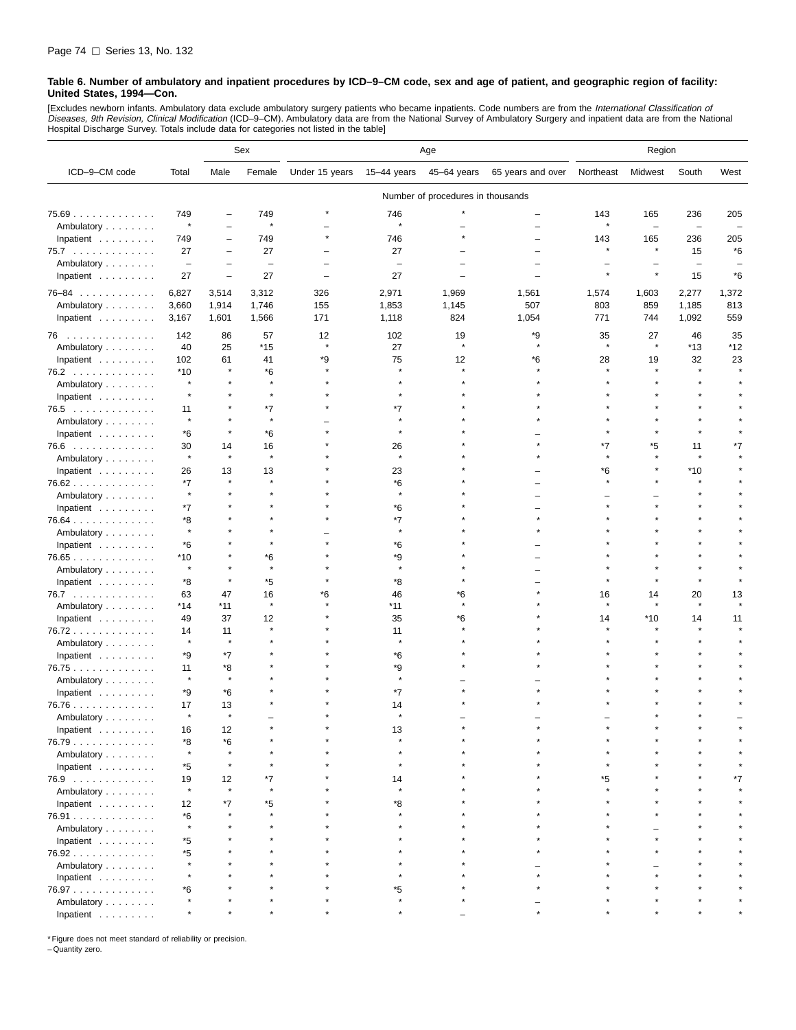**Table 6. Number of ambulatory and inpatient procedures by ICD–9–CM code, sex and age of patient, and geographic region of facility: United States, 1994—Con.**

[Excludes newborn infants. Ambulatory data exclude ambulatory surgery patients who became inpatients. Code numbers are from the *International Classification of Diseases, 9th Revision, Clinical Modification* (ICD–9–CM). Ambulatory data are from the National Survey of Ambulatory Surgery and inpatient data are from the National Hospital Discharge Survey. Totals include data for categories not listed in the table]

| ICD–9–CM code | Total | Sex | | Age | | | | Region | | | |
|---|---|---|---|---|---|---|---|---|---|---|---|
| | | Male | Female | Under 15 years | 15–44 years | 45–64 years | 65 years and over | Northeast | Midwest | South | West |
| | Number of procedures in thousands | | | | | | | | | | |
| 75.69 | 749 | – | 749 | * | 746 | * | – | 143 | 165 | 236 | 205 |
| Ambulatory | * | – | * | – | * | – | – | * | – | – | – |
| Inpatient | 749 | – | 749 | * | 746 | * | – | 143 | 165 | 236 | 205 |
| 75.7 | 27 | – | 27 | – | 27 | – | – | * | * | 15 | *6 |
| Ambulatory | – | – | – | – | – | – | – | – | – | – | – |
| Inpatient | 27 | – | 27 | – | 27 | – | – | * | * | 15 | *6 |
| 76–84 | 6,827 | 3,514 | 3,312 | 326 | 2,971 | 1,969 | 1,561 | 1,574 | 1,603 | 2,277 | 1,372 |
| Ambulatory | 3,660 | 1,914 | 1,746 | 155 | 1,853 | 1,145 | 507 | 803 | 859 | 1,185 | 813 |
| Inpatient | 3,167 | 1,601 | 1,566 | 171 | 1,118 | 824 | 1,054 | 771 | 744 | 1,092 | 559 |
| 76 | 142 | 86 | 57 | 12 | 102 | 19 | *9 | 35 | 27 | 46 | 35 |
| Ambulatory | 40 | 25 | *15 | * | 27 | * | * | * | * | *13 | *12 |
| Inpatient | 102 | 61 | 41 | *9 | 75 | 12 | *6 | 28 | 19 | 32 | 23 |
| 76.2 | *10 | * | *6 | * | * | * | * | * | * | * | * |
| Ambulatory | * | * | * | * | * | * | * | * | * | * | * |
| Inpatient | * | * | * | * | * | * | * | * | * | * | * |
| 76.5 | 11 | * | *7 | * | *7 | * | * | * | * | * | * |
| Ambulatory | * | * | * | – | * | * | * | * | * | * | * |
| Inpatient | *6 | * | *6 | * | * | * | – | * | * | * | * |
| 76.6 | 30 | 14 | 16 | * | 26 | * | * | *7 | *5 | 11 | *7 |
| Ambulatory | * | * | * | * | * | * | * | * | * | * | * |
| Inpatient | 26 | 13 | 13 | * | 23 | * | – | *6 | * | *10 | * |
| 76.62 | *7 | * | * | * | *6 | * | – | * | * | * | * |
| Ambulatory | * | * | * | * | * | * | – | – | – | * | * |
| Inpatient | *7 | * | * | * | *6 | * | – | * | * | * | * |
| 76.64 | *8 | * | * | * | *7 | * | * | * | * | * | * |
| Ambulatory | * | * | * | – | * | * | * | * | * | * | * |
| Inpatient | *6 | * | * | * | *6 | * | – | * | * | * | * |
| 76.65 | *10 | * | *6 | * | *9 | * | – | * | * | * | * |
| Ambulatory | * | * | * | * | * | * | – | * | * | * | * |
| Inpatient | *8 | * | *5 | * | *8 | * | – | * | * | * | * |
| 76.7 | 63 | 47 | 16 | *6 | 46 | *6 | * | 16 | 14 | 20 | 13 |
| Ambulatory | *14 | *11 | * | * | *11 | * | * | * | * | * | * |
| Inpatient | 49 | 37 | 12 | * | 35 | *6 | * | 14 | *10 | 14 | 11 |
| 76.72 | 14 | 11 | * | * | 11 | * | * | * | * | * | * |
| Ambulatory | * | * | * | * | * | * | * | * | * | * | * |
| Inpatient | *9 | *7 | * | * | *6 | * | * | * | * | * | * |
| 76.75 | 11 | *8 | * | * | *9 | * | * | * | * | * | * |
| Ambulatory | * | * | * | * | * | – | – | * | * | * | * |
| Inpatient | *9 | *6 | * | * | *7 | * | * | * | * | * | * |
| 76.76 | 17 | 13 | * | * | 14 | * | * | * | * | * | * |
| Ambulatory | * | * | – | * | * | – | – | – | * | * | – |
| Inpatient | 16 | 12 | * | * | 13 | * | * | * | * | * | * |
| 76.79 | *8 | *6 | * | * | * | * | * | * | * | * | * |
| Ambulatory | * | * | * | * | * | * | * | * | * | * | * |
| Inpatient | *5 | * | * | * | * | * | * | * | * | * | * |
| 76.9 | 19 | 12 | *7 | * | 14 | * | * | *5 | * | * | *7 |
| Ambulatory | * | * | * | * | * | * | * | * | * | * | * |
| Inpatient | 12 | *7 | *5 | * | *8 | * | * | * | * | * | * |
| 76.91 | *6 | * | * | * | * | * | * | * | * | * | * |
| Ambulatory | * | * | * | * | * | * | * | * | – | * | * |
| Inpatient | *5 | * | * | * | * | * | * | * | * | * | * |
| 76.92 | *5 | * | * | * | * | * | * | * | * | * | * |
| Ambulatory | * | * | * | * | * | * | – | * | – | * | * |
| Inpatient | * | * | * | * | * | * | * | * | * | * | * |
| 76.97 | *6 | * | * | * | *5 | * | * | * | * | * | * |
| Ambulatory | * | * | * | * | * | * | – | * | * | * | * |
| Inpatient | * | * | * | * | * | – | * | * | * | * | * |

* Figure does not meet standard of reliability or precision.
– Quantity zero.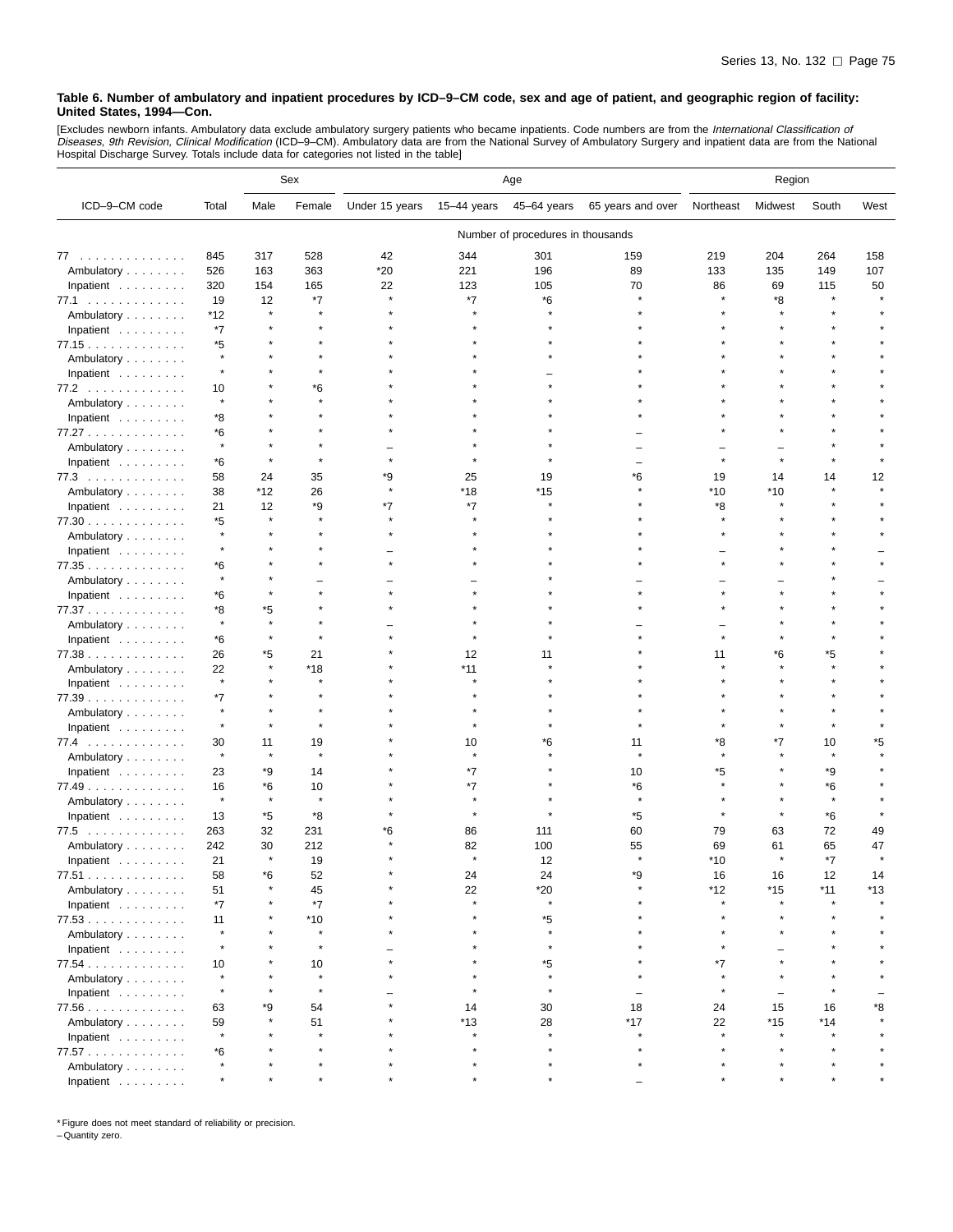**Table 6. Number of ambulatory and inpatient procedures by ICD–9–CM code, sex and age of patient, and geographic region of facility: United States, 1994—Con.**

[Excludes newborn infants. Ambulatory data exclude ambulatory surgery patients who became inpatients. Code numbers are from the *International Classification of Diseases, 9th Revision, Clinical Modification* (ICD–9–CM). Ambulatory data are from the National Survey of Ambulatory Surgery and inpatient data are from the National Hospital Discharge Survey. Totals include data for categories not listed in the table]

| ICD–9–CM code | Total | Sex | | Age | | | | Region | | | |
|---|---|---|---|---|---|---|---|---|---|---|---|
| | | Male | Female | Under 15 years | 15–44 years | 45–64 years | 65 years and over | Northeast | Midwest | South | West |
| | Number of procedures in thousands | | | | | | | | | | |
| 77 | 845 | 317 | 528 | 42 | 344 | 301 | 159 | 219 | 204 | 264 | 158 |
| Ambulatory | 526 | 163 | 363 | *20 | 221 | 196 | 89 | 133 | 135 | 149 | 107 |
| Inpatient | 320 | 154 | 165 | 22 | 123 | 105 | 70 | 86 | 69 | 115 | 50 |
| 77.1 | 19 | 12 | *7 | * | *7 | *6 | * | * | *8 | * | * |
| Ambulatory | *12 | * | * | * | * | * | * | * | * | * | * |
| Inpatient | *7 | * | * | * | * | * | * | * | * | * | * |
| 77.15 | *5 | * | * | * | * | * | * | * | * | * | * |
| Ambulatory | * | * | * | * | * | * | * | * | * | * | * |
| Inpatient | * | * | * | * | * | – | * | * | * | * | * |
| 77.2 | 10 | * | *6 | * | * | * | * | * | * | * | * |
| Ambulatory | * | * | * | * | * | * | * | * | * | * | * |
| Inpatient | *8 | * | * | * | * | * | * | * | * | * | * |
| 77.27 | *6 | * | * | * | * | * | – | * | * | * | * |
| Ambulatory | * | * | * | – | * | * | – | – | – | * | * |
| Inpatient | *6 | * | * | * | * | * | – | * | * | * | * |
| 77.3 | 58 | 24 | 35 | *9 | 25 | 19 | *6 | 19 | 14 | 14 | 12 |
| Ambulatory | 38 | *12 | 26 | * | *18 | *15 | * | *10 | *10 | * | * |
| Inpatient | 21 | 12 | *9 | *7 | *7 | * | * | *8 | * | * | * |
| 77.30 | *5 | * | * | * | * | * | * | * | * | * | * |
| Ambulatory | * | * | * | * | * | * | * | * | * | * | * |
| Inpatient | * | * | * | – | * | * | * | – | * | * | – |
| 77.35 | *6 | * | * | * | * | * | * | * | * | * | * |
| Ambulatory | * | * | – | – | – | * | – | – | – | * | – |
| Inpatient | *6 | * | * | * | * | * | * | * | * | * | * |
| 77.37 | *8 | *5 | * | * | * | * | * | * | * | * | * |
| Ambulatory | * | * | * | – | * | * | – | – | * | * | * |
| Inpatient | *6 | * | * | * | * | * | * | * | * | * | * |
| 77.38 | 26 | *5 | 21 | * | 12 | 11 | * | 11 | *6 | *5 | * |
| Ambulatory | 22 | * | *18 | * | *11 | * | * | * | * | * | * |
| Inpatient | * | * | * | * | * | * | * | * | * | * | * |
| 77.39 | *7 | * | * | * | * | * | * | * | * | * | * |
| Ambulatory | * | * | * | * | * | * | * | * | * | * | * |
| Inpatient | * | * | * | * | * | * | * | * | * | * | * |
| 77.4 | 30 | 11 | 19 | * | 10 | *6 | 11 | *8 | *7 | 10 | *5 |
| Ambulatory | * | * | * | * | * | * | * | * | * | * | * |
| Inpatient | 23 | *9 | 14 | * | *7 | * | 10 | *5 | * | *9 | * |
| 77.49 | 16 | *6 | 10 | * | *7 | * | *6 | * | * | *6 | * |
| Ambulatory | * | * | * | * | * | * | * | * | * | * | * |
| Inpatient | 13 | *5 | *8 | * | * | * | *5 | * | * | *6 | * |
| 77.5 | 263 | 32 | 231 | *6 | 86 | 111 | 60 | 79 | 63 | 72 | 49 |
| Ambulatory | 242 | 30 | 212 | * | 82 | 100 | 55 | 69 | 61 | 65 | 47 |
| Inpatient | 21 | * | 19 | * | * | 12 | * | *10 | * | *7 | * |
| 77.51 | 58 | *6 | 52 | * | 24 | 24 | *9 | 16 | 16 | 12 | 14 |
| Ambulatory | 51 | * | 45 | * | 22 | *20 | * | *12 | *15 | *11 | *13 |
| Inpatient | *7 | * | *7 | * | * | * | * | * | * | * | * |
| 77.53 | 11 | * | *10 | * | * | *5 | * | * | * | * | * |
| Ambulatory | * | * | * | * | * | * | * | * | * | * | * |
| Inpatient | * | * | * | – | * | * | * | * | – | * | * |
| 77.54 | 10 | * | 10 | * | * | *5 | * | *7 | * | * | * |
| Ambulatory | * | * | * | * | * | * | * | * | * | * | * |
| Inpatient | * | * | * | – | * | * | – | * | – | * | – |
| 77.56 | 63 | *9 | 54 | * | 14 | 30 | 18 | 24 | 15 | 16 | *8 |
| Ambulatory | 59 | * | 51 | * | *13 | 28 | *17 | 22 | *15 | *14 | * |
| Inpatient | * | * | * | * | * | * | * | * | * | * | * |
| 77.57 | *6 | * | * | * | * | * | * | * | * | * | * |
| Ambulatory | * | * | * | * | * | * | * | * | * | * | * |
| Inpatient | * | * | * | * | * | * | – | * | * | * | * |

* Figure does not meet standard of reliability or precision.
– Quantity zero.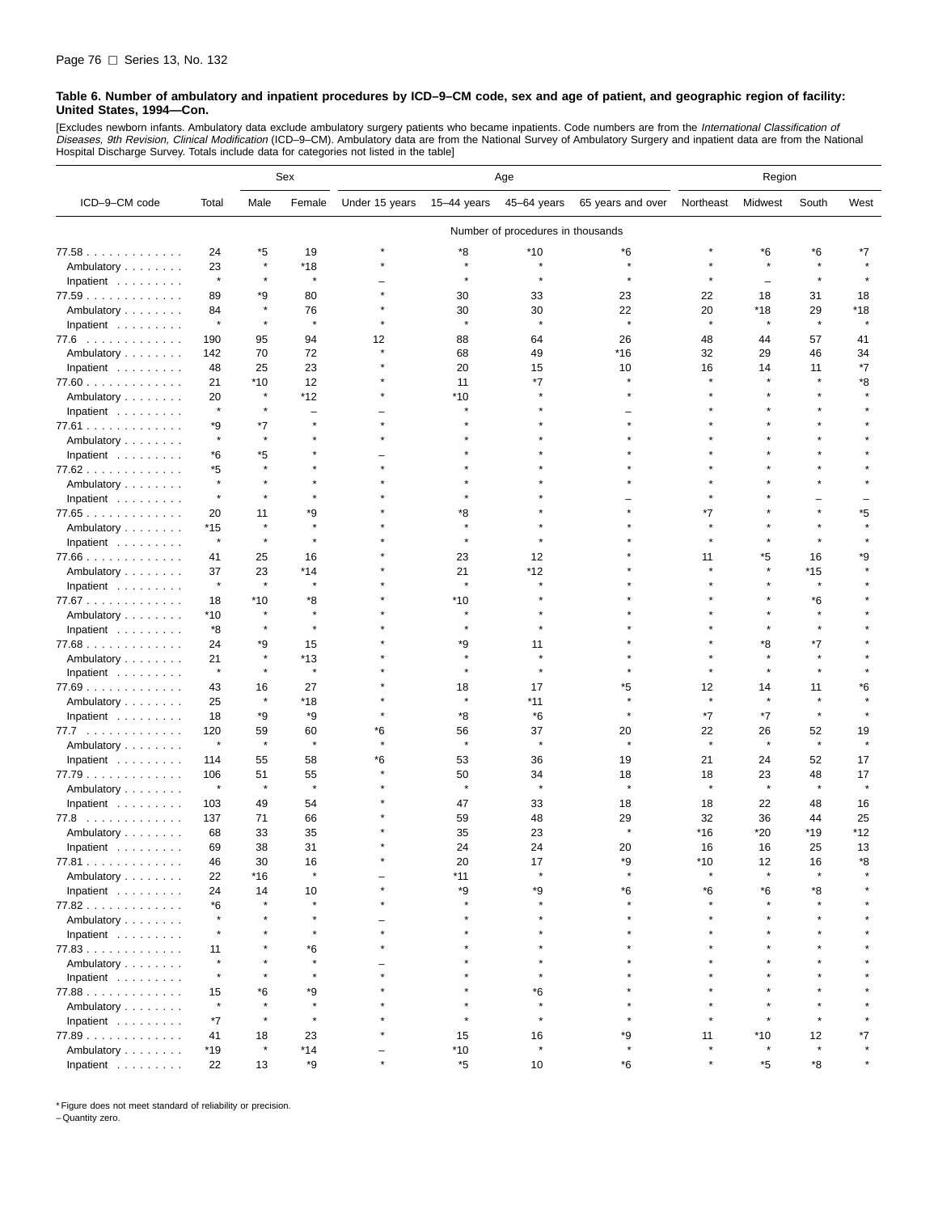**Table 6. Number of ambulatory and inpatient procedures by ICD–9–CM code, sex and age of patient, and geographic region of facility: United States, 1994—Con.**

[Excludes newborn infants. Ambulatory data exclude ambulatory surgery patients who became inpatients. Code numbers are from the *International Classification of Diseases, 9th Revision, Clinical Modification* (ICD–9–CM). Ambulatory data are from the National Survey of Ambulatory Surgery and inpatient data are from the National Hospital Discharge Survey. Totals include data for categories not listed in the table]

| ICD–9–CM code | Total | Sex | | Age | | | | Region | | | |
|---|---|---|---|---|---|---|---|---|---|---|---|
| | | Male | Female | Under 15 years | 15–44 years | 45–64 years | 65 years and over | Northeast | Midwest | South | West |
| | Number of procedures in thousands | | | | | | | | | | |
| 77.58 | 24 | *5 | 19 | * | *8 | *10 | *6 | * | *6 | *6 | *7 |
| Ambulatory | 23 | * | *18 | * | * | * | * | * | * | * | * |
| Inpatient | * | * | * | – | * | * | * | * | – | * | * |
| 77.59 | 89 | *9 | 80 | * | 30 | 33 | 23 | 22 | 18 | 31 | 18 |
| Ambulatory | 84 | * | 76 | * | 30 | 30 | 22 | 20 | *18 | 29 | *18 |
| Inpatient | * | * | * | * | * | * | * | * | * | * | * |
| 77.6 | 190 | 95 | 94 | 12 | 88 | 64 | 26 | 48 | 44 | 57 | 41 |
| Ambulatory | 142 | 70 | 72 | * | 68 | 49 | *16 | 32 | 29 | 46 | 34 |
| Inpatient | 48 | 25 | 23 | * | 20 | 15 | 10 | 16 | 14 | 11 | *7 |
| 77.60 | 21 | *10 | 12 | * | 11 | *7 | * | * | * | * | *8 |
| Ambulatory | 20 | * | *12 | * | *10 | * | * | * | * | * | * |
| Inpatient | * | * | – | – | * | * | – | * | * | * | * |
| 77.61 | *9 | *7 | * | * | * | * | * | * | * | * | * |
| Ambulatory | * | * | * | * | * | * | * | * | * | * | * |
| Inpatient | *6 | *5 | * | – | * | * | * | * | * | * | * |
| 77.62 | *5 | * | * | * | * | * | * | * | * | * | * |
| Ambulatory | * | * | * | * | * | * | * | * | * | * | * |
| Inpatient | * | * | * | * | * | * | – | * | * | – | – |
| 77.65 | 20 | 11 | *9 | * | *8 | * | * | *7 | * | * | *5 |
| Ambulatory | *15 | * | * | * | * | * | * | * | * | * | * |
| Inpatient | * | * | * | * | * | * | * | * | * | * | * |
| 77.66 | 41 | 25 | 16 | * | 23 | 12 | * | 11 | *5 | 16 | *9 |
| Ambulatory | 37 | 23 | *14 | * | 21 | *12 | * | * | * | *15 | * |
| Inpatient | * | * | * | * | * | * | * | * | * | * | * |
| 77.67 | 18 | *10 | *8 | * | *10 | * | * | * | * | *6 | * |
| Ambulatory | *10 | * | * | * | * | * | * | * | * | * | * |
| Inpatient | *8 | * | * | * | * | * | * | * | * | * | * |
| 77.68 | 24 | *9 | 15 | * | *9 | 11 | * | * | *8 | *7 | * |
| Ambulatory | 21 | * | *13 | * | * | * | * | * | * | * | * |
| Inpatient | * | * | * | * | * | * | * | * | * | * | * |
| 77.69 | 43 | 16 | 27 | * | 18 | 17 | *5 | 12 | 14 | 11 | *6 |
| Ambulatory | 25 | * | *18 | * | * | *11 | * | * | * | * | * |
| Inpatient | 18 | *9 | *9 | * | *8 | *6 | * | *7 | *7 | * | * |
| 77.7 | 120 | 59 | 60 | *6 | 56 | 37 | 20 | 22 | 26 | 52 | 19 |
| Ambulatory | * | * | * | * | * | * | * | * | * | * | * |
| Inpatient | 114 | 55 | 58 | *6 | 53 | 36 | 19 | 21 | 24 | 52 | 17 |
| 77.79 | 106 | 51 | 55 | * | 50 | 34 | 18 | 18 | 23 | 48 | 17 |
| Ambulatory | * | * | * | * | * | * | * | * | * | * | * |
| Inpatient | 103 | 49 | 54 | * | 47 | 33 | 18 | 18 | 22 | 48 | 16 |
| 77.8 | 137 | 71 | 66 | * | 59 | 48 | 29 | 32 | 36 | 44 | 25 |
| Ambulatory | 68 | 33 | 35 | * | 35 | 23 | * | *16 | *20 | *19 | *12 |
| Inpatient | 69 | 38 | 31 | * | 24 | 24 | 20 | 16 | 16 | 25 | 13 |
| 77.81 | 46 | 30 | 16 | * | 20 | 17 | *9 | *10 | 12 | 16 | *8 |
| Ambulatory | 22 | *16 | * | – | *11 | * | * | * | * | * | * |
| Inpatient | 24 | 14 | 10 | * | *9 | *9 | *6 | *6 | *6 | *8 | * |
| 77.82 | *6 | * | * | * | * | * | * | * | * | * | * |
| Ambulatory | * | * | * | – | * | * | * | * | * | * | * |
| Inpatient | * | * | * | * | * | * | * | * | * | * | * |
| 77.83 | 11 | * | *6 | * | * | * | * | * | * | * | * |
| Ambulatory | * | * | * | – | * | * | * | * | * | * | * |
| Inpatient | * | * | * | * | * | * | * | * | * | * | * |
| 77.88 | 15 | *6 | *9 | * | * | *6 | * | * | * | * | * |
| Ambulatory | * | * | * | * | * | * | * | * | * | * | * |
| Inpatient | *7 | * | * | * | * | * | * | * | * | * | * |
| 77.89 | 41 | 18 | 23 | * | 15 | 16 | *9 | 11 | *10 | 12 | *7 |
| Ambulatory | *19 | * | *14 | – | *10 | * | * | * | * | * | * |
| Inpatient | 22 | 13 | *9 | * | *5 | 10 | *6 | * | *5 | *8 | * |

* Figure does not meet standard of reliability or precision.
– Quantity zero.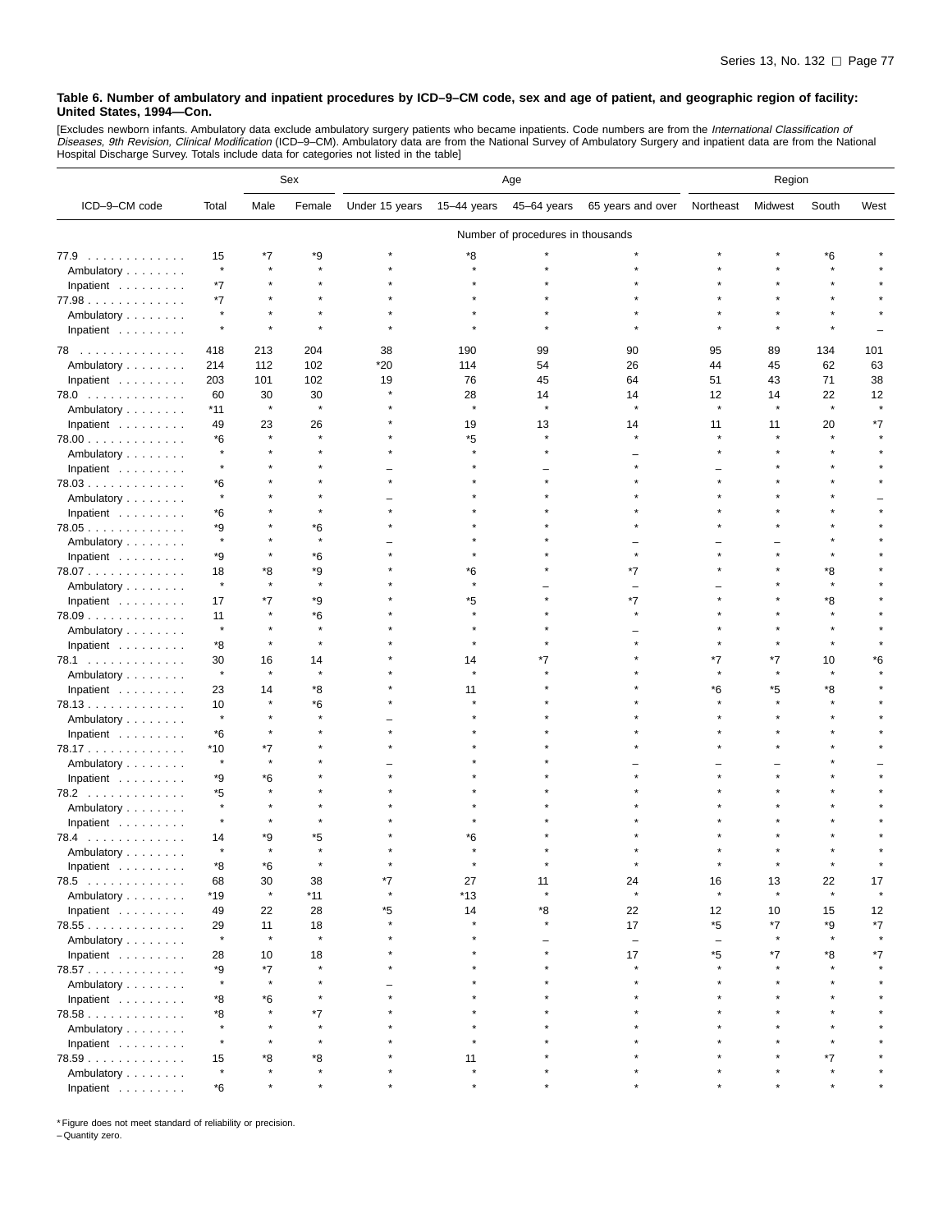**Table 6. Number of ambulatory and inpatient procedures by ICD–9–CM code, sex and age of patient, and geographic region of facility: United States, 1994—Con.**

[Excludes newborn infants. Ambulatory data exclude ambulatory surgery patients who became inpatients. Code numbers are from the *International Classification of Diseases, 9th Revision, Clinical Modification* (ICD–9–CM). Ambulatory data are from the National Survey of Ambulatory Surgery and inpatient data are from the National Hospital Discharge Survey. Totals include data for categories not listed in the table]

| ICD–9–CM code | Total | Sex | | Age | | | | Region | | | |
|---|---|---|---|---|---|---|---|---|---|---|---|
| | | Male | Female | Under 15 years | 15–44 years | 45–64 years | 65 years and over | Northeast | Midwest | South | West |
| | Number of procedures in thousands | | | | | | | | | | |
| 77.9 | 15 | *7 | *9 | * | *8 | * | * | * | * | *6 | * |
| Ambulatory | * | * | * | * | * | * | * | * | * | * | * |
| Inpatient | *7 | * | * | * | * | * | * | * | * | * | * |
| 77.98 | *7 | * | * | * | * | * | * | * | * | * | * |
| Ambulatory | * | * | * | * | * | * | * | * | * | * | * |
| Inpatient | * | * | * | * | * | * | * | * | * | * | – |
| 78 | 418 | 213 | 204 | 38 | 190 | 99 | 90 | 95 | 89 | 134 | 101 |
| Ambulatory | 214 | 112 | 102 | *20 | 114 | 54 | 26 | 44 | 45 | 62 | 63 |
| Inpatient | 203 | 101 | 102 | 19 | 76 | 45 | 64 | 51 | 43 | 71 | 38 |
| 78.0 | 60 | 30 | 30 | * | 28 | 14 | 14 | 12 | 14 | 22 | 12 |
| Ambulatory | *11 | * | * | * | * | * | * | * | * | * | * |
| Inpatient | 49 | 23 | 26 | * | 19 | 13 | 14 | 11 | 11 | 20 | *7 |
| 78.00 | *6 | * | * | * | *5 | * | * | * | * | * | * |
| Ambulatory | * | * | * | * | * | * | – | * | * | * | * |
| Inpatient | * | * | * | – | * | – | * | – | * | * | * |
| 78.03 | *6 | * | * | * | * | * | * | * | * | * | * |
| Ambulatory | * | * | * | – | * | * | * | * | * | * | – |
| Inpatient | *6 | * | * | * | * | * | * | * | * | * | * |
| 78.05 | *9 | * | *6 | * | * | * | * | * | * | * | * |
| Ambulatory | * | * | * | – | * | * | – | – | – | * | * |
| Inpatient | *9 | * | *6 | * | * | * | * | * | * | * | * |
| 78.07 | 18 | *8 | *9 | * | *6 | * | *7 | * | * | *8 | * |
| Ambulatory | * | * | * | * | * | – | – | – | * | * | * |
| Inpatient | 17 | *7 | *9 | * | *5 | * | *7 | * | * | *8 | * |
| 78.09 | 11 | * | *6 | * | * | * | * | * | * | * | * |
| Ambulatory | * | * | * | * | * | * | – | * | * | * | * |
| Inpatient | *8 | * | * | * | * | * | * | * | * | * | * |
| 78.1 | 30 | 16 | 14 | * | 14 | *7 | * | *7 | *7 | 10 | *6 |
| Ambulatory | * | * | * | * | * | * | * | * | * | * | * |
| Inpatient | 23 | 14 | *8 | * | 11 | * | * | *6 | *5 | *8 | * |
| 78.13 | 10 | * | *6 | * | * | * | * | * | * | * | * |
| Ambulatory | * | * | * | – | * | * | * | * | * | * | * |
| Inpatient | *6 | * | * | * | * | * | * | * | * | * | * |
| 78.17 | *10 | *7 | * | * | * | * | * | * | * | * | * |
| Ambulatory | * | * | * | – | * | * | – | – | – | * | – |
| Inpatient | *9 | *6 | * | * | * | * | * | * | * | * | * |
| 78.2 | *5 | * | * | * | * | * | * | * | * | * | * |
| Ambulatory | * | * | * | * | * | * | * | * | * | * | * |
| Inpatient | * | * | * | * | * | * | * | * | * | * | * |
| 78.4 | 14 | *9 | *5 | * | *6 | * | * | * | * | * | * |
| Ambulatory | * | * | * | * | * | * | * | * | * | * | * |
| Inpatient | *8 | *6 | * | * | * | * | * | * | * | * | * |
| 78.5 | 68 | 30 | 38 | *7 | 27 | 11 | 24 | 16 | 13 | 22 | 17 |
| Ambulatory | *19 | * | *11 | * | *13 | * | * | * | * | * | * |
| Inpatient | 49 | 22 | 28 | *5 | 14 | *8 | 22 | 12 | 10 | 15 | 12 |
| 78.55 | 29 | 11 | 18 | * | * | * | 17 | *5 | *7 | *9 | *7 |
| Ambulatory | * | * | * | * | * | – | – | – | * | * | * |
| Inpatient | 28 | 10 | 18 | * | * | * | 17 | *5 | *7 | *8 | *7 |
| 78.57 | *9 | *7 | * | * | * | * | * | * | * | * | * |
| Ambulatory | * | * | * | – | * | * | * | * | * | * | * |
| Inpatient | *8 | *6 | * | * | * | * | * | * | * | * | * |
| 78.58 | *8 | * | *7 | * | * | * | * | * | * | * | * |
| Ambulatory | * | * | * | * | * | * | * | * | * | * | * |
| Inpatient | * | * | * | * | * | * | * | * | * | * | * |
| 78.59 | 15 | *8 | *8 | * | 11 | * | * | * | * | *7 | * |
| Ambulatory | * | * | * | * | * | * | * | * | * | * | * |
| Inpatient | *6 | * | * | * | * | * | * | * | * | * | * |

* Figure does not meet standard of reliability or precision.
– Quantity zero.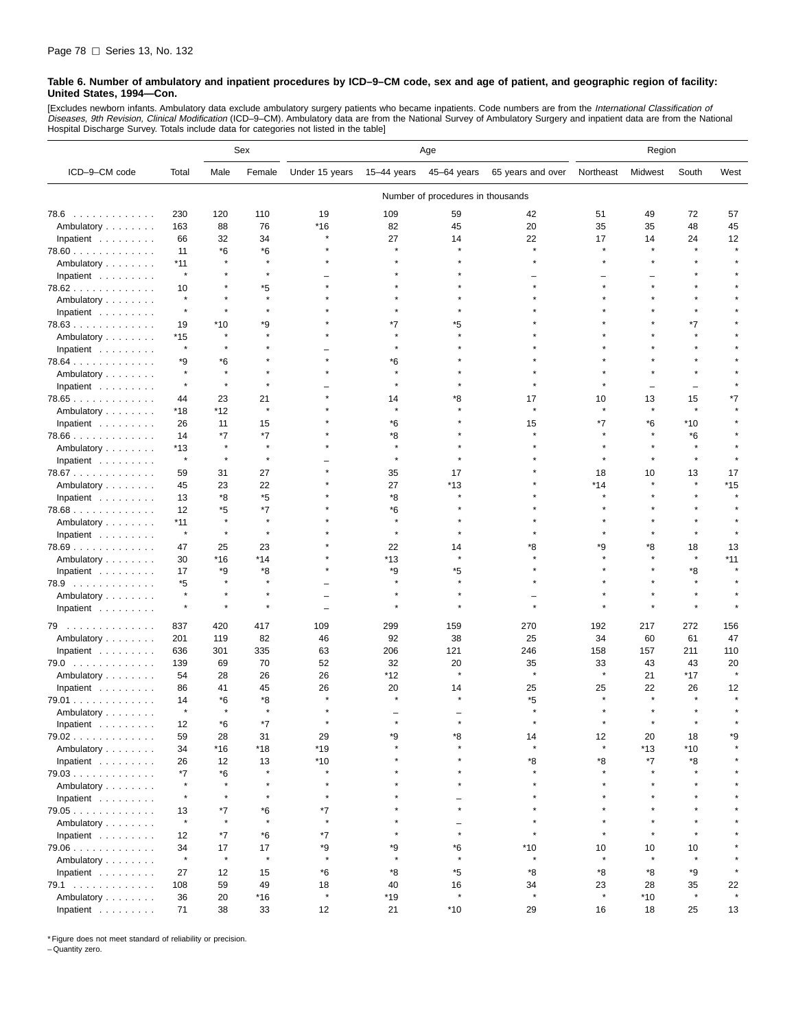**Table 6. Number of ambulatory and inpatient procedures by ICD–9–CM code, sex and age of patient, and geographic region of facility: United States, 1994—Con.**

[Excludes newborn infants. Ambulatory data exclude ambulatory surgery patients who became inpatients. Code numbers are from the *International Classification of Diseases, 9th Revision, Clinical Modification* (ICD–9–CM). Ambulatory data are from the National Survey of Ambulatory Surgery and inpatient data are from the National Hospital Discharge Survey. Totals include data for categories not listed in the table]

| ICD–9–CM code | Total | Sex | | Age | | | | Region | | | |
|---|---|---|---|---|---|---|---|---|---|---|---|
| | | Male | Female | Under 15 years | 15–44 years | 45–64 years | 65 years and over | Northeast | Midwest | South | West |
| | Number of procedures in thousands | | | | | | | | | | |
| 78.6 | 230 | 120 | 110 | 19 | 109 | 59 | 42 | 51 | 49 | 72 | 57 |
| Ambulatory | 163 | 88 | 76 | *16 | 82 | 45 | 20 | 35 | 35 | 48 | 45 |
| Inpatient | 66 | 32 | 34 | * | 27 | 14 | 22 | 17 | 14 | 24 | 12 |
| 78.60 | 11 | *6 | *6 | * | * | * | * | * | * | * | * |
| Ambulatory | *11 | * | * | * | * | * | * | * | * | * | * |
| Inpatient | * | * | * | – | * | * | – | – | – | * | * |
| 78.62 | 10 | * | *5 | * | * | * | * | * | * | * | * |
| Ambulatory | * | * | * | * | * | * | * | * | * | * | * |
| Inpatient | * | * | * | * | * | * | * | * | * | * | * |
| 78.63 | 19 | *10 | *9 | * | *7 | *5 | * | * | * | *7 | * |
| Ambulatory | *15 | * | * | * | * | * | * | * | * | * | * |
| Inpatient | * | * | * | – | * | * | * | * | * | * | * |
| 78.64 | *9 | *6 | * | * | *6 | * | * | * | * | * | * |
| Ambulatory | * | * | * | * | * | * | * | * | * | * | * |
| Inpatient | * | * | * | – | * | * | * | * | – | – | * |
| 78.65 | 44 | 23 | 21 | * | 14 | *8 | 17 | 10 | 13 | 15 | *7 |
| Ambulatory | *18 | *12 | * | * | * | * | * | * | * | * | * |
| Inpatient | 26 | 11 | 15 | * | *6 | * | 15 | *7 | *6 | *10 | * |
| 78.66 | 14 | *7 | *7 | * | *8 | * | * | * | * | *6 | * |
| Ambulatory | *13 | * | * | * | * | * | * | * | * | * | * |
| Inpatient | * | * | * | – | * | * | * | * | * | * | * |
| 78.67 | 59 | 31 | 27 | * | 35 | 17 | * | 18 | 10 | 13 | 17 |
| Ambulatory | 45 | 23 | 22 | * | 27 | *13 | * | *14 | * | * | *15 |
| Inpatient | 13 | *8 | *5 | * | *8 | * | * | * | * | * | * |
| 78.68 | 12 | *5 | *7 | * | *6 | * | * | * | * | * | * |
| Ambulatory | *11 | * | * | * | * | * | * | * | * | * | * |
| Inpatient | * | * | * | * | * | * | * | * | * | * | * |
| 78.69 | 47 | 25 | 23 | * | 22 | 14 | *8 | *9 | *8 | 18 | 13 |
| Ambulatory | 30 | *16 | *14 | * | *13 | * | * | * | * | * | *11 |
| Inpatient | 17 | *9 | *8 | * | *9 | *5 | * | * | * | *8 | * |
| 78.9 | *5 | * | * | – | * | * | * | * | * | * | * |
| Ambulatory | * | * | * | – | * | * | – | * | * | * | * |
| Inpatient | * | * | * | – | * | * | * | * | * | * | * |
| 79 | 837 | 420 | 417 | 109 | 299 | 159 | 270 | 192 | 217 | 272 | 156 |
| Ambulatory | 201 | 119 | 82 | 46 | 92 | 38 | 25 | 34 | 60 | 61 | 47 |
| Inpatient | 636 | 301 | 335 | 63 | 206 | 121 | 246 | 158 | 157 | 211 | 110 |
| 79.0 | 139 | 69 | 70 | 52 | 32 | 20 | 35 | 33 | 43 | 43 | 20 |
| Ambulatory | 54 | 28 | 26 | 26 | *12 | * | * | * | 21 | *17 | * |
| Inpatient | 86 | 41 | 45 | 26 | 20 | 14 | 25 | 25 | 22 | 26 | 12 |
| 79.01 | 14 | *6 | *8 | * | * | * | *5 | * | * | * | * |
| Ambulatory | * | * | * | * | – | – | * | * | * | * | * |
| Inpatient | 12 | *6 | *7 | * | * | * | * | * | * | * | * |
| 79.02 | 59 | 28 | 31 | 29 | *9 | *8 | 14 | 12 | 20 | 18 | *9 |
| Ambulatory | 34 | *16 | *18 | *19 | * | * | * | * | *13 | *10 | * |
| Inpatient | 26 | 12 | 13 | *10 | * | * | *8 | *8 | *7 | *8 | * |
| 79.03 | *7 | *6 | * | * | * | * | * | * | * | * | * |
| Ambulatory | * | * | * | * | * | * | * | * | * | * | * |
| Inpatient | * | * | * | * | * | – | * | * | * | * | * |
| 79.05 | 13 | *7 | *6 | *7 | * | * | * | * | * | * | * |
| Ambulatory | * | * | * | * | * | – | * | * | * | * | * |
| Inpatient | 12 | *7 | *6 | *7 | * | * | * | * | * | * | * |
| 79.06 | 34 | 17 | 17 | *9 | *9 | *6 | *10 | 10 | 10 | 10 | * |
| Ambulatory | * | * | * | * | * | * | * | * | * | * | * |
| Inpatient | 27 | 12 | 15 | *6 | *8 | *5 | *8 | *8 | *8 | *9 | * |
| 79.1 | 108 | 59 | 49 | 18 | 40 | 16 | 34 | 23 | 28 | 35 | 22 |
| Ambulatory | 36 | 20 | *16 | * | *19 | * | * | * | *10 | * | * |
| Inpatient | 71 | 38 | 33 | 12 | 21 | *10 | 29 | 16 | 18 | 25 | 13 |

* Figure does not meet standard of reliability or precision.
– Quantity zero.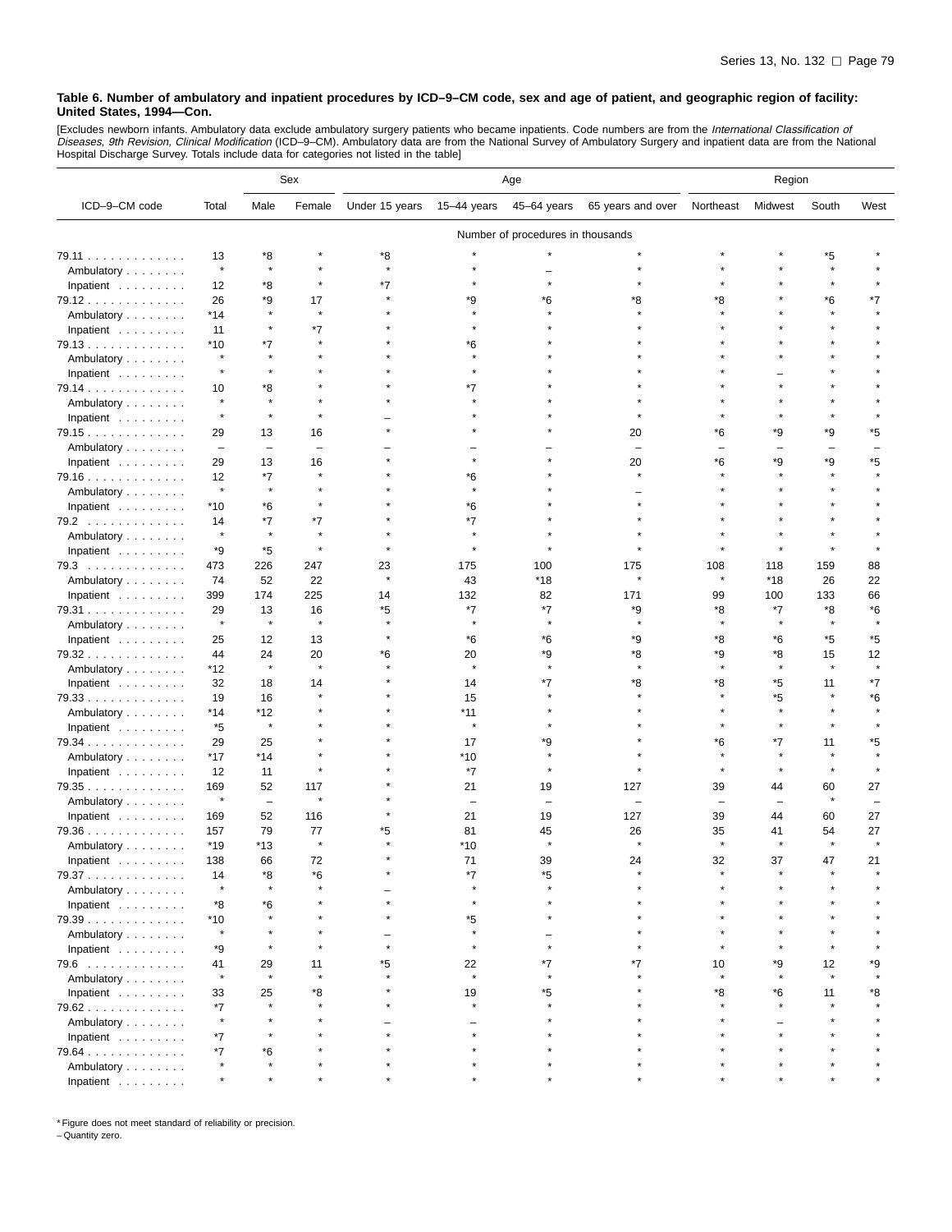**Table 6. Number of ambulatory and inpatient procedures by ICD–9–CM code, sex and age of patient, and geographic region of facility: United States, 1994—Con.**

[Excludes newborn infants. Ambulatory data exclude ambulatory surgery patients who became inpatients. Code numbers are from the *International Classification of Diseases, 9th Revision, Clinical Modification* (ICD–9–CM). Ambulatory data are from the National Survey of Ambulatory Surgery and inpatient data are from the National Hospital Discharge Survey. Totals include data for categories not listed in the table]

| ICD–9–CM code | Total | Sex | | Age | | | | Region | | | |
|---|---|---|---|---|---|---|---|---|---|---|---|
| | | Male | Female | Under 15 years | 15–44 years | 45–64 years | 65 years and over | Northeast | Midwest | South | West |
| | Number of procedures in thousands | | | | | | | | | | |
| 79.11 | 13 | *8 | * | *8 | * | * | * | * | * | *5 | * |
| Ambulatory | * | * | * | * | * | – | * | * | * | * | * |
| Inpatient | 12 | *8 | * | *7 | * | * | * | * | * | * | * |
| 79.12 | 26 | *9 | 17 | * | *9 | *6 | *8 | *8 | * | *6 | *7 |
| Ambulatory | *14 | * | * | * | * | * | * | * | * | * | * |
| Inpatient | 11 | * | *7 | * | * | * | * | * | * | * | * |
| 79.13 | *10 | *7 | * | * | *6 | * | * | * | * | * | * |
| Ambulatory | * | * | * | * | * | * | * | * | * | * | * |
| Inpatient | * | * | * | * | * | * | * | * | – | * | * |
| 79.14 | 10 | *8 | * | * | *7 | * | * | * | * | * | * |
| Ambulatory | * | * | * | * | * | * | * | * | * | * | * |
| Inpatient | * | * | * | – | * | * | * | * | * | * | * |
| 79.15 | 29 | 13 | 16 | * | * | * | 20 | *6 | *9 | *9 | *5 |
| Ambulatory | – | – | – | – | – | – | – | – | – | – | – |
| Inpatient | 29 | 13 | 16 | * | * | * | 20 | *6 | *9 | *9 | *5 |
| 79.16 | 12 | *7 | * | * | *6 | * | * | * | * | * | * |
| Ambulatory | * | * | * | * | * | * | – | * | * | * | * |
| Inpatient | *10 | *6 | * | * | *6 | * | * | * | * | * | * |
| 79.2 | 14 | *7 | *7 | * | *7 | * | * | * | * | * | * |
| Ambulatory | * | * | * | * | * | * | * | * | * | * | * |
| Inpatient | *9 | *5 | * | * | * | * | * | * | * | * | * |
| 79.3 | 473 | 226 | 247 | 23 | 175 | 100 | 175 | 108 | 118 | 159 | 88 |
| Ambulatory | 74 | 52 | 22 | * | 43 | *18 | * | * | *18 | 26 | 22 |
| Inpatient | 399 | 174 | 225 | 14 | 132 | 82 | 171 | 99 | 100 | 133 | 66 |
| 79.31 | 29 | 13 | 16 | *5 | *7 | *7 | *9 | *8 | *7 | *8 | *6 |
| Ambulatory | * | * | * | * | * | * | * | * | * | * | * |
| Inpatient | 25 | 12 | 13 | * | *6 | *6 | *9 | *8 | *6 | *5 | *5 |
| 79.32 | 44 | 24 | 20 | *6 | 20 | *9 | *8 | *9 | *8 | 15 | 12 |
| Ambulatory | *12 | * | * | * | * | * | * | * | * | * | * |
| Inpatient | 32 | 18 | 14 | * | 14 | *7 | *8 | *8 | *5 | 11 | *7 |
| 79.33 | 19 | 16 | * | * | 15 | * | * | * | *5 | * | *6 |
| Ambulatory | *14 | *12 | * | * | *11 | * | * | * | * | * | * |
| Inpatient | *5 | * | * | * | * | * | * | * | * | * | * |
| 79.34 | 29 | 25 | * | * | 17 | *9 | * | *6 | *7 | 11 | *5 |
| Ambulatory | *17 | *14 | * | * | *10 | * | * | * | * | * | * |
| Inpatient | 12 | 11 | * | * | *7 | * | * | * | * | * | * |
| 79.35 | 169 | 52 | 117 | * | 21 | 19 | 127 | 39 | 44 | 60 | 27 |
| Ambulatory | * | – | * | * | – | – | – | – | – | * | – |
| Inpatient | 169 | 52 | 116 | * | 21 | 19 | 127 | 39 | 44 | 60 | 27 |
| 79.36 | 157 | 79 | 77 | *5 | 81 | 45 | 26 | 35 | 41 | 54 | 27 |
| Ambulatory | *19 | *13 | * | * | *10 | * | * | * | * | * | * |
| Inpatient | 138 | 66 | 72 | * | 71 | 39 | 24 | 32 | 37 | 47 | 21 |
| 79.37 | 14 | *8 | *6 | * | *7 | *5 | * | * | * | * | * |
| Ambulatory | * | * | * | – | * | * | * | * | * | * | * |
| Inpatient | *8 | *6 | * | * | * | * | * | * | * | * | * |
| 79.39 | *10 | * | * | * | *5 | * | * | * | * | * | * |
| Ambulatory | * | * | * | – | * | – | * | * | * | * | * |
| Inpatient | *9 | * | * | * | * | * | * | * | * | * | * |
| 79.6 | 41 | 29 | 11 | *5 | 22 | *7 | *7 | 10 | *9 | 12 | *9 |
| Ambulatory | * | * | * | * | * | * | * | * | * | * | * |
| Inpatient | 33 | 25 | *8 | * | 19 | *5 | * | *8 | *6 | 11 | *8 |
| 79.62 | *7 | * | * | * | * | * | * | * | * | * | * |
| Ambulatory | * | * | * | – | – | * | * | * | – | * | * |
| Inpatient | *7 | * | * | * | * | * | * | * | * | * | * |
| 79.64 | *7 | *6 | * | * | * | * | * | * | * | * | * |
| Ambulatory | * | * | * | * | * | * | * | * | * | * | * |
| Inpatient | * | * | * | * | * | * | * | * | * | * | * |

* Figure does not meet standard of reliability or precision.
– Quantity zero.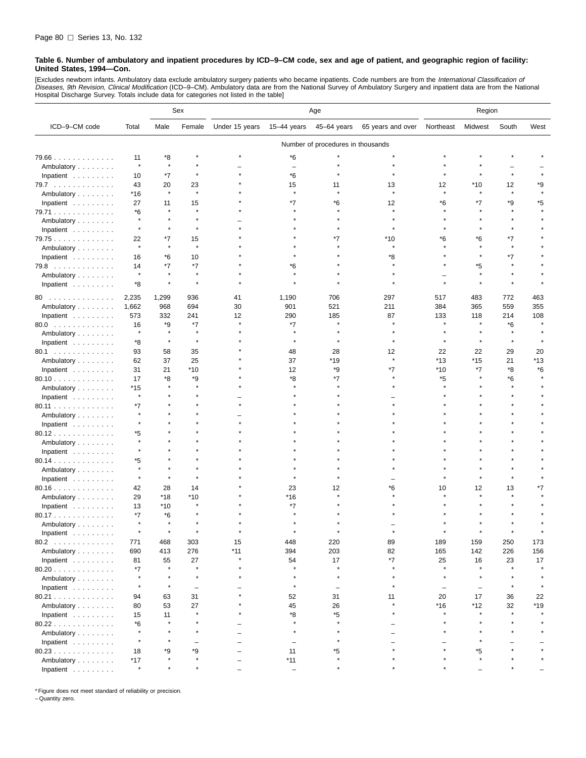**Table 6. Number of ambulatory and inpatient procedures by ICD–9–CM code, sex and age of patient, and geographic region of facility: United States, 1994—Con.**

[Excludes newborn infants. Ambulatory data exclude ambulatory surgery patients who became inpatients. Code numbers are from the *International Classification of Diseases, 9th Revision, Clinical Modification* (ICD–9–CM). Ambulatory data are from the National Survey of Ambulatory Surgery and inpatient data are from the National Hospital Discharge Survey. Totals include data for categories not listed in the table]

| ICD–9–CM code | Total | Sex | | Age | | | | Region | | | |
|---|---|---|---|---|---|---|---|---|---|---|---|
| | | Male | Female | Under 15 years | 15–44 years | 45–64 years | 65 years and over | Northeast | Midwest | South | West |
| | Number of procedures in thousands | | | | | | | | | | |
| 79.66 | 11 | *8 | * | * | *6 | * | * | * | * | * | * |
| Ambulatory | * | * | * | – | – | * | * | * | * | – | – |
| Inpatient | 10 | *7 | * | * | *6 | * | * | * | * | * | * |
| 79.7 | 43 | 20 | 23 | * | 15 | 11 | 13 | 12 | *10 | 12 | *9 |
| Ambulatory | *16 | * | * | * | * | * | * | * | * | * | * |
| Inpatient | 27 | 11 | 15 | * | *7 | *6 | 12 | *6 | *7 | *9 | *5 |
| 79.71 | *6 | * | * | * | * | * | * | * | * | * | * |
| Ambulatory | * | * | * | – | * | * | * | * | * | * | * |
| Inpatient | * | * | * | * | * | * | * | * | * | * | * |
| 79.75 | 22 | *7 | 15 | * | * | *7 | *10 | *6 | *6 | *7 | * |
| Ambulatory | * | * | * | * | * | * | * | * | * | * | * |
| Inpatient | 16 | *6 | 10 | * | * | * | *8 | * | * | *7 | * |
| 79.8 | 14 | *7 | *7 | * | *6 | * | * | * | *5 | * | * |
| Ambulatory | * | * | * | * | * | * | * | – | * | * | * |
| Inpatient | *8 | * | * | * | * | * | * | * | * | * | * |
| 80 | 2,235 | 1,299 | 936 | 41 | 1,190 | 706 | 297 | 517 | 483 | 772 | 463 |
| Ambulatory | 1,662 | 968 | 694 | 30 | 901 | 521 | 211 | 384 | 365 | 559 | 355 |
| Inpatient | 573 | 332 | 241 | 12 | 290 | 185 | 87 | 133 | 118 | 214 | 108 |
| 80.0 | 16 | *9 | *7 | * | *7 | * | * | * | * | *6 | * |
| Ambulatory | * | * | * | * | * | * | * | * | * | * | * |
| Inpatient | *8 | * | * | * | * | * | * | * | * | * | * |
| 80.1 | 93 | 58 | 35 | * | 48 | 28 | 12 | 22 | 22 | 29 | 20 |
| Ambulatory | 62 | 37 | 25 | * | 37 | *19 | * | *13 | *15 | 21 | *13 |
| Inpatient | 31 | 21 | *10 | * | 12 | *9 | *7 | *10 | *7 | *8 | *6 |
| 80.10 | 17 | *8 | *9 | * | *8 | *7 | * | *5 | * | *6 | * |
| Ambulatory | *15 | * | * | * | * | * | * | * | * | * | * |
| Inpatient | * | * | * | – | * | * | – | * | * | * | * |
| 80.11 | *7 | * | * | * | * | * | * | * | * | * | * |
| Ambulatory | * | * | * | – | * | * | * | * | * | * | * |
| Inpatient | * | * | * | * | * | * | * | * | * | * | * |
| 80.12 | *5 | * | * | * | * | * | * | * | * | * | * |
| Ambulatory | * | * | * | * | * | * | * | * | * | * | * |
| Inpatient | * | * | * | * | * | * | * | * | * | * | * |
| 80.14 | *5 | * | * | * | * | * | * | * | * | * | * |
| Ambulatory | * | * | * | * | * | * | * | * | * | * | * |
| Inpatient | * | * | * | * | * | * | – | * | * | * | * |
| 80.16 | 42 | 28 | 14 | * | 23 | 12 | *6 | 10 | 12 | 13 | *7 |
| Ambulatory | 29 | *18 | *10 | * | *16 | * | * | * | * | * | * |
| Inpatient | 13 | *10 | * | * | *7 | * | * | * | * | * | * |
| 80.17 | *7 | *6 | * | * | * | * | * | * | * | * | * |
| Ambulatory | * | * | * | * | * | * | – | * | * | * | * |
| Inpatient | * | * | * | * | * | * | * | * | * | * | * |
| 80.2 | 771 | 468 | 303 | 15 | 448 | 220 | 89 | 189 | 159 | 250 | 173 |
| Ambulatory | 690 | 413 | 276 | *11 | 394 | 203 | 82 | 165 | 142 | 226 | 156 |
| Inpatient | 81 | 55 | 27 | * | 54 | 17 | *7 | 25 | 16 | 23 | 17 |
| 80.20 | *7 | * | * | * | * | * | * | * | * | * | * |
| Ambulatory | * | * | * | * | * | * | * | * | * | * | * |
| Inpatient | * | * | – | – | * | – | * | – | – | * | * |
| 80.21 | 94 | 63 | 31 | * | 52 | 31 | 11 | 20 | 17 | 36 | 22 |
| Ambulatory | 80 | 53 | 27 | * | 45 | 26 | * | *16 | *12 | 32 | *19 |
| Inpatient | 15 | 11 | * | * | *8 | *5 | * | * | * | * | * |
| 80.22 | *6 | * | * | – | * | * | – | * | * | * | * |
| Ambulatory | * | * | * | – | * | * | – | * | * | * | * |
| Inpatient | * | * | – | – | – | * | – | – | * | – | – |
| 80.23 | 18 | *9 | *9 | – | 11 | *5 | * | * | *5 | * | * |
| Ambulatory | *17 | * | * | – | *11 | * | * | * | * | * | * |
| Inpatient | * | * | * | – | – | * | * | * | – | * | – |

* Figure does not meet standard of reliability or precision.
– Quantity zero.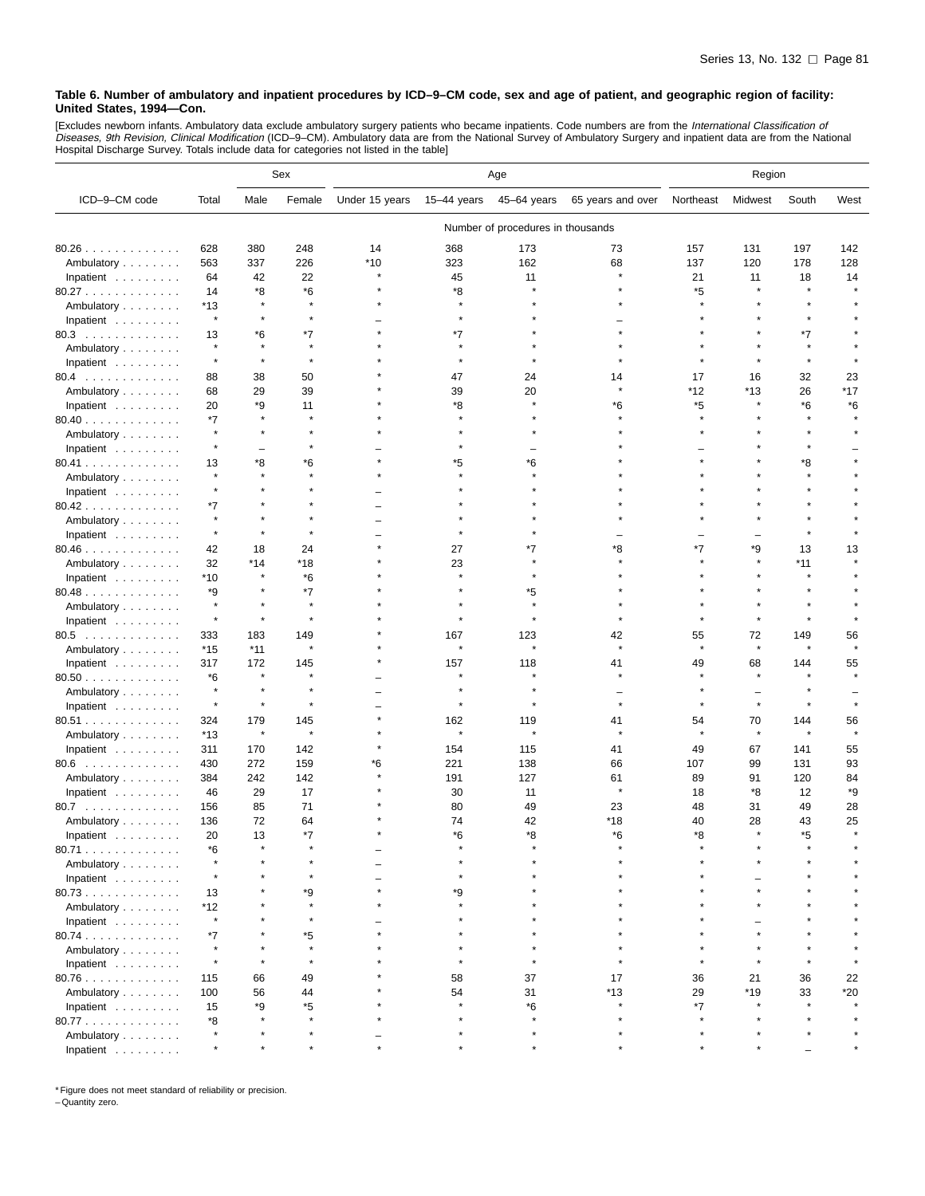**Table 6. Number of ambulatory and inpatient procedures by ICD–9–CM code, sex and age of patient, and geographic region of facility: United States, 1994—Con.**

[Excludes newborn infants. Ambulatory data exclude ambulatory surgery patients who became inpatients. Code numbers are from the *International Classification of Diseases, 9th Revision, Clinical Modification* (ICD–9–CM). Ambulatory data are from the National Survey of Ambulatory Surgery and inpatient data are from the National Hospital Discharge Survey. Totals include data for categories not listed in the table]

| ICD–9–CM code | Total | Sex | | Age | | | | Region | | | |
|---|---|---|---|---|---|---|---|---|---|---|---|
| | | Male | Female | Under 15 years | 15–44 years | 45–64 years | 65 years and over | Northeast | Midwest | South | West |
| | Number of procedures in thousands | | | | | | | | | | |
| 80.26 | 628 | 380 | 248 | 14 | 368 | 173 | 73 | 157 | 131 | 197 | 142 |
| Ambulatory | 563 | 337 | 226 | *10 | 323 | 162 | 68 | 137 | 120 | 178 | 128 |
| Inpatient | 64 | 42 | 22 | * | 45 | 11 | * | 21 | 11 | 18 | 14 |
| 80.27 | 14 | *8 | *6 | * | *8 | * | * | *5 | * | * | * |
| Ambulatory | *13 | * | * | * | * | * | * | * | * | * | * |
| Inpatient | * | * | * | – | * | * | – | * | * | * | * |
| 80.3 | 13 | *6 | *7 | * | *7 | * | * | * | * | *7 | * |
| Ambulatory | * | * | * | * | * | * | * | * | * | * | * |
| Inpatient | * | * | * | * | * | * | * | * | * | * | * |
| 80.4 | 88 | 38 | 50 | * | 47 | 24 | 14 | 17 | 16 | 32 | 23 |
| Ambulatory | 68 | 29 | 39 | * | 39 | 20 | * | *12 | *13 | 26 | *17 |
| Inpatient | 20 | *9 | 11 | * | *8 | * | *6 | *5 | * | *6 | *6 |
| 80.40 | *7 | * | * | * | * | * | * | * | * | * | * |
| Ambulatory | * | * | * | * | * | * | * | * | * | * | * |
| Inpatient | * | – | * | – | * | – | * | – | * | * | – |
| 80.41 | 13 | *8 | *6 | * | *5 | *6 | * | * | * | *8 | * |
| Ambulatory | * | * | * | * | * | * | * | * | * | * | * |
| Inpatient | * | * | * | – | * | * | * | * | * | * | * |
| 80.42 | *7 | * | * | – | * | * | * | * | * | * | * |
| Ambulatory | * | * | * | – | * | * | * | * | * | * | * |
| Inpatient | * | * | * | – | * | * | – | – | – | * | * |
| 80.46 | 42 | 18 | 24 | * | 27 | *7 | *8 | *7 | *9 | 13 | 13 |
| Ambulatory | 32 | *14 | *18 | * | 23 | * | * | * | * | *11 | * |
| Inpatient | *10 | * | *6 | * | * | * | * | * | * | * | * |
| 80.48 | *9 | * | *7 | * | * | *5 | * | * | * | * | * |
| Ambulatory | * | * | * | * | * | * | * | * | * | * | * |
| Inpatient | * | * | * | * | * | * | * | * | * | * | * |
| 80.5 | 333 | 183 | 149 | * | 167 | 123 | 42 | 55 | 72 | 149 | 56 |
| Ambulatory | *15 | *11 | * | * | * | * | * | * | * | * | * |
| Inpatient | 317 | 172 | 145 | * | 157 | 118 | 41 | 49 | 68 | 144 | 55 |
| 80.50 | *6 | * | * | – | * | * | * | * | * | * | * |
| Ambulatory | * | * | * | – | * | * | – | * | – | * | – |
| Inpatient | * | * | * | – | * | * | * | * | * | * | * |
| 80.51 | 324 | 179 | 145 | * | 162 | 119 | 41 | 54 | 70 | 144 | 56 |
| Ambulatory | *13 | * | * | * | * | * | * | * | * | * | * |
| Inpatient | 311 | 170 | 142 | * | 154 | 115 | 41 | 49 | 67 | 141 | 55 |
| 80.6 | 430 | 272 | 159 | *6 | 221 | 138 | 66 | 107 | 99 | 131 | 93 |
| Ambulatory | 384 | 242 | 142 | * | 191 | 127 | 61 | 89 | 91 | 120 | 84 |
| Inpatient | 46 | 29 | 17 | * | 30 | 11 | * | 18 | *8 | 12 | *9 |
| 80.7 | 156 | 85 | 71 | * | 80 | 49 | 23 | 48 | 31 | 49 | 28 |
| Ambulatory | 136 | 72 | 64 | * | 74 | 42 | *18 | 40 | 28 | 43 | 25 |
| Inpatient | 20 | 13 | *7 | * | *6 | *8 | *6 | *8 | * | *5 | * |
| 80.71 | *6 | * | * | – | * | * | * | * | * | * | * |
| Ambulatory | * | * | * | – | * | * | * | * | * | * | * |
| Inpatient | * | * | * | – | * | * | * | * | – | * | * |
| 80.73 | 13 | * | *9 | * | *9 | * | * | * | * | * | * |
| Ambulatory | *12 | * | * | * | * | * | * | * | * | * | * |
| Inpatient | * | * | * | – | * | * | * | * | – | * | * |
| 80.74 | *7 | * | *5 | * | * | * | * | * | * | * | * |
| Ambulatory | * | * | * | * | * | * | * | * | * | * | * |
| Inpatient | * | * | * | * | * | * | * | * | * | * | * |
| 80.76 | 115 | 66 | 49 | * | 58 | 37 | 17 | 36 | 21 | 36 | 22 |
| Ambulatory | 100 | 56 | 44 | * | 54 | 31 | *13 | 29 | *19 | 33 | *20 |
| Inpatient | 15 | *9 | *5 | * | * | *6 | * | *7 | * | * | * |
| 80.77 | *8 | * | * | * | * | * | * | * | * | * | * |
| Ambulatory | * | * | * | – | * | * | * | * | * | * | * |
| Inpatient | * | * | * | * | * | * | * | * | * | – | * |

* Figure does not meet standard of reliability or precision.
– Quantity zero.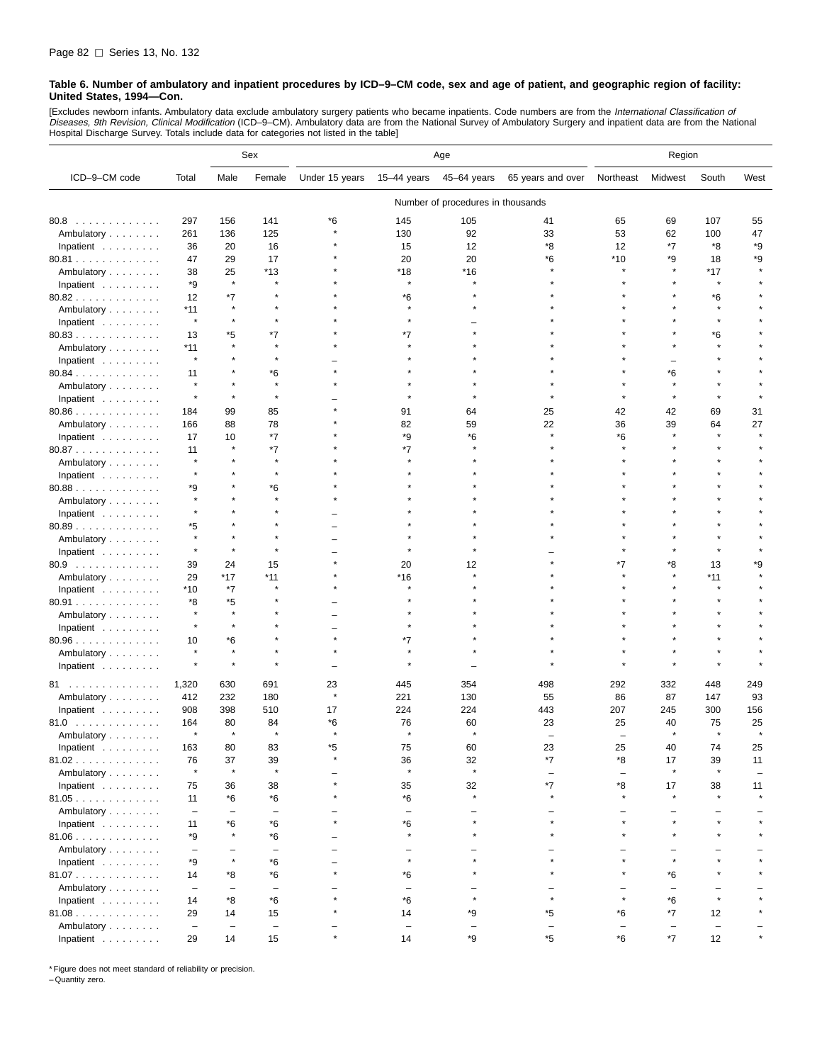**Table 6. Number of ambulatory and inpatient procedures by ICD–9–CM code, sex and age of patient, and geographic region of facility: United States, 1994—Con.**

[Excludes newborn infants. Ambulatory data exclude ambulatory surgery patients who became inpatients. Code numbers are from the *International Classification of Diseases, 9th Revision, Clinical Modification* (ICD–9–CM). Ambulatory data are from the National Survey of Ambulatory Surgery and inpatient data are from the National Hospital Discharge Survey. Totals include data for categories not listed in the table]

| ICD–9–CM code | Total | Sex | | Age | | | | Region | | | |
|---|---|---|---|---|---|---|---|---|---|---|---|
| | | Male | Female | Under 15 years | 15–44 years | 45–64 years | 65 years and over | Northeast | Midwest | South | West |
| | Number of procedures in thousands | | | | | | | | | | |
| 80.8 | 297 | 156 | 141 | *6 | 145 | 105 | 41 | 65 | 69 | 107 | 55 |
| Ambulatory | 261 | 136 | 125 | * | 130 | 92 | 33 | 53 | 62 | 100 | 47 |
| Inpatient | 36 | 20 | 16 | * | 15 | 12 | *8 | 12 | *7 | *8 | *9 |
| 80.81 | 47 | 29 | 17 | * | 20 | 20 | *6 | *10 | *9 | 18 | *9 |
| Ambulatory | 38 | 25 | *13 | * | *18 | *16 | * | * | * | *17 | * |
| Inpatient | *9 | * | * | * | * | * | * | * | * | * | * |
| 80.82 | 12 | *7 | * | * | *6 | * | * | * | * | *6 | * |
| Ambulatory | *11 | * | * | * | * | * | * | * | * | * | * |
| Inpatient | * | * | * | * | * | – | * | * | * | * | * |
| 80.83 | 13 | *5 | *7 | * | *7 | * | * | * | * | *6 | * |
| Ambulatory | *11 | * | * | * | * | * | * | * | * | * | * |
| Inpatient | * | * | * | – | * | * | * | * | – | * | * |
| 80.84 | 11 | * | *6 | * | * | * | * | * | *6 | * | * |
| Ambulatory | * | * | * | * | * | * | * | * | * | * | * |
| Inpatient | * | * | * | – | * | * | * | * | * | * | * |
| 80.86 | 184 | 99 | 85 | * | 91 | 64 | 25 | 42 | 42 | 69 | 31 |
| Ambulatory | 166 | 88 | 78 | * | 82 | 59 | 22 | 36 | 39 | 64 | 27 |
| Inpatient | 17 | 10 | *7 | * | *9 | *6 | * | *6 | * | * | * |
| 80.87 | 11 | * | *7 | * | *7 | * | * | * | * | * | * |
| Ambulatory | * | * | * | * | * | * | * | * | * | * | * |
| Inpatient | * | * | * | * | * | * | * | * | * | * | * |
| 80.88 | *9 | * | *6 | * | * | * | * | * | * | * | * |
| Ambulatory | * | * | * | * | * | * | * | * | * | * | * |
| Inpatient | * | * | * | – | * | * | * | * | * | * | * |
| 80.89 | *5 | * | * | – | * | * | * | * | * | * | * |
| Ambulatory | * | * | * | – | * | * | * | * | * | * | * |
| Inpatient | * | * | * | – | * | * | – | * | * | * | * |
| 80.9 | 39 | 24 | 15 | * | 20 | 12 | * | *7 | *8 | 13 | *9 |
| Ambulatory | 29 | *17 | *11 | * | *16 | * | * | * | * | *11 | * |
| Inpatient | *10 | *7 | * | * | * | * | * | * | * | * | * |
| 80.91 | *8 | *5 | * | – | * | * | * | * | * | * | * |
| Ambulatory | * | * | * | – | * | * | * | * | * | * | * |
| Inpatient | * | * | * | – | * | * | * | * | * | * | * |
| 80.96 | 10 | *6 | * | * | *7 | * | * | * | * | * | * |
| Ambulatory | * | * | * | * | * | * | * | * | * | * | * |
| Inpatient | * | * | * | – | * | – | * | * | * | * | * |
| 81 | 1,320 | 630 | 691 | 23 | 445 | 354 | 498 | 292 | 332 | 448 | 249 |
| Ambulatory | 412 | 232 | 180 | * | 221 | 130 | 55 | 86 | 87 | 147 | 93 |
| Inpatient | 908 | 398 | 510 | 17 | 224 | 224 | 443 | 207 | 245 | 300 | 156 |
| 81.0 | 164 | 80 | 84 | *6 | 76 | 60 | 23 | 25 | 40 | 75 | 25 |
| Ambulatory | * | * | * | * | * | * | – | – | * | * | * |
| Inpatient | 163 | 80 | 83 | *5 | 75 | 60 | 23 | 25 | 40 | 74 | 25 |
| 81.02 | 76 | 37 | 39 | * | 36 | 32 | *7 | *8 | 17 | 39 | 11 |
| Ambulatory | * | * | * | – | * | * | – | – | * | * | – |
| Inpatient | 75 | 36 | 38 | * | 35 | 32 | *7 | *8 | 17 | 38 | 11 |
| 81.05 | 11 | *6 | *6 | * | *6 | * | * | * | * | * | * |
| Ambulatory | – | – | – | – | – | – | – | – | – | – | – |
| Inpatient | 11 | *6 | *6 | * | *6 | * | * | * | * | * | * |
| 81.06 | *9 | * | *6 | – | * | * | * | * | * | * | * |
| Ambulatory | – | – | – | – | – | – | – | – | – | – | – |
| Inpatient | *9 | * | *6 | – | * | * | * | * | * | * | * |
| 81.07 | 14 | *8 | *6 | * | *6 | * | * | * | *6 | * | * |
| Ambulatory | – | – | – | – | – | – | – | – | – | – | – |
| Inpatient | 14 | *8 | *6 | * | *6 | * | * | * | *6 | * | * |
| 81.08 | 29 | 14 | 15 | * | 14 | *9 | *5 | *6 | *7 | 12 | * |
| Ambulatory | – | – | – | – | – | – | – | – | – | – | – |
| Inpatient | 29 | 14 | 15 | * | 14 | *9 | *5 | *6 | *7 | 12 | * |

* Figure does not meet standard of reliability or precision.
– Quantity zero.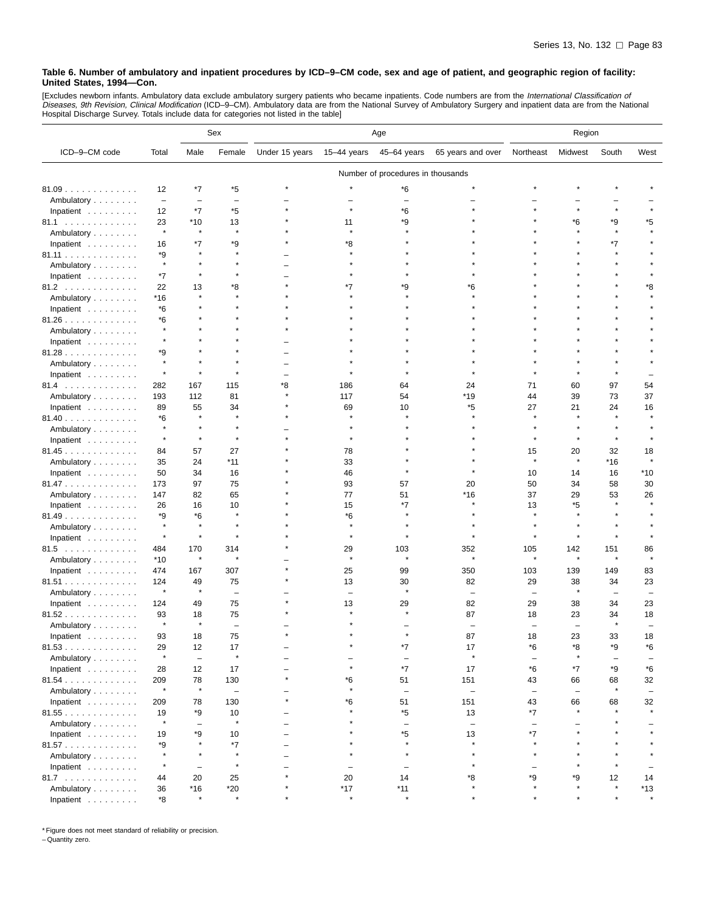**Table 6. Number of ambulatory and inpatient procedures by ICD–9–CM code, sex and age of patient, and geographic region of facility: United States, 1994—Con.**

[Excludes newborn infants. Ambulatory data exclude ambulatory surgery patients who became inpatients. Code numbers are from the *International Classification of Diseases, 9th Revision, Clinical Modification* (ICD–9–CM). Ambulatory data are from the National Survey of Ambulatory Surgery and inpatient data are from the National Hospital Discharge Survey. Totals include data for categories not listed in the table]

| ICD–9–CM code | Total | Sex | | Age | | | | Region | | | |
|---|---|---|---|---|---|---|---|---|---|---|---|
| | | Male | Female | Under 15 years | 15–44 years | 45–64 years | 65 years and over | Northeast | Midwest | South | West |
| | Number of procedures in thousands | | | | | | | | | | |
| 81.09 | 12 | *7 | *5 | * | * | *6 | * | * | * | * | * |
| Ambulatory | – | – | – | – | – | – | – | – | – | – | – |
| Inpatient | 12 | *7 | *5 | * | * | *6 | * | * | * | * | * |
| 81.1 | 23 | *10 | 13 | * | 11 | *9 | * | * | *6 | *9 | *5 |
| Ambulatory | * | * | * | * | * | * | * | * | * | * | * |
| Inpatient | 16 | *7 | *9 | * | *8 | * | * | * | * | *7 | * |
| 81.11 | *9 | * | * | – | * | * | * | * | * | * | * |
| Ambulatory | * | * | * | – | * | * | * | * | * | * | * |
| Inpatient | *7 | * | * | – | * | * | * | * | * | * | * |
| 81.2 | 22 | 13 | *8 | * | *7 | *9 | *6 | * | * | * | *8 |
| Ambulatory | *16 | * | * | * | * | * | * | * | * | * | * |
| Inpatient | *6 | * | * | * | * | * | * | * | * | * | * |
| 81.26 | *6 | * | * | * | * | * | * | * | * | * | * |
| Ambulatory | * | * | * | * | * | * | * | * | * | * | * |
| Inpatient | * | * | * | – | * | * | * | * | * | * | * |
| 81.28 | *9 | * | * | – | * | * | * | * | * | * | * |
| Ambulatory | * | * | * | – | * | * | * | * | * | * | * |
| Inpatient | * | * | * | – | * | * | * | * | * | * | – |
| 81.4 | 282 | 167 | 115 | *8 | 186 | 64 | 24 | 71 | 60 | 97 | 54 |
| Ambulatory | 193 | 112 | 81 | * | 117 | 54 | *19 | 44 | 39 | 73 | 37 |
| Inpatient | 89 | 55 | 34 | * | 69 | 10 | *5 | 27 | 21 | 24 | 16 |
| 81.40 | *6 | * | * | * | * | * | * | * | * | * | * |
| Ambulatory | * | * | * | – | * | * | * | * | * | * | * |
| Inpatient | * | * | * | * | * | * | * | * | * | * | * |
| 81.45 | 84 | 57 | 27 | * | 78 | * | * | 15 | 20 | 32 | 18 |
| Ambulatory | 35 | 24 | *11 | * | 33 | * | * | * | * | *16 | * |
| Inpatient | 50 | 34 | 16 | * | 46 | * | * | 10 | 14 | 16 | *10 |
| 81.47 | 173 | 97 | 75 | * | 93 | 57 | 20 | 50 | 34 | 58 | 30 |
| Ambulatory | 147 | 82 | 65 | * | 77 | 51 | *16 | 37 | 29 | 53 | 26 |
| Inpatient | 26 | 16 | 10 | * | 15 | *7 | * | 13 | *5 | * | * |
| 81.49 | *9 | *6 | * | * | *6 | * | * | * | * | * | * |
| Ambulatory | * | * | * | * | * | * | * | * | * | * | * |
| Inpatient | * | * | * | * | * | * | * | * | * | * | * |
| 81.5 | 484 | 170 | 314 | * | 29 | 103 | 352 | 105 | 142 | 151 | 86 |
| Ambulatory | *10 | * | * | – | * | * | * | * | * | * | * |
| Inpatient | 474 | 167 | 307 | * | 25 | 99 | 350 | 103 | 139 | 149 | 83 |
| 81.51 | 124 | 49 | 75 | * | 13 | 30 | 82 | 29 | 38 | 34 | 23 |
| Ambulatory | * | * | – | – | – | * | – | – | * | – | – |
| Inpatient | 124 | 49 | 75 | * | 13 | 29 | 82 | 29 | 38 | 34 | 23 |
| 81.52 | 93 | 18 | 75 | * | * | * | 87 | 18 | 23 | 34 | 18 |
| Ambulatory | * | * | – | – | * | – | – | – | – | * | – |
| Inpatient | 93 | 18 | 75 | * | * | * | 87 | 18 | 23 | 33 | 18 |
| 81.53 | 29 | 12 | 17 | – | * | *7 | 17 | *6 | *8 | *9 | *6 |
| Ambulatory | * | – | * | – | – | – | * | – | * | – | – |
| Inpatient | 28 | 12 | 17 | – | * | *7 | 17 | *6 | *7 | *9 | *6 |
| 81.54 | 209 | 78 | 130 | * | *6 | 51 | 151 | 43 | 66 | 68 | 32 |
| Ambulatory | * | * | – | – | * | – | – | – | – | * | – |
| Inpatient | 209 | 78 | 130 | * | *6 | 51 | 151 | 43 | 66 | 68 | 32 |
| 81.55 | 19 | *9 | 10 | – | * | *5 | 13 | *7 | * | * | * |
| Ambulatory | * | – | * | – | * | – | – | – | – | * | – |
| Inpatient | 19 | *9 | 10 | – | * | *5 | 13 | *7 | * | * | * |
| 81.57 | *9 | * | *7 | – | * | * | * | * | * | * | * |
| Ambulatory | * | * | * | – | * | * | * | * | * | * | * |
| Inpatient | * | – | * | – | – | – | * | – | * | * | – |
| 81.7 | 44 | 20 | 25 | * | 20 | 14 | *8 | *9 | *9 | 12 | 14 |
| Ambulatory | 36 | *16 | *20 | * | *17 | *11 | * | * | * | * | *13 |
| Inpatient | *8 | * | * | * | * | * | * | * | * | * | * |

* Figure does not meet standard of reliability or precision.
– Quantity zero.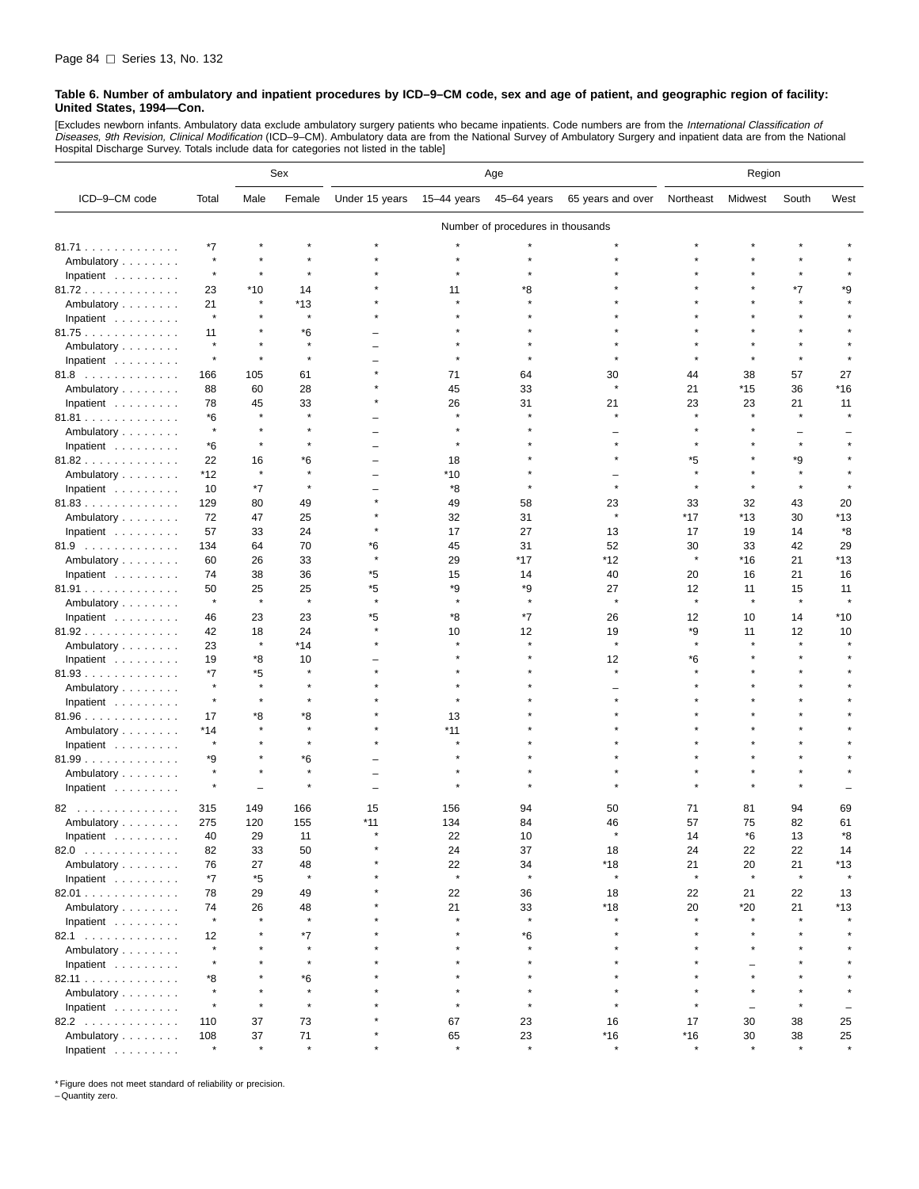**Table 6. Number of ambulatory and inpatient procedures by ICD–9–CM code, sex and age of patient, and geographic region of facility: United States, 1994—Con.**

[Excludes newborn infants. Ambulatory data exclude ambulatory surgery patients who became inpatients. Code numbers are from the *International Classification of Diseases, 9th Revision, Clinical Modification* (ICD–9–CM). Ambulatory data are from the National Survey of Ambulatory Surgery and inpatient data are from the National Hospital Discharge Survey. Totals include data for categories not listed in the table]

| ICD–9–CM code | Total | Sex | | Age | | | | Region | | | |
|---|---|---|---|---|---|---|---|---|---|---|---|
| | | Male | Female | Under 15 years | 15–44 years | 45–64 years | 65 years and over | Northeast | Midwest | South | West |
| | Number of procedures in thousands | | | | | | | | | | |
| 81.71 | *7 | * | * | * | * | * | * | * | * | * | * |
| Ambulatory | * | * | * | * | * | * | * | * | * | * | * |
| Inpatient | * | * | * | * | * | * | * | * | * | * | * |
| 81.72 | 23 | *10 | 14 | * | 11 | *8 | * | * | * | *7 | *9 |
| Ambulatory | 21 | * | *13 | * | * | * | * | * | * | * | * |
| Inpatient | * | * | * | * | * | * | * | * | * | * | * |
| 81.75 | 11 | * | *6 | – | * | * | * | * | * | * | * |
| Ambulatory | * | * | * | – | * | * | * | * | * | * | * |
| Inpatient | * | * | * | – | * | * | * | * | * | * | * |
| 81.8 | 166 | 105 | 61 | * | 71 | 64 | 30 | 44 | 38 | 57 | 27 |
| Ambulatory | 88 | 60 | 28 | * | 45 | 33 | * | 21 | *15 | 36 | *16 |
| Inpatient | 78 | 45 | 33 | * | 26 | 31 | 21 | 23 | 23 | 21 | 11 |
| 81.81 | *6 | * | * | – | * | * | * | * | * | * | * |
| Ambulatory | * | * | * | – | * | * | – | * | * | – | – |
| Inpatient | *6 | * | * | – | * | * | * | * | * | * | * |
| 81.82 | 22 | 16 | *6 | – | 18 | * | * | *5 | * | *9 | * |
| Ambulatory | *12 | * | * | – | *10 | * | – | * | * | * | * |
| Inpatient | 10 | *7 | * | – | *8 | * | * | * | * | * | * |
| 81.83 | 129 | 80 | 49 | * | 49 | 58 | 23 | 33 | 32 | 43 | 20 |
| Ambulatory | 72 | 47 | 25 | * | 32 | 31 | * | *17 | *13 | 30 | *13 |
| Inpatient | 57 | 33 | 24 | * | 17 | 27 | 13 | 17 | 19 | 14 | *8 |
| 81.9 | 134 | 64 | 70 | *6 | 45 | 31 | 52 | 30 | 33 | 42 | 29 |
| Ambulatory | 60 | 26 | 33 | * | 29 | *17 | *12 | * | *16 | 21 | *13 |
| Inpatient | 74 | 38 | 36 | *5 | 15 | 14 | 40 | 20 | 16 | 21 | 16 |
| 81.91 | 50 | 25 | 25 | *5 | *9 | *9 | 27 | 12 | 11 | 15 | 11 |
| Ambulatory | * | * | * | * | * | * | * | * | * | * | * |
| Inpatient | 46 | 23 | 23 | *5 | *8 | *7 | 26 | 12 | 10 | 14 | *10 |
| 81.92 | 42 | 18 | 24 | * | 10 | 12 | 19 | *9 | 11 | 12 | 10 |
| Ambulatory | 23 | * | *14 | * | * | * | * | * | * | * | * |
| Inpatient | 19 | *8 | 10 | – | * | * | 12 | *6 | * | * | * |
| 81.93 | *7 | *5 | * | * | * | * | * | * | * | * | * |
| Ambulatory | * | * | * | * | * | * | – | * | * | * | * |
| Inpatient | * | * | * | * | * | * | * | * | * | * | * |
| 81.96 | 17 | *8 | *8 | * | 13 | * | * | * | * | * | * |
| Ambulatory | *14 | * | * | * | *11 | * | * | * | * | * | * |
| Inpatient | * | * | * | * | * | * | * | * | * | * | * |
| 81.99 | *9 | * | *6 | – | * | * | * | * | * | * | * |
| Ambulatory | * | * | * | – | * | * | * | * | * | * | * |
| Inpatient | * | – | * | – | * | * | * | * | * | * | – |
| 82 | 315 | 149 | 166 | 15 | 156 | 94 | 50 | 71 | 81 | 94 | 69 |
| Ambulatory | 275 | 120 | 155 | *11 | 134 | 84 | 46 | 57 | 75 | 82 | 61 |
| Inpatient | 40 | 29 | 11 | * | 22 | 10 | * | 14 | *6 | 13 | *8 |
| 82.0 | 82 | 33 | 50 | * | 24 | 37 | 18 | 24 | 22 | 22 | 14 |
| Ambulatory | 76 | 27 | 48 | * | 22 | 34 | *18 | 21 | 20 | 21 | *13 |
| Inpatient | *7 | *5 | * | * | * | * | * | * | * | * | * |
| 82.01 | 78 | 29 | 49 | * | 22 | 36 | 18 | 22 | 21 | 22 | 13 |
| Ambulatory | 74 | 26 | 48 | * | 21 | 33 | *18 | 20 | *20 | 21 | *13 |
| Inpatient | * | * | * | * | * | * | * | * | * | * | * |
| 82.1 | 12 | * | *7 | * | * | *6 | * | * | * | * | * |
| Ambulatory | * | * | * | * | * | * | * | * | * | * | * |
| Inpatient | * | * | * | * | * | * | * | * | – | * | * |
| 82.11 | *8 | * | *6 | * | * | * | * | * | * | * | * |
| Ambulatory | * | * | * | * | * | * | * | * | * | * | * |
| Inpatient | * | * | * | * | * | * | * | * | – | * | – |
| 82.2 | 110 | 37 | 73 | * | 67 | 23 | 16 | 17 | 30 | 38 | 25 |
| Ambulatory | 108 | 37 | 71 | * | 65 | 23 | *16 | *16 | 30 | 38 | 25 |
| Inpatient | * | * | * | * | * | * | * | * | * | * | * |

* Figure does not meet standard of reliability or precision.
– Quantity zero.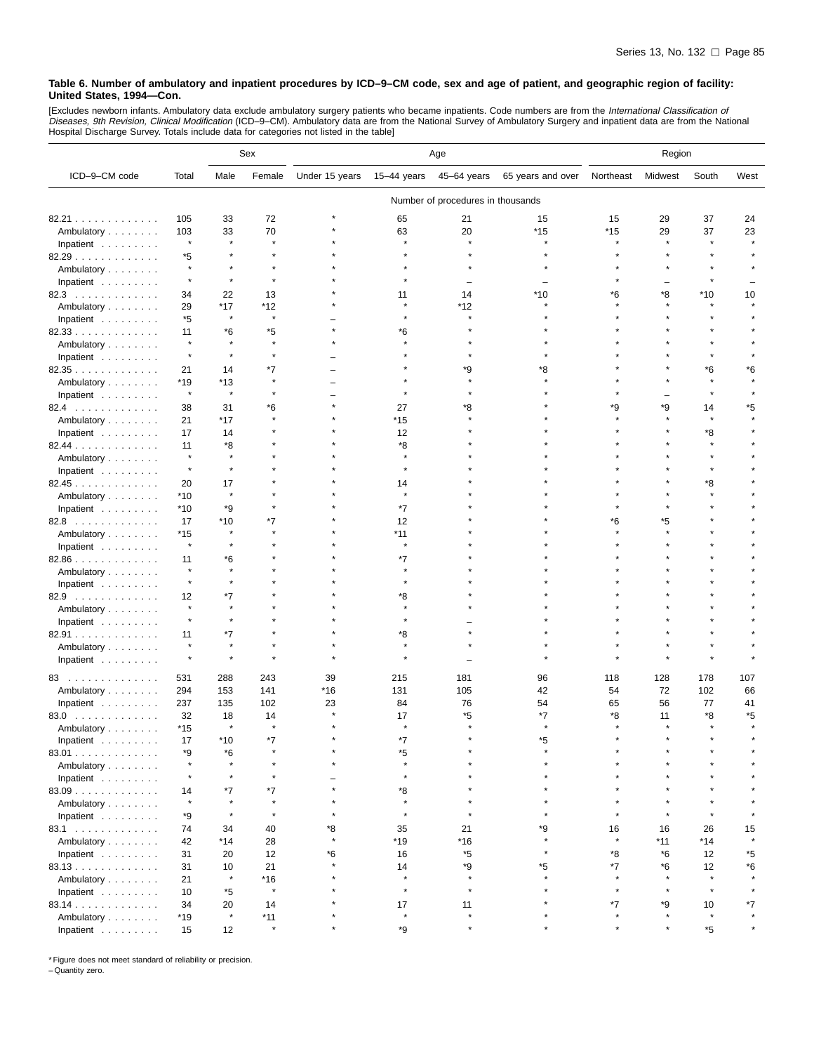**Table 6. Number of ambulatory and inpatient procedures by ICD–9–CM code, sex and age of patient, and geographic region of facility: United States, 1994—Con.**

[Excludes newborn infants. Ambulatory data exclude ambulatory surgery patients who became inpatients. Code numbers are from the *International Classification of Diseases, 9th Revision, Clinical Modification* (ICD–9–CM). Ambulatory data are from the National Survey of Ambulatory Surgery and inpatient data are from the National Hospital Discharge Survey. Totals include data for categories not listed in the table]

| ICD–9–CM code | Total | Sex | | Age | | | | Region | | | |
|---|---|---|---|---|---|---|---|---|---|---|---|
| | | Male | Female | Under 15 years | 15–44 years | 45–64 years | 65 years and over | Northeast | Midwest | South | West |
| | Number of procedures in thousands | | | | | | | | | | |
| 82.21 | 105 | 33 | 72 | * | 65 | 21 | 15 | 15 | 29 | 37 | 24 |
| Ambulatory | 103 | 33 | 70 | * | 63 | 20 | *15 | *15 | 29 | 37 | 23 |
| Inpatient | * | * | * | * | * | * | * | * | * | * | * |
| 82.29 | *5 | * | * | * | * | * | * | * | * | * | * |
| Ambulatory | * | * | * | * | * | * | * | * | * | * | * |
| Inpatient | * | * | * | * | * | – | – | * | – | * | – |
| 82.3 | 34 | 22 | 13 | * | 11 | 14 | *10 | *6 | *8 | *10 | 10 |
| Ambulatory | 29 | *17 | *12 | * | * | *12 | * | * | * | * | * |
| Inpatient | *5 | * | * | – | * | * | * | * | * | * | * |
| 82.33 | 11 | *6 | *5 | * | *6 | * | * | * | * | * | * |
| Ambulatory | * | * | * | * | * | * | * | * | * | * | * |
| Inpatient | * | * | * | – | * | * | * | * | * | * | * |
| 82.35 | 21 | 14 | *7 | – | * | *9 | *8 | * | * | *6 | *6 |
| Ambulatory | *19 | *13 | * | – | * | * | * | * | * | * | * |
| Inpatient | * | * | * | – | * | * | * | * | – | * | * |
| 82.4 | 38 | 31 | *6 | * | 27 | *8 | * | *9 | *9 | 14 | *5 |
| Ambulatory | 21 | *17 | * | * | *15 | * | * | * | * | * | * |
| Inpatient | 17 | 14 | * | * | 12 | * | * | * | * | *8 | * |
| 82.44 | 11 | *8 | * | * | *8 | * | * | * | * | * | * |
| Ambulatory | * | * | * | * | * | * | * | * | * | * | * |
| Inpatient | * | * | * | * | * | * | * | * | * | * | * |
| 82.45 | 20 | 17 | * | * | 14 | * | * | * | * | *8 | * |
| Ambulatory | *10 | * | * | * | * | * | * | * | * | * | * |
| Inpatient | *10 | *9 | * | * | *7 | * | * | * | * | * | * |
| 82.8 | 17 | *10 | *7 | * | 12 | * | * | *6 | *5 | * | * |
| Ambulatory | *15 | * | * | * | *11 | * | * | * | * | * | * |
| Inpatient | * | * | * | * | * | * | * | * | * | * | * |
| 82.86 | 11 | *6 | * | * | *7 | * | * | * | * | * | * |
| Ambulatory | * | * | * | * | * | * | * | * | * | * | * |
| Inpatient | * | * | * | * | * | * | * | * | * | * | * |
| 82.9 | 12 | *7 | * | * | *8 | * | * | * | * | * | * |
| Ambulatory | * | * | * | * | * | * | * | * | * | * | * |
| Inpatient | * | * | * | * | * | – | * | * | * | * | * |
| 82.91 | 11 | *7 | * | * | *8 | * | * | * | * | * | * |
| Ambulatory | * | * | * | * | * | * | * | * | * | * | * |
| Inpatient | * | * | * | * | * | – | * | * | * | * | * |
| 83 | 531 | 288 | 243 | 39 | 215 | 181 | 96 | 118 | 128 | 178 | 107 |
| Ambulatory | 294 | 153 | 141 | *16 | 131 | 105 | 42 | 54 | 72 | 102 | 66 |
| Inpatient | 237 | 135 | 102 | 23 | 84 | 76 | 54 | 65 | 56 | 77 | 41 |
| 83.0 | 32 | 18 | 14 | * | 17 | *5 | *7 | *8 | 11 | *8 | *5 |
| Ambulatory | *15 | * | * | * | * | * | * | * | * | * | * |
| Inpatient | 17 | *10 | *7 | * | *7 | * | *5 | * | * | * | * |
| 83.01 | *9 | *6 | * | * | *5 | * | * | * | * | * | * |
| Ambulatory | * | * | * | * | * | * | * | * | * | * | * |
| Inpatient | * | * | * | – | * | * | * | * | * | * | * |
| 83.09 | 14 | *7 | *7 | * | *8 | * | * | * | * | * | * |
| Ambulatory | * | * | * | * | * | * | * | * | * | * | * |
| Inpatient | *9 | * | * | * | * | * | * | * | * | * | * |
| 83.1 | 74 | 34 | 40 | *8 | 35 | 21 | *9 | 16 | 16 | 26 | 15 |
| Ambulatory | 42 | *14 | 28 | * | *19 | *16 | * | * | *11 | *14 | * |
| Inpatient | 31 | 20 | 12 | *6 | 16 | *5 | * | *8 | *6 | 12 | *5 |
| 83.13 | 31 | 10 | 21 | * | 14 | *9 | *5 | *7 | *6 | 12 | *6 |
| Ambulatory | 21 | * | *16 | * | * | * | * | * | * | * | * |
| Inpatient | 10 | *5 | * | * | * | * | * | * | * | * | * |
| 83.14 | 34 | 20 | 14 | * | 17 | 11 | * | *7 | *9 | 10 | *7 |
| Ambulatory | *19 | * | *11 | * | * | * | * | * | * | * | * |
| Inpatient | 15 | 12 | * | * | *9 | * | * | * | * | *5 | * |

* Figure does not meet standard of reliability or precision.
– Quantity zero.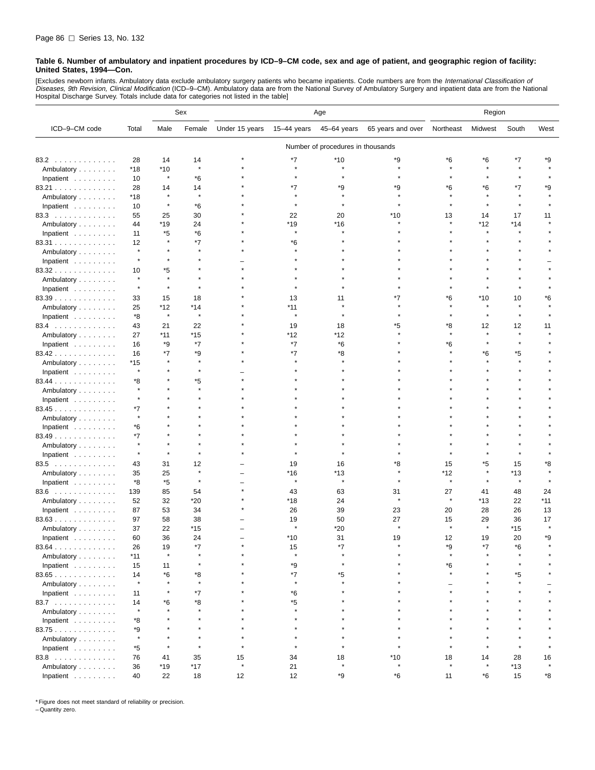**Table 6. Number of ambulatory and inpatient procedures by ICD–9–CM code, sex and age of patient, and geographic region of facility: United States, 1994—Con.**

[Excludes newborn infants. Ambulatory data exclude ambulatory surgery patients who became inpatients. Code numbers are from the *International Classification of Diseases, 9th Revision, Clinical Modification* (ICD–9–CM). Ambulatory data are from the National Survey of Ambulatory Surgery and inpatient data are from the National Hospital Discharge Survey. Totals include data for categories not listed in the table]

| ICD–9–CM code | Total | Sex | | Age | | | | Region | | | |
|---|---|---|---|---|---|---|---|---|---|---|---|
| | | Male | Female | Under 15 years | 15–44 years | 45–64 years | 65 years and over | Northeast | Midwest | South | West |
| | Number of procedures in thousands | | | | | | | | | | |
| 83.2 | 28 | 14 | 14 | * | *7 | *10 | *9 | *6 | *6 | *7 | *9 |
| Ambulatory | *18 | *10 | * | * | * | * | * | * | * | * | * |
| Inpatient | 10 | * | *6 | * | * | * | * | * | * | * | * |
| 83.21 | 28 | 14 | 14 | * | *7 | *9 | *9 | *6 | *6 | *7 | *9 |
| Ambulatory | *18 | * | * | * | * | * | * | * | * | * | * |
| Inpatient | 10 | * | *6 | * | * | * | * | * | * | * | * |
| 83.3 | 55 | 25 | 30 | * | 22 | 20 | *10 | 13 | 14 | 17 | 11 |
| Ambulatory | 44 | *19 | 24 | * | *19 | *16 | * | * | *12 | *14 | * |
| Inpatient | 11 | *5 | *6 | * | * | * | * | * | * | * | * |
| 83.31 | 12 | * | *7 | * | *6 | * | * | * | * | * | * |
| Ambulatory | * | * | * | * | * | * | * | * | * | * | * |
| Inpatient | * | * | * | – | * | * | * | * | * | * | – |
| 83.32 | 10 | *5 | * | * | * | * | * | * | * | * | * |
| Ambulatory | * | * | * | * | * | * | * | * | * | * | * |
| Inpatient | * | * | * | * | * | * | * | * | * | * | * |
| 83.39 | 33 | 15 | 18 | * | 13 | 11 | *7 | *6 | *10 | 10 | *6 |
| Ambulatory | 25 | *12 | *14 | * | *11 | * | * | * | * | * | * |
| Inpatient | *8 | * | * | * | * | * | * | * | * | * | * |
| 83.4 | 43 | 21 | 22 | * | 19 | 18 | *5 | *8 | 12 | 12 | 11 |
| Ambulatory | 27 | *11 | *15 | * | *12 | *12 | * | * | * | * | * |
| Inpatient | 16 | *9 | *7 | * | *7 | *6 | * | *6 | * | * | * |
| 83.42 | 16 | *7 | *9 | * | *7 | *8 | * | * | *6 | *5 | * |
| Ambulatory | *15 | * | * | * | * | * | * | * | * | * | * |
| Inpatient | * | * | * | – | * | * | * | * | * | * | * |
| 83.44 | *8 | * | *5 | * | * | * | * | * | * | * | * |
| Ambulatory | * | * | * | * | * | * | * | * | * | * | * |
| Inpatient | * | * | * | * | * | * | * | * | * | * | * |
| 83.45 | *7 | * | * | * | * | * | * | * | * | * | * |
| Ambulatory | * | * | * | * | * | * | * | * | * | * | * |
| Inpatient | *6 | * | * | * | * | * | * | * | * | * | * |
| 83.49 | *7 | * | * | * | * | * | * | * | * | * | * |
| Ambulatory | * | * | * | * | * | * | * | * | * | * | * |
| Inpatient | * | * | * | * | * | * | * | * | * | * | * |
| 83.5 | 43 | 31 | 12 | – | 19 | 16 | *8 | 15 | *5 | 15 | *8 |
| Ambulatory | 35 | 25 | * | – | *16 | *13 | * | *12 | * | *13 | * |
| Inpatient | *8 | *5 | * | – | * | * | * | * | * | * | * |
| 83.6 | 139 | 85 | 54 | * | 43 | 63 | 31 | 27 | 41 | 48 | 24 |
| Ambulatory | 52 | 32 | *20 | * | *18 | 24 | * | * | *13 | 22 | *11 |
| Inpatient | 87 | 53 | 34 | * | 26 | 39 | 23 | 20 | 28 | 26 | 13 |
| 83.63 | 97 | 58 | 38 | – | 19 | 50 | 27 | 15 | 29 | 36 | 17 |
| Ambulatory | 37 | 22 | *15 | – | * | *20 | * | * | * | *15 | * |
| Inpatient | 60 | 36 | 24 | – | *10 | 31 | 19 | 12 | 19 | 20 | *9 |
| 83.64 | 26 | 19 | *7 | * | 15 | *7 | * | *9 | *7 | *6 | * |
| Ambulatory | *11 | * | * | * | * | * | * | * | * | * | * |
| Inpatient | 15 | 11 | * | * | *9 | * | * | *6 | * | * | * |
| 83.65 | 14 | *6 | *8 | * | *7 | *5 | * | * | * | *5 | * |
| Ambulatory | * | * | * | * | * | * | * | – | * | * | – |
| Inpatient | 11 | * | *7 | * | *6 | * | * | * | * | * | * |
| 83.7 | 14 | *6 | *8 | * | *5 | * | * | * | * | * | * |
| Ambulatory | * | * | * | * | * | * | * | * | * | * | * |
| Inpatient | *8 | * | * | * | * | * | * | * | * | * | * |
| 83.75 | *9 | * | * | * | * | * | * | * | * | * | * |
| Ambulatory | * | * | * | * | * | * | * | * | * | * | * |
| Inpatient | *5 | * | * | * | * | * | * | * | * | * | * |
| 83.8 | 76 | 41 | 35 | 15 | 34 | 18 | *10 | 18 | 14 | 28 | 16 |
| Ambulatory | 36 | *19 | *17 | * | 21 | * | * | * | * | *13 | * |
| Inpatient | 40 | 22 | 18 | 12 | 12 | *9 | *6 | 11 | *6 | 15 | *8 |

* Figure does not meet standard of reliability or precision.
– Quantity zero.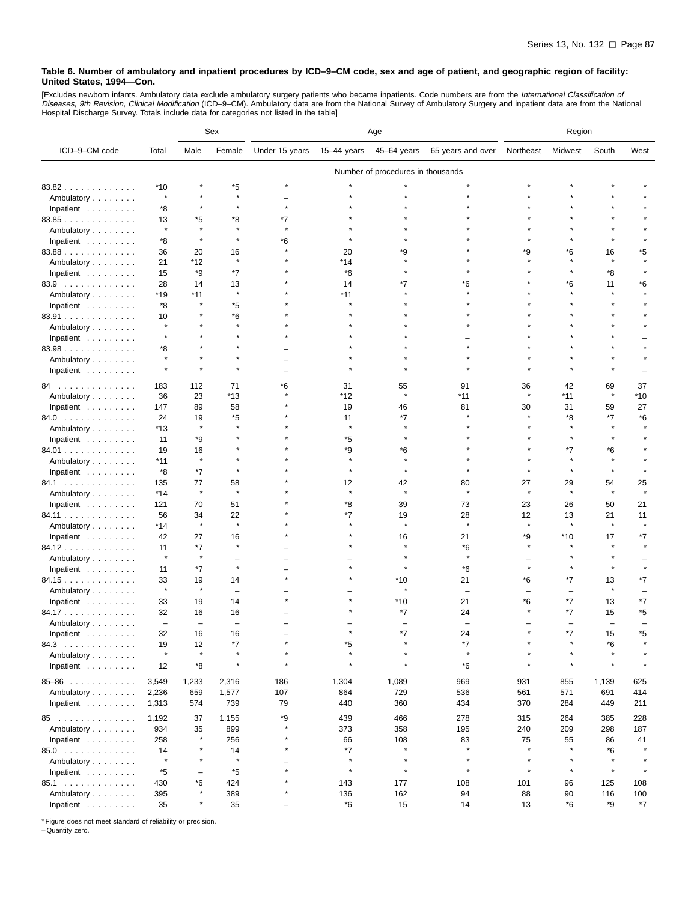**Table 6. Number of ambulatory and inpatient procedures by ICD–9–CM code, sex and age of patient, and geographic region of facility: United States, 1994—Con.**

[Excludes newborn infants. Ambulatory data exclude ambulatory surgery patients who became inpatients. Code numbers are from the *International Classification of Diseases, 9th Revision, Clinical Modification* (ICD–9–CM). Ambulatory data are from the National Survey of Ambulatory Surgery and inpatient data are from the National Hospital Discharge Survey. Totals include data for categories not listed in the table]

| ICD–9–CM code | Total | Sex | | Age | | | | Region | | | |
|---|---|---|---|---|---|---|---|---|---|---|---|
| | | Male | Female | Under 15 years | 15–44 years | 45–64 years | 65 years and over | Northeast | Midwest | South | West |
| | Number of procedures in thousands | | | | | | | | | | |
| 83.82 | *10 | * | *5 | * | * | * | * | * | * | * | * |
| Ambulatory | * | * | * | – | * | * | * | * | * | * | * |
| Inpatient | *8 | * | * | * | * | * | * | * | * | * | * |
| 83.85 | 13 | *5 | *8 | *7 | * | * | * | * | * | * | * |
| Ambulatory | * | * | * | * | * | * | * | * | * | * | * |
| Inpatient | *8 | * | * | *6 | * | * | * | * | * | * | * |
| 83.88 | 36 | 20 | 16 | * | 20 | *9 | * | *9 | *6 | 16 | *5 |
| Ambulatory | 21 | *12 | * | * | *14 | * | * | * | * | * | * |
| Inpatient | 15 | *9 | *7 | * | *6 | * | * | * | * | *8 | * |
| 83.9 | 28 | 14 | 13 | * | 14 | *7 | *6 | * | *6 | 11 | *6 |
| Ambulatory | *19 | *11 | * | * | *11 | * | * | * | * | * | * |
| Inpatient | *8 | * | *5 | * | * | * | * | * | * | * | * |
| 83.91 | 10 | * | *6 | * | * | * | * | * | * | * | * |
| Ambulatory | * | * | * | * | * | * | * | * | * | * | * |
| Inpatient | * | * | * | * | * | * | – | * | * | * | – |
| 83.98 | *8 | * | * | – | * | * | * | * | * | * | * |
| Ambulatory | * | * | * | – | * | * | * | * | * | * | * |
| Inpatient | * | * | * | – | * | * | * | * | * | * | – |
| 84 | 183 | 112 | 71 | *6 | 31 | 55 | 91 | 36 | 42 | 69 | 37 |
| Ambulatory | 36 | 23 | *13 | * | *12 | * | *11 | * | *11 | * | *10 |
| Inpatient | 147 | 89 | 58 | * | 19 | 46 | 81 | 30 | 31 | 59 | 27 |
| 84.0 | 24 | 19 | *5 | * | 11 | *7 | * | * | *8 | *7 | *6 |
| Ambulatory | *13 | * | * | * | * | * | * | * | * | * | * |
| Inpatient | 11 | *9 | * | * | *5 | * | * | * | * | * | * |
| 84.01 | 19 | 16 | * | * | *9 | *6 | * | * | *7 | *6 | * |
| Ambulatory | *11 | * | * | * | * | * | * | * | * | * | * |
| Inpatient | *8 | *7 | * | * | * | * | * | * | * | * | * |
| 84.1 | 135 | 77 | 58 | * | 12 | 42 | 80 | 27 | 29 | 54 | 25 |
| Ambulatory | *14 | * | * | * | * | * | * | * | * | * | * |
| Inpatient | 121 | 70 | 51 | * | *8 | 39 | 73 | 23 | 26 | 50 | 21 |
| 84.11 | 56 | 34 | 22 | * | *7 | 19 | 28 | 12 | 13 | 21 | 11 |
| Ambulatory | *14 | * | * | * | * | * | * | * | * | * | * |
| Inpatient | 42 | 27 | 16 | * | * | 16 | 21 | *9 | *10 | 17 | *7 |
| 84.12 | 11 | *7 | * | – | * | * | *6 | * | * | * | * |
| Ambulatory | * | * | – | – | – | * | * | – | * | * | – |
| Inpatient | 11 | *7 | * | – | * | * | *6 | * | * | * | * |
| 84.15 | 33 | 19 | 14 | * | * | *10 | 21 | *6 | *7 | 13 | *7 |
| Ambulatory | * | * | – | – | – | * | – | – | – | * | – |
| Inpatient | 33 | 19 | 14 | * | * | *10 | 21 | *6 | *7 | 13 | *7 |
| 84.17 | 32 | 16 | 16 | – | * | *7 | 24 | * | *7 | 15 | *5 |
| Ambulatory | – | – | – | – | – | – | – | – | – | – | – |
| Inpatient | 32 | 16 | 16 | – | * | *7 | 24 | * | *7 | 15 | *5 |
| 84.3 | 19 | 12 | *7 | * | *5 | * | *7 | * | * | *6 | * |
| Ambulatory | * | * | * | * | * | * | * | * | * | * | * |
| Inpatient | 12 | *8 | * | * | * | * | *6 | * | * | * | * |
| 85–86 | 3,549 | 1,233 | 2,316 | 186 | 1,304 | 1,089 | 969 | 931 | 855 | 1,139 | 625 |
| Ambulatory | 2,236 | 659 | 1,577 | 107 | 864 | 729 | 536 | 561 | 571 | 691 | 414 |
| Inpatient | 1,313 | 574 | 739 | 79 | 440 | 360 | 434 | 370 | 284 | 449 | 211 |
| 85 | 1,192 | 37 | 1,155 | *9 | 439 | 466 | 278 | 315 | 264 | 385 | 228 |
| Ambulatory | 934 | 35 | 899 | * | 373 | 358 | 195 | 240 | 209 | 298 | 187 |
| Inpatient | 258 | * | 256 | * | 66 | 108 | 83 | 75 | 55 | 86 | 41 |
| 85.0 | 14 | * | 14 | * | *7 | * | * | * | * | *6 | * |
| Ambulatory | * | * | * | – | * | * | * | * | * | * | * |
| Inpatient | *5 | – | *5 | * | * | * | * | * | * | * | * |
| 85.1 | 430 | *6 | 424 | * | 143 | 177 | 108 | 101 | 96 | 125 | 108 |
| Ambulatory | 395 | * | 389 | * | 136 | 162 | 94 | 88 | 90 | 116 | 100 |
| Inpatient | 35 | * | 35 | – | *6 | 15 | 14 | 13 | *6 | *9 | *7 |

* Figure does not meet standard of reliability or precision.
– Quantity zero.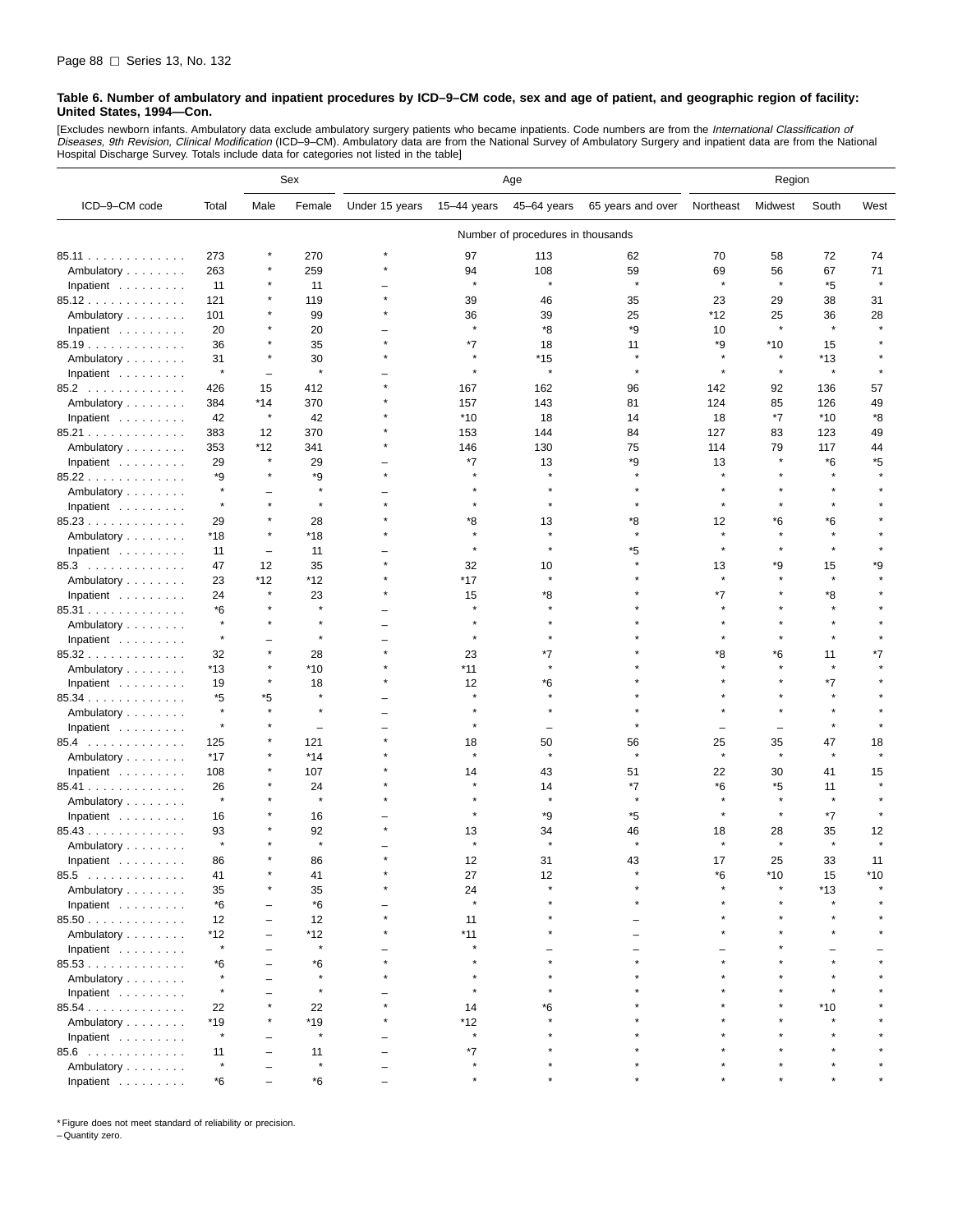**Table 6. Number of ambulatory and inpatient procedures by ICD–9–CM code, sex and age of patient, and geographic region of facility: United States, 1994—Con.**

[Excludes newborn infants. Ambulatory data exclude ambulatory surgery patients who became inpatients. Code numbers are from the *International Classification of Diseases, 9th Revision, Clinical Modification* (ICD–9–CM). Ambulatory data are from the National Survey of Ambulatory Surgery and inpatient data are from the National Hospital Discharge Survey. Totals include data for categories not listed in the table]

| ICD–9–CM code | Total | Sex | | Age | | | | Region | | | |
|---|---|---|---|---|---|---|---|---|---|---|---|
| | | Male | Female | Under 15 years | 15–44 years | 45–64 years | 65 years and over | Northeast | Midwest | South | West |
| | Number of procedures in thousands | | | | | | | | | | |
| 85.11 | 273 | * | 270 | * | 97 | 113 | 62 | 70 | 58 | 72 | 74 |
| Ambulatory | 263 | * | 259 | * | 94 | 108 | 59 | 69 | 56 | 67 | 71 |
| Inpatient | 11 | * | 11 | – | * | * | * | * | * | *5 | * |
| 85.12 | 121 | * | 119 | * | 39 | 46 | 35 | 23 | 29 | 38 | 31 |
| Ambulatory | 101 | * | 99 | * | 36 | 39 | 25 | *12 | 25 | 36 | 28 |
| Inpatient | 20 | * | 20 | – | * | *8 | *9 | 10 | * | * | * |
| 85.19 | 36 | * | 35 | * | *7 | 18 | 11 | *9 | *10 | 15 | * |
| Ambulatory | 31 | * | 30 | * | * | *15 | * | * | * | *13 | * |
| Inpatient | * | – | * | – | * | * | * | * | * | * | * |
| 85.2 | 426 | 15 | 412 | * | 167 | 162 | 96 | 142 | 92 | 136 | 57 |
| Ambulatory | 384 | *14 | 370 | * | 157 | 143 | 81 | 124 | 85 | 126 | 49 |
| Inpatient | 42 | * | 42 | * | *10 | 18 | 14 | 18 | *7 | *10 | *8 |
| 85.21 | 383 | 12 | 370 | * | 153 | 144 | 84 | 127 | 83 | 123 | 49 |
| Ambulatory | 353 | *12 | 341 | * | 146 | 130 | 75 | 114 | 79 | 117 | 44 |
| Inpatient | 29 | * | 29 | – | *7 | 13 | *9 | 13 | * | *6 | *5 |
| 85.22 | *9 | * | *9 | * | * | * | * | * | * | * | * |
| Ambulatory | * | – | * | – | * | * | * | * | * | * | * |
| Inpatient | * | * | * | * | * | * | * | * | * | * | * |
| 85.23 | 29 | * | 28 | * | *8 | 13 | *8 | 12 | *6 | *6 | * |
| Ambulatory | *18 | * | *18 | * | * | * | * | * | * | * | * |
| Inpatient | 11 | – | 11 | – | * | * | *5 | * | * | * | * |
| 85.3 | 47 | 12 | 35 | * | 32 | 10 | * | 13 | *9 | 15 | *9 |
| Ambulatory | 23 | *12 | *12 | * | *17 | * | * | * | * | * | * |
| Inpatient | 24 | * | 23 | * | 15 | *8 | * | *7 | * | *8 | * |
| 85.31 | *6 | * | * | – | * | * | * | * | * | * | * |
| Ambulatory | * | * | * | – | * | * | * | * | * | * | * |
| Inpatient | * | – | * | – | * | * | * | * | * | * | * |
| 85.32 | 32 | * | 28 | * | 23 | *7 | * | *8 | *6 | 11 | *7 |
| Ambulatory | *13 | * | *10 | * | *11 | * | * | * | * | * | * |
| Inpatient | 19 | * | 18 | * | 12 | *6 | * | * | * | *7 | * |
| 85.34 | *5 | *5 | * | – | * | * | * | * | * | * | * |
| Ambulatory | * | * | * | – | * | * | * | * | * | * | * |
| Inpatient | * | * | – | – | * | – | * | – | – | * | * |
| 85.4 | 125 | * | 121 | * | 18 | 50 | 56 | 25 | 35 | 47 | 18 |
| Ambulatory | *17 | * | *14 | * | * | * | * | * | * | * | * |
| Inpatient | 108 | * | 107 | * | 14 | 43 | 51 | 22 | 30 | 41 | 15 |
| 85.41 | 26 | * | 24 | * | * | 14 | *7 | *6 | *5 | 11 | * |
| Ambulatory | * | * | * | * | * | * | * | * | * | * | * |
| Inpatient | 16 | * | 16 | – | * | *9 | *5 | * | * | *7 | * |
| 85.43 | 93 | * | 92 | * | 13 | 34 | 46 | 18 | 28 | 35 | 12 |
| Ambulatory | * | * | * | – | * | * | * | * | * | * | * |
| Inpatient | 86 | * | 86 | * | 12 | 31 | 43 | 17 | 25 | 33 | 11 |
| 85.5 | 41 | * | 41 | * | 27 | 12 | * | *6 | *10 | 15 | *10 |
| Ambulatory | 35 | * | 35 | * | 24 | * | * | * | * | *13 | * |
| Inpatient | *6 | – | *6 | – | * | * | * | * | * | * | * |
| 85.50 | 12 | – | 12 | * | 11 | * | – | * | * | * | * |
| Ambulatory | *12 | – | *12 | * | *11 | * | – | * | * | * | * |
| Inpatient | * | – | * | – | * | – | – | – | * | – | – |
| 85.53 | *6 | – | *6 | * | * | * | * | * | * | * | * |
| Ambulatory | * | – | * | * | * | * | * | * | * | * | * |
| Inpatient | * | – | * | – | * | * | * | * | * | * | * |
| 85.54 | 22 | * | 22 | * | 14 | *6 | * | * | * | *10 | * |
| Ambulatory | *19 | * | *19 | * | *12 | * | * | * | * | * | * |
| Inpatient | * | – | * | – | * | * | * | * | * | * | * |
| 85.6 | 11 | – | 11 | – | *7 | * | * | * | * | * | * |
| Ambulatory | * | – | * | – | * | * | * | * | * | * | * |
| Inpatient | *6 | – | *6 | – | * | * | * | * | * | * | * |

* Figure does not meet standard of reliability or precision.
– Quantity zero.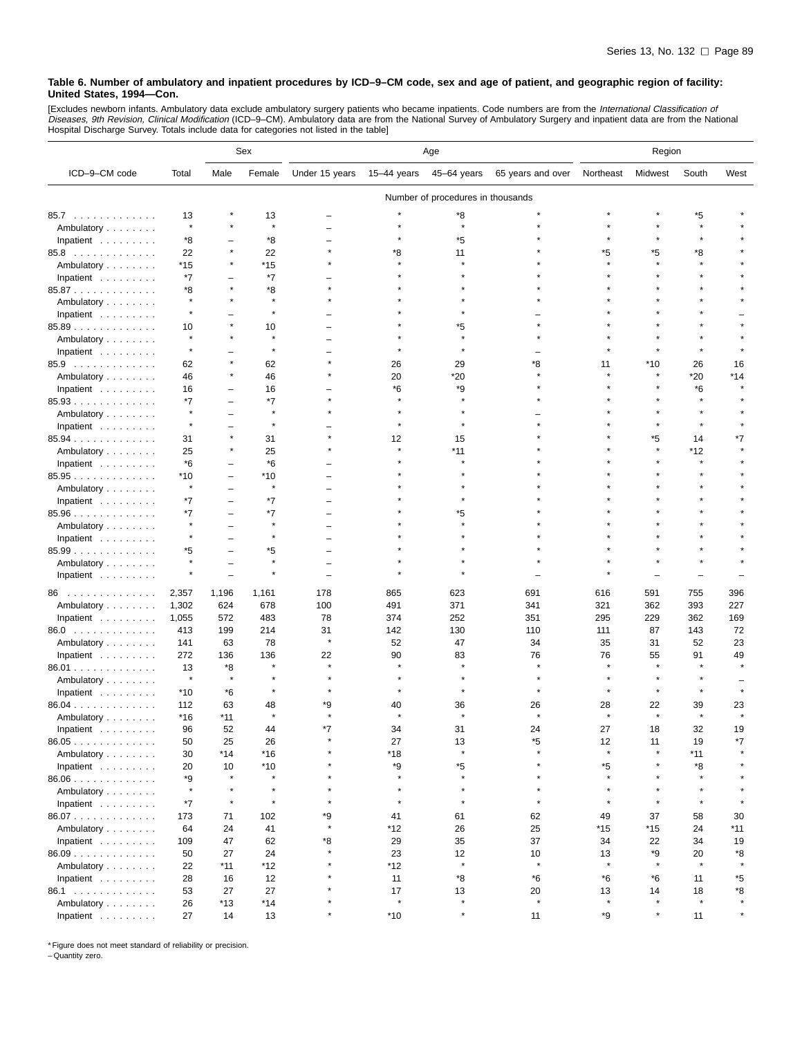**Table 6. Number of ambulatory and inpatient procedures by ICD–9–CM code, sex and age of patient, and geographic region of facility: United States, 1994—Con.**

[Excludes newborn infants. Ambulatory data exclude ambulatory surgery patients who became inpatients. Code numbers are from the *International Classification of Diseases, 9th Revision, Clinical Modification* (ICD–9–CM). Ambulatory data are from the National Survey of Ambulatory Surgery and inpatient data are from the National Hospital Discharge Survey. Totals include data for categories not listed in the table]

| ICD–9–CM code | Total | Sex | | Age | | | | Region | | | |
|---|---|---|---|---|---|---|---|---|---|---|---|
| | | Male | Female | Under 15 years | 15–44 years | 45–64 years | 65 years and over | Northeast | Midwest | South | West |
| | Number of procedures in thousands | | | | | | | | | | |
| 85.7 | 13 | * | 13 | – | * | *8 | * | * | * | *5 | * |
| Ambulatory | * | * | * | – | * | * | * | * | * | * | * |
| Inpatient | *8 | – | *8 | – | * | *5 | * | * | * | * | * |
| 85.8 | 22 | * | 22 | * | *8 | 11 | * | *5 | *5 | *8 | * |
| Ambulatory | *15 | * | *15 | * | * | * | * | * | * | * | * |
| Inpatient | *7 | – | *7 | – | * | * | * | * | * | * | * |
| 85.87 | *8 | * | *8 | * | * | * | * | * | * | * | * |
| Ambulatory | * | * | * | * | * | * | * | * | * | * | * |
| Inpatient | * | – | * | – | * | * | – | * | * | * | – |
| 85.89 | 10 | * | 10 | – | * | *5 | * | * | * | * | * |
| Ambulatory | * | * | * | – | * | * | * | * | * | * | * |
| Inpatient | * | – | * | – | * | * | – | * | * | * | * |
| 85.9 | 62 | * | 62 | * | 26 | 29 | *8 | 11 | *10 | 26 | 16 |
| Ambulatory | 46 | * | 46 | * | 20 | *20 | * | * | * | *20 | *14 |
| Inpatient | 16 | – | 16 | – | *6 | *9 | * | * | * | *6 | * |
| 85.93 | *7 | – | *7 | * | * | * | * | * | * | * | * |
| Ambulatory | * | – | * | * | * | * | – | * | * | * | * |
| Inpatient | * | – | * | – | * | * | * | * | * | * | * |
| 85.94 | 31 | * | 31 | * | 12 | 15 | * | * | *5 | 14 | *7 |
| Ambulatory | 25 | * | 25 | * | * | *11 | * | * | * | *12 | * |
| Inpatient | *6 | – | *6 | – | * | * | * | * | * | * | * |
| 85.95 | *10 | – | *10 | – | * | * | * | * | * | * | * |
| Ambulatory | * | – | * | – | * | * | * | * | * | * | * |
| Inpatient | *7 | – | *7 | – | * | * | * | * | * | * | * |
| 85.96 | *7 | – | *7 | – | * | *5 | * | * | * | * | * |
| Ambulatory | * | – | * | – | * | * | * | * | * | * | * |
| Inpatient | * | – | * | – | * | * | * | * | * | * | * |
| 85.99 | *5 | – | *5 | – | * | * | * | * | * | * | * |
| Ambulatory | * | – | * | – | * | * | * | * | * | * | * |
| Inpatient | * | – | * | – | * | * | – | * | – | – | – |
| 86 | 2,357 | 1,196 | 1,161 | 178 | 865 | 623 | 691 | 616 | 591 | 755 | 396 |
| Ambulatory | 1,302 | 624 | 678 | 100 | 491 | 371 | 341 | 321 | 362 | 393 | 227 |
| Inpatient | 1,055 | 572 | 483 | 78 | 374 | 252 | 351 | 295 | 229 | 362 | 169 |
| 86.0 | 413 | 199 | 214 | 31 | 142 | 130 | 110 | 111 | 87 | 143 | 72 |
| Ambulatory | 141 | 63 | 78 | * | 52 | 47 | 34 | 35 | 31 | 52 | 23 |
| Inpatient | 272 | 136 | 136 | 22 | 90 | 83 | 76 | 76 | 55 | 91 | 49 |
| 86.01 | 13 | *8 | * | * | * | * | * | * | * | * | * |
| Ambulatory | * | * | * | * | * | * | * | * | * | * | – |
| Inpatient | *10 | *6 | * | * | * | * | * | * | * | * | * |
| 86.04 | 112 | 63 | 48 | *9 | 40 | 36 | 26 | 28 | 22 | 39 | 23 |
| Ambulatory | *16 | *11 | * | * | * | * | * | * | * | * | * |
| Inpatient | 96 | 52 | 44 | *7 | 34 | 31 | 24 | 27 | 18 | 32 | 19 |
| 86.05 | 50 | 25 | 26 | * | 27 | 13 | *5 | 12 | 11 | 19 | *7 |
| Ambulatory | 30 | *14 | *16 | * | *18 | * | * | * | * | *11 | * |
| Inpatient | 20 | 10 | *10 | * | *9 | *5 | * | *5 | * | *8 | * |
| 86.06 | *9 | * | * | * | * | * | * | * | * | * | * |
| Ambulatory | * | * | * | * | * | * | * | * | * | * | * |
| Inpatient | *7 | * | * | * | * | * | * | * | * | * | * |
| 86.07 | 173 | 71 | 102 | *9 | 41 | 61 | 62 | 49 | 37 | 58 | 30 |
| Ambulatory | 64 | 24 | 41 | * | *12 | 26 | 25 | *15 | *15 | 24 | *11 |
| Inpatient | 109 | 47 | 62 | *8 | 29 | 35 | 37 | 34 | 22 | 34 | 19 |
| 86.09 | 50 | 27 | 24 | * | 23 | 12 | 10 | 13 | *9 | 20 | *8 |
| Ambulatory | 22 | *11 | *12 | * | *12 | * | * | * | * | * | * |
| Inpatient | 28 | 16 | 12 | * | 11 | *8 | *6 | *6 | *6 | 11 | *5 |
| 86.1 | 53 | 27 | 27 | * | 17 | 13 | 20 | 13 | 14 | 18 | *8 |
| Ambulatory | 26 | *13 | *14 | * | * | * | * | * | * | * | * |
| Inpatient | 27 | 14 | 13 | * | *10 | * | 11 | *9 | * | 11 | * |

* Figure does not meet standard of reliability or precision.
– Quantity zero.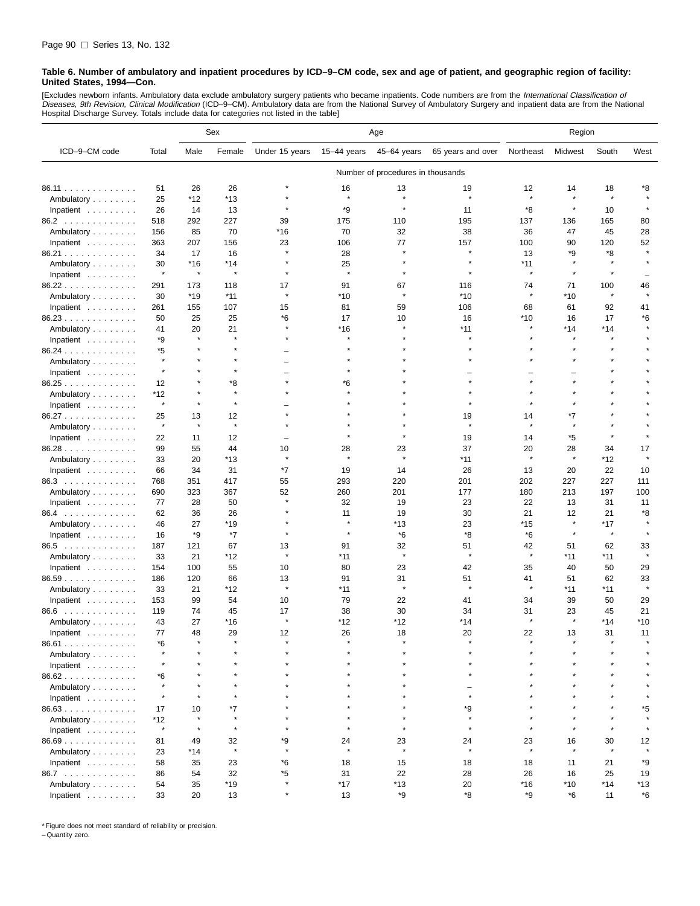**Table 6. Number of ambulatory and inpatient procedures by ICD–9–CM code, sex and age of patient, and geographic region of facility: United States, 1994—Con.**

[Excludes newborn infants. Ambulatory data exclude ambulatory surgery patients who became inpatients. Code numbers are from the *International Classification of Diseases, 9th Revision, Clinical Modification* (ICD–9–CM). Ambulatory data are from the National Survey of Ambulatory Surgery and inpatient data are from the National Hospital Discharge Survey. Totals include data for categories not listed in the table]

| ICD–9–CM code | Total | Sex | | Age | | | | Region | | | |
|---|---|---|---|---|---|---|---|---|---|---|---|
| | | Male | Female | Under 15 years | 15–44 years | 45–64 years | 65 years and over | Northeast | Midwest | South | West |
| | Number of procedures in thousands | | | | | | | | | | |
| 86.11 | 51 | 26 | 26 | * | 16 | 13 | 19 | 12 | 14 | 18 | *8 |
| Ambulatory | 25 | *12 | *13 | * | * | * | * | * | * | * | * |
| Inpatient | 26 | 14 | 13 | * | *9 | * | 11 | *8 | * | 10 | * |
| 86.2 | 518 | 292 | 227 | 39 | 175 | 110 | 195 | 137 | 136 | 165 | 80 |
| Ambulatory | 156 | 85 | 70 | *16 | 70 | 32 | 38 | 36 | 47 | 45 | 28 |
| Inpatient | 363 | 207 | 156 | 23 | 106 | 77 | 157 | 100 | 90 | 120 | 52 |
| 86.21 | 34 | 17 | 16 | * | 28 | * | * | 13 | *9 | *8 | * |
| Ambulatory | 30 | *16 | *14 | * | 25 | * | * | *11 | * | * | * |
| Inpatient | * | * | * | * | * | * | * | * | * | * | – |
| 86.22 | 291 | 173 | 118 | 17 | 91 | 67 | 116 | 74 | 71 | 100 | 46 |
| Ambulatory | 30 | *19 | *11 | * | *10 | * | *10 | * | *10 | * | * |
| Inpatient | 261 | 155 | 107 | 15 | 81 | 59 | 106 | 68 | 61 | 92 | 41 |
| 86.23 | 50 | 25 | 25 | *6 | 17 | 10 | 16 | *10 | 16 | 17 | *6 |
| Ambulatory | 41 | 20 | 21 | * | *16 | * | *11 | * | *14 | *14 | * |
| Inpatient | *9 | * | * | * | * | * | * | * | * | * | * |
| 86.24 | *5 | * | * | – | * | * | * | * | * | * | * |
| Ambulatory | * | * | * | – | * | * | * | * | * | * | * |
| Inpatient | * | * | * | – | * | * | – | – | – | * | * |
| 86.25 | 12 | * | *8 | * | *6 | * | * | * | * | * | * |
| Ambulatory | *12 | * | * | * | * | * | * | * | * | * | * |
| Inpatient | * | * | * | – | * | * | * | * | * | * | * |
| 86.27 | 25 | 13 | 12 | * | * | * | 19 | 14 | *7 | * | * |
| Ambulatory | * | * | * | * | * | * | * | * | * | * | * |
| Inpatient | 22 | 11 | 12 | – | * | * | 19 | 14 | *5 | * | * |
| 86.28 | 99 | 55 | 44 | 10 | 28 | 23 | 37 | 20 | 28 | 34 | 17 |
| Ambulatory | 33 | 20 | *13 | * | * | * | *11 | * | * | *12 | * |
| Inpatient | 66 | 34 | 31 | *7 | 19 | 14 | 26 | 13 | 20 | 22 | 10 |
| 86.3 | 768 | 351 | 417 | 55 | 293 | 220 | 201 | 202 | 227 | 227 | 111 |
| Ambulatory | 690 | 323 | 367 | 52 | 260 | 201 | 177 | 180 | 213 | 197 | 100 |
| Inpatient | 77 | 28 | 50 | * | 32 | 19 | 23 | 22 | 13 | 31 | 11 |
| 86.4 | 62 | 36 | 26 | * | 11 | 19 | 30 | 21 | 12 | 21 | *8 |
| Ambulatory | 46 | 27 | *19 | * | * | *13 | 23 | *15 | * | *17 | * |
| Inpatient | 16 | *9 | *7 | * | * | *6 | *8 | *6 | * | * | * |
| 86.5 | 187 | 121 | 67 | 13 | 91 | 32 | 51 | 42 | 51 | 62 | 33 |
| Ambulatory | 33 | 21 | *12 | * | *11 | * | * | * | *11 | *11 | * |
| Inpatient | 154 | 100 | 55 | 10 | 80 | 23 | 42 | 35 | 40 | 50 | 29 |
| 86.59 | 186 | 120 | 66 | 13 | 91 | 31 | 51 | 41 | 51 | 62 | 33 |
| Ambulatory | 33 | 21 | *12 | * | *11 | * | * | * | *11 | *11 | * |
| Inpatient | 153 | 99 | 54 | 10 | 79 | 22 | 41 | 34 | 39 | 50 | 29 |
| 86.6 | 119 | 74 | 45 | 17 | 38 | 30 | 34 | 31 | 23 | 45 | 21 |
| Ambulatory | 43 | 27 | *16 | * | *12 | *12 | *14 | * | * | *14 | *10 |
| Inpatient | 77 | 48 | 29 | 12 | 26 | 18 | 20 | 22 | 13 | 31 | 11 |
| 86.61 | *6 | * | * | * | * | * | * | * | * | * | * |
| Ambulatory | * | * | * | * | * | * | * | * | * | * | * |
| Inpatient | * | * | * | * | * | * | * | * | * | * | * |
| 86.62 | *6 | * | * | * | * | * | * | * | * | * | * |
| Ambulatory | * | * | * | * | * | * | – | * | * | * | * |
| Inpatient | * | * | * | * | * | * | * | * | * | * | * |
| 86.63 | 17 | 10 | *7 | * | * | * | *9 | * | * | * | *5 |
| Ambulatory | *12 | * | * | * | * | * | * | * | * | * | * |
| Inpatient | * | * | * | * | * | * | * | * | * | * | * |
| 86.69 | 81 | 49 | 32 | *9 | 24 | 23 | 24 | 23 | 16 | 30 | 12 |
| Ambulatory | 23 | *14 | * | * | * | * | * | * | * | * | * |
| Inpatient | 58 | 35 | 23 | *6 | 18 | 15 | 18 | 18 | 11 | 21 | *9 |
| 86.7 | 86 | 54 | 32 | *5 | 31 | 22 | 28 | 26 | 16 | 25 | 19 |
| Ambulatory | 54 | 35 | *19 | * | *17 | *13 | 20 | *16 | *10 | *14 | *13 |
| Inpatient | 33 | 20 | 13 | * | 13 | *9 | *8 | *9 | *6 | 11 | *6 |

* Figure does not meet standard of reliability or precision.
– Quantity zero.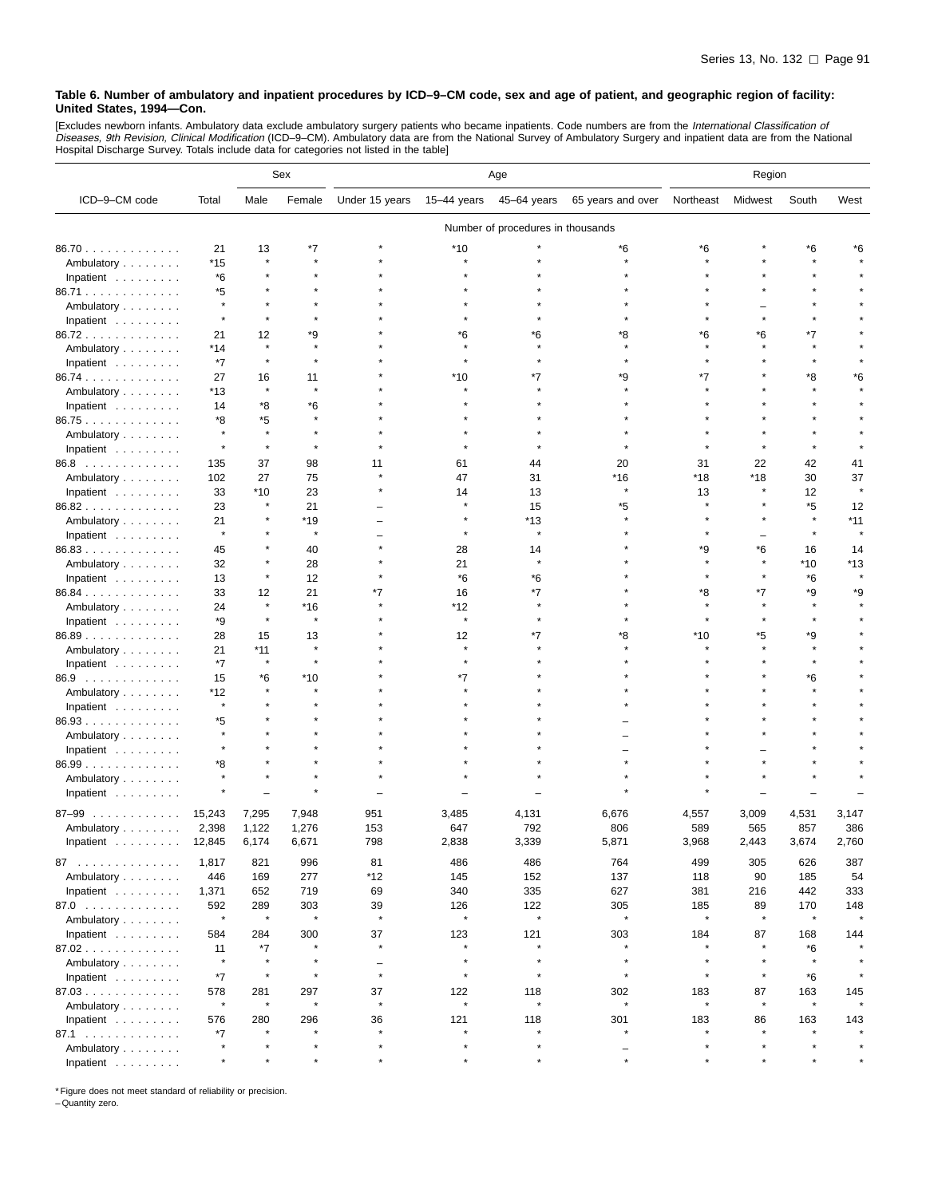**Table 6. Number of ambulatory and inpatient procedures by ICD–9–CM code, sex and age of patient, and geographic region of facility: United States, 1994—Con.**

[Excludes newborn infants. Ambulatory data exclude ambulatory surgery patients who became inpatients. Code numbers are from the *International Classification of Diseases, 9th Revision, Clinical Modification* (ICD–9–CM). Ambulatory data are from the National Survey of Ambulatory Surgery and inpatient data are from the National Hospital Discharge Survey. Totals include data for categories not listed in the table]

| ICD–9–CM code | Total | Sex | | Age | | | | Region | | | |
|---|---|---|---|---|---|---|---|---|---|---|---|
| | | Male | Female | Under 15 years | 15–44 years | 45–64 years | 65 years and over | Northeast | Midwest | South | West |
| | Number of procedures in thousands | | | | | | | | | | |
| 86.70 | 21 | 13 | *7 | * | *10 | * | *6 | *6 | * | *6 | *6 |
| Ambulatory | *15 | * | * | * | * | * | * | * | * | * | * |
| Inpatient | *6 | * | * | * | * | * | * | * | * | * | * |
| 86.71 | *5 | * | * | * | * | * | * | * | * | * | * |
| Ambulatory | * | * | * | * | * | * | * | * | – | * | * |
| Inpatient | * | * | * | * | * | * | * | * | * | * | * |
| 86.72 | 21 | 12 | *9 | * | *6 | *6 | *8 | *6 | *6 | *7 | * |
| Ambulatory | *14 | * | * | * | * | * | * | * | * | * | * |
| Inpatient | *7 | * | * | * | * | * | * | * | * | * | * |
| 86.74 | 27 | 16 | 11 | * | *10 | *7 | *9 | *7 | * | *8 | *6 |
| Ambulatory | *13 | * | * | * | * | * | * | * | * | * | * |
| Inpatient | 14 | *8 | *6 | * | * | * | * | * | * | * | * |
| 86.75 | *8 | *5 | * | * | * | * | * | * | * | * | * |
| Ambulatory | * | * | * | * | * | * | * | * | * | * | * |
| Inpatient | * | * | * | * | * | * | * | * | * | * | * |
| 86.8 | 135 | 37 | 98 | 11 | 61 | 44 | 20 | 31 | 22 | 42 | 41 |
| Ambulatory | 102 | 27 | 75 | * | 47 | 31 | *16 | *18 | *18 | 30 | 37 |
| Inpatient | 33 | *10 | 23 | * | 14 | 13 | * | 13 | * | 12 | * |
| 86.82 | 23 | * | 21 | – | * | 15 | *5 | * | * | *5 | 12 |
| Ambulatory | 21 | * | *19 | – | * | *13 | * | * | * | * | *11 |
| Inpatient | * | * | * | – | * | * | * | * | – | * | * |
| 86.83 | 45 | * | 40 | * | 28 | 14 | * | *9 | *6 | 16 | 14 |
| Ambulatory | 32 | * | 28 | * | 21 | * | * | * | * | *10 | *13 |
| Inpatient | 13 | * | 12 | * | *6 | *6 | * | * | * | *6 | * |
| 86.84 | 33 | 12 | 21 | *7 | 16 | *7 | * | *8 | *7 | *9 | *9 |
| Ambulatory | 24 | * | *16 | * | *12 | * | * | * | * | * | * |
| Inpatient | *9 | * | * | * | * | * | * | * | * | * | * |
| 86.89 | 28 | 15 | 13 | * | 12 | *7 | *8 | *10 | *5 | *9 | * |
| Ambulatory | 21 | *11 | * | * | * | * | * | * | * | * | * |
| Inpatient | *7 | * | * | * | * | * | * | * | * | * | * |
| 86.9 | 15 | *6 | *10 | * | *7 | * | * | * | * | *6 | * |
| Ambulatory | *12 | * | * | * | * | * | * | * | * | * | * |
| Inpatient | * | * | * | * | * | * | * | * | * | * | * |
| 86.93 | *5 | * | * | * | * | * | – | * | * | * | * |
| Ambulatory | * | * | * | * | * | * | – | * | * | * | * |
| Inpatient | * | * | * | * | * | * | – | * | – | * | * |
| 86.99 | *8 | * | * | * | * | * | * | * | * | * | * |
| Ambulatory | * | * | * | * | * | * | * | * | * | * | * |
| Inpatient | * | – | * | – | – | – | * | * | – | – | – |
| 87–99 | 15,243 | 7,295 | 7,948 | 951 | 3,485 | 4,131 | 6,676 | 4,557 | 3,009 | 4,531 | 3,147 |
| Ambulatory | 2,398 | 1,122 | 1,276 | 153 | 647 | 792 | 806 | 589 | 565 | 857 | 386 |
| Inpatient | 12,845 | 6,174 | 6,671 | 798 | 2,838 | 3,339 | 5,871 | 3,968 | 2,443 | 3,674 | 2,760 |
| 87 | 1,817 | 821 | 996 | 81 | 486 | 486 | 764 | 499 | 305 | 626 | 387 |
| Ambulatory | 446 | 169 | 277 | *12 | 145 | 152 | 137 | 118 | 90 | 185 | 54 |
| Inpatient | 1,371 | 652 | 719 | 69 | 340 | 335 | 627 | 381 | 216 | 442 | 333 |
| 87.0 | 592 | 289 | 303 | 39 | 126 | 122 | 305 | 185 | 89 | 170 | 148 |
| Ambulatory | * | * | * | * | * | * | * | * | * | * | * |
| Inpatient | 584 | 284 | 300 | 37 | 123 | 121 | 303 | 184 | 87 | 168 | 144 |
| 87.02 | 11 | *7 | * | * | * | * | * | * | * | *6 | * |
| Ambulatory | * | * | * | – | * | * | * | * | * | * | * |
| Inpatient | *7 | * | * | * | * | * | * | * | * | *6 | * |
| 87.03 | 578 | 281 | 297 | 37 | 122 | 118 | 302 | 183 | 87 | 163 | 145 |
| Ambulatory | * | * | * | * | * | * | * | * | * | * | * |
| Inpatient | 576 | 280 | 296 | 36 | 121 | 118 | 301 | 183 | 86 | 163 | 143 |
| 87.1 | *7 | * | * | * | * | * | * | * | * | * | * |
| Ambulatory | * | * | * | * | * | * | – | * | * | * | * |
| Inpatient | * | * | * | * | * | * | * | * | * | * | * |

* Figure does not meet standard of reliability or precision.
– Quantity zero.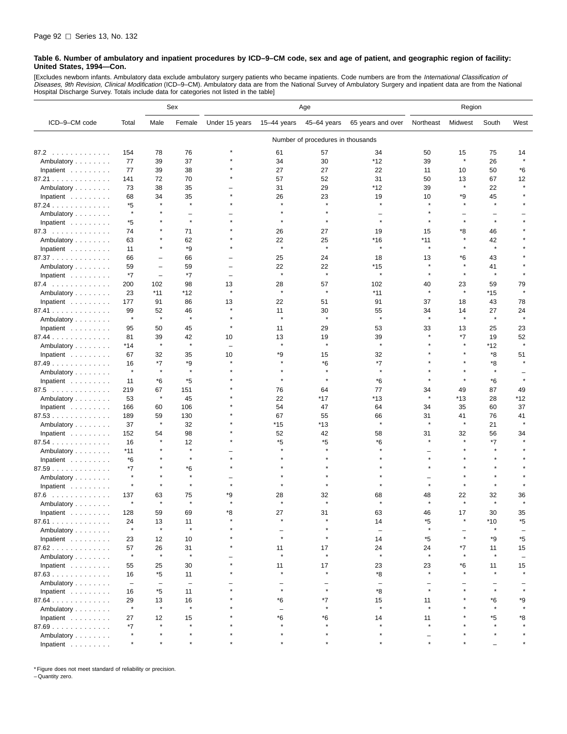**Table 6. Number of ambulatory and inpatient procedures by ICD–9–CM code, sex and age of patient, and geographic region of facility: United States, 1994—Con.**

[Excludes newborn infants. Ambulatory data exclude ambulatory surgery patients who became inpatients. Code numbers are from the *International Classification of Diseases, 9th Revision, Clinical Modification* (ICD–9–CM). Ambulatory data are from the National Survey of Ambulatory Surgery and inpatient data are from the National Hospital Discharge Survey. Totals include data for categories not listed in the table]

| ICD–9–CM code | Total | Sex | | Age | | | | Region | | | |
|---|---|---|---|---|---|---|---|---|---|---|---|
| | | Male | Female | Under 15 years | 15–44 years | 45–64 years | 65 years and over | Northeast | Midwest | South | West |
| | Number of procedures in thousands | | | | | | | | | | |
| 87.2 | 154 | 78 | 76 | * | 61 | 57 | 34 | 50 | 15 | 75 | 14 |
| Ambulatory | 77 | 39 | 37 | * | 34 | 30 | *12 | 39 | * | 26 | * |
| Inpatient | 77 | 39 | 38 | * | 27 | 27 | 22 | 11 | 10 | 50 | *6 |
| 87.21 | 141 | 72 | 70 | * | 57 | 52 | 31 | 50 | 13 | 67 | 12 |
| Ambulatory | 73 | 38 | 35 | – | 31 | 29 | *12 | 39 | * | 22 | * |
| Inpatient | 68 | 34 | 35 | * | 26 | 23 | 19 | 10 | *9 | 45 | * |
| 87.24 | *5 | * | * | * | * | * | * | * | * | * | * |
| Ambulatory | * | * | – | – | * | * | – | * | – | – | – |
| Inpatient | *5 | * | * | * | * | * | * | * | * | * | * |
| 87.3 | 74 | * | 71 | * | 26 | 27 | 19 | 15 | *8 | 46 | * |
| Ambulatory | 63 | * | 62 | * | 22 | 25 | *16 | *11 | * | 42 | * |
| Inpatient | 11 | * | *9 | * | * | * | * | * | * | * | * |
| 87.37 | 66 | – | 66 | – | 25 | 24 | 18 | 13 | *6 | 43 | * |
| Ambulatory | 59 | – | 59 | – | 22 | 22 | *15 | * | * | 41 | * |
| Inpatient | *7 | – | *7 | – | * | * | * | * | * | * | * |
| 87.4 | 200 | 102 | 98 | 13 | 28 | 57 | 102 | 40 | 23 | 59 | 79 |
| Ambulatory | 23 | *11 | *12 | * | * | * | *11 | * | * | *15 | * |
| Inpatient | 177 | 91 | 86 | 13 | 22 | 51 | 91 | 37 | 18 | 43 | 78 |
| 87.41 | 99 | 52 | 46 | * | 11 | 30 | 55 | 34 | 14 | 27 | 24 |
| Ambulatory | * | * | * | * | * | * | * | * | * | * | * |
| Inpatient | 95 | 50 | 45 | * | 11 | 29 | 53 | 33 | 13 | 25 | 23 |
| 87.44 | 81 | 39 | 42 | 10 | 13 | 19 | 39 | * | *7 | 19 | 52 |
| Ambulatory | *14 | * | * | – | * | * | * | * | * | *12 | * |
| Inpatient | 67 | 32 | 35 | 10 | *9 | 15 | 32 | * | * | *8 | 51 |
| 87.49 | 16 | *7 | *9 | * | * | *6 | *7 | * | * | *8 | * |
| Ambulatory | * | * | * | * | * | * | * | * | * | * | – |
| Inpatient | 11 | *6 | *5 | * | * | * | *6 | * | * | *6 | * |
| 87.5 | 219 | 67 | 151 | * | 76 | 64 | 77 | 34 | 49 | 87 | 49 |
| Ambulatory | 53 | * | 45 | * | 22 | *17 | *13 | * | *13 | 28 | *12 |
| Inpatient | 166 | 60 | 106 | * | 54 | 47 | 64 | 34 | 35 | 60 | 37 |
| 87.53 | 189 | 59 | 130 | * | 67 | 55 | 66 | 31 | 41 | 76 | 41 |
| Ambulatory | 37 | * | 32 | * | *15 | *13 | * | * | * | 21 | * |
| Inpatient | 152 | 54 | 98 | * | 52 | 42 | 58 | 31 | 32 | 56 | 34 |
| 87.54 | 16 | * | 12 | * | *5 | *5 | *6 | * | * | *7 | * |
| Ambulatory | *11 | * | * | – | * | * | * | – | * | * | * |
| Inpatient | *6 | * | * | * | * | * | * | * | * | * | * |
| 87.59 | *7 | * | *6 | * | * | * | * | * | * | * | * |
| Ambulatory | * | * | * | – | * | * | * | – | * | * | * |
| Inpatient | * | * | * | * | * | * | * | * | * | * | * |
| 87.6 | 137 | 63 | 75 | *9 | 28 | 32 | 68 | 48 | 22 | 32 | 36 |
| Ambulatory | * | * | * | * | * | * | * | * | * | * | * |
| Inpatient | 128 | 59 | 69 | *8 | 27 | 31 | 63 | 46 | 17 | 30 | 35 |
| 87.61 | 24 | 13 | 11 | * | * | * | 14 | *5 | * | *10 | *5 |
| Ambulatory | * | * | * | * | – | * | – | * | – | * | – |
| Inpatient | 23 | 12 | 10 | * | * | * | 14 | *5 | * | *9 | *5 |
| 87.62 | 57 | 26 | 31 | * | 11 | 17 | 24 | 24 | *7 | 11 | 15 |
| Ambulatory | * | * | * | – | * | * | * | * | * | * | – |
| Inpatient | 55 | 25 | 30 | * | 11 | 17 | 23 | 23 | *6 | 11 | 15 |
| 87.63 | 16 | *5 | 11 | * | * | * | *8 | * | * | * | * |
| Ambulatory | – | – | – | – | – | – | – | – | – | – | – |
| Inpatient | 16 | *5 | 11 | * | * | * | *8 | * | * | * | * |
| 87.64 | 29 | 13 | 16 | * | *6 | *7 | 15 | 11 | * | *6 | *9 |
| Ambulatory | * | * | * | * | – | * | * | * | * | * | * |
| Inpatient | 27 | 12 | 15 | * | *6 | *6 | 14 | 11 | * | *5 | *8 |
| 87.69 | *7 | * | * | * | * | * | * | * | * | * | * |
| Ambulatory | * | * | * | * | * | * | * | – | * | * | * |
| Inpatient | * | * | * | * | * | * | * | * | * | – | * |

\* Figure does not meet standard of reliability or precision.
– Quantity zero.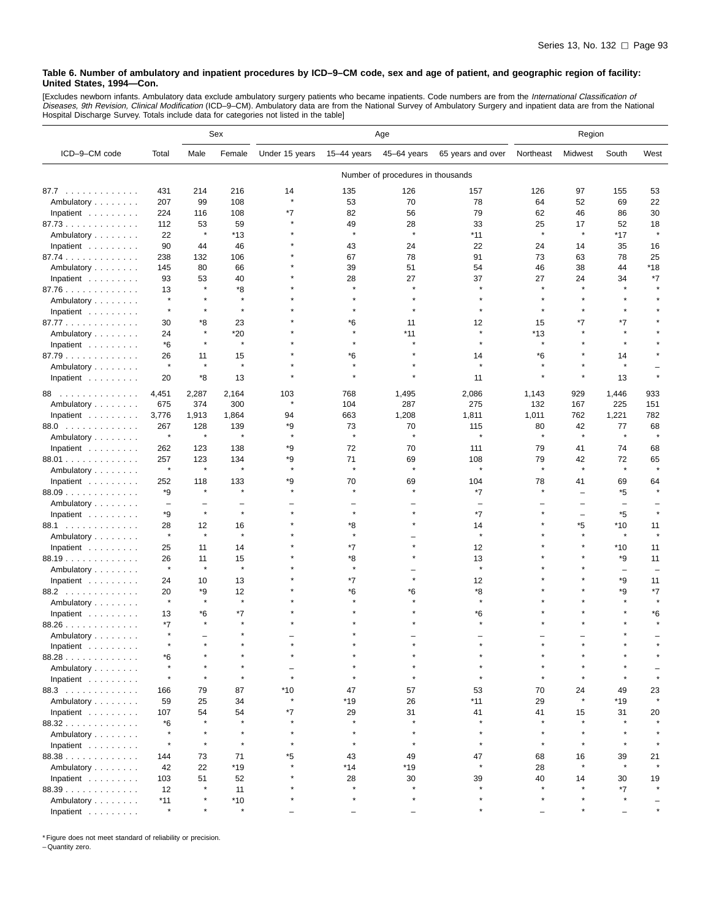**Table 6. Number of ambulatory and inpatient procedures by ICD–9–CM code, sex and age of patient, and geographic region of facility: United States, 1994—Con.**

[Excludes newborn infants. Ambulatory data exclude ambulatory surgery patients who became inpatients. Code numbers are from the *International Classification of Diseases, 9th Revision, Clinical Modification* (ICD–9–CM). Ambulatory data are from the National Survey of Ambulatory Surgery and inpatient data are from the National Hospital Discharge Survey. Totals include data for categories not listed in the table]

| ICD–9–CM code | Total | Sex | | Age | | | | Region | | | |
|---|---|---|---|---|---|---|---|---|---|---|---|
| | | Male | Female | Under 15 years | 15–44 years | 45–64 years | 65 years and over | Northeast | Midwest | South | West |
| | Number of procedures in thousands | | | | | | | | | | |
| 87.7 | 431 | 214 | 216 | 14 | 135 | 126 | 157 | 126 | 97 | 155 | 53 |
| Ambulatory | 207 | 99 | 108 | * | 53 | 70 | 78 | 64 | 52 | 69 | 22 |
| Inpatient | 224 | 116 | 108 | *7 | 82 | 56 | 79 | 62 | 46 | 86 | 30 |
| 87.73 | 112 | 53 | 59 | * | 49 | 28 | 33 | 25 | 17 | 52 | 18 |
| Ambulatory | 22 | * | *13 | * | * | * | *11 | * | * | *17 | * |
| Inpatient | 90 | 44 | 46 | * | 43 | 24 | 22 | 24 | 14 | 35 | 16 |
| 87.74 | 238 | 132 | 106 | * | 67 | 78 | 91 | 73 | 63 | 78 | 25 |
| Ambulatory | 145 | 80 | 66 | * | 39 | 51 | 54 | 46 | 38 | 44 | *18 |
| Inpatient | 93 | 53 | 40 | * | 28 | 27 | 37 | 27 | 24 | 34 | *7 |
| 87.76 | 13 | * | *8 | * | * | * | * | * | * | * | * |
| Ambulatory | * | * | * | * | * | * | * | * | * | * | * |
| Inpatient | * | * | * | * | * | * | * | * | * | * | * |
| 87.77 | 30 | *8 | 23 | * | *6 | 11 | 12 | 15 | *7 | *7 | * |
| Ambulatory | 24 | * | *20 | * | * | *11 | * | *13 | * | * | * |
| Inpatient | *6 | * | * | * | * | * | * | * | * | * | * |
| 87.79 | 26 | 11 | 15 | * | *6 | * | 14 | *6 | * | 14 | * |
| Ambulatory | * | * | * | * | * | * | * | * | * | * | – |
| Inpatient | 20 | *8 | 13 | * | * | * | 11 | * | * | 13 | * |
| 88 | 4,451 | 2,287 | 2,164 | 103 | 768 | 1,495 | 2,086 | 1,143 | 929 | 1,446 | 933 |
| Ambulatory | 675 | 374 | 300 | * | 104 | 287 | 275 | 132 | 167 | 225 | 151 |
| Inpatient | 3,776 | 1,913 | 1,864 | 94 | 663 | 1,208 | 1,811 | 1,011 | 762 | 1,221 | 782 |
| 88.0 | 267 | 128 | 139 | *9 | 73 | 70 | 115 | 80 | 42 | 77 | 68 |
| Ambulatory | * | * | * | * | * | * | * | * | * | * | * |
| Inpatient | 262 | 123 | 138 | *9 | 72 | 70 | 111 | 79 | 41 | 74 | 68 |
| 88.01 | 257 | 123 | 134 | *9 | 71 | 69 | 108 | 79 | 42 | 72 | 65 |
| Ambulatory | * | * | * | * | * | * | * | * | * | * | * |
| Inpatient | 252 | 118 | 133 | *9 | 70 | 69 | 104 | 78 | 41 | 69 | 64 |
| 88.09 | *9 | * | * | * | * | * | *7 | * | – | *5 | * |
| Ambulatory | – | – | – | – | – | – | – | – | – | – | – |
| Inpatient | *9 | * | * | * | * | * | *7 | * | – | *5 | * |
| 88.1 | 28 | 12 | 16 | * | *8 | * | 14 | * | *5 | *10 | 11 |
| Ambulatory | * | * | * | * | * | – | * | * | * | * | * |
| Inpatient | 25 | 11 | 14 | * | *7 | * | 12 | * | * | *10 | 11 |
| 88.19 | 26 | 11 | 15 | * | *8 | * | 13 | * | * | *9 | 11 |
| Ambulatory | * | * | * | * | * | – | * | * | * | – | – |
| Inpatient | 24 | 10 | 13 | * | *7 | * | 12 | * | * | *9 | 11 |
| 88.2 | 20 | *9 | 12 | * | *6 | *6 | *8 | * | * | *9 | *7 |
| Ambulatory | * | * | * | * | * | * | * | * | * | * | * |
| Inpatient | 13 | *6 | *7 | * | * | * | *6 | * | * | * | *6 |
| 88.26 | *7 | * | * | * | * | * | * | * | * | * | * |
| Ambulatory | * | – | * | – | * | – | – | – | – | * | – |
| Inpatient | * | * | * | * | * | * | * | * | * | * | * |
| 88.28 | *6 | * | * | * | * | * | * | * | * | * | * |
| Ambulatory | * | * | * | – | * | * | * | * | * | * | – |
| Inpatient | * | * | * | * | * | * | * | * | * | * | * |
| 88.3 | 166 | 79 | 87 | *10 | 47 | 57 | 53 | 70 | 24 | 49 | 23 |
| Ambulatory | 59 | 25 | 34 | * | *19 | 26 | *11 | 29 | * | *19 | * |
| Inpatient | 107 | 54 | 54 | *7 | 29 | 31 | 41 | 41 | 15 | 31 | 20 |
| 88.32 | *6 | * | * | * | * | * | * | * | * | * | * |
| Ambulatory | * | * | * | * | * | * | * | * | * | * | * |
| Inpatient | * | * | * | * | * | * | * | * | * | * | * |
| 88.38 | 144 | 73 | 71 | *5 | 43 | 49 | 47 | 68 | 16 | 39 | 21 |
| Ambulatory | 42 | 22 | *19 | * | *14 | *19 | * | 28 | * | * | * |
| Inpatient | 103 | 51 | 52 | * | 28 | 30 | 39 | 40 | 14 | 30 | 19 |
| 88.39 | 12 | * | 11 | * | * | * | * | * | * | *7 | * |
| Ambulatory | *11 | * | *10 | * | * | * | * | * | * | * | – |
| Inpatient | * | * | * | – | – | – | * | – | * | – | * |

* Figure does not meet standard of reliability or precision.
– Quantity zero.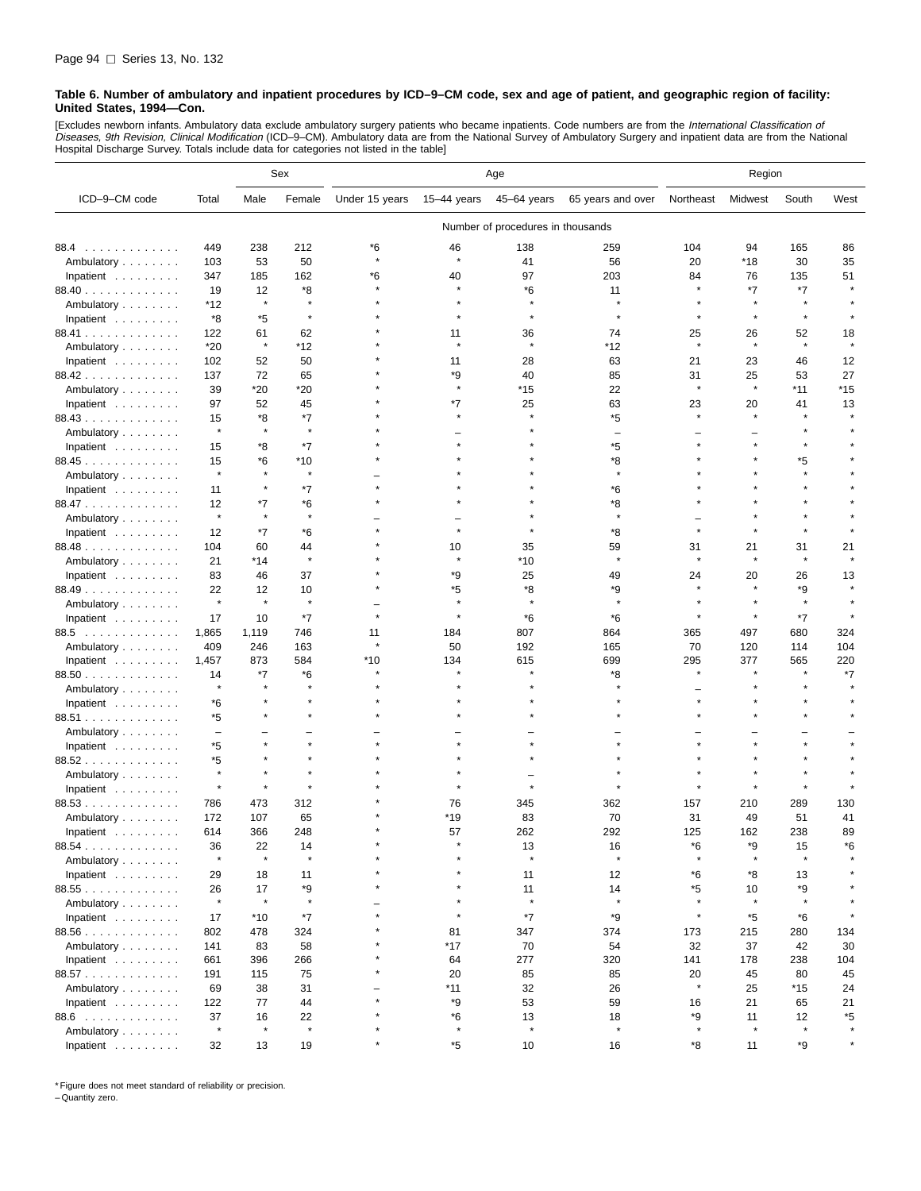**Table 6. Number of ambulatory and inpatient procedures by ICD–9–CM code, sex and age of patient, and geographic region of facility: United States, 1994—Con.**

[Excludes newborn infants. Ambulatory data exclude ambulatory surgery patients who became inpatients. Code numbers are from the *International Classification of Diseases, 9th Revision, Clinical Modification* (ICD–9–CM). Ambulatory data are from the National Survey of Ambulatory Surgery and inpatient data are from the National Hospital Discharge Survey. Totals include data for categories not listed in the table]

| ICD–9–CM code | Total | Sex | | Age | | | | Region | | | |
|---|---|---|---|---|---|---|---|---|---|---|---|
| | | Male | Female | Under 15 years | 15–44 years | 45–64 years | 65 years and over | Northeast | Midwest | South | West |
| | Number of procedures in thousands | | | | | | | | | | |
| 88.4 | 449 | 238 | 212 | *6 | 46 | 138 | 259 | 104 | 94 | 165 | 86 |
| Ambulatory | 103 | 53 | 50 | * | * | 41 | 56 | 20 | *18 | 30 | 35 |
| Inpatient | 347 | 185 | 162 | *6 | 40 | 97 | 203 | 84 | 76 | 135 | 51 |
| 88.40 | 19 | 12 | *8 | * | * | *6 | 11 | * | *7 | *7 | * |
| Ambulatory | *12 | * | * | * | * | * | * | * | * | * | * |
| Inpatient | *8 | *5 | * | * | * | * | * | * | * | * | * |
| 88.41 | 122 | 61 | 62 | * | 11 | 36 | 74 | 25 | 26 | 52 | 18 |
| Ambulatory | *20 | * | *12 | * | * | * | *12 | * | * | * | * |
| Inpatient | 102 | 52 | 50 | * | 11 | 28 | 63 | 21 | 23 | 46 | 12 |
| 88.42 | 137 | 72 | 65 | * | *9 | 40 | 85 | 31 | 25 | 53 | 27 |
| Ambulatory | 39 | *20 | *20 | * | * | *15 | 22 | * | * | *11 | *15 |
| Inpatient | 97 | 52 | 45 | * | *7 | 25 | 63 | 23 | 20 | 41 | 13 |
| 88.43 | 15 | *8 | *7 | * | * | * | *5 | * | * | * | * |
| Ambulatory | * | * | * | * | – | * | – | – | – | * | * |
| Inpatient | 15 | *8 | *7 | * | * | * | *5 | * | * | * | * |
| 88.45 | 15 | *6 | *10 | * | * | * | *8 | * | * | *5 | * |
| Ambulatory | * | * | * | – | * | * | * | * | * | * | * |
| Inpatient | 11 | * | *7 | * | * | * | *6 | * | * | * | * |
| 88.47 | 12 | *7 | *6 | * | * | * | *8 | * | * | * | * |
| Ambulatory | * | * | * | – | – | * | * | – | * | * | * |
| Inpatient | 12 | *7 | *6 | * | * | * | *8 | * | * | * | * |
| 88.48 | 104 | 60 | 44 | * | 10 | 35 | 59 | 31 | 21 | 31 | 21 |
| Ambulatory | 21 | *14 | * | * | * | *10 | * | * | * | * | * |
| Inpatient | 83 | 46 | 37 | * | *9 | 25 | 49 | 24 | 20 | 26 | 13 |
| 88.49 | 22 | 12 | 10 | * | *5 | *8 | *9 | * | * | *9 | * |
| Ambulatory | * | * | * | – | * | * | * | * | * | * | * |
| Inpatient | 17 | 10 | *7 | * | * | *6 | *6 | * | * | *7 | * |
| 88.5 | 1,865 | 1,119 | 746 | 11 | 184 | 807 | 864 | 365 | 497 | 680 | 324 |
| Ambulatory | 409 | 246 | 163 | * | 50 | 192 | 165 | 70 | 120 | 114 | 104 |
| Inpatient | 1,457 | 873 | 584 | *10 | 134 | 615 | 699 | 295 | 377 | 565 | 220 |
| 88.50 | 14 | *7 | *6 | * | * | * | *8 | * | * | * | *7 |
| Ambulatory | * | * | * | * | * | * | * | – | * | * | * |
| Inpatient | *6 | * | * | * | * | * | * | * | * | * | * |
| 88.51 | *5 | * | * | * | * | * | * | * | * | * | * |
| Ambulatory | – | – | – | – | – | – | – | – | – | – | – |
| Inpatient | *5 | * | * | * | * | * | * | * | * | * | * |
| 88.52 | *5 | * | * | * | * | * | * | * | * | * | * |
| Ambulatory | * | * | * | * | * | – | * | * | * | * | * |
| Inpatient | * | * | * | * | * | * | * | * | * | * | * |
| 88.53 | 786 | 473 | 312 | * | 76 | 345 | 362 | 157 | 210 | 289 | 130 |
| Ambulatory | 172 | 107 | 65 | * | *19 | 83 | 70 | 31 | 49 | 51 | 41 |
| Inpatient | 614 | 366 | 248 | * | 57 | 262 | 292 | 125 | 162 | 238 | 89 |
| 88.54 | 36 | 22 | 14 | * | * | 13 | 16 | *6 | *9 | 15 | *6 |
| Ambulatory | * | * | * | * | * | * | * | * | * | * | * |
| Inpatient | 29 | 18 | 11 | * | * | 11 | 12 | *6 | *8 | 13 | * |
| 88.55 | 26 | 17 | *9 | * | * | 11 | 14 | *5 | 10 | *9 | * |
| Ambulatory | * | * | * | – | * | * | * | * | * | * | * |
| Inpatient | 17 | *10 | *7 | * | * | *7 | *9 | * | *5 | *6 | * |
| 88.56 | 802 | 478 | 324 | * | 81 | 347 | 374 | 173 | 215 | 280 | 134 |
| Ambulatory | 141 | 83 | 58 | * | *17 | 70 | 54 | 32 | 37 | 42 | 30 |
| Inpatient | 661 | 396 | 266 | * | 64 | 277 | 320 | 141 | 178 | 238 | 104 |
| 88.57 | 191 | 115 | 75 | * | 20 | 85 | 85 | 20 | 45 | 80 | 45 |
| Ambulatory | 69 | 38 | 31 | – | *11 | 32 | 26 | * | 25 | *15 | 24 |
| Inpatient | 122 | 77 | 44 | * | *9 | 53 | 59 | 16 | 21 | 65 | 21 |
| 88.6 | 37 | 16 | 22 | * | *6 | 13 | 18 | *9 | 11 | 12 | *5 |
| Ambulatory | * | * | * | * | * | * | * | * | * | * | * |
| Inpatient | 32 | 13 | 19 | * | *5 | 10 | 16 | *8 | 11 | *9 | * |

* Figure does not meet standard of reliability or precision.
– Quantity zero.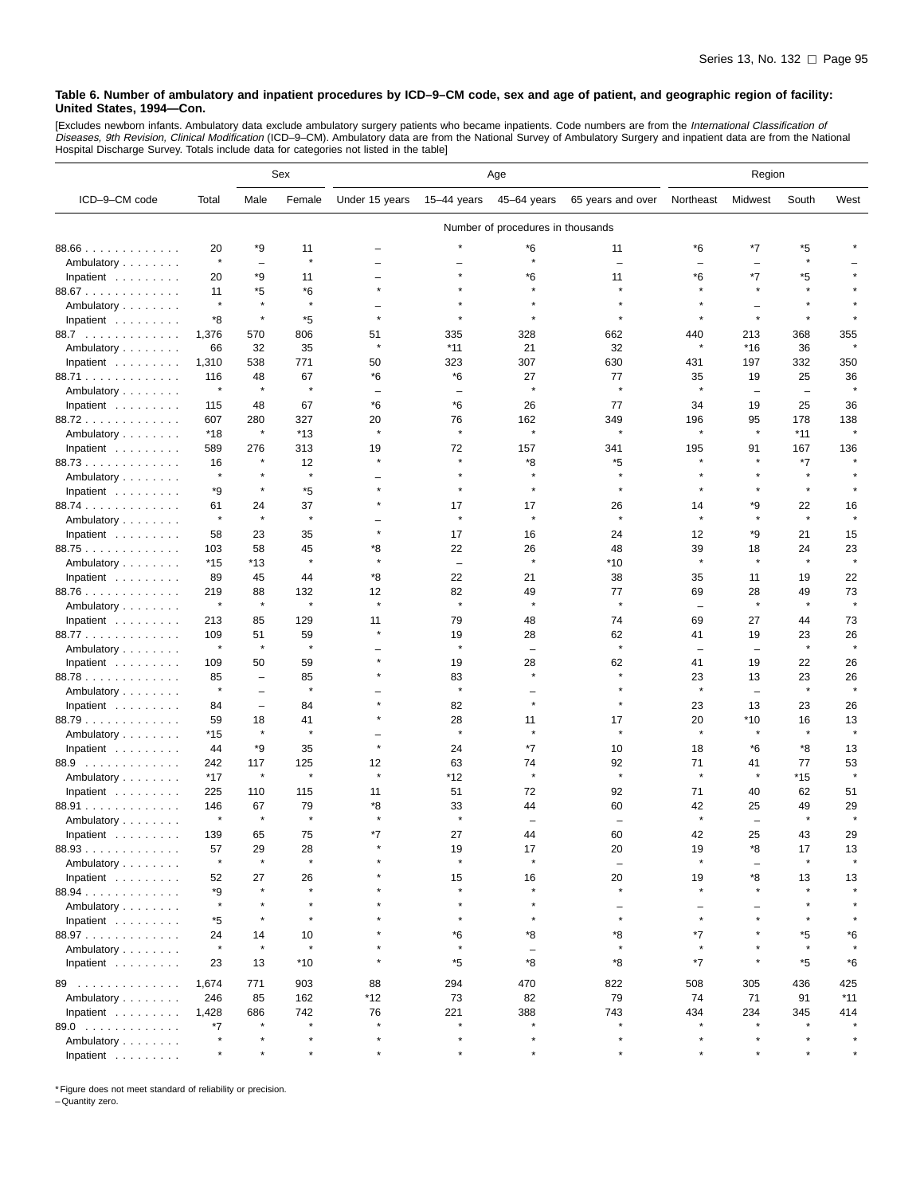**Table 6. Number of ambulatory and inpatient procedures by ICD–9–CM code, sex and age of patient, and geographic region of facility: United States, 1994—Con.**

[Excludes newborn infants. Ambulatory data exclude ambulatory surgery patients who became inpatients. Code numbers are from the *International Classification of Diseases, 9th Revision, Clinical Modification* (ICD–9–CM). Ambulatory data are from the National Survey of Ambulatory Surgery and inpatient data are from the National Hospital Discharge Survey. Totals include data for categories not listed in the table]

| ICD–9–CM code | Total | Sex | | Age | | | | Region | | | |
|---|---|---|---|---|---|---|---|---|---|---|---|
| | | Male | Female | Under 15 years | 15–44 years | 45–64 years | 65 years and over | Northeast | Midwest | South | West |
| | Number of procedures in thousands | | | | | | | | | | |
| 88.66 | 20 | *9 | 11 | – | * | *6 | 11 | *6 | *7 | *5 | * |
| Ambulatory | * | – | * | – | – | * | – | – | – | * | – |
| Inpatient | 20 | *9 | 11 | – | * | *6 | 11 | *6 | *7 | *5 | * |
| 88.67 | 11 | *5 | *6 | * | * | * | * | * | * | * | * |
| Ambulatory | * | * | * | – | * | * | * | * | – | * | * |
| Inpatient | *8 | * | *5 | * | * | * | * | * | * | * | * |
| 88.7 | 1,376 | 570 | 806 | 51 | 335 | 328 | 662 | 440 | 213 | 368 | 355 |
| Ambulatory | 66 | 32 | 35 | * | *11 | 21 | 32 | * | *16 | 36 | * |
| Inpatient | 1,310 | 538 | 771 | 50 | 323 | 307 | 630 | 431 | 197 | 332 | 350 |
| 88.71 | 116 | 48 | 67 | *6 | *6 | 27 | 77 | 35 | 19 | 25 | 36 |
| Ambulatory | * | * | * | – | – | * | * | * | – | – | * |
| Inpatient | 115 | 48 | 67 | *6 | *6 | 26 | 77 | 34 | 19 | 25 | 36 |
| 88.72 | 607 | 280 | 327 | 20 | 76 | 162 | 349 | 196 | 95 | 178 | 138 |
| Ambulatory | *18 | * | *13 | * | * | * | * | * | * | *11 | * |
| Inpatient | 589 | 276 | 313 | 19 | 72 | 157 | 341 | 195 | 91 | 167 | 136 |
| 88.73 | 16 | * | 12 | * | * | *8 | *5 | * | * | *7 | * |
| Ambulatory | * | * | * | – | * | * | * | * | * | * | * |
| Inpatient | *9 | * | *5 | * | * | * | * | * | * | * | * |
| 88.74 | 61 | 24 | 37 | * | 17 | 17 | 26 | 14 | *9 | 22 | 16 |
| Ambulatory | * | * | * | – | * | * | * | * | * | * | * |
| Inpatient | 58 | 23 | 35 | * | 17 | 16 | 24 | 12 | *9 | 21 | 15 |
| 88.75 | 103 | 58 | 45 | *8 | 22 | 26 | 48 | 39 | 18 | 24 | 23 |
| Ambulatory | *15 | *13 | * | * | – | * | *10 | * | * | * | * |
| Inpatient | 89 | 45 | 44 | *8 | 22 | 21 | 38 | 35 | 11 | 19 | 22 |
| 88.76 | 219 | 88 | 132 | 12 | 82 | 49 | 77 | 69 | 28 | 49 | 73 |
| Ambulatory | * | * | * | * | * | * | * | – | * | * | * |
| Inpatient | 213 | 85 | 129 | 11 | 79 | 48 | 74 | 69 | 27 | 44 | 73 |
| 88.77 | 109 | 51 | 59 | * | 19 | 28 | 62 | 41 | 19 | 23 | 26 |
| Ambulatory | * | * | * | – | * | – | * | – | – | * | * |
| Inpatient | 109 | 50 | 59 | * | 19 | 28 | 62 | 41 | 19 | 22 | 26 |
| 88.78 | 85 | – | 85 | * | 83 | * | * | 23 | 13 | 23 | 26 |
| Ambulatory | * | – | * | – | * | – | * | * | – | * | * |
| Inpatient | 84 | – | 84 | * | 82 | * | * | 23 | 13 | 23 | 26 |
| 88.79 | 59 | 18 | 41 | * | 28 | 11 | 17 | 20 | *10 | 16 | 13 |
| Ambulatory | *15 | * | * | – | * | * | * | * | * | * | * |
| Inpatient | 44 | *9 | 35 | * | 24 | *7 | 10 | 18 | *6 | *8 | 13 |
| 88.9 | 242 | 117 | 125 | 12 | 63 | 74 | 92 | 71 | 41 | 77 | 53 |
| Ambulatory | *17 | * | * | * | *12 | * | * | * | * | *15 | * |
| Inpatient | 225 | 110 | 115 | 11 | 51 | 72 | 92 | 71 | 40 | 62 | 51 |
| 88.91 | 146 | 67 | 79 | *8 | 33 | 44 | 60 | 42 | 25 | 49 | 29 |
| Ambulatory | * | * | * | * | * | – | – | * | – | * | * |
| Inpatient | 139 | 65 | 75 | *7 | 27 | 44 | 60 | 42 | 25 | 43 | 29 |
| 88.93 | 57 | 29 | 28 | * | 19 | 17 | 20 | 19 | *8 | 17 | 13 |
| Ambulatory | * | * | * | * | * | * | – | * | – | * | * |
| Inpatient | 52 | 27 | 26 | * | 15 | 16 | 20 | 19 | *8 | 13 | 13 |
| 88.94 | *9 | * | * | * | * | * | * | * | * | * | * |
| Ambulatory | * | * | * | * | * | * | – | – | – | * | * |
| Inpatient | *5 | * | * | * | * | * | * | * | * | * | * |
| 88.97 | 24 | 14 | 10 | * | *6 | *8 | *8 | *7 | * | *5 | *6 |
| Ambulatory | * | * | * | * | * | – | * | * | * | * | * |
| Inpatient | 23 | 13 | *10 | * | *5 | *8 | *8 | *7 | * | *5 | *6 |
| 89 | 1,674 | 771 | 903 | 88 | 294 | 470 | 822 | 508 | 305 | 436 | 425 |
| Ambulatory | 246 | 85 | 162 | *12 | 73 | 82 | 79 | 74 | 71 | 91 | *11 |
| Inpatient | 1,428 | 686 | 742 | 76 | 221 | 388 | 743 | 434 | 234 | 345 | 414 |
| 89.0 | *7 | * | * | * | * | * | * | * | * | * | * |
| Ambulatory | * | * | * | * | * | * | * | * | * | * | * |
| Inpatient | * | * | * | * | * | * | * | * | * | * | * |

\* Figure does not meet standard of reliability or precision.
– Quantity zero.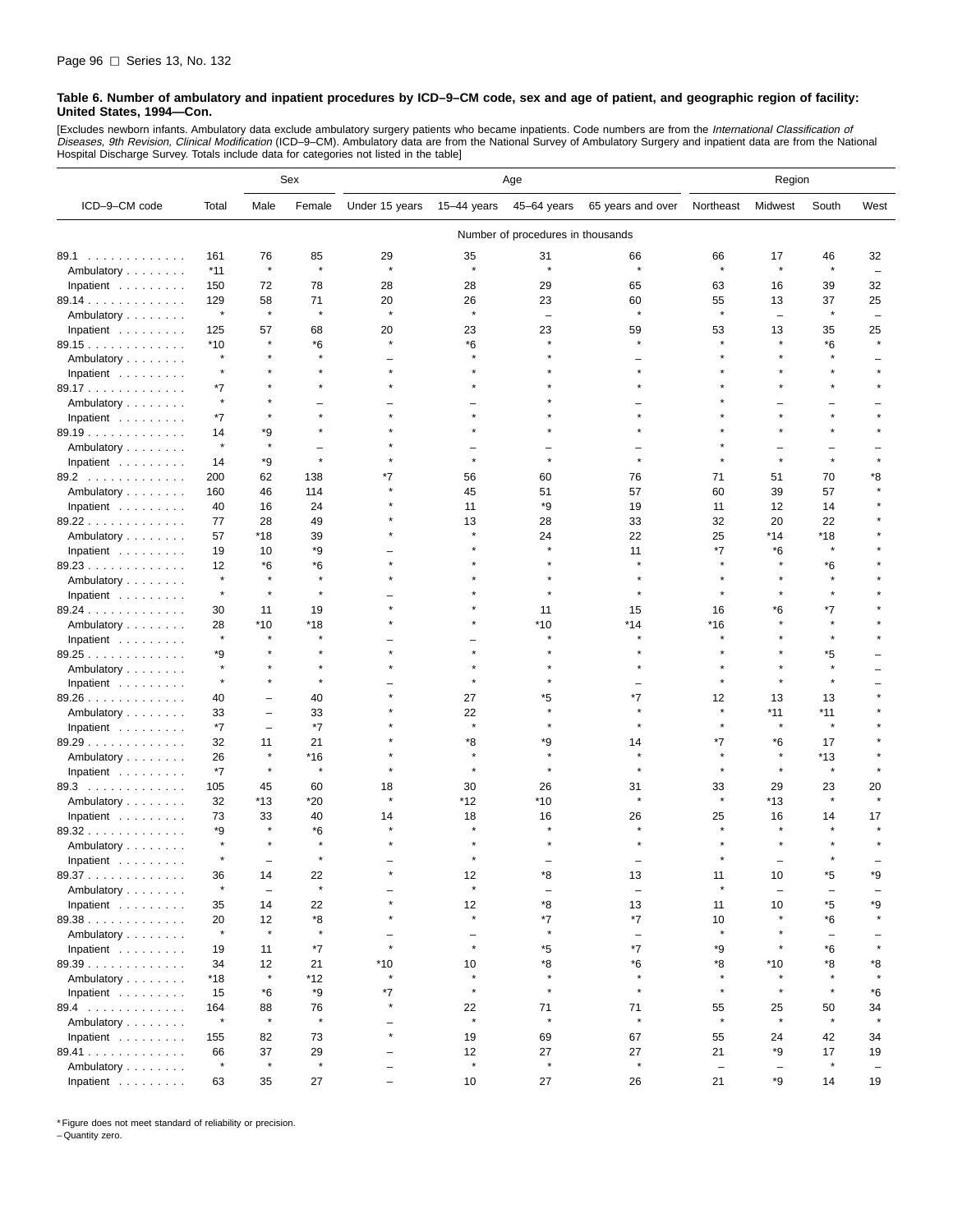**Table 6. Number of ambulatory and inpatient procedures by ICD–9–CM code, sex and age of patient, and geographic region of facility: United States, 1994—Con.**

[Excludes newborn infants. Ambulatory data exclude ambulatory surgery patients who became inpatients. Code numbers are from the *International Classification of Diseases, 9th Revision, Clinical Modification* (ICD–9–CM). Ambulatory data are from the National Survey of Ambulatory Surgery and inpatient data are from the National Hospital Discharge Survey. Totals include data for categories not listed in the table]

| ICD–9–CM code | Total | Sex | | Age | | | | Region | | | |
|---|---|---|---|---|---|---|---|---|---|---|---|
| | | Male | Female | Under 15 years | 15–44 years | 45–64 years | 65 years and over | Northeast | Midwest | South | West |
| | Number of procedures in thousands | | | | | | | | | | |
| 89.1 | 161 | 76 | 85 | 29 | 35 | 31 | 66 | 66 | 17 | 46 | 32 |
| Ambulatory | *11 | * | * | * | * | * | * | * | * | * | – |
| Inpatient | 150 | 72 | 78 | 28 | 28 | 29 | 65 | 63 | 16 | 39 | 32 |
| 89.14 | 129 | 58 | 71 | 20 | 26 | 23 | 60 | 55 | 13 | 37 | 25 |
| Ambulatory | * | * | * | * | * | – | * | * | – | * | – |
| Inpatient | 125 | 57 | 68 | 20 | 23 | 23 | 59 | 53 | 13 | 35 | 25 |
| 89.15 | *10 | * | *6 | * | *6 | * | * | * | * | *6 | * |
| Ambulatory | * | * | * | – | * | * | – | * | * | * | – |
| Inpatient | * | * | * | * | * | * | * | * | * | * | * |
| 89.17 | *7 | * | * | * | * | * | * | * | * | * | * |
| Ambulatory | * | * | – | – | – | * | – | * | – | – | – |
| Inpatient | *7 | * | * | * | * | * | * | * | * | * | * |
| 89.19 | 14 | *9 | * | * | * | * | * | * | * | * | * |
| Ambulatory | * | * | – | * | – | – | – | * | – | – | – |
| Inpatient | 14 | *9 | * | * | * | * | * | * | * | * | * |
| 89.2 | 200 | 62 | 138 | *7 | 56 | 60 | 76 | 71 | 51 | 70 | *8 |
| Ambulatory | 160 | 46 | 114 | * | 45 | 51 | 57 | 60 | 39 | 57 | * |
| Inpatient | 40 | 16 | 24 | * | 11 | *9 | 19 | 11 | 12 | 14 | * |
| 89.22 | 77 | 28 | 49 | * | 13 | 28 | 33 | 32 | 20 | 22 | * |
| Ambulatory | 57 | *18 | 39 | * | * | 24 | 22 | 25 | *14 | *18 | * |
| Inpatient | 19 | 10 | *9 | – | * | * | 11 | *7 | *6 | * | * |
| 89.23 | 12 | *6 | *6 | * | * | * | * | * | * | *6 | * |
| Ambulatory | * | * | * | * | * | * | * | * | * | * | * |
| Inpatient | * | * | * | – | * | * | * | * | * | * | * |
| 89.24 | 30 | 11 | 19 | * | * | 11 | 15 | 16 | *6 | *7 | * |
| Ambulatory | 28 | *10 | *18 | * | * | *10 | *14 | *16 | * | * | * |
| Inpatient | * | * | * | – | – | * | * | * | * | * | * |
| 89.25 | *9 | * | * | * | * | * | * | * | * | *5 | – |
| Ambulatory | * | * | * | * | * | * | * | * | * | * | – |
| Inpatient | * | * | * | – | * | * | – | * | * | * | – |
| 89.26 | 40 | – | 40 | * | 27 | *5 | *7 | 12 | 13 | 13 | * |
| Ambulatory | 33 | – | 33 | * | 22 | * | * | * | *11 | *11 | * |
| Inpatient | *7 | – | *7 | * | * | * | * | * | * | * | * |
| 89.29 | 32 | 11 | 21 | * | *8 | *9 | 14 | *7 | *6 | 17 | * |
| Ambulatory | 26 | * | *16 | * | * | * | * | * | * | *13 | * |
| Inpatient | *7 | * | * | * | * | * | * | * | * | * | * |
| 89.3 | 105 | 45 | 60 | 18 | 30 | 26 | 31 | 33 | 29 | 23 | 20 |
| Ambulatory | 32 | *13 | *20 | * | *12 | *10 | * | * | *13 | * | * |
| Inpatient | 73 | 33 | 40 | 14 | 18 | 16 | 26 | 25 | 16 | 14 | 17 |
| 89.32 | *9 | * | *6 | * | * | * | * | * | * | * | * |
| Ambulatory | * | * | * | * | * | * | * | * | * | * | * |
| Inpatient | * | – | * | – | * | – | – | * | – | * | – |
| 89.37 | 36 | 14 | 22 | * | 12 | *8 | 13 | 11 | 10 | *5 | *9 |
| Ambulatory | * | – | * | – | * | – | – | * | – | – | – |
| Inpatient | 35 | 14 | 22 | * | 12 | *8 | 13 | 11 | 10 | *5 | *9 |
| 89.38 | 20 | 12 | *8 | * | * | *7 | *7 | 10 | * | *6 | * |
| Ambulatory | * | * | * | – | – | * | – | * | * | – | – |
| Inpatient | 19 | 11 | *7 | * | * | *5 | *7 | *9 | * | *6 | * |
| 89.39 | 34 | 12 | 21 | *10 | 10 | *8 | *6 | *8 | *10 | *8 | *8 |
| Ambulatory | *18 | * | *12 | * | * | * | * | * | * | * | * |
| Inpatient | 15 | *6 | *9 | *7 | * | * | * | * | * | * | *6 |
| 89.4 | 164 | 88 | 76 | * | 22 | 71 | 71 | 55 | 25 | 50 | 34 |
| Ambulatory | * | * | * | – | * | * | * | * | * | * | * |
| Inpatient | 155 | 82 | 73 | * | 19 | 69 | 67 | 55 | 24 | 42 | 34 |
| 89.41 | 66 | 37 | 29 | – | 12 | 27 | 27 | 21 | *9 | 17 | 19 |
| Ambulatory | * | * | * | – | * | * | * | – | – | * | – |
| Inpatient | 63 | 35 | 27 | – | 10 | 27 | 26 | 21 | *9 | 14 | 19 |

* Figure does not meet standard of reliability or precision.
– Quantity zero.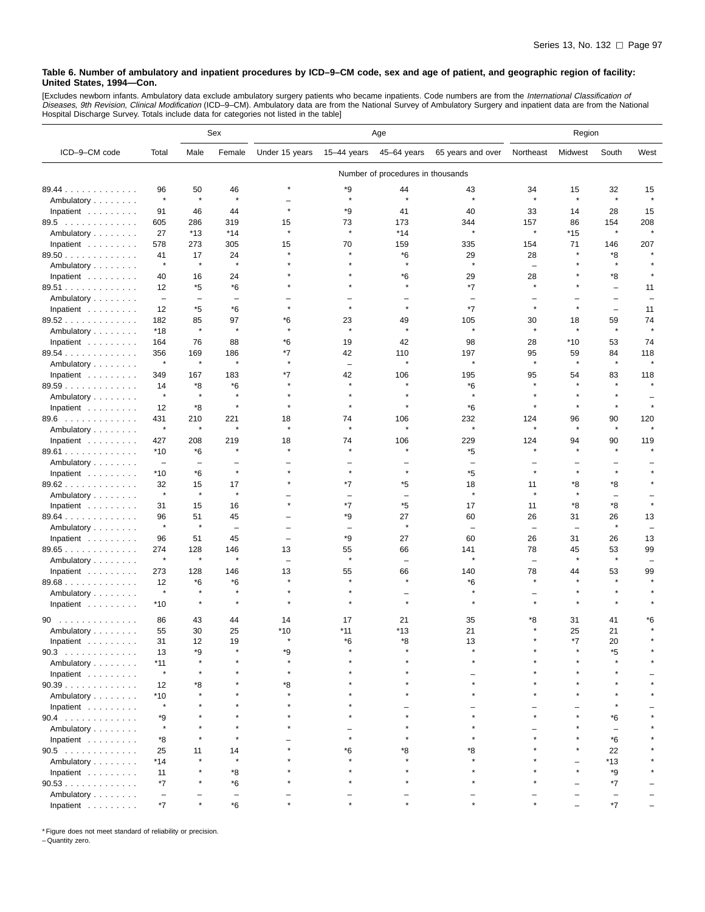**Table 6. Number of ambulatory and inpatient procedures by ICD–9–CM code, sex and age of patient, and geographic region of facility: United States, 1994—Con.**

[Excludes newborn infants. Ambulatory data exclude ambulatory surgery patients who became inpatients. Code numbers are from the *International Classification of Diseases, 9th Revision, Clinical Modification* (ICD–9–CM). Ambulatory data are from the National Survey of Ambulatory Surgery and inpatient data are from the National Hospital Discharge Survey. Totals include data for categories not listed in the table]

| ICD–9–CM code | Total | Sex | | Age | | | | Region | | | |
|---|---|---|---|---|---|---|---|---|---|---|---|
| | | Male | Female | Under 15 years | 15–44 years | 45–64 years | 65 years and over | Northeast | Midwest | South | West |
| | Number of procedures in thousands | | | | | | | | | | |
| 89.44 | 96 | 50 | 46 | * | *9 | 44 | 43 | 34 | 15 | 32 | 15 |
| Ambulatory | * | * | * | – | * | * | * | * | * | * | * |
| Inpatient | 91 | 46 | 44 | * | *9 | 41 | 40 | 33 | 14 | 28 | 15 |
| 89.5 | 605 | 286 | 319 | 15 | 73 | 173 | 344 | 157 | 86 | 154 | 208 |
| Ambulatory | 27 | *13 | *14 | * | * | *14 | * | * | *15 | * | * |
| Inpatient | 578 | 273 | 305 | 15 | 70 | 159 | 335 | 154 | 71 | 146 | 207 |
| 89.50 | 41 | 17 | 24 | * | * | *6 | 29 | 28 | * | *8 | * |
| Ambulatory | * | * | * | * | * | * | * | – | * | * | * |
| Inpatient | 40 | 16 | 24 | * | * | *6 | 29 | 28 | * | *8 | * |
| 89.51 | 12 | *5 | *6 | * | * | * | *7 | * | * | – | 11 |
| Ambulatory | – | – | – | – | – | – | – | – | – | – | – |
| Inpatient | 12 | *5 | *6 | * | * | * | *7 | * | * | – | 11 |
| 89.52 | 182 | 85 | 97 | *6 | 23 | 49 | 105 | 30 | 18 | 59 | 74 |
| Ambulatory | *18 | * | * | * | * | * | * | * | * | * | * |
| Inpatient | 164 | 76 | 88 | *6 | 19 | 42 | 98 | 28 | *10 | 53 | 74 |
| 89.54 | 356 | 169 | 186 | *7 | 42 | 110 | 197 | 95 | 59 | 84 | 118 |
| Ambulatory | * | * | * | * | – | * | * | * | * | * | * |
| Inpatient | 349 | 167 | 183 | *7 | 42 | 106 | 195 | 95 | 54 | 83 | 118 |
| 89.59 | 14 | *8 | *6 | * | * | * | *6 | * | * | * | * |
| Ambulatory | * | * | * | * | * | * | * | * | * | * | – |
| Inpatient | 12 | *8 | * | * | * | * | *6 | * | * | * | * |
| 89.6 | 431 | 210 | 221 | 18 | 74 | 106 | 232 | 124 | 96 | 90 | 120 |
| Ambulatory | * | * | * | * | * | * | * | * | * | * | * |
| Inpatient | 427 | 208 | 219 | 18 | 74 | 106 | 229 | 124 | 94 | 90 | 119 |
| 89.61 | *10 | *6 | * | * | * | * | *5 | * | * | * | * |
| Ambulatory | – | – | – | – | – | – | – | – | – | – | – |
| Inpatient | *10 | *6 | * | * | * | * | *5 | * | * | * | * |
| 89.62 | 32 | 15 | 17 | * | *7 | *5 | 18 | 11 | *8 | *8 | * |
| Ambulatory | * | * | * | – | – | – | * | * | * | – | – |
| Inpatient | 31 | 15 | 16 | * | *7 | *5 | 17 | 11 | *8 | *8 | * |
| 89.64 | 96 | 51 | 45 | – | *9 | 27 | 60 | 26 | 31 | 26 | 13 |
| Ambulatory | * | * | – | – | – | * | – | – | – | * | – |
| Inpatient | 96 | 51 | 45 | – | *9 | 27 | 60 | 26 | 31 | 26 | 13 |
| 89.65 | 274 | 128 | 146 | 13 | 55 | 66 | 141 | 78 | 45 | 53 | 99 |
| Ambulatory | * | * | * | – | * | – | * | – | * | * | – |
| Inpatient | 273 | 128 | 146 | 13 | 55 | 66 | 140 | 78 | 44 | 53 | 99 |
| 89.68 | 12 | *6 | *6 | * | * | * | *6 | * | * | * | * |
| Ambulatory | * | * | * | * | * | – | * | – | * | * | * |
| Inpatient | *10 | * | * | * | * | * | * | * | * | * | * |
| 90 | 86 | 43 | 44 | 14 | 17 | 21 | 35 | *8 | 31 | 41 | *6 |
| Ambulatory | 55 | 30 | 25 | *10 | *11 | *13 | 21 | * | 25 | 21 | * |
| Inpatient | 31 | 12 | 19 | * | *6 | *8 | 13 | * | *7 | 20 | * |
| 90.3 | 13 | *9 | * | *9 | * | * | * | * | * | *5 | * |
| Ambulatory | *11 | * | * | * | * | * | * | * | * | * | * |
| Inpatient | * | * | * | * | * | * | – | * | * | * | – |
| 90.39 | 12 | *8 | * | *8 | * | * | * | * | * | * | * |
| Ambulatory | *10 | * | * | * | * | * | * | * | * | * | * |
| Inpatient | * | * | * | * | * | – | – | – | – | * | – |
| 90.4 | *9 | * | * | * | * | * | * | * | * | *6 | * |
| Ambulatory | * | * | * | * | – | * | * | – | * | – | * |
| Inpatient | *8 | * | * | – | * | * | * | * | * | *6 | * |
| 90.5 | 25 | 11 | 14 | * | *6 | *8 | *8 | * | * | 22 | * |
| Ambulatory | *14 | * | * | * | * | * | * | * | – | *13 | * |
| Inpatient | 11 | * | *8 | * | * | * | * | * | * | *9 | * |
| 90.53 | *7 | * | *6 | * | * | * | * | * | – | *7 | – |
| Ambulatory | – | – | – | – | – | – | – | – | – | – | – |
| Inpatient | *7 | * | *6 | * | * | * | * | * | – | *7 | – |

* Figure does not meet standard of reliability or precision.
– Quantity zero.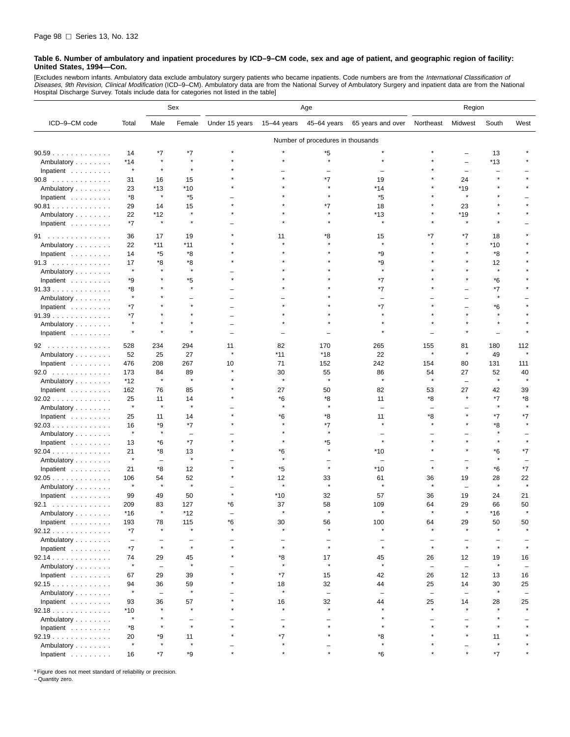**Table 6. Number of ambulatory and inpatient procedures by ICD–9–CM code, sex and age of patient, and geographic region of facility: United States, 1994—Con.**

[Excludes newborn infants. Ambulatory data exclude ambulatory surgery patients who became inpatients. Code numbers are from the *International Classification of Diseases, 9th Revision, Clinical Modification* (ICD–9–CM). Ambulatory data are from the National Survey of Ambulatory Surgery and inpatient data are from the National Hospital Discharge Survey. Totals include data for categories not listed in the table]

| ICD–9–CM code | Total | Sex | | Age | | | | Region | | | |
|---|---|---|---|---|---|---|---|---|---|---|---|
| | | Male | Female | Under 15 years | 15–44 years | 45–64 years | 65 years and over | Northeast | Midwest | South | West |
| | Number of procedures in thousands | | | | | | | | | | |
| 90.59 | 14 | *7 | *7 | * | * | *5 | * | * | – | 13 | * |
| Ambulatory | *14 | * | * | * | * | * | * | * | – | *13 | * |
| Inpatient | * | * | * | * | – | – | – | * | – | – | – |
| 90.8 | 31 | 16 | 15 | * | * | *7 | 19 | * | 24 | * | * |
| Ambulatory | 23 | *13 | *10 | * | * | * | *14 | * | *19 | * | * |
| Inpatient | *8 | * | *5 | – | * | * | *5 | * | * | * | – |
| 90.81 | 29 | 14 | 15 | * | * | *7 | 18 | * | 23 | * | * |
| Ambulatory | 22 | *12 | * | * | * | * | *13 | * | *19 | * | * |
| Inpatient | *7 | * | * | – | * | * | * | * | * | * | – |
| 91 | 36 | 17 | 19 | * | 11 | *8 | 15 | *7 | *7 | 18 | * |
| Ambulatory | 22 | *11 | *11 | * | * | * | * | * | * | *10 | * |
| Inpatient | 14 | *5 | *8 | * | * | * | *9 | * | * | *8 | * |
| 91.3 | 17 | *8 | *8 | * | * | * | *9 | * | * | 12 | * |
| Ambulatory | * | * | * | – | * | * | * | * | * | * | * |
| Inpatient | *9 | * | *5 | * | * | * | *7 | * | * | *6 | * |
| 91.33 | *8 | * | * | – | * | * | *7 | * | – | *7 | * |
| Ambulatory | * | * | – | – | – | * | – | – | – | * | – |
| Inpatient | *7 | * | * | – | * | * | *7 | * | – | *6 | * |
| 91.39 | *7 | * | * | – | * | * | * | * | * | * | * |
| Ambulatory | * | * | * | – | * | * | * | * | * | * | * |
| Inpatient | * | * | * | – | – | – | * | – | * | – | * |
| 92 | 528 | 234 | 294 | 11 | 82 | 170 | 265 | 155 | 81 | 180 | 112 |
| Ambulatory | 52 | 25 | 27 | * | *11 | *18 | 22 | * | * | 49 | * |
| Inpatient | 476 | 208 | 267 | 10 | 71 | 152 | 242 | 154 | 80 | 131 | 111 |
| 92.0 | 173 | 84 | 89 | * | 30 | 55 | 86 | 54 | 27 | 52 | 40 |
| Ambulatory | *12 | * | * | * | * | * | * | * | – | * | * |
| Inpatient | 162 | 76 | 85 | * | 27 | 50 | 82 | 53 | 27 | 42 | 39 |
| 92.02 | 25 | 11 | 14 | * | *6 | *8 | 11 | *8 | * | *7 | *8 |
| Ambulatory | * | * | * | – | * | * | – | – | – | * | * |
| Inpatient | 25 | 11 | 14 | * | *6 | *8 | 11 | *8 | * | *7 | *7 |
| 92.03 | 16 | *9 | *7 | * | * | *7 | * | * | * | *8 | * |
| Ambulatory | * | * | – | – | * | * | – | – | – | * | – |
| Inpatient | 13 | *6 | *7 | * | * | *5 | * | * | * | * | * |
| 92.04 | 21 | *8 | 13 | * | *6 | * | *10 | * | * | *6 | *7 |
| Ambulatory | * | – | * | – | * | – | – | – | – | * | – |
| Inpatient | 21 | *8 | 12 | * | *5 | * | *10 | * | * | *6 | *7 |
| 92.05 | 106 | 54 | 52 | * | 12 | 33 | 61 | 36 | 19 | 28 | 22 |
| Ambulatory | * | * | * | – | * | * | * | * | – | * | * |
| Inpatient | 99 | 49 | 50 | * | *10 | 32 | 57 | 36 | 19 | 24 | 21 |
| 92.1 | 209 | 83 | 127 | *6 | 37 | 58 | 109 | 64 | 29 | 66 | 50 |
| Ambulatory | *16 | * | *12 | – | * | * | * | * | * | *16 | * |
| Inpatient | 193 | 78 | 115 | *6 | 30 | 56 | 100 | 64 | 29 | 50 | 50 |
| 92.12 | *7 | * | * | * | * | * | * | * | * | * | * |
| Ambulatory | – | – | – | – | – | – | – | – | – | – | – |
| Inpatient | *7 | * | * | * | * | * | * | * | * | * | * |
| 92.14 | 74 | 29 | 45 | * | *8 | 17 | 45 | 26 | 12 | 19 | 16 |
| Ambulatory | * | – | * | – | * | * | * | – | – | * | – |
| Inpatient | 67 | 29 | 39 | * | *7 | 15 | 42 | 26 | 12 | 13 | 16 |
| 92.15 | 94 | 36 | 59 | * | 18 | 32 | 44 | 25 | 14 | 30 | 25 |
| Ambulatory | * | – | * | – | * | – | – | – | – | * | – |
| Inpatient | 93 | 36 | 57 | * | 16 | 32 | 44 | 25 | 14 | 28 | 25 |
| 92.18 | *10 | * | * | * | * | * | * | * | * | * | * |
| Ambulatory | * | * | – | – | – | – | * | – | – | * | – |
| Inpatient | *8 | * | * | * | * | * | * | * | * | * | * |
| 92.19 | 20 | *9 | 11 | * | *7 | * | *8 | * | * | 11 | * |
| Ambulatory | * | * | * | – | * | – | * | * | – | * | * |
| Inpatient | 16 | *7 | *9 | * | * | * | *6 | * | * | *7 | * |

* Figure does not meet standard of reliability or precision.
– Quantity zero.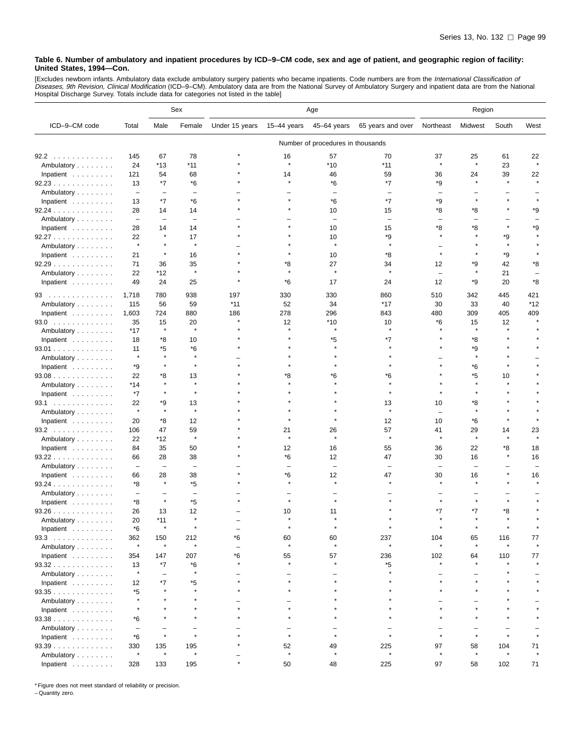**Table 6. Number of ambulatory and inpatient procedures by ICD–9–CM code, sex and age of patient, and geographic region of facility: United States, 1994—Con.**

[Excludes newborn infants. Ambulatory data exclude ambulatory surgery patients who became inpatients. Code numbers are from the *International Classification of Diseases, 9th Revision, Clinical Modification* (ICD–9–CM). Ambulatory data are from the National Survey of Ambulatory Surgery and inpatient data are from the National Hospital Discharge Survey. Totals include data for categories not listed in the table]

| ICD–9–CM code | Total | Sex | | Age | | | | Region | | | |
|---|---|---|---|---|---|---|---|---|---|---|---|
| | | Male | Female | Under 15 years | 15–44 years | 45–64 years | 65 years and over | Northeast | Midwest | South | West |
| | Number of procedures in thousands | | | | | | | | | | |
| 92.2 | 145 | 67 | 78 | * | 16 | 57 | 70 | 37 | 25 | 61 | 22 |
| Ambulatory | 24 | *13 | *11 | * | * | *10 | *11 | * | * | 23 | * |
| Inpatient | 121 | 54 | 68 | * | 14 | 46 | 59 | 36 | 24 | 39 | 22 |
| 92.23 | 13 | *7 | *6 | * | * | *6 | *7 | *9 | * | * | * |
| Ambulatory | – | – | – | – | – | – | – | – | – | – | – |
| Inpatient | 13 | *7 | *6 | * | * | *6 | *7 | *9 | * | * | * |
| 92.24 | 28 | 14 | 14 | * | * | 10 | 15 | *8 | *8 | * | *9 |
| Ambulatory | – | – | – | – | – | – | – | – | – | – | – |
| Inpatient | 28 | 14 | 14 | * | * | 10 | 15 | *8 | *8 | * | *9 |
| 92.27 | 22 | * | 17 | * | * | 10 | *9 | * | * | *9 | * |
| Ambulatory | * | * | * | – | * | * | * | – | * | * | * |
| Inpatient | 21 | * | 16 | * | * | 10 | *8 | * | * | *9 | * |
| 92.29 | 71 | 36 | 35 | * | *8 | 27 | 34 | 12 | *9 | 42 | *8 |
| Ambulatory | 22 | *12 | * | * | * | * | * | – | * | 21 | – |
| Inpatient | 49 | 24 | 25 | * | *6 | 17 | 24 | 12 | *9 | 20 | *8 |
| 93 | 1,718 | 780 | 938 | 197 | 330 | 330 | 860 | 510 | 342 | 445 | 421 |
| Ambulatory | 115 | 56 | 59 | *11 | 52 | 34 | *17 | 30 | 33 | 40 | *12 |
| Inpatient | 1,603 | 724 | 880 | 186 | 278 | 296 | 843 | 480 | 309 | 405 | 409 |
| 93.0 | 35 | 15 | 20 | * | 12 | *10 | 10 | *6 | 15 | 12 | * |
| Ambulatory | *17 | * | * | * | * | * | * | * | * | * | * |
| Inpatient | 18 | *8 | 10 | * | * | *5 | *7 | * | *8 | * | * |
| 93.01 | 11 | *5 | *6 | * | * | * | * | * | *9 | * | * |
| Ambulatory | * | * | * | – | * | * | * | – | * | * | – |
| Inpatient | *9 | * | * | * | * | * | * | * | *6 | * | * |
| 93.08 | 22 | *8 | 13 | * | *8 | *6 | *6 | * | *5 | 10 | * |
| Ambulatory | *14 | * | * | * | * | * | * | * | * | * | * |
| Inpatient | *7 | * | * | * | * | * | * | * | * | * | * |
| 93.1 | 22 | *9 | 13 | * | * | * | 13 | 10 | *8 | * | * |
| Ambulatory | * | * | * | * | * | * | * | – | * | * | * |
| Inpatient | 20 | *8 | 12 | * | * | * | 12 | 10 | *6 | * | * |
| 93.2 | 106 | 47 | 59 | * | 21 | 26 | 57 | 41 | 29 | 14 | 23 |
| Ambulatory | 22 | *12 | * | * | * | * | * | * | * | * | * |
| Inpatient | 84 | 35 | 50 | * | 12 | 16 | 55 | 36 | 22 | *8 | 18 |
| 93.22 | 66 | 28 | 38 | * | *6 | 12 | 47 | 30 | 16 | * | 16 |
| Ambulatory | – | – | – | – | – | – | – | – | – | – | – |
| Inpatient | 66 | 28 | 38 | * | *6 | 12 | 47 | 30 | 16 | * | 16 |
| 93.24 | *8 | * | *5 | * | * | * | * | * | * | * | * |
| Ambulatory | – | – | – | – | – | – | – | – | – | – | – |
| Inpatient | *8 | * | *5 | * | * | * | * | * | * | * | * |
| 93.26 | 26 | 13 | 12 | – | 10 | 11 | * | *7 | *7 | *8 | * |
| Ambulatory | 20 | *11 | * | – | * | * | * | * | * | * | * |
| Inpatient | *6 | * | * | – | * | * | * | * | * | * | * |
| 93.3 | 362 | 150 | 212 | *6 | 60 | 60 | 237 | 104 | 65 | 116 | 77 |
| Ambulatory | * | * | * | – | * | * | * | * | * | * | * |
| Inpatient | 354 | 147 | 207 | *6 | 55 | 57 | 236 | 102 | 64 | 110 | 77 |
| 93.32 | 13 | *7 | *6 | * | * | * | *5 | * | * | * | * |
| Ambulatory | * | – | * | – | – | – | * | – | – | * | – |
| Inpatient | 12 | *7 | *5 | * | * | * | * | * | * | * | * |
| 93.35 | *5 | * | * | * | * | * | * | * | * | * | * |
| Ambulatory | * | * | * | – | – | * | * | – | – | * | – |
| Inpatient | * | * | * | * | * | * | * | * | * | * | * |
| 93.38 | *6 | * | * | * | * | * | * | * | * | * | * |
| Ambulatory | – | – | – | – | – | – | – | – | – | – | – |
| Inpatient | *6 | * | * | * | * | * | * | * | * | * | * |
| 93.39 | 330 | 135 | 195 | * | 52 | 49 | 225 | 97 | 58 | 104 | 71 |
| Ambulatory | * | * | * | – | * | * | * | * | * | * | * |
| Inpatient | 328 | 133 | 195 | * | 50 | 48 | 225 | 97 | 58 | 102 | 71 |

* Figure does not meet standard of reliability or precision.
– Quantity zero.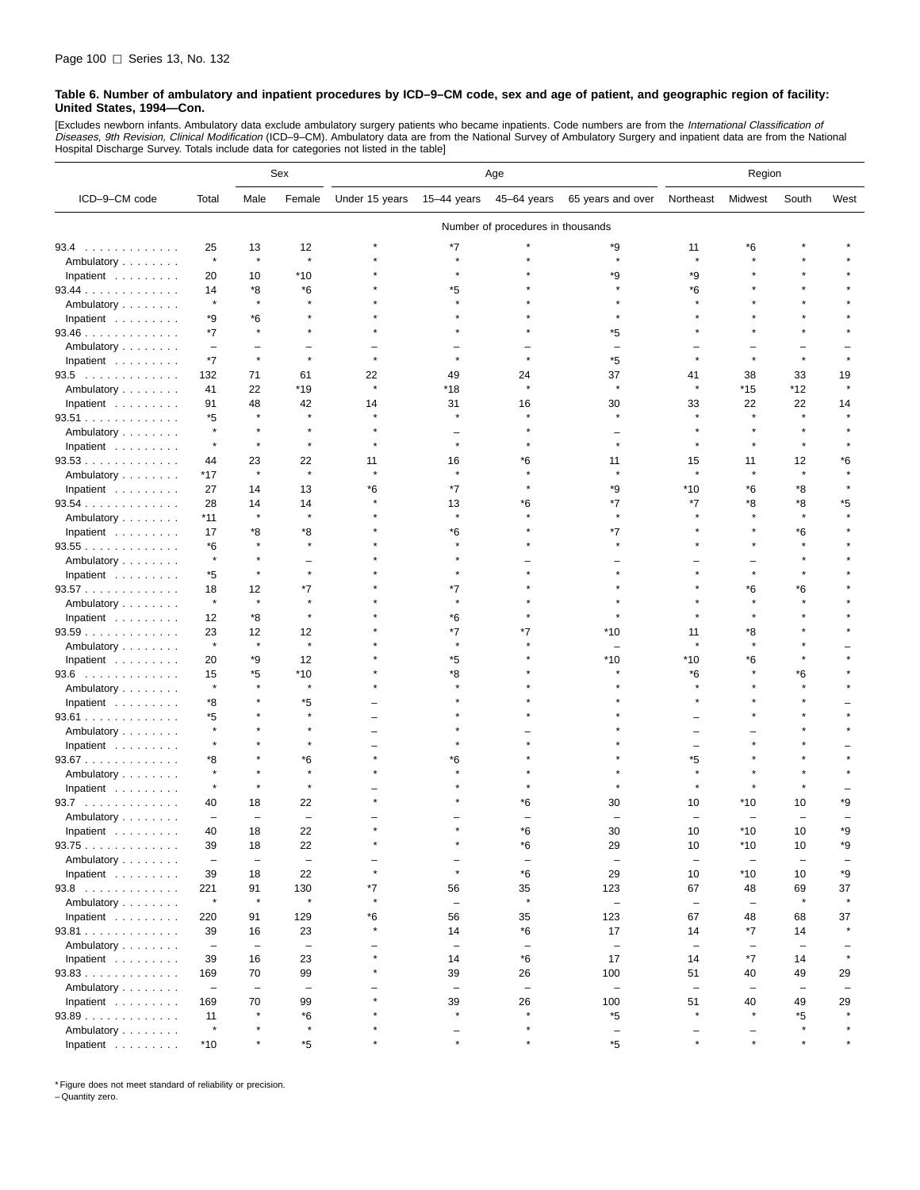**Table 6. Number of ambulatory and inpatient procedures by ICD–9–CM code, sex and age of patient, and geographic region of facility: United States, 1994—Con.**

[Excludes newborn infants. Ambulatory data exclude ambulatory surgery patients who became inpatients. Code numbers are from the *International Classification of Diseases, 9th Revision, Clinical Modification* (ICD–9–CM). Ambulatory data are from the National Survey of Ambulatory Surgery and inpatient data are from the National Hospital Discharge Survey. Totals include data for categories not listed in the table]

| ICD–9–CM code | Total | Sex | | Age | | | | Region | | | |
|---|---|---|---|---|---|---|---|---|---|---|---|
| | | Male | Female | Under 15 years | 15–44 years | 45–64 years | 65 years and over | Northeast | Midwest | South | West |
| | Number of procedures in thousands | | | | | | | | | | |
| 93.4 | 25 | 13 | 12 | * | *7 | * | *9 | 11 | *6 | * | * |
| Ambulatory | * | * | * | * | * | * | * | * | * | * | * |
| Inpatient | 20 | 10 | *10 | * | * | * | *9 | *9 | * | * | * |
| 93.44 | 14 | *8 | *6 | * | *5 | * | * | *6 | * | * | * |
| Ambulatory | * | * | * | * | * | * | * | * | * | * | * |
| Inpatient | *9 | *6 | * | * | * | * | * | * | * | * | * |
| 93.46 | *7 | * | * | * | * | * | *5 | * | * | * | * |
| Ambulatory | – | – | – | – | – | – | – | – | – | – | – |
| Inpatient | *7 | * | * | * | * | * | *5 | * | * | * | * |
| 93.5 | 132 | 71 | 61 | 22 | 49 | 24 | 37 | 41 | 38 | 33 | 19 |
| Ambulatory | 41 | 22 | *19 | * | *18 | * | * | * | *15 | *12 | * |
| Inpatient | 91 | 48 | 42 | 14 | 31 | 16 | 30 | 33 | 22 | 22 | 14 |
| 93.51 | *5 | * | * | * | * | * | * | * | * | * | * |
| Ambulatory | * | * | * | * | – | * | – | * | * | * | * |
| Inpatient | * | * | * | * | * | * | * | * | * | * | * |
| 93.53 | 44 | 23 | 22 | 11 | 16 | *6 | 11 | 15 | 11 | 12 | *6 |
| Ambulatory | *17 | * | * | * | * | * | * | * | * | * | * |
| Inpatient | 27 | 14 | 13 | *6 | *7 | * | *9 | *10 | *6 | *8 | * |
| 93.54 | 28 | 14 | 14 | * | 13 | *6 | *7 | *7 | *8 | *8 | *5 |
| Ambulatory | *11 | * | * | * | * | * | * | * | * | * | * |
| Inpatient | 17 | *8 | *8 | * | *6 | * | *7 | * | * | *6 | * |
| 93.55 | *6 | * | * | * | * | * | * | * | * | * | * |
| Ambulatory | * | * | – | * | * | – | – | – | – | * | * |
| Inpatient | *5 | * | * | * | * | * | * | * | * | * | * |
| 93.57 | 18 | 12 | *7 | * | *7 | * | * | * | *6 | *6 | * |
| Ambulatory | * | * | * | * | * | * | * | * | * | * | * |
| Inpatient | 12 | *8 | * | * | *6 | * | * | * | * | * | * |
| 93.59 | 23 | 12 | 12 | * | *7 | *7 | *10 | 11 | *8 | * | * |
| Ambulatory | * | * | * | * | * | * | – | * | * | * | – |
| Inpatient | 20 | *9 | 12 | * | *5 | * | *10 | *10 | *6 | * | * |
| 93.6 | 15 | *5 | *10 | * | *8 | * | * | *6 | * | *6 | * |
| Ambulatory | * | * | * | * | * | * | * | * | * | * | * |
| Inpatient | *8 | * | *5 | – | * | * | * | * | * | * | – |
| 93.61 | *5 | * | * | – | * | * | * | – | * | * | * |
| Ambulatory | * | * | * | – | * | – | * | – | – | * | * |
| Inpatient | * | * | * | – | * | * | * | – | * | * | – |
| 93.67 | *8 | * | *6 | * | *6 | * | * | *5 | * | * | * |
| Ambulatory | * | * | * | * | * | * | * | * | * | * | * |
| Inpatient | * | * | * | – | * | * | * | * | * | * | – |
| 93.7 | 40 | 18 | 22 | * | * | *6 | 30 | 10 | *10 | 10 | *9 |
| Ambulatory | – | – | – | – | – | – | – | – | – | – | – |
| Inpatient | 40 | 18 | 22 | * | * | *6 | 30 | 10 | *10 | 10 | *9 |
| 93.75 | 39 | 18 | 22 | * | * | *6 | 29 | 10 | *10 | 10 | *9 |
| Ambulatory | – | – | – | – | – | – | – | – | – | – | – |
| Inpatient | 39 | 18 | 22 | * | * | *6 | 29 | 10 | *10 | 10 | *9 |
| 93.8 | 221 | 91 | 130 | *7 | 56 | 35 | 123 | 67 | 48 | 69 | 37 |
| Ambulatory | * | * | * | * | – | * | – | – | – | * | * |
| Inpatient | 220 | 91 | 129 | *6 | 56 | 35 | 123 | 67 | 48 | 68 | 37 |
| 93.81 | 39 | 16 | 23 | * | 14 | *6 | 17 | 14 | *7 | 14 | * |
| Ambulatory | – | – | – | – | – | – | – | – | – | – | – |
| Inpatient | 39 | 16 | 23 | * | 14 | *6 | 17 | 14 | *7 | 14 | * |
| 93.83 | 169 | 70 | 99 | * | 39 | 26 | 100 | 51 | 40 | 49 | 29 |
| Ambulatory | – | – | – | – | – | – | – | – | – | – | – |
| Inpatient | 169 | 70 | 99 | * | 39 | 26 | 100 | 51 | 40 | 49 | 29 |
| 93.89 | 11 | * | *6 | * | * | * | *5 | * | * | *5 | * |
| Ambulatory | * | * | * | * | – | * | – | – | – | * | * |
| Inpatient | *10 | * | *5 | * | * | * | *5 | * | * | * | * |

* Figure does not meet standard of reliability or precision.
– Quantity zero.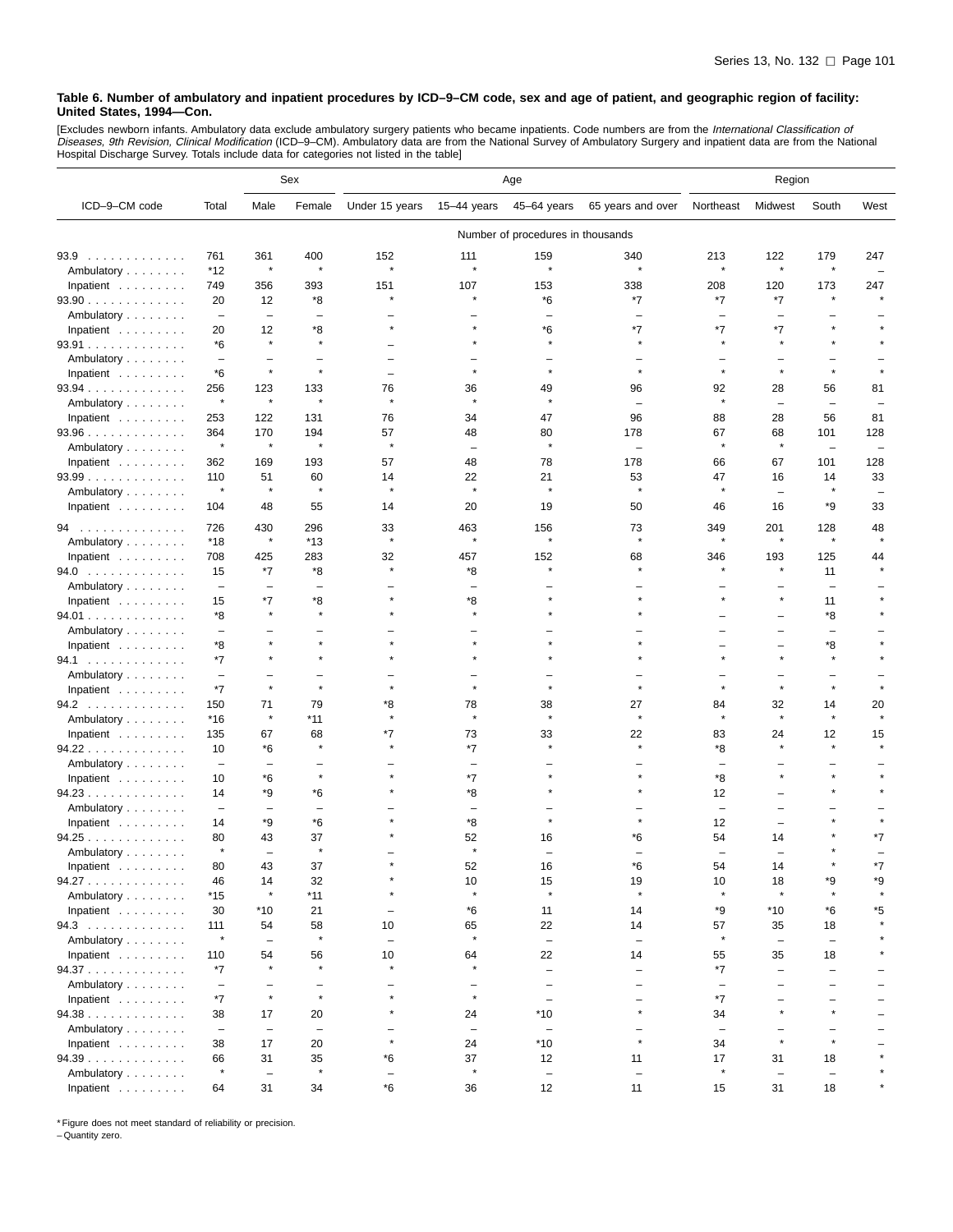**Table 6. Number of ambulatory and inpatient procedures by ICD–9–CM code, sex and age of patient, and geographic region of facility: United States, 1994—Con.**

[Excludes newborn infants. Ambulatory data exclude ambulatory surgery patients who became inpatients. Code numbers are from the *International Classification of Diseases, 9th Revision, Clinical Modification* (ICD–9–CM). Ambulatory data are from the National Survey of Ambulatory Surgery and inpatient data are from the National Hospital Discharge Survey. Totals include data for categories not listed in the table]

| ICD–9–CM code | Total | Sex | | Age | | | | Region | | | |
|---|---|---|---|---|---|---|---|---|---|---|---|
| | | Male | Female | Under 15 years | 15–44 years | 45–64 years | 65 years and over | Northeast | Midwest | South | West |
| | Number of procedures in thousands | | | | | | | | | | |
| 93.9 | 761 | 361 | 400 | 152 | 111 | 159 | 340 | 213 | 122 | 179 | 247 |
| Ambulatory | *12 | * | * | * | * | * | * | * | * | * | – |
| Inpatient | 749 | 356 | 393 | 151 | 107 | 153 | 338 | 208 | 120 | 173 | 247 |
| 93.90 | 20 | 12 | *8 | * | * | *6 | *7 | *7 | *7 | * | * |
| Ambulatory | – | – | – | – | – | – | – | – | – | – | – |
| Inpatient | 20 | 12 | *8 | * | * | *6 | *7 | *7 | *7 | * | * |
| 93.91 | *6 | * | * | – | * | * | * | * | * | * | * |
| Ambulatory | – | – | – | – | – | – | – | – | – | – | – |
| Inpatient | *6 | * | * | – | * | * | * | * | * | * | * |
| 93.94 | 256 | 123 | 133 | 76 | 36 | 49 | 96 | 92 | 28 | 56 | 81 |
| Ambulatory | * | * | * | * | * | * | – | * | – | – | – |
| Inpatient | 253 | 122 | 131 | 76 | 34 | 47 | 96 | 88 | 28 | 56 | 81 |
| 93.96 | 364 | 170 | 194 | 57 | 48 | 80 | 178 | 67 | 68 | 101 | 128 |
| Ambulatory | * | * | * | * | – | * | – | * | * | – | – |
| Inpatient | 362 | 169 | 193 | 57 | 48 | 78 | 178 | 66 | 67 | 101 | 128 |
| 93.99 | 110 | 51 | 60 | 14 | 22 | 21 | 53 | 47 | 16 | 14 | 33 |
| Ambulatory | * | * | * | * | * | * | * | * | – | * | – |
| Inpatient | 104 | 48 | 55 | 14 | 20 | 19 | 50 | 46 | 16 | *9 | 33 |
| 94 | 726 | 430 | 296 | 33 | 463 | 156 | 73 | 349 | 201 | 128 | 48 |
| Ambulatory | *18 | * | *13 | * | * | * | * | * | * | * | * |
| Inpatient | 708 | 425 | 283 | 32 | 457 | 152 | 68 | 346 | 193 | 125 | 44 |
| 94.0 | 15 | *7 | *8 | * | *8 | * | * | * | * | 11 | * |
| Ambulatory | – | – | – | – | – | – | – | – | – | – | – |
| Inpatient | 15 | *7 | *8 | * | *8 | * | * | * | * | 11 | * |
| 94.01 | *8 | * | * | * | * | * | * | – | – | *8 | * |
| Ambulatory | – | – | – | – | – | – | – | – | – | – | – |
| Inpatient | *8 | * | * | * | * | * | * | – | – | *8 | * |
| 94.1 | *7 | * | * | * | * | * | * | * | * | * | * |
| Ambulatory | – | – | – | – | – | – | – | – | – | – | – |
| Inpatient | *7 | * | * | * | * | * | * | * | * | * | * |
| 94.2 | 150 | 71 | 79 | *8 | 78 | 38 | 27 | 84 | 32 | 14 | 20 |
| Ambulatory | *16 | * | *11 | * | * | * | * | * | * | * | * |
| Inpatient | 135 | 67 | 68 | *7 | 73 | 33 | 22 | 83 | 24 | 12 | 15 |
| 94.22 | 10 | *6 | * | * | *7 | * | * | *8 | * | * | * |
| Ambulatory | – | – | – | – | – | – | – | – | – | – | – |
| Inpatient | 10 | *6 | * | * | *7 | * | * | *8 | * | * | * |
| 94.23 | 14 | *9 | *6 | * | *8 | * | * | 12 | – | * | * |
| Ambulatory | – | – | – | – | – | – | – | – | – | – | – |
| Inpatient | 14 | *9 | *6 | * | *8 | * | * | 12 | – | * | * |
| 94.25 | 80 | 43 | 37 | * | 52 | 16 | *6 | 54 | 14 | * | *7 |
| Ambulatory | * | – | * | – | * | – | – | – | – | * | – |
| Inpatient | 80 | 43 | 37 | * | 52 | 16 | *6 | 54 | 14 | * | *7 |
| 94.27 | 46 | 14 | 32 | * | 10 | 15 | 19 | 10 | 18 | *9 | *9 |
| Ambulatory | *15 | * | *11 | * | * | * | * | * | * | * | * |
| Inpatient | 30 | *10 | 21 | – | *6 | 11 | 14 | *9 | *10 | *6 | *5 |
| 94.3 | 111 | 54 | 58 | 10 | 65 | 22 | 14 | 57 | 35 | 18 | * |
| Ambulatory | * | – | * | – | * | – | – | * | – | – | * |
| Inpatient | 110 | 54 | 56 | 10 | 64 | 22 | 14 | 55 | 35 | 18 | * |
| 94.37 | *7 | * | * | * | * | – | – | *7 | – | – | – |
| Ambulatory | – | – | – | – | – | – | – | – | – | – | – |
| Inpatient | *7 | * | * | * | * | – | – | *7 | – | – | – |
| 94.38 | 38 | 17 | 20 | * | 24 | *10 | * | 34 | * | * | – |
| Ambulatory | – | – | – | – | – | – | – | – | – | – | – |
| Inpatient | 38 | 17 | 20 | * | 24 | *10 | * | 34 | * | * | – |
| 94.39 | 66 | 31 | 35 | *6 | 37 | 12 | 11 | 17 | 31 | 18 | * |
| Ambulatory | * | – | * | – | * | – | – | * | – | – | * |
| Inpatient | 64 | 31 | 34 | *6 | 36 | 12 | 11 | 15 | 31 | 18 | * |

* Figure does not meet standard of reliability or precision.
– Quantity zero.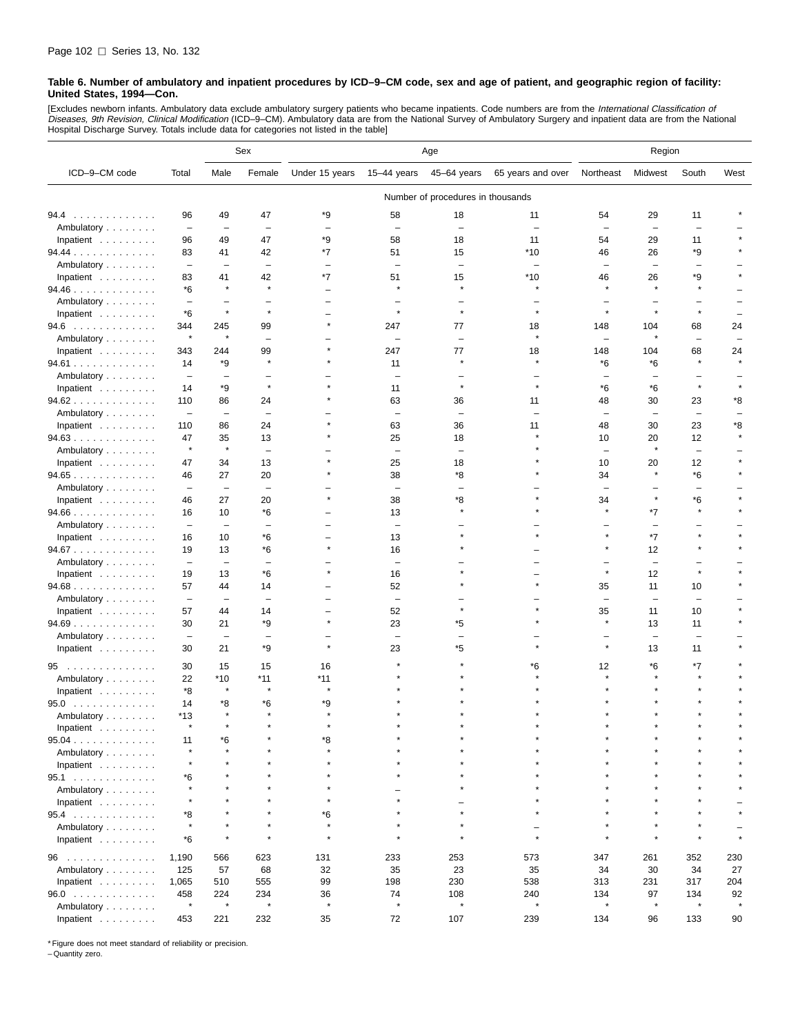**Table 6. Number of ambulatory and inpatient procedures by ICD–9–CM code, sex and age of patient, and geographic region of facility: United States, 1994—Con.**

[Excludes newborn infants. Ambulatory data exclude ambulatory surgery patients who became inpatients. Code numbers are from the *International Classification of Diseases, 9th Revision, Clinical Modification* (ICD–9–CM). Ambulatory data are from the National Survey of Ambulatory Surgery and inpatient data are from the National Hospital Discharge Survey. Totals include data for categories not listed in the table]

| ICD–9–CM code | Total | Sex | | Age | | | | Region | | | |
|---|---|---|---|---|---|---|---|---|---|---|---|
| | | Male | Female | Under 15 years | 15–44 years | 45–64 years | 65 years and over | Northeast | Midwest | South | West |
| | Number of procedures in thousands | | | | | | | | | | |
| 94.4 | 96 | 49 | 47 | *9 | 58 | 18 | 11 | 54 | 29 | 11 | * |
| Ambulatory | – | – | – | – | – | – | – | – | – | – | – |
| Inpatient | 96 | 49 | 47 | *9 | 58 | 18 | 11 | 54 | 29 | 11 | * |
| 94.44 | 83 | 41 | 42 | *7 | 51 | 15 | *10 | 46 | 26 | *9 | * |
| Ambulatory | – | – | – | – | – | – | – | – | – | – | – |
| Inpatient | 83 | 41 | 42 | *7 | 51 | 15 | *10 | 46 | 26 | *9 | * |
| 94.46 | *6 | * | * | – | * | * | * | * | * | * | – |
| Ambulatory | – | – | – | – | – | – | – | – | – | – | – |
| Inpatient | *6 | * | * | – | * | * | * | * | * | * | – |
| 94.6 | 344 | 245 | 99 | * | 247 | 77 | 18 | 148 | 104 | 68 | 24 |
| Ambulatory | * | * | – | – | – | – | * | – | * | – | – |
| Inpatient | 343 | 244 | 99 | * | 247 | 77 | 18 | 148 | 104 | 68 | 24 |
| 94.61 | 14 | *9 | * | * | 11 | * | * | *6 | *6 | * | * |
| Ambulatory | – | – | – | – | – | – | – | – | – | – | – |
| Inpatient | 14 | *9 | * | * | 11 | * | * | *6 | *6 | * | * |
| 94.62 | 110 | 86 | 24 | * | 63 | 36 | 11 | 48 | 30 | 23 | *8 |
| Ambulatory | – | – | – | – | – | – | – | – | – | – | – |
| Inpatient | 110 | 86 | 24 | * | 63 | 36 | 11 | 48 | 30 | 23 | *8 |
| 94.63 | 47 | 35 | 13 | * | 25 | 18 | * | 10 | 20 | 12 | * |
| Ambulatory | * | * | – | – | – | – | * | – | * | – | – |
| Inpatient | 47 | 34 | 13 | * | 25 | 18 | * | 10 | 20 | 12 | * |
| 94.65 | 46 | 27 | 20 | * | 38 | *8 | * | 34 | * | *6 | * |
| Ambulatory | – | – | – | – | – | – | – | – | – | – | – |
| Inpatient | 46 | 27 | 20 | * | 38 | *8 | * | 34 | * | *6 | * |
| 94.66 | 16 | 10 | *6 | – | 13 | * | * | * | *7 | * | * |
| Ambulatory | – | – | – | – | – | – | – | – | – | – | – |
| Inpatient | 16 | 10 | *6 | – | 13 | * | * | * | *7 | * | * |
| 94.67 | 19 | 13 | *6 | * | 16 | * | – | * | 12 | * | * |
| Ambulatory | – | – | – | – | – | – | – | – | – | – | – |
| Inpatient | 19 | 13 | *6 | * | 16 | * | – | * | 12 | * | * |
| 94.68 | 57 | 44 | 14 | – | 52 | * | * | 35 | 11 | 10 | * |
| Ambulatory | – | – | – | – | – | – | – | – | – | – | – |
| Inpatient | 57 | 44 | 14 | – | 52 | * | * | 35 | 11 | 10 | * |
| 94.69 | 30 | 21 | *9 | * | 23 | *5 | * | * | 13 | 11 | * |
| Ambulatory | – | – | – | – | – | – | – | – | – | – | – |
| Inpatient | 30 | 21 | *9 | * | 23 | *5 | * | * | 13 | 11 | * |
| 95 | 30 | 15 | 15 | 16 | * | * | *6 | 12 | *6 | *7 | * |
| Ambulatory | 22 | *10 | *11 | *11 | * | * | * | * | * | * | * |
| Inpatient | *8 | * | * | * | * | * | * | * | * | * | * |
| 95.0 | 14 | *8 | *6 | *9 | * | * | * | * | * | * | * |
| Ambulatory | *13 | * | * | * | * | * | * | * | * | * | * |
| Inpatient | * | * | * | * | * | * | * | * | * | * | * |
| 95.04 | 11 | *6 | * | *8 | * | * | * | * | * | * | * |
| Ambulatory | * | * | * | * | * | * | * | * | * | * | * |
| Inpatient | * | * | * | * | * | * | * | * | * | * | * |
| 95.1 | *6 | * | * | * | * | * | * | * | * | * | * |
| Ambulatory | * | * | * | * | – | * | * | * | * | * | * |
| Inpatient | * | * | * | * | * | – | * | * | * | * | – |
| 95.4 | *8 | * | * | *6 | * | * | * | * | * | * | * |
| Ambulatory | * | * | * | * | * | * | – | * | * | * | – |
| Inpatient | *6 | * | * | * | * | * | * | * | * | * | * |
| 96 | 1,190 | 566 | 623 | 131 | 233 | 253 | 573 | 347 | 261 | 352 | 230 |
| Ambulatory | 125 | 57 | 68 | 32 | 35 | 23 | 35 | 34 | 30 | 34 | 27 |
| Inpatient | 1,065 | 510 | 555 | 99 | 198 | 230 | 538 | 313 | 231 | 317 | 204 |
| 96.0 | 458 | 224 | 234 | 36 | 74 | 108 | 240 | 134 | 97 | 134 | 92 |
| Ambulatory | * | * | * | * | * | * | * | * | * | * | * |
| Inpatient | 453 | 221 | 232 | 35 | 72 | 107 | 239 | 134 | 96 | 133 | 90 |

* Figure does not meet standard of reliability or precision.
– Quantity zero.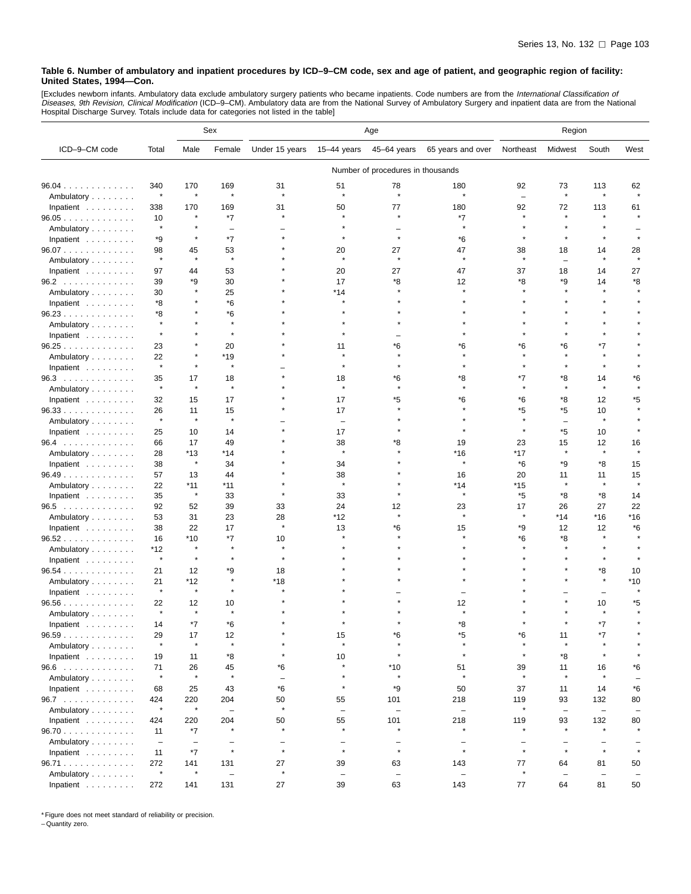**Table 6. Number of ambulatory and inpatient procedures by ICD–9–CM code, sex and age of patient, and geographic region of facility: United States, 1994—Con.**

[Excludes newborn infants. Ambulatory data exclude ambulatory surgery patients who became inpatients. Code numbers are from the *International Classification of Diseases, 9th Revision, Clinical Modification* (ICD–9–CM). Ambulatory data are from the National Survey of Ambulatory Surgery and inpatient data are from the National Hospital Discharge Survey. Totals include data for categories not listed in the table]

| ICD–9–CM code | Total | Sex | | Age | | | | Region | | | |
|---|---|---|---|---|---|---|---|---|---|---|---|
| | | Male | Female | Under 15 years | 15–44 years | 45–64 years | 65 years and over | Northeast | Midwest | South | West |
| | Number of procedures in thousands | | | | | | | | | | |
| 96.04 | 340 | 170 | 169 | 31 | 51 | 78 | 180 | 92 | 73 | 113 | 62 |
| Ambulatory | * | * | * | * | * | * | * | – | * | * | * |
| Inpatient | 338 | 170 | 169 | 31 | 50 | 77 | 180 | 92 | 72 | 113 | 61 |
| 96.05 | 10 | * | *7 | * | * | * | *7 | * | * | * | * |
| Ambulatory | * | * | – | – | * | – | * | * | * | * | – |
| Inpatient | *9 | * | *7 | * | * | * | *6 | * | * | * | * |
| 96.07 | 98 | 45 | 53 | * | 20 | 27 | 47 | 38 | 18 | 14 | 28 |
| Ambulatory | * | * | * | * | * | * | * | * | – | * | * |
| Inpatient | 97 | 44 | 53 | * | 20 | 27 | 47 | 37 | 18 | 14 | 27 |
| 96.2 | 39 | *9 | 30 | * | 17 | *8 | 12 | *8 | *9 | 14 | *8 |
| Ambulatory | 30 | * | 25 | * | *14 | * | * | * | * | * | * |
| Inpatient | *8 | * | *6 | * | * | * | * | * | * | * | * |
| 96.23 | *8 | * | *6 | * | * | * | * | * | * | * | * |
| Ambulatory | * | * | * | * | * | * | * | * | * | * | * |
| Inpatient | * | * | * | * | * | – | * | * | * | * | * |
| 96.25 | 23 | * | 20 | * | 11 | *6 | *6 | *6 | *6 | *7 | * |
| Ambulatory | 22 | * | *19 | * | * | * | * | * | * | * | * |
| Inpatient | * | * | * | – | * | * | * | * | * | * | * |
| 96.3 | 35 | 17 | 18 | * | 18 | *6 | *8 | *7 | *8 | 14 | *6 |
| Ambulatory | * | * | * | * | * | * | * | * | * | * | * |
| Inpatient | 32 | 15 | 17 | * | 17 | *5 | *6 | *6 | *8 | 12 | *5 |
| 96.33 | 26 | 11 | 15 | * | 17 | * | * | *5 | *5 | 10 | * |
| Ambulatory | * | * | * | – | – | * | * | * | – | * | * |
| Inpatient | 25 | 10 | 14 | * | 17 | * | * | * | *5 | 10 | * |
| 96.4 | 66 | 17 | 49 | * | 38 | *8 | 19 | 23 | 15 | 12 | 16 |
| Ambulatory | 28 | *13 | *14 | * | * | * | *16 | *17 | * | * | * |
| Inpatient | 38 | * | 34 | * | 34 | * | * | *6 | *9 | *8 | 15 |
| 96.49 | 57 | 13 | 44 | * | 38 | * | 16 | 20 | 11 | 11 | 15 |
| Ambulatory | 22 | *11 | *11 | * | * | * | *14 | *15 | * | * | * |
| Inpatient | 35 | * | 33 | * | 33 | * | * | *5 | *8 | *8 | 14 |
| 96.5 | 92 | 52 | 39 | 33 | 24 | 12 | 23 | 17 | 26 | 27 | 22 |
| Ambulatory | 53 | 31 | 23 | 28 | *12 | * | * | * | *14 | *16 | *16 |
| Inpatient | 38 | 22 | 17 | * | 13 | *6 | 15 | *9 | 12 | 12 | *6 |
| 96.52 | 16 | *10 | *7 | 10 | * | * | * | *6 | *8 | * | * |
| Ambulatory | *12 | * | * | * | * | * | * | * | * | * | * |
| Inpatient | * | * | * | * | * | * | * | * | * | * | * |
| 96.54 | 21 | 12 | *9 | 18 | * | * | * | * | * | *8 | 10 |
| Ambulatory | 21 | *12 | * | *18 | * | * | * | * | * | * | *10 |
| Inpatient | * | * | * | * | * | – | – | * | – | – | * |
| 96.56 | 22 | 12 | 10 | * | * | * | 12 | * | * | 10 | *5 |
| Ambulatory | * | * | * | * | * | * | * | * | * | * | * |
| Inpatient | 14 | *7 | *6 | * | * | * | *8 | * | * | *7 | * |
| 96.59 | 29 | 17 | 12 | * | 15 | *6 | *5 | *6 | 11 | *7 | * |
| Ambulatory | * | * | * | * | * | * | * | * | * | * | * |
| Inpatient | 19 | 11 | *8 | * | 10 | * | * | * | *8 | * | * |
| 96.6 | 71 | 26 | 45 | *6 | * | *10 | 51 | 39 | 11 | 16 | *6 |
| Ambulatory | * | * | * | – | * | * | * | * | * | * | – |
| Inpatient | 68 | 25 | 43 | *6 | * | *9 | 50 | 37 | 11 | 14 | *6 |
| 96.7 | 424 | 220 | 204 | 50 | 55 | 101 | 218 | 119 | 93 | 132 | 80 |
| Ambulatory | * | * | – | * | – | – | – | * | – | – | – |
| Inpatient | 424 | 220 | 204 | 50 | 55 | 101 | 218 | 119 | 93 | 132 | 80 |
| 96.70 | 11 | *7 | * | * | * | * | * | * | * | * | * |
| Ambulatory | – | – | – | – | – | – | – | – | – | – | – |
| Inpatient | 11 | *7 | * | * | * | * | * | * | * | * | * |
| 96.71 | 272 | 141 | 131 | 27 | 39 | 63 | 143 | 77 | 64 | 81 | 50 |
| Ambulatory | * | * | – | * | – | – | – | * | – | – | – |
| Inpatient | 272 | 141 | 131 | 27 | 39 | 63 | 143 | 77 | 64 | 81 | 50 |

* Figure does not meet standard of reliability or precision.
– Quantity zero.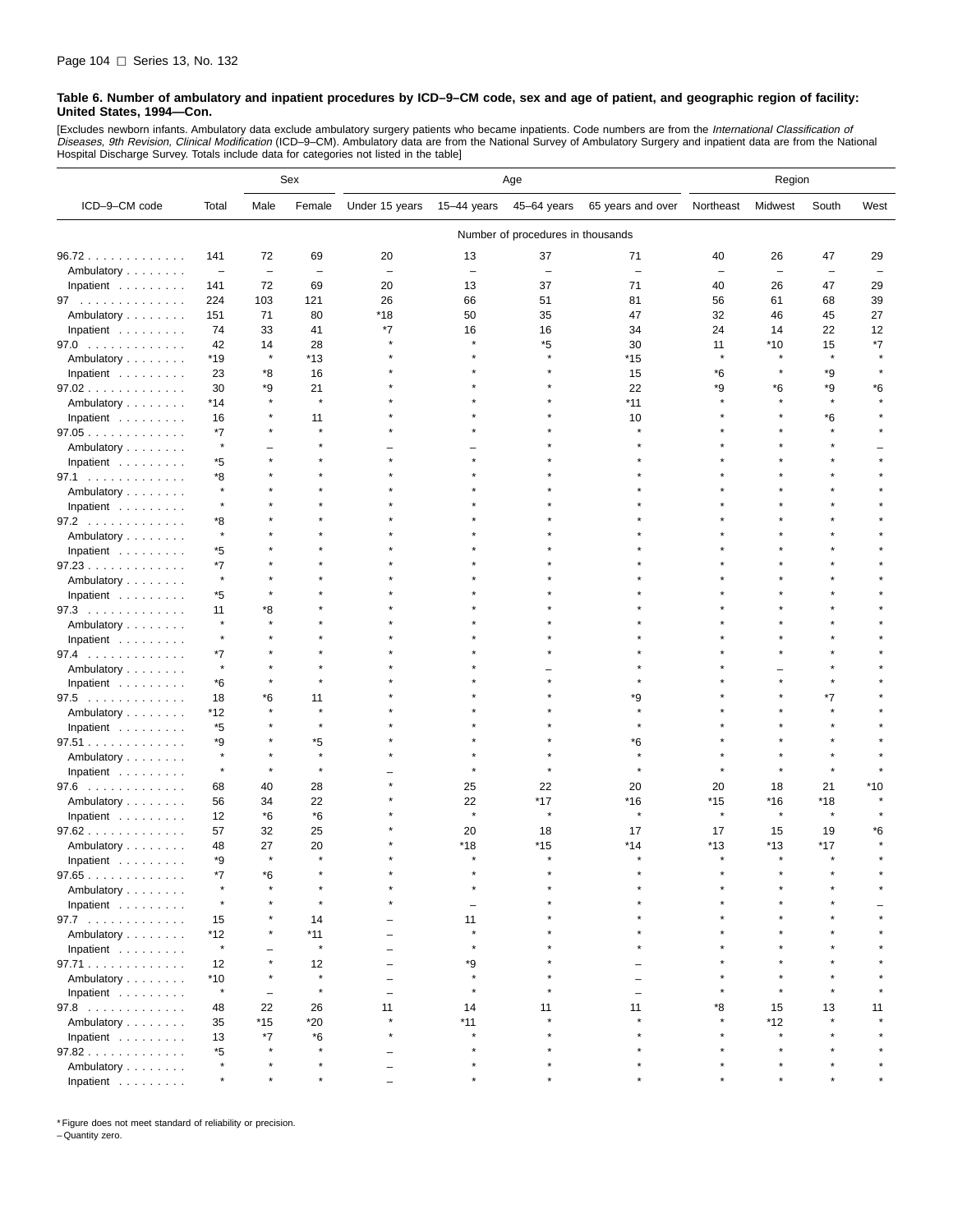**Table 6. Number of ambulatory and inpatient procedures by ICD–9–CM code, sex and age of patient, and geographic region of facility: United States, 1994—Con.**

[Excludes newborn infants. Ambulatory data exclude ambulatory surgery patients who became inpatients. Code numbers are from the *International Classification of Diseases, 9th Revision, Clinical Modification* (ICD–9–CM). Ambulatory data are from the National Survey of Ambulatory Surgery and inpatient data are from the National Hospital Discharge Survey. Totals include data for categories not listed in the table]

| ICD–9–CM code | Total | Sex | | Age | | | | Region | | | |
|---|---|---|---|---|---|---|---|---|---|---|---|
| | | Male | Female | Under 15 years | 15–44 years | 45–64 years | 65 years and over | Northeast | Midwest | South | West |
| | Number of procedures in thousands | | | | | | | | | | |
| 96.72 | 141 | 72 | 69 | 20 | 13 | 37 | 71 | 40 | 26 | 47 | 29 |
| Ambulatory | – | – | – | – | – | – | – | – | – | – | – |
| Inpatient | 141 | 72 | 69 | 20 | 13 | 37 | 71 | 40 | 26 | 47 | 29 |
| 97 | 224 | 103 | 121 | 26 | 66 | 51 | 81 | 56 | 61 | 68 | 39 |
| Ambulatory | 151 | 71 | 80 | *18 | 50 | 35 | 47 | 32 | 46 | 45 | 27 |
| Inpatient | 74 | 33 | 41 | *7 | 16 | 16 | 34 | 24 | 14 | 22 | 12 |
| 97.0 | 42 | 14 | 28 | * | * | *5 | 30 | 11 | *10 | 15 | *7 |
| Ambulatory | *19 | * | *13 | * | * | * | *15 | * | * | * | * |
| Inpatient | 23 | *8 | 16 | * | * | * | 15 | *6 | * | *9 | * |
| 97.02 | 30 | *9 | 21 | * | * | * | 22 | *9 | *6 | *9 | *6 |
| Ambulatory | *14 | * | * | * | * | * | *11 | * | * | * | * |
| Inpatient | 16 | * | 11 | * | * | * | 10 | * | * | *6 | * |
| 97.05 | *7 | * | * | * | * | * | * | * | * | * | * |
| Ambulatory | * | – | * | – | – | * | * | * | * | * | – |
| Inpatient | *5 | * | * | * | * | * | * | * | * | * | * |
| 97.1 | *8 | * | * | * | * | * | * | * | * | * | * |
| Ambulatory | * | * | * | * | * | * | * | * | * | * | * |
| Inpatient | * | * | * | * | * | * | * | * | * | * | * |
| 97.2 | *8 | * | * | * | * | * | * | * | * | * | * |
| Ambulatory | * | * | * | * | * | * | * | * | * | * | * |
| Inpatient | *5 | * | * | * | * | * | * | * | * | * | * |
| 97.23 | *7 | * | * | * | * | * | * | * | * | * | * |
| Ambulatory | * | * | * | * | * | * | * | * | * | * | * |
| Inpatient | *5 | * | * | * | * | * | * | * | * | * | * |
| 97.3 | 11 | *8 | * | * | * | * | * | * | * | * | * |
| Ambulatory | * | * | * | * | * | * | * | * | * | * | * |
| Inpatient | * | * | * | * | * | * | * | * | * | * | * |
| 97.4 | *7 | * | * | * | * | * | * | * | * | * | * |
| Ambulatory | * | * | * | * | * | – | * | * | – | * | * |
| Inpatient | *6 | * | * | * | * | * | * | * | * | * | * |
| 97.5 | 18 | *6 | 11 | * | * | * | *9 | * | * | *7 | * |
| Ambulatory | *12 | * | * | * | * | * | * | * | * | * | * |
| Inpatient | *5 | * | * | * | * | * | * | * | * | * | * |
| 97.51 | *9 | * | *5 | * | * | * | *6 | * | * | * | * |
| Ambulatory | * | * | * | * | * | * | * | * | * | * | * |
| Inpatient | * | * | * | – | * | * | * | * | * | * | * |
| 97.6 | 68 | 40 | 28 | * | 25 | 22 | 20 | 20 | 18 | 21 | *10 |
| Ambulatory | 56 | 34 | 22 | * | 22 | *17 | *16 | *15 | *16 | *18 | * |
| Inpatient | 12 | *6 | *6 | * | * | * | * | * | * | * | * |
| 97.62 | 57 | 32 | 25 | * | 20 | 18 | 17 | 17 | 15 | 19 | *6 |
| Ambulatory | 48 | 27 | 20 | * | *18 | *15 | *14 | *13 | *13 | *17 | * |
| Inpatient | *9 | * | * | * | * | * | * | * | * | * | * |
| 97.65 | *7 | *6 | * | * | * | * | * | * | * | * | * |
| Ambulatory | * | * | * | * | * | * | * | * | * | * | * |
| Inpatient | * | * | * | * | – | * | * | * | * | * | – |
| 97.7 | 15 | * | 14 | – | 11 | * | * | * | * | * | * |
| Ambulatory | *12 | * | *11 | – | * | * | * | * | * | * | * |
| Inpatient | * | – | * | – | * | * | * | * | * | * | * |
| 97.71 | 12 | * | 12 | – | *9 | * | – | * | * | * | * |
| Ambulatory | *10 | * | * | – | * | * | – | * | * | * | * |
| Inpatient | * | – | * | – | * | * | – | * | * | * | * |
| 97.8 | 48 | 22 | 26 | 11 | 14 | 11 | 11 | *8 | 15 | 13 | 11 |
| Ambulatory | 35 | *15 | *20 | * | *11 | * | * | * | *12 | * | * |
| Inpatient | 13 | *7 | *6 | * | * | * | * | * | * | * | * |
| 97.82 | *5 | * | * | – | * | * | * | * | * | * | * |
| Ambulatory | * | * | * | – | * | * | * | * | * | * | * |
| Inpatient | * | * | * | – | * | * | * | * | * | * | * |

* Figure does not meet standard of reliability or precision.
– Quantity zero.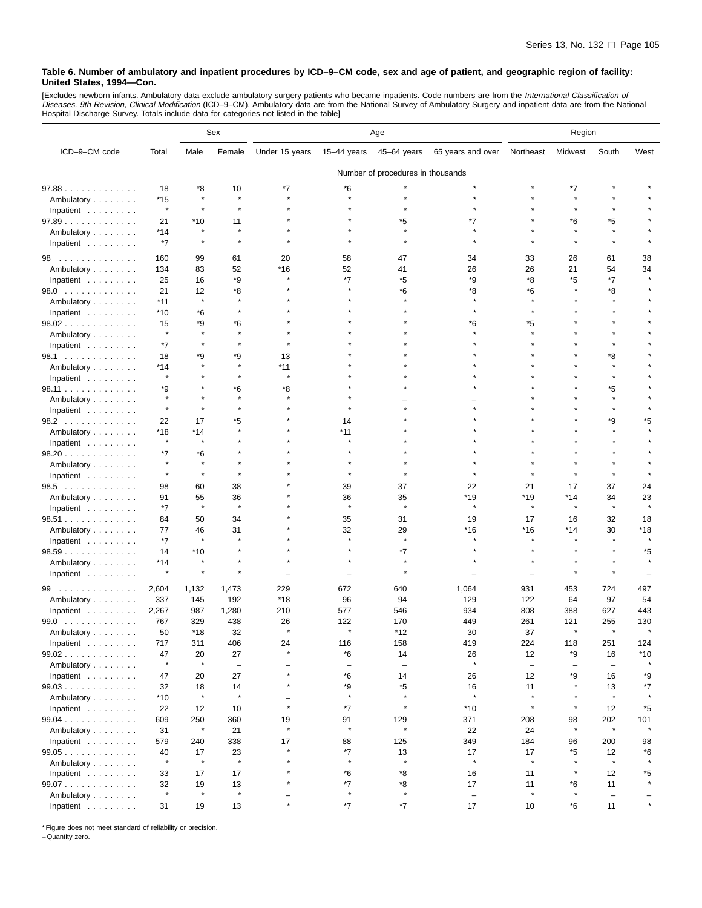**Table 6. Number of ambulatory and inpatient procedures by ICD–9–CM code, sex and age of patient, and geographic region of facility: United States, 1994—Con.**

[Excludes newborn infants. Ambulatory data exclude ambulatory surgery patients who became inpatients. Code numbers are from the *International Classification of Diseases, 9th Revision, Clinical Modification* (ICD–9–CM). Ambulatory data are from the National Survey of Ambulatory Surgery and inpatient data are from the National Hospital Discharge Survey. Totals include data for categories not listed in the table]

| ICD–9–CM code | Total | Sex | | Age | | | | Region | | | |
|---|---|---|---|---|---|---|---|---|---|---|---|
| | | Male | Female | Under 15 years | 15–44 years | 45–64 years | 65 years and over | Northeast | Midwest | South | West |
| | Number of procedures in thousands | | | | | | | | | | |
| 97.88 | 18 | *8 | 10 | *7 | *6 | * | * | * | *7 | * | * |
| Ambulatory | *15 | * | * | * | * | * | * | * | * | * | * |
| Inpatient | * | * | * | * | * | * | * | * | * | * | * |
| 97.89 | 21 | *10 | 11 | * | * | *5 | *7 | * | *6 | *5 | * |
| Ambulatory | *14 | * | * | * | * | * | * | * | * | * | * |
| Inpatient | *7 | * | * | * | * | * | * | * | * | * | * |
| 98 | 160 | 99 | 61 | 20 | 58 | 47 | 34 | 33 | 26 | 61 | 38 |
| Ambulatory | 134 | 83 | 52 | *16 | 52 | 41 | 26 | 26 | 21 | 54 | 34 |
| Inpatient | 25 | 16 | *9 | * | *7 | *5 | *9 | *8 | *5 | *7 | * |
| 98.0 | 21 | 12 | *8 | * | * | *6 | *8 | *6 | * | *8 | * |
| Ambulatory | *11 | * | * | * | * | * | * | * | * | * | * |
| Inpatient | *10 | *6 | * | * | * | * | * | * | * | * | * |
| 98.02 | 15 | *9 | *6 | * | * | * | *6 | *5 | * | * | * |
| Ambulatory | * | * | * | * | * | * | * | * | * | * | * |
| Inpatient | *7 | * | * | * | * | * | * | * | * | * | * |
| 98.1 | 18 | *9 | *9 | 13 | * | * | * | * | * | *8 | * |
| Ambulatory | *14 | * | * | *11 | * | * | * | * | * | * | * |
| Inpatient | * | * | * | * | * | * | * | * | * | * | * |
| 98.11 | *9 | * | *6 | *8 | * | * | * | * | * | *5 | * |
| Ambulatory | * | * | * | * | * | – | – | * | * | * | * |
| Inpatient | * | * | * | * | * | * | * | * | * | * | * |
| 98.2 | 22 | 17 | *5 | * | 14 | * | * | * | * | *9 | *5 |
| Ambulatory | *18 | *14 | * | * | *11 | * | * | * | * | * | * |
| Inpatient | * | * | * | * | * | * | * | * | * | * | * |
| 98.20 | *7 | *6 | * | * | * | * | * | * | * | * | * |
| Ambulatory | * | * | * | * | * | * | * | * | * | * | * |
| Inpatient | * | * | * | * | * | * | * | * | * | * | * |
| 98.5 | 98 | 60 | 38 | * | 39 | 37 | 22 | 21 | 17 | 37 | 24 |
| Ambulatory | 91 | 55 | 36 | * | 36 | 35 | *19 | *19 | *14 | 34 | 23 |
| Inpatient | *7 | * | * | * | * | * | * | * | * | * | * |
| 98.51 | 84 | 50 | 34 | * | 35 | 31 | 19 | 17 | 16 | 32 | 18 |
| Ambulatory | 77 | 46 | 31 | * | 32 | 29 | *16 | *16 | *14 | 30 | *18 |
| Inpatient | *7 | * | * | * | * | * | * | * | * | * | * |
| 98.59 | 14 | *10 | * | * | * | *7 | * | * | * | * | *5 |
| Ambulatory | *14 | * | * | * | * | * | * | * | * | * | * |
| Inpatient | * | * | * | – | – | * | – | – | * | * | – |
| 99 | 2,604 | 1,132 | 1,473 | 229 | 672 | 640 | 1,064 | 931 | 453 | 724 | 497 |
| Ambulatory | 337 | 145 | 192 | *18 | 96 | 94 | 129 | 122 | 64 | 97 | 54 |
| Inpatient | 2,267 | 987 | 1,280 | 210 | 577 | 546 | 934 | 808 | 388 | 627 | 443 |
| 99.0 | 767 | 329 | 438 | 26 | 122 | 170 | 449 | 261 | 121 | 255 | 130 |
| Ambulatory | 50 | *18 | 32 | * | * | *12 | 30 | 37 | * | * | * |
| Inpatient | 717 | 311 | 406 | 24 | 116 | 158 | 419 | 224 | 118 | 251 | 124 |
| 99.02 | 47 | 20 | 27 | * | *6 | 14 | 26 | 12 | *9 | 16 | *10 |
| Ambulatory | * | * | – | – | – | – | * | – | – | – | * |
| Inpatient | 47 | 20 | 27 | * | *6 | 14 | 26 | 12 | *9 | 16 | *9 |
| 99.03 | 32 | 18 | 14 | * | *9 | *5 | 16 | 11 | * | 13 | *7 |
| Ambulatory | *10 | * | * | – | * | * | * | * | * | * | * |
| Inpatient | 22 | 12 | 10 | * | *7 | * | *10 | * | * | 12 | *5 |
| 99.04 | 609 | 250 | 360 | 19 | 91 | 129 | 371 | 208 | 98 | 202 | 101 |
| Ambulatory | 31 | * | 21 | * | * | * | 22 | 24 | * | * | * |
| Inpatient | 579 | 240 | 338 | 17 | 88 | 125 | 349 | 184 | 96 | 200 | 98 |
| 99.05 | 40 | 17 | 23 | * | *7 | 13 | 17 | 17 | *5 | 12 | *6 |
| Ambulatory | * | * | * | * | * | * | * | * | * | * | * |
| Inpatient | 33 | 17 | 17 | * | *6 | *8 | 16 | 11 | * | 12 | *5 |
| 99.07 | 32 | 19 | 13 | * | *7 | *8 | 17 | 11 | *6 | 11 | * |
| Ambulatory | * | * | * | – | * | * | – | * | * | – | – |
| Inpatient | 31 | 19 | 13 | * | *7 | *7 | 17 | 10 | *6 | 11 | * |

* Figure does not meet standard of reliability or precision.
– Quantity zero.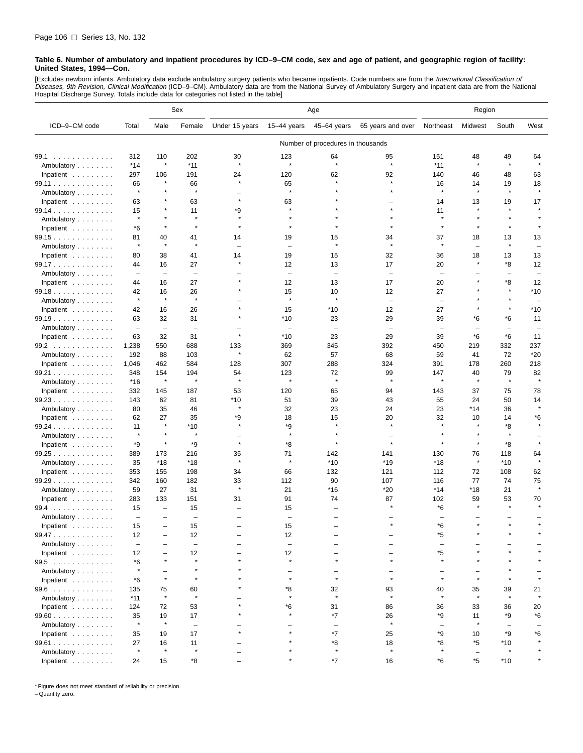**Table 6. Number of ambulatory and inpatient procedures by ICD–9–CM code, sex and age of patient, and geographic region of facility: United States, 1994—Con.**

[Excludes newborn infants. Ambulatory data exclude ambulatory surgery patients who became inpatients. Code numbers are from the *International Classification of Diseases, 9th Revision, Clinical Modification* (ICD–9–CM). Ambulatory data are from the National Survey of Ambulatory Surgery and inpatient data are from the National Hospital Discharge Survey. Totals include data for categories not listed in the table]

| ICD–9–CM code | Total | Sex | | Age | | | | Region | | | |
|---|---|---|---|---|---|---|---|---|---|---|---|
| | | Male | Female | Under 15 years | 15–44 years | 45–64 years | 65 years and over | Northeast | Midwest | South | West |
| | Number of procedures in thousands | | | | | | | | | | |
| 99.1 | 312 | 110 | 202 | 30 | 123 | 64 | 95 | 151 | 48 | 49 | 64 |
| Ambulatory | *14 | * | *11 | * | * | * | * | *11 | * | * | * |
| Inpatient | 297 | 106 | 191 | 24 | 120 | 62 | 92 | 140 | 46 | 48 | 63 |
| 99.11 | 66 | * | 66 | * | 65 | * | * | 16 | 14 | 19 | 18 |
| Ambulatory | * | * | * | – | * | * | * | * | * | * | * |
| Inpatient | 63 | * | 63 | * | 63 | * | – | 14 | 13 | 19 | 17 |
| 99.14 | 15 | * | 11 | *9 | * | * | * | 11 | * | * | * |
| Ambulatory | * | * | * | * | * | * | * | * | * | * | * |
| Inpatient | *6 | * | * | * | * | * | * | * | * | * | * |
| 99.15 | 81 | 40 | 41 | 14 | 19 | 15 | 34 | 37 | 18 | 13 | 13 |
| Ambulatory | * | * | * | – | – | * | * | * | – | * | – |
| Inpatient | 80 | 38 | 41 | 14 | 19 | 15 | 32 | 36 | 18 | 13 | 13 |
| 99.17 | 44 | 16 | 27 | * | 12 | 13 | 17 | 20 | * | *8 | 12 |
| Ambulatory | – | – | – | – | – | – | – | – | – | – | – |
| Inpatient | 44 | 16 | 27 | * | 12 | 13 | 17 | 20 | * | *8 | 12 |
| 99.18 | 42 | 16 | 26 | * | 15 | 10 | 12 | 27 | * | * | *10 |
| Ambulatory | * | * | * | – | * | * | – | – | * | * | – |
| Inpatient | 42 | 16 | 26 | * | 15 | *10 | 12 | 27 | * | * | *10 |
| 99.19 | 63 | 32 | 31 | * | *10 | 23 | 29 | 39 | *6 | *6 | 11 |
| Ambulatory | – | – | – | – | – | – | – | – | – | – | – |
| Inpatient | 63 | 32 | 31 | * | *10 | 23 | 29 | 39 | *6 | *6 | 11 |
| 99.2 | 1,238 | 550 | 688 | 133 | 369 | 345 | 392 | 450 | 219 | 332 | 237 |
| Ambulatory | 192 | 88 | 103 | * | 62 | 57 | 68 | 59 | 41 | 72 | *20 |
| Inpatient | 1,046 | 462 | 584 | 128 | 307 | 288 | 324 | 391 | 178 | 260 | 218 |
| 99.21 | 348 | 154 | 194 | 54 | 123 | 72 | 99 | 147 | 40 | 79 | 82 |
| Ambulatory | *16 | * | * | * | * | * | * | * | * | * | * |
| Inpatient | 332 | 145 | 187 | 53 | 120 | 65 | 94 | 143 | 37 | 75 | 78 |
| 99.23 | 143 | 62 | 81 | *10 | 51 | 39 | 43 | 55 | 24 | 50 | 14 |
| Ambulatory | 80 | 35 | 46 | * | 32 | 23 | 24 | 23 | *14 | 36 | * |
| Inpatient | 62 | 27 | 35 | *9 | 18 | 15 | 20 | 32 | 10 | 14 | *6 |
| 99.24 | 11 | * | *10 | * | *9 | * | * | * | * | *8 | * |
| Ambulatory | * | * | * | – | * | * | – | * | * | * | – |
| Inpatient | *9 | * | *9 | * | *8 | * | * | * | * | *8 | * |
| 99.25 | 389 | 173 | 216 | 35 | 71 | 142 | 141 | 130 | 76 | 118 | 64 |
| Ambulatory | 35 | *18 | *18 | * | * | *10 | *19 | *18 | * | *10 | * |
| Inpatient | 353 | 155 | 198 | 34 | 66 | 132 | 121 | 112 | 72 | 108 | 62 |
| 99.29 | 342 | 160 | 182 | 33 | 112 | 90 | 107 | 116 | 77 | 74 | 75 |
| Ambulatory | 59 | 27 | 31 | * | 21 | *16 | *20 | *14 | *18 | 21 | * |
| Inpatient | 283 | 133 | 151 | 31 | 91 | 74 | 87 | 102 | 59 | 53 | 70 |
| 99.4 | 15 | – | 15 | – | 15 | – | * | *6 | * | * | * |
| Ambulatory | – | – | – | – | – | – | – | – | – | – | – |
| Inpatient | 15 | – | 15 | – | 15 | – | * | *6 | * | * | * |
| 99.47 | 12 | – | 12 | – | 12 | – | – | *5 | * | * | * |
| Ambulatory | – | – | – | – | – | – | – | – | – | – | – |
| Inpatient | 12 | – | 12 | – | 12 | – | – | *5 | * | * | * |
| 99.5 | *6 | * | * | * | * | * | * | * | * | * | * |
| Ambulatory | * | – | * | * | – | – | – | – | – | * | – |
| Inpatient | *6 | * | * | * | * | * | * | * | * | * | * |
| 99.6 | 135 | 75 | 60 | * | *8 | 32 | 93 | 40 | 35 | 39 | 21 |
| Ambulatory | *11 | * | * | – | * | * | * | * | * | * | * |
| Inpatient | 124 | 72 | 53 | * | *6 | 31 | 86 | 36 | 33 | 36 | 20 |
| 99.60 | 35 | 19 | 17 | * | * | *7 | 26 | *9 | 11 | *9 | *6 |
| Ambulatory | * | * | – | – | – | – | * | – | * | – | – |
| Inpatient | 35 | 19 | 17 | * | * | *7 | 25 | *9 | 10 | *9 | *6 |
| 99.61 | 27 | 16 | 11 | – | * | *8 | 18 | *8 | *5 | *10 | * |
| Ambulatory | * | * | * | – | * | * | * | * | – | * | * |
| Inpatient | 24 | 15 | *8 | – | * | *7 | 16 | *6 | *5 | *10 | * |

* Figure does not meet standard of reliability or precision.
– Quantity zero.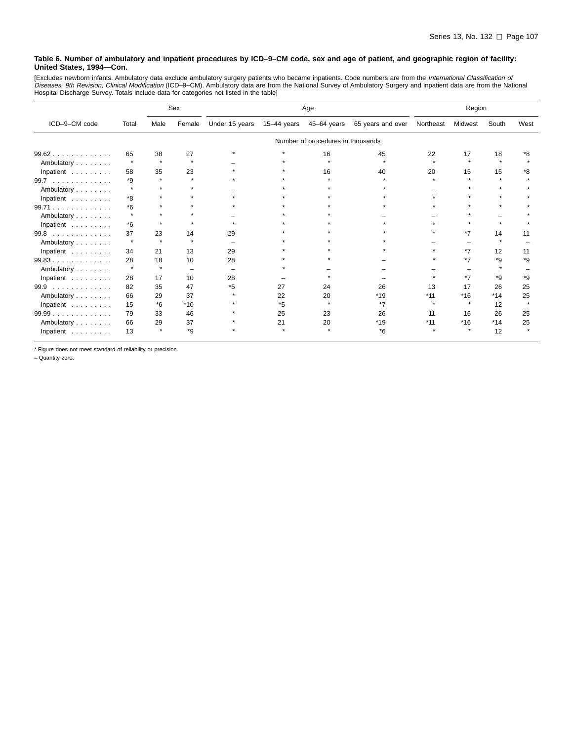**Table 6. Number of ambulatory and inpatient procedures by ICD–9–CM code, sex and age of patient, and geographic region of facility: United States, 1994—Con.**

[Excludes newborn infants. Ambulatory data exclude ambulatory surgery patients who became inpatients. Code numbers are from the *International Classification of Diseases, 9th Revision, Clinical Modification* (ICD–9–CM). Ambulatory data are from the National Survey of Ambulatory Surgery and inpatient data are from the National Hospital Discharge Survey. Totals include data for categories not listed in the table]

| ICD–9–CM code | Total | Sex | | Age | | | | Region | | | |
|---|---|---|---|---|---|---|---|---|---|---|---|
| | | Male | Female | Under 15 years | 15–44 years | 45–64 years | 65 years and over | Northeast | Midwest | South | West |
| | Number of procedures in thousands | | | | | | | | | | |
| 99.62 | 65 | 38 | 27 | * | * | 16 | 45 | 22 | 17 | 18 | *8 |
| Ambulatory | * | * | * | – | * | * | * | * | * | * | * |
| Inpatient | 58 | 35 | 23 | * | * | 16 | 40 | 20 | 15 | 15 | *8 |
| 99.7 | *9 | * | * | * | * | * | * | * | * | * | * |
| Ambulatory | * | * | * | – | * | * | * | – | * | * | * |
| Inpatient | *8 | * | * | * | * | * | * | * | * | * | * |
| 99.71 | *6 | * | * | * | * | * | * | * | * | * | * |
| Ambulatory | * | * | * | – | * | * | – | – | * | – | * |
| Inpatient | *6 | * | * | * | * | * | * | * | * | * | * |
| 99.8 | 37 | 23 | 14 | 29 | * | * | * | * | *7 | 14 | 11 |
| Ambulatory | * | * | * | – | * | * | * | – | – | * | – |
| Inpatient | 34 | 21 | 13 | 29 | * | * | * | * | *7 | 12 | 11 |
| 99.83 | 28 | 18 | 10 | 28 | * | * | – | * | *7 | *9 | *9 |
| Ambulatory | * | * | – | – | * | – | – | – | – | * | – |
| Inpatient | 28 | 17 | 10 | 28 | – | * | – | * | *7 | *9 | *9 |
| 99.9 | 82 | 35 | 47 | *5 | 27 | 24 | 26 | 13 | 17 | 26 | 25 |
| Ambulatory | 66 | 29 | 37 | * | 22 | 20 | *19 | *11 | *16 | *14 | 25 |
| Inpatient | 15 | *6 | *10 | * | *5 | * | *7 | * | * | 12 | * |
| 99.99 | 79 | 33 | 46 | * | 25 | 23 | 26 | 11 | 16 | 26 | 25 |
| Ambulatory | 66 | 29 | 37 | * | 21 | 20 | *19 | *11 | *16 | *14 | 25 |
| Inpatient | 13 | * | *9 | * | * | * | *6 | * | * | 12 | * |

* Figure does not meet standard of reliability or precision.

– Quantity zero.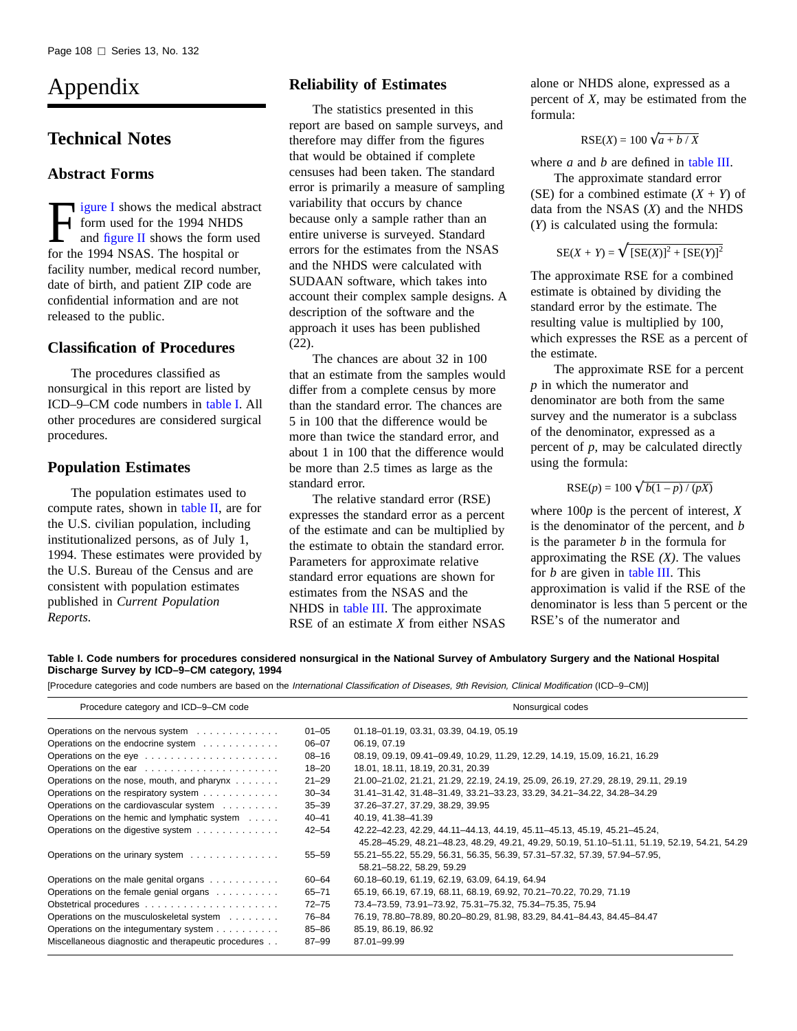# Appendix

## Technical Notes

### Abstract Forms

Figure I shows the medical abstract form used for the 1994 NHDS and figure II shows the form used for the 1994 NSAS. The hospital or facility number, medical record number, date of birth, and patient ZIP code are confidential information and are not released to the public.

### Classification of Procedures

The procedures classified as nonsurgical in this report are listed by ICD–9–CM code numbers in table I. All other procedures are considered surgical procedures.

### Population Estimates

The population estimates used to compute rates, shown in table II, are for the U.S. civilian population, including institutionalized persons, as of July 1, 1994. These estimates were provided by the U.S. Bureau of the Census and are consistent with population estimates published in *Current Population Reports.*

## Reliability of Estimates

The statistics presented in this report are based on sample surveys, and therefore may differ from the figures that would be obtained if complete censuses had been taken. The standard error is primarily a measure of sampling variability that occurs by chance because only a sample rather than an entire universe is surveyed. Standard errors for the estimates from the NSAS and the NHDS were calculated with SUDAAN software, which takes into account their complex sample designs. A description of the software and the approach it uses has been published (22).

The chances are about 32 in 100 that an estimate from the samples would differ from a complete census by more than the standard error. The chances are 5 in 100 that the difference would be more than twice the standard error, and about 1 in 100 that the difference would be more than 2.5 times as large as the standard error.

The relative standard error (RSE) expresses the standard error as a percent of the estimate and can be multiplied by the estimate to obtain the standard error. Parameters for approximate relative standard error equations are shown for estimates from the NSAS and the NHDS in table III. The approximate RSE of an estimate $X$ from either NSAS alone or NHDS alone, expressed as a percent of $X$, may be estimated from the formula:

$$RSE(X) = 100\sqrt{a + b/X}$$

where $a$ and $b$ are defined in table III.

The approximate standard error (SE) for a combined estimate $(X + Y)$ of data from the NSAS $(X)$ and the NHDS $(Y)$ is calculated using the formula:

$$SE(X + Y) = \sqrt{[SE(X)]^2 + [SE(Y)]^2}$$

The approximate RSE for a combined estimate is obtained by dividing the standard error by the estimate. The resulting value is multiplied by 100, which expresses the RSE as a percent of the estimate.

The approximate RSE for a percent $p$ in which the numerator and denominator are both from the same survey and the numerator is a subclass of the denominator, expressed as a percent of $p$, may be calculated directly using the formula:

$$RSE(p) = 100\sqrt{b(1-p)/(pX)}$$

where $100p$ is the percent of interest, $X$ is the denominator of the percent, and $b$ is the parameter $b$ in the formula for approximating the RSE $(X)$. The values for $b$ are given in table III. This approximation is valid if the RSE of the denominator is less than 5 percent or the RSE's of the numerator and

**Table I. Code numbers for procedures considered nonsurgical in the National Survey of Ambulatory Surgery and the National Hospital Discharge Survey by ICD–9–CM category, 1994**

[Procedure categories and code numbers are based on the *International Classification of Diseases, 9th Revision, Clinical Modification* (ICD–9–CM)]

| Procedure category and ICD–9–CM code | | Nonsurgical codes |
|---|---|---|
| Operations on the nervous system | 01–05 | 01.18–01.19, 03.31, 03.39, 04.19, 05.19 |
| Operations on the endocrine system | 06–07 | 06.19, 07.19 |
| Operations on the eye | 08–16 | 08.19, 09.19, 09.41–09.49, 10.29, 11.29, 12.29, 14.19, 15.09, 16.21, 16.29 |
| Operations on the ear | 18–20 | 18.01, 18.11, 18.19, 20.31, 20.39 |
| Operations on the nose, mouth, and pharynx | 21–29 | 21.00–21.02, 21.21, 21.29, 22.19, 24.19, 25.09, 26.19, 27.29, 28.19, 29.11, 29.19 |
| Operations on the respiratory system | 30–34 | 31.41–31.42, 31.48–31.49, 33.21–33.23, 33.29, 34.21–34.22, 34.28–34.29 |
| Operations on the cardiovascular system | 35–39 | 37.26–37.27, 37.29, 38.29, 39.95 |
| Operations on the hemic and lymphatic system | 40–41 | 40.19, 41.38–41.39 |
| Operations on the digestive system | 42–54 | 42.22–42.23, 42.29, 44.11–44.13, 44.19, 45.11–45.13, 45.19, 45.21–45.24, 45.28–45.29, 48.21–48.23, 48.29, 49.21, 49.29, 50.19, 51.10–51.11, 51.19, 52.19, 54.21, 54.29 |
| Operations on the urinary system | 55–59 | 55.21–55.22, 55.29, 56.31, 56.35, 56.39, 57.31–57.32, 57.39, 57.94–57.95, 58.21–58.22, 58.29, 59.29 |
| Operations on the male genital organs | 60–64 | 60.18–60.19, 61.19, 62.19, 63.09, 64.19, 64.94 |
| Operations on the female genial organs | 65–71 | 65.19, 66.19, 67.19, 68.11, 68.19, 69.92, 70.21–70.22, 70.29, 71.19 |
| Obstetrical procedures | 72–75 | 73.4–73.59, 73.91–73.92, 75.31–75.32, 75.34–75.35, 75.94 |
| Operations on the musculoskeletal system | 76–84 | 76.19, 78.80–78.89, 80.20–80.29, 81.98, 83.29, 84.41–84.43, 84.45–84.47 |
| Operations on the integumentary system | 85–86 | 85.19, 86.19, 86.92 |
| Miscellaneous diagnostic and therapeutic procedures | 87–99 | 87.01–99.99 |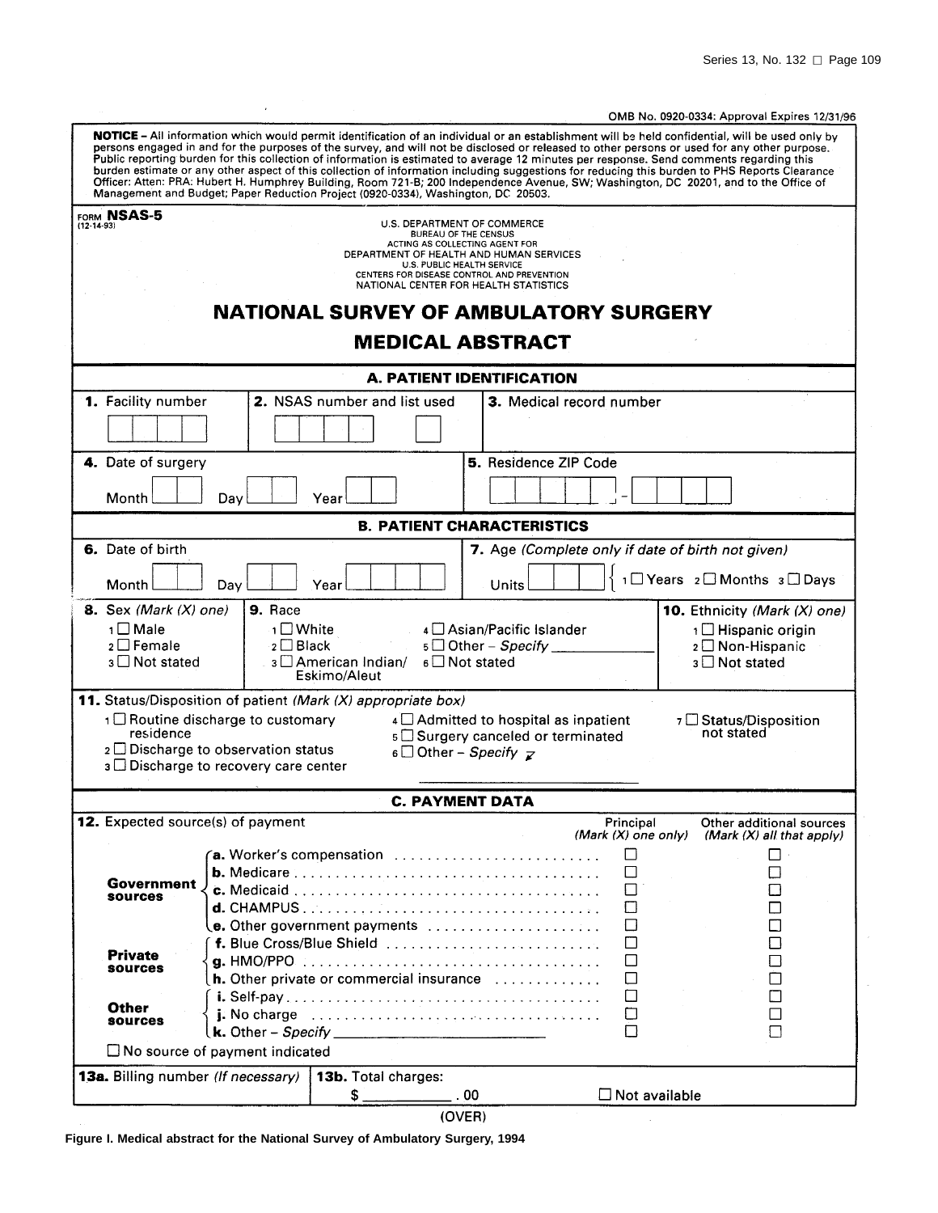OMB No. 0920-0334: Approval Expires 12/31/96

**NOTICE** – All information which would permit identification of an individual or an establishment will be held confidential, will be used only by persons engaged in and for the purposes of the survey, and will not be disclosed or released to other persons or used for any other purpose. Public reporting burden for this collection of information is estimated to average 12 minutes per response. Send comments regarding this burden estimate or any other aspect of this collection of information including suggestions for reducing this burden to PHS Reports Clearance Officer: Atten: PRA: Hubert H. Humphrey Building, Room 721-B; 200 Independence Avenue, SW; Washington, DC 20201, and to the Office of Management and Budget; Paper Reduction Project (0920-0334), Washington, DC 20503.

FORM **NSAS-5**
(12-14-93)

U.S. DEPARTMENT OF COMMERCE
BUREAU OF THE CENSUS
ACTING AS COLLECTING AGENT FOR
DEPARTMENT OF HEALTH AND HUMAN SERVICES
U.S. PUBLIC HEALTH SERVICE
CENTERS FOR DISEASE CONTROL AND PREVENTION
NATIONAL CENTER FOR HEALTH STATISTICS

# NATIONAL SURVEY OF AMBULATORY SURGERY
# MEDICAL ABSTRACT

## A. PATIENT IDENTIFICATION

**1.** Facility number ☐☐☐☐

**2.** NSAS number and list used ☐☐☐☐ ☐

**3.** Medical record number

**4.** Date of surgery — Month ☐☐ Day ☐☐ Year ☐☐

**5.** Residence ZIP Code ☐☐☐☐☐ - ☐☐☐☐

## B. PATIENT CHARACTERISTICS

**6.** Date of birth — Month ☐☐ Day ☐☐ Year ☐☐☐☐

**7.** Age *(Complete only if date of birth not given)*
Units ☐☐☐ 1 ☐ Years 2 ☐ Months 3 ☐ Days

**8.** Sex *(Mark (X) one)*
1 ☐ Male
2 ☐ Female
3 ☐ Not stated

**9.** Race
1 ☐ White
2 ☐ Black
3 ☐ American Indian/ Eskimo/Aleut
4 ☐ Asian/Pacific Islander
5 ☐ Other – *Specify* ____________
6 ☐ Not stated

**10.** Ethnicity *(Mark (X) one)*
1 ☐ Hispanic origin
2 ☐ Non-Hispanic
3 ☐ Not stated

**11.** Status/Disposition of patient *(Mark (X) appropriate box)*
1 ☐ Routine discharge to customary residence
2 ☐ Discharge to observation status
3 ☐ Discharge to recovery care center
4 ☐ Admitted to hospital as inpatient
5 ☐ Surgery canceled or terminated
6 ☐ Other – *Specify* ____________
7 ☐ Status/Disposition not stated

## C. PAYMENT DATA

**12.** Expected source(s) of payment

| | | Principal *(Mark (X) one only)* | Other additional sources *(Mark (X) all that apply)* |
|---|---|---|---|
| **Government sources** | **a.** Worker's compensation | ☐ | ☐ |
| | **b.** Medicare | ☐ | ☐ |
| | **c.** Medicaid | ☐ | ☐ |
| | **d.** CHAMPUS | ☐ | ☐ |
| | **e.** Other government payments | ☐ | ☐ |
| **Private sources** | **f.** Blue Cross/Blue Shield | ☐ | ☐ |
| | **g.** HMO/PPO | ☐ | ☐ |
| | **h.** Other private or commercial insurance | ☐ | ☐ |
| **Other sources** | **i.** Self-pay | ☐ | ☐ |
| | **j.** No charge | ☐ | ☐ |
| | **k.** Other – *Specify* ____________ | ☐ | ☐ |

☐ No source of payment indicated

**13a.** Billing number *(If necessary)*

**13b.** Total charges: $ ____________ . 00 ☐ Not available

(OVER)

**Figure I. Medical abstract for the National Survey of Ambulatory Surgery, 1994**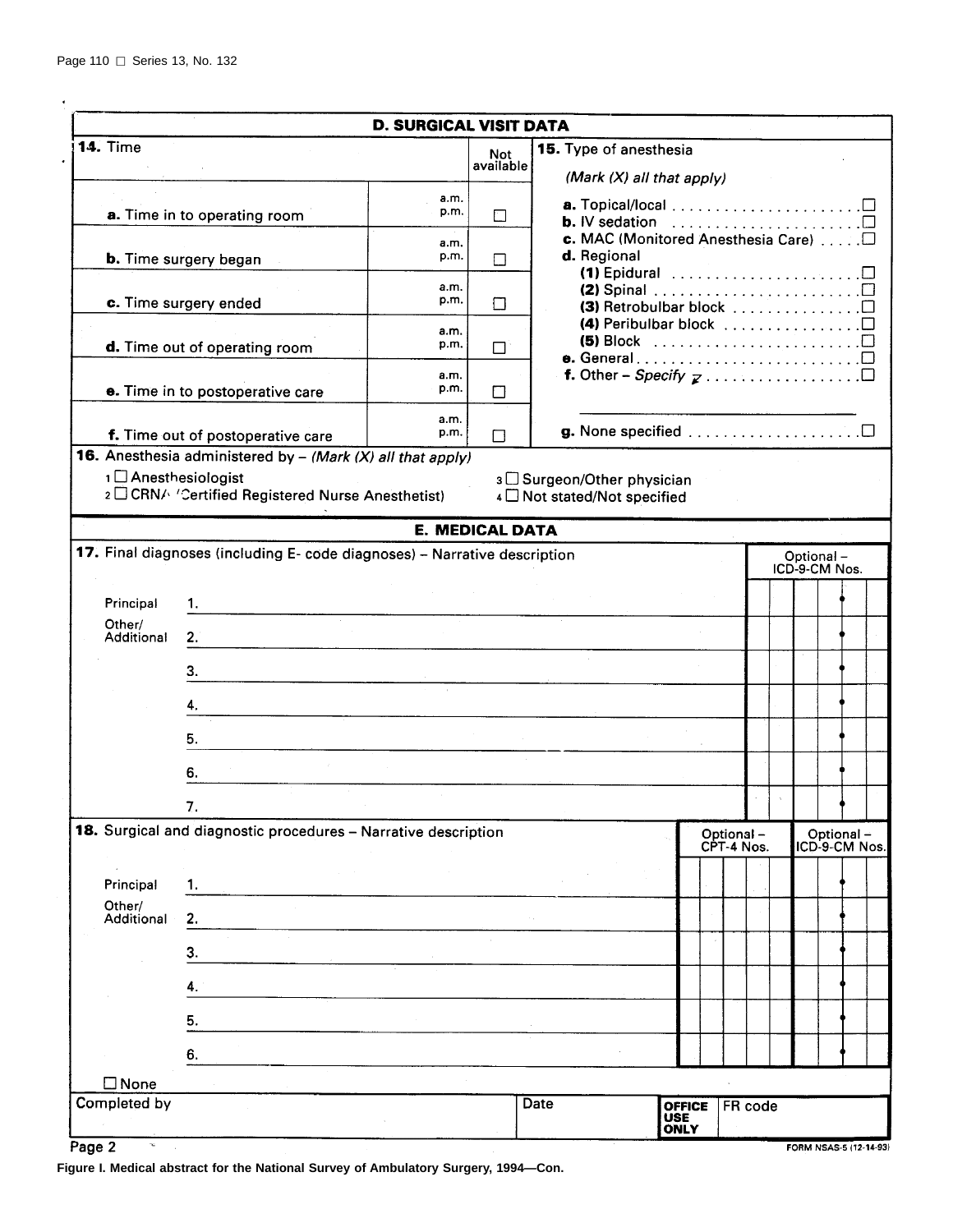## D. SURGICAL VISIT DATA

**14.** Time

| | | Not available |
|---|---|---|
| **a.** Time in to operating room | a.m. p.m. | ☐ |
| **b.** Time surgery began | a.m. p.m. | ☐ |
| **c.** Time surgery ended | a.m. p.m. | ☐ |
| **d.** Time out of operating room | a.m. p.m. | ☐ |
| **e.** Time in to postoperative care | a.m. p.m. | ☐ |
| **f.** Time out of postoperative care | a.m. p.m. | ☐ |

**15.** Type of anesthesia

*(Mark (X) all that apply)*

- **a.** Topical/local ☐
- **b.** IV sedation ☐
- **c.** MAC (Monitored Anesthesia Care) ☐
- **d.** Regional
  - **(1)** Epidural ☐
  - **(2)** Spinal ☐
  - **(3)** Retrobulbar block ☐
  - **(4)** Peribulbar block ☐
  - **(5)** Block ☐
- **e.** General ☐
- **f.** Other – *Specify* ☐ \_\_\_\_\_\_\_\_\_\_\_\_
- **g.** None specified ☐

**16.** Anesthesia administered by – *(Mark (X) all that apply)*

1 ☐ Anesthesiologist
2 ☐ CRNA (Certified Registered Nurse Anesthetist)
3 ☐ Surgeon/Other physician
4 ☐ Not stated/Not specified

## E. MEDICAL DATA

**17.** Final diagnoses (including E- code diagnoses) – Narrative description

| | | Optional – ICD-9-CM Nos. |
|---|---|---|
| Principal | 1. | |
| Other/ Additional | 2. | |
| | 3. | |
| | 4. | |
| | 5. | |
| | 6. | |
| | 7. | |

**18.** Surgical and diagnostic procedures – Narrative description

| | | Optional – CPT-4 Nos. | Optional – ICD-9-CM Nos. |
|---|---|---|---|
| Principal | 1. | | |
| Other/ Additional | 2. | | |
| | 3. | | |
| | 4. | | |
| | 5. | | |
| | 6. | | |

☐ None

| Completed by | Date | OFFICE USE ONLY | FR code |
|---|---|---|---|
| | | | |

Page 2

FORM NSAS-5 (12-14-93)

**Figure I. Medical abstract for the National Survey of Ambulatory Surgery, 1994—Con.**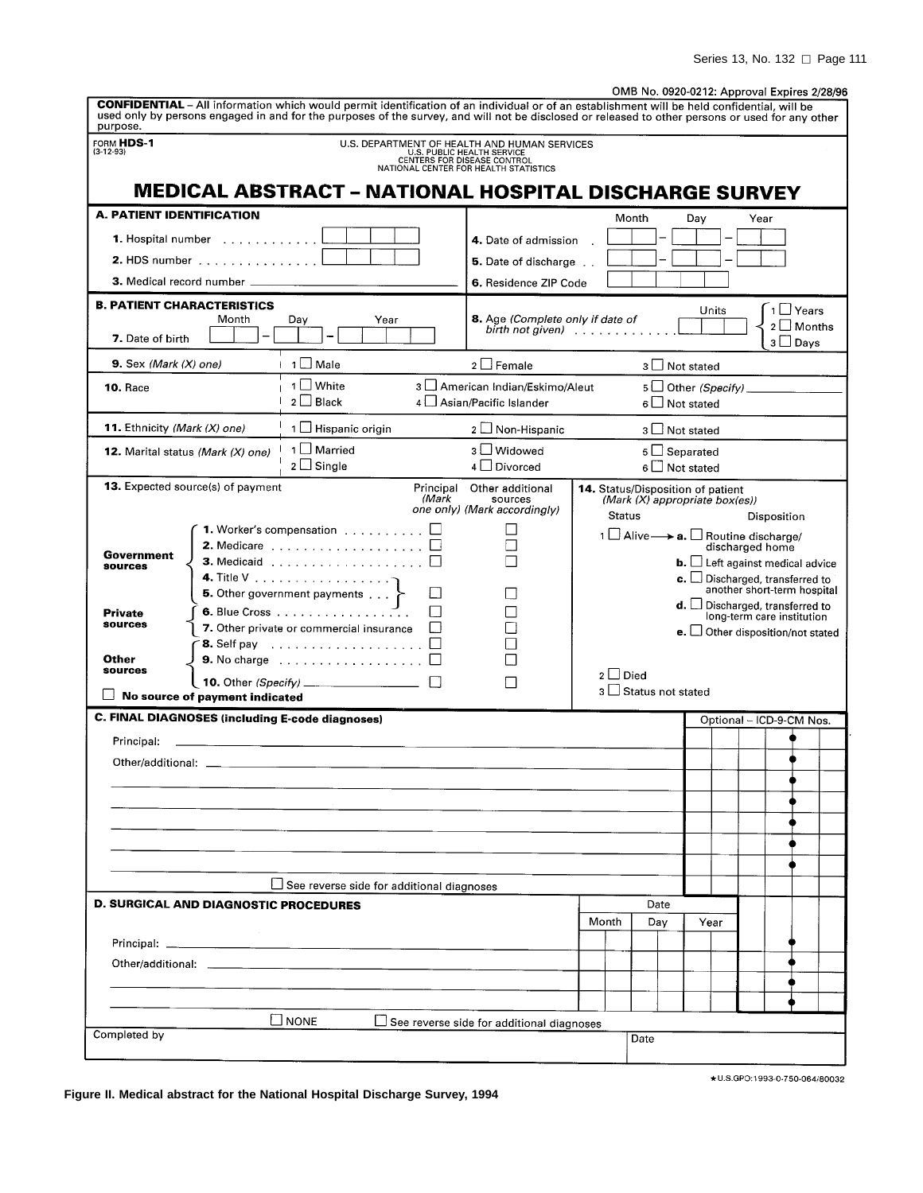OMB No. 0920-0212: Approval Expires 2/28/96

**CONFIDENTIAL** – All information which would permit identification of an individual or of an establishment will be held confidential, will be used only by persons engaged in and for the purposes of the survey, and will not be disclosed or released to other persons or used for any other purpose.

FORM **HDS-1**
(3-12-93)

U.S. DEPARTMENT OF HEALTH AND HUMAN SERVICES
U.S. PUBLIC HEALTH SERVICE
CENTERS FOR DISEASE CONTROL
NATIONAL CENTER FOR HEALTH STATISTICS

# MEDICAL ABSTRACT – NATIONAL HOSPITAL DISCHARGE SURVEY

## A. PATIENT IDENTIFICATION

**1.** Hospital number . . . . . . . . . . . . ☐☐☐☐

**2.** HDS number . . . . . . . . . . . . . . . ☐☐☐☐

**3.** Medical record number ____________________

**4.** Date of admission . . ☐☐ – ☐☐ – ☐☐ (Month – Day – Year)

**5.** Date of discharge . . ☐☐ – ☐☐ – ☐☐ (Month – Day – Year)

**6.** Residence ZIP Code ☐☐☐☐☐

## B. PATIENT CHARACTERISTICS

**7.** Date of birth ☐☐ – ☐☐ – ☐☐☐☐ (Month – Day – Year)

**8.** Age *(Complete only if date of birth not given)* . . . . . . . . . . . . Units ☐☐☐ 1 ☐ Years 2 ☐ Months 3 ☐ Days

**9.** Sex *(Mark (X) one)* 1 ☐ Male 2 ☐ Female 3 ☐ Not stated

**10.** Race 1 ☐ White 2 ☐ Black 3 ☐ American Indian/Eskimo/Aleut 4 ☐ Asian/Pacific Islander 5 ☐ Other *(Specify)* ________ 6 ☐ Not stated

**11.** Ethnicity *(Mark (X) one)* 1 ☐ Hispanic origin 2 ☐ Non-Hispanic 3 ☐ Not stated

**12.** Marital status *(Mark (X) one)* 1 ☐ Married 2 ☐ Single 3 ☐ Widowed 4 ☐ Divorced 5 ☐ Separated 6 ☐ Not stated

**13.** Expected source(s) of payment

| | | Principal *(Mark one only)* | Other additional sources *(Mark accordingly)* |
|---|---|---|---|
| **Government sources** | **1.** Worker's compensation . . . . . . . . . . | ☐ | ☐ |
| | **2.** Medicare . . . . . . . . . . . . . . . . . . | ☐ | ☐ |
| | **3.** Medicaid . . . . . . . . . . . . . . . . . . | ☐ | ☐ |
| | **4.** Title V . . . . . . . . . . . . . . . . } **5.** Other government payments . . . } | ☐ | ☐ |
| **Private sources** | **6.** Blue Cross . . . . . . . . . . . . . . . . . | ☐ | ☐ |
| | **7.** Other private or commercial insurance | ☐ | ☐ |
| **Other sources** | **8.** Self pay . . . . . . . . . . . . . . . . . . | ☐ | ☐ |
| | **9.** No charge . . . . . . . . . . . . . . . . . | ☐ | ☐ |
| | **10.** Other *(Specify)* ________________ | ☐ | ☐ |

☐ **No source of payment indicated**

**14.** Status/Disposition of patient *(Mark (X) appropriate box(es))*

Status / Disposition

1 ☐ Alive → **a.** ☐ Routine discharge/discharged home
- **b.** ☐ Left against medical advice
- **c.** ☐ Discharged, transferred to another short-term hospital
- **d.** ☐ Discharged, transferred to long-term care institution
- **e.** ☐ Other disposition/not stated

2 ☐ Died

3 ☐ Status not stated

## C. FINAL DIAGNOSES (including E-code diagnoses)

Optional – ICD-9-CM Nos.

Principal: ____________________

Other/additional: ____________________

☐ See reverse side for additional diagnoses

## D. SURGICAL AND DIAGNOSTIC PROCEDURES

Date (Month / Day / Year)

Principal: ____________________

Other/additional: ____________________

☐ NONE ☐ See reverse side for additional diagnoses

Completed by ____________________ Date ________

★U.S.GPO:1993-0-750-064/80032

**Figure II. Medical abstract for the National Hospital Discharge Survey, 1994**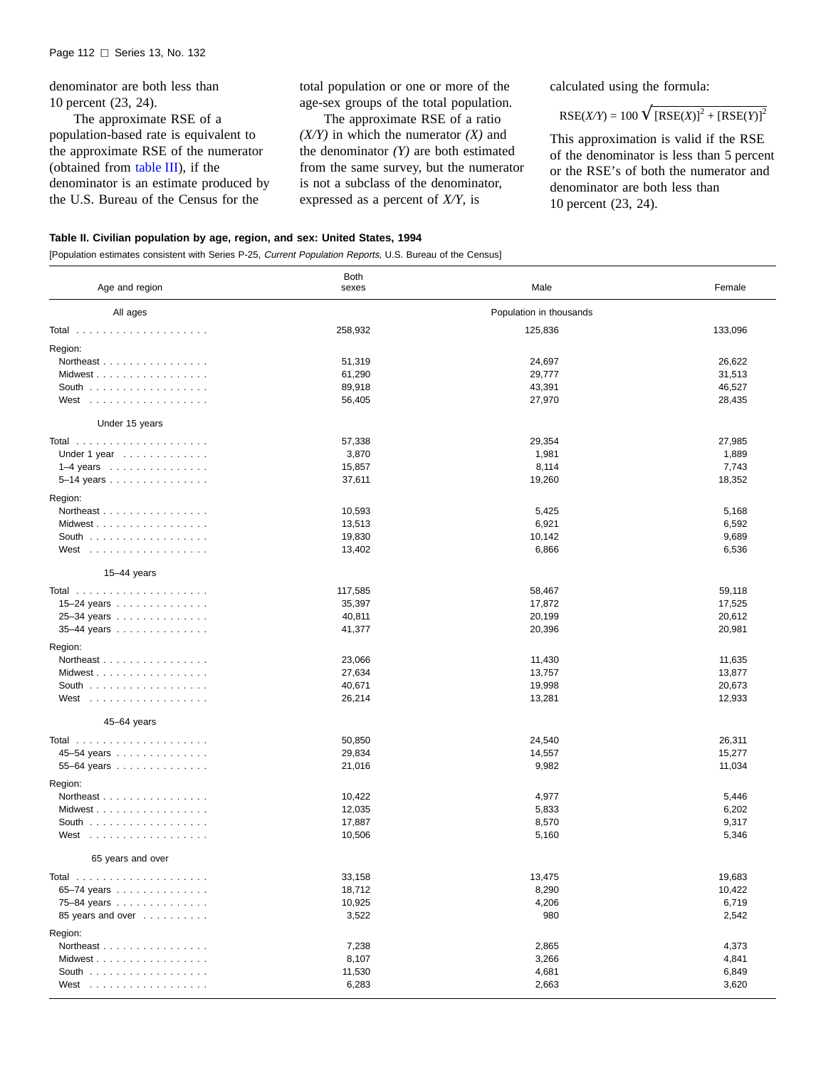denominator are both less than 10 percent (23, 24).

The approximate RSE of a population-based rate is equivalent to the approximate RSE of the numerator (obtained from table III), if the denominator is an estimate produced by the U.S. Bureau of the Census for the total population or one or more of the age-sex groups of the total population.

The approximate RSE of a ratio *(X/Y)* in which the numerator *(X)* and the denominator *(Y)* are both estimated from the same survey, but the numerator is not a subclass of the denominator, expressed as a percent of *X/Y*, is calculated using the formula:

$$RSE(X/Y) = 100\sqrt{[RSE(X)]^2 + [RSE(Y)]^2}$$

This approximation is valid if the RSE of the denominator is less than 5 percent or the RSE's of both the numerator and denominator are both less than 10 percent (23, 24).

**Table II. Civilian population by age, region, and sex: United States, 1994**

[Population estimates consistent with Series P-25, *Current Population Reports,* U.S. Bureau of the Census]

| Age and region | Both sexes | Male | Female |
|---|---|---|---|
| **All ages** | Population in thousands | | |
| Total | 258,932 | 125,836 | 133,096 |
| Region: | | | |
| Northeast | 51,319 | 24,697 | 26,622 |
| Midwest | 61,290 | 29,777 | 31,513 |
| South | 89,918 | 43,391 | 46,527 |
| West | 56,405 | 27,970 | 28,435 |
| **Under 15 years** | | | |
| Total | 57,338 | 29,354 | 27,985 |
| Under 1 year | 3,870 | 1,981 | 1,889 |
| 1–4 years | 15,857 | 8,114 | 7,743 |
| 5–14 years | 37,611 | 19,260 | 18,352 |
| Region: | | | |
| Northeast | 10,593 | 5,425 | 5,168 |
| Midwest | 13,513 | 6,921 | 6,592 |
| South | 19,830 | 10,142 | 9,689 |
| West | 13,402 | 6,866 | 6,536 |
| **15–44 years** | | | |
| Total | 117,585 | 58,467 | 59,118 |
| 15–24 years | 35,397 | 17,872 | 17,525 |
| 25–34 years | 40,811 | 20,199 | 20,612 |
| 35–44 years | 41,377 | 20,396 | 20,981 |
| Region: | | | |
| Northeast | 23,066 | 11,430 | 11,635 |
| Midwest | 27,634 | 13,757 | 13,877 |
| South | 40,671 | 19,998 | 20,673 |
| West | 26,214 | 13,281 | 12,933 |
| **45–64 years** | | | |
| Total | 50,850 | 24,540 | 26,311 |
| 45–54 years | 29,834 | 14,557 | 15,277 |
| 55–64 years | 21,016 | 9,982 | 11,034 |
| Region: | | | |
| Northeast | 10,422 | 4,977 | 5,446 |
| Midwest | 12,035 | 5,833 | 6,202 |
| South | 17,887 | 8,570 | 9,317 |
| West | 10,506 | 5,160 | 5,346 |
| **65 years and over** | | | |
| Total | 33,158 | 13,475 | 19,683 |
| 65–74 years | 18,712 | 8,290 | 10,422 |
| 75–84 years | 10,925 | 4,206 | 6,719 |
| 85 years and over | 3,522 | 980 | 2,542 |
| Region: | | | |
| Northeast | 7,238 | 2,865 | 4,373 |
| Midwest | 8,107 | 3,266 | 4,841 |
| South | 11,530 | 4,681 | 6,849 |
| West | 6,283 | 2,663 | 3,620 |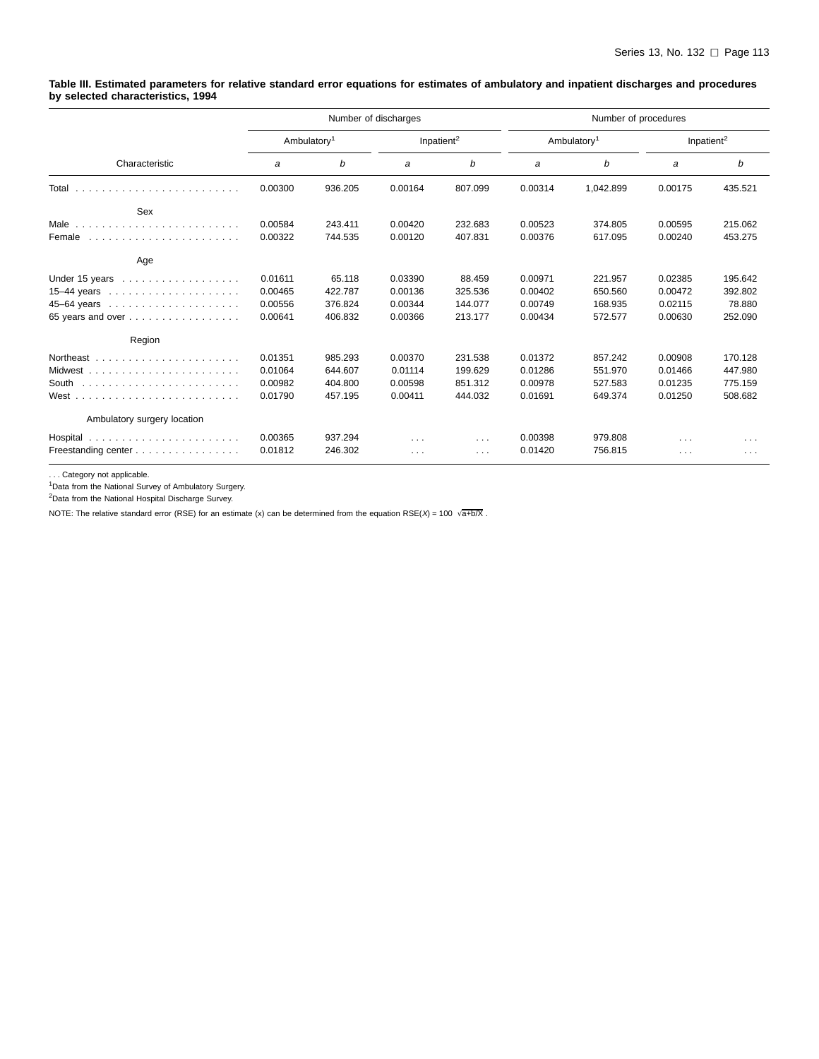**Table III. Estimated parameters for relative standard error equations for estimates of ambulatory and inpatient discharges and procedures by selected characteristics, 1994**

| Characteristic | Number of discharges | | | | Number of procedures | | | |
|---|---|---|---|---|---|---|---|---|
| | Ambulatory[1] | | Inpatient[2] | | Ambulatory[1] | | Inpatient[2] | |
| | *a* | *b* | *a* | *b* | *a* | *b* | *a* | *b* |
| Total | 0.00300 | 936.205 | 0.00164 | 807.099 | 0.00314 | 1,042.899 | 0.00175 | 435.521 |
| **Sex** | | | | | | | | |
| Male | 0.00584 | 243.411 | 0.00420 | 232.683 | 0.00523 | 374.805 | 0.00595 | 215.062 |
| Female | 0.00322 | 744.535 | 0.00120 | 407.831 | 0.00376 | 617.095 | 0.00240 | 453.275 |
| **Age** | | | | | | | | |
| Under 15 years | 0.01611 | 65.118 | 0.03390 | 88.459 | 0.00971 | 221.957 | 0.02385 | 195.642 |
| 15–44 years | 0.00465 | 422.787 | 0.00136 | 325.536 | 0.00402 | 650.560 | 0.00472 | 392.802 |
| 45–64 years | 0.00556 | 376.824 | 0.00344 | 144.077 | 0.00749 | 168.935 | 0.02115 | 78.880 |
| 65 years and over | 0.00641 | 406.832 | 0.00366 | 213.177 | 0.00434 | 572.577 | 0.00630 | 252.090 |
| **Region** | | | | | | | | |
| Northeast | 0.01351 | 985.293 | 0.00370 | 231.538 | 0.01372 | 857.242 | 0.00908 | 170.128 |
| Midwest | 0.01064 | 644.607 | 0.01114 | 199.629 | 0.01286 | 551.970 | 0.01466 | 447.980 |
| South | 0.00982 | 404.800 | 0.00598 | 851.312 | 0.00978 | 527.583 | 0.01235 | 775.159 |
| West | 0.01790 | 457.195 | 0.00411 | 444.032 | 0.01691 | 649.374 | 0.01250 | 508.682 |
| **Ambulatory surgery location** | | | | | | | | |
| Hospital | 0.00365 | 937.294 | . . . | . . . | 0.00398 | 979.808 | . . . | . . . |
| Freestanding center | 0.01812 | 246.302 | . . . | . . . | 0.01420 | 756.815 | . . . | . . . |

. . . Category not applicable.

[1]Data from the National Survey of Ambulatory Surgery.

[2]Data from the National Hospital Discharge Survey.

NOTE: The relative standard error (RSE) for an estimate (x) can be determined from the equation $RSE(X) = 100\sqrt{a+b/X}$.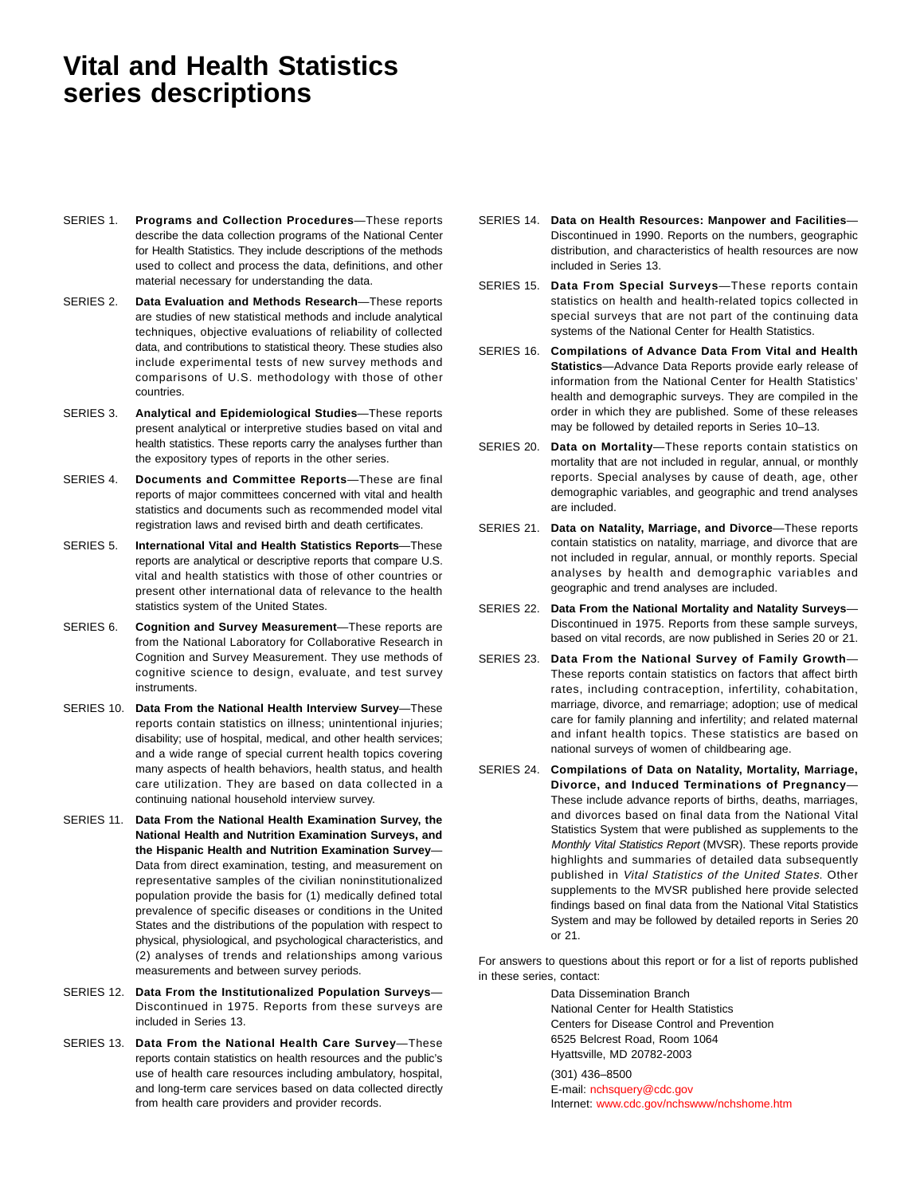# Vital and Health Statistics series descriptions

SERIES 1. **Programs and Collection Procedures**—These reports describe the data collection programs of the National Center for Health Statistics. They include descriptions of the methods used to collect and process the data, definitions, and other material necessary for understanding the data.

SERIES 2. **Data Evaluation and Methods Research**—These reports are studies of new statistical methods and include analytical techniques, objective evaluations of reliability of collected data, and contributions to statistical theory. These studies also include experimental tests of new survey methods and comparisons of U.S. methodology with those of other countries.

SERIES 3. **Analytical and Epidemiological Studies**—These reports present analytical or interpretive studies based on vital and health statistics. These reports carry the analyses further than the expository types of reports in the other series.

SERIES 4. **Documents and Committee Reports**—These are final reports of major committees concerned with vital and health statistics and documents such as recommended model vital registration laws and revised birth and death certificates.

SERIES 5. **International Vital and Health Statistics Reports**—These reports are analytical or descriptive reports that compare U.S. vital and health statistics with those of other countries or present other international data of relevance to the health statistics system of the United States.

SERIES 6. **Cognition and Survey Measurement**—These reports are from the National Laboratory for Collaborative Research in Cognition and Survey Measurement. They use methods of cognitive science to design, evaluate, and test survey instruments.

SERIES 10. **Data From the National Health Interview Survey**—These reports contain statistics on illness; unintentional injuries; disability; use of hospital, medical, and other health services; and a wide range of special current health topics covering many aspects of health behaviors, health status, and health care utilization. They are based on data collected in a continuing national household interview survey.

SERIES 11. **Data From the National Health Examination Survey, the National Health and Nutrition Examination Surveys, and the Hispanic Health and Nutrition Examination Survey**—Data from direct examination, testing, and measurement on representative samples of the civilian noninstitutionalized population provide the basis for (1) medically defined total prevalence of specific diseases or conditions in the United States and the distributions of the population with respect to physical, physiological, and psychological characteristics, and (2) analyses of trends and relationships among various measurements and between survey periods.

SERIES 12. **Data From the Institutionalized Population Surveys**—Discontinued in 1975. Reports from these surveys are included in Series 13.

SERIES 13. **Data From the National Health Care Survey**—These reports contain statistics on health resources and the public's use of health care resources including ambulatory, hospital, and long-term care services based on data collected directly from health care providers and provider records.

SERIES 14. **Data on Health Resources: Manpower and Facilities**—Discontinued in 1990. Reports on the numbers, geographic distribution, and characteristics of health resources are now included in Series 13.

SERIES 15. **Data From Special Surveys**—These reports contain statistics on health and health-related topics collected in special surveys that are not part of the continuing data systems of the National Center for Health Statistics.

SERIES 16. **Compilations of Advance Data From Vital and Health Statistics**—Advance Data Reports provide early release of information from the National Center for Health Statistics' health and demographic surveys. They are compiled in the order in which they are published. Some of these releases may be followed by detailed reports in Series 10–13.

SERIES 20. **Data on Mortality**—These reports contain statistics on mortality that are not included in regular, annual, or monthly reports. Special analyses by cause of death, age, other demographic variables, and geographic and trend analyses are included.

SERIES 21. **Data on Natality, Marriage, and Divorce**—These reports contain statistics on natality, marriage, and divorce that are not included in regular, annual, or monthly reports. Special analyses by health and demographic variables and geographic and trend analyses are included.

SERIES 22. **Data From the National Mortality and Natality Surveys**—Discontinued in 1975. Reports from these sample surveys, based on vital records, are now published in Series 20 or 21.

SERIES 23. **Data From the National Survey of Family Growth**—These reports contain statistics on factors that affect birth rates, including contraception, infertility, cohabitation, marriage, divorce, and remarriage; adoption; use of medical care for family planning and infertility; and related maternal and infant health topics. These statistics are based on national surveys of women of childbearing age.

SERIES 24. **Compilations of Data on Natality, Mortality, Marriage, Divorce, and Induced Terminations of Pregnancy**—These include advance reports of births, deaths, marriages, and divorces based on final data from the National Vital Statistics System that were published as supplements to the *Monthly Vital Statistics Report* (MVSR). These reports provide highlights and summaries of detailed data subsequently published in *Vital Statistics of the United States*. Other supplements to the MVSR published here provide selected findings based on final data from the National Vital Statistics System and may be followed by detailed reports in Series 20 or 21.

For answers to questions about this report or for a list of reports published in these series, contact:

Data Dissemination Branch
National Center for Health Statistics
Centers for Disease Control and Prevention
6525 Belcrest Road, Room 1064
Hyattsville, MD 20782-2003

(301) 436–8500
E-mail: nchsquery@cdc.gov
Internet: www.cdc.gov/nchswww/nchshome.htm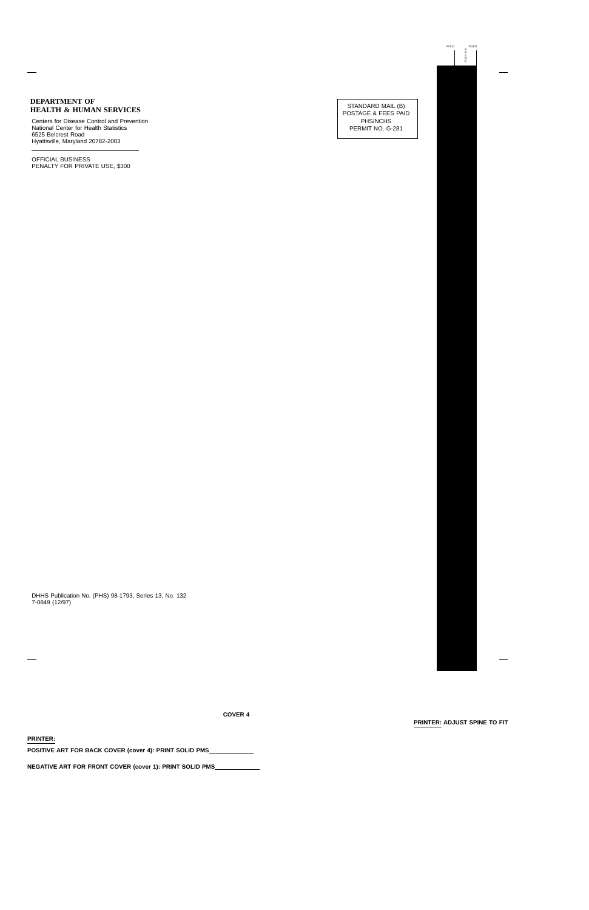**DEPARTMENT OF**
**HEALTH & HUMAN SERVICES**

Centers for Disease Control and Prevention
National Center for Health Statistics
6525 Belcrest Road
Hyattsville, Maryland 20782-2003

OFFICIAL BUSINESS
PENALTY FOR PRIVATE USE, $300

STANDARD MAIL (B)
POSTAGE & FEES PAID
PHS/NCHS
PERMIT NO. G-281

FOLD FOLD
SPINE

DHHS Publication No. (PHS) 98-1793, Series 13, No. 132
7-0849 (12/97)

**COVER 4**

**PRINTER: ADJUST SPINE TO FIT**

**PRINTER:**

**POSITIVE ART FOR BACK COVER (cover 4): PRINT SOLID PMS**\_\_\_\_\_\_\_\_\_\_\_\_

**NEGATIVE ART FOR FRONT COVER (cover 1): PRINT SOLID PMS**\_\_\_\_\_\_\_\_\_\_\_\_